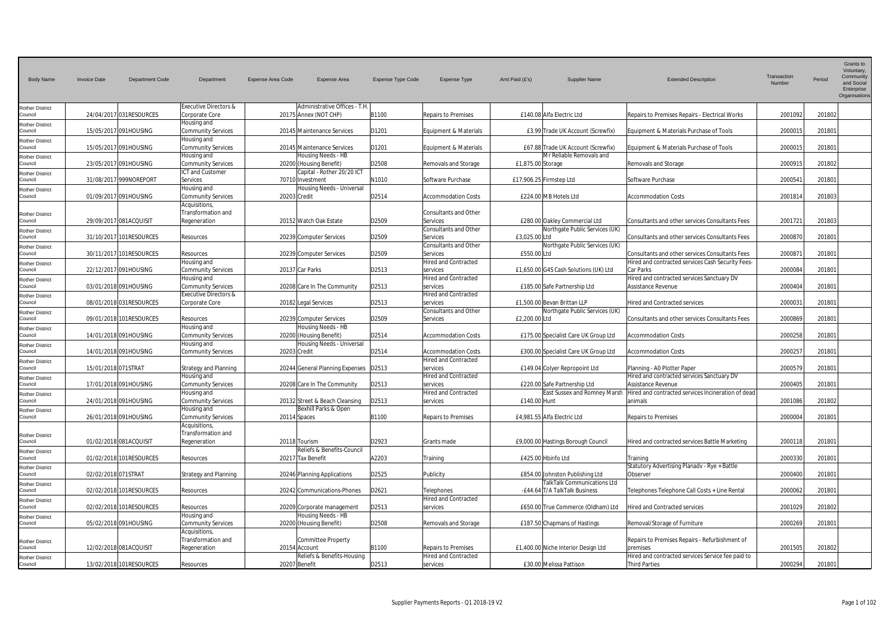| Body Name | Invoice Date | Department Code | Department | Expense Area Code | Expense Area | Expense Type Code | Expense Type | Amt Paid (£'s) | Supplier Name | Extended Description | Transaction Number | Period | Grants to Voluntary, Community and Social Enterprise Organisations |
|---|---|---|---|---|---|---|---|---|---|---|---|---|---|
| Rother District Council | 24/04/2017 | 031RESOURCES | Executive Directors & Corporate Core | 20175 | Administrative Offices - T.H. Annex (NOT CHP) | B1100 | Repairs to Premises | £140.08 | Alfa Electric Ltd | Repairs to Premises Repairs - Electrical Works | 2001092 | 201802 | |
| Rother District Council | 15/05/2017 | 091HOUSING | Housing and Community Services | 20145 | Maintenance Services | D1201 | Equipment & Materials | £3.99 | Trade UK Account (Screwfix) | Equipment & Materials Purchase of Tools | 2000015 | 201801 | |
| Rother District Council | 15/05/2017 | 091HOUSING | Housing and Community Services | 20145 | Maintenance Services | D1201 | Equipment & Materials | £67.88 | Trade UK Account (Screwfix) | Equipment & Materials Purchase of Tools | 2000015 | 201801 | |
| Rother District Council | 23/05/2017 | 091HOUSING | Housing and Community Services | 20200 | Housing Needs - HB (Housing Benefit) | D2508 | Removals and Storage | £1,875.00 | Mr Reliable Removals and Storage | Removals and Storage | 2000915 | 201802 | |
| Rother District Council | 31/08/2017 | 999NOREPORT | ICT and Customer Services | 70710 | Capital - Rother 20/20 ICT Investment | N1010 | Software Purchase | £17,906.25 | Firmstep Ltd | Software Purchase | 2000541 | 201801 | |
| Rother District Council | 01/09/2017 | 091HOUSING | Housing and Community Services | 20203 | Housing Needs - Universal Credit | D2514 | Accommodation Costs | £224.00 | MB Hotels Ltd | Accommodation Costs | 2001814 | 201803 | |
| Rother District Council | 29/09/2017 | 081ACQUISIT | Acquisitions, Transformation and Regeneration | 20152 | Watch Oak Estate | D2509 | Consultants and Other Services | £280.00 | Oakley Commercial Ltd | Consultants and other services Consultants Fees | 2001721 | 201803 | |
| Rother District Council | 31/10/2017 | 101RESOURCES | Resources | 20239 | Computer Services | D2509 | Consultants and Other Services | £3,025.00 | Northgate Public Services (UK) Ltd | Consultants and other services Consultants Fees | 2000870 | 201801 | |
| Rother District Council | 30/11/2017 | 101RESOURCES | Resources | 20239 | Computer Services | D2509 | Consultants and Other Services | £550.00 | Northgate Public Services (UK) Ltd | Consultants and other services Consultants Fees | 2000871 | 201801 | |
| Rother District Council | 22/12/2017 | 091HOUSING | Housing and Community Services | 20137 | Car Parks | D2513 | Hired and Contracted services | £1,650.00 | G4S Cash Solutions (UK) Ltd | Hired and contracted services Cash Security Fees-Car Parks | 2000084 | 201801 | |
| Rother District Council | 03/01/2018 | 091HOUSING | Housing and Community Services | 20208 | Care In The Community | D2513 | Hired and Contracted services | £185.00 | Safe Partnership Ltd | Hired and contracted services Sanctuary DV Assistance Revenue | 2000404 | 201801 | |
| Rother District Council | 08/01/2018 | 031RESOURCES | Executive Directors & Corporate Core | 20182 | Legal Services | D2513 | Hired and Contracted services | £1,500.00 | Bevan Brittan LLP | Hired and Contracted services | 2000031 | 201801 | |
| Rother District Council | 09/01/2018 | 101RESOURCES | Resources | 20239 | Computer Services | D2509 | Consultants and Other Services | £2,200.00 | Northgate Public Services (UK) Ltd | Consultants and other services Consultants Fees | 2000869 | 201801 | |
| Rother District Council | 14/01/2018 | 091HOUSING | Housing and Community Services | 20200 | Housing Needs - HB (Housing Benefit) | D2514 | Accommodation Costs | £175.00 | Specialist Care UK Group Ltd | Accommodation Costs | 2000258 | 201801 | |
| Rother District Council | 14/01/2018 | 091HOUSING | Housing and Community Services | 20203 | Housing Needs - Universal Credit | D2514 | Accommodation Costs | £300.00 | Specialist Care UK Group Ltd | Accommodation Costs | 2000257 | 201801 | |
| Rother District Council | 15/01/2018 | 071STRAT | Strategy and Planning | 20244 | General Planning Expenses | D2513 | Hired and Contracted services | £149.04 | Colyer Repropoint Ltd | Planning - A0 Plotter Paper | 2000579 | 201801 | |
| Rother District Council | 17/01/2018 | 091HOUSING | Housing and Community Services | 20208 | Care In The Community | D2513 | Hired and Contracted services | £220.00 | Safe Partnership Ltd | Hired and contracted services Sanctuary DV Assistance Revenue | 2000405 | 201801 | |
| Rother District Council | 24/01/2018 | 091HOUSING | Housing and Community Services | 20132 | Street & Beach Cleansing | D2513 | Hired and Contracted services | £140.00 | East Sussex and Romney Marsh Hunt | Hired and contracted services Incineration of dead animals | 2001086 | 201802 | |
| Rother District Council | 26/01/2018 | 091HOUSING | Housing and Community Services | 20114 | Bexhill Parks & Open Spaces | B1100 | Repairs to Premises | £4,981.55 | Alfa Electric Ltd | Repairs to Premises | 2000004 | 201801 | |
| Rother District Council | 01/02/2018 | 081ACQUISIT | Acquisitions, Transformation and Regeneration | 20118 | Tourism | D2923 | Grants made | £9,000.00 | Hastings Borough Council | Hired and contracted services Battle Marketing | 2000118 | 201801 | |
| Rother District Council | 01/02/2018 | 101RESOURCES | Resources | 20217 | Reliefs & Benefits-Council Tax Benefit | A2203 | Training | £425.00 | Hbinfo Ltd | Training | 2000330 | 201801 | |
| Rother District Council | 02/02/2018 | 071STRAT | Strategy and Planning | 20246 | Planning Applications | D2525 | Publicity | £854.00 | Johnston Publishing Ltd | Statutory Advertising Planadv - Rye + Battle Observer | 2000400 | 201801 | |
| Rother District Council | 02/02/2018 | 101RESOURCES | Resources | 20242 | Communications-Phones | D2621 | Telephones | -£44.64 | TalkTalk Communications Ltd T/A TalkTalk Business | Telephones Telephone Call Costs + Line Rental | 2000062 | 201801 | |
| Rother District Council | 02/02/2018 | 101RESOURCES | Resources | 20209 | Corporate management | D2513 | Hired and Contracted services | £650.00 | True Commerce (Oldham) Ltd | Hired and Contracted services | 2001029 | 201802 | |
| Rother District Council | 05/02/2018 | 091HOUSING | Housing and Community Services | 20200 | Housing Needs - HB (Housing Benefit) | D2508 | Removals and Storage | £187.50 | Chapmans of Hastings | Removal/Storage of Furniture | 2000269 | 201801 | |
| Rother District Council | 12/02/2018 | 081ACQUISIT | Acquisitions, Transformation and Regeneration | 20154 | Committee Property Account | B1100 | Repairs to Premises | £1,400.00 | Niche Interior Design Ltd | Repairs to Premises Repairs - Refurbishment of premises | 2001505 | 201802 | |
| Rother District Council | 13/02/2018 | 101RESOURCES | Resources | 20207 | Reliefs & Benefits-Housing Benefit | D2513 | Hired and Contracted services | £30.00 | Melissa Pattison | Hired and contracted services Service fee paid to Third Parties | 2000294 | 201801 | |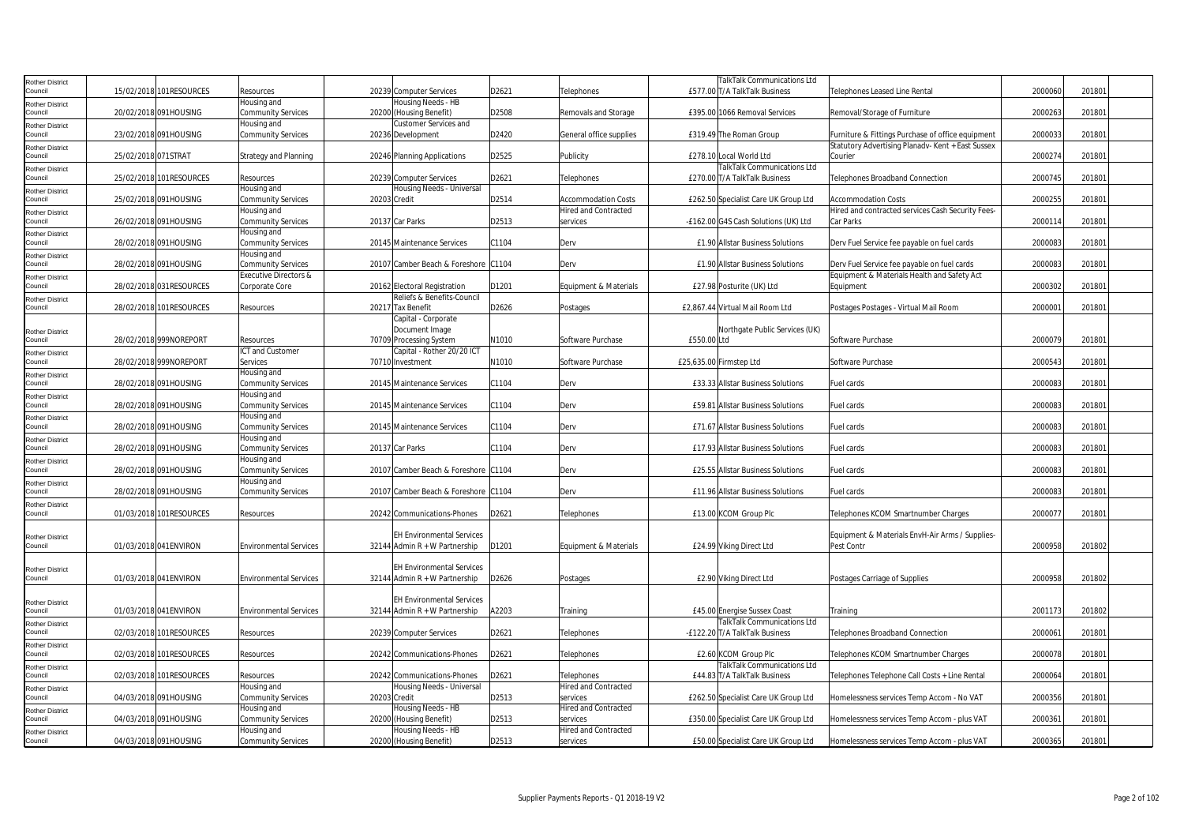| | | | | | | | | | | | | | |
|---|---|---|---|---|---|---|---|---|---|---|---|---|---|
| Rother District Council | 15/02/2018 | 101RESOURCES | Resources | 20239 | Computer Services | D2621 | Telephones | £577.00 | TalkTalk Communications Ltd T/A TalkTalk Business | Telephones Leased Line Rental | 2000060 | 201801 | |
| Rother District Council | 20/02/2018 | 091HOUSING | Housing and Community Services | 20200 | Housing Needs - HB (Housing Benefit) | D2508 | Removals and Storage | £395.00 | 1066 Removal Services | Removal/Storage of Furniture | 2000263 | 201801 | |
| Rother District Council | 23/02/2018 | 091HOUSING | Housing and Community Services | 20236 | Customer Services and Development | D2420 | General office supplies | £319.49 | The Roman Group | Furniture & Fittings Purchase of office equipment | 2000033 | 201801 | |
| Rother District Council | 25/02/2018 | 071STRAT | Strategy and Planning | 20246 | Planning Applications | D2525 | Publicity | £278.10 | Local World Ltd | Statutory Advertising Planadv- Kent + East Sussex Courier | 2000274 | 201801 | |
| Rother District Council | 25/02/2018 | 101RESOURCES | Resources | 20239 | Computer Services | D2621 | Telephones | £270.00 | TalkTalk Communications Ltd T/A TalkTalk Business | Telephones Broadband Connection | 2000745 | 201801 | |
| Rother District Council | 25/02/2018 | 091HOUSING | Housing and Community Services | 20203 | Housing Needs - Universal Credit | D2514 | Accommodation Costs | £262.50 | Specialist Care UK Group Ltd | Accommodation Costs | 2000255 | 201801 | |
| Rother District Council | 26/02/2018 | 091HOUSING | Housing and Community Services | 20137 | Car Parks | D2513 | Hired and Contracted services | -£162.00 | G4S Cash Solutions (UK) Ltd | Hired and contracted services Cash Security Fees-Car Parks | 2000114 | 201801 | |
| Rother District Council | 28/02/2018 | 091HOUSING | Housing and Community Services | 20145 | Maintenance Services | C1104 | Derv | £1.90 | Allstar Business Solutions | Derv Fuel Service fee payable on fuel cards | 2000083 | 201801 | |
| Rother District Council | 28/02/2018 | 091HOUSING | Housing and Community Services | 20107 | Camber Beach & Foreshore | C1104 | Derv | £1.90 | Allstar Business Solutions | Derv Fuel Service fee payable on fuel cards | 2000083 | 201801 | |
| Rother District Council | 28/02/2018 | 031RESOURCES | Executive Directors & Corporate Core | 20162 | Electoral Registration | D1201 | Equipment & Materials | £27.98 | Posturite (UK) Ltd | Equipment & Materials Health and Safety Act Equipment | 2000302 | 201801 | |
| Rother District Council | 28/02/2018 | 101RESOURCES | Resources | 20217 | Reliefs & Benefits-Council Tax Benefit | D2626 | Postages | £2,867.44 | Virtual Mail Room Ltd | Postages Postages - Virtual Mail Room | 2000001 | 201801 | |
| Rother District Council | 28/02/2018 | 999NOREPORT | Resources | 70709 | Capital - Corporate Document Image Processing System | N1010 | Software Purchase | £550.00 | Northgate Public Services (UK) Ltd | Software Purchase | 2000079 | 201801 | |
| Rother District Council | 28/02/2018 | 999NOREPORT | ICT and Customer Services | 70710 | Capital - Rother 20/20 ICT Investment | N1010 | Software Purchase | £25,635.00 | Firmstep Ltd | Software Purchase | 2000543 | 201801 | |
| Rother District Council | 28/02/2018 | 091HOUSING | Housing and Community Services | 20145 | Maintenance Services | C1104 | Derv | £33.33 | Allstar Business Solutions | Fuel cards | 2000083 | 201801 | |
| Rother District Council | 28/02/2018 | 091HOUSING | Housing and Community Services | 20145 | Maintenance Services | C1104 | Derv | £59.81 | Allstar Business Solutions | Fuel cards | 2000083 | 201801 | |
| Rother District Council | 28/02/2018 | 091HOUSING | Housing and Community Services | 20145 | Maintenance Services | C1104 | Derv | £71.67 | Allstar Business Solutions | Fuel cards | 2000083 | 201801 | |
| Rother District Council | 28/02/2018 | 091HOUSING | Housing and Community Services | 20137 | Car Parks | C1104 | Derv | £17.93 | Allstar Business Solutions | Fuel cards | 2000083 | 201801 | |
| Rother District Council | 28/02/2018 | 091HOUSING | Housing and Community Services | 20107 | Camber Beach & Foreshore | C1104 | Derv | £25.55 | Allstar Business Solutions | Fuel cards | 2000083 | 201801 | |
| Rother District Council | 28/02/2018 | 091HOUSING | Housing and Community Services | 20107 | Camber Beach & Foreshore | C1104 | Derv | £11.96 | Allstar Business Solutions | Fuel cards | 2000083 | 201801 | |
| Rother District Council | 01/03/2018 | 101RESOURCES | Resources | 20242 | Communications-Phones | D2621 | Telephones | £13.00 | KCOM Group Plc | Telephones KCOM Smartnumber Charges | 2000077 | 201801 | |
| Rother District Council | 01/03/2018 | 041ENVIRON | Environmental Services | 32144 | EH Environmental Services Admin R + W Partnership | D1201 | Equipment & Materials | £24.99 | Viking Direct Ltd | Equipment & Materials EnvH-Air Arms / Supplies-Pest Contr | 2000958 | 201802 | |
| Rother District Council | 01/03/2018 | 041ENVIRON | Environmental Services | 32144 | EH Environmental Services Admin R + W Partnership | D2626 | Postages | £2.90 | Viking Direct Ltd | Postages Carriage of Supplies | 2000958 | 201802 | |
| Rother District Council | 01/03/2018 | 041ENVIRON | Environmental Services | 32144 | EH Environmental Services Admin R + W Partnership | A2203 | Training | £45.00 | Energise Sussex Coast | Training | 2001173 | 201802 | |
| Rother District Council | 02/03/2018 | 101RESOURCES | Resources | 20239 | Computer Services | D2621 | Telephones | -£122.20 | TalkTalk Communications Ltd T/A TalkTalk Business | Telephones Broadband Connection | 2000061 | 201801 | |
| Rother District Council | 02/03/2018 | 101RESOURCES | Resources | 20242 | Communications-Phones | D2621 | Telephones | £2.60 | KCOM Group Plc | Telephones KCOM Smartnumber Charges | 2000078 | 201801 | |
| Rother District Council | 02/03/2018 | 101RESOURCES | Resources | 20242 | Communications-Phones | D2621 | Telephones | £44.83 | TalkTalk Communications Ltd T/A TalkTalk Business | Telephones Telephone Call Costs + Line Rental | 2000064 | 201801 | |
| Rother District Council | 04/03/2018 | 091HOUSING | Housing and Community Services | 20203 | Housing Needs - Universal Credit | D2513 | Hired and Contracted services | £262.50 | Specialist Care UK Group Ltd | Homelessness services Temp Accom - No VAT | 2000356 | 201801 | |
| Rother District Council | 04/03/2018 | 091HOUSING | Housing and Community Services | 20200 | Housing Needs - HB (Housing Benefit) | D2513 | Hired and Contracted services | £350.00 | Specialist Care UK Group Ltd | Homelessness services Temp Accom - plus VAT | 2000361 | 201801 | |
| Rother District Council | 04/03/2018 | 091HOUSING | Housing and Community Services | 20200 | Housing Needs - HB (Housing Benefit) | D2513 | Hired and Contracted services | £50.00 | Specialist Care UK Group Ltd | Homelessness services Temp Accom - plus VAT | 2000365 | 201801 | |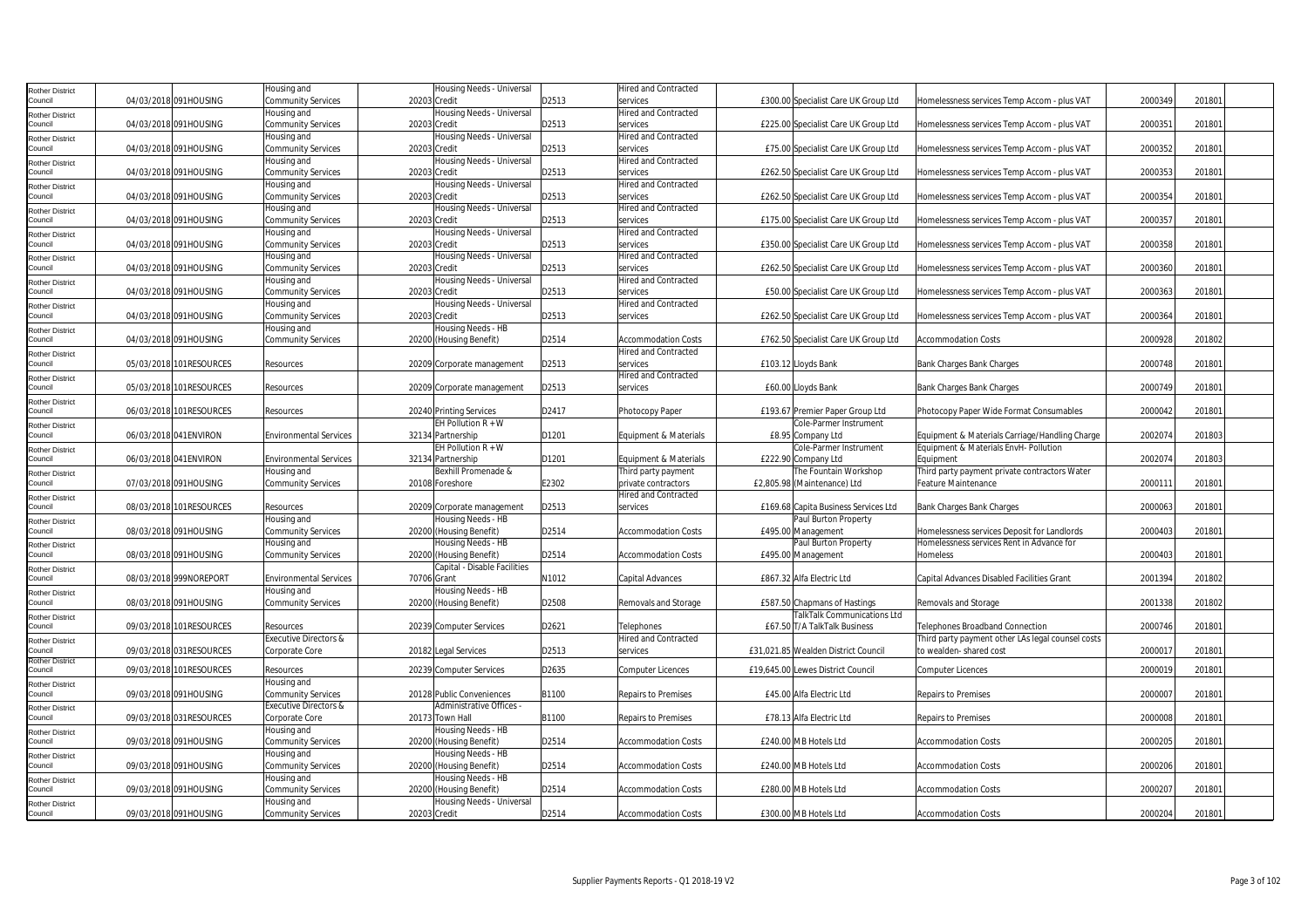| Rother District Council | 04/03/2018 | 091HOUSING | Housing and Community Services | 20203 | Housing Needs - Universal Credit | D2513 | Hired and Contracted services | £300.00 | Specialist Care UK Group Ltd | Homelessness services Temp Accom - plus VAT | 2000349 | 201801 |
|---|---|---|---|---|---|---|---|---|---|---|---|---|
| Rother District Council | 04/03/2018 | 091HOUSING | Housing and Community Services | 20203 | Housing Needs - Universal Credit | D2513 | Hired and Contracted services | £225.00 | Specialist Care UK Group Ltd | Homelessness services Temp Accom - plus VAT | 2000351 | 201801 |
| Rother District Council | 04/03/2018 | 091HOUSING | Housing and Community Services | 20203 | Housing Needs - Universal Credit | D2513 | Hired and Contracted services | £75.00 | Specialist Care UK Group Ltd | Homelessness services Temp Accom - plus VAT | 2000352 | 201801 |
| Rother District Council | 04/03/2018 | 091HOUSING | Housing and Community Services | 20203 | Housing Needs - Universal Credit | D2513 | Hired and Contracted services | £262.50 | Specialist Care UK Group Ltd | Homelessness services Temp Accom - plus VAT | 2000353 | 201801 |
| Rother District Council | 04/03/2018 | 091HOUSING | Housing and Community Services | 20203 | Housing Needs - Universal Credit | D2513 | Hired and Contracted services | £262.50 | Specialist Care UK Group Ltd | Homelessness services Temp Accom - plus VAT | 2000354 | 201801 |
| Rother District Council | 04/03/2018 | 091HOUSING | Housing and Community Services | 20203 | Housing Needs - Universal Credit | D2513 | Hired and Contracted services | £175.00 | Specialist Care UK Group Ltd | Homelessness services Temp Accom - plus VAT | 2000357 | 201801 |
| Rother District Council | 04/03/2018 | 091HOUSING | Housing and Community Services | 20203 | Housing Needs - Universal Credit | D2513 | Hired and Contracted services | £350.00 | Specialist Care UK Group Ltd | Homelessness services Temp Accom - plus VAT | 2000358 | 201801 |
| Rother District Council | 04/03/2018 | 091HOUSING | Housing and Community Services | 20203 | Housing Needs - Universal Credit | D2513 | Hired and Contracted services | £262.50 | Specialist Care UK Group Ltd | Homelessness services Temp Accom - plus VAT | 2000360 | 201801 |
| Rother District Council | 04/03/2018 | 091HOUSING | Housing and Community Services | 20203 | Housing Needs - Universal Credit | D2513 | Hired and Contracted services | £50.00 | Specialist Care UK Group Ltd | Homelessness services Temp Accom - plus VAT | 2000363 | 201801 |
| Rother District Council | 04/03/2018 | 091HOUSING | Housing and Community Services | 20203 | Housing Needs - Universal Credit | D2513 | Hired and Contracted services | £262.50 | Specialist Care UK Group Ltd | Homelessness services Temp Accom - plus VAT | 2000364 | 201801 |
| Rother District Council | 04/03/2018 | 091HOUSING | Housing and Community Services | 20200 | Housing Needs - HB (Housing Benefit) | D2514 | Accommodation Costs | £762.50 | Specialist Care UK Group Ltd | Accommodation Costs | 2000928 | 201802 |
| Rother District Council | 05/03/2018 | 101RESOURCES | Resources | 20209 | Corporate management | D2513 | Hired and Contracted services | £103.12 | Lloyds Bank | Bank Charges Bank Charges | 2000748 | 201801 |
| Rother District Council | 05/03/2018 | 101RESOURCES | Resources | 20209 | Corporate management | D2513 | Hired and Contracted services | £60.00 | Lloyds Bank | Bank Charges Bank Charges | 2000749 | 201801 |
| Rother District Council | 06/03/2018 | 101RESOURCES | Resources | 20240 | Printing Services | D2417 | Photocopy Paper | £193.67 | Premier Paper Group Ltd | Photocopy Paper Wide Format Consumables | 2000042 | 201801 |
| Rother District Council | 06/03/2018 | 041ENVIRON | Environmental Services | 32134 | EH Pollution R + W Partnership | D1201 | Equipment & Materials | £8.95 | Cole-Parmer Instrument Company Ltd | Equipment & Materials Carriage/Handling Charge | 2002074 | 201803 |
| Rother District Council | 06/03/2018 | 041ENVIRON | Environmental Services | 32134 | EH Pollution R + W Partnership | D1201 | Equipment & Materials | £222.90 | Cole-Parmer Instrument Company Ltd | Equipment & Materials EnvH- Pollution Equipment | 2002074 | 201803 |
| Rother District Council | 07/03/2018 | 091HOUSING | Housing and Community Services | 20108 | Bexhill Promenade & Foreshore | E2302 | Third party payment private contractors | £2,805.98 | The Fountain Workshop (Maintenance) Ltd | Third party payment private contractors Water Feature Maintenance | 2000111 | 201801 |
| Rother District Council | 08/03/2018 | 101RESOURCES | Resources | 20209 | Corporate management | D2513 | Hired and Contracted services | £169.68 | Capita Business Services Ltd | Bank Charges Bank Charges | 2000063 | 201801 |
| Rother District Council | 08/03/2018 | 091HOUSING | Housing and Community Services | 20200 | Housing Needs - HB (Housing Benefit) | D2514 | Accommodation Costs | £495.00 | Paul Burton Property Management | Homelessness services Deposit for Landlords | 2000403 | 201801 |
| Rother District Council | 08/03/2018 | 091HOUSING | Housing and Community Services | 20200 | Housing Needs - HB (Housing Benefit) | D2514 | Accommodation Costs | £495.00 | Paul Burton Property Management | Homelessness services Rent in Advance for Homeless | 2000403 | 201801 |
| Rother District Council | 08/03/2018 | 999NOREPORT | Environmental Services | 70706 | Capital - Disable Facilities Grant | N1012 | Capital Advances | £867.32 | Alfa Electric Ltd | Capital Advances Disabled Facilities Grant | 2001394 | 201802 |
| Rother District Council | 08/03/2018 | 091HOUSING | Housing and Community Services | 20200 | Housing Needs - HB (Housing Benefit) | D2508 | Removals and Storage | £587.50 | Chapmans of Hastings | Removals and Storage | 2001338 | 201802 |
| Rother District Council | 09/03/2018 | 101RESOURCES | Resources | 20239 | Computer Services | D2621 | Telephones | £67.50 | TalkTalk Communications Ltd T/A TalkTalk Business | Telephones Broadband Connection | 2000746 | 201801 |
| Rother District Council | 09/03/2018 | 031RESOURCES | Executive Directors & Corporate Core | 20182 | Legal Services | D2513 | Hired and Contracted services | £31,021.85 | Wealden District Council | Third party payment other LAs legal counsel costs to wealden- shared cost | 2000017 | 201801 |
| Rother District Council | 09/03/2018 | 101RESOURCES | Resources | 20239 | Computer Services | D2635 | Computer Licences | £19,645.00 | Lewes District Council | Computer Licences | 2000019 | 201801 |
| Rother District Council | 09/03/2018 | 091HOUSING | Housing and Community Services | 20128 | Public Conveniences | B1100 | Repairs to Premises | £45.00 | Alfa Electric Ltd | Repairs to Premises | 2000007 | 201801 |
| Rother District Council | 09/03/2018 | 031RESOURCES | Executive Directors & Corporate Core | 20173 | Administrative Offices - Town Hall | B1100 | Repairs to Premises | £78.13 | Alfa Electric Ltd | Repairs to Premises | 2000008 | 201801 |
| Rother District Council | 09/03/2018 | 091HOUSING | Housing and Community Services | 20200 | Housing Needs - HB (Housing Benefit) | D2514 | Accommodation Costs | £240.00 | M B Hotels Ltd | Accommodation Costs | 2000205 | 201801 |
| Rother District Council | 09/03/2018 | 091HOUSING | Housing and Community Services | 20200 | Housing Needs - HB (Housing Benefit) | D2514 | Accommodation Costs | £240.00 | M B Hotels Ltd | Accommodation Costs | 2000206 | 201801 |
| Rother District Council | 09/03/2018 | 091HOUSING | Housing and Community Services | 20200 | Housing Needs - HB (Housing Benefit) | D2514 | Accommodation Costs | £280.00 | M B Hotels Ltd | Accommodation Costs | 2000207 | 201801 |
| Rother District Council | 09/03/2018 | 091HOUSING | Housing and Community Services | 20203 | Housing Needs - Universal Credit | D2514 | Accommodation Costs | £300.00 | M B Hotels Ltd | Accommodation Costs | 2000204 | 201801 |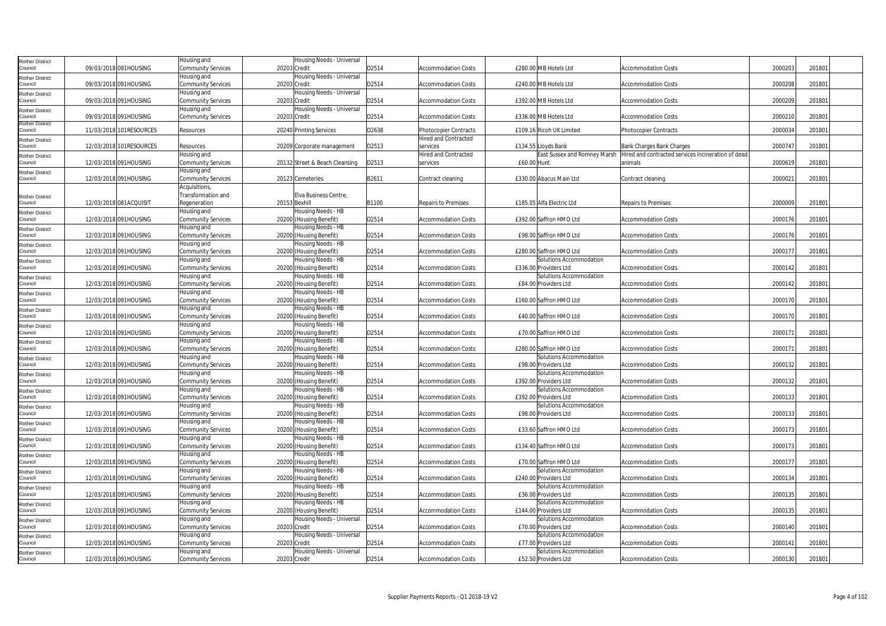| | | | | | | | | | | | | | |
|---|---|---|---|---|---|---|---|---|---|---|---|---|---|
| Rother District Council | 09/03/2018 | 091HOUSING | Housing and Community Services | 20203 | Housing Needs - Universal Credit | D2514 | Accommodation Costs | £280.00 | M B Hotels Ltd | Accommodation Costs | 2000203 | 201801 | |
| Rother District Council | 09/03/2018 | 091HOUSING | Housing and Community Services | 20203 | Housing Needs - Universal Credit | D2514 | Accommodation Costs | £240.00 | M B Hotels Ltd | Accommodation Costs | 2000208 | 201801 | |
| Rother District Council | 09/03/2018 | 091HOUSING | Housing and Community Services | 20203 | Housing Needs - Universal Credit | D2514 | Accommodation Costs | £392.00 | M B Hotels Ltd | Accommodation Costs | 2000209 | 201801 | |
| Rother District Council | 09/03/2018 | 091HOUSING | Housing and Community Services | 20203 | Housing Needs - Universal Credit | D2514 | Accommodation Costs | £336.00 | M B Hotels Ltd | Accommodation Costs | 2000210 | 201801 | |
| Rother District Council | 11/03/2018 | 101RESOURCES | Resources | 20240 | Printing Services | D2638 | Photocopier Contracts | £109.16 | Ricoh UK Limited | Photocopier Contracts | 2000034 | 201801 | |
| Rother District Council | 12/03/2018 | 101RESOURCES | Resources | 20209 | Corporate management | D2513 | Hired and Contracted services | £134.55 | Lloyds Bank | Bank Charges Bank Charges | 2000747 | 201801 | |
| Rother District Council | 12/03/2018 | 091HOUSING | Housing and Community Services | 20132 | Street & Beach Cleansing | D2513 | Hired and Contracted services | £60.00 | Hunt | East Sussex and Romney Marsh Hired and contracted services Incineration of dead animals | 2000619 | 201801 | |
| Rother District Council | 12/03/2018 | 091HOUSING | Housing and Community Services | 20123 | Cemeteries | B2611 | Contract cleaning | £330.00 | Abacus Main Ltd | Contract cleaning | 2000021 | 201801 | |
| Rother District Council | 12/03/2018 | 081ACQUISIT | Acquisitions, Transformation and Regeneration | 20153 | Elva Business Centre, Bexhill | B1100 | Repairs to Premises | £185.05 | Alfa Electric Ltd | Repairs to Premises | 2000009 | 201801 | |
| Rother District Council | 12/03/2018 | 091HOUSING | Housing and Community Services | 20200 | Housing Needs - HB (Housing Benefit) | D2514 | Accommodation Costs | £392.00 | Saffron HMO Ltd | Accommodation Costs | 2000176 | 201801 | |
| Rother District Council | 12/03/2018 | 091HOUSING | Housing and Community Services | 20200 | Housing Needs - HB (Housing Benefit) | D2514 | Accommodation Costs | £98.00 | Saffron HMO Ltd | Accommodation Costs | 2000176 | 201801 | |
| Rother District Council | 12/03/2018 | 091HOUSING | Housing and Community Services | 20200 | Housing Needs - HB (Housing Benefit) | D2514 | Accommodation Costs | £280.00 | Saffron HMO Ltd | Accommodation Costs | 2000177 | 201801 | |
| Rother District Council | 12/03/2018 | 091HOUSING | Housing and Community Services | 20200 | Housing Needs - HB (Housing Benefit) | D2514 | Accommodation Costs | £336.00 | Solutions Accommodation Providers Ltd | Accommodation Costs | 2000142 | 201801 | |
| Rother District Council | 12/03/2018 | 091HOUSING | Housing and Community Services | 20200 | Housing Needs - HB (Housing Benefit) | D2514 | Accommodation Costs | £84.00 | Solutions Accommodation Providers Ltd | Accommodation Costs | 2000142 | 201801 | |
| Rother District Council | 12/03/2018 | 091HOUSING | Housing and Community Services | 20200 | Housing Needs - HB (Housing Benefit) | D2514 | Accommodation Costs | £160.00 | Saffron HMO Ltd | Accommodation Costs | 2000170 | 201801 | |
| Rother District Council | 12/03/2018 | 091HOUSING | Housing and Community Services | 20200 | Housing Needs - HB (Housing Benefit) | D2514 | Accommodation Costs | £40.00 | Saffron HMO Ltd | Accommodation Costs | 2000170 | 201801 | |
| Rother District Council | 12/03/2018 | 091HOUSING | Housing and Community Services | 20200 | Housing Needs - HB (Housing Benefit) | D2514 | Accommodation Costs | £70.00 | Saffron HMO Ltd | Accommodation Costs | 2000171 | 201801 | |
| Rother District Council | 12/03/2018 | 091HOUSING | Housing and Community Services | 20200 | Housing Needs - HB (Housing Benefit) | D2514 | Accommodation Costs | £280.00 | Saffron HMO Ltd | Accommodation Costs | 2000171 | 201801 | |
| Rother District Council | 12/03/2018 | 091HOUSING | Housing and Community Services | 20200 | Housing Needs - HB (Housing Benefit) | D2514 | Accommodation Costs | £98.00 | Solutions Accommodation Providers Ltd | Accommodation Costs | 2000132 | 201801 | |
| Rother District Council | 12/03/2018 | 091HOUSING | Housing and Community Services | 20200 | Housing Needs - HB (Housing Benefit) | D2514 | Accommodation Costs | £392.00 | Solutions Accommodation Providers Ltd | Accommodation Costs | 2000132 | 201801 | |
| Rother District Council | 12/03/2018 | 091HOUSING | Housing and Community Services | 20200 | Housing Needs - HB (Housing Benefit) | D2514 | Accommodation Costs | £392.00 | Solutions Accommodation Providers Ltd | Accommodation Costs | 2000133 | 201801 | |
| Rother District Council | 12/03/2018 | 091HOUSING | Housing and Community Services | 20200 | Housing Needs - HB (Housing Benefit) | D2514 | Accommodation Costs | £98.00 | Solutions Accommodation Providers Ltd | Accommodation Costs | 2000133 | 201801 | |
| Rother District Council | 12/03/2018 | 091HOUSING | Housing and Community Services | 20200 | Housing Needs - HB (Housing Benefit) | D2514 | Accommodation Costs | £33.60 | Saffron HMO Ltd | Accommodation Costs | 2000173 | 201801 | |
| Rother District Council | 12/03/2018 | 091HOUSING | Housing and Community Services | 20200 | Housing Needs - HB (Housing Benefit) | D2514 | Accommodation Costs | £134.40 | Saffron HMO Ltd | Accommodation Costs | 2000173 | 201801 | |
| Rother District Council | 12/03/2018 | 091HOUSING | Housing and Community Services | 20200 | Housing Needs - HB (Housing Benefit) | D2514 | Accommodation Costs | £70.00 | Saffron HMO Ltd | Accommodation Costs | 2000177 | 201801 | |
| Rother District Council | 12/03/2018 | 091HOUSING | Housing and Community Services | 20200 | Housing Needs - HB (Housing Benefit) | D2514 | Accommodation Costs | £240.00 | Solutions Accommodation Providers Ltd | Accommodation Costs | 2000134 | 201801 | |
| Rother District Council | 12/03/2018 | 091HOUSING | Housing and Community Services | 20200 | Housing Needs - HB (Housing Benefit) | D2514 | Accommodation Costs | £36.00 | Solutions Accommodation Providers Ltd | Accommodation Costs | 2000135 | 201801 | |
| Rother District Council | 12/03/2018 | 091HOUSING | Housing and Community Services | 20200 | Housing Needs - HB (Housing Benefit) | D2514 | Accommodation Costs | £144.00 | Solutions Accommodation Providers Ltd | Accommodation Costs | 2000135 | 201801 | |
| Rother District Council | 12/03/2018 | 091HOUSING | Housing and Community Services | 20203 | Housing Needs - Universal Credit | D2514 | Accommodation Costs | £70.00 | Solutions Accommodation Providers Ltd | Accommodation Costs | 2000140 | 201801 | |
| Rother District Council | 12/03/2018 | 091HOUSING | Housing and Community Services | 20203 | Housing Needs - Universal Credit | D2514 | Accommodation Costs | £77.00 | Solutions Accommodation Providers Ltd | Accommodation Costs | 2000141 | 201801 | |
| Rother District Council | 12/03/2018 | 091HOUSING | Housing and Community Services | 20203 | Housing Needs - Universal Credit | D2514 | Accommodation Costs | £52.50 | Solutions Accommodation Providers Ltd | Accommodation Costs | 2000130 | 201801 | |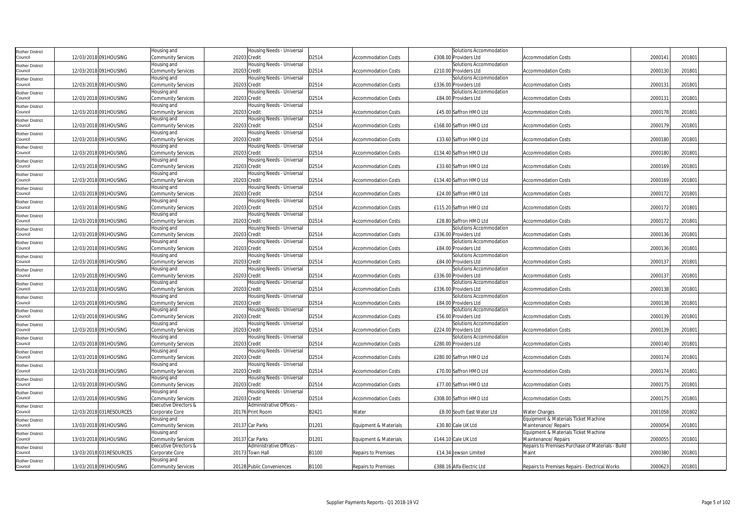| | | | | | | | | | | | | |
|---|---|---|---|---|---|---|---|---|---|---|---|---|
| Rother District Council | 12/03/2018 | 091HOUSING | Housing and Community Services | 20203 | Housing Needs - Universal Credit | D2514 | Accommodation Costs | £308.00 | Solutions Accommodation Providers Ltd | Accommodation Costs | 2000141 | 201801 |
| Rother District Council | 12/03/2018 | 091HOUSING | Housing and Community Services | 20203 | Housing Needs - Universal Credit | D2514 | Accommodation Costs | £210.00 | Solutions Accommodation Providers Ltd | Accommodation Costs | 2000130 | 201801 |
| Rother District Council | 12/03/2018 | 091HOUSING | Housing and Community Services | 20203 | Housing Needs - Universal Credit | D2514 | Accommodation Costs | £336.00 | Solutions Accommodation Providers Ltd | Accommodation Costs | 2000131 | 201801 |
| Rother District Council | 12/03/2018 | 091HOUSING | Housing and Community Services | 20203 | Housing Needs - Universal Credit | D2514 | Accommodation Costs | £84.00 | Solutions Accommodation Providers Ltd | Accommodation Costs | 2000131 | 201801 |
| Rother District Council | 12/03/2018 | 091HOUSING | Housing and Community Services | 20203 | Housing Needs - Universal Credit | D2514 | Accommodation Costs | £45.00 | Saffron HMO Ltd | Accommodation Costs | 2000178 | 201801 |
| Rother District Council | 12/03/2018 | 091HOUSING | Housing and Community Services | 20203 | Housing Needs - Universal Credit | D2514 | Accommodation Costs | £168.00 | Saffron HMO Ltd | Accommodation Costs | 2000179 | 201801 |
| Rother District Council | 12/03/2018 | 091HOUSING | Housing and Community Services | 20203 | Housing Needs - Universal Credit | D2514 | Accommodation Costs | £33.60 | Saffron HMO Ltd | Accommodation Costs | 2000180 | 201801 |
| Rother District Council | 12/03/2018 | 091HOUSING | Housing and Community Services | 20203 | Housing Needs - Universal Credit | D2514 | Accommodation Costs | £134.40 | Saffron HMO Ltd | Accommodation Costs | 2000180 | 201801 |
| Rother District Council | 12/03/2018 | 091HOUSING | Housing and Community Services | 20203 | Housing Needs - Universal Credit | D2514 | Accommodation Costs | £33.60 | Saffron HMO Ltd | Accommodation Costs | 2000169 | 201801 |
| Rother District Council | 12/03/2018 | 091HOUSING | Housing and Community Services | 20203 | Housing Needs - Universal Credit | D2514 | Accommodation Costs | £134.40 | Saffron HMO Ltd | Accommodation Costs | 2000169 | 201801 |
| Rother District Council | 12/03/2018 | 091HOUSING | Housing and Community Services | 20203 | Housing Needs - Universal Credit | D2514 | Accommodation Costs | £24.00 | Saffron HMO Ltd | Accommodation Costs | 2000172 | 201801 |
| Rother District Council | 12/03/2018 | 091HOUSING | Housing and Community Services | 20203 | Housing Needs - Universal Credit | D2514 | Accommodation Costs | £115.20 | Saffron HMO Ltd | Accommodation Costs | 2000172 | 201801 |
| Rother District Council | 12/03/2018 | 091HOUSING | Housing and Community Services | 20203 | Housing Needs - Universal Credit | D2514 | Accommodation Costs | £28.80 | Saffron HMO Ltd | Accommodation Costs | 2000172 | 201801 |
| Rother District Council | 12/03/2018 | 091HOUSING | Housing and Community Services | 20203 | Housing Needs - Universal Credit | D2514 | Accommodation Costs | £336.00 | Solutions Accommodation Providers Ltd | Accommodation Costs | 2000136 | 201801 |
| Rother District Council | 12/03/2018 | 091HOUSING | Housing and Community Services | 20203 | Housing Needs - Universal Credit | D2514 | Accommodation Costs | £84.00 | Solutions Accommodation Providers Ltd | Accommodation Costs | 2000136 | 201801 |
| Rother District Council | 12/03/2018 | 091HOUSING | Housing and Community Services | 20203 | Housing Needs - Universal Credit | D2514 | Accommodation Costs | £84.00 | Solutions Accommodation Providers Ltd | Accommodation Costs | 2000137 | 201801 |
| Rother District Council | 12/03/2018 | 091HOUSING | Housing and Community Services | 20203 | Housing Needs - Universal Credit | D2514 | Accommodation Costs | £336.00 | Solutions Accommodation Providers Ltd | Accommodation Costs | 2000137 | 201801 |
| Rother District Council | 12/03/2018 | 091HOUSING | Housing and Community Services | 20203 | Housing Needs - Universal Credit | D2514 | Accommodation Costs | £336.00 | Solutions Accommodation Providers Ltd | Accommodation Costs | 2000138 | 201801 |
| Rother District Council | 12/03/2018 | 091HOUSING | Housing and Community Services | 20203 | Housing Needs - Universal Credit | D2514 | Accommodation Costs | £84.00 | Solutions Accommodation Providers Ltd | Accommodation Costs | 2000138 | 201801 |
| Rother District Council | 12/03/2018 | 091HOUSING | Housing and Community Services | 20203 | Housing Needs - Universal Credit | D2514 | Accommodation Costs | £56.00 | Solutions Accommodation Providers Ltd | Accommodation Costs | 2000139 | 201801 |
| Rother District Council | 12/03/2018 | 091HOUSING | Housing and Community Services | 20203 | Housing Needs - Universal Credit | D2514 | Accommodation Costs | £224.00 | Solutions Accommodation Providers Ltd | Accommodation Costs | 2000139 | 201801 |
| Rother District Council | 12/03/2018 | 091HOUSING | Housing and Community Services | 20203 | Housing Needs - Universal Credit | D2514 | Accommodation Costs | £280.00 | Solutions Accommodation Providers Ltd | Accommodation Costs | 2000140 | 201801 |
| Rother District Council | 12/03/2018 | 091HOUSING | Housing and Community Services | 20203 | Housing Needs - Universal Credit | D2514 | Accommodation Costs | £280.00 | Saffron HMO Ltd | Accommodation Costs | 2000174 | 201801 |
| Rother District Council | 12/03/2018 | 091HOUSING | Housing and Community Services | 20203 | Housing Needs - Universal Credit | D2514 | Accommodation Costs | £70.00 | Saffron HMO Ltd | Accommodation Costs | 2000174 | 201801 |
| Rother District Council | 12/03/2018 | 091HOUSING | Housing and Community Services | 20203 | Housing Needs - Universal Credit | D2514 | Accommodation Costs | £77.00 | Saffron HMO Ltd | Accommodation Costs | 2000175 | 201801 |
| Rother District Council | 12/03/2018 | 091HOUSING | Housing and Community Services | 20203 | Housing Needs - Universal Credit | D2514 | Accommodation Costs | £308.00 | Saffron HMO Ltd | Accommodation Costs | 2000175 | 201801 |
| Rother District Council | 12/03/2018 | 031RESOURCES | Executive Directors & Corporate Core | 20176 | Administrative Offices - Print Room | B2421 | Water | £8.00 | South East Water Ltd | Water Charges | 2001058 | 201802 |
| Rother District Council | 13/03/2018 | 091HOUSING | Housing and Community Services | 20137 | Car Parks | D1201 | Equipment & Materials | £30.80 | Cale UK Ltd | Equipment & Materials Ticket Machine Maintenance/ Repairs | 2000054 | 201801 |
| Rother District Council | 13/03/2018 | 091HOUSING | Housing and Community Services | 20137 | Car Parks | D1201 | Equipment & Materials | £144.10 | Cale UK Ltd | Equipment & Materials Ticket Machine Maintenance/ Repairs | 2000055 | 201801 |
| Rother District Council | 13/03/2018 | 031RESOURCES | Executive Directors & Corporate Core | 20173 | Administrative Offices - Town Hall | B1100 | Repairs to Premises | £14.34 | Jewson Limited | Repairs to Premises Purchase of Materials - Build Maint | 2000380 | 201801 |
| Rother District Council | 13/03/2018 | 091HOUSING | Housing and Community Services | 20128 | Public Conveniences | B1100 | Repairs to Premises | £388.16 | Alfa Electric Ltd | Repairs to Premises Repairs - Electrical Works | 2000623 | 201801 |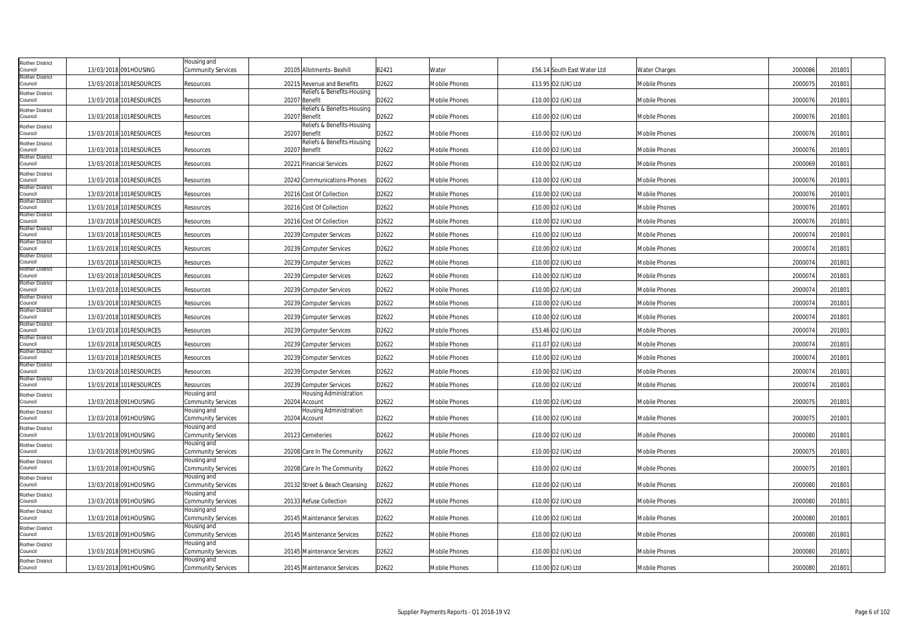| | | | | | | | | | | | | |
|---|---|---|---|---|---|---|---|---|---|---|---|---|
| Rother District Council | 13/03/2018 | 091HOUSING | Housing and Community Services | 20105 | Allotments- Bexhill | B2421 | Water | £56.14 | South East Water Ltd | Water Charges | 2000086 | 201801 |
| Rother District Council | 13/03/2018 | 101RESOURCES | Resources | 20215 | Revenue and Benefits | D2622 | Mobile Phones | £13.95 | O2 (UK) Ltd | Mobile Phones | 2000075 | 201801 |
| Rother District Council | 13/03/2018 | 101RESOURCES | Resources | 20207 | Reliefs & Benefits-Housing Benefit | D2622 | Mobile Phones | £10.00 | O2 (UK) Ltd | Mobile Phones | 2000076 | 201801 |
| Rother District Council | 13/03/2018 | 101RESOURCES | Resources | 20207 | Reliefs & Benefits-Housing Benefit | D2622 | Mobile Phones | £10.00 | O2 (UK) Ltd | Mobile Phones | 2000076 | 201801 |
| Rother District Council | 13/03/2018 | 101RESOURCES | Resources | 20207 | Reliefs & Benefits-Housing Benefit | D2622 | Mobile Phones | £10.00 | O2 (UK) Ltd | Mobile Phones | 2000076 | 201801 |
| Rother District Council | 13/03/2018 | 101RESOURCES | Resources | 20207 | Reliefs & Benefits-Housing Benefit | D2622 | Mobile Phones | £10.00 | O2 (UK) Ltd | Mobile Phones | 2000076 | 201801 |
| Rother District Council | 13/03/2018 | 101RESOURCES | Resources | 20221 | Financial Services | D2622 | Mobile Phones | £10.00 | O2 (UK) Ltd | Mobile Phones | 2000069 | 201801 |
| Rother District Council | 13/03/2018 | 101RESOURCES | Resources | 20242 | Communications-Phones | D2622 | Mobile Phones | £10.00 | O2 (UK) Ltd | Mobile Phones | 2000076 | 201801 |
| Rother District Council | 13/03/2018 | 101RESOURCES | Resources | 20216 | Cost Of Collection | D2622 | Mobile Phones | £10.00 | O2 (UK) Ltd | Mobile Phones | 2000076 | 201801 |
| Rother District Council | 13/03/2018 | 101RESOURCES | Resources | 20216 | Cost Of Collection | D2622 | Mobile Phones | £10.00 | O2 (UK) Ltd | Mobile Phones | 2000076 | 201801 |
| Rother District Council | 13/03/2018 | 101RESOURCES | Resources | 20216 | Cost Of Collection | D2622 | Mobile Phones | £10.00 | O2 (UK) Ltd | Mobile Phones | 2000076 | 201801 |
| Rother District Council | 13/03/2018 | 101RESOURCES | Resources | 20239 | Computer Services | D2622 | Mobile Phones | £10.00 | O2 (UK) Ltd | Mobile Phones | 2000074 | 201801 |
| Rother District Council | 13/03/2018 | 101RESOURCES | Resources | 20239 | Computer Services | D2622 | Mobile Phones | £10.00 | O2 (UK) Ltd | Mobile Phones | 2000074 | 201801 |
| Rother District Council | 13/03/2018 | 101RESOURCES | Resources | 20239 | Computer Services | D2622 | Mobile Phones | £10.00 | O2 (UK) Ltd | Mobile Phones | 2000074 | 201801 |
| Rother District Council | 13/03/2018 | 101RESOURCES | Resources | 20239 | Computer Services | D2622 | Mobile Phones | £10.00 | O2 (UK) Ltd | Mobile Phones | 2000074 | 201801 |
| Rother District Council | 13/03/2018 | 101RESOURCES | Resources | 20239 | Computer Services | D2622 | Mobile Phones | £10.00 | O2 (UK) Ltd | Mobile Phones | 2000074 | 201801 |
| Rother District Council | 13/03/2018 | 101RESOURCES | Resources | 20239 | Computer Services | D2622 | Mobile Phones | £10.00 | O2 (UK) Ltd | Mobile Phones | 2000074 | 201801 |
| Rother District Council | 13/03/2018 | 101RESOURCES | Resources | 20239 | Computer Services | D2622 | Mobile Phones | £10.00 | O2 (UK) Ltd | Mobile Phones | 2000074 | 201801 |
| Rother District Council | 13/03/2018 | 101RESOURCES | Resources | 20239 | Computer Services | D2622 | Mobile Phones | £53.46 | O2 (UK) Ltd | Mobile Phones | 2000074 | 201801 |
| Rother District Council | 13/03/2018 | 101RESOURCES | Resources | 20239 | Computer Services | D2622 | Mobile Phones | £11.07 | O2 (UK) Ltd | Mobile Phones | 2000074 | 201801 |
| Rother District Council | 13/03/2018 | 101RESOURCES | Resources | 20239 | Computer Services | D2622 | Mobile Phones | £10.00 | O2 (UK) Ltd | Mobile Phones | 2000074 | 201801 |
| Rother District Council | 13/03/2018 | 101RESOURCES | Resources | 20239 | Computer Services | D2622 | Mobile Phones | £10.00 | O2 (UK) Ltd | Mobile Phones | 2000074 | 201801 |
| Rother District Council | 13/03/2018 | 101RESOURCES | Resources | 20239 | Computer Services | D2622 | Mobile Phones | £10.00 | O2 (UK) Ltd | Mobile Phones | 2000074 | 201801 |
| Rother District Council | 13/03/2018 | 091HOUSING | Housing and Community Services | 20204 | Housing Administration Account | D2622 | Mobile Phones | £10.00 | O2 (UK) Ltd | Mobile Phones | 2000075 | 201801 |
| Rother District Council | 13/03/2018 | 091HOUSING | Housing and Community Services | 20204 | Housing Administration Account | D2622 | Mobile Phones | £10.00 | O2 (UK) Ltd | Mobile Phones | 2000075 | 201801 |
| Rother District Council | 13/03/2018 | 091HOUSING | Housing and Community Services | 20123 | Cemeteries | D2622 | Mobile Phones | £10.00 | O2 (UK) Ltd | Mobile Phones | 2000080 | 201801 |
| Rother District Council | 13/03/2018 | 091HOUSING | Housing and Community Services | 20208 | Care In The Community | D2622 | Mobile Phones | £10.00 | O2 (UK) Ltd | Mobile Phones | 2000075 | 201801 |
| Rother District Council | 13/03/2018 | 091HOUSING | Housing and Community Services | 20208 | Care In The Community | D2622 | Mobile Phones | £10.00 | O2 (UK) Ltd | Mobile Phones | 2000075 | 201801 |
| Rother District Council | 13/03/2018 | 091HOUSING | Housing and Community Services | 20132 | Street & Beach Cleansing | D2622 | Mobile Phones | £10.00 | O2 (UK) Ltd | Mobile Phones | 2000080 | 201801 |
| Rother District Council | 13/03/2018 | 091HOUSING | Housing and Community Services | 20133 | Refuse Collection | D2622 | Mobile Phones | £10.00 | O2 (UK) Ltd | Mobile Phones | 2000080 | 201801 |
| Rother District Council | 13/03/2018 | 091HOUSING | Housing and Community Services | 20145 | Maintenance Services | D2622 | Mobile Phones | £10.00 | O2 (UK) Ltd | Mobile Phones | 2000080 | 201801 |
| Rother District Council | 13/03/2018 | 091HOUSING | Housing and Community Services | 20145 | Maintenance Services | D2622 | Mobile Phones | £10.00 | O2 (UK) Ltd | Mobile Phones | 2000080 | 201801 |
| Rother District Council | 13/03/2018 | 091HOUSING | Housing and Community Services | 20145 | Maintenance Services | D2622 | Mobile Phones | £10.00 | O2 (UK) Ltd | Mobile Phones | 2000080 | 201801 |
| Rother District Council | 13/03/2018 | 091HOUSING | Housing and Community Services | 20145 | Maintenance Services | D2622 | Mobile Phones | £10.00 | O2 (UK) Ltd | Mobile Phones | 2000080 | 201801 |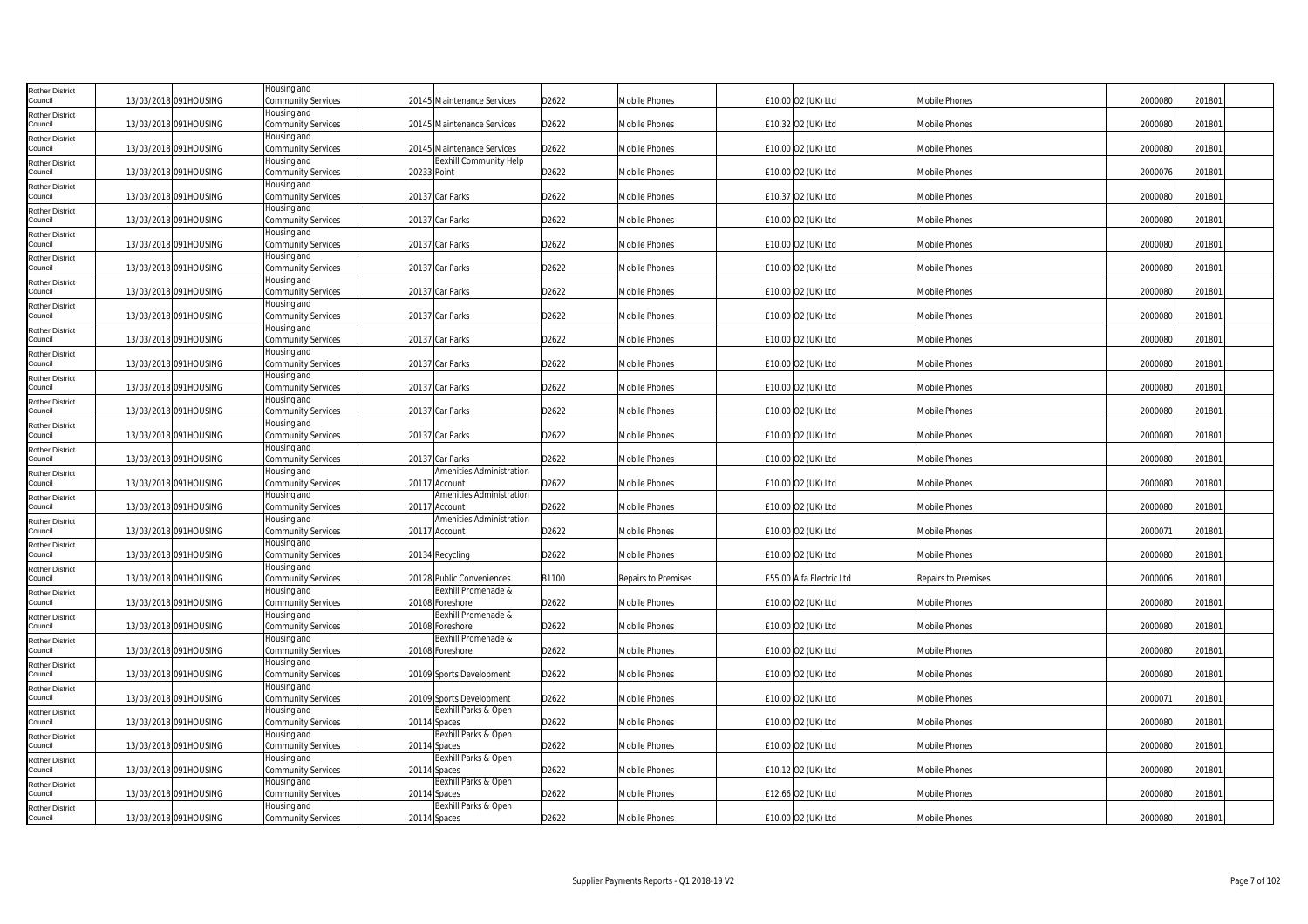| | | | | | | | | | | | | |
|---|---|---|---|---|---|---|---|---|---|---|---|---|
| Rother District Council | 13/03/2018 | 091HOUSING | Housing and Community Services | 20145 | Maintenance Services | D2622 | Mobile Phones | £10.00 | O2 (UK) Ltd | Mobile Phones | 2000080 | 201801 |
| Rother District Council | 13/03/2018 | 091HOUSING | Housing and Community Services | 20145 | Maintenance Services | D2622 | Mobile Phones | £10.32 | O2 (UK) Ltd | Mobile Phones | 2000080 | 201801 |
| Rother District Council | 13/03/2018 | 091HOUSING | Housing and Community Services | 20145 | Maintenance Services | D2622 | Mobile Phones | £10.00 | O2 (UK) Ltd | Mobile Phones | 2000080 | 201801 |
| Rother District Council | 13/03/2018 | 091HOUSING | Housing and Community Services | 20233 | Bexhill Community Help Point | D2622 | Mobile Phones | £10.00 | O2 (UK) Ltd | Mobile Phones | 2000076 | 201801 |
| Rother District Council | 13/03/2018 | 091HOUSING | Housing and Community Services | 20137 | Car Parks | D2622 | Mobile Phones | £10.37 | O2 (UK) Ltd | Mobile Phones | 2000080 | 201801 |
| Rother District Council | 13/03/2018 | 091HOUSING | Housing and Community Services | 20137 | Car Parks | D2622 | Mobile Phones | £10.00 | O2 (UK) Ltd | Mobile Phones | 2000080 | 201801 |
| Rother District Council | 13/03/2018 | 091HOUSING | Housing and Community Services | 20137 | Car Parks | D2622 | Mobile Phones | £10.00 | O2 (UK) Ltd | Mobile Phones | 2000080 | 201801 |
| Rother District Council | 13/03/2018 | 091HOUSING | Housing and Community Services | 20137 | Car Parks | D2622 | Mobile Phones | £10.00 | O2 (UK) Ltd | Mobile Phones | 2000080 | 201801 |
| Rother District Council | 13/03/2018 | 091HOUSING | Housing and Community Services | 20137 | Car Parks | D2622 | Mobile Phones | £10.00 | O2 (UK) Ltd | Mobile Phones | 2000080 | 201801 |
| Rother District Council | 13/03/2018 | 091HOUSING | Housing and Community Services | 20137 | Car Parks | D2622 | Mobile Phones | £10.00 | O2 (UK) Ltd | Mobile Phones | 2000080 | 201801 |
| Rother District Council | 13/03/2018 | 091HOUSING | Housing and Community Services | 20137 | Car Parks | D2622 | Mobile Phones | £10.00 | O2 (UK) Ltd | Mobile Phones | 2000080 | 201801 |
| Rother District Council | 13/03/2018 | 091HOUSING | Housing and Community Services | 20137 | Car Parks | D2622 | Mobile Phones | £10.00 | O2 (UK) Ltd | Mobile Phones | 2000080 | 201801 |
| Rother District Council | 13/03/2018 | 091HOUSING | Housing and Community Services | 20137 | Car Parks | D2622 | Mobile Phones | £10.00 | O2 (UK) Ltd | Mobile Phones | 2000080 | 201801 |
| Rother District Council | 13/03/2018 | 091HOUSING | Housing and Community Services | 20137 | Car Parks | D2622 | Mobile Phones | £10.00 | O2 (UK) Ltd | Mobile Phones | 2000080 | 201801 |
| Rother District Council | 13/03/2018 | 091HOUSING | Housing and Community Services | 20137 | Car Parks | D2622 | Mobile Phones | £10.00 | O2 (UK) Ltd | Mobile Phones | 2000080 | 201801 |
| Rother District Council | 13/03/2018 | 091HOUSING | Housing and Community Services | 20137 | Car Parks | D2622 | Mobile Phones | £10.00 | O2 (UK) Ltd | Mobile Phones | 2000080 | 201801 |
| Rother District Council | 13/03/2018 | 091HOUSING | Housing and Community Services | 20117 | Amenities Administration Account | D2622 | Mobile Phones | £10.00 | O2 (UK) Ltd | Mobile Phones | 2000080 | 201801 |
| Rother District Council | 13/03/2018 | 091HOUSING | Housing and Community Services | 20117 | Amenities Administration Account | D2622 | Mobile Phones | £10.00 | O2 (UK) Ltd | Mobile Phones | 2000080 | 201801 |
| Rother District Council | 13/03/2018 | 091HOUSING | Housing and Community Services | 20117 | Amenities Administration Account | D2622 | Mobile Phones | £10.00 | O2 (UK) Ltd | Mobile Phones | 2000071 | 201801 |
| Rother District Council | 13/03/2018 | 091HOUSING | Housing and Community Services | 20134 | Recycling | D2622 | Mobile Phones | £10.00 | O2 (UK) Ltd | Mobile Phones | 2000080 | 201801 |
| Rother District Council | 13/03/2018 | 091HOUSING | Housing and Community Services | 20128 | Public Conveniences | B1100 | Repairs to Premises | £55.00 | Alfa Electric Ltd | Repairs to Premises | 2000006 | 201801 |
| Rother District Council | 13/03/2018 | 091HOUSING | Housing and Community Services | 20108 | Bexhill Promenade & Foreshore | D2622 | Mobile Phones | £10.00 | O2 (UK) Ltd | Mobile Phones | 2000080 | 201801 |
| Rother District Council | 13/03/2018 | 091HOUSING | Housing and Community Services | 20108 | Bexhill Promenade & Foreshore | D2622 | Mobile Phones | £10.00 | O2 (UK) Ltd | Mobile Phones | 2000080 | 201801 |
| Rother District Council | 13/03/2018 | 091HOUSING | Housing and Community Services | 20108 | Bexhill Promenade & Foreshore | D2622 | Mobile Phones | £10.00 | O2 (UK) Ltd | Mobile Phones | 2000080 | 201801 |
| Rother District Council | 13/03/2018 | 091HOUSING | Housing and Community Services | 20109 | Sports Development | D2622 | Mobile Phones | £10.00 | O2 (UK) Ltd | Mobile Phones | 2000080 | 201801 |
| Rother District Council | 13/03/2018 | 091HOUSING | Housing and Community Services | 20109 | Sports Development | D2622 | Mobile Phones | £10.00 | O2 (UK) Ltd | Mobile Phones | 2000071 | 201801 |
| Rother District Council | 13/03/2018 | 091HOUSING | Housing and Community Services | 20114 | Bexhill Parks & Open Spaces | D2622 | Mobile Phones | £10.00 | O2 (UK) Ltd | Mobile Phones | 2000080 | 201801 |
| Rother District Council | 13/03/2018 | 091HOUSING | Housing and Community Services | 20114 | Bexhill Parks & Open Spaces | D2622 | Mobile Phones | £10.00 | O2 (UK) Ltd | Mobile Phones | 2000080 | 201801 |
| Rother District Council | 13/03/2018 | 091HOUSING | Housing and Community Services | 20114 | Bexhill Parks & Open Spaces | D2622 | Mobile Phones | £10.12 | O2 (UK) Ltd | Mobile Phones | 2000080 | 201801 |
| Rother District Council | 13/03/2018 | 091HOUSING | Housing and Community Services | 20114 | Bexhill Parks & Open Spaces | D2622 | Mobile Phones | £12.66 | O2 (UK) Ltd | Mobile Phones | 2000080 | 201801 |
| Rother District Council | 13/03/2018 | 091HOUSING | Housing and Community Services | 20114 | Bexhill Parks & Open Spaces | D2622 | Mobile Phones | £10.00 | O2 (UK) Ltd | Mobile Phones | 2000080 | 201801 |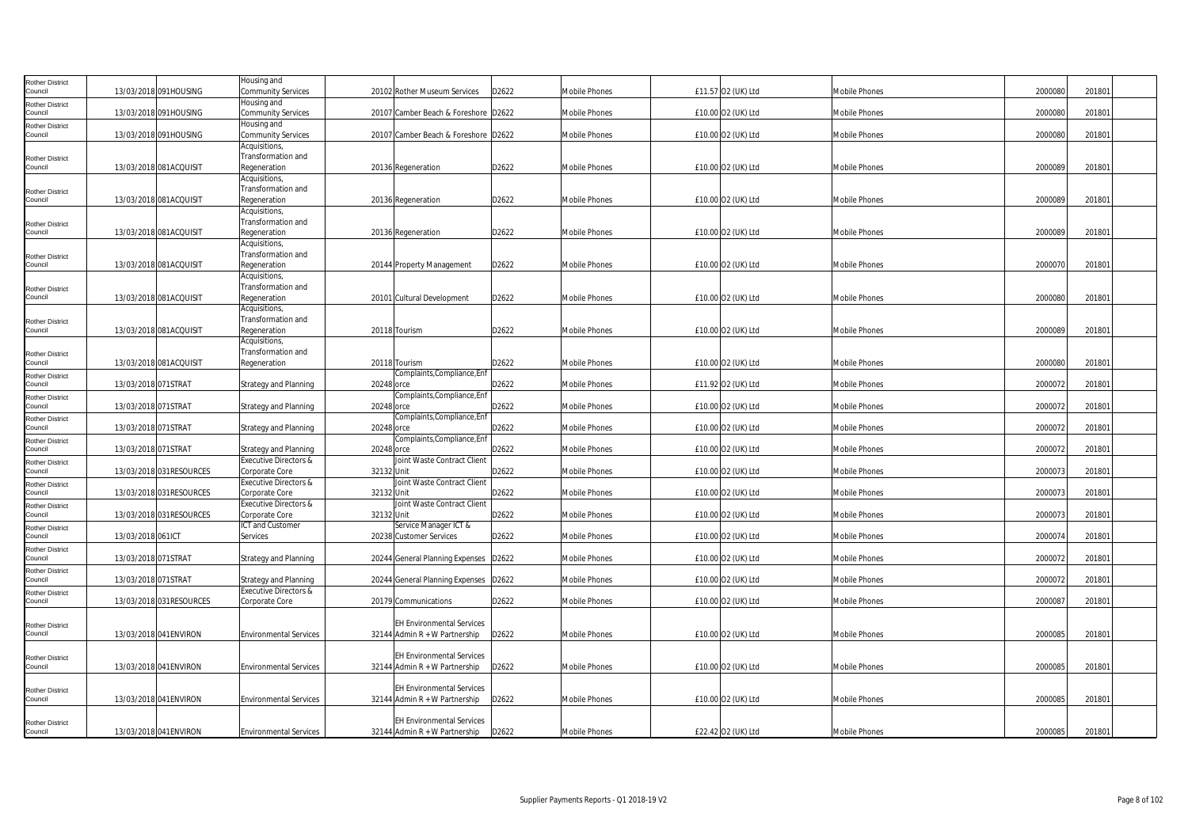| Rother District Council | 13/03/2018 | 091HOUSING | Housing and Community Services | 20102 | Rother Museum Services | D2622 | Mobile Phones | £11.57 | O2 (UK) Ltd | Mobile Phones | 2000080 | 201801 |
|---|---|---|---|---|---|---|---|---|---|---|---|---|
| Rother District Council | 13/03/2018 | 091HOUSING | Housing and Community Services | 20107 | Camber Beach & Foreshore | D2622 | Mobile Phones | £10.00 | O2 (UK) Ltd | Mobile Phones | 2000080 | 201801 |
| Rother District Council | 13/03/2018 | 091HOUSING | Housing and Community Services | 20107 | Camber Beach & Foreshore | D2622 | Mobile Phones | £10.00 | O2 (UK) Ltd | Mobile Phones | 2000080 | 201801 |
| Rother District Council | 13/03/2018 | 081ACQUISIT | Acquisitions, Transformation and Regeneration | 20136 | Regeneration | D2622 | Mobile Phones | £10.00 | O2 (UK) Ltd | Mobile Phones | 2000089 | 201801 |
| Rother District Council | 13/03/2018 | 081ACQUISIT | Acquisitions, Transformation and Regeneration | 20136 | Regeneration | D2622 | Mobile Phones | £10.00 | O2 (UK) Ltd | Mobile Phones | 2000089 | 201801 |
| Rother District Council | 13/03/2018 | 081ACQUISIT | Acquisitions, Transformation and Regeneration | 20136 | Regeneration | D2622 | Mobile Phones | £10.00 | O2 (UK) Ltd | Mobile Phones | 2000089 | 201801 |
| Rother District Council | 13/03/2018 | 081ACQUISIT | Acquisitions, Transformation and Regeneration | 20144 | Property Management | D2622 | Mobile Phones | £10.00 | O2 (UK) Ltd | Mobile Phones | 2000070 | 201801 |
| Rother District Council | 13/03/2018 | 081ACQUISIT | Acquisitions, Transformation and Regeneration | 20101 | Cultural Development | D2622 | Mobile Phones | £10.00 | O2 (UK) Ltd | Mobile Phones | 2000080 | 201801 |
| Rother District Council | 13/03/2018 | 081ACQUISIT | Acquisitions, Transformation and Regeneration | 20118 | Tourism | D2622 | Mobile Phones | £10.00 | O2 (UK) Ltd | Mobile Phones | 2000089 | 201801 |
| Rother District Council | 13/03/2018 | 081ACQUISIT | Acquisitions, Transformation and Regeneration | 20118 | Tourism | D2622 | Mobile Phones | £10.00 | O2 (UK) Ltd | Mobile Phones | 2000080 | 201801 |
| Rother District Council | 13/03/2018 | 071STRAT | Strategy and Planning | 20248 | Complaints,Compliance,Enforce | D2622 | Mobile Phones | £11.92 | O2 (UK) Ltd | Mobile Phones | 2000072 | 201801 |
| Rother District Council | 13/03/2018 | 071STRAT | Strategy and Planning | 20248 | Complaints,Compliance,Enforce | D2622 | Mobile Phones | £10.00 | O2 (UK) Ltd | Mobile Phones | 2000072 | 201801 |
| Rother District Council | 13/03/2018 | 071STRAT | Strategy and Planning | 20248 | Complaints,Compliance,Enforce | D2622 | Mobile Phones | £10.00 | O2 (UK) Ltd | Mobile Phones | 2000072 | 201801 |
| Rother District Council | 13/03/2018 | 071STRAT | Strategy and Planning | 20248 | Complaints,Compliance,Enforce | D2622 | Mobile Phones | £10.00 | O2 (UK) Ltd | Mobile Phones | 2000072 | 201801 |
| Rother District Council | 13/03/2018 | 031RESOURCES | Executive Directors & Corporate Core | 32132 | Joint Waste Contract Client Unit | D2622 | Mobile Phones | £10.00 | O2 (UK) Ltd | Mobile Phones | 2000073 | 201801 |
| Rother District Council | 13/03/2018 | 031RESOURCES | Executive Directors & Corporate Core | 32132 | Joint Waste Contract Client Unit | D2622 | Mobile Phones | £10.00 | O2 (UK) Ltd | Mobile Phones | 2000073 | 201801 |
| Rother District Council | 13/03/2018 | 031RESOURCES | Executive Directors & Corporate Core | 32132 | Joint Waste Contract Client Unit | D2622 | Mobile Phones | £10.00 | O2 (UK) Ltd | Mobile Phones | 2000073 | 201801 |
| Rother District Council | 13/03/2018 | 061ICT | ICT and Customer Services | 20238 | Service Manager ICT & Customer Services | D2622 | Mobile Phones | £10.00 | O2 (UK) Ltd | Mobile Phones | 2000074 | 201801 |
| Rother District Council | 13/03/2018 | 071STRAT | Strategy and Planning | 20244 | General Planning Expenses | D2622 | Mobile Phones | £10.00 | O2 (UK) Ltd | Mobile Phones | 2000072 | 201801 |
| Rother District Council | 13/03/2018 | 071STRAT | Strategy and Planning | 20244 | General Planning Expenses | D2622 | Mobile Phones | £10.00 | O2 (UK) Ltd | Mobile Phones | 2000072 | 201801 |
| Rother District Council | 13/03/2018 | 031RESOURCES | Executive Directors & Corporate Core | 20179 | Communications | D2622 | Mobile Phones | £10.00 | O2 (UK) Ltd | Mobile Phones | 2000087 | 201801 |
| Rother District Council | 13/03/2018 | 041ENVIRON | Environmental Services | 32144 | EH Environmental Services Admin R + W Partnership | D2622 | Mobile Phones | £10.00 | O2 (UK) Ltd | Mobile Phones | 2000085 | 201801 |
| Rother District Council | 13/03/2018 | 041ENVIRON | Environmental Services | 32144 | EH Environmental Services Admin R + W Partnership | D2622 | Mobile Phones | £10.00 | O2 (UK) Ltd | Mobile Phones | 2000085 | 201801 |
| Rother District Council | 13/03/2018 | 041ENVIRON | Environmental Services | 32144 | EH Environmental Services Admin R + W Partnership | D2622 | Mobile Phones | £10.00 | O2 (UK) Ltd | Mobile Phones | 2000085 | 201801 |
| Rother District Council | 13/03/2018 | 041ENVIRON | Environmental Services | 32144 | EH Environmental Services Admin R + W Partnership | D2622 | Mobile Phones | £22.42 | O2 (UK) Ltd | Mobile Phones | 2000085 | 201801 |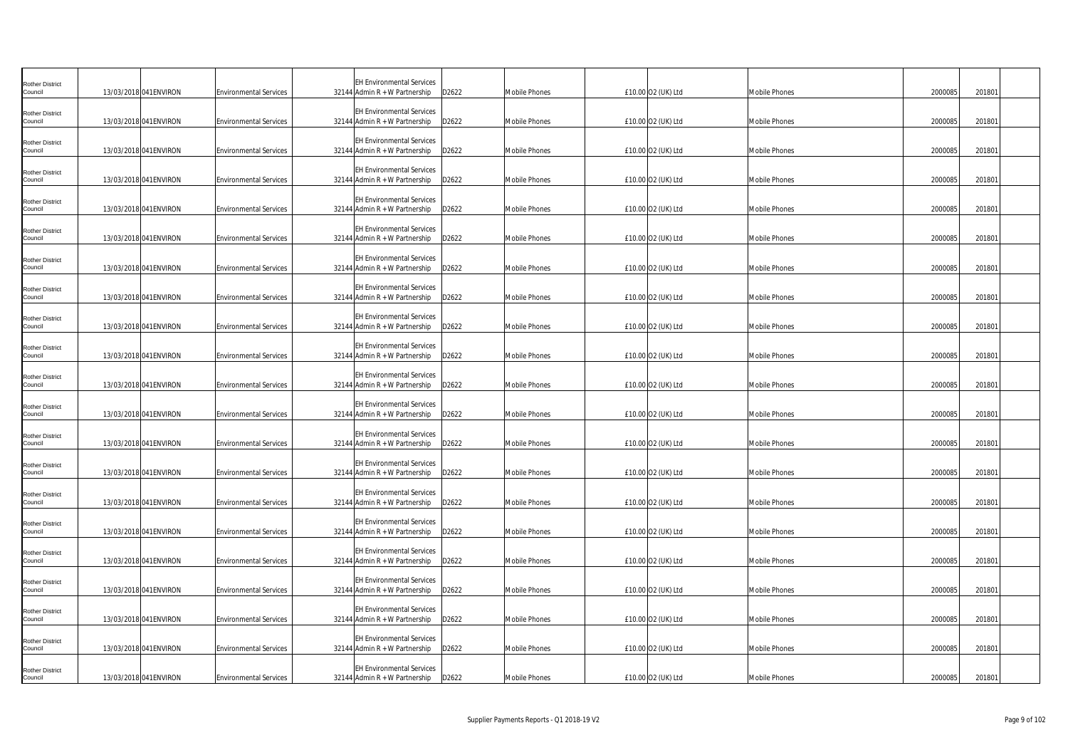| | | | | | | | | | | | | | |
|---|---|---|---|---|---|---|---|---|---|---|---|---|---|
| Rother District Council | 13/03/2018 | 041ENVIRON | Environmental Services | 32144 | EH Environmental Services Admin R + W Partnership | D2622 | Mobile Phones | £10.00 | O2 (UK) Ltd | Mobile Phones | 2000085 | 201801 | |
| Rother District Council | 13/03/2018 | 041ENVIRON | Environmental Services | 32144 | EH Environmental Services Admin R + W Partnership | D2622 | Mobile Phones | £10.00 | O2 (UK) Ltd | Mobile Phones | 2000085 | 201801 | |
| Rother District Council | 13/03/2018 | 041ENVIRON | Environmental Services | 32144 | EH Environmental Services Admin R + W Partnership | D2622 | Mobile Phones | £10.00 | O2 (UK) Ltd | Mobile Phones | 2000085 | 201801 | |
| Rother District Council | 13/03/2018 | 041ENVIRON | Environmental Services | 32144 | EH Environmental Services Admin R + W Partnership | D2622 | Mobile Phones | £10.00 | O2 (UK) Ltd | Mobile Phones | 2000085 | 201801 | |
| Rother District Council | 13/03/2018 | 041ENVIRON | Environmental Services | 32144 | EH Environmental Services Admin R + W Partnership | D2622 | Mobile Phones | £10.00 | O2 (UK) Ltd | Mobile Phones | 2000085 | 201801 | |
| Rother District Council | 13/03/2018 | 041ENVIRON | Environmental Services | 32144 | EH Environmental Services Admin R + W Partnership | D2622 | Mobile Phones | £10.00 | O2 (UK) Ltd | Mobile Phones | 2000085 | 201801 | |
| Rother District Council | 13/03/2018 | 041ENVIRON | Environmental Services | 32144 | EH Environmental Services Admin R + W Partnership | D2622 | Mobile Phones | £10.00 | O2 (UK) Ltd | Mobile Phones | 2000085 | 201801 | |
| Rother District Council | 13/03/2018 | 041ENVIRON | Environmental Services | 32144 | EH Environmental Services Admin R + W Partnership | D2622 | Mobile Phones | £10.00 | O2 (UK) Ltd | Mobile Phones | 2000085 | 201801 | |
| Rother District Council | 13/03/2018 | 041ENVIRON | Environmental Services | 32144 | EH Environmental Services Admin R + W Partnership | D2622 | Mobile Phones | £10.00 | O2 (UK) Ltd | Mobile Phones | 2000085 | 201801 | |
| Rother District Council | 13/03/2018 | 041ENVIRON | Environmental Services | 32144 | EH Environmental Services Admin R + W Partnership | D2622 | Mobile Phones | £10.00 | O2 (UK) Ltd | Mobile Phones | 2000085 | 201801 | |
| Rother District Council | 13/03/2018 | 041ENVIRON | Environmental Services | 32144 | EH Environmental Services Admin R + W Partnership | D2622 | Mobile Phones | £10.00 | O2 (UK) Ltd | Mobile Phones | 2000085 | 201801 | |
| Rother District Council | 13/03/2018 | 041ENVIRON | Environmental Services | 32144 | EH Environmental Services Admin R + W Partnership | D2622 | Mobile Phones | £10.00 | O2 (UK) Ltd | Mobile Phones | 2000085 | 201801 | |
| Rother District Council | 13/03/2018 | 041ENVIRON | Environmental Services | 32144 | EH Environmental Services Admin R + W Partnership | D2622 | Mobile Phones | £10.00 | O2 (UK) Ltd | Mobile Phones | 2000085 | 201801 | |
| Rother District Council | 13/03/2018 | 041ENVIRON | Environmental Services | 32144 | EH Environmental Services Admin R + W Partnership | D2622 | Mobile Phones | £10.00 | O2 (UK) Ltd | Mobile Phones | 2000085 | 201801 | |
| Rother District Council | 13/03/2018 | 041ENVIRON | Environmental Services | 32144 | EH Environmental Services Admin R + W Partnership | D2622 | Mobile Phones | £10.00 | O2 (UK) Ltd | Mobile Phones | 2000085 | 201801 | |
| Rother District Council | 13/03/2018 | 041ENVIRON | Environmental Services | 32144 | EH Environmental Services Admin R + W Partnership | D2622 | Mobile Phones | £10.00 | O2 (UK) Ltd | Mobile Phones | 2000085 | 201801 | |
| Rother District Council | 13/03/2018 | 041ENVIRON | Environmental Services | 32144 | EH Environmental Services Admin R + W Partnership | D2622 | Mobile Phones | £10.00 | O2 (UK) Ltd | Mobile Phones | 2000085 | 201801 | |
| Rother District Council | 13/03/2018 | 041ENVIRON | Environmental Services | 32144 | EH Environmental Services Admin R + W Partnership | D2622 | Mobile Phones | £10.00 | O2 (UK) Ltd | Mobile Phones | 2000085 | 201801 | |
| Rother District Council | 13/03/2018 | 041ENVIRON | Environmental Services | 32144 | EH Environmental Services Admin R + W Partnership | D2622 | Mobile Phones | £10.00 | O2 (UK) Ltd | Mobile Phones | 2000085 | 201801 | |
| Rother District Council | 13/03/2018 | 041ENVIRON | Environmental Services | 32144 | EH Environmental Services Admin R + W Partnership | D2622 | Mobile Phones | £10.00 | O2 (UK) Ltd | Mobile Phones | 2000085 | 201801 | |
| Rother District Council | 13/03/2018 | 041ENVIRON | Environmental Services | 32144 | EH Environmental Services Admin R + W Partnership | D2622 | Mobile Phones | £10.00 | O2 (UK) Ltd | Mobile Phones | 2000085 | 201801 | |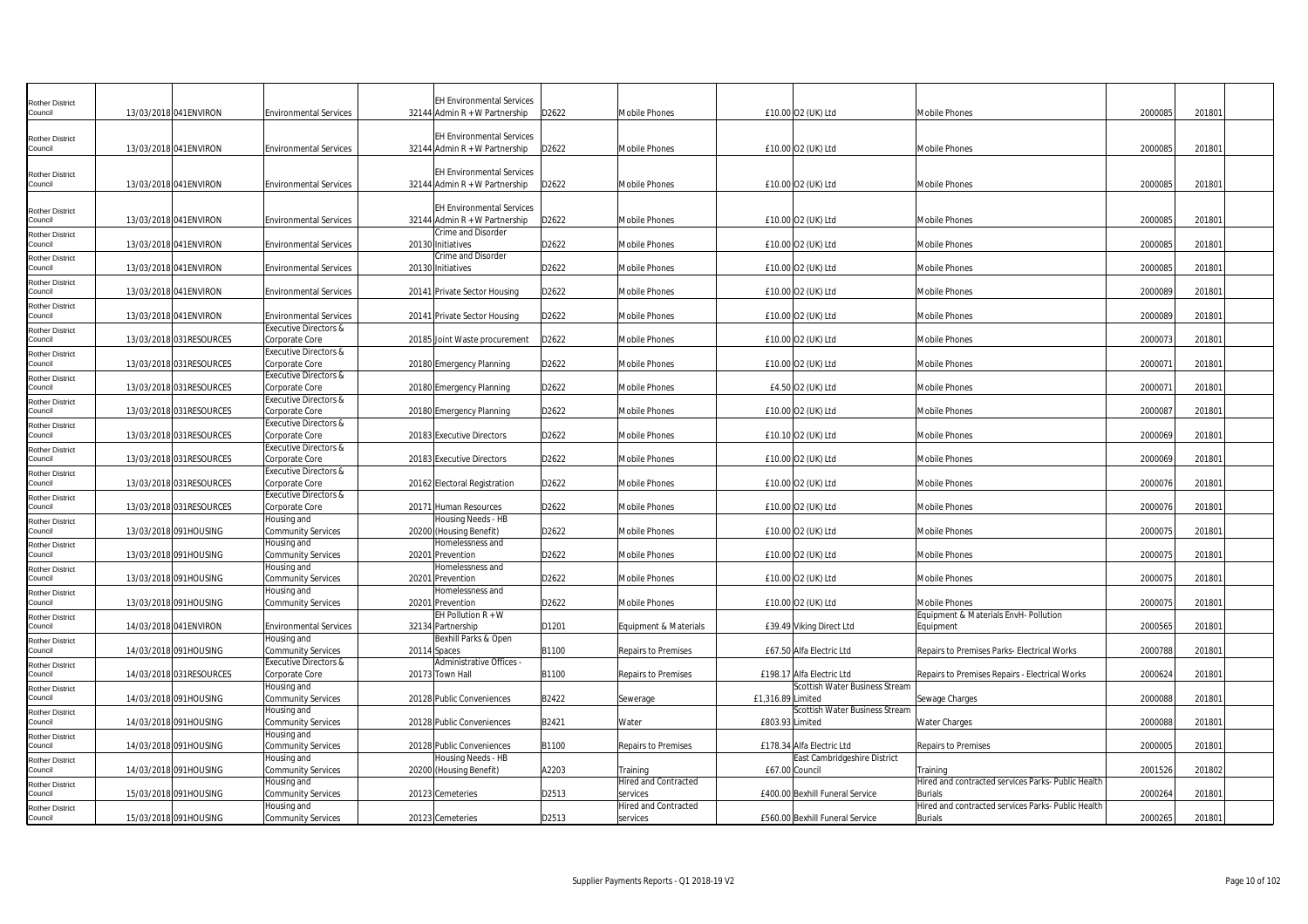| Rother District Council | 13/03/2018 | 041ENVIRON | Environmental Services | 32144 | EH Environmental Services Admin R + W Partnership | D2622 | Mobile Phones | £10.00 | O2 (UK) Ltd | Mobile Phones | 2000085 | 201801 |
|---|---|---|---|---|---|---|---|---|---|---|---|---|
| Rother District Council | 13/03/2018 | 041ENVIRON | Environmental Services | 32144 | EH Environmental Services Admin R + W Partnership | D2622 | Mobile Phones | £10.00 | O2 (UK) Ltd | Mobile Phones | 2000085 | 201801 |
| Rother District Council | 13/03/2018 | 041ENVIRON | Environmental Services | 32144 | EH Environmental Services Admin R + W Partnership | D2622 | Mobile Phones | £10.00 | O2 (UK) Ltd | Mobile Phones | 2000085 | 201801 |
| Rother District Council | 13/03/2018 | 041ENVIRON | Environmental Services | 32144 | EH Environmental Services Admin R + W Partnership | D2622 | Mobile Phones | £10.00 | O2 (UK) Ltd | Mobile Phones | 2000085 | 201801 |
| Rother District Council | 13/03/2018 | 041ENVIRON | Environmental Services | 20130 | Crime and Disorder Initiatives | D2622 | Mobile Phones | £10.00 | O2 (UK) Ltd | Mobile Phones | 2000085 | 201801 |
| Rother District Council | 13/03/2018 | 041ENVIRON | Environmental Services | 20130 | Crime and Disorder Initiatives | D2622 | Mobile Phones | £10.00 | O2 (UK) Ltd | Mobile Phones | 2000085 | 201801 |
| Rother District Council | 13/03/2018 | 041ENVIRON | Environmental Services | 20141 | Private Sector Housing | D2622 | Mobile Phones | £10.00 | O2 (UK) Ltd | Mobile Phones | 2000089 | 201801 |
| Rother District Council | 13/03/2018 | 041ENVIRON | Environmental Services | 20141 | Private Sector Housing | D2622 | Mobile Phones | £10.00 | O2 (UK) Ltd | Mobile Phones | 2000089 | 201801 |
| Rother District Council | 13/03/2018 | 031RESOURCES | Executive Directors & Corporate Core | 20185 | Joint Waste procurement | D2622 | Mobile Phones | £10.00 | O2 (UK) Ltd | Mobile Phones | 2000073 | 201801 |
| Rother District Council | 13/03/2018 | 031RESOURCES | Executive Directors & Corporate Core | 20180 | Emergency Planning | D2622 | Mobile Phones | £10.00 | O2 (UK) Ltd | Mobile Phones | 2000071 | 201801 |
| Rother District Council | 13/03/2018 | 031RESOURCES | Executive Directors & Corporate Core | 20180 | Emergency Planning | D2622 | Mobile Phones | £4.50 | O2 (UK) Ltd | Mobile Phones | 2000071 | 201801 |
| Rother District Council | 13/03/2018 | 031RESOURCES | Executive Directors & Corporate Core | 20180 | Emergency Planning | D2622 | Mobile Phones | £10.00 | O2 (UK) Ltd | Mobile Phones | 2000087 | 201801 |
| Rother District Council | 13/03/2018 | 031RESOURCES | Executive Directors & Corporate Core | 20183 | Executive Directors | D2622 | Mobile Phones | £10.10 | O2 (UK) Ltd | Mobile Phones | 2000069 | 201801 |
| Rother District Council | 13/03/2018 | 031RESOURCES | Executive Directors & Corporate Core | 20183 | Executive Directors | D2622 | Mobile Phones | £10.00 | O2 (UK) Ltd | Mobile Phones | 2000069 | 201801 |
| Rother District Council | 13/03/2018 | 031RESOURCES | Executive Directors & Corporate Core | 20162 | Electoral Registration | D2622 | Mobile Phones | £10.00 | O2 (UK) Ltd | Mobile Phones | 2000076 | 201801 |
| Rother District Council | 13/03/2018 | 031RESOURCES | Executive Directors & Corporate Core | 20171 | Human Resources | D2622 | Mobile Phones | £10.00 | O2 (UK) Ltd | Mobile Phones | 2000076 | 201801 |
| Rother District Council | 13/03/2018 | 091HOUSING | Housing and Community Services | 20200 | Housing Needs - HB (Housing Benefit) | D2622 | Mobile Phones | £10.00 | O2 (UK) Ltd | Mobile Phones | 2000075 | 201801 |
| Rother District Council | 13/03/2018 | 091HOUSING | Housing and Community Services | 20201 | Homelessness and Prevention | D2622 | Mobile Phones | £10.00 | O2 (UK) Ltd | Mobile Phones | 2000075 | 201801 |
| Rother District Council | 13/03/2018 | 091HOUSING | Housing and Community Services | 20201 | Homelessness and Prevention | D2622 | Mobile Phones | £10.00 | O2 (UK) Ltd | Mobile Phones | 2000075 | 201801 |
| Rother District Council | 13/03/2018 | 091HOUSING | Housing and Community Services | 20201 | Homelessness and Prevention | D2622 | Mobile Phones | £10.00 | O2 (UK) Ltd | Mobile Phones | 2000075 | 201801 |
| Rother District Council | 14/03/2018 | 041ENVIRON | Environmental Services | 32134 | EH Pollution R + W Partnership | D1201 | Equipment & Materials | £39.49 | Viking Direct Ltd | Equipment & Materials EnvH- Pollution Equipment | 2000565 | 201801 |
| Rother District Council | 14/03/2018 | 091HOUSING | Housing and Community Services | 20114 | Bexhill Parks & Open Spaces | B1100 | Repairs to Premises | £67.50 | Alfa Electric Ltd | Repairs to Premises Parks- Electrical Works | 2000788 | 201801 |
| Rother District Council | 14/03/2018 | 031RESOURCES | Executive Directors & Corporate Core | 20173 | Administrative Offices - Town Hall | B1100 | Repairs to Premises | £198.17 | Alfa Electric Ltd | Repairs to Premises Repairs - Electrical Works | 2000624 | 201801 |
| Rother District Council | 14/03/2018 | 091HOUSING | Housing and Community Services | 20128 | Public Conveniences | B2422 | Sewerage | £1,316.89 | Scottish Water Business Stream Limited | Sewage Charges | 2000088 | 201801 |
| Rother District Council | 14/03/2018 | 091HOUSING | Housing and Community Services | 20128 | Public Conveniences | B2421 | Water | £803.93 | Scottish Water Business Stream Limited | Water Charges | 2000088 | 201801 |
| Rother District Council | 14/03/2018 | 091HOUSING | Housing and Community Services | 20128 | Public Conveniences | B1100 | Repairs to Premises | £178.34 | Alfa Electric Ltd | Repairs to Premises | 2000005 | 201801 |
| Rother District Council | 14/03/2018 | 091HOUSING | Housing and Community Services | 20200 | Housing Needs - HB (Housing Benefit) | A2203 | Training | £67.00 | East Cambridgeshire District Council | Training | 2001526 | 201802 |
| Rother District Council | 15/03/2018 | 091HOUSING | Housing and Community Services | 20123 | Cemeteries | D2513 | Hired and Contracted services | £400.00 | Bexhill Funeral Service | Hired and contracted services Parks- Public Health Burials | 2000264 | 201801 |
| Rother District Council | 15/03/2018 | 091HOUSING | Housing and Community Services | 20123 | Cemeteries | D2513 | Hired and Contracted services | £560.00 | Bexhill Funeral Service | Hired and contracted services Parks- Public Health Burials | 2000265 | 201801 |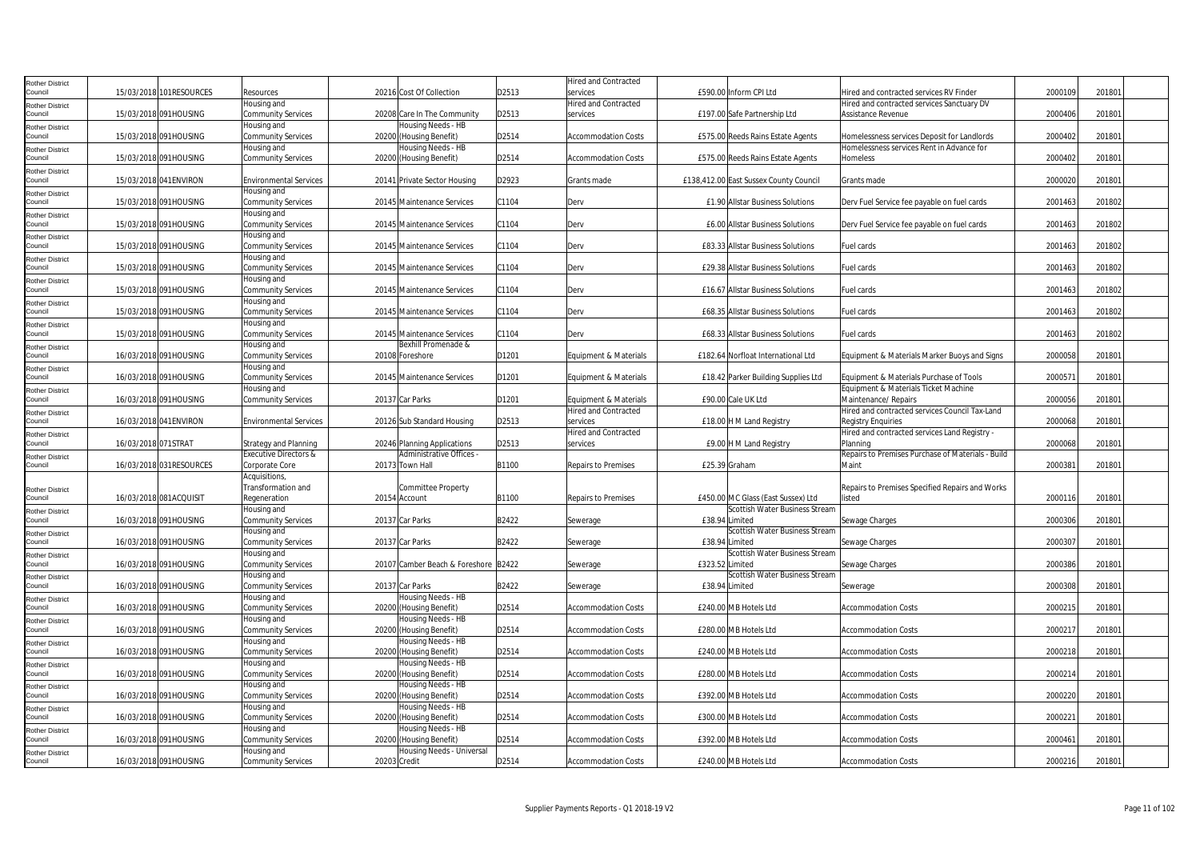| | | | | | | | | | | | | |
|---|---|---|---|---|---|---|---|---|---|---|---|---|
| Rother District Council | 15/03/2018 | 101RESOURCES | Resources | 20216 | Cost Of Collection | D2513 | Hired and Contracted services | £590.00 | Inform CPI Ltd | Hired and contracted services RV Finder | 2000109 | 201801 |
| Rother District Council | 15/03/2018 | 091HOUSING | Housing and Community Services | 20208 | Care In The Community | D2513 | Hired and Contracted services | £197.00 | Safe Partnership Ltd | Hired and contracted services Sanctuary DV Assistance Revenue | 2000406 | 201801 |
| Rother District Council | 15/03/2018 | 091HOUSING | Housing and Community Services | 20200 | Housing Needs - HB (Housing Benefit) | D2514 | Accommodation Costs | £575.00 | Reeds Rains Estate Agents | Homelessness services Deposit for Landlords | 2000402 | 201801 |
| Rother District Council | 15/03/2018 | 091HOUSING | Housing and Community Services | 20200 | Housing Needs - HB (Housing Benefit) | D2514 | Accommodation Costs | £575.00 | Reeds Rains Estate Agents | Homelessness services Rent in Advance for Homeless | 2000402 | 201801 |
| Rother District Council | 15/03/2018 | 041ENVIRON | Environmental Services | 20141 | Private Sector Housing | D2923 | Grants made | £138,412.00 | East Sussex County Council | Grants made | 2000020 | 201801 |
| Rother District Council | 15/03/2018 | 091HOUSING | Housing and Community Services | 20145 | Maintenance Services | C1104 | Derv | £1.90 | Allstar Business Solutions | Derv Fuel Service fee payable on fuel cards | 2001463 | 201802 |
| Rother District Council | 15/03/2018 | 091HOUSING | Housing and Community Services | 20145 | Maintenance Services | C1104 | Derv | £6.00 | Allstar Business Solutions | Derv Fuel Service fee payable on fuel cards | 2001463 | 201802 |
| Rother District Council | 15/03/2018 | 091HOUSING | Housing and Community Services | 20145 | Maintenance Services | C1104 | Derv | £83.33 | Allstar Business Solutions | Fuel cards | 2001463 | 201802 |
| Rother District Council | 15/03/2018 | 091HOUSING | Housing and Community Services | 20145 | Maintenance Services | C1104 | Derv | £29.38 | Allstar Business Solutions | Fuel cards | 2001463 | 201802 |
| Rother District Council | 15/03/2018 | 091HOUSING | Housing and Community Services | 20145 | Maintenance Services | C1104 | Derv | £16.67 | Allstar Business Solutions | Fuel cards | 2001463 | 201802 |
| Rother District Council | 15/03/2018 | 091HOUSING | Housing and Community Services | 20145 | Maintenance Services | C1104 | Derv | £68.35 | Allstar Business Solutions | Fuel cards | 2001463 | 201802 |
| Rother District Council | 15/03/2018 | 091HOUSING | Housing and Community Services | 20145 | Maintenance Services | C1104 | Derv | £68.33 | Allstar Business Solutions | Fuel cards | 2001463 | 201802 |
| Rother District Council | 16/03/2018 | 091HOUSING | Housing and Community Services | 20108 | Bexhill Promenade & Foreshore | D1201 | Equipment & Materials | £182.64 | Norfloat International Ltd | Equipment & Materials Marker Buoys and Signs | 2000058 | 201801 |
| Rother District Council | 16/03/2018 | 091HOUSING | Housing and Community Services | 20145 | Maintenance Services | D1201 | Equipment & Materials | £18.42 | Parker Building Supplies Ltd | Equipment & Materials Purchase of Tools | 2000571 | 201801 |
| Rother District Council | 16/03/2018 | 091HOUSING | Housing and Community Services | 20137 | Car Parks | D1201 | Equipment & Materials | £90.00 | Cale UK Ltd | Equipment & Materials Ticket Machine Maintenance/ Repairs | 2000056 | 201801 |
| Rother District Council | 16/03/2018 | 041ENVIRON | Environmental Services | 20126 | Sub Standard Housing | D2513 | Hired and Contracted services | £18.00 | H M Land Registry | Hired and contracted services Council Tax-Land Registry Enquiries | 2000068 | 201801 |
| Rother District Council | 16/03/2018 | 071STRAT | Strategy and Planning | 20246 | Planning Applications | D2513 | Hired and Contracted services | £9.00 | H M Land Registry | Hired and contracted services Land Registry - Planning | 2000068 | 201801 |
| Rother District Council | 16/03/2018 | 031RESOURCES | Executive Directors & Corporate Core | 20173 | Administrative Offices - Town Hall | B1100 | Repairs to Premises | £25.39 | Graham | Repairs to Premises Purchase of Materials - Build Maint | 2000381 | 201801 |
| Rother District Council | 16/03/2018 | 081ACQUISIT | Acquisitions, Transformation and Regeneration | 20154 | Committee Property Account | B1100 | Repairs to Premises | £450.00 | M C Glass (East Sussex) Ltd | Repairs to Premises Specified Repairs and Works listed | 2000116 | 201801 |
| Rother District Council | 16/03/2018 | 091HOUSING | Housing and Community Services | 20137 | Car Parks | B2422 | Sewerage | £38.94 | Scottish Water Business Stream Limited | Sewage Charges | 2000306 | 201801 |
| Rother District Council | 16/03/2018 | 091HOUSING | Housing and Community Services | 20137 | Car Parks | B2422 | Sewerage | £38.94 | Scottish Water Business Stream Limited | Sewage Charges | 2000307 | 201801 |
| Rother District Council | 16/03/2018 | 091HOUSING | Housing and Community Services | 20107 | Camber Beach & Foreshore | B2422 | Sewerage | £323.52 | Scottish Water Business Stream Limited | Sewage Charges | 2000386 | 201801 |
| Rother District Council | 16/03/2018 | 091HOUSING | Housing and Community Services | 20137 | Car Parks | B2422 | Sewerage | £38.94 | Scottish Water Business Stream Limited | Sewerage | 2000308 | 201801 |
| Rother District Council | 16/03/2018 | 091HOUSING | Housing and Community Services | 20200 | Housing Needs - HB (Housing Benefit) | D2514 | Accommodation Costs | £240.00 | M B Hotels Ltd | Accommodation Costs | 2000215 | 201801 |
| Rother District Council | 16/03/2018 | 091HOUSING | Housing and Community Services | 20200 | Housing Needs - HB (Housing Benefit) | D2514 | Accommodation Costs | £280.00 | M B Hotels Ltd | Accommodation Costs | 2000217 | 201801 |
| Rother District Council | 16/03/2018 | 091HOUSING | Housing and Community Services | 20200 | Housing Needs - HB (Housing Benefit) | D2514 | Accommodation Costs | £240.00 | M B Hotels Ltd | Accommodation Costs | 2000218 | 201801 |
| Rother District Council | 16/03/2018 | 091HOUSING | Housing and Community Services | 20200 | Housing Needs - HB (Housing Benefit) | D2514 | Accommodation Costs | £280.00 | M B Hotels Ltd | Accommodation Costs | 2000214 | 201801 |
| Rother District Council | 16/03/2018 | 091HOUSING | Housing and Community Services | 20200 | Housing Needs - HB (Housing Benefit) | D2514 | Accommodation Costs | £392.00 | M B Hotels Ltd | Accommodation Costs | 2000220 | 201801 |
| Rother District Council | 16/03/2018 | 091HOUSING | Housing and Community Services | 20200 | Housing Needs - HB (Housing Benefit) | D2514 | Accommodation Costs | £300.00 | M B Hotels Ltd | Accommodation Costs | 2000221 | 201801 |
| Rother District Council | 16/03/2018 | 091HOUSING | Housing and Community Services | 20200 | Housing Needs - HB (Housing Benefit) | D2514 | Accommodation Costs | £392.00 | M B Hotels Ltd | Accommodation Costs | 2000461 | 201801 |
| Rother District Council | 16/03/2018 | 091HOUSING | Housing and Community Services | 20203 | Housing Needs - Universal Credit | D2514 | Accommodation Costs | £240.00 | M B Hotels Ltd | Accommodation Costs | 2000216 | 201801 |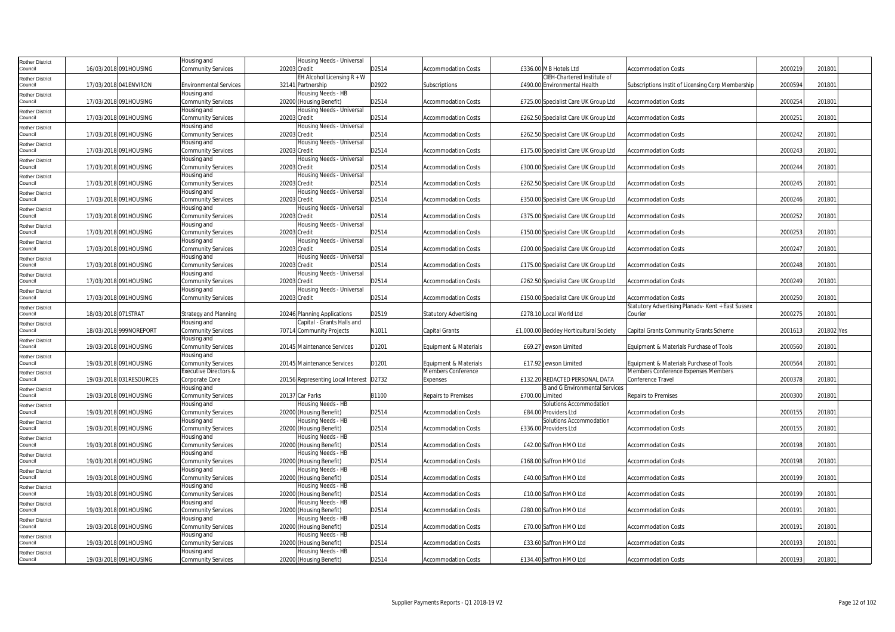| | | | | | | | | | | | | | | |
|---|---|---|---|---|---|---|---|---|---|---|---|---|---|---|
| Rother District Council | 16/03/2018 | 091HOUSING | Housing and Community Services | 20203 | Housing Needs - Universal Credit | D2514 | Accommodation Costs | £336.00 | MB Hotels Ltd | Accommodation Costs | 2000219 | 201801 | |
| Rother District Council | 17/03/2018 | 041ENVIRON | Environmental Services | 32141 | EH Alcohol Licensing R + W Partnership | D2922 | Subscriptions | £490.00 | CIEH-Chartered Institute of Environmental Health | Subscriptions Instit of Licensing Corp Membership | 2000594 | 201801 | |
| Rother District Council | 17/03/2018 | 091HOUSING | Housing and Community Services | 20200 | Housing Needs - HB (Housing Benefit) | D2514 | Accommodation Costs | £725.00 | Specialist Care UK Group Ltd | Accommodation Costs | 2000254 | 201801 | |
| Rother District Council | 17/03/2018 | 091HOUSING | Housing and Community Services | 20203 | Housing Needs - Universal Credit | D2514 | Accommodation Costs | £262.50 | Specialist Care UK Group Ltd | Accommodation Costs | 2000251 | 201801 | |
| Rother District Council | 17/03/2018 | 091HOUSING | Housing and Community Services | 20203 | Housing Needs - Universal Credit | D2514 | Accommodation Costs | £262.50 | Specialist Care UK Group Ltd | Accommodation Costs | 2000242 | 201801 | |
| Rother District Council | 17/03/2018 | 091HOUSING | Housing and Community Services | 20203 | Housing Needs - Universal Credit | D2514 | Accommodation Costs | £175.00 | Specialist Care UK Group Ltd | Accommodation Costs | 2000243 | 201801 | |
| Rother District Council | 17/03/2018 | 091HOUSING | Housing and Community Services | 20203 | Housing Needs - Universal Credit | D2514 | Accommodation Costs | £300.00 | Specialist Care UK Group Ltd | Accommodation Costs | 2000244 | 201801 | |
| Rother District Council | 17/03/2018 | 091HOUSING | Housing and Community Services | 20203 | Housing Needs - Universal Credit | D2514 | Accommodation Costs | £262.50 | Specialist Care UK Group Ltd | Accommodation Costs | 2000245 | 201801 | |
| Rother District Council | 17/03/2018 | 091HOUSING | Housing and Community Services | 20203 | Housing Needs - Universal Credit | D2514 | Accommodation Costs | £350.00 | Specialist Care UK Group Ltd | Accommodation Costs | 2000246 | 201801 | |
| Rother District Council | 17/03/2018 | 091HOUSING | Housing and Community Services | 20203 | Housing Needs - Universal Credit | D2514 | Accommodation Costs | £375.00 | Specialist Care UK Group Ltd | Accommodation Costs | 2000252 | 201801 | |
| Rother District Council | 17/03/2018 | 091HOUSING | Housing and Community Services | 20203 | Housing Needs - Universal Credit | D2514 | Accommodation Costs | £150.00 | Specialist Care UK Group Ltd | Accommodation Costs | 2000253 | 201801 | |
| Rother District Council | 17/03/2018 | 091HOUSING | Housing and Community Services | 20203 | Housing Needs - Universal Credit | D2514 | Accommodation Costs | £200.00 | Specialist Care UK Group Ltd | Accommodation Costs | 2000247 | 201801 | |
| Rother District Council | 17/03/2018 | 091HOUSING | Housing and Community Services | 20203 | Housing Needs - Universal Credit | D2514 | Accommodation Costs | £175.00 | Specialist Care UK Group Ltd | Accommodation Costs | 2000248 | 201801 | |
| Rother District Council | 17/03/2018 | 091HOUSING | Housing and Community Services | 20203 | Housing Needs - Universal Credit | D2514 | Accommodation Costs | £262.50 | Specialist Care UK Group Ltd | Accommodation Costs | 2000249 | 201801 | |
| Rother District Council | 17/03/2018 | 091HOUSING | Housing and Community Services | 20203 | Housing Needs - Universal Credit | D2514 | Accommodation Costs | £150.00 | Specialist Care UK Group Ltd | Accommodation Costs | 2000250 | 201801 | |
| Rother District Council | 18/03/2018 | 071STRAT | Strategy and Planning | 20246 | Planning Applications | D2519 | Statutory Advertising | £278.10 | Local World Ltd | Statutory Advertising Planadv- Kent + East Sussex Courier | 2000275 | 201801 | |
| Rother District Council | 18/03/2018 | 999NOREPORT | Housing and Community Services | 70714 | Capital - Grants Halls and Community Projects | N1011 | Capital Grants | £1,000.00 | Beckley Horticultural Society | Capital Grants Community Grants Scheme | 2001613 | 201802 | Yes |
| Rother District Council | 19/03/2018 | 091HOUSING | Housing and Community Services | 20145 | Maintenance Services | D1201 | Equipment & Materials | £69.27 | Jewson Limited | Equipment & Materials Purchase of Tools | 2000560 | 201801 | |
| Rother District Council | 19/03/2018 | 091HOUSING | Housing and Community Services | 20145 | Maintenance Services | D1201 | Equipment & Materials | £17.92 | Jewson Limited | Equipment & Materials Purchase of Tools | 2000564 | 201801 | |
| Rother District Council | 19/03/2018 | 031RESOURCES | Executive Directors & Corporate Core | 20156 | Representing Local Interest | D2732 | Members Conference Expenses | £132.20 | REDACTED PERSONAL DATA | Members Conference Expenses Members Conference Travel | 2000378 | 201801 | |
| Rother District Council | 19/03/2018 | 091HOUSING | Housing and Community Services | 20137 | Car Parks | B1100 | Repairs to Premises | £700.00 | B and G Environmental Services Limited | Repairs to Premises | 2000300 | 201801 | |
| Rother District Council | 19/03/2018 | 091HOUSING | Housing and Community Services | 20200 | Housing Needs - HB (Housing Benefit) | D2514 | Accommodation Costs | £84.00 | Solutions Accommodation Providers Ltd | Accommodation Costs | 2000155 | 201801 | |
| Rother District Council | 19/03/2018 | 091HOUSING | Housing and Community Services | 20200 | Housing Needs - HB (Housing Benefit) | D2514 | Accommodation Costs | £336.00 | Solutions Accommodation Providers Ltd | Accommodation Costs | 2000155 | 201801 | |
| Rother District Council | 19/03/2018 | 091HOUSING | Housing and Community Services | 20200 | Housing Needs - HB (Housing Benefit) | D2514 | Accommodation Costs | £42.00 | Saffron HMO Ltd | Accommodation Costs | 2000198 | 201801 | |
| Rother District Council | 19/03/2018 | 091HOUSING | Housing and Community Services | 20200 | Housing Needs - HB (Housing Benefit) | D2514 | Accommodation Costs | £168.00 | Saffron HMO Ltd | Accommodation Costs | 2000198 | 201801 | |
| Rother District Council | 19/03/2018 | 091HOUSING | Housing and Community Services | 20200 | Housing Needs - HB (Housing Benefit) | D2514 | Accommodation Costs | £40.00 | Saffron HMO Ltd | Accommodation Costs | 2000199 | 201801 | |
| Rother District Council | 19/03/2018 | 091HOUSING | Housing and Community Services | 20200 | Housing Needs - HB (Housing Benefit) | D2514 | Accommodation Costs | £10.00 | Saffron HMO Ltd | Accommodation Costs | 2000199 | 201801 | |
| Rother District Council | 19/03/2018 | 091HOUSING | Housing and Community Services | 20200 | Housing Needs - HB (Housing Benefit) | D2514 | Accommodation Costs | £280.00 | Saffron HMO Ltd | Accommodation Costs | 2000191 | 201801 | |
| Rother District Council | 19/03/2018 | 091HOUSING | Housing and Community Services | 20200 | Housing Needs - HB (Housing Benefit) | D2514 | Accommodation Costs | £70.00 | Saffron HMO Ltd | Accommodation Costs | 2000191 | 201801 | |
| Rother District Council | 19/03/2018 | 091HOUSING | Housing and Community Services | 20200 | Housing Needs - HB (Housing Benefit) | D2514 | Accommodation Costs | £33.60 | Saffron HMO Ltd | Accommodation Costs | 2000193 | 201801 | |
| Rother District Council | 19/03/2018 | 091HOUSING | Housing and Community Services | 20200 | Housing Needs - HB (Housing Benefit) | D2514 | Accommodation Costs | £134.40 | Saffron HMO Ltd | Accommodation Costs | 2000193 | 201801 | |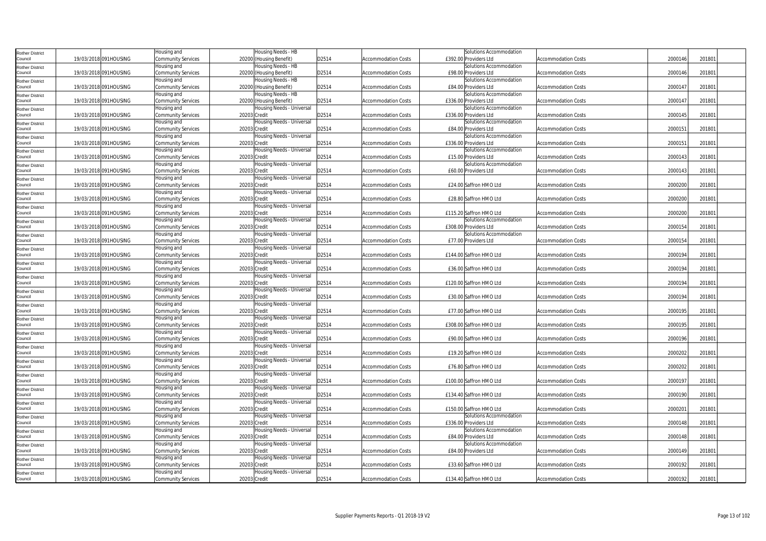| | | | | | | | | | | | | |
|---|---|---|---|---|---|---|---|---|---|---|---|---|
| Rother District Council | 19/03/2018 | 091HOUSING | Housing and Community Services | 20200 | Housing Needs - HB (Housing Benefit) | D2514 | Accommodation Costs | £392.00 | Solutions Accommodation Providers Ltd | Accommodation Costs | 2000146 | 201801 |
| Rother District Council | 19/03/2018 | 091HOUSING | Housing and Community Services | 20200 | Housing Needs - HB (Housing Benefit) | D2514 | Accommodation Costs | £98.00 | Solutions Accommodation Providers Ltd | Accommodation Costs | 2000146 | 201801 |
| Rother District Council | 19/03/2018 | 091HOUSING | Housing and Community Services | 20200 | Housing Needs - HB (Housing Benefit) | D2514 | Accommodation Costs | £84.00 | Solutions Accommodation Providers Ltd | Accommodation Costs | 2000147 | 201801 |
| Rother District Council | 19/03/2018 | 091HOUSING | Housing and Community Services | 20200 | Housing Needs - HB (Housing Benefit) | D2514 | Accommodation Costs | £336.00 | Solutions Accommodation Providers Ltd | Accommodation Costs | 2000147 | 201801 |
| Rother District Council | 19/03/2018 | 091HOUSING | Housing and Community Services | 20203 | Housing Needs - Universal Credit | D2514 | Accommodation Costs | £336.00 | Solutions Accommodation Providers Ltd | Accommodation Costs | 2000145 | 201801 |
| Rother District Council | 19/03/2018 | 091HOUSING | Housing and Community Services | 20203 | Housing Needs - Universal Credit | D2514 | Accommodation Costs | £84.00 | Solutions Accommodation Providers Ltd | Accommodation Costs | 2000151 | 201801 |
| Rother District Council | 19/03/2018 | 091HOUSING | Housing and Community Services | 20203 | Housing Needs - Universal Credit | D2514 | Accommodation Costs | £336.00 | Solutions Accommodation Providers Ltd | Accommodation Costs | 2000151 | 201801 |
| Rother District Council | 19/03/2018 | 091HOUSING | Housing and Community Services | 20203 | Housing Needs - Universal Credit | D2514 | Accommodation Costs | £15.00 | Solutions Accommodation Providers Ltd | Accommodation Costs | 2000143 | 201801 |
| Rother District Council | 19/03/2018 | 091HOUSING | Housing and Community Services | 20203 | Housing Needs - Universal Credit | D2514 | Accommodation Costs | £60.00 | Solutions Accommodation Providers Ltd | Accommodation Costs | 2000143 | 201801 |
| Rother District Council | 19/03/2018 | 091HOUSING | Housing and Community Services | 20203 | Housing Needs - Universal Credit | D2514 | Accommodation Costs | £24.00 | Saffron HMO Ltd | Accommodation Costs | 2000200 | 201801 |
| Rother District Council | 19/03/2018 | 091HOUSING | Housing and Community Services | 20203 | Housing Needs - Universal Credit | D2514 | Accommodation Costs | £28.80 | Saffron HMO Ltd | Accommodation Costs | 2000200 | 201801 |
| Rother District Council | 19/03/2018 | 091HOUSING | Housing and Community Services | 20203 | Housing Needs - Universal Credit | D2514 | Accommodation Costs | £115.20 | Saffron HMO Ltd | Accommodation Costs | 2000200 | 201801 |
| Rother District Council | 19/03/2018 | 091HOUSING | Housing and Community Services | 20203 | Housing Needs - Universal Credit | D2514 | Accommodation Costs | £308.00 | Solutions Accommodation Providers Ltd | Accommodation Costs | 2000154 | 201801 |
| Rother District Council | 19/03/2018 | 091HOUSING | Housing and Community Services | 20203 | Housing Needs - Universal Credit | D2514 | Accommodation Costs | £77.00 | Solutions Accommodation Providers Ltd | Accommodation Costs | 2000154 | 201801 |
| Rother District Council | 19/03/2018 | 091HOUSING | Housing and Community Services | 20203 | Housing Needs - Universal Credit | D2514 | Accommodation Costs | £144.00 | Saffron HMO Ltd | Accommodation Costs | 2000194 | 201801 |
| Rother District Council | 19/03/2018 | 091HOUSING | Housing and Community Services | 20203 | Housing Needs - Universal Credit | D2514 | Accommodation Costs | £36.00 | Saffron HMO Ltd | Accommodation Costs | 2000194 | 201801 |
| Rother District Council | 19/03/2018 | 091HOUSING | Housing and Community Services | 20203 | Housing Needs - Universal Credit | D2514 | Accommodation Costs | £120.00 | Saffron HMO Ltd | Accommodation Costs | 2000194 | 201801 |
| Rother District Council | 19/03/2018 | 091HOUSING | Housing and Community Services | 20203 | Housing Needs - Universal Credit | D2514 | Accommodation Costs | £30.00 | Saffron HMO Ltd | Accommodation Costs | 2000194 | 201801 |
| Rother District Council | 19/03/2018 | 091HOUSING | Housing and Community Services | 20203 | Housing Needs - Universal Credit | D2514 | Accommodation Costs | £77.00 | Saffron HMO Ltd | Accommodation Costs | 2000195 | 201801 |
| Rother District Council | 19/03/2018 | 091HOUSING | Housing and Community Services | 20203 | Housing Needs - Universal Credit | D2514 | Accommodation Costs | £308.00 | Saffron HMO Ltd | Accommodation Costs | 2000195 | 201801 |
| Rother District Council | 19/03/2018 | 091HOUSING | Housing and Community Services | 20203 | Housing Needs - Universal Credit | D2514 | Accommodation Costs | £90.00 | Saffron HMO Ltd | Accommodation Costs | 2000196 | 201801 |
| Rother District Council | 19/03/2018 | 091HOUSING | Housing and Community Services | 20203 | Housing Needs - Universal Credit | D2514 | Accommodation Costs | £19.20 | Saffron HMO Ltd | Accommodation Costs | 2000202 | 201801 |
| Rother District Council | 19/03/2018 | 091HOUSING | Housing and Community Services | 20203 | Housing Needs - Universal Credit | D2514 | Accommodation Costs | £76.80 | Saffron HMO Ltd | Accommodation Costs | 2000202 | 201801 |
| Rother District Council | 19/03/2018 | 091HOUSING | Housing and Community Services | 20203 | Housing Needs - Universal Credit | D2514 | Accommodation Costs | £100.00 | Saffron HMO Ltd | Accommodation Costs | 2000197 | 201801 |
| Rother District Council | 19/03/2018 | 091HOUSING | Housing and Community Services | 20203 | Housing Needs - Universal Credit | D2514 | Accommodation Costs | £134.40 | Saffron HMO Ltd | Accommodation Costs | 2000190 | 201801 |
| Rother District Council | 19/03/2018 | 091HOUSING | Housing and Community Services | 20203 | Housing Needs - Universal Credit | D2514 | Accommodation Costs | £150.00 | Saffron HMO Ltd | Accommodation Costs | 2000201 | 201801 |
| Rother District Council | 19/03/2018 | 091HOUSING | Housing and Community Services | 20203 | Housing Needs - Universal Credit | D2514 | Accommodation Costs | £336.00 | Solutions Accommodation Providers Ltd | Accommodation Costs | 2000148 | 201801 |
| Rother District Council | 19/03/2018 | 091HOUSING | Housing and Community Services | 20203 | Housing Needs - Universal Credit | D2514 | Accommodation Costs | £84.00 | Solutions Accommodation Providers Ltd | Accommodation Costs | 2000148 | 201801 |
| Rother District Council | 19/03/2018 | 091HOUSING | Housing and Community Services | 20203 | Housing Needs - Universal Credit | D2514 | Accommodation Costs | £84.00 | Solutions Accommodation Providers Ltd | Accommodation Costs | 2000149 | 201801 |
| Rother District Council | 19/03/2018 | 091HOUSING | Housing and Community Services | 20203 | Housing Needs - Universal Credit | D2514 | Accommodation Costs | £33.60 | Saffron HMO Ltd | Accommodation Costs | 2000192 | 201801 |
| Rother District Council | 19/03/2018 | 091HOUSING | Housing and Community Services | 20203 | Housing Needs - Universal Credit | D2514 | Accommodation Costs | £134.40 | Saffron HMO Ltd | Accommodation Costs | 2000192 | 201801 |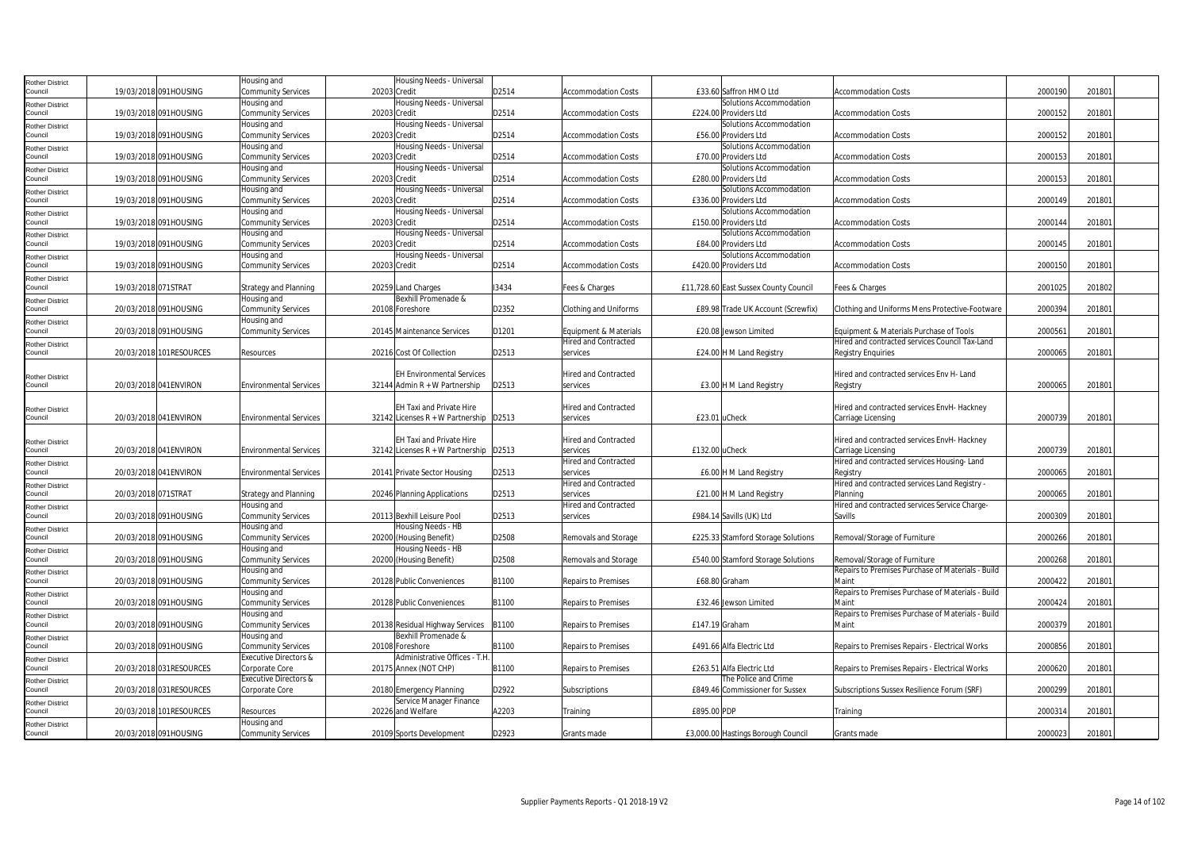| Rother District Council | 19/03/2018 | 091HOUSING | Housing and Community Services | 20203 | Housing Needs - Universal Credit | D2514 | Accommodation Costs | £33.60 | Saffron HMO Ltd | Accommodation Costs | 2000190 | 201801 | |
|---|---|---|---|---|---|---|---|---|---|---|---|---|---|
| Rother District Council | 19/03/2018 | 091HOUSING | Housing and Community Services | 20203 | Housing Needs - Universal Credit | D2514 | Accommodation Costs | £224.00 | Solutions Accommodation Providers Ltd | Accommodation Costs | 2000152 | 201801 | |
| Rother District Council | 19/03/2018 | 091HOUSING | Housing and Community Services | 20203 | Housing Needs - Universal Credit | D2514 | Accommodation Costs | £56.00 | Solutions Accommodation Providers Ltd | Accommodation Costs | 2000152 | 201801 | |
| Rother District Council | 19/03/2018 | 091HOUSING | Housing and Community Services | 20203 | Housing Needs - Universal Credit | D2514 | Accommodation Costs | £70.00 | Solutions Accommodation Providers Ltd | Accommodation Costs | 2000153 | 201801 | |
| Rother District Council | 19/03/2018 | 091HOUSING | Housing and Community Services | 20203 | Housing Needs - Universal Credit | D2514 | Accommodation Costs | £280.00 | Solutions Accommodation Providers Ltd | Accommodation Costs | 2000153 | 201801 | |
| Rother District Council | 19/03/2018 | 091HOUSING | Housing and Community Services | 20203 | Housing Needs - Universal Credit | D2514 | Accommodation Costs | £336.00 | Solutions Accommodation Providers Ltd | Accommodation Costs | 2000149 | 201801 | |
| Rother District Council | 19/03/2018 | 091HOUSING | Housing and Community Services | 20203 | Housing Needs - Universal Credit | D2514 | Accommodation Costs | £150.00 | Solutions Accommodation Providers Ltd | Accommodation Costs | 2000144 | 201801 | |
| Rother District Council | 19/03/2018 | 091HOUSING | Housing and Community Services | 20203 | Housing Needs - Universal Credit | D2514 | Accommodation Costs | £84.00 | Solutions Accommodation Providers Ltd | Accommodation Costs | 2000145 | 201801 | |
| Rother District Council | 19/03/2018 | 091HOUSING | Housing and Community Services | 20203 | Housing Needs - Universal Credit | D2514 | Accommodation Costs | £420.00 | Solutions Accommodation Providers Ltd | Accommodation Costs | 2000150 | 201801 | |
| Rother District Council | 19/03/2018 | 071STRAT | Strategy and Planning | 20259 | Land Charges | I3434 | Fees & Charges | £11,728.60 | East Sussex County Council | Fees & Charges | 2001025 | 201802 | |
| Rother District Council | 20/03/2018 | 091HOUSING | Housing and Community Services | 20108 | Bexhill Promenade & Foreshore | D2352 | Clothing and Uniforms | £89.98 | Trade UK Account (Screwfix) | Clothing and Uniforms Mens Protective-Footware | 2000394 | 201801 | |
| Rother District Council | 20/03/2018 | 091HOUSING | Housing and Community Services | 20145 | Maintenance Services | D1201 | Equipment & Materials | £20.08 | Jewson Limited | Equipment & Materials Purchase of Tools | 2000561 | 201801 | |
| Rother District Council | 20/03/2018 | 101RESOURCES | Resources | 20216 | Cost Of Collection | D2513 | Hired and Contracted services | £24.00 | H M Land Registry | Hired and contracted services Council Tax-Land Registry Enquiries | 2000065 | 201801 | |
| Rother District Council | 20/03/2018 | 041ENVIRON | Environmental Services | 32144 | EH Environmental Services Admin R + W Partnership | D2513 | Hired and Contracted services | £3.00 | H M Land Registry | Hired and contracted services Env H- Land Registry | 2000065 | 201801 | |
| Rother District Council | 20/03/2018 | 041ENVIRON | Environmental Services | 32142 | EH Taxi and Private Hire Licenses R + W Partnership | D2513 | Hired and Contracted services | £23.01 | uCheck | Hired and contracted services EnvH- Hackney Carriage Licensing | 2000739 | 201801 | |
| Rother District Council | 20/03/2018 | 041ENVIRON | Environmental Services | 32142 | EH Taxi and Private Hire Licenses R + W Partnership | D2513 | Hired and Contracted services | £132.00 | uCheck | Hired and contracted services EnvH- Hackney Carriage Licensing | 2000739 | 201801 | |
| Rother District Council | 20/03/2018 | 041ENVIRON | Environmental Services | 20141 | Private Sector Housing | D2513 | Hired and Contracted services | £6.00 | H M Land Registry | Hired and contracted services Housing- Land Registry | 2000065 | 201801 | |
| Rother District Council | 20/03/2018 | 071STRAT | Strategy and Planning | 20246 | Planning Applications | D2513 | Hired and Contracted services | £21.00 | H M Land Registry | Hired and contracted services Land Registry - Planning | 2000065 | 201801 | |
| Rother District Council | 20/03/2018 | 091HOUSING | Housing and Community Services | 20113 | Bexhill Leisure Pool | D2513 | Hired and Contracted services | £984.14 | Savills (UK) Ltd | Hired and contracted services Service Charge-Savills | 2000309 | 201801 | |
| Rother District Council | 20/03/2018 | 091HOUSING | Housing and Community Services | 20200 | Housing Needs - HB (Housing Benefit) | D2508 | Removals and Storage | £225.33 | Stamford Storage Solutions | Removal/Storage of Furniture | 2000266 | 201801 | |
| Rother District Council | 20/03/2018 | 091HOUSING | Housing and Community Services | 20200 | Housing Needs - HB (Housing Benefit) | D2508 | Removals and Storage | £540.00 | Stamford Storage Solutions | Removal/Storage of Furniture | 2000268 | 201801 | |
| Rother District Council | 20/03/2018 | 091HOUSING | Housing and Community Services | 20128 | Public Conveniences | B1100 | Repairs to Premises | £68.80 | Graham | Repairs to Premises Purchase of Materials - Build Maint | 2000422 | 201801 | |
| Rother District Council | 20/03/2018 | 091HOUSING | Housing and Community Services | 20128 | Public Conveniences | B1100 | Repairs to Premises | £32.46 | Jewson Limited | Repairs to Premises Purchase of Materials - Build Maint | 2000424 | 201801 | |
| Rother District Council | 20/03/2018 | 091HOUSING | Housing and Community Services | 20138 | Residual Highway Services | B1100 | Repairs to Premises | £147.19 | Graham | Repairs to Premises Purchase of Materials - Build Maint | 2000379 | 201801 | |
| Rother District Council | 20/03/2018 | 091HOUSING | Housing and Community Services | 20108 | Bexhill Promenade & Foreshore | B1100 | Repairs to Premises | £491.66 | Alfa Electric Ltd | Repairs to Premises Repairs - Electrical Works | 2000856 | 201801 | |
| Rother District Council | 20/03/2018 | 031RESOURCES | Executive Directors & Corporate Core | 20175 | Administrative Offices - T.H. Annex (NOT CHP) | B1100 | Repairs to Premises | £263.51 | Alfa Electric Ltd | Repairs to Premises Repairs - Electrical Works | 2000620 | 201801 | |
| Rother District Council | 20/03/2018 | 031RESOURCES | Executive Directors & Corporate Core | 20180 | Emergency Planning | D2922 | Subscriptions | £849.46 | The Police and Crime Commissioner for Sussex | Subscriptions Sussex Resilience Forum (SRF) | 2000299 | 201801 | |
| Rother District Council | 20/03/2018 | 101RESOURCES | Resources | 20226 | Service Manager Finance and Welfare | A2203 | Training | £895.00 | PDP | Training | 2000314 | 201801 | |
| Rother District Council | 20/03/2018 | 091HOUSING | Housing and Community Services | 20109 | Sports Development | D2923 | Grants made | £3,000.00 | Hastings Borough Council | Grants made | 2000023 | 201801 | |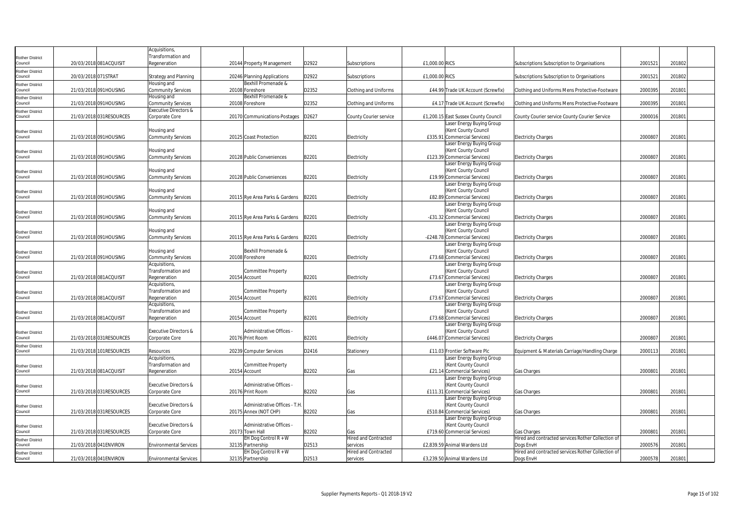| | | | | | | | | | | | | | |
|---|---|---|---|---|---|---|---|---|---|---|---|---|---|
| Rother District Council | 20/03/2018 | 081ACQUISIT | Acquisitions, Transformation and Regeneration | 20144 | Property Management | D2922 | Subscriptions | £1,000.00 | RICS | Subscriptions Subscription to Organisations | 2001521 | 201802 | |
| Rother District Council | 20/03/2018 | 071STRAT | Strategy and Planning | 20246 | Planning Applications | D2922 | Subscriptions | £1,000.00 | RICS | Subscriptions Subscription to Organisations | 2001521 | 201802 | |
| Rother District Council | 21/03/2018 | 091HOUSING | Housing and Community Services | 20108 | Bexhill Promenade & Foreshore | D2352 | Clothing and Uniforms | £44.99 | Trade UK Account (Screwfix) | Clothing and Uniforms Mens Protective-Footware | 2000395 | 201801 | |
| Rother District Council | 21/03/2018 | 091HOUSING | Housing and Community Services | 20108 | Bexhill Promenade & Foreshore | D2352 | Clothing and Uniforms | £4.17 | Trade UK Account (Screwfix) | Clothing and Uniforms Mens Protective-Footware | 2000395 | 201801 | |
| Rother District Council | 21/03/2018 | 031RESOURCES | Executive Directors & Corporate Core | 20170 | Communications-Postages | D2627 | County Courier service | £1,200.15 | East Sussex County Council | County Courier service County Courier Service | 2000016 | 201801 | |
| Rother District Council | 21/03/2018 | 091HOUSING | Housing and Community Services | 20125 | Coast Protection | B2201 | Electricity | £335.91 | Laser Energy Buying Group (Kent County Council Commercial Services) | Electricity Charges | 2000807 | 201801 | |
| Rother District Council | 21/03/2018 | 091HOUSING | Housing and Community Services | 20128 | Public Conveniences | B2201 | Electricity | £123.39 | Laser Energy Buying Group (Kent County Council Commercial Services) | Electricity Charges | 2000807 | 201801 | |
| Rother District Council | 21/03/2018 | 091HOUSING | Housing and Community Services | 20128 | Public Conveniences | B2201 | Electricity | £19.99 | Laser Energy Buying Group (Kent County Council Commercial Services) | Electricity Charges | 2000807 | 201801 | |
| Rother District Council | 21/03/2018 | 091HOUSING | Housing and Community Services | 20115 | Rye Area Parks & Gardens | B2201 | Electricity | £82.89 | Laser Energy Buying Group (Kent County Council Commercial Services) | Electricity Charges | 2000807 | 201801 | |
| Rother District Council | 21/03/2018 | 091HOUSING | Housing and Community Services | 20115 | Rye Area Parks & Gardens | B2201 | Electricity | -£31.32 | Laser Energy Buying Group (Kent County Council Commercial Services) | Electricity Charges | 2000807 | 201801 | |
| Rother District Council | 21/03/2018 | 091HOUSING | Housing and Community Services | 20115 | Rye Area Parks & Gardens | B2201 | Electricity | -£248.78 | Laser Energy Buying Group (Kent County Council Commercial Services) | Electricity Charges | 2000807 | 201801 | |
| Rother District Council | 21/03/2018 | 091HOUSING | Housing and Community Services | 20108 | Bexhill Promenade & Foreshore | B2201 | Electricity | £73.68 | Laser Energy Buying Group (Kent County Council Commercial Services) | Electricity Charges | 2000807 | 201801 | |
| Rother District Council | 21/03/2018 | 081ACQUISIT | Acquisitions, Transformation and Regeneration | 20154 | Committee Property Account | B2201 | Electricity | £73.67 | Laser Energy Buying Group (Kent County Council Commercial Services) | Electricity Charges | 2000807 | 201801 | |
| Rother District Council | 21/03/2018 | 081ACQUISIT | Acquisitions, Transformation and Regeneration | 20154 | Committee Property Account | B2201 | Electricity | £73.67 | Laser Energy Buying Group (Kent County Council Commercial Services) | Electricity Charges | 2000807 | 201801 | |
| Rother District Council | 21/03/2018 | 081ACQUISIT | Acquisitions, Transformation and Regeneration | 20154 | Committee Property Account | B2201 | Electricity | £73.68 | Laser Energy Buying Group (Kent County Council Commercial Services) | Electricity Charges | 2000807 | 201801 | |
| Rother District Council | 21/03/2018 | 031RESOURCES | Executive Directors & Corporate Core | 20176 | Administrative Offices - Print Room | B2201 | Electricity | £446.07 | Laser Energy Buying Group (Kent County Council Commercial Services) | Electricity Charges | 2000807 | 201801 | |
| Rother District Council | 21/03/2018 | 101RESOURCES | Resources | 20239 | Computer Services | D2416 | Stationery | £11.03 | Frontier Software Plc | Equipment & Materials Carriage/Handling Charge | 2000113 | 201801 | |
| Rother District Council | 21/03/2018 | 081ACQUISIT | Acquisitions, Transformation and Regeneration | 20154 | Committee Property Account | B2202 | Gas | £21.14 | Laser Energy Buying Group (Kent County Council Commercial Services) | Gas Charges | 2000801 | 201801 | |
| Rother District Council | 21/03/2018 | 031RESOURCES | Executive Directors & Corporate Core | 20176 | Administrative Offices - Print Room | B2202 | Gas | £111.31 | Laser Energy Buying Group (Kent County Council Commercial Services) | Gas Charges | 2000801 | 201801 | |
| Rother District Council | 21/03/2018 | 031RESOURCES | Executive Directors & Corporate Core | 20175 | Administrative Offices - T.H. Annex (NOT CHP) | B2202 | Gas | £510.84 | Laser Energy Buying Group (Kent County Council Commercial Services) | Gas Charges | 2000801 | 201801 | |
| Rother District Council | 21/03/2018 | 031RESOURCES | Executive Directors & Corporate Core | 20173 | Administrative Offices - Town Hall | B2202 | Gas | £719.60 | Laser Energy Buying Group (Kent County Council Commercial Services) | Gas Charges | 2000801 | 201801 | |
| Rother District Council | 21/03/2018 | 041ENVIRON | Environmental Services | 32135 | EH Dog Control R + W Partnership | D2513 | Hired and Contracted services | £2,839.59 | Animal Wardens Ltd | Hired and contracted services Rother Collection of Dogs EnvH | 2000576 | 201801 | |
| Rother District Council | 21/03/2018 | 041ENVIRON | Environmental Services | 32135 | EH Dog Control R + W Partnership | D2513 | Hired and Contracted services | £3,239.50 | Animal Wardens Ltd | Hired and contracted services Rother Collection of Dogs EnvH | 2000578 | 201801 | |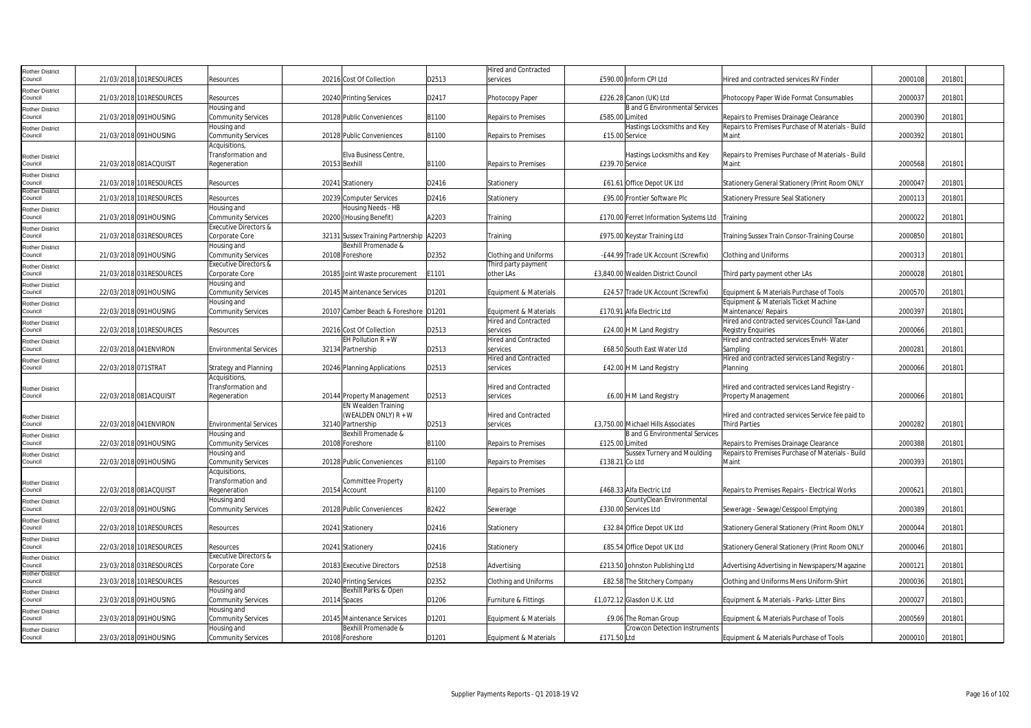| | | | | | | | | | | | | | |
|---|---|---|---|---|---|---|---|---|---|---|---|---|---|
| Rother District Council | 21/03/2018 | 101RESOURCES | Resources | 20216 | Cost Of Collection | D2513 | Hired and Contracted services | £590.00 | Inform CPI Ltd | Hired and contracted services RV Finder | 2000108 | 201801 | |
| Rother District Council | 21/03/2018 | 101RESOURCES | Resources | 20240 | Printing Services | D2417 | Photocopy Paper | £226.28 | Canon (UK) Ltd | Photocopy Paper Wide Format Consumables | 2000037 | 201801 | |
| Rother District Council | 21/03/2018 | 091HOUSING | Housing and Community Services | 20128 | Public Conveniences | B1100 | Repairs to Premises | £585.00 | B and G Environmental Services Limited | Repairs to Premises Drainage Clearance | 2000390 | 201801 | |
| Rother District Council | 21/03/2018 | 091HOUSING | Housing and Community Services | 20128 | Public Conveniences | B1100 | Repairs to Premises | £15.00 | Hastings Locksmiths and Key Service | Repairs to Premises Purchase of Materials - Build Maint | 2000392 | 201801 | |
| Rother District Council | 21/03/2018 | 081ACQUISIT | Acquisitions, Transformation and Regeneration | 20153 | Elva Business Centre, Bexhill | B1100 | Repairs to Premises | £239.70 | Hastings Locksmiths and Key Service | Repairs to Premises Purchase of Materials - Build Maint | 2000568 | 201801 | |
| Rother District Council | 21/03/2018 | 101RESOURCES | Resources | 20241 | Stationery | D2416 | Stationery | £61.61 | Office Depot UK Ltd | Stationery General Stationery (Print Room ONLY | 2000047 | 201801 | |
| Rother District Council | 21/03/2018 | 101RESOURCES | Resources | 20239 | Computer Services | D2416 | Stationery | £95.00 | Frontier Software Plc | Stationery Pressure Seal Stationery | 2000113 | 201801 | |
| Rother District Council | 21/03/2018 | 091HOUSING | Housing and Community Services | 20200 | Housing Needs - HB (Housing Benefit) | A2203 | Training | £170.00 | Ferret Information Systems Ltd | Training | 2000022 | 201801 | |
| Rother District Council | 21/03/2018 | 031RESOURCES | Executive Directors & Corporate Core | 32131 | Sussex Training Partnership | A2203 | Training | £975.00 | Keystar Training Ltd | Training Sussex Train Consor-Training Course | 2000850 | 201801 | |
| Rother District Council | 21/03/2018 | 091HOUSING | Housing and Community Services | 20108 | Bexhill Promenade & Foreshore | D2352 | Clothing and Uniforms | -£44.99 | Trade UK Account (Screwfix) | Clothing and Uniforms | 2000313 | 201801 | |
| Rother District Council | 21/03/2018 | 031RESOURCES | Executive Directors & Corporate Core | 20185 | Joint Waste procurement | E1101 | Third party payment other LAs | £3,840.00 | Wealden District Council | Third party payment other LAs | 2000028 | 201801 | |
| Rother District Council | 22/03/2018 | 091HOUSING | Housing and Community Services | 20145 | Maintenance Services | D1201 | Equipment & Materials | £24.57 | Trade UK Account (Screwfix) | Equipment & Materials Purchase of Tools | 2000570 | 201801 | |
| Rother District Council | 22/03/2018 | 091HOUSING | Housing and Community Services | 20107 | Camber Beach & Foreshore | D1201 | Equipment & Materials | £170.91 | Alfa Electric Ltd | Equipment & Materials Ticket Machine Maintenance/ Repairs | 2000397 | 201801 | |
| Rother District Council | 22/03/2018 | 101RESOURCES | Resources | 20216 | Cost Of Collection | D2513 | Hired and Contracted services | £24.00 | H M Land Registry | Hired and contracted services Council Tax-Land Registry Enquiries | 2000066 | 201801 | |
| Rother District Council | 22/03/2018 | 041ENVIRON | Environmental Services | 32134 | EH Pollution R + W Partnership | D2513 | Hired and Contracted services | £68.50 | South East Water Ltd | Hired and contracted services EnvH- Water Sampling | 2000281 | 201801 | |
| Rother District Council | 22/03/2018 | 071STRAT | Strategy and Planning | 20246 | Planning Applications | D2513 | Hired and Contracted services | £42.00 | H M Land Registry | Hired and contracted services Land Registry - Planning | 2000066 | 201801 | |
| Rother District Council | 22/03/2018 | 081ACQUISIT | Acquisitions, Transformation and Regeneration | 20144 | Property Management | D2513 | Hired and Contracted services | £6.00 | H M Land Registry | Hired and contracted services Land Registry - Property Management | 2000066 | 201801 | |
| Rother District Council | 22/03/2018 | 041ENVIRON | Environmental Services | 32140 | EN Wealden Training (WEALDEN ONLY) R + W Partnership | D2513 | Hired and Contracted services | £3,750.00 | Michael Hills Associates | Hired and contracted services Service fee paid to Third Parties | 2000282 | 201801 | |
| Rother District Council | 22/03/2018 | 091HOUSING | Housing and Community Services | 20108 | Bexhill Promenade & Foreshore | B1100 | Repairs to Premises | £125.00 | B and G Environmental Services Limited | Repairs to Premises Drainage Clearance | 2000388 | 201801 | |
| Rother District Council | 22/03/2018 | 091HOUSING | Housing and Community Services | 20128 | Public Conveniences | B1100 | Repairs to Premises | £138.21 | Sussex Turnery and Moulding Co Ltd | Repairs to Premises Purchase of Materials - Build Maint | 2000393 | 201801 | |
| Rother District Council | 22/03/2018 | 081ACQUISIT | Acquisitions, Transformation and Regeneration | 20154 | Committee Property Account | B1100 | Repairs to Premises | £468.33 | Alfa Electric Ltd | Repairs to Premises Repairs - Electrical Works | 2000621 | 201801 | |
| Rother District Council | 22/03/2018 | 091HOUSING | Housing and Community Services | 20128 | Public Conveniences | B2422 | Sewerage | £330.00 | CountyClean Environmental Services Ltd | Sewerage - Sewage/Cesspool Emptying | 2000389 | 201801 | |
| Rother District Council | 22/03/2018 | 101RESOURCES | Resources | 20241 | Stationery | D2416 | Stationery | £32.84 | Office Depot UK Ltd | Stationery General Stationery (Print Room ONLY | 2000044 | 201801 | |
| Rother District Council | 22/03/2018 | 101RESOURCES | Resources | 20241 | Stationery | D2416 | Stationery | £85.54 | Office Depot UK Ltd | Stationery General Stationery (Print Room ONLY | 2000046 | 201801 | |
| Rother District Council | 23/03/2018 | 031RESOURCES | Executive Directors & Corporate Core | 20183 | Executive Directors | D2518 | Advertising | £213.50 | Johnston Publishing Ltd | Advertising Advertising in Newspapers/Magazine | 2000121 | 201801 | |
| Rother District Council | 23/03/2018 | 101RESOURCES | Resources | 20240 | Printing Services | D2352 | Clothing and Uniforms | £82.58 | The Stitchery Company | Clothing and Uniforms Mens Uniform-Shirt | 2000036 | 201801 | |
| Rother District Council | 23/03/2018 | 091HOUSING | Housing and Community Services | 20114 | Bexhill Parks & Open Spaces | D1206 | Furniture & Fittings | £1,072.12 | Glasdon U.K. Ltd | Equipment & Materials - Parks- Litter Bins | 2000027 | 201801 | |
| Rother District Council | 23/03/2018 | 091HOUSING | Housing and Community Services | 20145 | Maintenance Services | D1201 | Equipment & Materials | £9.06 | The Roman Group | Equipment & Materials Purchase of Tools | 2000569 | 201801 | |
| Rother District Council | 23/03/2018 | 091HOUSING | Housing and Community Services | 20108 | Bexhill Promenade & Foreshore | D1201 | Equipment & Materials | £171.50 | Crowcon Detection Instruments Ltd | Equipment & Materials Purchase of Tools | 2000010 | 201801 | |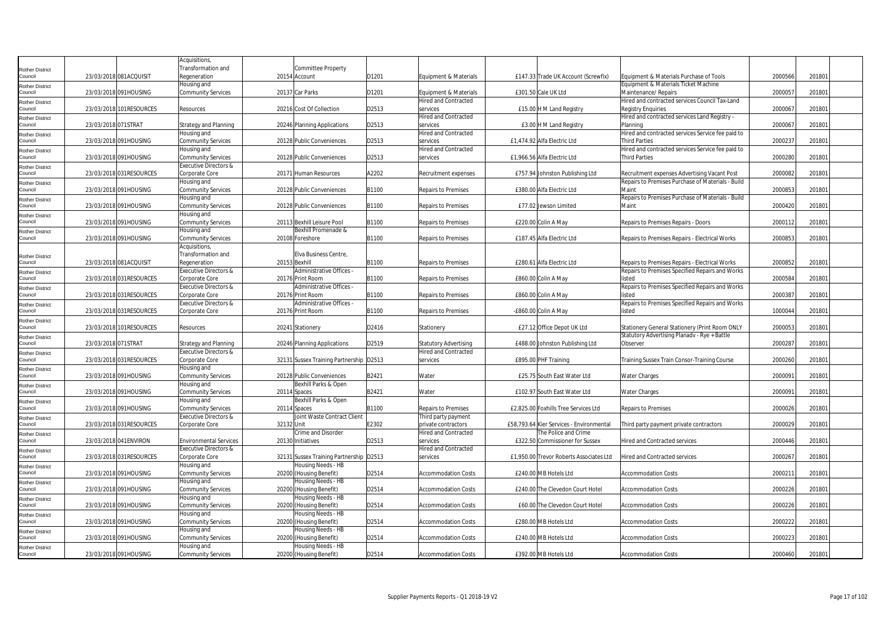| | | | | | | | | | | | | |
|---|---|---|---|---|---|---|---|---|---|---|---|---|
| Rother District Council | 23/03/2018 | 081ACQUISIT | Acquisitions, Transformation and Regeneration | 20154 | Committee Property Account | D1201 | Equipment & Materials | £147.33 | Trade UK Account (Screwfix) | Equipment & Materials Purchase of Tools | 2000566 | 201801 |
| Rother District Council | 23/03/2018 | 091HOUSING | Housing and Community Services | 20137 | Car Parks | D1201 | Equipment & Materials | £301.50 | Cale UK Ltd | Equipment & Materials Ticket Machine Maintenance/ Repairs | 2000057 | 201801 |
| Rother District Council | 23/03/2018 | 101RESOURCES | Resources | 20216 | Cost Of Collection | D2513 | Hired and Contracted services | £15.00 | H M Land Registry | Hired and contracted services Council Tax-Land Registry Enquiries | 2000067 | 201801 |
| Rother District Council | 23/03/2018 | 071STRAT | Strategy and Planning | 20246 | Planning Applications | D2513 | Hired and Contracted services | £3.00 | H M Land Registry | Hired and contracted services Land Registry - Planning | 2000067 | 201801 |
| Rother District Council | 23/03/2018 | 091HOUSING | Housing and Community Services | 20128 | Public Conveniences | D2513 | Hired and Contracted services | £1,474.92 | Alfa Electric Ltd | Hired and contracted services Service fee paid to Third Parties | 2000237 | 201801 |
| Rother District Council | 23/03/2018 | 091HOUSING | Housing and Community Services | 20128 | Public Conveniences | D2513 | Hired and Contracted services | £1,966.56 | Alfa Electric Ltd | Hired and contracted services Service fee paid to Third Parties | 2000280 | 201801 |
| Rother District Council | 23/03/2018 | 031RESOURCES | Executive Directors & Corporate Core | 20171 | Human Resources | A2202 | Recruitment expenses | £757.94 | Johnston Publishing Ltd | Recruitment expenses Advertising Vacant Post | 2000082 | 201801 |
| Rother District Council | 23/03/2018 | 091HOUSING | Housing and Community Services | 20128 | Public Conveniences | B1100 | Repairs to Premises | £380.00 | Alfa Electric Ltd | Repairs to Premises Purchase of Materials - Build Maint | 2000853 | 201801 |
| Rother District Council | 23/03/2018 | 091HOUSING | Housing and Community Services | 20128 | Public Conveniences | B1100 | Repairs to Premises | £77.02 | Jewson Limited | Repairs to Premises Purchase of Materials - Build Maint | 2000420 | 201801 |
| Rother District Council | 23/03/2018 | 091HOUSING | Housing and Community Services | 20113 | Bexhill Leisure Pool | B1100 | Repairs to Premises | £220.00 | Colin A May | Repairs to Premises Repairs - Doors | 2000112 | 201801 |
| Rother District Council | 23/03/2018 | 091HOUSING | Housing and Community Services | 20108 | Bexhill Promenade & Foreshore | B1100 | Repairs to Premises | £187.45 | Alfa Electric Ltd | Repairs to Premises Repairs - Electrical Works | 2000853 | 201801 |
| Rother District Council | 23/03/2018 | 081ACQUISIT | Acquisitions, Transformation and Regeneration | 20153 | Elva Business Centre, Bexhill | B1100 | Repairs to Premises | £280.61 | Alfa Electric Ltd | Repairs to Premises Repairs - Electrical Works | 2000852 | 201801 |
| Rother District Council | 23/03/2018 | 031RESOURCES | Executive Directors & Corporate Core | 20176 | Administrative Offices - Print Room | B1100 | Repairs to Premises | £860.00 | Colin A May | Repairs to Premises Specified Repairs and Works listed | 2000584 | 201801 |
| Rother District Council | 23/03/2018 | 031RESOURCES | Executive Directors & Corporate Core | 20176 | Administrative Offices - Print Room | B1100 | Repairs to Premises | £860.00 | Colin A May | Repairs to Premises Specified Repairs and Works listed | 2000387 | 201801 |
| Rother District Council | 23/03/2018 | 031RESOURCES | Executive Directors & Corporate Core | 20176 | Administrative Offices - Print Room | B1100 | Repairs to Premises | -£860.00 | Colin A May | Repairs to Premises Specified Repairs and Works listed | 1000044 | 201801 |
| Rother District Council | 23/03/2018 | 101RESOURCES | Resources | 20241 | Stationery | D2416 | Stationery | £27.12 | Office Depot UK Ltd | Stationery General Stationery (Print Room ONLY | 2000053 | 201801 |
| Rother District Council | 23/03/2018 | 071STRAT | Strategy and Planning | 20246 | Planning Applications | D2519 | Statutory Advertising | £488.00 | Johnston Publishing Ltd | Statutory Advertising Planadv - Rye + Battle Observer | 2000287 | 201801 |
| Rother District Council | 23/03/2018 | 031RESOURCES | Executive Directors & Corporate Core | 32131 | Sussex Training Partnership | D2513 | Hired and Contracted services | £895.00 | PHF Training | Training Sussex Train Consor-Training Course | 2000260 | 201801 |
| Rother District Council | 23/03/2018 | 091HOUSING | Housing and Community Services | 20128 | Public Conveniences | B2421 | Water | £25.75 | South East Water Ltd | Water Charges | 2000091 | 201801 |
| Rother District Council | 23/03/2018 | 091HOUSING | Housing and Community Services | 20114 | Bexhill Parks & Open Spaces | B2421 | Water | £102.97 | South East Water Ltd | Water Charges | 2000091 | 201801 |
| Rother District Council | 23/03/2018 | 091HOUSING | Housing and Community Services | 20114 | Bexhill Parks & Open Spaces | B1100 | Repairs to Premises | £2,825.00 | Foxhills Tree Services Ltd | Repairs to Premises | 2000026 | 201801 |
| Rother District Council | 23/03/2018 | 031RESOURCES | Executive Directors & Corporate Core | 32132 | Joint Waste Contract Client Unit | E2302 | Third party payment private contractors | £58,793.64 | Kier Services - Environmental | Third party payment private contractors | 2000029 | 201801 |
| Rother District Council | 23/03/2018 | 041ENVIRON | Environmental Services | 20130 | Crime and Disorder Initiatives | D2513 | Hired and Contracted services | £322.50 | The Police and Crime Commissioner for Sussex | Hired and Contracted services | 2000446 | 201801 |
| Rother District Council | 23/03/2018 | 031RESOURCES | Executive Directors & Corporate Core | 32131 | Sussex Training Partnership | D2513 | Hired and Contracted services | £1,950.00 | Trevor Roberts Associates Ltd | Hired and Contracted services | 2000267 | 201801 |
| Rother District Council | 23/03/2018 | 091HOUSING | Housing and Community Services | 20200 | Housing Needs - HB (Housing Benefit) | D2514 | Accommodation Costs | £240.00 | MB Hotels Ltd | Accommodation Costs | 2000211 | 201801 |
| Rother District Council | 23/03/2018 | 091HOUSING | Housing and Community Services | 20200 | Housing Needs - HB (Housing Benefit) | D2514 | Accommodation Costs | £240.00 | The Clevedon Court Hotel | Accommodation Costs | 2000226 | 201801 |
| Rother District Council | 23/03/2018 | 091HOUSING | Housing and Community Services | 20200 | Housing Needs - HB (Housing Benefit) | D2514 | Accommodation Costs | £60.00 | The Clevedon Court Hotel | Accommodation Costs | 2000226 | 201801 |
| Rother District Council | 23/03/2018 | 091HOUSING | Housing and Community Services | 20200 | Housing Needs - HB (Housing Benefit) | D2514 | Accommodation Costs | £280.00 | MB Hotels Ltd | Accommodation Costs | 2000222 | 201801 |
| Rother District Council | 23/03/2018 | 091HOUSING | Housing and Community Services | 20200 | Housing Needs - HB (Housing Benefit) | D2514 | Accommodation Costs | £240.00 | MB Hotels Ltd | Accommodation Costs | 2000223 | 201801 |
| Rother District Council | 23/03/2018 | 091HOUSING | Housing and Community Services | 20200 | Housing Needs - HB (Housing Benefit) | D2514 | Accommodation Costs | £392.00 | MB Hotels Ltd | Accommodation Costs | 2000460 | 201801 |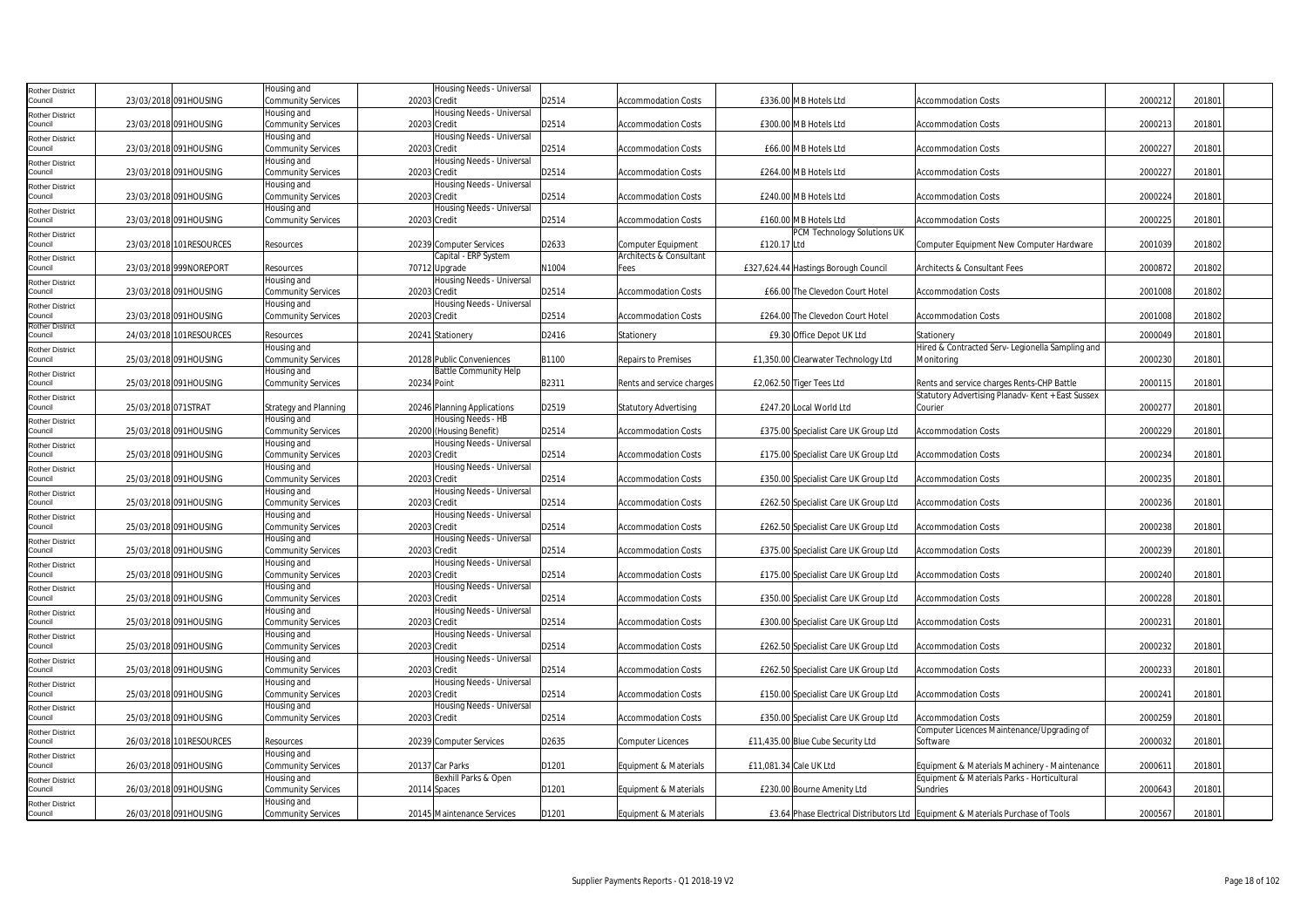| Rother District Council | 23/03/2018 | 091HOUSING | Housing and Community Services | 20203 | Housing Needs - Universal Credit | D2514 | Accommodation Costs | £336.00 | MB Hotels Ltd | Accommodation Costs | 2000212 | 201801 |
|---|---|---|---|---|---|---|---|---|---|---|---|---|
| Rother District Council | 23/03/2018 | 091HOUSING | Housing and Community Services | 20203 | Housing Needs - Universal Credit | D2514 | Accommodation Costs | £300.00 | MB Hotels Ltd | Accommodation Costs | 2000213 | 201801 |
| Rother District Council | 23/03/2018 | 091HOUSING | Housing and Community Services | 20203 | Housing Needs - Universal Credit | D2514 | Accommodation Costs | £66.00 | MB Hotels Ltd | Accommodation Costs | 2000227 | 201801 |
| Rother District Council | 23/03/2018 | 091HOUSING | Housing and Community Services | 20203 | Housing Needs - Universal Credit | D2514 | Accommodation Costs | £264.00 | MB Hotels Ltd | Accommodation Costs | 2000227 | 201801 |
| Rother District Council | 23/03/2018 | 091HOUSING | Housing and Community Services | 20203 | Housing Needs - Universal Credit | D2514 | Accommodation Costs | £240.00 | MB Hotels Ltd | Accommodation Costs | 2000224 | 201801 |
| Rother District Council | 23/03/2018 | 091HOUSING | Housing and Community Services | 20203 | Housing Needs - Universal Credit | D2514 | Accommodation Costs | £160.00 | MB Hotels Ltd | Accommodation Costs | 2000225 | 201801 |
| Rother District Council | 23/03/2018 | 101RESOURCES | Resources | 20239 | Computer Services | D2633 | Computer Equipment | £120.17 | PCM Technology Solutions UK Ltd | Computer Equipment New Computer Hardware | 2001039 | 201802 |
| Rother District Council | 23/03/2018 | 999NOREPORT | Resources | 70712 | Capital - ERP System Upgrade | N1004 | Architects & Consultant Fees | £327,624.44 | Hastings Borough Council | Architects & Consultant Fees | 2000872 | 201802 |
| Rother District Council | 23/03/2018 | 091HOUSING | Housing and Community Services | 20203 | Housing Needs - Universal Credit | D2514 | Accommodation Costs | £66.00 | The Clevedon Court Hotel | Accommodation Costs | 2001008 | 201802 |
| Rother District Council | 23/03/2018 | 091HOUSING | Housing and Community Services | 20203 | Housing Needs - Universal Credit | D2514 | Accommodation Costs | £264.00 | The Clevedon Court Hotel | Accommodation Costs | 2001008 | 201802 |
| Rother District Council | 24/03/2018 | 101RESOURCES | Resources | 20241 | Stationery | D2416 | Stationery | £9.30 | Office Depot UK Ltd | Stationery | 2000049 | 201801 |
| Rother District Council | 25/03/2018 | 091HOUSING | Housing and Community Services | 20128 | Public Conveniences | B1100 | Repairs to Premises | £1,350.00 | Clearwater Technology Ltd | Hired & Contracted Serv- Legionella Sampling and Monitoring | 2000230 | 201801 |
| Rother District Council | 25/03/2018 | 091HOUSING | Housing and Community Services | 20234 | Battle Community Help Point | B2311 | Rents and service charges | £2,062.50 | Tiger Tees Ltd | Rents and service charges Rents-CHP Battle | 2000115 | 201801 |
| Rother District Council | 25/03/2018 | 071STRAT | Strategy and Planning | 20246 | Planning Applications | D2519 | Statutory Advertising | £247.20 | Local World Ltd | Statutory Advertising Planadv- Kent + East Sussex Courier | 2000277 | 201801 |
| Rother District Council | 25/03/2018 | 091HOUSING | Housing and Community Services | 20200 | Housing Needs - HB (Housing Benefit) | D2514 | Accommodation Costs | £375.00 | Specialist Care UK Group Ltd | Accommodation Costs | 2000229 | 201801 |
| Rother District Council | 25/03/2018 | 091HOUSING | Housing and Community Services | 20203 | Housing Needs - Universal Credit | D2514 | Accommodation Costs | £175.00 | Specialist Care UK Group Ltd | Accommodation Costs | 2000234 | 201801 |
| Rother District Council | 25/03/2018 | 091HOUSING | Housing and Community Services | 20203 | Housing Needs - Universal Credit | D2514 | Accommodation Costs | £350.00 | Specialist Care UK Group Ltd | Accommodation Costs | 2000235 | 201801 |
| Rother District Council | 25/03/2018 | 091HOUSING | Housing and Community Services | 20203 | Housing Needs - Universal Credit | D2514 | Accommodation Costs | £262.50 | Specialist Care UK Group Ltd | Accommodation Costs | 2000236 | 201801 |
| Rother District Council | 25/03/2018 | 091HOUSING | Housing and Community Services | 20203 | Housing Needs - Universal Credit | D2514 | Accommodation Costs | £262.50 | Specialist Care UK Group Ltd | Accommodation Costs | 2000238 | 201801 |
| Rother District Council | 25/03/2018 | 091HOUSING | Housing and Community Services | 20203 | Housing Needs - Universal Credit | D2514 | Accommodation Costs | £375.00 | Specialist Care UK Group Ltd | Accommodation Costs | 2000239 | 201801 |
| Rother District Council | 25/03/2018 | 091HOUSING | Housing and Community Services | 20203 | Housing Needs - Universal Credit | D2514 | Accommodation Costs | £175.00 | Specialist Care UK Group Ltd | Accommodation Costs | 2000240 | 201801 |
| Rother District Council | 25/03/2018 | 091HOUSING | Housing and Community Services | 20203 | Housing Needs - Universal Credit | D2514 | Accommodation Costs | £350.00 | Specialist Care UK Group Ltd | Accommodation Costs | 2000228 | 201801 |
| Rother District Council | 25/03/2018 | 091HOUSING | Housing and Community Services | 20203 | Housing Needs - Universal Credit | D2514 | Accommodation Costs | £300.00 | Specialist Care UK Group Ltd | Accommodation Costs | 2000231 | 201801 |
| Rother District Council | 25/03/2018 | 091HOUSING | Housing and Community Services | 20203 | Housing Needs - Universal Credit | D2514 | Accommodation Costs | £262.50 | Specialist Care UK Group Ltd | Accommodation Costs | 2000232 | 201801 |
| Rother District Council | 25/03/2018 | 091HOUSING | Housing and Community Services | 20203 | Housing Needs - Universal Credit | D2514 | Accommodation Costs | £262.50 | Specialist Care UK Group Ltd | Accommodation Costs | 2000233 | 201801 |
| Rother District Council | 25/03/2018 | 091HOUSING | Housing and Community Services | 20203 | Housing Needs - Universal Credit | D2514 | Accommodation Costs | £150.00 | Specialist Care UK Group Ltd | Accommodation Costs | 2000241 | 201801 |
| Rother District Council | 25/03/2018 | 091HOUSING | Housing and Community Services | 20203 | Housing Needs - Universal Credit | D2514 | Accommodation Costs | £350.00 | Specialist Care UK Group Ltd | Accommodation Costs | 2000259 | 201801 |
| Rother District Council | 26/03/2018 | 101RESOURCES | Resources | 20239 | Computer Services | D2635 | Computer Licences | £11,435.00 | Blue Cube Security Ltd | Computer Licences Maintenance/Upgrading of Software | 2000032 | 201801 |
| Rother District Council | 26/03/2018 | 091HOUSING | Housing and Community Services | 20137 | Car Parks | D1201 | Equipment & Materials | £11,081.34 | Cale UK Ltd | Equipment & Materials Machinery - Maintenance | 2000611 | 201801 |
| Rother District Council | 26/03/2018 | 091HOUSING | Housing and Community Services | 20114 | Bexhill Parks & Open Spaces | D1201 | Equipment & Materials | £230.00 | Bourne Amenity Ltd | Equipment & Materials Parks - Horticultural Sundries | 2000643 | 201801 |
| Rother District Council | 26/03/2018 | 091HOUSING | Housing and Community Services | 20145 | Maintenance Services | D1201 | Equipment & Materials | £3.64 | Phase Electrical Distributors Ltd | Equipment & Materials Purchase of Tools | 2000567 | 201801 |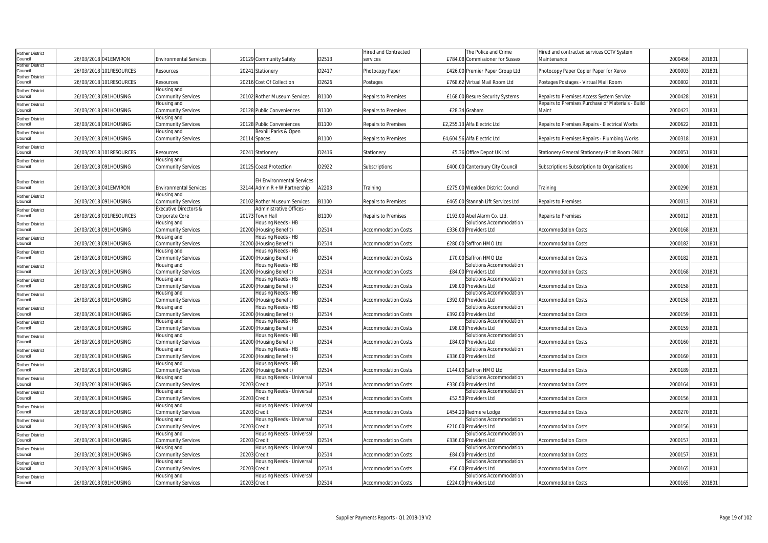| Rother District Council | 26/03/2018 | 041ENVIRON | Environmental Services | 20129 | Community Safety | D2513 | Hired and Contracted services | £784.08 | The Police and Crime Commissioner for Sussex | Hired and contracted services CCTV System Maintenance | 2000456 | 201801 |
|---|---|---|---|---|---|---|---|---|---|---|---|---|
| Rother District Council | 26/03/2018 | 101RESOURCES | Resources | 20241 | Stationery | D2417 | Photocopy Paper | £426.00 | Premier Paper Group Ltd | Photocopy Paper Copier Paper for Xerox | 2000003 | 201801 |
| Rother District Council | 26/03/2018 | 101RESOURCES | Resources | 20216 | Cost Of Collection | D2626 | Postages | £768.62 | Virtual Mail Room Ltd | Postages Postages - Virtual Mail Room | 2000802 | 201801 |
| Rother District Council | 26/03/2018 | 091HOUSING | Housing and Community Services | 20102 | Rother Museum Services | B1100 | Repairs to Premises | £168.00 | Besure Security Systems | Repairs to Premises Access System Service | 2000428 | 201801 |
| Rother District Council | 26/03/2018 | 091HOUSING | Housing and Community Services | 20128 | Public Conveniences | B1100 | Repairs to Premises | £28.34 | Graham | Repairs to Premises Purchase of Materials - Build Maint | 2000423 | 201801 |
| Rother District Council | 26/03/2018 | 091HOUSING | Housing and Community Services | 20128 | Public Conveniences | B1100 | Repairs to Premises | £2,255.13 | Alfa Electric Ltd | Repairs to Premises Repairs - Electrical Works | 2000622 | 201801 |
| Rother District Council | 26/03/2018 | 091HOUSING | Housing and Community Services | 20114 | Bexhill Parks & Open Spaces | B1100 | Repairs to Premises | £4,604.56 | Alfa Electric Ltd | Repairs to Premises Repairs - Plumbing Works | 2000318 | 201801 |
| Rother District Council | 26/03/2018 | 101RESOURCES | Resources | 20241 | Stationery | D2416 | Stationery | £5.36 | Office Depot UK Ltd | Stationery General Stationery (Print Room ONLY | 2000051 | 201801 |
| Rother District Council | 26/03/2018 | 091HOUSING | Housing and Community Services | 20125 | Coast Protection | D2922 | Subscriptions | £400.00 | Canterbury City Council | Subscriptions Subscription to Organisations | 2000000 | 201801 |
| Rother District Council | 26/03/2018 | 041ENVIRON | Environmental Services | 32144 | EH Environmental Services Admin R + W Partnership | A2203 | Training | £275.00 | Wealden District Council | Training | 2000290 | 201801 |
| Rother District Council | 26/03/2018 | 091HOUSING | Housing and Community Services | 20102 | Rother Museum Services | B1100 | Repairs to Premises | £465.00 | Stannah Lift Services Ltd | Repairs to Premises | 2000013 | 201801 |
| Rother District Council | 26/03/2018 | 031RESOURCES | Executive Directors & Corporate Core | 20173 | Administrative Offices - Town Hall | B1100 | Repairs to Premises | £193.00 | Abel Alarm Co. Ltd. | Repairs to Premises | 2000012 | 201801 |
| Rother District Council | 26/03/2018 | 091HOUSING | Housing and Community Services | 20200 | Housing Needs - HB (Housing Benefit) | D2514 | Accommodation Costs | £336.00 | Solutions Accommodation Providers Ltd | Accommodation Costs | 2000168 | 201801 |
| Rother District Council | 26/03/2018 | 091HOUSING | Housing and Community Services | 20200 | Housing Needs - HB (Housing Benefit) | D2514 | Accommodation Costs | £280.00 | Saffron HMO Ltd | Accommodation Costs | 2000182 | 201801 |
| Rother District Council | 26/03/2018 | 091HOUSING | Housing and Community Services | 20200 | Housing Needs - HB (Housing Benefit) | D2514 | Accommodation Costs | £70.00 | Saffron HMO Ltd | Accommodation Costs | 2000182 | 201801 |
| Rother District Council | 26/03/2018 | 091HOUSING | Housing and Community Services | 20200 | Housing Needs - HB (Housing Benefit) | D2514 | Accommodation Costs | £84.00 | Solutions Accommodation Providers Ltd | Accommodation Costs | 2000168 | 201801 |
| Rother District Council | 26/03/2018 | 091HOUSING | Housing and Community Services | 20200 | Housing Needs - HB (Housing Benefit) | D2514 | Accommodation Costs | £98.00 | Solutions Accommodation Providers Ltd | Accommodation Costs | 2000158 | 201801 |
| Rother District Council | 26/03/2018 | 091HOUSING | Housing and Community Services | 20200 | Housing Needs - HB (Housing Benefit) | D2514 | Accommodation Costs | £392.00 | Solutions Accommodation Providers Ltd | Accommodation Costs | 2000158 | 201801 |
| Rother District Council | 26/03/2018 | 091HOUSING | Housing and Community Services | 20200 | Housing Needs - HB (Housing Benefit) | D2514 | Accommodation Costs | £392.00 | Solutions Accommodation Providers Ltd | Accommodation Costs | 2000159 | 201801 |
| Rother District Council | 26/03/2018 | 091HOUSING | Housing and Community Services | 20200 | Housing Needs - HB (Housing Benefit) | D2514 | Accommodation Costs | £98.00 | Solutions Accommodation Providers Ltd | Accommodation Costs | 2000159 | 201801 |
| Rother District Council | 26/03/2018 | 091HOUSING | Housing and Community Services | 20200 | Housing Needs - HB (Housing Benefit) | D2514 | Accommodation Costs | £84.00 | Solutions Accommodation Providers Ltd | Accommodation Costs | 2000160 | 201801 |
| Rother District Council | 26/03/2018 | 091HOUSING | Housing and Community Services | 20200 | Housing Needs - HB (Housing Benefit) | D2514 | Accommodation Costs | £336.00 | Solutions Accommodation Providers Ltd | Accommodation Costs | 2000160 | 201801 |
| Rother District Council | 26/03/2018 | 091HOUSING | Housing and Community Services | 20200 | Housing Needs - HB (Housing Benefit) | D2514 | Accommodation Costs | £144.00 | Saffron HMO Ltd | Accommodation Costs | 2000189 | 201801 |
| Rother District Council | 26/03/2018 | 091HOUSING | Housing and Community Services | 20203 | Housing Needs - Universal Credit | D2514 | Accommodation Costs | £336.00 | Solutions Accommodation Providers Ltd | Accommodation Costs | 2000164 | 201801 |
| Rother District Council | 26/03/2018 | 091HOUSING | Housing and Community Services | 20203 | Housing Needs - Universal Credit | D2514 | Accommodation Costs | £52.50 | Solutions Accommodation Providers Ltd | Accommodation Costs | 2000156 | 201801 |
| Rother District Council | 26/03/2018 | 091HOUSING | Housing and Community Services | 20203 | Housing Needs - Universal Credit | D2514 | Accommodation Costs | £454.20 | Redmere Lodge | Accommodation Costs | 2000270 | 201801 |
| Rother District Council | 26/03/2018 | 091HOUSING | Housing and Community Services | 20203 | Housing Needs - Universal Credit | D2514 | Accommodation Costs | £210.00 | Solutions Accommodation Providers Ltd | Accommodation Costs | 2000156 | 201801 |
| Rother District Council | 26/03/2018 | 091HOUSING | Housing and Community Services | 20203 | Housing Needs - Universal Credit | D2514 | Accommodation Costs | £336.00 | Solutions Accommodation Providers Ltd | Accommodation Costs | 2000157 | 201801 |
| Rother District Council | 26/03/2018 | 091HOUSING | Housing and Community Services | 20203 | Housing Needs - Universal Credit | D2514 | Accommodation Costs | £84.00 | Solutions Accommodation Providers Ltd | Accommodation Costs | 2000157 | 201801 |
| Rother District Council | 26/03/2018 | 091HOUSING | Housing and Community Services | 20203 | Housing Needs - Universal Credit | D2514 | Accommodation Costs | £56.00 | Solutions Accommodation Providers Ltd | Accommodation Costs | 2000165 | 201801 |
| Rother District Council | 26/03/2018 | 091HOUSING | Housing and Community Services | 20203 | Housing Needs - Universal Credit | D2514 | Accommodation Costs | £224.00 | Solutions Accommodation Providers Ltd | Accommodation Costs | 2000165 | 201801 |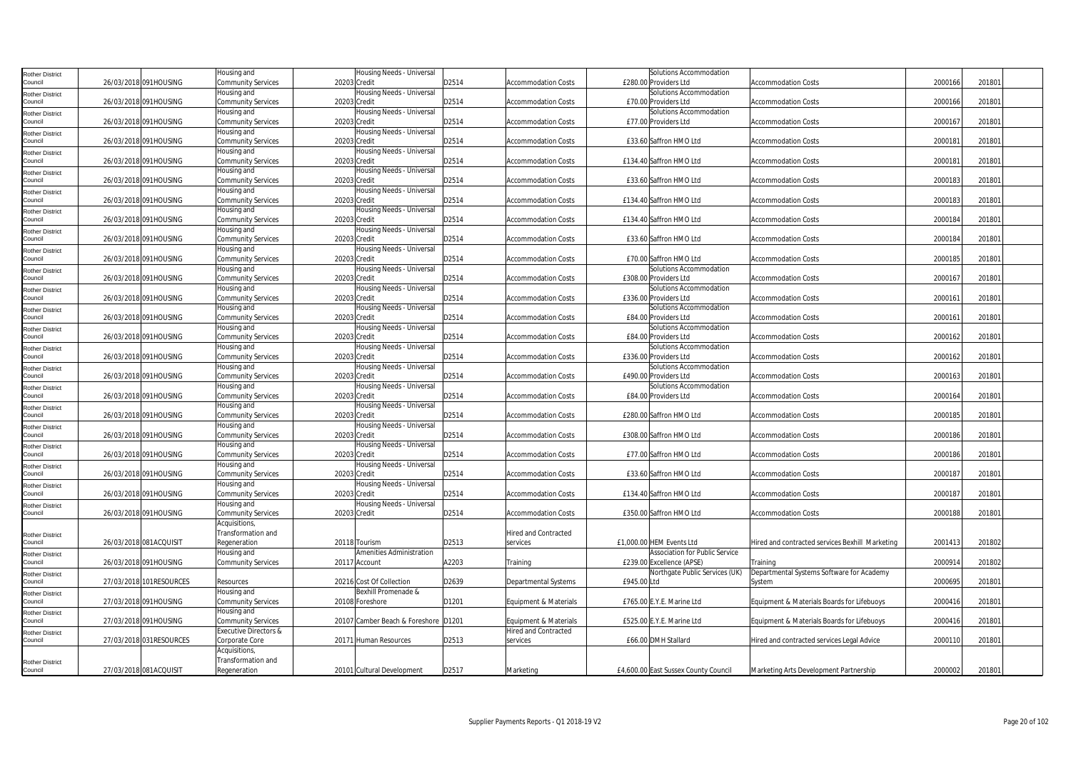| Rother District Council | 26/03/2018 | 091HOUSING | Housing and Community Services | 20203 | Housing Needs - Universal Credit | D2514 | Accommodation Costs | £280.00 | Solutions Accommodation Providers Ltd | Accommodation Costs | 2000166 | 201801 |
|---|---|---|---|---|---|---|---|---|---|---|---|---|
| Rother District Council | 26/03/2018 | 091HOUSING | Housing and Community Services | 20203 | Housing Needs - Universal Credit | D2514 | Accommodation Costs | £70.00 | Solutions Accommodation Providers Ltd | Accommodation Costs | 2000166 | 201801 |
| Rother District Council | 26/03/2018 | 091HOUSING | Housing and Community Services | 20203 | Housing Needs - Universal Credit | D2514 | Accommodation Costs | £77.00 | Solutions Accommodation Providers Ltd | Accommodation Costs | 2000167 | 201801 |
| Rother District Council | 26/03/2018 | 091HOUSING | Housing and Community Services | 20203 | Housing Needs - Universal Credit | D2514 | Accommodation Costs | £33.60 | Saffron HMO Ltd | Accommodation Costs | 2000181 | 201801 |
| Rother District Council | 26/03/2018 | 091HOUSING | Housing and Community Services | 20203 | Housing Needs - Universal Credit | D2514 | Accommodation Costs | £134.40 | Saffron HMO Ltd | Accommodation Costs | 2000181 | 201801 |
| Rother District Council | 26/03/2018 | 091HOUSING | Housing and Community Services | 20203 | Housing Needs - Universal Credit | D2514 | Accommodation Costs | £33.60 | Saffron HMO Ltd | Accommodation Costs | 2000183 | 201801 |
| Rother District Council | 26/03/2018 | 091HOUSING | Housing and Community Services | 20203 | Housing Needs - Universal Credit | D2514 | Accommodation Costs | £134.40 | Saffron HMO Ltd | Accommodation Costs | 2000183 | 201801 |
| Rother District Council | 26/03/2018 | 091HOUSING | Housing and Community Services | 20203 | Housing Needs - Universal Credit | D2514 | Accommodation Costs | £134.40 | Saffron HMO Ltd | Accommodation Costs | 2000184 | 201801 |
| Rother District Council | 26/03/2018 | 091HOUSING | Housing and Community Services | 20203 | Housing Needs - Universal Credit | D2514 | Accommodation Costs | £33.60 | Saffron HMO Ltd | Accommodation Costs | 2000184 | 201801 |
| Rother District Council | 26/03/2018 | 091HOUSING | Housing and Community Services | 20203 | Housing Needs - Universal Credit | D2514 | Accommodation Costs | £70.00 | Saffron HMO Ltd | Accommodation Costs | 2000185 | 201801 |
| Rother District Council | 26/03/2018 | 091HOUSING | Housing and Community Services | 20203 | Housing Needs - Universal Credit | D2514 | Accommodation Costs | £308.00 | Solutions Accommodation Providers Ltd | Accommodation Costs | 2000167 | 201801 |
| Rother District Council | 26/03/2018 | 091HOUSING | Housing and Community Services | 20203 | Housing Needs - Universal Credit | D2514 | Accommodation Costs | £336.00 | Solutions Accommodation Providers Ltd | Accommodation Costs | 2000161 | 201801 |
| Rother District Council | 26/03/2018 | 091HOUSING | Housing and Community Services | 20203 | Housing Needs - Universal Credit | D2514 | Accommodation Costs | £84.00 | Solutions Accommodation Providers Ltd | Accommodation Costs | 2000161 | 201801 |
| Rother District Council | 26/03/2018 | 091HOUSING | Housing and Community Services | 20203 | Housing Needs - Universal Credit | D2514 | Accommodation Costs | £84.00 | Solutions Accommodation Providers Ltd | Accommodation Costs | 2000162 | 201801 |
| Rother District Council | 26/03/2018 | 091HOUSING | Housing and Community Services | 20203 | Housing Needs - Universal Credit | D2514 | Accommodation Costs | £336.00 | Solutions Accommodation Providers Ltd | Accommodation Costs | 2000162 | 201801 |
| Rother District Council | 26/03/2018 | 091HOUSING | Housing and Community Services | 20203 | Housing Needs - Universal Credit | D2514 | Accommodation Costs | £490.00 | Solutions Accommodation Providers Ltd | Accommodation Costs | 2000163 | 201801 |
| Rother District Council | 26/03/2018 | 091HOUSING | Housing and Community Services | 20203 | Housing Needs - Universal Credit | D2514 | Accommodation Costs | £84.00 | Solutions Accommodation Providers Ltd | Accommodation Costs | 2000164 | 201801 |
| Rother District Council | 26/03/2018 | 091HOUSING | Housing and Community Services | 20203 | Housing Needs - Universal Credit | D2514 | Accommodation Costs | £280.00 | Saffron HMO Ltd | Accommodation Costs | 2000185 | 201801 |
| Rother District Council | 26/03/2018 | 091HOUSING | Housing and Community Services | 20203 | Housing Needs - Universal Credit | D2514 | Accommodation Costs | £308.00 | Saffron HMO Ltd | Accommodation Costs | 2000186 | 201801 |
| Rother District Council | 26/03/2018 | 091HOUSING | Housing and Community Services | 20203 | Housing Needs - Universal Credit | D2514 | Accommodation Costs | £77.00 | Saffron HMO Ltd | Accommodation Costs | 2000186 | 201801 |
| Rother District Council | 26/03/2018 | 091HOUSING | Housing and Community Services | 20203 | Housing Needs - Universal Credit | D2514 | Accommodation Costs | £33.60 | Saffron HMO Ltd | Accommodation Costs | 2000187 | 201801 |
| Rother District Council | 26/03/2018 | 091HOUSING | Housing and Community Services | 20203 | Housing Needs - Universal Credit | D2514 | Accommodation Costs | £134.40 | Saffron HMO Ltd | Accommodation Costs | 2000187 | 201801 |
| Rother District Council | 26/03/2018 | 091HOUSING | Housing and Community Services | 20203 | Housing Needs - Universal Credit | D2514 | Accommodation Costs | £350.00 | Saffron HMO Ltd | Accommodation Costs | 2000188 | 201801 |
| Rother District Council | 26/03/2018 | 081ACQUISIT | Acquisitions, Transformation and Regeneration | 20118 | Tourism | D2513 | Hired and Contracted services | £1,000.00 | HEM Events Ltd | Hired and contracted services Bexhill Marketing | 2001413 | 201802 |
| Rother District Council | 26/03/2018 | 091HOUSING | Housing and Community Services | 20117 | Amenities Administration Account | A2203 | Training | £239.00 | Association for Public Service Excellence (APSE) | Training | 2000914 | 201802 |
| Rother District Council | 27/03/2018 | 101RESOURCES | Resources | 20216 | Cost Of Collection | D2639 | Departmental Systems | £945.00 | Northgate Public Services (UK) Ltd | Departmental Systems Software for Academy System | 2000695 | 201801 |
| Rother District Council | 27/03/2018 | 091HOUSING | Housing and Community Services | 20108 | Bexhill Promenade & Foreshore | D1201 | Equipment & Materials | £765.00 | E.Y.E. Marine Ltd | Equipment & Materials Boards for Lifebuoys | 2000416 | 201801 |
| Rother District Council | 27/03/2018 | 091HOUSING | Housing and Community Services | 20107 | Camber Beach & Foreshore | D1201 | Equipment & Materials | £525.00 | E.Y.E. Marine Ltd | Equipment & Materials Boards for Lifebuoys | 2000416 | 201801 |
| Rother District Council | 27/03/2018 | 031RESOURCES | Executive Directors & Corporate Core | 20171 | Human Resources | D2513 | Hired and Contracted services | £66.00 | DMH Stallard | Hired and contracted services Legal Advice | 2000110 | 201801 |
| Rother District Council | 27/03/2018 | 081ACQUISIT | Acquisitions, Transformation and Regeneration | 20101 | Cultural Development | D2517 | Marketing | £4,600.00 | East Sussex County Council | Marketing Arts Development Partnership | 2000002 | 201801 |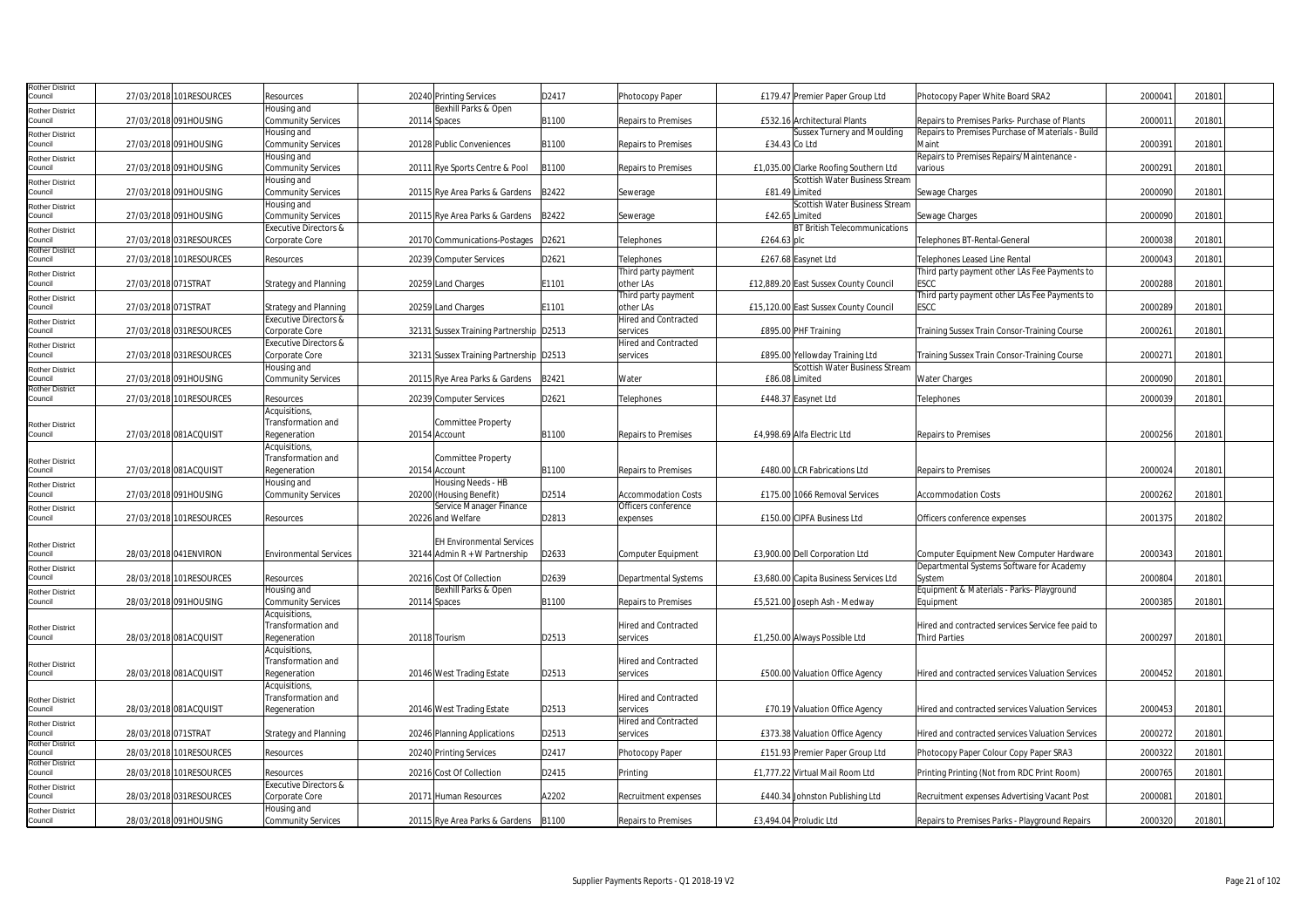| Rother District Council | 27/03/2018 | 101RESOURCES | Resources | 20240 | Printing Services | D2417 | Photocopy Paper | £179.47 | Premier Paper Group Ltd | Photocopy Paper White Board SRA2 | 2000041 | 201801 |
|---|---|---|---|---|---|---|---|---|---|---|---|---|
| Rother District Council | 27/03/2018 | 091HOUSING | Housing and Community Services | 20114 | Bexhill Parks & Open Spaces | B1100 | Repairs to Premises | £532.16 | Architectural Plants | Repairs to Premises Parks- Purchase of Plants | 2000011 | 201801 |
| Rother District Council | 27/03/2018 | 091HOUSING | Housing and Community Services | 20128 | Public Conveniences | B1100 | Repairs to Premises | £34.43 | Co Ltd | Repairs to Premises Purchase of Materials - Build Maint | 2000391 | 201801 |
| Rother District Council | 27/03/2018 | 091HOUSING | Housing and Community Services | 20111 | Rye Sports Centre & Pool | B1100 | Repairs to Premises | £1,035.00 | Clarke Roofing Southern Ltd | Repairs to Premises Repairs/Maintenance - various | 2000291 | 201801 |
| Rother District Council | 27/03/2018 | 091HOUSING | Housing and Community Services | 20115 | Rye Area Parks & Gardens | B2422 | Sewerage | £81.49 | Scottish Water Business Stream Limited | Sewage Charges | 2000090 | 201801 |
| Rother District Council | 27/03/2018 | 091HOUSING | Housing and Community Services | 20115 | Rye Area Parks & Gardens | B2422 | Sewerage | £42.65 | Scottish Water Business Stream Limited | Sewage Charges | 2000090 | 201801 |
| Rother District Council | 27/03/2018 | 031RESOURCES | Executive Directors & Corporate Core | 20170 | Communications-Postages | D2621 | Telephones | £264.63 | BT British Telecommunications plc | Telephones BT-Rental-General | 2000038 | 201801 |
| Rother District Council | 27/03/2018 | 101RESOURCES | Resources | 20239 | Computer Services | D2621 | Telephones | £267.68 | Easynet Ltd | Telephones Leased Line Rental | 2000043 | 201801 |
| Rother District Council | 27/03/2018 | 071STRAT | Strategy and Planning | 20259 | Land Charges | E1101 | Third party payment other LAs | £12,889.20 | East Sussex County Council | Third party payment other LAs Fee Payments to ESCC | 2000288 | 201801 |
| Rother District Council | 27/03/2018 | 071STRAT | Strategy and Planning | 20259 | Land Charges | E1101 | Third party payment other LAs | £15,120.00 | East Sussex County Council | Third party payment other LAs Fee Payments to ESCC | 2000289 | 201801 |
| Rother District Council | 27/03/2018 | 031RESOURCES | Executive Directors & Corporate Core | 32131 | Sussex Training Partnership | D2513 | Hired and Contracted services | £895.00 | PHF Training | Training Sussex Train Consor-Training Course | 2000261 | 201801 |
| Rother District Council | 27/03/2018 | 031RESOURCES | Executive Directors & Corporate Core | 32131 | Sussex Training Partnership | D2513 | Hired and Contracted services | £895.00 | Yellowday Training Ltd | Training Sussex Train Consor-Training Course | 2000271 | 201801 |
| Rother District Council | 27/03/2018 | 091HOUSING | Housing and Community Services | 20115 | Rye Area Parks & Gardens | B2421 | Water | £86.08 | Scottish Water Business Stream Limited | Water Charges | 2000090 | 201801 |
| Rother District Council | 27/03/2018 | 101RESOURCES | Resources | 20239 | Computer Services | D2621 | Telephones | £448.37 | Easynet Ltd | Telephones | 2000039 | 201801 |
| Rother District Council | 27/03/2018 | 081ACQUISIT | Acquisitions, Transformation and Regeneration | 20154 | Committee Property Account | B1100 | Repairs to Premises | £4,998.69 | Alfa Electric Ltd | Repairs to Premises | 2000256 | 201801 |
| Rother District Council | 27/03/2018 | 081ACQUISIT | Acquisitions, Transformation and Regeneration | 20154 | Committee Property Account | B1100 | Repairs to Premises | £480.00 | LCR Fabrications Ltd | Repairs to Premises | 2000024 | 201801 |
| Rother District Council | 27/03/2018 | 091HOUSING | Housing and Community Services | 20200 | Housing Needs - HB (Housing Benefit) | D2514 | Accommodation Costs | £175.00 | 1066 Removal Services | Accommodation Costs | 2000262 | 201801 |
| Rother District Council | 27/03/2018 | 101RESOURCES | Resources | 20226 | Service Manager Finance and Welfare | D2813 | Officers conference expenses | £150.00 | CIPFA Business Ltd | Officers conference expenses | 2001375 | 201802 |
| Rother District Council | 28/03/2018 | 041ENVIRON | Environmental Services | 32144 | EH Environmental Services Admin R + W Partnership | D2633 | Computer Equipment | £3,900.00 | Dell Corporation Ltd | Computer Equipment New Computer Hardware | 2000343 | 201801 |
| Rother District Council | 28/03/2018 | 101RESOURCES | Resources | 20216 | Cost Of Collection | D2639 | Departmental Systems | £3,680.00 | Capita Business Services Ltd | Departmental Systems Software for Academy System | 2000804 | 201801 |
| Rother District Council | 28/03/2018 | 091HOUSING | Housing and Community Services | 20114 | Bexhill Parks & Open Spaces | B1100 | Repairs to Premises | £5,521.00 | Joseph Ash - Medway | Equipment & Materials - Parks- Playground Equipment | 2000385 | 201801 |
| Rother District Council | 28/03/2018 | 081ACQUISIT | Acquisitions, Transformation and Regeneration | 20118 | Tourism | D2513 | Hired and Contracted services | £1,250.00 | Always Possible Ltd | Hired and contracted services Service fee paid to Third Parties | 2000297 | 201801 |
| Rother District Council | 28/03/2018 | 081ACQUISIT | Acquisitions, Transformation and Regeneration | 20146 | West Trading Estate | D2513 | Hired and Contracted services | £500.00 | Valuation Office Agency | Hired and contracted services Valuation Services | 2000452 | 201801 |
| Rother District Council | 28/03/2018 | 081ACQUISIT | Acquisitions, Transformation and Regeneration | 20146 | West Trading Estate | D2513 | Hired and Contracted services | £70.19 | Valuation Office Agency | Hired and contracted services Valuation Services | 2000453 | 201801 |
| Rother District Council | 28/03/2018 | 071STRAT | Strategy and Planning | 20246 | Planning Applications | D2513 | Hired and Contracted services | £373.38 | Valuation Office Agency | Hired and contracted services Valuation Services | 2000272 | 201801 |
| Rother District Council | 28/03/2018 | 101RESOURCES | Resources | 20240 | Printing Services | D2417 | Photocopy Paper | £151.93 | Premier Paper Group Ltd | Photocopy Paper Colour Copy Paper SRA3 | 2000322 | 201801 |
| Rother District Council | 28/03/2018 | 101RESOURCES | Resources | 20216 | Cost Of Collection | D2415 | Printing | £1,777.22 | Virtual Mail Room Ltd | Printing Printing (Not from RDC Print Room) | 2000765 | 201801 |
| Rother District Council | 28/03/2018 | 031RESOURCES | Executive Directors & Corporate Core | 20171 | Human Resources | A2202 | Recruitment expenses | £440.34 | Johnston Publishing Ltd | Recruitment expenses Advertising Vacant Post | 2000081 | 201801 |
| Rother District Council | 28/03/2018 | 091HOUSING | Housing and Community Services | 20115 | Rye Area Parks & Gardens | B1100 | Repairs to Premises | £3,494.04 | Proludic Ltd | Repairs to Premises Parks - Playground Repairs | 2000320 | 201801 |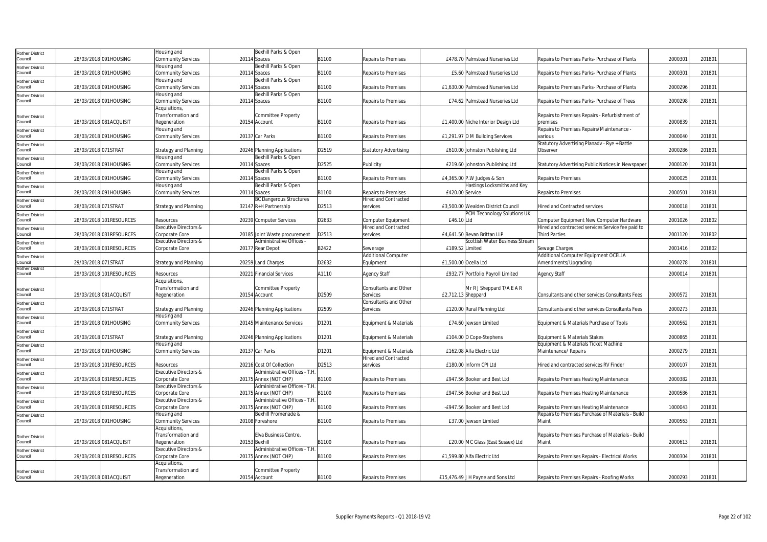| Rother District Council | 28/03/2018 | 091HOUSING | Housing and Community Services | 20114 | Bexhill Parks & Open Spaces | B1100 | Repairs to Premises | £478.70 | Palmstead Nurseries Ltd | Repairs to Premises Parks- Purchase of Plants | 2000301 | 201801 |
|---|---|---|---|---|---|---|---|---|---|---|---|---|
| Rother District Council | 28/03/2018 | 091HOUSING | Housing and Community Services | 20114 | Bexhill Parks & Open Spaces | B1100 | Repairs to Premises | £5.60 | Palmstead Nurseries Ltd | Repairs to Premises Parks- Purchase of Plants | 2000301 | 201801 |
| Rother District Council | 28/03/2018 | 091HOUSING | Housing and Community Services | 20114 | Bexhill Parks & Open Spaces | B1100 | Repairs to Premises | £1,630.00 | Palmstead Nurseries Ltd | Repairs to Premises Parks- Purchase of Plants | 2000296 | 201801 |
| Rother District Council | 28/03/2018 | 091HOUSING | Housing and Community Services | 20114 | Bexhill Parks & Open Spaces | B1100 | Repairs to Premises | £74.62 | Palmstead Nurseries Ltd | Repairs to Premises Parks- Purchase of Trees | 2000298 | 201801 |
| Rother District Council | 28/03/2018 | 081ACQUISIT | Acquisitions, Transformation and Regeneration | 20154 | Committee Property Account | B1100 | Repairs to Premises | £1,400.00 | Niche Interior Design Ltd | Repairs to Premises Repairs - Refurbishment of premises | 2000839 | 201801 |
| Rother District Council | 28/03/2018 | 091HOUSING | Housing and Community Services | 20137 | Car Parks | B1100 | Repairs to Premises | £1,291.97 | D M Building Services | Repairs to Premises Repairs/Maintenance - various | 2000040 | 201801 |
| Rother District Council | 28/03/2018 | 071STRAT | Strategy and Planning | 20246 | Planning Applications | D2519 | Statutory Advertising | £610.00 | Johnston Publishing Ltd | Statutory Advertising Planadv - Rye + Battle Observer | 2000286 | 201801 |
| Rother District Council | 28/03/2018 | 091HOUSING | Housing and Community Services | 20114 | Bexhill Parks & Open Spaces | D2525 | Publicity | £219.60 | Johnston Publishing Ltd | Statutory Advertising Public Notices in Newspaper | 2000120 | 201801 |
| Rother District Council | 28/03/2018 | 091HOUSING | Housing and Community Services | 20114 | Bexhill Parks & Open Spaces | B1100 | Repairs to Premises | £4,365.00 | P.W Judges & Son | Repairs to Premises | 2000025 | 201801 |
| Rother District Council | 28/03/2018 | 091HOUSING | Housing and Community Services | 20114 | Bexhill Parks & Open Spaces | B1100 | Repairs to Premises | £420.00 | Hastings Locksmiths and Key Service | Repairs to Premises | 2000501 | 201801 |
| Rother District Council | 28/03/2018 | 071STRAT | Strategy and Planning | 32147 | BC Dangerous Structures R+H Partnership | D2513 | Hired and Contracted services | £3,500.00 | Wealden District Council | Hired and Contracted services | 2000018 | 201801 |
| Rother District Council | 28/03/2018 | 101RESOURCES | Resources | 20239 | Computer Services | D2633 | Computer Equipment | £46.10 | PCM Technology Solutions UK Ltd | Computer Equipment New Computer Hardware | 2001026 | 201802 |
| Rother District Council | 28/03/2018 | 031RESOURCES | Executive Directors & Corporate Core | 20185 | Joint Waste procurement | D2513 | Hired and Contracted services | £4,641.50 | Bevan Brittan LLP | Hired and contracted services Service fee paid to Third Parties | 2001120 | 201802 |
| Rother District Council | 28/03/2018 | 031RESOURCES | Executive Directors & Corporate Core | 20177 | Administrative Offices - Rear Depot | B2422 | Sewerage | £189.52 | Scottish Water Business Stream Limited | Sewage Charges | 2001416 | 201802 |
| Rother District Council | 29/03/2018 | 071STRAT | Strategy and Planning | 20259 | Land Charges | D2632 | Additional Computer Equipment | £1,500.00 | Ocella Ltd | Additional Computer Equipment OCELLA Amendments/Upgrading | 2000278 | 201801 |
| Rother District Council | 29/03/2018 | 101RESOURCES | Resources | 20221 | Financial Services | A1110 | Agency Staff | £932.77 | Portfolio Payroll Limited | Agency Staff | 2000014 | 201801 |
| Rother District Council | 29/03/2018 | 081ACQUISIT | Acquisitions, Transformation and Regeneration | 20154 | Committee Property Account | D2509 | Consultants and Other Services | £2,712.13 | Mr R J Sheppard T/A E A R Sheppard | Consultants and other services Consultants Fees | 2000572 | 201801 |
| Rother District Council | 29/03/2018 | 071STRAT | Strategy and Planning | 20246 | Planning Applications | D2509 | Consultants and Other Services | £120.00 | Rural Planning Ltd | Consultants and other services Consultants Fees | 2000273 | 201801 |
| Rother District Council | 29/03/2018 | 091HOUSING | Housing and Community Services | 20145 | Maintenance Services | D1201 | Equipment & Materials | £74.60 | Jewson Limited | Equipment & Materials Purchase of Tools | 2000562 | 201801 |
| Rother District Council | 29/03/2018 | 071STRAT | Strategy and Planning | 20246 | Planning Applications | D1201 | Equipment & Materials | £104.00 | D Cope-Stephens | Equipment & Materials Stakes | 2000865 | 201801 |
| Rother District Council | 29/03/2018 | 091HOUSING | Housing and Community Services | 20137 | Car Parks | D1201 | Equipment & Materials | £162.08 | Alfa Electric Ltd | Equipment & Materials Ticket Machine Maintenance/ Repairs | 2000279 | 201801 |
| Rother District Council | 29/03/2018 | 101RESOURCES | Resources | 20216 | Cost Of Collection | D2513 | Hired and Contracted services | £180.00 | Inform CPI Ltd | Hired and contracted services RV Finder | 2000107 | 201801 |
| Rother District Council | 29/03/2018 | 031RESOURCES | Executive Directors & Corporate Core | 20175 | Administrative Offices - T.H. Annex (NOT CHP) | B1100 | Repairs to Premises | £947.56 | Booker and Best Ltd | Repairs to Premises Heating Maintenance | 2000382 | 201801 |
| Rother District Council | 29/03/2018 | 031RESOURCES | Executive Directors & Corporate Core | 20175 | Administrative Offices - T.H. Annex (NOT CHP) | B1100 | Repairs to Premises | £947.56 | Booker and Best Ltd | Repairs to Premises Heating Maintenance | 2000586 | 201801 |
| Rother District Council | 29/03/2018 | 031RESOURCES | Executive Directors & Corporate Core | 20175 | Administrative Offices - T.H. Annex (NOT CHP) | B1100 | Repairs to Premises | -£947.56 | Booker and Best Ltd | Repairs to Premises Heating Maintenance | 1000043 | 201801 |
| Rother District Council | 29/03/2018 | 091HOUSING | Housing and Community Services | 20108 | Bexhill Promenade & Foreshore | B1100 | Repairs to Premises | £37.00 | Jewson Limited | Repairs to Premises Purchase of Materials - Build Maint | 2000563 | 201801 |
| Rother District Council | 29/03/2018 | 081ACQUISIT | Acquisitions, Transformation and Regeneration | 20153 | Elva Business Centre, Bexhill | B1100 | Repairs to Premises | £20.00 | MC Glass (East Sussex) Ltd | Repairs to Premises Purchase of Materials - Build Maint | 2000613 | 201801 |
| Rother District Council | 29/03/2018 | 031RESOURCES | Executive Directors & Corporate Core | 20175 | Administrative Offices - T.H. Annex (NOT CHP) | B1100 | Repairs to Premises | £1,599.80 | Alfa Electric Ltd | Repairs to Premises Repairs - Electrical Works | 2000304 | 201801 |
| Rother District Council | 29/03/2018 | 081ACQUISIT | Acquisitions, Transformation and Regeneration | 20154 | Committee Property Account | B1100 | Repairs to Premises | £15,476.49 | J H Payne and Sons Ltd | Repairs to Premises Repairs - Roofing Works | 2000293 | 201801 |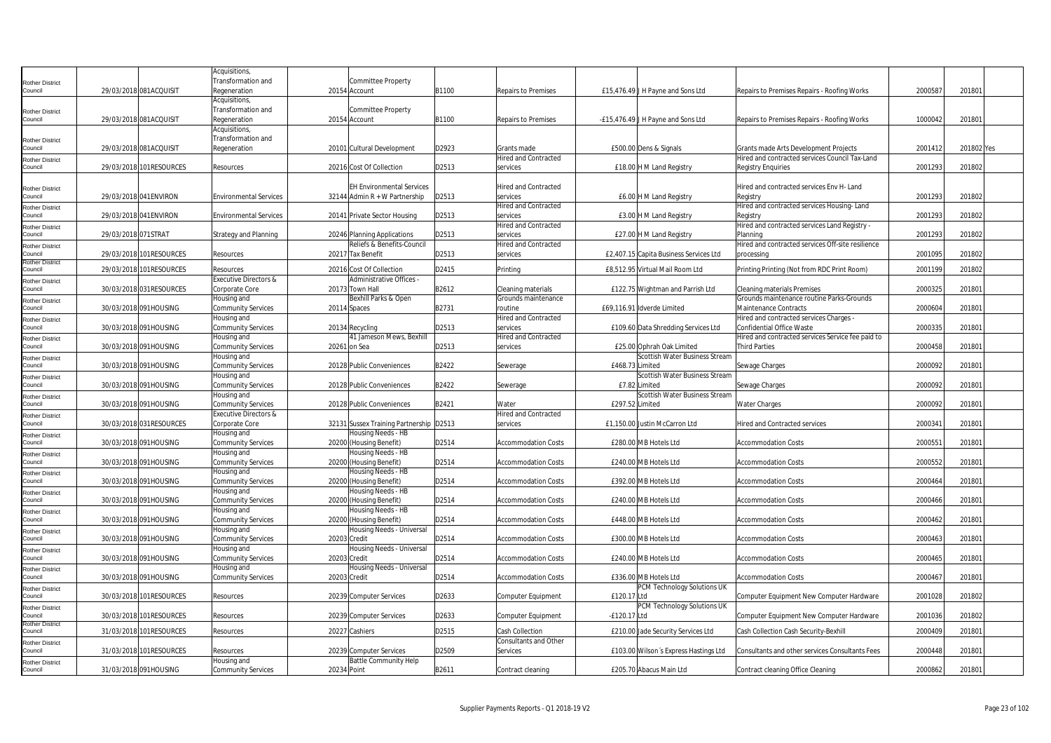| | | | | | | | | | | | | | |
|---|---|---|---|---|---|---|---|---|---|---|---|---|---|
| Rother District Council | 29/03/2018 | 081ACQUISIT | Acquisitions, Transformation and Regeneration | 20154 | Committee Property Account | B1100 | Repairs to Premises | £15,476.49 | J H Payne and Sons Ltd | Repairs to Premises Repairs - Roofing Works | 2000587 | 201801 | |
| Rother District Council | 29/03/2018 | 081ACQUISIT | Acquisitions, Transformation and Regeneration | 20154 | Committee Property Account | B1100 | Repairs to Premises | -£15,476.49 | J H Payne and Sons Ltd | Repairs to Premises Repairs - Roofing Works | 1000042 | 201801 | |
| Rother District Council | 29/03/2018 | 081ACQUISIT | Acquisitions, Transformation and Regeneration | 20101 | Cultural Development | D2923 | Grants made | £500.00 | Dens & Signals | Grants made Arts Development Projects | 2001412 | 201802 | Yes |
| Rother District Council | 29/03/2018 | 101RESOURCES | Resources | 20216 | Cost Of Collection | D2513 | Hired and Contracted services | £18.00 | H M Land Registry | Hired and contracted services Council Tax-Land Registry Enquiries | 2001293 | 201802 | |
| Rother District Council | 29/03/2018 | 041ENVIRON | Environmental Services | 32144 | EH Environmental Services Admin R + W Partnership | D2513 | Hired and Contracted services | £6.00 | H M Land Registry | Hired and contracted services Env H- Land Registry | 2001293 | 201802 | |
| Rother District Council | 29/03/2018 | 041ENVIRON | Environmental Services | 20141 | Private Sector Housing | D2513 | Hired and Contracted services | £3.00 | H M Land Registry | Hired and contracted services Housing- Land Registry | 2001293 | 201802 | |
| Rother District Council | 29/03/2018 | 071STRAT | Strategy and Planning | 20246 | Planning Applications | D2513 | Hired and Contracted services | £27.00 | H M Land Registry | Hired and contracted services Land Registry - Planning | 2001293 | 201802 | |
| Rother District Council | 29/03/2018 | 101RESOURCES | Resources | 20217 | Reliefs & Benefits-Council Tax Benefit | D2513 | Hired and Contracted services | £2,407.15 | Capita Business Services Ltd | Hired and contracted services Off-site resilience processing | 2001095 | 201802 | |
| Rother District Council | 29/03/2018 | 101RESOURCES | Resources | 20216 | Cost Of Collection | D2415 | Printing | £8,512.95 | Virtual Mail Room Ltd | Printing Printing (Not from RDC Print Room) | 2001199 | 201802 | |
| Rother District Council | 30/03/2018 | 031RESOURCES | Executive Directors & Corporate Core | 20173 | Administrative Offices - Town Hall | B2612 | Cleaning materials | £122.75 | Wightman and Parrish Ltd | Cleaning materials Premises | 2000325 | 201801 | |
| Rother District Council | 30/03/2018 | 091HOUSING | Housing and Community Services | 20114 | Bexhill Parks & Open Spaces | B2731 | Grounds maintenance routine | £69,116.91 | Idverde Limited | Grounds maintenance routine Parks-Grounds Maintenance Contracts | 2000604 | 201801 | |
| Rother District Council | 30/03/2018 | 091HOUSING | Housing and Community Services | 20134 | Recycling | D2513 | Hired and Contracted services | £109.60 | Data Shredding Services Ltd | Hired and contracted services Charges - Confidential Office Waste | 2000335 | 201801 | |
| Rother District Council | 30/03/2018 | 091HOUSING | Housing and Community Services | 20261 | 41 Jameson Mews, Bexhill on Sea | D2513 | Hired and Contracted services | £25.00 | Ophrah Oak Limited | Hired and contracted services Service fee paid to Third Parties | 2000458 | 201801 | |
| Rother District Council | 30/03/2018 | 091HOUSING | Housing and Community Services | 20128 | Public Conveniences | B2422 | Sewerage | £468.73 | Scottish Water Business Stream Limited | Sewage Charges | 2000092 | 201801 | |
| Rother District Council | 30/03/2018 | 091HOUSING | Housing and Community Services | 20128 | Public Conveniences | B2422 | Sewerage | £7.82 | Scottish Water Business Stream Limited | Sewage Charges | 2000092 | 201801 | |
| Rother District Council | 30/03/2018 | 091HOUSING | Housing and Community Services | 20128 | Public Conveniences | B2421 | Water | £297.52 | Scottish Water Business Stream Limited | Water Charges | 2000092 | 201801 | |
| Rother District Council | 30/03/2018 | 031RESOURCES | Executive Directors & Corporate Core | 32131 | Sussex Training Partnership | D2513 | Hired and Contracted services | £1,150.00 | Justin McCarron Ltd | Hired and Contracted services | 2000341 | 201801 | |
| Rother District Council | 30/03/2018 | 091HOUSING | Housing and Community Services | 20200 | Housing Needs - HB (Housing Benefit) | D2514 | Accommodation Costs | £280.00 | M B Hotels Ltd | Accommodation Costs | 2000551 | 201801 | |
| Rother District Council | 30/03/2018 | 091HOUSING | Housing and Community Services | 20200 | Housing Needs - HB (Housing Benefit) | D2514 | Accommodation Costs | £240.00 | M B Hotels Ltd | Accommodation Costs | 2000552 | 201801 | |
| Rother District Council | 30/03/2018 | 091HOUSING | Housing and Community Services | 20200 | Housing Needs - HB (Housing Benefit) | D2514 | Accommodation Costs | £392.00 | M B Hotels Ltd | Accommodation Costs | 2000464 | 201801 | |
| Rother District Council | 30/03/2018 | 091HOUSING | Housing and Community Services | 20200 | Housing Needs - HB (Housing Benefit) | D2514 | Accommodation Costs | £240.00 | M B Hotels Ltd | Accommodation Costs | 2000466 | 201801 | |
| Rother District Council | 30/03/2018 | 091HOUSING | Housing and Community Services | 20200 | Housing Needs - HB (Housing Benefit) | D2514 | Accommodation Costs | £448.00 | M B Hotels Ltd | Accommodation Costs | 2000462 | 201801 | |
| Rother District Council | 30/03/2018 | 091HOUSING | Housing and Community Services | 20203 | Housing Needs - Universal Credit | D2514 | Accommodation Costs | £300.00 | M B Hotels Ltd | Accommodation Costs | 2000463 | 201801 | |
| Rother District Council | 30/03/2018 | 091HOUSING | Housing and Community Services | 20203 | Housing Needs - Universal Credit | D2514 | Accommodation Costs | £240.00 | M B Hotels Ltd | Accommodation Costs | 2000465 | 201801 | |
| Rother District Council | 30/03/2018 | 091HOUSING | Housing and Community Services | 20203 | Housing Needs - Universal Credit | D2514 | Accommodation Costs | £336.00 | M B Hotels Ltd | Accommodation Costs | 2000467 | 201801 | |
| Rother District Council | 30/03/2018 | 101RESOURCES | Resources | 20239 | Computer Services | D2633 | Computer Equipment | £120.17 | PCM Technology Solutions UK Ltd | Computer Equipment New Computer Hardware | 2001028 | 201802 | |
| Rother District Council | 30/03/2018 | 101RESOURCES | Resources | 20239 | Computer Services | D2633 | Computer Equipment | -£120.17 | PCM Technology Solutions UK Ltd | Computer Equipment New Computer Hardware | 2001036 | 201802 | |
| Rother District Council | 31/03/2018 | 101RESOURCES | Resources | 20227 | Cashiers | D2515 | Cash Collection | £210.00 | Jade Security Services Ltd | Cash Collection Cash Security-Bexhill | 2000409 | 201801 | |
| Rother District Council | 31/03/2018 | 101RESOURCES | Resources | 20239 | Computer Services | D2509 | Consultants and Other Services | £103.00 | Wilson´s Express Hastings Ltd | Consultants and other services Consultants Fees | 2000448 | 201801 | |
| Rother District Council | 31/03/2018 | 091HOUSING | Housing and Community Services | 20234 | Battle Community Help Point | B2611 | Contract cleaning | £205.70 | Abacus Main Ltd | Contract cleaning Office Cleaning | 2000862 | 201801 | |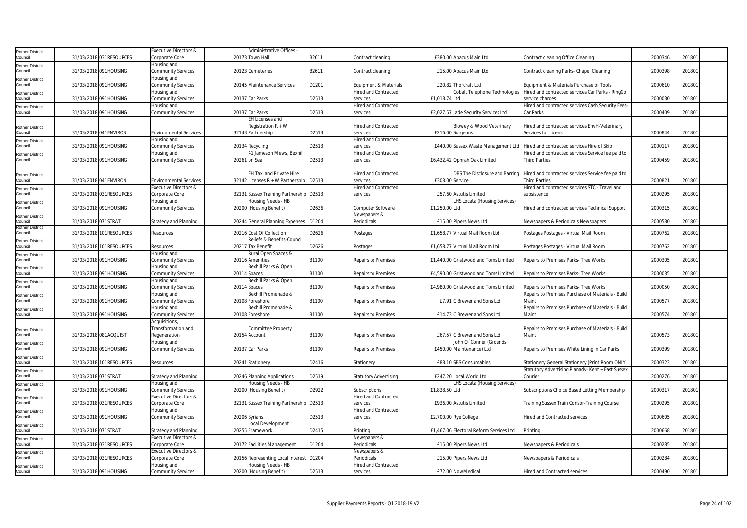| Rother District Council | 31/03/2018 | 031RESOURCES | Executive Directors & Corporate Core | 20173 | Administrative Offices - Town Hall | B2611 | Contract cleaning | £380.00 | Abacus Main Ltd | Contract cleaning Office Cleaning | 2000346 | 201801 | |
|---|---|---|---|---|---|---|---|---|---|---|---|---|---|
| Rother District Council | 31/03/2018 | 091HOUSING | Housing and Community Services | 20123 | Cemeteries | B2611 | Contract cleaning | £15.00 | Abacus Main Ltd | Contract cleaning Parks- Chapel Cleaning | 2000398 | 201801 | |
| Rother District Council | 31/03/2018 | 091HOUSING | Housing and Community Services | 20145 | Maintenance Services | D1201 | Equipment & Materials | £20.82 | Thorcraft Ltd | Equipment & Materials Purchase of Tools | 2000610 | 201801 | |
| Rother District Council | 31/03/2018 | 091HOUSING | Housing and Community Services | 20137 | Car Parks | D2513 | Hired and Contracted services | £1,018.74 | Cobalt Telephone Technologies Ltd | Hired and contracted services Car Parks - RingGo service charges | 2000030 | 201801 | |
| Rother District Council | 31/03/2018 | 091HOUSING | Housing and Community Services | 20137 | Car Parks | D2513 | Hired and Contracted services | £2,027.57 | Jade Security Services Ltd | Hired and contracted services Cash Security Fees-Car Parks | 2000409 | 201801 | |
| Rother District Council | 31/03/2018 | 041ENVIRON | Environmental Services | 32143 | EH Licenses and Registration R + W Partnership | D2513 | Hired and Contracted services | £216.00 | Blowey & Wood Veterinary Surgeons | Hired and contracted services EnvH-Veterinary Services for Licens | 2000844 | 201801 | |
| Rother District Council | 31/03/2018 | 091HOUSING | Housing and Community Services | 20134 | Recycling | D2513 | Hired and Contracted services | £440.00 | Sussex Waste Management Ltd | Hired and contracted services Hire of Skip | 2000117 | 201801 | |
| Rother District Council | 31/03/2018 | 091HOUSING | Housing and Community Services | 20261 | 41 Jameson Mews, Bexhill on Sea | D2513 | Hired and Contracted services | £6,432.42 | Ophrah Oak Limited | Hired and contracted services Service fee paid to Third Parties | 2000459 | 201801 | |
| Rother District Council | 31/03/2018 | 041ENVIRON | Environmental Services | 32142 | EH Taxi and Private Hire Licenses R + W Partnership | D2513 | Hired and Contracted services | £308.00 | DBS The Disclosure and Barring Service | Hired and contracted services Service fee paid to Third Parties | 2000821 | 201801 | |
| Rother District Council | 31/03/2018 | 031RESOURCES | Executive Directors & Corporate Core | 32131 | Sussex Training Partnership | D2513 | Hired and Contracted services | £57.60 | Astutis Limited | Hired and contracted services STC - Travel and subsistence | 2000295 | 201801 | |
| Rother District Council | 31/03/2018 | 091HOUSING | Housing and Community Services | 20200 | Housing Needs - HB (Housing Benefit) | D2636 | Computer Software | £1,250.00 | LHS Locata (Housing Services) Ltd | Hired and contracted services Technical Support | 2000315 | 201801 | |
| Rother District Council | 31/03/2018 | 071STRAT | Strategy and Planning | 20244 | General Planning Expenses | D1204 | Newspapers & Periodicals | £15.00 | Pipers News Ltd | Newspapers & Periodicals Newspapers | 2000580 | 201801 | |
| Rother District Council | 31/03/2018 | 101RESOURCES | Resources | 20216 | Cost Of Collection | D2626 | Postages | £1,658.77 | Virtual Mail Room Ltd | Postages Postages - Virtual Mail Room | 2000762 | 201801 | |
| Rother District Council | 31/03/2018 | 101RESOURCES | Resources | 20217 | Reliefs & Benefits-Council Tax Benefit | D2626 | Postages | £1,658.77 | Virtual Mail Room Ltd | Postages Postages - Virtual Mail Room | 2000762 | 201801 | |
| Rother District Council | 31/03/2018 | 091HOUSING | Housing and Community Services | 20116 | Rural Open Spaces & Amenities | B1100 | Repairs to Premises | £1,440.00 | Gristwood and Toms Limited | Repairs to Premises Parks- Tree Works | 2000305 | 201801 | |
| Rother District Council | 31/03/2018 | 091HOUSING | Housing and Community Services | 20114 | Bexhill Parks & Open Spaces | B1100 | Repairs to Premises | £4,590.00 | Gristwood and Toms Limited | Repairs to Premises Parks- Tree Works | 2000035 | 201801 | |
| Rother District Council | 31/03/2018 | 091HOUSING | Housing and Community Services | 20114 | Bexhill Parks & Open Spaces | B1100 | Repairs to Premises | £4,980.00 | Gristwood and Toms Limited | Repairs to Premises Parks- Tree Works | 2000050 | 201801 | |
| Rother District Council | 31/03/2018 | 091HOUSING | Housing and Community Services | 20108 | Bexhill Promenade & Foreshore | B1100 | Repairs to Premises | £7.91 | C Brewer and Sons Ltd | Repairs to Premises Purchase of Materials - Build Maint | 2000577 | 201801 | |
| Rother District Council | 31/03/2018 | 091HOUSING | Housing and Community Services | 20108 | Bexhill Promenade & Foreshore | B1100 | Repairs to Premises | £14.73 | C Brewer and Sons Ltd | Repairs to Premises Purchase of Materials - Build Maint | 2000574 | 201801 | |
| Rother District Council | 31/03/2018 | 081ACQUISIT | Acquisitions, Transformation and Regeneration | 20154 | Committee Property Account | B1100 | Repairs to Premises | £67.57 | C Brewer and Sons Ltd | Repairs to Premises Purchase of Materials - Build Maint | 2000573 | 201801 | |
| Rother District Council | 31/03/2018 | 091HOUSING | Housing and Community Services | 20137 | Car Parks | B1100 | Repairs to Premises | £450.00 | John O`Conner (Grounds Maintenance) Ltd | Repairs to Premises White Lining in Car Parks | 2000399 | 201801 | |
| Rother District Council | 31/03/2018 | 101RESOURCES | Resources | 20241 | Stationery | D2416 | Stationery | £88.10 | SBS Consumables | Stationery General Stationery (Print Room ONLY | 2000323 | 201801 | |
| Rother District Council | 31/03/2018 | 071STRAT | Strategy and Planning | 20246 | Planning Applications | D2519 | Statutory Advertising | £247.20 | Local World Ltd | Statutory Advertising Planadv- Kent + East Sussex Courier | 2000276 | 201801 | |
| Rother District Council | 31/03/2018 | 091HOUSING | Housing and Community Services | 20200 | Housing Needs - HB (Housing Benefit) | D2922 | Subscriptions | £1,838.50 | LHS Locata (Housing Services) Ltd | Subscriptions Choice Based Letting Membership | 2000317 | 201801 | |
| Rother District Council | 31/03/2018 | 031RESOURCES | Executive Directors & Corporate Core | 32131 | Sussex Training Partnership | D2513 | Hired and Contracted services | £936.00 | Astutis Limited | Training Sussex Train Consor-Training Course | 2000295 | 201801 | |
| Rother District Council | 31/03/2018 | 091HOUSING | Housing and Community Services | 20206 | Syrians | D2513 | Hired and Contracted services | £2,700.00 | Rye College | Hired and Contracted services | 2000605 | 201801 | |
| Rother District Council | 31/03/2018 | 071STRAT | Strategy and Planning | 20255 | Local Development Framework | D2415 | Printing | £1,467.06 | Electoral Reform Services Ltd | Printing | 2000668 | 201801 | |
| Rother District Council | 31/03/2018 | 031RESOURCES | Executive Directors & Corporate Core | 20172 | Facilities Management | D1204 | Newspapers & Periodicals | £15.00 | Pipers News Ltd | Newspapers & Periodicals | 2000285 | 201801 | |
| Rother District Council | 31/03/2018 | 031RESOURCES | Executive Directors & Corporate Core | 20156 | Representing Local Interest | D1204 | Newspapers & Periodicals | £15.00 | Pipers News Ltd | Newspapers & Periodicals | 2000284 | 201801 | |
| Rother District Council | 31/03/2018 | 091HOUSING | Housing and Community Services | 20200 | Housing Needs - HB (Housing Benefit) | D2513 | Hired and Contracted services | £72.00 | NowMedical | Hired and Contracted services | 2000490 | 201801 | |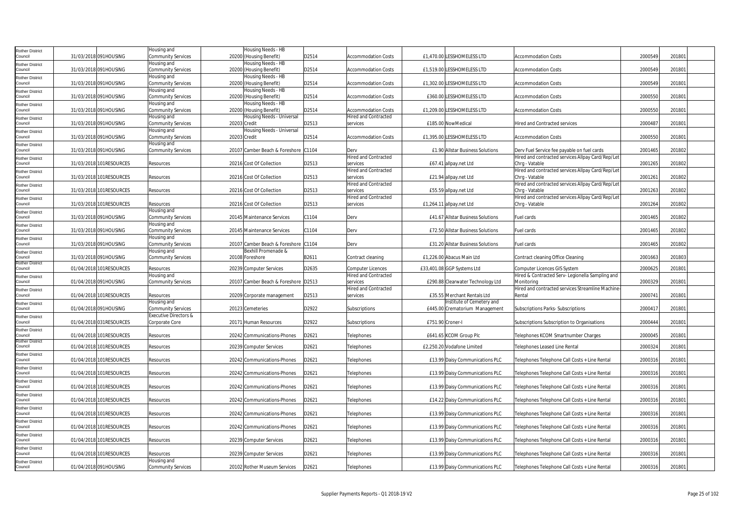| Rother District Council | 31/03/2018 | 091HOUSING | Housing and Community Services | 20200 | Housing Needs - HB (Housing Benefit) | D2514 | Accommodation Costs | £1,470.00 | LESSHOMELESS LTD | Accommodation Costs | 2000549 | 201801 |
|---|---|---|---|---|---|---|---|---|---|---|---|---|
| Rother District Council | 31/03/2018 | 091HOUSING | Housing and Community Services | 20200 | Housing Needs - HB (Housing Benefit) | D2514 | Accommodation Costs | £1,519.00 | LESSHOMELESS LTD | Accommodation Costs | 2000549 | 201801 |
| Rother District Council | 31/03/2018 | 091HOUSING | Housing and Community Services | 20200 | Housing Needs - HB (Housing Benefit) | D2514 | Accommodation Costs | £1,302.00 | LESSHOMELESS LTD | Accommodation Costs | 2000549 | 201801 |
| Rother District Council | 31/03/2018 | 091HOUSING | Housing and Community Services | 20200 | Housing Needs - HB (Housing Benefit) | D2514 | Accommodation Costs | £360.00 | LESSHOMELESS LTD | Accommodation Costs | 2000550 | 201801 |
| Rother District Council | 31/03/2018 | 091HOUSING | Housing and Community Services | 20200 | Housing Needs - HB (Housing Benefit) | D2514 | Accommodation Costs | £1,209.00 | LESSHOMELESS LTD | Accommodation Costs | 2000550 | 201801 |
| Rother District Council | 31/03/2018 | 091HOUSING | Housing and Community Services | 20203 | Housing Needs - Universal Credit | D2513 | Hired and Contracted services | £185.00 | NowMedical | Hired and Contracted services | 2000487 | 201801 |
| Rother District Council | 31/03/2018 | 091HOUSING | Housing and Community Services | 20203 | Housing Needs - Universal Credit | D2514 | Accommodation Costs | £1,395.00 | LESSHOMELESS LTD | Accommodation Costs | 2000550 | 201801 |
| Rother District Council | 31/03/2018 | 091HOUSING | Housing and Community Services | 20107 | Camber Beach & Foreshore | C1104 | Derv | £1.90 | Allstar Business Solutions | Derv Fuel Service fee payable on fuel cards | 2001465 | 201802 |
| Rother District Council | 31/03/2018 | 101RESOURCES | Resources | 20216 | Cost Of Collection | D2513 | Hired and Contracted services | £67.41 | allpay.net Ltd | Hired and contracted services Allpay Card/Rep/Let Chrg - Vatable | 2001265 | 201802 |
| Rother District Council | 31/03/2018 | 101RESOURCES | Resources | 20216 | Cost Of Collection | D2513 | Hired and Contracted services | £21.94 | allpay.net Ltd | Hired and contracted services Allpay Card/Rep/Let Chrg - Vatable | 2001261 | 201802 |
| Rother District Council | 31/03/2018 | 101RESOURCES | Resources | 20216 | Cost Of Collection | D2513 | Hired and Contracted services | £55.59 | allpay.net Ltd | Hired and contracted services Allpay Card/Rep/Let Chrg - Vatable | 2001263 | 201802 |
| Rother District Council | 31/03/2018 | 101RESOURCES | Resources | 20216 | Cost Of Collection | D2513 | Hired and Contracted services | £1,264.11 | allpay.net Ltd | Hired and contracted services Allpay Card/Rep/Let Chrg - Vatable | 2001264 | 201802 |
| Rother District Council | 31/03/2018 | 091HOUSING | Housing and Community Services | 20145 | Maintenance Services | C1104 | Derv | £41.67 | Allstar Business Solutions | Fuel cards | 2001465 | 201802 |
| Rother District Council | 31/03/2018 | 091HOUSING | Housing and Community Services | 20145 | Maintenance Services | C1104 | Derv | £72.50 | Allstar Business Solutions | Fuel cards | 2001465 | 201802 |
| Rother District Council | 31/03/2018 | 091HOUSING | Housing and Community Services | 20107 | Camber Beach & Foreshore | C1104 | Derv | £31.20 | Allstar Business Solutions | Fuel cards | 2001465 | 201802 |
| Rother District Council | 31/03/2018 | 091HOUSING | Housing and Community Services | 20108 | Bexhill Promenade & Foreshore | B2611 | Contract cleaning | £1,226.00 | Abacus Main Ltd | Contract cleaning Office Cleaning | 2001663 | 201803 |
| Rother District Council | 01/04/2018 | 101RESOURCES | Resources | 20239 | Computer Services | D2635 | Computer Licences | £33,401.08 | GGP Systems Ltd | Computer Licences GIS System | 2000625 | 201801 |
| Rother District Council | 01/04/2018 | 091HOUSING | Housing and Community Services | 20107 | Camber Beach & Foreshore | D2513 | Hired and Contracted services | £290.88 | Clearwater Technology Ltd | Hired & Contracted Serv- Legionella Sampling and Monitoring | 2000329 | 201801 |
| Rother District Council | 01/04/2018 | 101RESOURCES | Resources | 20209 | Corporate management | D2513 | Hired and Contracted services | £35.55 | Merchant Rentals Ltd | Hired and contracted services Streamline Machine-Rental | 2000741 | 201801 |
| Rother District Council | 01/04/2018 | 091HOUSING | Housing and Community Services | 20123 | Cemeteries | D2922 | Subscriptions | £445.00 | Institute of Cemetery and Crematorium Management | Subscriptions Parks- Subscriptions | 2000417 | 201801 |
| Rother District Council | 01/04/2018 | 031RESOURCES | Executive Directors & Corporate Core | 20171 | Human Resources | D2922 | Subscriptions | £751.90 | Croner-I | Subscriptions Subscription to Organisations | 2000444 | 201801 |
| Rother District Council | 01/04/2018 | 101RESOURCES | Resources | 20242 | Communications-Phones | D2621 | Telephones | £641.65 | KCOM Group Plc | Telephones KCOM Smartnumber Charges | 2000045 | 201801 |
| Rother District Council | 01/04/2018 | 101RESOURCES | Resources | 20239 | Computer Services | D2621 | Telephones | £2,250.20 | Vodafone Limited | Telephones Leased Line Rental | 2000324 | 201801 |
| Rother District Council | 01/04/2018 | 101RESOURCES | Resources | 20242 | Communications-Phones | D2621 | Telephones | £13.99 | Daisy Communications PLC | Telephones Telephone Call Costs + Line Rental | 2000316 | 201801 |
| Rother District Council | 01/04/2018 | 101RESOURCES | Resources | 20242 | Communications-Phones | D2621 | Telephones | £13.99 | Daisy Communications PLC | Telephones Telephone Call Costs + Line Rental | 2000316 | 201801 |
| Rother District Council | 01/04/2018 | 101RESOURCES | Resources | 20242 | Communications-Phones | D2621 | Telephones | £13.99 | Daisy Communications PLC | Telephones Telephone Call Costs + Line Rental | 2000316 | 201801 |
| Rother District Council | 01/04/2018 | 101RESOURCES | Resources | 20242 | Communications-Phones | D2621 | Telephones | £14.22 | Daisy Communications PLC | Telephones Telephone Call Costs + Line Rental | 2000316 | 201801 |
| Rother District Council | 01/04/2018 | 101RESOURCES | Resources | 20242 | Communications-Phones | D2621 | Telephones | £13.99 | Daisy Communications PLC | Telephones Telephone Call Costs + Line Rental | 2000316 | 201801 |
| Rother District Council | 01/04/2018 | 101RESOURCES | Resources | 20242 | Communications-Phones | D2621 | Telephones | £13.99 | Daisy Communications PLC | Telephones Telephone Call Costs + Line Rental | 2000316 | 201801 |
| Rother District Council | 01/04/2018 | 101RESOURCES | Resources | 20239 | Computer Services | D2621 | Telephones | £13.99 | Daisy Communications PLC | Telephones Telephone Call Costs + Line Rental | 2000316 | 201801 |
| Rother District Council | 01/04/2018 | 101RESOURCES | Resources | 20239 | Computer Services | D2621 | Telephones | £13.99 | Daisy Communications PLC | Telephones Telephone Call Costs + Line Rental | 2000316 | 201801 |
| Rother District Council | 01/04/2018 | 091HOUSING | Housing and Community Services | 20102 | Rother Museum Services | D2621 | Telephones | £13.99 | Daisy Communications PLC | Telephones Telephone Call Costs + Line Rental | 2000316 | 201801 |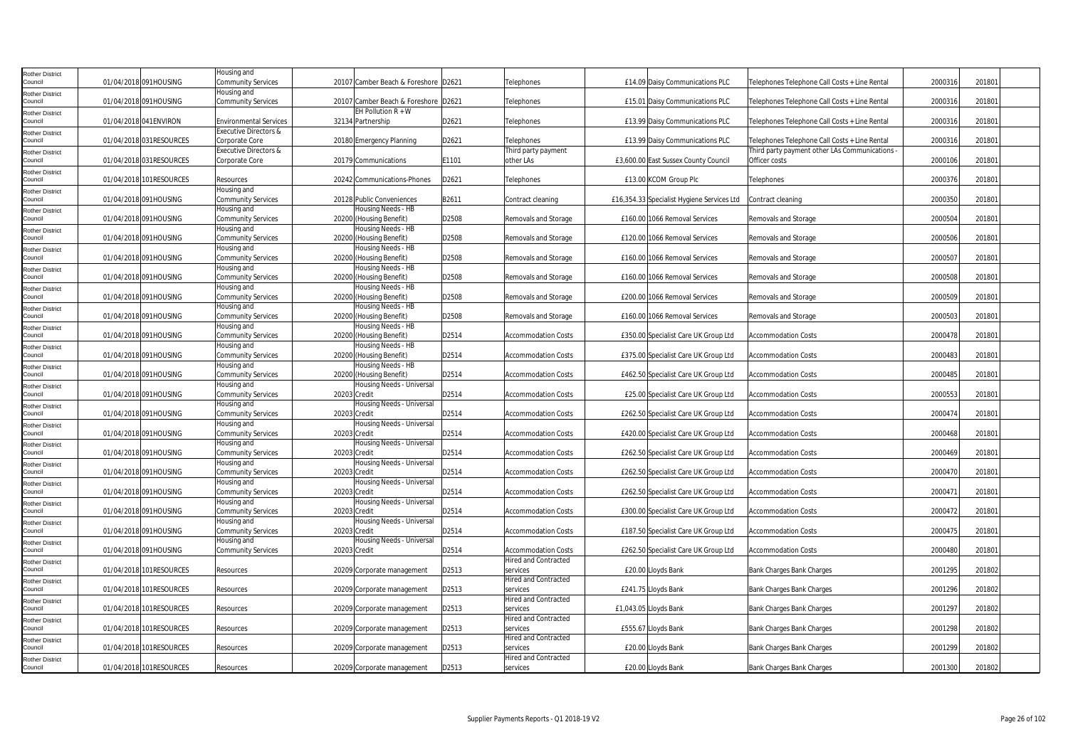| | | | | | | | | | | | | | |
|---|---|---|---|---|---|---|---|---|---|---|---|---|---|
| Rother District Council | 01/04/2018 | 091HOUSING | Housing and Community Services | 20107 | Camber Beach & Foreshore | D2621 | Telephones | £14.09 | Daisy Communications PLC | Telephones Telephone Call Costs + Line Rental | 2000316 | 201801 | |
| Rother District Council | 01/04/2018 | 091HOUSING | Housing and Community Services | 20107 | Camber Beach & Foreshore | D2621 | Telephones | £15.01 | Daisy Communications PLC | Telephones Telephone Call Costs + Line Rental | 2000316 | 201801 | |
| Rother District Council | 01/04/2018 | 041ENVIRON | Environmental Services | 32134 | EH Pollution R + W Partnership | D2621 | Telephones | £13.99 | Daisy Communications PLC | Telephones Telephone Call Costs + Line Rental | 2000316 | 201801 | |
| Rother District Council | 01/04/2018 | 031RESOURCES | Executive Directors & Corporate Core | 20180 | Emergency Planning | D2621 | Telephones | £13.99 | Daisy Communications PLC | Telephones Telephone Call Costs + Line Rental | 2000316 | 201801 | |
| Rother District Council | 01/04/2018 | 031RESOURCES | Executive Directors & Corporate Core | 20179 | Communications | E1101 | Third party payment other LAs | £3,600.00 | East Sussex County Council | Third party payment other LAs Communications - Officer costs | 2000106 | 201801 | |
| Rother District Council | 01/04/2018 | 101RESOURCES | Resources | 20242 | Communications-Phones | D2621 | Telephones | £13.00 | KCOM Group Plc | Telephones | 2000376 | 201801 | |
| Rother District Council | 01/04/2018 | 091HOUSING | Housing and Community Services | 20128 | Public Conveniences | B2611 | Contract cleaning | £16,354.33 | Specialist Hygiene Services Ltd | Contract cleaning | 2000350 | 201801 | |
| Rother District Council | 01/04/2018 | 091HOUSING | Housing and Community Services | 20200 | Housing Needs - HB (Housing Benefit) | D2508 | Removals and Storage | £160.00 | 1066 Removal Services | Removals and Storage | 2000504 | 201801 | |
| Rother District Council | 01/04/2018 | 091HOUSING | Housing and Community Services | 20200 | Housing Needs - HB (Housing Benefit) | D2508 | Removals and Storage | £120.00 | 1066 Removal Services | Removals and Storage | 2000506 | 201801 | |
| Rother District Council | 01/04/2018 | 091HOUSING | Housing and Community Services | 20200 | Housing Needs - HB (Housing Benefit) | D2508 | Removals and Storage | £160.00 | 1066 Removal Services | Removals and Storage | 2000507 | 201801 | |
| Rother District Council | 01/04/2018 | 091HOUSING | Housing and Community Services | 20200 | Housing Needs - HB (Housing Benefit) | D2508 | Removals and Storage | £160.00 | 1066 Removal Services | Removals and Storage | 2000508 | 201801 | |
| Rother District Council | 01/04/2018 | 091HOUSING | Housing and Community Services | 20200 | Housing Needs - HB (Housing Benefit) | D2508 | Removals and Storage | £200.00 | 1066 Removal Services | Removals and Storage | 2000509 | 201801 | |
| Rother District Council | 01/04/2018 | 091HOUSING | Housing and Community Services | 20200 | Housing Needs - HB (Housing Benefit) | D2508 | Removals and Storage | £160.00 | 1066 Removal Services | Removals and Storage | 2000503 | 201801 | |
| Rother District Council | 01/04/2018 | 091HOUSING | Housing and Community Services | 20200 | Housing Needs - HB (Housing Benefit) | D2514 | Accommodation Costs | £350.00 | Specialist Care UK Group Ltd | Accommodation Costs | 2000478 | 201801 | |
| Rother District Council | 01/04/2018 | 091HOUSING | Housing and Community Services | 20200 | Housing Needs - HB (Housing Benefit) | D2514 | Accommodation Costs | £375.00 | Specialist Care UK Group Ltd | Accommodation Costs | 2000483 | 201801 | |
| Rother District Council | 01/04/2018 | 091HOUSING | Housing and Community Services | 20200 | Housing Needs - HB (Housing Benefit) | D2514 | Accommodation Costs | £462.50 | Specialist Care UK Group Ltd | Accommodation Costs | 2000485 | 201801 | |
| Rother District Council | 01/04/2018 | 091HOUSING | Housing and Community Services | 20203 | Housing Needs - Universal Credit | D2514 | Accommodation Costs | £25.00 | Specialist Care UK Group Ltd | Accommodation Costs | 2000553 | 201801 | |
| Rother District Council | 01/04/2018 | 091HOUSING | Housing and Community Services | 20203 | Housing Needs - Universal Credit | D2514 | Accommodation Costs | £262.50 | Specialist Care UK Group Ltd | Accommodation Costs | 2000474 | 201801 | |
| Rother District Council | 01/04/2018 | 091HOUSING | Housing and Community Services | 20203 | Housing Needs - Universal Credit | D2514 | Accommodation Costs | £420.00 | Specialist Care UK Group Ltd | Accommodation Costs | 2000468 | 201801 | |
| Rother District Council | 01/04/2018 | 091HOUSING | Housing and Community Services | 20203 | Housing Needs - Universal Credit | D2514 | Accommodation Costs | £262.50 | Specialist Care UK Group Ltd | Accommodation Costs | 2000469 | 201801 | |
| Rother District Council | 01/04/2018 | 091HOUSING | Housing and Community Services | 20203 | Housing Needs - Universal Credit | D2514 | Accommodation Costs | £262.50 | Specialist Care UK Group Ltd | Accommodation Costs | 2000470 | 201801 | |
| Rother District Council | 01/04/2018 | 091HOUSING | Housing and Community Services | 20203 | Housing Needs - Universal Credit | D2514 | Accommodation Costs | £262.50 | Specialist Care UK Group Ltd | Accommodation Costs | 2000471 | 201801 | |
| Rother District Council | 01/04/2018 | 091HOUSING | Housing and Community Services | 20203 | Housing Needs - Universal Credit | D2514 | Accommodation Costs | £300.00 | Specialist Care UK Group Ltd | Accommodation Costs | 2000472 | 201801 | |
| Rother District Council | 01/04/2018 | 091HOUSING | Housing and Community Services | 20203 | Housing Needs - Universal Credit | D2514 | Accommodation Costs | £187.50 | Specialist Care UK Group Ltd | Accommodation Costs | 2000475 | 201801 | |
| Rother District Council | 01/04/2018 | 091HOUSING | Housing and Community Services | 20203 | Housing Needs - Universal Credit | D2514 | Accommodation Costs | £262.50 | Specialist Care UK Group Ltd | Accommodation Costs | 2000480 | 201801 | |
| Rother District Council | 01/04/2018 | 101RESOURCES | Resources | 20209 | Corporate management | D2513 | Hired and Contracted services | £20.00 | Lloyds Bank | Bank Charges Bank Charges | 2001295 | 201802 | |
| Rother District Council | 01/04/2018 | 101RESOURCES | Resources | 20209 | Corporate management | D2513 | Hired and Contracted services | £241.75 | Lloyds Bank | Bank Charges Bank Charges | 2001296 | 201802 | |
| Rother District Council | 01/04/2018 | 101RESOURCES | Resources | 20209 | Corporate management | D2513 | Hired and Contracted services | £1,043.05 | Lloyds Bank | Bank Charges Bank Charges | 2001297 | 201802 | |
| Rother District Council | 01/04/2018 | 101RESOURCES | Resources | 20209 | Corporate management | D2513 | Hired and Contracted services | £555.67 | Lloyds Bank | Bank Charges Bank Charges | 2001298 | 201802 | |
| Rother District Council | 01/04/2018 | 101RESOURCES | Resources | 20209 | Corporate management | D2513 | Hired and Contracted services | £20.00 | Lloyds Bank | Bank Charges Bank Charges | 2001299 | 201802 | |
| Rother District Council | 01/04/2018 | 101RESOURCES | Resources | 20209 | Corporate management | D2513 | Hired and Contracted services | £20.00 | Lloyds Bank | Bank Charges Bank Charges | 2001300 | 201802 | |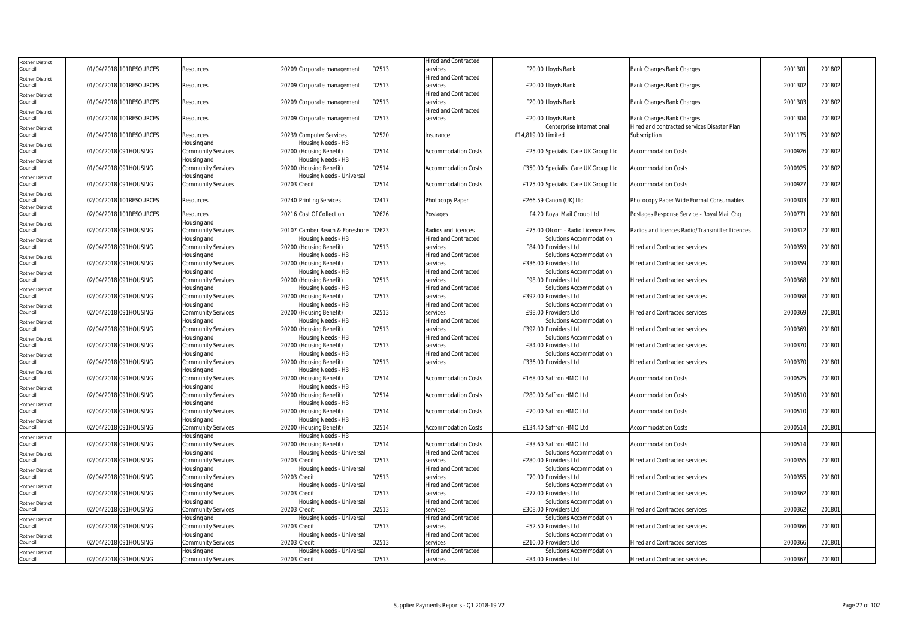| | | | | | | | | | | | | | |
|---|---|---|---|---|---|---|---|---|---|---|---|---|---|
| Rother District Council | 01/04/2018 | 101RESOURCES | Resources | 20209 | Corporate management | D2513 | Hired and Contracted services | £20.00 | Lloyds Bank | Bank Charges Bank Charges | 2001301 | 201802 | |
| Rother District Council | 01/04/2018 | 101RESOURCES | Resources | 20209 | Corporate management | D2513 | Hired and Contracted services | £20.00 | Lloyds Bank | Bank Charges Bank Charges | 2001302 | 201802 | |
| Rother District Council | 01/04/2018 | 101RESOURCES | Resources | 20209 | Corporate management | D2513 | Hired and Contracted services | £20.00 | Lloyds Bank | Bank Charges Bank Charges | 2001303 | 201802 | |
| Rother District Council | 01/04/2018 | 101RESOURCES | Resources | 20209 | Corporate management | D2513 | Hired and Contracted services | £20.00 | Lloyds Bank | Bank Charges Bank Charges | 2001304 | 201802 | |
| Rother District Council | 01/04/2018 | 101RESOURCES | Resources | 20239 | Computer Services | D2520 | Insurance | £14,819.00 | Centerprise International Limited | Hired and contracted services Disaster Plan Subscription | 2001175 | 201802 | |
| Rother District Council | 01/04/2018 | 091HOUSING | Housing and Community Services | 20200 | Housing Needs - HB (Housing Benefit) | D2514 | Accommodation Costs | £25.00 | Specialist Care UK Group Ltd | Accommodation Costs | 2000926 | 201802 | |
| Rother District Council | 01/04/2018 | 091HOUSING | Housing and Community Services | 20200 | Housing Needs - HB (Housing Benefit) | D2514 | Accommodation Costs | £350.00 | Specialist Care UK Group Ltd | Accommodation Costs | 2000925 | 201802 | |
| Rother District Council | 01/04/2018 | 091HOUSING | Housing and Community Services | 20203 | Housing Needs - Universal Credit | D2514 | Accommodation Costs | £175.00 | Specialist Care UK Group Ltd | Accommodation Costs | 2000927 | 201802 | |
| Rother District Council | 02/04/2018 | 101RESOURCES | Resources | 20240 | Printing Services | D2417 | Photocopy Paper | £266.59 | Canon (UK) Ltd | Photocopy Paper Wide Format Consumables | 2000303 | 201801 | |
| Rother District Council | 02/04/2018 | 101RESOURCES | Resources | 20216 | Cost Of Collection | D2626 | Postages | £4.20 | Royal Mail Group Ltd | Postages Response Service - Royal Mail Chg | 2000771 | 201801 | |
| Rother District Council | 02/04/2018 | 091HOUSING | Housing and Community Services | 20107 | Camber Beach & Foreshore | D2623 | Radios and licences | £75.00 | Ofcom - Radio Licence Fees | Radios and licences Radio/Transmitter Licences | 2000312 | 201801 | |
| Rother District Council | 02/04/2018 | 091HOUSING | Housing and Community Services | 20200 | Housing Needs - HB (Housing Benefit) | D2513 | Hired and Contracted services | £84.00 | Solutions Accommodation Providers Ltd | Hired and Contracted services | 2000359 | 201801 | |
| Rother District Council | 02/04/2018 | 091HOUSING | Housing and Community Services | 20200 | Housing Needs - HB (Housing Benefit) | D2513 | Hired and Contracted services | £336.00 | Solutions Accommodation Providers Ltd | Hired and Contracted services | 2000359 | 201801 | |
| Rother District Council | 02/04/2018 | 091HOUSING | Housing and Community Services | 20200 | Housing Needs - HB (Housing Benefit) | D2513 | Hired and Contracted services | £98.00 | Solutions Accommodation Providers Ltd | Hired and Contracted services | 2000368 | 201801 | |
| Rother District Council | 02/04/2018 | 091HOUSING | Housing and Community Services | 20200 | Housing Needs - HB (Housing Benefit) | D2513 | Hired and Contracted services | £392.00 | Solutions Accommodation Providers Ltd | Hired and Contracted services | 2000368 | 201801 | |
| Rother District Council | 02/04/2018 | 091HOUSING | Housing and Community Services | 20200 | Housing Needs - HB (Housing Benefit) | D2513 | Hired and Contracted services | £98.00 | Solutions Accommodation Providers Ltd | Hired and Contracted services | 2000369 | 201801 | |
| Rother District Council | 02/04/2018 | 091HOUSING | Housing and Community Services | 20200 | Housing Needs - HB (Housing Benefit) | D2513 | Hired and Contracted services | £392.00 | Solutions Accommodation Providers Ltd | Hired and Contracted services | 2000369 | 201801 | |
| Rother District Council | 02/04/2018 | 091HOUSING | Housing and Community Services | 20200 | Housing Needs - HB (Housing Benefit) | D2513 | Hired and Contracted services | £84.00 | Solutions Accommodation Providers Ltd | Hired and Contracted services | 2000370 | 201801 | |
| Rother District Council | 02/04/2018 | 091HOUSING | Housing and Community Services | 20200 | Housing Needs - HB (Housing Benefit) | D2513 | Hired and Contracted services | £336.00 | Solutions Accommodation Providers Ltd | Hired and Contracted services | 2000370 | 201801 | |
| Rother District Council | 02/04/2018 | 091HOUSING | Housing and Community Services | 20200 | Housing Needs - HB (Housing Benefit) | D2514 | Accommodation Costs | £168.00 | Saffron HMO Ltd | Accommodation Costs | 2000525 | 201801 | |
| Rother District Council | 02/04/2018 | 091HOUSING | Housing and Community Services | 20200 | Housing Needs - HB (Housing Benefit) | D2514 | Accommodation Costs | £280.00 | Saffron HMO Ltd | Accommodation Costs | 2000510 | 201801 | |
| Rother District Council | 02/04/2018 | 091HOUSING | Housing and Community Services | 20200 | Housing Needs - HB (Housing Benefit) | D2514 | Accommodation Costs | £70.00 | Saffron HMO Ltd | Accommodation Costs | 2000510 | 201801 | |
| Rother District Council | 02/04/2018 | 091HOUSING | Housing and Community Services | 20200 | Housing Needs - HB (Housing Benefit) | D2514 | Accommodation Costs | £134.40 | Saffron HMO Ltd | Accommodation Costs | 2000514 | 201801 | |
| Rother District Council | 02/04/2018 | 091HOUSING | Housing and Community Services | 20200 | Housing Needs - HB (Housing Benefit) | D2514 | Accommodation Costs | £33.60 | Saffron HMO Ltd | Accommodation Costs | 2000514 | 201801 | |
| Rother District Council | 02/04/2018 | 091HOUSING | Housing and Community Services | 20203 | Housing Needs - Universal Credit | D2513 | Hired and Contracted services | £280.00 | Solutions Accommodation Providers Ltd | Hired and Contracted services | 2000355 | 201801 | |
| Rother District Council | 02/04/2018 | 091HOUSING | Housing and Community Services | 20203 | Housing Needs - Universal Credit | D2513 | Hired and Contracted services | £70.00 | Solutions Accommodation Providers Ltd | Hired and Contracted services | 2000355 | 201801 | |
| Rother District Council | 02/04/2018 | 091HOUSING | Housing and Community Services | 20203 | Housing Needs - Universal Credit | D2513 | Hired and Contracted services | £77.00 | Solutions Accommodation Providers Ltd | Hired and Contracted services | 2000362 | 201801 | |
| Rother District Council | 02/04/2018 | 091HOUSING | Housing and Community Services | 20203 | Housing Needs - Universal Credit | D2513 | Hired and Contracted services | £308.00 | Solutions Accommodation Providers Ltd | Hired and Contracted services | 2000362 | 201801 | |
| Rother District Council | 02/04/2018 | 091HOUSING | Housing and Community Services | 20203 | Housing Needs - Universal Credit | D2513 | Hired and Contracted services | £52.50 | Solutions Accommodation Providers Ltd | Hired and Contracted services | 2000366 | 201801 | |
| Rother District Council | 02/04/2018 | 091HOUSING | Housing and Community Services | 20203 | Housing Needs - Universal Credit | D2513 | Hired and Contracted services | £210.00 | Solutions Accommodation Providers Ltd | Hired and Contracted services | 2000366 | 201801 | |
| Rother District Council | 02/04/2018 | 091HOUSING | Housing and Community Services | 20203 | Housing Needs - Universal Credit | D2513 | Hired and Contracted services | £84.00 | Solutions Accommodation Providers Ltd | Hired and Contracted services | 2000367 | 201801 | |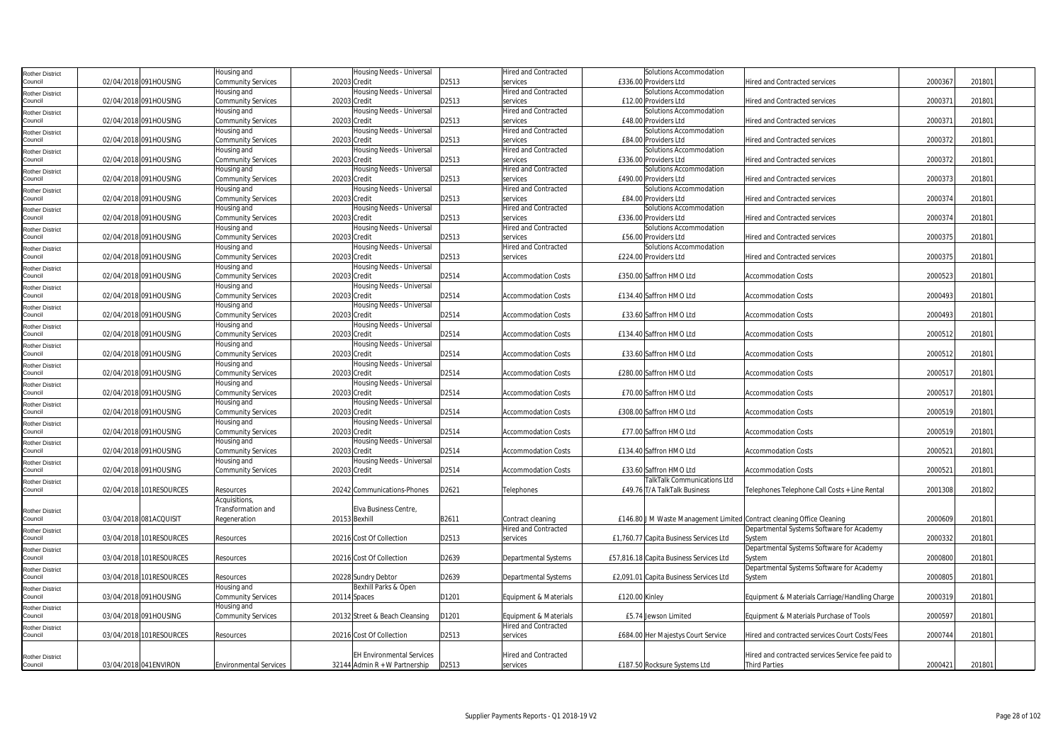| Rother District Council | 02/04/2018 | 091HOUSING | Housing and Community Services | 20203 | Housing Needs - Universal Credit | D2513 | Hired and Contracted services | £336.00 | Solutions Accommodation Providers Ltd | Hired and Contracted services | 2000367 | 201801 |
|---|---|---|---|---|---|---|---|---|---|---|---|---|
| Rother District Council | 02/04/2018 | 091HOUSING | Housing and Community Services | 20203 | Housing Needs - Universal Credit | D2513 | Hired and Contracted services | £12.00 | Solutions Accommodation Providers Ltd | Hired and Contracted services | 2000371 | 201801 |
| Rother District Council | 02/04/2018 | 091HOUSING | Housing and Community Services | 20203 | Housing Needs - Universal Credit | D2513 | Hired and Contracted services | £48.00 | Solutions Accommodation Providers Ltd | Hired and Contracted services | 2000371 | 201801 |
| Rother District Council | 02/04/2018 | 091HOUSING | Housing and Community Services | 20203 | Housing Needs - Universal Credit | D2513 | Hired and Contracted services | £84.00 | Solutions Accommodation Providers Ltd | Hired and Contracted services | 2000372 | 201801 |
| Rother District Council | 02/04/2018 | 091HOUSING | Housing and Community Services | 20203 | Housing Needs - Universal Credit | D2513 | Hired and Contracted services | £336.00 | Solutions Accommodation Providers Ltd | Hired and Contracted services | 2000372 | 201801 |
| Rother District Council | 02/04/2018 | 091HOUSING | Housing and Community Services | 20203 | Housing Needs - Universal Credit | D2513 | Hired and Contracted services | £490.00 | Solutions Accommodation Providers Ltd | Hired and Contracted services | 2000373 | 201801 |
| Rother District Council | 02/04/2018 | 091HOUSING | Housing and Community Services | 20203 | Housing Needs - Universal Credit | D2513 | Hired and Contracted services | £84.00 | Solutions Accommodation Providers Ltd | Hired and Contracted services | 2000374 | 201801 |
| Rother District Council | 02/04/2018 | 091HOUSING | Housing and Community Services | 20203 | Housing Needs - Universal Credit | D2513 | Hired and Contracted services | £336.00 | Solutions Accommodation Providers Ltd | Hired and Contracted services | 2000374 | 201801 |
| Rother District Council | 02/04/2018 | 091HOUSING | Housing and Community Services | 20203 | Housing Needs - Universal Credit | D2513 | Hired and Contracted services | £56.00 | Solutions Accommodation Providers Ltd | Hired and Contracted services | 2000375 | 201801 |
| Rother District Council | 02/04/2018 | 091HOUSING | Housing and Community Services | 20203 | Housing Needs - Universal Credit | D2513 | Hired and Contracted services | £224.00 | Solutions Accommodation Providers Ltd | Hired and Contracted services | 2000375 | 201801 |
| Rother District Council | 02/04/2018 | 091HOUSING | Housing and Community Services | 20203 | Housing Needs - Universal Credit | D2514 | Accommodation Costs | £350.00 | Saffron HMO Ltd | Accommodation Costs | 2000523 | 201801 |
| Rother District Council | 02/04/2018 | 091HOUSING | Housing and Community Services | 20203 | Housing Needs - Universal Credit | D2514 | Accommodation Costs | £134.40 | Saffron HMO Ltd | Accommodation Costs | 2000493 | 201801 |
| Rother District Council | 02/04/2018 | 091HOUSING | Housing and Community Services | 20203 | Housing Needs - Universal Credit | D2514 | Accommodation Costs | £33.60 | Saffron HMO Ltd | Accommodation Costs | 2000493 | 201801 |
| Rother District Council | 02/04/2018 | 091HOUSING | Housing and Community Services | 20203 | Housing Needs - Universal Credit | D2514 | Accommodation Costs | £134.40 | Saffron HMO Ltd | Accommodation Costs | 2000512 | 201801 |
| Rother District Council | 02/04/2018 | 091HOUSING | Housing and Community Services | 20203 | Housing Needs - Universal Credit | D2514 | Accommodation Costs | £33.60 | Saffron HMO Ltd | Accommodation Costs | 2000512 | 201801 |
| Rother District Council | 02/04/2018 | 091HOUSING | Housing and Community Services | 20203 | Housing Needs - Universal Credit | D2514 | Accommodation Costs | £280.00 | Saffron HMO Ltd | Accommodation Costs | 2000517 | 201801 |
| Rother District Council | 02/04/2018 | 091HOUSING | Housing and Community Services | 20203 | Housing Needs - Universal Credit | D2514 | Accommodation Costs | £70.00 | Saffron HMO Ltd | Accommodation Costs | 2000517 | 201801 |
| Rother District Council | 02/04/2018 | 091HOUSING | Housing and Community Services | 20203 | Housing Needs - Universal Credit | D2514 | Accommodation Costs | £308.00 | Saffron HMO Ltd | Accommodation Costs | 2000519 | 201801 |
| Rother District Council | 02/04/2018 | 091HOUSING | Housing and Community Services | 20203 | Housing Needs - Universal Credit | D2514 | Accommodation Costs | £77.00 | Saffron HMO Ltd | Accommodation Costs | 2000519 | 201801 |
| Rother District Council | 02/04/2018 | 091HOUSING | Housing and Community Services | 20203 | Housing Needs - Universal Credit | D2514 | Accommodation Costs | £134.40 | Saffron HMO Ltd | Accommodation Costs | 2000521 | 201801 |
| Rother District Council | 02/04/2018 | 091HOUSING | Housing and Community Services | 20203 | Housing Needs - Universal Credit | D2514 | Accommodation Costs | £33.60 | Saffron HMO Ltd | Accommodation Costs | 2000521 | 201801 |
| Rother District Council | 02/04/2018 | 101RESOURCES | Resources | 20242 | Communications-Phones | D2621 | Telephones | £49.76 | TalkTalk Communications Ltd T/A TalkTalk Business | Telephones Telephone Call Costs + Line Rental | 2001308 | 201802 |
| Rother District Council | 03/04/2018 | 081ACQUISIT | Acquisitions, Transformation and Regeneration | 20153 | Elva Business Centre, Bexhill | B2611 | Contract cleaning | £146.80 | J M Waste Management Limited | Contract cleaning Office Cleaning | 2000609 | 201801 |
| Rother District Council | 03/04/2018 | 101RESOURCES | Resources | 20216 | Cost Of Collection | D2513 | Hired and Contracted services | £1,760.77 | Capita Business Services Ltd | Departmental Systems Software for Academy System | 2000332 | 201801 |
| Rother District Council | 03/04/2018 | 101RESOURCES | Resources | 20216 | Cost Of Collection | D2639 | Departmental Systems | £57,816.18 | Capita Business Services Ltd | Departmental Systems Software for Academy System | 2000800 | 201801 |
| Rother District Council | 03/04/2018 | 101RESOURCES | Resources | 20228 | Sundry Debtor | D2639 | Departmental Systems | £2,091.01 | Capita Business Services Ltd | Departmental Systems Software for Academy System | 2000805 | 201801 |
| Rother District Council | 03/04/2018 | 091HOUSING | Housing and Community Services | 20114 | Bexhill Parks & Open Spaces | D1201 | Equipment & Materials | £120.00 | Kinley | Equipment & Materials Carriage/Handling Charge | 2000319 | 201801 |
| Rother District Council | 03/04/2018 | 091HOUSING | Housing and Community Services | 20132 | Street & Beach Cleansing | D1201 | Equipment & Materials | £5.74 | Jewson Limited | Equipment & Materials Purchase of Tools | 2000597 | 201801 |
| Rother District Council | 03/04/2018 | 101RESOURCES | Resources | 20216 | Cost Of Collection | D2513 | Hired and Contracted services | £684.00 | Her Majestys Court Service | Hired and contracted services Court Costs/Fees | 2000744 | 201801 |
| Rother District Council | 03/04/2018 | 041ENVIRON | Environmental Services | 32144 | EH Environmental Services Admin R + W Partnership | D2513 | Hired and Contracted services | £187.50 | Rocksure Systems Ltd | Hired and contracted services Service fee paid to Third Parties | 2000421 | 201801 |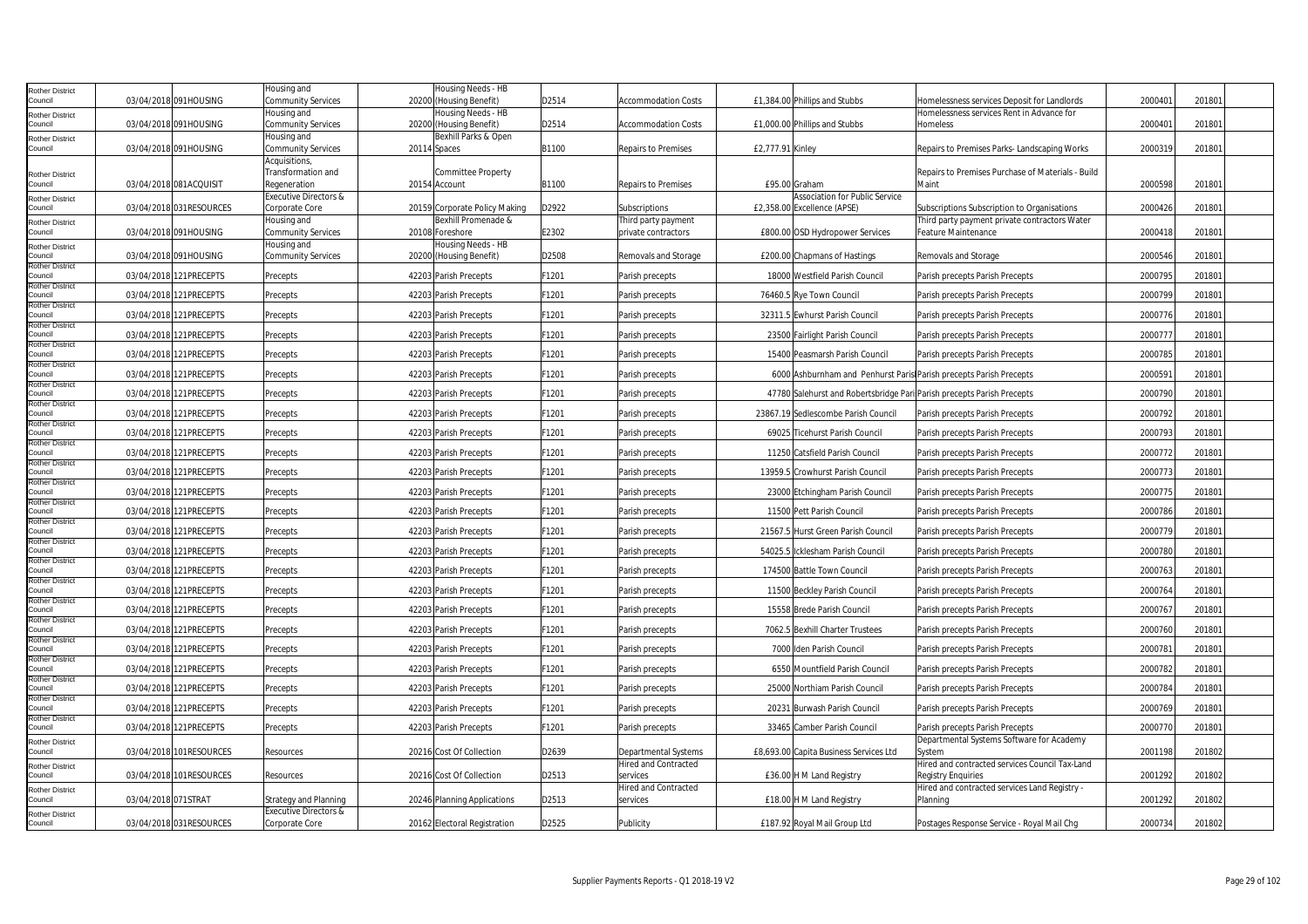| | | | | | | | | | | | | |
|---|---|---|---|---|---|---|---|---|---|---|---|---|
| Rother District Council | 03/04/2018 | 091HOUSING | Housing and Community Services | 20200 | Housing Needs - HB (Housing Benefit) | D2514 | Accommodation Costs | £1,384.00 | Phillips and Stubbs | Homelessness services Deposit for Landlords | 2000401 | 201801 |
| Rother District Council | 03/04/2018 | 091HOUSING | Housing and Community Services | 20200 | Housing Needs - HB (Housing Benefit) | D2514 | Accommodation Costs | £1,000.00 | Phillips and Stubbs | Homelessness services Rent in Advance for Homeless | 2000401 | 201801 |
| Rother District Council | 03/04/2018 | 091HOUSING | Housing and Community Services | 20114 | Bexhill Parks & Open Spaces | B1100 | Repairs to Premises | £2,777.91 | Kinley | Repairs to Premises Parks- Landscaping Works | 2000319 | 201801 |
| Rother District Council | 03/04/2018 | 081ACQUISIT | Acquisitions, Transformation and Regeneration | 20154 | Committee Property Account | B1100 | Repairs to Premises | £95.00 | Graham | Repairs to Premises Purchase of Materials - Build Maint | 2000598 | 201801 |
| Rother District Council | 03/04/2018 | 031RESOURCES | Executive Directors & Corporate Core | 20159 | Corporate Policy Making | D2922 | Subscriptions | £2,358.00 | Association for Public Service Excellence (APSE) | Subscriptions Subscription to Organisations | 2000426 | 201801 |
| Rother District Council | 03/04/2018 | 091HOUSING | Housing and Community Services | 20108 | Bexhill Promenade & Foreshore | E2302 | Third party payment private contractors | £800.00 | OSD Hydropower Services | Third party payment private contractors Water Feature Maintenance | 2000418 | 201801 |
| Rother District Council | 03/04/2018 | 091HOUSING | Housing and Community Services | 20200 | Housing Needs - HB (Housing Benefit) | D2508 | Removals and Storage | £200.00 | Chapmans of Hastings | Removals and Storage | 2000546 | 201801 |
| Rother District Council | 03/04/2018 | 121PRECEPTS | Precepts | 42203 | Parish Precepts | F1201 | Parish precepts | 18000 | Westfield Parish Council | Parish precepts Parish Precepts | 2000795 | 201801 |
| Rother District Council | 03/04/2018 | 121PRECEPTS | Precepts | 42203 | Parish Precepts | F1201 | Parish precepts | 76460.5 | Rye Town Council | Parish precepts Parish Precepts | 2000799 | 201801 |
| Rother District Council | 03/04/2018 | 121PRECEPTS | Precepts | 42203 | Parish Precepts | F1201 | Parish precepts | 32311.5 | Ewhurst Parish Council | Parish precepts Parish Precepts | 2000776 | 201801 |
| Rother District Council | 03/04/2018 | 121PRECEPTS | Precepts | 42203 | Parish Precepts | F1201 | Parish precepts | 23500 | Fairlight Parish Council | Parish precepts Parish Precepts | 2000777 | 201801 |
| Rother District Council | 03/04/2018 | 121PRECEPTS | Precepts | 42203 | Parish Precepts | F1201 | Parish precepts | 15400 | Peasmarsh Parish Council | Parish precepts Parish Precepts | 2000785 | 201801 |
| Rother District Council | 03/04/2018 | 121PRECEPTS | Precepts | 42203 | Parish Precepts | F1201 | Parish precepts | 6000 | Ashburnham and Penhurst Paris | Parish precepts Parish Precepts | 2000591 | 201801 |
| Rother District Council | 03/04/2018 | 121PRECEPTS | Precepts | 42203 | Parish Precepts | F1201 | Parish precepts | 47780 | Salehurst and Robertsbridge Pari | Parish precepts Parish Precepts | 2000790 | 201801 |
| Rother District Council | 03/04/2018 | 121PRECEPTS | Precepts | 42203 | Parish Precepts | F1201 | Parish precepts | 23867.19 | Sedlescombe Parish Council | Parish precepts Parish Precepts | 2000792 | 201801 |
| Rother District Council | 03/04/2018 | 121PRECEPTS | Precepts | 42203 | Parish Precepts | F1201 | Parish precepts | 69025 | Ticehurst Parish Council | Parish precepts Parish Precepts | 2000793 | 201801 |
| Rother District Council | 03/04/2018 | 121PRECEPTS | Precepts | 42203 | Parish Precepts | F1201 | Parish precepts | 11250 | Catsfield Parish Council | Parish precepts Parish Precepts | 2000772 | 201801 |
| Rother District Council | 03/04/2018 | 121PRECEPTS | Precepts | 42203 | Parish Precepts | F1201 | Parish precepts | 13959.5 | Crowhurst Parish Council | Parish precepts Parish Precepts | 2000773 | 201801 |
| Rother District Council | 03/04/2018 | 121PRECEPTS | Precepts | 42203 | Parish Precepts | F1201 | Parish precepts | 23000 | Etchingham Parish Council | Parish precepts Parish Precepts | 2000775 | 201801 |
| Rother District Council | 03/04/2018 | 121PRECEPTS | Precepts | 42203 | Parish Precepts | F1201 | Parish precepts | 11500 | Pett Parish Council | Parish precepts Parish Precepts | 2000786 | 201801 |
| Rother District Council | 03/04/2018 | 121PRECEPTS | Precepts | 42203 | Parish Precepts | F1201 | Parish precepts | 21567.5 | Hurst Green Parish Council | Parish precepts Parish Precepts | 2000779 | 201801 |
| Rother District Council | 03/04/2018 | 121PRECEPTS | Precepts | 42203 | Parish Precepts | F1201 | Parish precepts | 54025.5 | Icklesham Parish Council | Parish precepts Parish Precepts | 2000780 | 201801 |
| Rother District Council | 03/04/2018 | 121PRECEPTS | Precepts | 42203 | Parish Precepts | F1201 | Parish precepts | 174500 | Battle Town Council | Parish precepts Parish Precepts | 2000763 | 201801 |
| Rother District Council | 03/04/2018 | 121PRECEPTS | Precepts | 42203 | Parish Precepts | F1201 | Parish precepts | 11500 | Beckley Parish Council | Parish precepts Parish Precepts | 2000764 | 201801 |
| Rother District Council | 03/04/2018 | 121PRECEPTS | Precepts | 42203 | Parish Precepts | F1201 | Parish precepts | 15558 | Brede Parish Council | Parish precepts Parish Precepts | 2000767 | 201801 |
| Rother District Council | 03/04/2018 | 121PRECEPTS | Precepts | 42203 | Parish Precepts | F1201 | Parish precepts | 7062.5 | Bexhill Charter Trustees | Parish precepts Parish Precepts | 2000760 | 201801 |
| Rother District Council | 03/04/2018 | 121PRECEPTS | Precepts | 42203 | Parish Precepts | F1201 | Parish precepts | 7000 | Iden Parish Council | Parish precepts Parish Precepts | 2000781 | 201801 |
| Rother District Council | 03/04/2018 | 121PRECEPTS | Precepts | 42203 | Parish Precepts | F1201 | Parish precepts | 6550 | Mountfield Parish Council | Parish precepts Parish Precepts | 2000782 | 201801 |
| Rother District Council | 03/04/2018 | 121PRECEPTS | Precepts | 42203 | Parish Precepts | F1201 | Parish precepts | 25000 | Northiam Parish Council | Parish precepts Parish Precepts | 2000784 | 201801 |
| Rother District Council | 03/04/2018 | 121PRECEPTS | Precepts | 42203 | Parish Precepts | F1201 | Parish precepts | 20231 | Burwash Parish Council | Parish precepts Parish Precepts | 2000769 | 201801 |
| Rother District Council | 03/04/2018 | 121PRECEPTS | Precepts | 42203 | Parish Precepts | F1201 | Parish precepts | 33465 | Camber Parish Council | Parish precepts Parish Precepts | 2000770 | 201801 |
| Rother District Council | 03/04/2018 | 101RESOURCES | Resources | 20216 | Cost Of Collection | D2639 | Departmental Systems | £8,693.00 | Capita Business Services Ltd | Departmental Systems Software for Academy System | 2001198 | 201802 |
| Rother District Council | 03/04/2018 | 101RESOURCES | Resources | 20216 | Cost Of Collection | D2513 | Hired and Contracted services | £36.00 | H M Land Registry | Hired and contracted services Council Tax-Land Registry Enquiries | 2001292 | 201802 |
| Rother District Council | 03/04/2018 | 071STRAT | Strategy and Planning | 20246 | Planning Applications | D2513 | Hired and Contracted services | £18.00 | H M Land Registry | Hired and contracted services Land Registry - Planning | 2001292 | 201802 |
| Rother District Council | 03/04/2018 | 031RESOURCES | Executive Directors & Corporate Core | 20162 | Electoral Registration | D2525 | Publicity | £187.92 | Royal Mail Group Ltd | Postages Response Service - Royal Mail Chg | 2000734 | 201802 |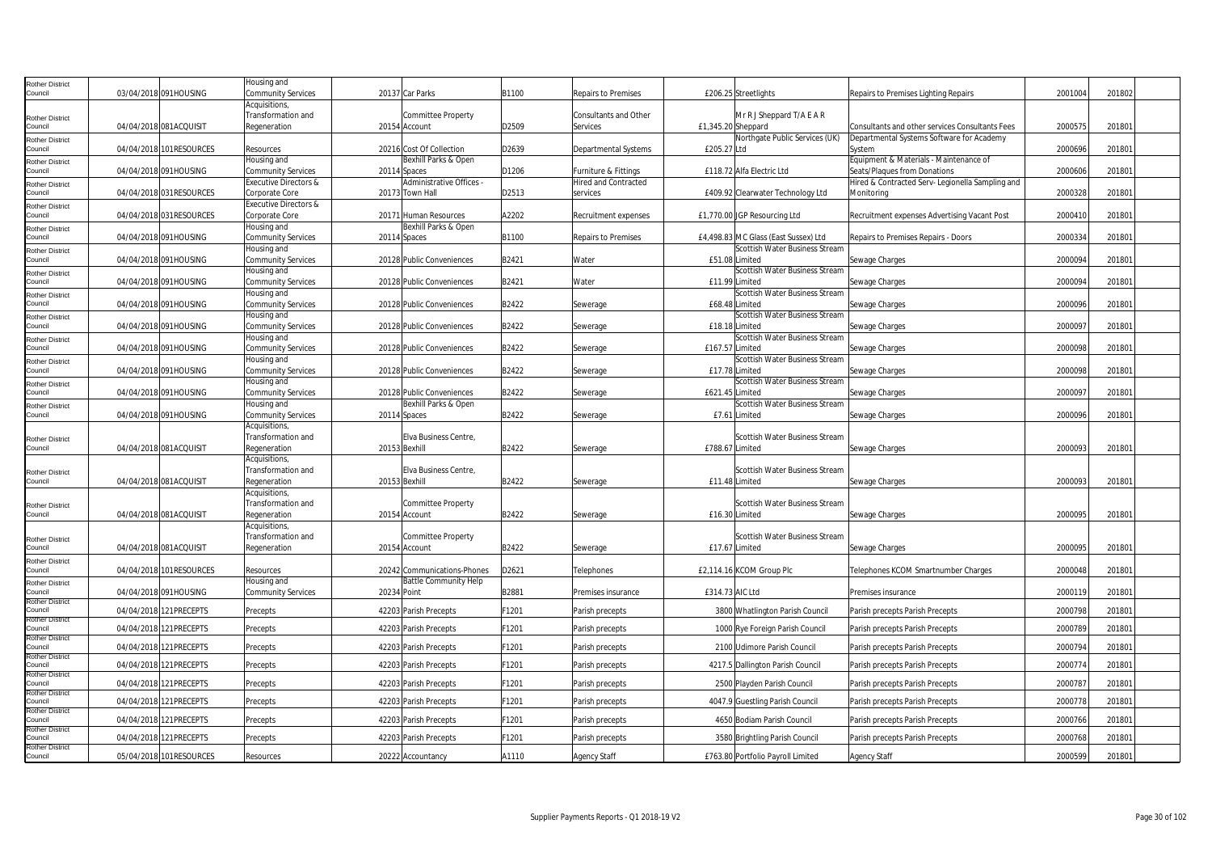| Rother District Council | 03/04/2018 | 091HOUSING | Housing and Community Services | 20137 | Car Parks | B1100 | Repairs to Premises | £206.25 | Streetlights | Repairs to Premises Lighting Repairs | 2001004 | 201802 |
|---|---|---|---|---|---|---|---|---|---|---|---|---|
| Rother District Council | 04/04/2018 | 081ACQUISIT | Acquisitions, Transformation and Regeneration | 20154 | Committee Property Account | D2509 | Consultants and Other Services | £1,345.20 | Mr R J Sheppard T/A E A R Sheppard | Consultants and other services Consultants Fees | 2000575 | 201801 |
| Rother District Council | 04/04/2018 | 101RESOURCES | Resources | 20216 | Cost Of Collection | D2639 | Departmental Systems | £205.27 | Northgate Public Services (UK) Ltd | Departmental Systems Software for Academy System | 2000696 | 201801 |
| Rother District Council | 04/04/2018 | 091HOUSING | Housing and Community Services | 20114 | Bexhill Parks & Open Spaces | D1206 | Furniture & Fittings | £118.72 | Alfa Electric Ltd | Equipment & Materials - Maintenance of Seats/Plaques from Donations | 2000606 | 201801 |
| Rother District Council | 04/04/2018 | 031RESOURCES | Executive Directors & Corporate Core | 20173 | Administrative Offices - Town Hall | D2513 | Hired and Contracted services | £409.92 | Clearwater Technology Ltd | Hired & Contracted Serv- Legionella Sampling and Monitoring | 2000328 | 201801 |
| Rother District Council | 04/04/2018 | 031RESOURCES | Executive Directors & Corporate Core | 20171 | Human Resources | A2202 | Recruitment expenses | £1,770.00 | JGP Resourcing Ltd | Recruitment expenses Advertising Vacant Post | 2000410 | 201801 |
| Rother District Council | 04/04/2018 | 091HOUSING | Housing and Community Services | 20114 | Bexhill Parks & Open Spaces | B1100 | Repairs to Premises | £4,498.83 | M C Glass (East Sussex) Ltd | Repairs to Premises Repairs - Doors | 2000334 | 201801 |
| Rother District Council | 04/04/2018 | 091HOUSING | Housing and Community Services | 20128 | Public Conveniences | B2421 | Water | £51.08 | Scottish Water Business Stream Limited | Sewage Charges | 2000094 | 201801 |
| Rother District Council | 04/04/2018 | 091HOUSING | Housing and Community Services | 20128 | Public Conveniences | B2421 | Water | £11.99 | Scottish Water Business Stream Limited | Sewage Charges | 2000094 | 201801 |
| Rother District Council | 04/04/2018 | 091HOUSING | Housing and Community Services | 20128 | Public Conveniences | B2422 | Sewerage | £68.48 | Scottish Water Business Stream Limited | Sewage Charges | 2000096 | 201801 |
| Rother District Council | 04/04/2018 | 091HOUSING | Housing and Community Services | 20128 | Public Conveniences | B2422 | Sewerage | £18.18 | Scottish Water Business Stream Limited | Sewage Charges | 2000097 | 201801 |
| Rother District Council | 04/04/2018 | 091HOUSING | Housing and Community Services | 20128 | Public Conveniences | B2422 | Sewerage | £167.57 | Scottish Water Business Stream Limited | Sewage Charges | 2000098 | 201801 |
| Rother District Council | 04/04/2018 | 091HOUSING | Housing and Community Services | 20128 | Public Conveniences | B2422 | Sewerage | £17.78 | Scottish Water Business Stream Limited | Sewage Charges | 2000098 | 201801 |
| Rother District Council | 04/04/2018 | 091HOUSING | Housing and Community Services | 20128 | Public Conveniences | B2422 | Sewerage | £621.45 | Scottish Water Business Stream Limited | Sewage Charges | 2000097 | 201801 |
| Rother District Council | 04/04/2018 | 091HOUSING | Housing and Community Services | 20114 | Bexhill Parks & Open Spaces | B2422 | Sewerage | £7.61 | Scottish Water Business Stream Limited | Sewage Charges | 2000096 | 201801 |
| Rother District Council | 04/04/2018 | 081ACQUISIT | Acquisitions, Transformation and Regeneration | 20153 | Elva Business Centre, Bexhill | B2422 | Sewerage | £788.67 | Scottish Water Business Stream Limited | Sewage Charges | 2000093 | 201801 |
| Rother District Council | 04/04/2018 | 081ACQUISIT | Acquisitions, Transformation and Regeneration | 20153 | Elva Business Centre, Bexhill | B2422 | Sewerage | £11.48 | Scottish Water Business Stream Limited | Sewage Charges | 2000093 | 201801 |
| Rother District Council | 04/04/2018 | 081ACQUISIT | Acquisitions, Transformation and Regeneration | 20154 | Committee Property Account | B2422 | Sewerage | £16.30 | Scottish Water Business Stream Limited | Sewage Charges | 2000095 | 201801 |
| Rother District Council | 04/04/2018 | 081ACQUISIT | Acquisitions, Transformation and Regeneration | 20154 | Committee Property Account | B2422 | Sewerage | £17.67 | Scottish Water Business Stream Limited | Sewage Charges | 2000095 | 201801 |
| Rother District Council | 04/04/2018 | 101RESOURCES | Resources | 20242 | Communications-Phones | D2621 | Telephones | £2,114.16 | KCOM Group Plc | Telephones KCOM Smartnumber Charges | 2000048 | 201801 |
| Rother District Council | 04/04/2018 | 091HOUSING | Housing and Community Services | 20234 | Battle Community Help Point | B2881 | Premises insurance | £314.73 | AIC Ltd | Premises insurance | 2000119 | 201801 |
| Rother District Council | 04/04/2018 | 121PRECEPTS | Precepts | 42203 | Parish Precepts | F1201 | Parish precepts | 3800 | Whatlington Parish Council | Parish precepts Parish Precepts | 2000798 | 201801 |
| Rother District Council | 04/04/2018 | 121PRECEPTS | Precepts | 42203 | Parish Precepts | F1201 | Parish precepts | 1000 | Rye Foreign Parish Council | Parish precepts Parish Precepts | 2000789 | 201801 |
| Rother District Council | 04/04/2018 | 121PRECEPTS | Precepts | 42203 | Parish Precepts | F1201 | Parish precepts | 2100 | Udimore Parish Council | Parish precepts Parish Precepts | 2000794 | 201801 |
| Rother District Council | 04/04/2018 | 121PRECEPTS | Precepts | 42203 | Parish Precepts | F1201 | Parish precepts | 4217.5 | Dallington Parish Council | Parish precepts Parish Precepts | 2000774 | 201801 |
| Rother District Council | 04/04/2018 | 121PRECEPTS | Precepts | 42203 | Parish Precepts | F1201 | Parish precepts | 2500 | Playden Parish Council | Parish precepts Parish Precepts | 2000787 | 201801 |
| Rother District Council | 04/04/2018 | 121PRECEPTS | Precepts | 42203 | Parish Precepts | F1201 | Parish precepts | 4047.9 | Guestling Parish Council | Parish precepts Parish Precepts | 2000778 | 201801 |
| Rother District Council | 04/04/2018 | 121PRECEPTS | Precepts | 42203 | Parish Precepts | F1201 | Parish precepts | 4650 | Bodiam Parish Council | Parish precepts Parish Precepts | 2000766 | 201801 |
| Rother District Council | 04/04/2018 | 121PRECEPTS | Precepts | 42203 | Parish Precepts | F1201 | Parish precepts | 3580 | Brightling Parish Council | Parish precepts Parish Precepts | 2000768 | 201801 |
| Rother District Council | 05/04/2018 | 101RESOURCES | Resources | 20222 | Accountancy | A1110 | Agency Staff | £763.80 | Portfolio Payroll Limited | Agency Staff | 2000599 | 201801 |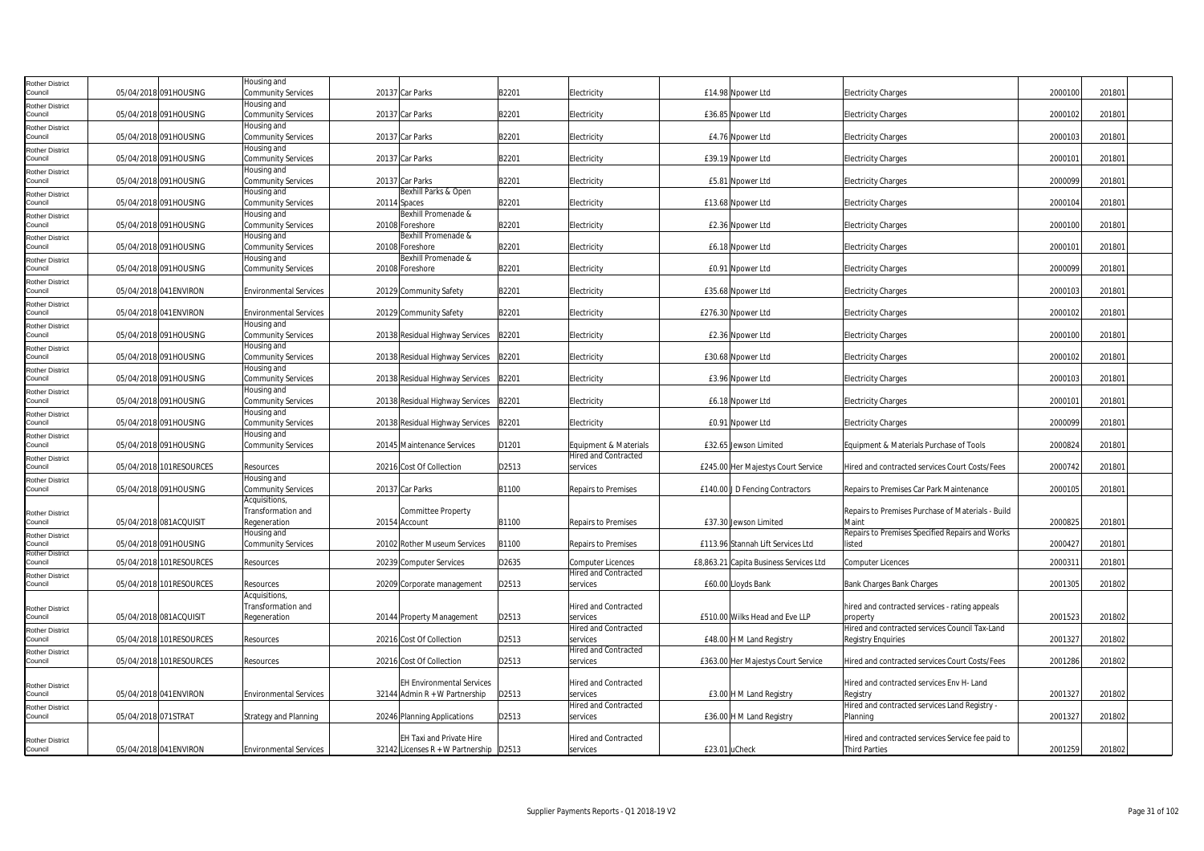| | | | | | | | | | | | | | |
|---|---|---|---|---|---|---|---|---|---|---|---|---|---|
| Rother District Council | 05/04/2018 | 091HOUSING | Housing and Community Services | 20137 | Car Parks | B2201 | Electricity | £14.98 | Npower Ltd | Electricity Charges | 2000100 | 201801 | |
| Rother District Council | 05/04/2018 | 091HOUSING | Housing and Community Services | 20137 | Car Parks | B2201 | Electricity | £36.85 | Npower Ltd | Electricity Charges | 2000102 | 201801 | |
| Rother District Council | 05/04/2018 | 091HOUSING | Housing and Community Services | 20137 | Car Parks | B2201 | Electricity | £4.76 | Npower Ltd | Electricity Charges | 2000103 | 201801 | |
| Rother District Council | 05/04/2018 | 091HOUSING | Housing and Community Services | 20137 | Car Parks | B2201 | Electricity | £39.19 | Npower Ltd | Electricity Charges | 2000101 | 201801 | |
| Rother District Council | 05/04/2018 | 091HOUSING | Housing and Community Services | 20137 | Car Parks | B2201 | Electricity | £5.81 | Npower Ltd | Electricity Charges | 2000099 | 201801 | |
| Rother District Council | 05/04/2018 | 091HOUSING | Housing and Community Services | 20114 | Bexhill Parks & Open Spaces | B2201 | Electricity | £13.68 | Npower Ltd | Electricity Charges | 2000104 | 201801 | |
| Rother District Council | 05/04/2018 | 091HOUSING | Housing and Community Services | 20108 | Bexhill Promenade & Foreshore | B2201 | Electricity | £2.36 | Npower Ltd | Electricity Charges | 2000100 | 201801 | |
| Rother District Council | 05/04/2018 | 091HOUSING | Housing and Community Services | 20108 | Bexhill Promenade & Foreshore | B2201 | Electricity | £6.18 | Npower Ltd | Electricity Charges | 2000101 | 201801 | |
| Rother District Council | 05/04/2018 | 091HOUSING | Housing and Community Services | 20108 | Bexhill Promenade & Foreshore | B2201 | Electricity | £0.91 | Npower Ltd | Electricity Charges | 2000099 | 201801 | |
| Rother District Council | 05/04/2018 | 041ENVIRON | Environmental Services | 20129 | Community Safety | B2201 | Electricity | £35.68 | Npower Ltd | Electricity Charges | 2000103 | 201801 | |
| Rother District Council | 05/04/2018 | 041ENVIRON | Environmental Services | 20129 | Community Safety | B2201 | Electricity | £276.30 | Npower Ltd | Electricity Charges | 2000102 | 201801 | |
| Rother District Council | 05/04/2018 | 091HOUSING | Housing and Community Services | 20138 | Residual Highway Services | B2201 | Electricity | £2.36 | Npower Ltd | Electricity Charges | 2000100 | 201801 | |
| Rother District Council | 05/04/2018 | 091HOUSING | Housing and Community Services | 20138 | Residual Highway Services | B2201 | Electricity | £30.68 | Npower Ltd | Electricity Charges | 2000102 | 201801 | |
| Rother District Council | 05/04/2018 | 091HOUSING | Housing and Community Services | 20138 | Residual Highway Services | B2201 | Electricity | £3.96 | Npower Ltd | Electricity Charges | 2000103 | 201801 | |
| Rother District Council | 05/04/2018 | 091HOUSING | Housing and Community Services | 20138 | Residual Highway Services | B2201 | Electricity | £6.18 | Npower Ltd | Electricity Charges | 2000101 | 201801 | |
| Rother District Council | 05/04/2018 | 091HOUSING | Housing and Community Services | 20138 | Residual Highway Services | B2201 | Electricity | £0.91 | Npower Ltd | Electricity Charges | 2000099 | 201801 | |
| Rother District Council | 05/04/2018 | 091HOUSING | Housing and Community Services | 20145 | Maintenance Services | D1201 | Equipment & Materials | £32.65 | Jewson Limited | Equipment & Materials Purchase of Tools | 2000824 | 201801 | |
| Rother District Council | 05/04/2018 | 101RESOURCES | Resources | 20216 | Cost Of Collection | D2513 | Hired and Contracted services | £245.00 | Her Majestys Court Service | Hired and contracted services Court Costs/Fees | 2000742 | 201801 | |
| Rother District Council | 05/04/2018 | 091HOUSING | Housing and Community Services | 20137 | Car Parks | B1100 | Repairs to Premises | £140.00 | J D Fencing Contractors | Repairs to Premises Car Park Maintenance | 2000105 | 201801 | |
| Rother District Council | 05/04/2018 | 081ACQUISIT | Acquisitions, Transformation and Regeneration | 20154 | Committee Property Account | B1100 | Repairs to Premises | £37.30 | Jewson Limited | Repairs to Premises Purchase of Materials - Build Maint | 2000825 | 201801 | |
| Rother District Council | 05/04/2018 | 091HOUSING | Housing and Community Services | 20102 | Rother Museum Services | B1100 | Repairs to Premises | £113.96 | Stannah Lift Services Ltd | Repairs to Premises Specified Repairs and Works listed | 2000427 | 201801 | |
| Rother District Council | 05/04/2018 | 101RESOURCES | Resources | 20239 | Computer Services | D2635 | Computer Licences | £8,863.21 | Capita Business Services Ltd | Computer Licences | 2000311 | 201801 | |
| Rother District Council | 05/04/2018 | 101RESOURCES | Resources | 20209 | Corporate management | D2513 | Hired and Contracted services | £60.00 | Lloyds Bank | Bank Charges Bank Charges | 2001305 | 201802 | |
| Rother District Council | 05/04/2018 | 081ACQUISIT | Acquisitions, Transformation and Regeneration | 20144 | Property Management | D2513 | Hired and Contracted services | £510.00 | Wilks Head and Eve LLP | hired and contracted services - rating appeals property | 2001523 | 201802 | |
| Rother District Council | 05/04/2018 | 101RESOURCES | Resources | 20216 | Cost Of Collection | D2513 | Hired and Contracted services | £48.00 | H M Land Registry | Hired and contracted services Council Tax-Land Registry Enquiries | 2001327 | 201802 | |
| Rother District Council | 05/04/2018 | 101RESOURCES | Resources | 20216 | Cost Of Collection | D2513 | Hired and Contracted services | £363.00 | Her Majestys Court Service | Hired and contracted services Court Costs/Fees | 2001286 | 201802 | |
| Rother District Council | 05/04/2018 | 041ENVIRON | Environmental Services | 32144 | EH Environmental Services Admin R + W Partnership | D2513 | Hired and Contracted services | £3.00 | H M Land Registry | Hired and contracted services Env H- Land Registry | 2001327 | 201802 | |
| Rother District Council | 05/04/2018 | 071STRAT | Strategy and Planning | 20246 | Planning Applications | D2513 | Hired and Contracted services | £36.00 | H M Land Registry | Hired and contracted services Land Registry - Planning | 2001327 | 201802 | |
| Rother District Council | 05/04/2018 | 041ENVIRON | Environmental Services | 32142 | EH Taxi and Private Hire Licenses R + W Partnership | D2513 | Hired and Contracted services | £23.01 | uCheck | Hired and contracted services Service fee paid to Third Parties | 2001259 | 201802 | |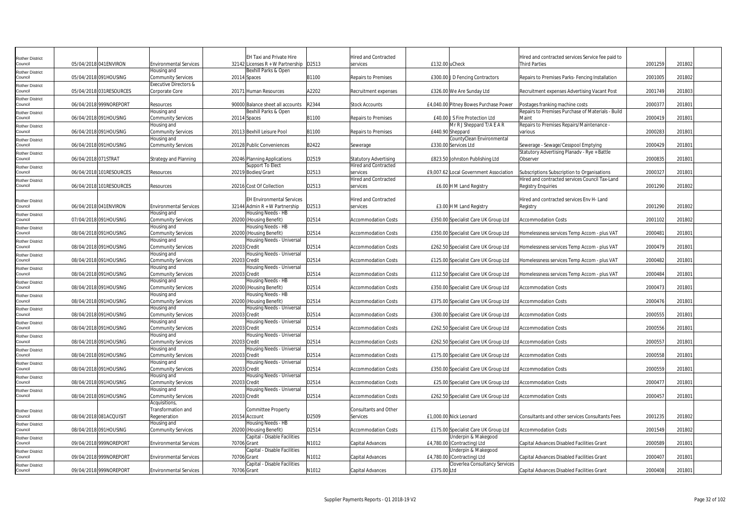| Rother District Council | 05/04/2018 | 041ENVIRON | Environmental Services | 32142 | EH Taxi and Private Hire Licenses R + W Partnership | D2513 | Hired and Contracted services | £132.00 | uCheck | Hired and contracted services Service fee paid to Third Parties | 2001259 | 201802 |
|---|---|---|---|---|---|---|---|---|---|---|---|---|
| Rother District Council | 05/04/2018 | 091HOUSING | Housing and Community Services | 20114 | Bexhill Parks & Open Spaces | B1100 | Repairs to Premises | £300.00 | J D Fencing Contractors | Repairs to Premises Parks- Fencing Installation | 2001005 | 201802 |
| Rother District Council | 05/04/2018 | 031RESOURCES | Executive Directors & Corporate Core | 20171 | Human Resources | A2202 | Recruitment expenses | £326.00 | We Are Sunday Ltd | Recruitment expenses Advertising Vacant Post | 2001749 | 201803 |
| Rother District Council | 06/04/2018 | 999NOREPORT | Resources | 90000 | Balance sheet all accounts | R2344 | Stock Accounts | £4,040.00 | Pitney Bowes Purchase Power | Postages franking machine costs | 2000377 | 201801 |
| Rother District Council | 06/04/2018 | 091HOUSING | Housing and Community Services | 20114 | Bexhill Parks & Open Spaces | B1100 | Repairs to Premises | £40.00 | J S Fire Protection Ltd | Repairs to Premises Purchase of Materials - Build Maint | 2000419 | 201801 |
| Rother District Council | 06/04/2018 | 091HOUSING | Housing and Community Services | 20113 | Bexhill Leisure Pool | B1100 | Repairs to Premises | £440.90 | Mr R J Sheppard T/A E A R Sheppard | Repairs to Premises Repairs/Maintenance - various | 2000283 | 201801 |
| Rother District Council | 06/04/2018 | 091HOUSING | Housing and Community Services | 20128 | Public Conveniences | B2422 | Sewerage | £330.00 | CountyClean Environmental Services Ltd | Sewerage - Sewage/Cesspool Emptying | 2000429 | 201801 |
| Rother District Council | 06/04/2018 | 071STRAT | Strategy and Planning | 20246 | Planning Applications | D2519 | Statutory Advertising | £823.50 | Johnston Publishing Ltd | Statutory Advertising Planadv - Rye + Battle Observer | 2000835 | 201801 |
| Rother District Council | 06/04/2018 | 101RESOURCES | Resources | 20219 | Support To Elect Bodies/Grant | D2513 | Hired and Contracted services | £9,007.62 | Local Government Association | Subscriptions Subscription to Organisations | 2000327 | 201801 |
| Rother District Council | 06/04/2018 | 101RESOURCES | Resources | 20216 | Cost Of Collection | D2513 | Hired and Contracted services | £6.00 | H M Land Registry | Hired and contracted services Council Tax-Land Registry Enquiries | 2001290 | 201802 |
| Rother District Council | 06/04/2018 | 041ENVIRON | Environmental Services | 32144 | EH Environmental Services Admin R + W Partnership | D2513 | Hired and Contracted services | £3.00 | H M Land Registry | Hired and contracted services Env H- Land Registry | 2001290 | 201802 |
| Rother District Council | 07/04/2018 | 091HOUSING | Housing and Community Services | 20200 | Housing Needs - HB (Housing Benefit) | D2514 | Accommodation Costs | £350.00 | Specialist Care UK Group Ltd | Accommodation Costs | 2001102 | 201802 |
| Rother District Council | 08/04/2018 | 091HOUSING | Housing and Community Services | 20200 | Housing Needs - HB (Housing Benefit) | D2514 | Accommodation Costs | £350.00 | Specialist Care UK Group Ltd | Homelessness services Temp Accom - plus VAT | 2000481 | 201801 |
| Rother District Council | 08/04/2018 | 091HOUSING | Housing and Community Services | 20203 | Housing Needs - Universal Credit | D2514 | Accommodation Costs | £262.50 | Specialist Care UK Group Ltd | Homelessness services Temp Accom - plus VAT | 2000479 | 201801 |
| Rother District Council | 08/04/2018 | 091HOUSING | Housing and Community Services | 20203 | Housing Needs - Universal Credit | D2514 | Accommodation Costs | £125.00 | Specialist Care UK Group Ltd | Homelessness services Temp Accom - plus VAT | 2000482 | 201801 |
| Rother District Council | 08/04/2018 | 091HOUSING | Housing and Community Services | 20203 | Housing Needs - Universal Credit | D2514 | Accommodation Costs | £112.50 | Specialist Care UK Group Ltd | Homelessness services Temp Accom - plus VAT | 2000484 | 201801 |
| Rother District Council | 08/04/2018 | 091HOUSING | Housing and Community Services | 20200 | Housing Needs - HB (Housing Benefit) | D2514 | Accommodation Costs | £350.00 | Specialist Care UK Group Ltd | Accommodation Costs | 2000473 | 201801 |
| Rother District Council | 08/04/2018 | 091HOUSING | Housing and Community Services | 20200 | Housing Needs - HB (Housing Benefit) | D2514 | Accommodation Costs | £375.00 | Specialist Care UK Group Ltd | Accommodation Costs | 2000476 | 201801 |
| Rother District Council | 08/04/2018 | 091HOUSING | Housing and Community Services | 20203 | Housing Needs - Universal Credit | D2514 | Accommodation Costs | £300.00 | Specialist Care UK Group Ltd | Accommodation Costs | 2000555 | 201801 |
| Rother District Council | 08/04/2018 | 091HOUSING | Housing and Community Services | 20203 | Housing Needs - Universal Credit | D2514 | Accommodation Costs | £262.50 | Specialist Care UK Group Ltd | Accommodation Costs | 2000556 | 201801 |
| Rother District Council | 08/04/2018 | 091HOUSING | Housing and Community Services | 20203 | Housing Needs - Universal Credit | D2514 | Accommodation Costs | £262.50 | Specialist Care UK Group Ltd | Accommodation Costs | 2000557 | 201801 |
| Rother District Council | 08/04/2018 | 091HOUSING | Housing and Community Services | 20203 | Housing Needs - Universal Credit | D2514 | Accommodation Costs | £175.00 | Specialist Care UK Group Ltd | Accommodation Costs | 2000558 | 201801 |
| Rother District Council | 08/04/2018 | 091HOUSING | Housing and Community Services | 20203 | Housing Needs - Universal Credit | D2514 | Accommodation Costs | £350.00 | Specialist Care UK Group Ltd | Accommodation Costs | 2000559 | 201801 |
| Rother District Council | 08/04/2018 | 091HOUSING | Housing and Community Services | 20203 | Housing Needs - Universal Credit | D2514 | Accommodation Costs | £25.00 | Specialist Care UK Group Ltd | Accommodation Costs | 2000477 | 201801 |
| Rother District Council | 08/04/2018 | 091HOUSING | Housing and Community Services | 20203 | Housing Needs - Universal Credit | D2514 | Accommodation Costs | £262.50 | Specialist Care UK Group Ltd | Accommodation Costs | 2000457 | 201801 |
| Rother District Council | 08/04/2018 | 081ACQUISIT | Acquisitions, Transformation and Regeneration | 20154 | Committee Property Account | D2509 | Consultants and Other Services | £1,000.00 | Nick Leonard | Consultants and other services Consultants Fees | 2001235 | 201802 |
| Rother District Council | 08/04/2018 | 091HOUSING | Housing and Community Services | 20200 | Housing Needs - HB (Housing Benefit) | D2514 | Accommodation Costs | £175.00 | Specialist Care UK Group Ltd | Accommodation Costs | 2001549 | 201802 |
| Rother District Council | 09/04/2018 | 999NOREPORT | Environmental Services | 70706 | Capital - Disable Facilities Grant | N1012 | Capital Advances | £4,780.00 | Underpin & Makegood (Contracting) Ltd | Capital Advances Disabled Facilities Grant | 2000589 | 201801 |
| Rother District Council | 09/04/2018 | 999NOREPORT | Environmental Services | 70706 | Capital - Disable Facilities Grant | N1012 | Capital Advances | £4,780.00 | Underpin & Makegood (Contracting) Ltd | Capital Advances Disabled Facilities Grant | 2000407 | 201801 |
| Rother District Council | 09/04/2018 | 999NOREPORT | Environmental Services | 70706 | Capital - Disable Facilities Grant | N1012 | Capital Advances | £375.00 | Cloverlea Consultancy Services Ltd | Capital Advances Disabled Facilities Grant | 2000408 | 201801 |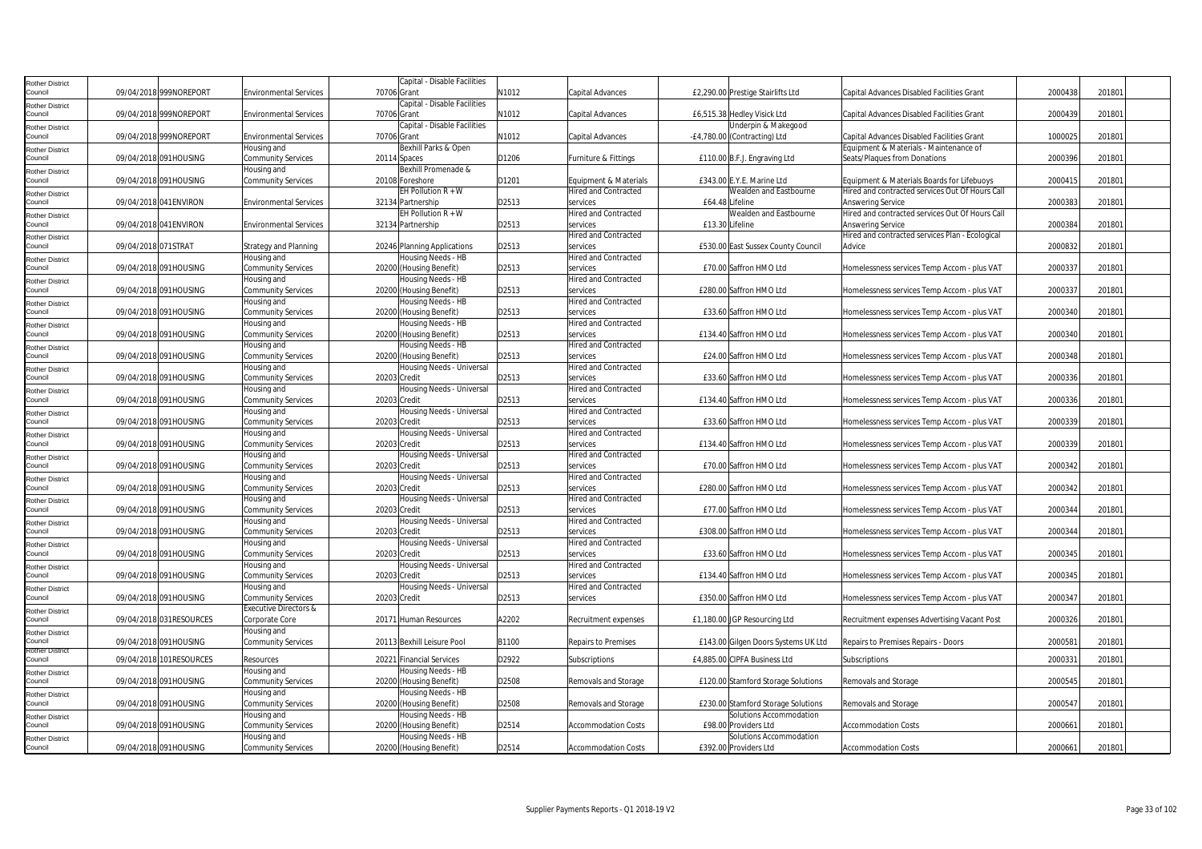| Rother District Council | 09/04/2018 | 999NOREPORT | Environmental Services | 70706 | Capital - Disable Facilities Grant | N1012 | Capital Advances | £2,290.00 | Prestige Stairlifts Ltd | Capital Advances Disabled Facilities Grant | 2000438 | 201801 |
|---|---|---|---|---|---|---|---|---|---|---|---|---|
| Rother District Council | 09/04/2018 | 999NOREPORT | Environmental Services | 70706 | Capital - Disable Facilities Grant | N1012 | Capital Advances | £6,515.38 | Hedley Visick Ltd | Capital Advances Disabled Facilities Grant | 2000439 | 201801 |
| Rother District Council | 09/04/2018 | 999NOREPORT | Environmental Services | 70706 | Capital - Disable Facilities Grant | N1012 | Capital Advances | -£4,780.00 | Underpin & Makegood (Contracting) Ltd | Capital Advances Disabled Facilities Grant | 1000025 | 201801 |
| Rother District Council | 09/04/2018 | 091HOUSING | Housing and Community Services | 20114 | Bexhill Parks & Open Spaces | D1206 | Furniture & Fittings | £110.00 | B.F.J. Engraving Ltd | Equipment & Materials - Maintenance of Seats/Plaques from Donations | 2000396 | 201801 |
| Rother District Council | 09/04/2018 | 091HOUSING | Housing and Community Services | 20108 | Bexhill Promenade & Foreshore | D1201 | Equipment & Materials | £343.00 | E.Y.E. Marine Ltd | Equipment & Materials Boards for Lifebuoys | 2000415 | 201801 |
| Rother District Council | 09/04/2018 | 041ENVIRON | Environmental Services | 32134 | EH Pollution R + W Partnership | D2513 | Hired and Contracted services | £64.48 | Wealden and Eastbourne Lifeline | Hired and contracted services Out Of Hours Call Answering Service | 2000383 | 201801 |
| Rother District Council | 09/04/2018 | 041ENVIRON | Environmental Services | 32134 | EH Pollution R + W Partnership | D2513 | Hired and Contracted services | £13.30 | Wealden and Eastbourne Lifeline | Hired and contracted services Out Of Hours Call Answering Service | 2000384 | 201801 |
| Rother District Council | 09/04/2018 | 071STRAT | Strategy and Planning | 20246 | Planning Applications | D2513 | Hired and Contracted services | £530.00 | East Sussex County Council | Hired and contracted services Plan - Ecological Advice | 2000832 | 201801 |
| Rother District Council | 09/04/2018 | 091HOUSING | Housing and Community Services | 20200 | Housing Needs - HB (Housing Benefit) | D2513 | Hired and Contracted services | £70.00 | Saffron HMO Ltd | Homelessness services Temp Accom - plus VAT | 2000337 | 201801 |
| Rother District Council | 09/04/2018 | 091HOUSING | Housing and Community Services | 20200 | Housing Needs - HB (Housing Benefit) | D2513 | Hired and Contracted services | £280.00 | Saffron HMO Ltd | Homelessness services Temp Accom - plus VAT | 2000337 | 201801 |
| Rother District Council | 09/04/2018 | 091HOUSING | Housing and Community Services | 20200 | Housing Needs - HB (Housing Benefit) | D2513 | Hired and Contracted services | £33.60 | Saffron HMO Ltd | Homelessness services Temp Accom - plus VAT | 2000340 | 201801 |
| Rother District Council | 09/04/2018 | 091HOUSING | Housing and Community Services | 20200 | Housing Needs - HB (Housing Benefit) | D2513 | Hired and Contracted services | £134.40 | Saffron HMO Ltd | Homelessness services Temp Accom - plus VAT | 2000340 | 201801 |
| Rother District Council | 09/04/2018 | 091HOUSING | Housing and Community Services | 20200 | Housing Needs - HB (Housing Benefit) | D2513 | Hired and Contracted services | £24.00 | Saffron HMO Ltd | Homelessness services Temp Accom - plus VAT | 2000348 | 201801 |
| Rother District Council | 09/04/2018 | 091HOUSING | Housing and Community Services | 20203 | Housing Needs - Universal Credit | D2513 | Hired and Contracted services | £33.60 | Saffron HMO Ltd | Homelessness services Temp Accom - plus VAT | 2000336 | 201801 |
| Rother District Council | 09/04/2018 | 091HOUSING | Housing and Community Services | 20203 | Housing Needs - Universal Credit | D2513 | Hired and Contracted services | £134.40 | Saffron HMO Ltd | Homelessness services Temp Accom - plus VAT | 2000336 | 201801 |
| Rother District Council | 09/04/2018 | 091HOUSING | Housing and Community Services | 20203 | Housing Needs - Universal Credit | D2513 | Hired and Contracted services | £33.60 | Saffron HMO Ltd | Homelessness services Temp Accom - plus VAT | 2000339 | 201801 |
| Rother District Council | 09/04/2018 | 091HOUSING | Housing and Community Services | 20203 | Housing Needs - Universal Credit | D2513 | Hired and Contracted services | £134.40 | Saffron HMO Ltd | Homelessness services Temp Accom - plus VAT | 2000339 | 201801 |
| Rother District Council | 09/04/2018 | 091HOUSING | Housing and Community Services | 20203 | Housing Needs - Universal Credit | D2513 | Hired and Contracted services | £70.00 | Saffron HMO Ltd | Homelessness services Temp Accom - plus VAT | 2000342 | 201801 |
| Rother District Council | 09/04/2018 | 091HOUSING | Housing and Community Services | 20203 | Housing Needs - Universal Credit | D2513 | Hired and Contracted services | £280.00 | Saffron HMO Ltd | Homelessness services Temp Accom - plus VAT | 2000342 | 201801 |
| Rother District Council | 09/04/2018 | 091HOUSING | Housing and Community Services | 20203 | Housing Needs - Universal Credit | D2513 | Hired and Contracted services | £77.00 | Saffron HMO Ltd | Homelessness services Temp Accom - plus VAT | 2000344 | 201801 |
| Rother District Council | 09/04/2018 | 091HOUSING | Housing and Community Services | 20203 | Housing Needs - Universal Credit | D2513 | Hired and Contracted services | £308.00 | Saffron HMO Ltd | Homelessness services Temp Accom - plus VAT | 2000344 | 201801 |
| Rother District Council | 09/04/2018 | 091HOUSING | Housing and Community Services | 20203 | Housing Needs - Universal Credit | D2513 | Hired and Contracted services | £33.60 | Saffron HMO Ltd | Homelessness services Temp Accom - plus VAT | 2000345 | 201801 |
| Rother District Council | 09/04/2018 | 091HOUSING | Housing and Community Services | 20203 | Housing Needs - Universal Credit | D2513 | Hired and Contracted services | £134.40 | Saffron HMO Ltd | Homelessness services Temp Accom - plus VAT | 2000345 | 201801 |
| Rother District Council | 09/04/2018 | 091HOUSING | Housing and Community Services | 20203 | Housing Needs - Universal Credit | D2513 | Hired and Contracted services | £350.00 | Saffron HMO Ltd | Homelessness services Temp Accom - plus VAT | 2000347 | 201801 |
| Rother District Council | 09/04/2018 | 031RESOURCES | Executive Directors & Corporate Core | 20171 | Human Resources | A2202 | Recruitment expenses | £1,180.00 | JGP Resourcing Ltd | Recruitment expenses Advertising Vacant Post | 2000326 | 201801 |
| Rother District Council | 09/04/2018 | 091HOUSING | Housing and Community Services | 20113 | Bexhill Leisure Pool | B1100 | Repairs to Premises | £143.00 | Gilgen Doors Systems UK Ltd | Repairs to Premises Repairs - Doors | 2000581 | 201801 |
| Rother District Council | 09/04/2018 | 101RESOURCES | Resources | 20221 | Financial Services | D2922 | Subscriptions | £4,885.00 | CIPFA Business Ltd | Subscriptions | 2000331 | 201801 |
| Rother District Council | 09/04/2018 | 091HOUSING | Housing and Community Services | 20200 | Housing Needs - HB (Housing Benefit) | D2508 | Removals and Storage | £120.00 | Stamford Storage Solutions | Removals and Storage | 2000545 | 201801 |
| Rother District Council | 09/04/2018 | 091HOUSING | Housing and Community Services | 20200 | Housing Needs - HB (Housing Benefit) | D2508 | Removals and Storage | £230.00 | Stamford Storage Solutions | Removals and Storage | 2000547 | 201801 |
| Rother District Council | 09/04/2018 | 091HOUSING | Housing and Community Services | 20200 | Housing Needs - HB (Housing Benefit) | D2514 | Accommodation Costs | £98.00 | Solutions Accommodation Providers Ltd | Accommodation Costs | 2000661 | 201801 |
| Rother District Council | 09/04/2018 | 091HOUSING | Housing and Community Services | 20200 | Housing Needs - HB (Housing Benefit) | D2514 | Accommodation Costs | £392.00 | Solutions Accommodation Providers Ltd | Accommodation Costs | 2000661 | 201801 |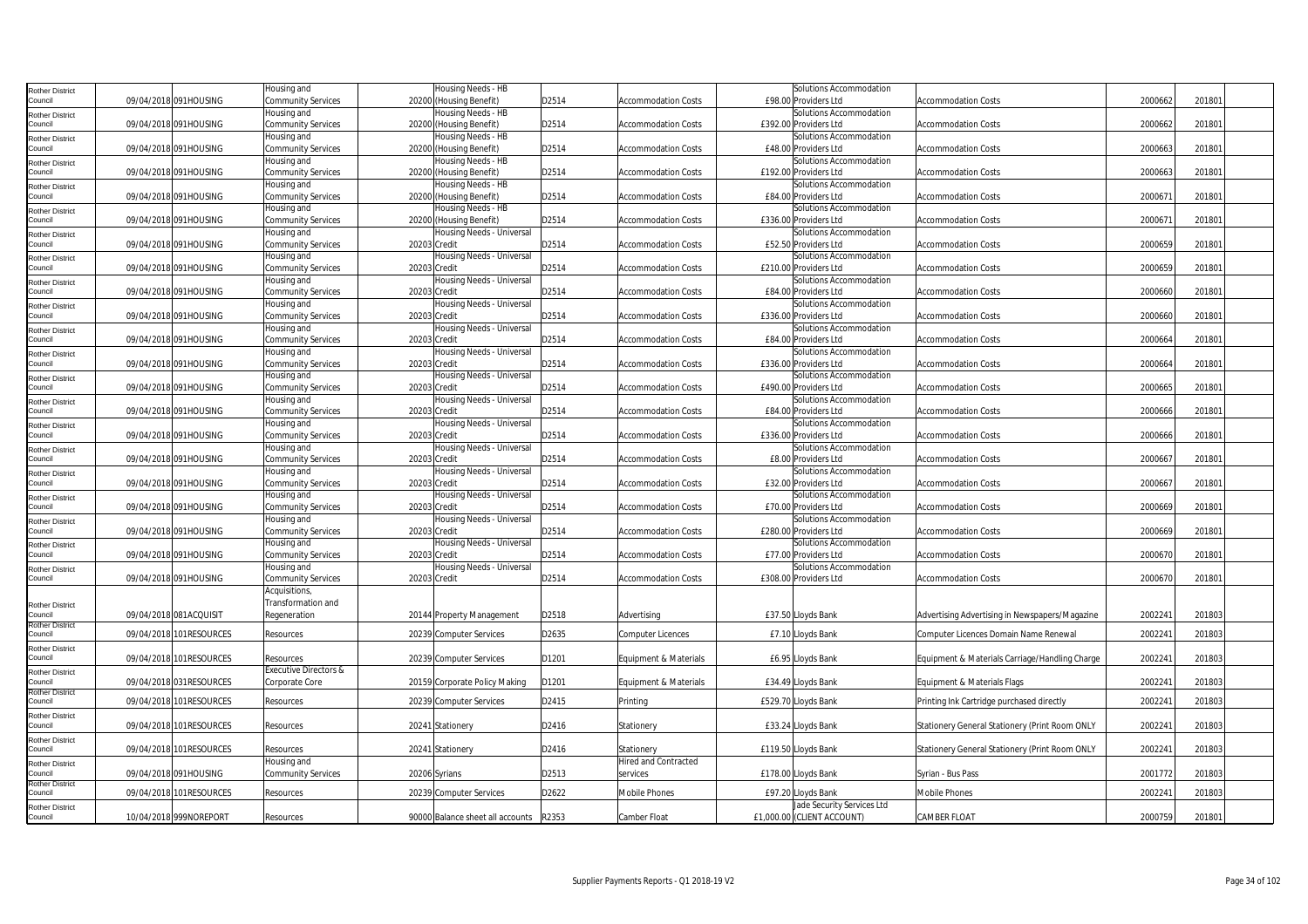| | | | | | | | | | | | | | |
|---|---|---|---|---|---|---|---|---|---|---|---|---|---|
| Rother District Council | 09/04/2018 | 091HOUSING | Housing and Community Services | 20200 | Housing Needs - HB (Housing Benefit) | D2514 | Accommodation Costs | £98.00 | Solutions Accommodation Providers Ltd | Accommodation Costs | 2000662 | 201801 | |
| Rother District Council | 09/04/2018 | 091HOUSING | Housing and Community Services | 20200 | Housing Needs - HB (Housing Benefit) | D2514 | Accommodation Costs | £392.00 | Solutions Accommodation Providers Ltd | Accommodation Costs | 2000662 | 201801 | |
| Rother District Council | 09/04/2018 | 091HOUSING | Housing and Community Services | 20200 | Housing Needs - HB (Housing Benefit) | D2514 | Accommodation Costs | £48.00 | Solutions Accommodation Providers Ltd | Accommodation Costs | 2000663 | 201801 | |
| Rother District Council | 09/04/2018 | 091HOUSING | Housing and Community Services | 20200 | Housing Needs - HB (Housing Benefit) | D2514 | Accommodation Costs | £192.00 | Solutions Accommodation Providers Ltd | Accommodation Costs | 2000663 | 201801 | |
| Rother District Council | 09/04/2018 | 091HOUSING | Housing and Community Services | 20200 | Housing Needs - HB (Housing Benefit) | D2514 | Accommodation Costs | £84.00 | Solutions Accommodation Providers Ltd | Accommodation Costs | 2000671 | 201801 | |
| Rother District Council | 09/04/2018 | 091HOUSING | Housing and Community Services | 20200 | Housing Needs - HB (Housing Benefit) | D2514 | Accommodation Costs | £336.00 | Solutions Accommodation Providers Ltd | Accommodation Costs | 2000671 | 201801 | |
| Rother District Council | 09/04/2018 | 091HOUSING | Housing and Community Services | 20203 | Housing Needs - Universal Credit | D2514 | Accommodation Costs | £52.50 | Solutions Accommodation Providers Ltd | Accommodation Costs | 2000659 | 201801 | |
| Rother District Council | 09/04/2018 | 091HOUSING | Housing and Community Services | 20203 | Housing Needs - Universal Credit | D2514 | Accommodation Costs | £210.00 | Solutions Accommodation Providers Ltd | Accommodation Costs | 2000659 | 201801 | |
| Rother District Council | 09/04/2018 | 091HOUSING | Housing and Community Services | 20203 | Housing Needs - Universal Credit | D2514 | Accommodation Costs | £84.00 | Solutions Accommodation Providers Ltd | Accommodation Costs | 2000660 | 201801 | |
| Rother District Council | 09/04/2018 | 091HOUSING | Housing and Community Services | 20203 | Housing Needs - Universal Credit | D2514 | Accommodation Costs | £336.00 | Solutions Accommodation Providers Ltd | Accommodation Costs | 2000660 | 201801 | |
| Rother District Council | 09/04/2018 | 091HOUSING | Housing and Community Services | 20203 | Housing Needs - Universal Credit | D2514 | Accommodation Costs | £84.00 | Solutions Accommodation Providers Ltd | Accommodation Costs | 2000664 | 201801 | |
| Rother District Council | 09/04/2018 | 091HOUSING | Housing and Community Services | 20203 | Housing Needs - Universal Credit | D2514 | Accommodation Costs | £336.00 | Solutions Accommodation Providers Ltd | Accommodation Costs | 2000664 | 201801 | |
| Rother District Council | 09/04/2018 | 091HOUSING | Housing and Community Services | 20203 | Housing Needs - Universal Credit | D2514 | Accommodation Costs | £490.00 | Solutions Accommodation Providers Ltd | Accommodation Costs | 2000665 | 201801 | |
| Rother District Council | 09/04/2018 | 091HOUSING | Housing and Community Services | 20203 | Housing Needs - Universal Credit | D2514 | Accommodation Costs | £84.00 | Solutions Accommodation Providers Ltd | Accommodation Costs | 2000666 | 201801 | |
| Rother District Council | 09/04/2018 | 091HOUSING | Housing and Community Services | 20203 | Housing Needs - Universal Credit | D2514 | Accommodation Costs | £336.00 | Solutions Accommodation Providers Ltd | Accommodation Costs | 2000666 | 201801 | |
| Rother District Council | 09/04/2018 | 091HOUSING | Housing and Community Services | 20203 | Housing Needs - Universal Credit | D2514 | Accommodation Costs | £8.00 | Solutions Accommodation Providers Ltd | Accommodation Costs | 2000667 | 201801 | |
| Rother District Council | 09/04/2018 | 091HOUSING | Housing and Community Services | 20203 | Housing Needs - Universal Credit | D2514 | Accommodation Costs | £32.00 | Solutions Accommodation Providers Ltd | Accommodation Costs | 2000667 | 201801 | |
| Rother District Council | 09/04/2018 | 091HOUSING | Housing and Community Services | 20203 | Housing Needs - Universal Credit | D2514 | Accommodation Costs | £70.00 | Solutions Accommodation Providers Ltd | Accommodation Costs | 2000669 | 201801 | |
| Rother District Council | 09/04/2018 | 091HOUSING | Housing and Community Services | 20203 | Housing Needs - Universal Credit | D2514 | Accommodation Costs | £280.00 | Solutions Accommodation Providers Ltd | Accommodation Costs | 2000669 | 201801 | |
| Rother District Council | 09/04/2018 | 091HOUSING | Housing and Community Services | 20203 | Housing Needs - Universal Credit | D2514 | Accommodation Costs | £77.00 | Solutions Accommodation Providers Ltd | Accommodation Costs | 2000670 | 201801 | |
| Rother District Council | 09/04/2018 | 091HOUSING | Housing and Community Services | 20203 | Housing Needs - Universal Credit | D2514 | Accommodation Costs | £308.00 | Solutions Accommodation Providers Ltd | Accommodation Costs | 2000670 | 201801 | |
| Rother District Council | 09/04/2018 | 081ACQUISIT | Acquisitions, Transformation and Regeneration | 20144 | Property Management | D2518 | Advertising | £37.50 | Lloyds Bank | Advertising Advertising in Newspapers/Magazine | 2002241 | 201803 | |
| Rother District Council | 09/04/2018 | 101RESOURCES | Resources | 20239 | Computer Services | D2635 | Computer Licences | £7.10 | Lloyds Bank | Computer Licences Domain Name Renewal | 2002241 | 201803 | |
| Rother District Council | 09/04/2018 | 101RESOURCES | Resources | 20239 | Computer Services | D1201 | Equipment & Materials | £6.95 | Lloyds Bank | Equipment & Materials Carriage/Handling Charge | 2002241 | 201803 | |
| Rother District Council | 09/04/2018 | 031RESOURCES | Executive Directors & Corporate Core | 20159 | Corporate Policy Making | D1201 | Equipment & Materials | £34.49 | Lloyds Bank | Equipment & Materials Flags | 2002241 | 201803 | |
| Rother District Council | 09/04/2018 | 101RESOURCES | Resources | 20239 | Computer Services | D2415 | Printing | £529.70 | Lloyds Bank | Printing Ink Cartridge purchased directly | 2002241 | 201803 | |
| Rother District Council | 09/04/2018 | 101RESOURCES | Resources | 20241 | Stationery | D2416 | Stationery | £33.24 | Lloyds Bank | Stationery General Stationery (Print Room ONLY | 2002241 | 201803 | |
| Rother District Council | 09/04/2018 | 101RESOURCES | Resources | 20241 | Stationery | D2416 | Stationery | £119.50 | Lloyds Bank | Stationery General Stationery (Print Room ONLY | 2002241 | 201803 | |
| Rother District Council | 09/04/2018 | 091HOUSING | Housing and Community Services | 20206 | Syrians | D2513 | Hired and Contracted services | £178.00 | Lloyds Bank | Syrian - Bus Pass | 2001772 | 201803 | |
| Rother District Council | 09/04/2018 | 101RESOURCES | Resources | 20239 | Computer Services | D2622 | Mobile Phones | £97.20 | Lloyds Bank | Mobile Phones | 2002241 | 201803 | |
| Rother District Council | 10/04/2018 | 999NOREPORT | Resources | 90000 | Balance sheet all accounts | R2353 | Camber Float | £1,000.00 | Jade Security Services Ltd (CLIENT ACCOUNT) | CAMBER FLOAT | 2000759 | 201801 | |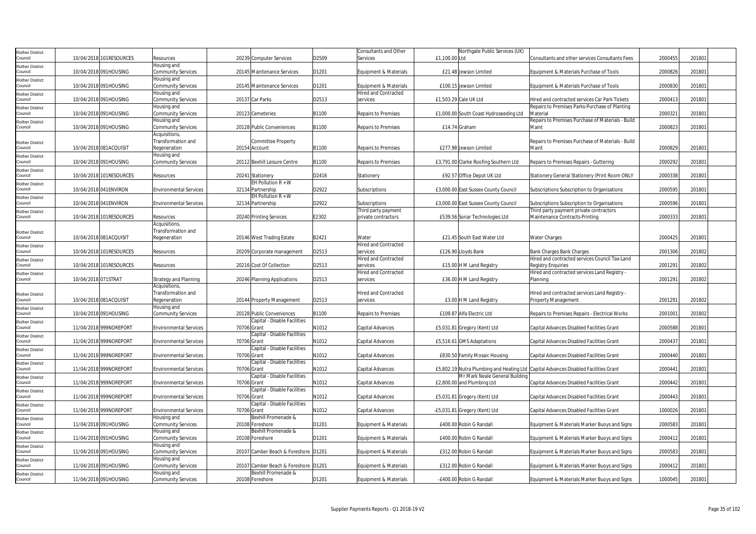| Rother District Council | 10/04/2018 | 101RESOURCES | Resources | 20239 | Computer Services | D2509 | Consultants and Other Services | £1,100.00 | Northgate Public Services (UK) Ltd | Consultants and other services Consultants Fees | 2000455 | 201801 |
|---|---|---|---|---|---|---|---|---|---|---|---|---|
| Rother District Council | 10/04/2018 | 091HOUSING | Housing and Community Services | 20145 | Maintenance Services | D1201 | Equipment & Materials | £21.48 | Jewson Limited | Equipment & Materials Purchase of Tools | 2000826 | 201801 |
| Rother District Council | 10/04/2018 | 091HOUSING | Housing and Community Services | 20145 | Maintenance Services | D1201 | Equipment & Materials | £100.15 | Jewson Limited | Equipment & Materials Purchase of Tools | 2000830 | 201801 |
| Rother District Council | 10/04/2018 | 091HOUSING | Housing and Community Services | 20137 | Car Parks | D2513 | Hired and Contracted services | £1,503.29 | Cale UK Ltd | Hired and contracted services Car Park Tickets | 2000413 | 201801 |
| Rother District Council | 10/04/2018 | 091HOUSING | Housing and Community Services | 20123 | Cemeteries | B1100 | Repairs to Premises | £1,000.00 | South Coast Hydroseeding Ltd | Repairs to Premises Parks-Purchase of Planting Material | 2000321 | 201801 |
| Rother District Council | 10/04/2018 | 091HOUSING | Housing and Community Services | 20128 | Public Conveniences | B1100 | Repairs to Premises | £14.74 | Graham | Repairs to Premises Purchase of Materials - Build Maint | 2000823 | 201801 |
| Rother District Council | 10/04/2018 | 081ACQUISIT | Acquisitions, Transformation and Regeneration | 20154 | Committee Property Account | B1100 | Repairs to Premises | £277.98 | Jewson Limited | Repairs to Premises Purchase of Materials - Build Maint | 2000829 | 201801 |
| Rother District Council | 10/04/2018 | 091HOUSING | Housing and Community Services | 20112 | Bexhill Leisure Centre | B1100 | Repairs to Premises | £3,791.00 | Clarke Roofing Southern Ltd | Repairs to Premises Repairs - Guttering | 2000292 | 201801 |
| Rother District Council | 10/04/2018 | 101RESOURCES | Resources | 20241 | Stationery | D2416 | Stationery | £92.57 | Office Depot UK Ltd | Stationery General Stationery (Print Room ONLY | 2000338 | 201801 |
| Rother District Council | 10/04/2018 | 041ENVIRON | Environmental Services | 32134 | EH Pollution R + W Partnership | D2922 | Subscriptions | £3,000.00 | East Sussex County Council | Subscriptions Subscription to Organisations | 2000595 | 201801 |
| Rother District Council | 10/04/2018 | 041ENVIRON | Environmental Services | 32134 | EH Pollution R + W Partnership | D2922 | Subscriptions | £3,000.00 | East Sussex County Council | Subscriptions Subscription to Organisations | 2000596 | 201801 |
| Rother District Council | 10/04/2018 | 101RESOURCES | Resources | 20240 | Printing Services | E2302 | Third party payment private contractors | £539.56 | Sonar Technologies Ltd | Third party payment private contractors Maintenance Contracts-Printing | 2000333 | 201801 |
| Rother District Council | 10/04/2018 | 081ACQUISIT | Acquisitions, Transformation and Regeneration | 20146 | West Trading Estate | B2421 | Water | £21.45 | South East Water Ltd | Water Charges | 2000425 | 201801 |
| Rother District Council | 10/04/2018 | 101RESOURCES | Resources | 20209 | Corporate management | D2513 | Hired and Contracted services | £126.90 | Lloyds Bank | Bank Charges Bank Charges | 2001306 | 201802 |
| Rother District Council | 10/04/2018 | 101RESOURCES | Resources | 20216 | Cost Of Collection | D2513 | Hired and Contracted services | £15.00 | H M Land Registry | Hired and contracted services Council Tax-Land Registry Enquiries | 2001291 | 201802 |
| Rother District Council | 10/04/2018 | 071STRAT | Strategy and Planning | 20246 | Planning Applications | D2513 | Hired and Contracted services | £36.00 | H M Land Registry | Hired and contracted services Land Registry - Planning | 2001291 | 201802 |
| Rother District Council | 10/04/2018 | 081ACQUISIT | Acquisitions, Transformation and Regeneration | 20144 | Property Management | D2513 | Hired and Contracted services | £3.00 | H M Land Registry | Hired and contracted services Land Registry - Property Management | 2001291 | 201802 |
| Rother District Council | 10/04/2018 | 091HOUSING | Housing and Community Services | 20128 | Public Conveniences | B1100 | Repairs to Premises | £109.87 | Alfa Electric Ltd | Repairs to Premises Repairs - Electrical Works | 2001001 | 201802 |
| Rother District Council | 11/04/2018 | 999NOREPORT | Environmental Services | 70706 | Capital - Disable Facilities Grant | N1012 | Capital Advances | £5,031.81 | Gregory (Kent) Ltd | Capital Advances Disabled Facilities Grant | 2000588 | 201801 |
| Rother District Council | 11/04/2018 | 999NOREPORT | Environmental Services | 70706 | Capital - Disable Facilities Grant | N1012 | Capital Advances | £5,516.61 | GMS Adaptations | Capital Advances Disabled Facilities Grant | 2000437 | 201801 |
| Rother District Council | 11/04/2018 | 999NOREPORT | Environmental Services | 70706 | Capital - Disable Facilities Grant | N1012 | Capital Advances | £830.50 | Family Mosaic Housing | Capital Advances Disabled Facilities Grant | 2000440 | 201801 |
| Rother District Council | 11/04/2018 | 999NOREPORT | Environmental Services | 70706 | Capital - Disable Facilities Grant | N1012 | Capital Advances | £5,802.19 | Nutra Plumbing and Heating Ltd | Capital Advances Disabled Facilities Grant | 2000441 | 201801 |
| Rother District Council | 11/04/2018 | 999NOREPORT | Environmental Services | 70706 | Capital - Disable Facilities Grant | N1012 | Capital Advances | £2,800.00 | Mr Mark Neale General Building and Plumbing Ltd | Capital Advances Disabled Facilities Grant | 2000442 | 201801 |
| Rother District Council | 11/04/2018 | 999NOREPORT | Environmental Services | 70706 | Capital - Disable Facilities Grant | N1012 | Capital Advances | £5,031.81 | Gregory (Kent) Ltd | Capital Advances Disabled Facilities Grant | 2000443 | 201801 |
| Rother District Council | 11/04/2018 | 999NOREPORT | Environmental Services | 70706 | Capital - Disable Facilities Grant | N1012 | Capital Advances | -£5,031.81 | Gregory (Kent) Ltd | Capital Advances Disabled Facilities Grant | 1000026 | 201801 |
| Rother District Council | 11/04/2018 | 091HOUSING | Housing and Community Services | 20108 | Bexhill Promenade & Foreshore | D1201 | Equipment & Materials | £400.00 | Robin G Randall | Equipment & Materials Marker Buoys and Signs | 2000583 | 201801 |
| Rother District Council | 11/04/2018 | 091HOUSING | Housing and Community Services | 20108 | Bexhill Promenade & Foreshore | D1201 | Equipment & Materials | £400.00 | Robin G Randall | Equipment & Materials Marker Buoys and Signs | 2000412 | 201801 |
| Rother District Council | 11/04/2018 | 091HOUSING | Housing and Community Services | 20107 | Camber Beach & Foreshore | D1201 | Equipment & Materials | £312.00 | Robin G Randall | Equipment & Materials Marker Buoys and Signs | 2000583 | 201801 |
| Rother District Council | 11/04/2018 | 091HOUSING | Housing and Community Services | 20107 | Camber Beach & Foreshore | D1201 | Equipment & Materials | £312.00 | Robin G Randall | Equipment & Materials Marker Buoys and Signs | 2000412 | 201801 |
| Rother District Council | 11/04/2018 | 091HOUSING | Housing and Community Services | 20108 | Bexhill Promenade & Foreshore | D1201 | Equipment & Materials | -£400.00 | Robin G Randall | Equipment & Materials Marker Buoys and Signs | 1000045 | 201801 |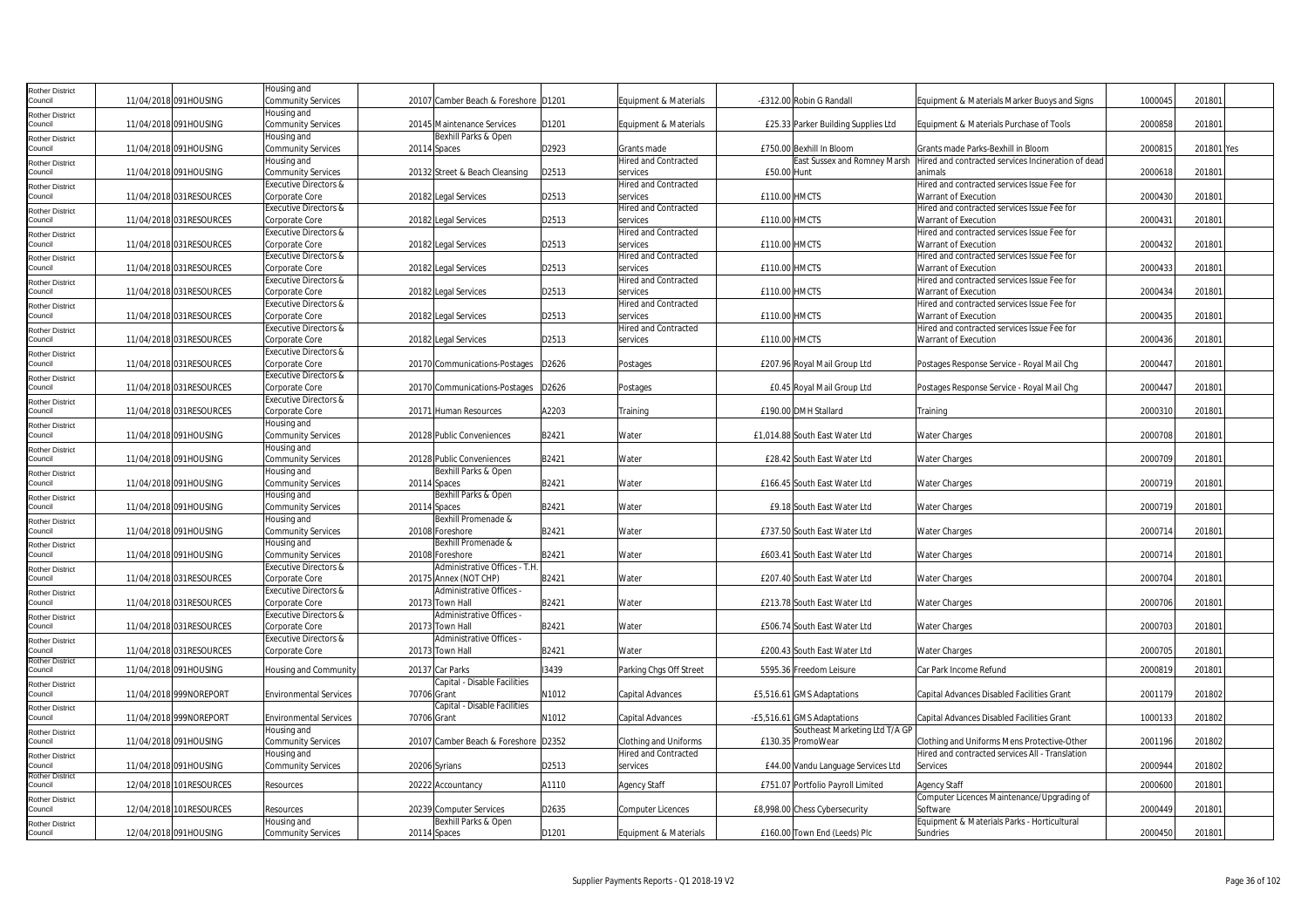| Rother District Council | 11/04/2018 | 091HOUSING | Housing and Community Services | 20107 | Camber Beach & Foreshore | D1201 | Equipment & Materials | -£312.00 | Robin G Randall | Equipment & Materials Marker Buoys and Signs | 1000045 | 201801 | |
|---|---|---|---|---|---|---|---|---|---|---|---|---|---|
| Rother District Council | 11/04/2018 | 091HOUSING | Housing and Community Services | 20145 | Maintenance Services | D1201 | Equipment & Materials | £25.33 | Parker Building Supplies Ltd | Equipment & Materials Purchase of Tools | 2000858 | 201801 | |
| Rother District Council | 11/04/2018 | 091HOUSING | Housing and Community Services | 20114 | Bexhill Parks & Open Spaces | D2923 | Grants made | £750.00 | Bexhill In Bloom | Grants made Parks-Bexhill in Bloom | 2000815 | 201801 | Yes |
| Rother District Council | 11/04/2018 | 091HOUSING | Housing and Community Services | 20132 | Street & Beach Cleansing | D2513 | Hired and Contracted services | £50.00 | East Sussex and Romney Marsh Hunt | Hired and contracted services Incineration of dead animals | 2000618 | 201801 | |
| Rother District Council | 11/04/2018 | 031RESOURCES | Executive Directors & Corporate Core | 20182 | Legal Services | D2513 | Hired and Contracted services | £110.00 | HMCTS | Hired and contracted services Issue Fee for Warrant of Execution | 2000430 | 201801 | |
| Rother District Council | 11/04/2018 | 031RESOURCES | Executive Directors & Corporate Core | 20182 | Legal Services | D2513 | Hired and Contracted services | £110.00 | HMCTS | Hired and contracted services Issue Fee for Warrant of Execution | 2000431 | 201801 | |
| Rother District Council | 11/04/2018 | 031RESOURCES | Executive Directors & Corporate Core | 20182 | Legal Services | D2513 | Hired and Contracted services | £110.00 | HMCTS | Hired and contracted services Issue Fee for Warrant of Execution | 2000432 | 201801 | |
| Rother District Council | 11/04/2018 | 031RESOURCES | Executive Directors & Corporate Core | 20182 | Legal Services | D2513 | Hired and Contracted services | £110.00 | HMCTS | Hired and contracted services Issue Fee for Warrant of Execution | 2000433 | 201801 | |
| Rother District Council | 11/04/2018 | 031RESOURCES | Executive Directors & Corporate Core | 20182 | Legal Services | D2513 | Hired and Contracted services | £110.00 | HMCTS | Hired and contracted services Issue Fee for Warrant of Execution | 2000434 | 201801 | |
| Rother District Council | 11/04/2018 | 031RESOURCES | Executive Directors & Corporate Core | 20182 | Legal Services | D2513 | Hired and Contracted services | £110.00 | HMCTS | Hired and contracted services Issue Fee for Warrant of Execution | 2000435 | 201801 | |
| Rother District Council | 11/04/2018 | 031RESOURCES | Executive Directors & Corporate Core | 20182 | Legal Services | D2513 | Hired and Contracted services | £110.00 | HMCTS | Hired and contracted services Issue Fee for Warrant of Execution | 2000436 | 201801 | |
| Rother District Council | 11/04/2018 | 031RESOURCES | Executive Directors & Corporate Core | 20170 | Communications-Postages | D2626 | Postages | £207.96 | Royal Mail Group Ltd | Postages Response Service - Royal Mail Chg | 2000447 | 201801 | |
| Rother District Council | 11/04/2018 | 031RESOURCES | Executive Directors & Corporate Core | 20170 | Communications-Postages | D2626 | Postages | £0.45 | Royal Mail Group Ltd | Postages Response Service - Royal Mail Chg | 2000447 | 201801 | |
| Rother District Council | 11/04/2018 | 031RESOURCES | Executive Directors & Corporate Core | 20171 | Human Resources | A2203 | Training | £190.00 | DMH Stallard | Training | 2000310 | 201801 | |
| Rother District Council | 11/04/2018 | 091HOUSING | Housing and Community Services | 20128 | Public Conveniences | B2421 | Water | £1,014.88 | South East Water Ltd | Water Charges | 2000708 | 201801 | |
| Rother District Council | 11/04/2018 | 091HOUSING | Housing and Community Services | 20128 | Public Conveniences | B2421 | Water | £28.42 | South East Water Ltd | Water Charges | 2000709 | 201801 | |
| Rother District Council | 11/04/2018 | 091HOUSING | Housing and Community Services | 20114 | Bexhill Parks & Open Spaces | B2421 | Water | £166.45 | South East Water Ltd | Water Charges | 2000719 | 201801 | |
| Rother District Council | 11/04/2018 | 091HOUSING | Housing and Community Services | 20114 | Bexhill Parks & Open Spaces | B2421 | Water | £9.18 | South East Water Ltd | Water Charges | 2000719 | 201801 | |
| Rother District Council | 11/04/2018 | 091HOUSING | Housing and Community Services | 20108 | Bexhill Promenade & Foreshore | B2421 | Water | £737.50 | South East Water Ltd | Water Charges | 2000714 | 201801 | |
| Rother District Council | 11/04/2018 | 091HOUSING | Housing and Community Services | 20108 | Bexhill Promenade & Foreshore | B2421 | Water | £603.41 | South East Water Ltd | Water Charges | 2000714 | 201801 | |
| Rother District Council | 11/04/2018 | 031RESOURCES | Executive Directors & Corporate Core | 20175 | Administrative Offices - T.H. Annex (NOT CHP) | B2421 | Water | £207.40 | South East Water Ltd | Water Charges | 2000704 | 201801 | |
| Rother District Council | 11/04/2018 | 031RESOURCES | Executive Directors & Corporate Core | 20173 | Administrative Offices - Town Hall | B2421 | Water | £213.78 | South East Water Ltd | Water Charges | 2000706 | 201801 | |
| Rother District Council | 11/04/2018 | 031RESOURCES | Executive Directors & Corporate Core | 20173 | Administrative Offices - Town Hall | B2421 | Water | £506.74 | South East Water Ltd | Water Charges | 2000703 | 201801 | |
| Rother District Council | 11/04/2018 | 031RESOURCES | Executive Directors & Corporate Core | 20173 | Administrative Offices - Town Hall | B2421 | Water | £200.43 | South East Water Ltd | Water Charges | 2000705 | 201801 | |
| Rother District Council | 11/04/2018 | 091HOUSING | Housing and Community | 20137 | Car Parks | I3439 | Parking Chgs Off Street | 5595.36 | Freedom Leisure | Car Park Income Refund | 2000819 | 201801 | |
| Rother District Council | 11/04/2018 | 999NOREPORT | Environmental Services | 70706 | Capital - Disable Facilities Grant | N1012 | Capital Advances | £5,516.61 | GMS Adaptations | Capital Advances Disabled Facilities Grant | 2001179 | 201802 | |
| Rother District Council | 11/04/2018 | 999NOREPORT | Environmental Services | 70706 | Capital - Disable Facilities Grant | N1012 | Capital Advances | -£5,516.61 | GMS Adaptations | Capital Advances Disabled Facilities Grant | 1000133 | 201802 | |
| Rother District Council | 11/04/2018 | 091HOUSING | Housing and Community Services | 20107 | Camber Beach & Foreshore | D2352 | Clothing and Uniforms | £130.35 | Southeast Marketing Ltd T/A GP PromoWear | Clothing and Uniforms Mens Protective-Other | 2001196 | 201802 | |
| Rother District Council | 11/04/2018 | 091HOUSING | Housing and Community Services | 20206 | Syrians | D2513 | Hired and Contracted services | £44.00 | Vandu Language Services Ltd | Hired and contracted services All - Translation Services | 2000944 | 201802 | |
| Rother District Council | 12/04/2018 | 101RESOURCES | Resources | 20222 | Accountancy | A1110 | Agency Staff | £751.07 | Portfolio Payroll Limited | Agency Staff | 2000600 | 201801 | |
| Rother District Council | 12/04/2018 | 101RESOURCES | Resources | 20239 | Computer Services | D2635 | Computer Licences | £8,998.00 | Chess Cybersecurity | Computer Licences Maintenance/Upgrading of Software | 2000449 | 201801 | |
| Rother District Council | 12/04/2018 | 091HOUSING | Housing and Community Services | 20114 | Bexhill Parks & Open Spaces | D1201 | Equipment & Materials | £160.00 | Town End (Leeds) Plc | Equipment & Materials Parks - Horticultural Sundries | 2000450 | 201801 | |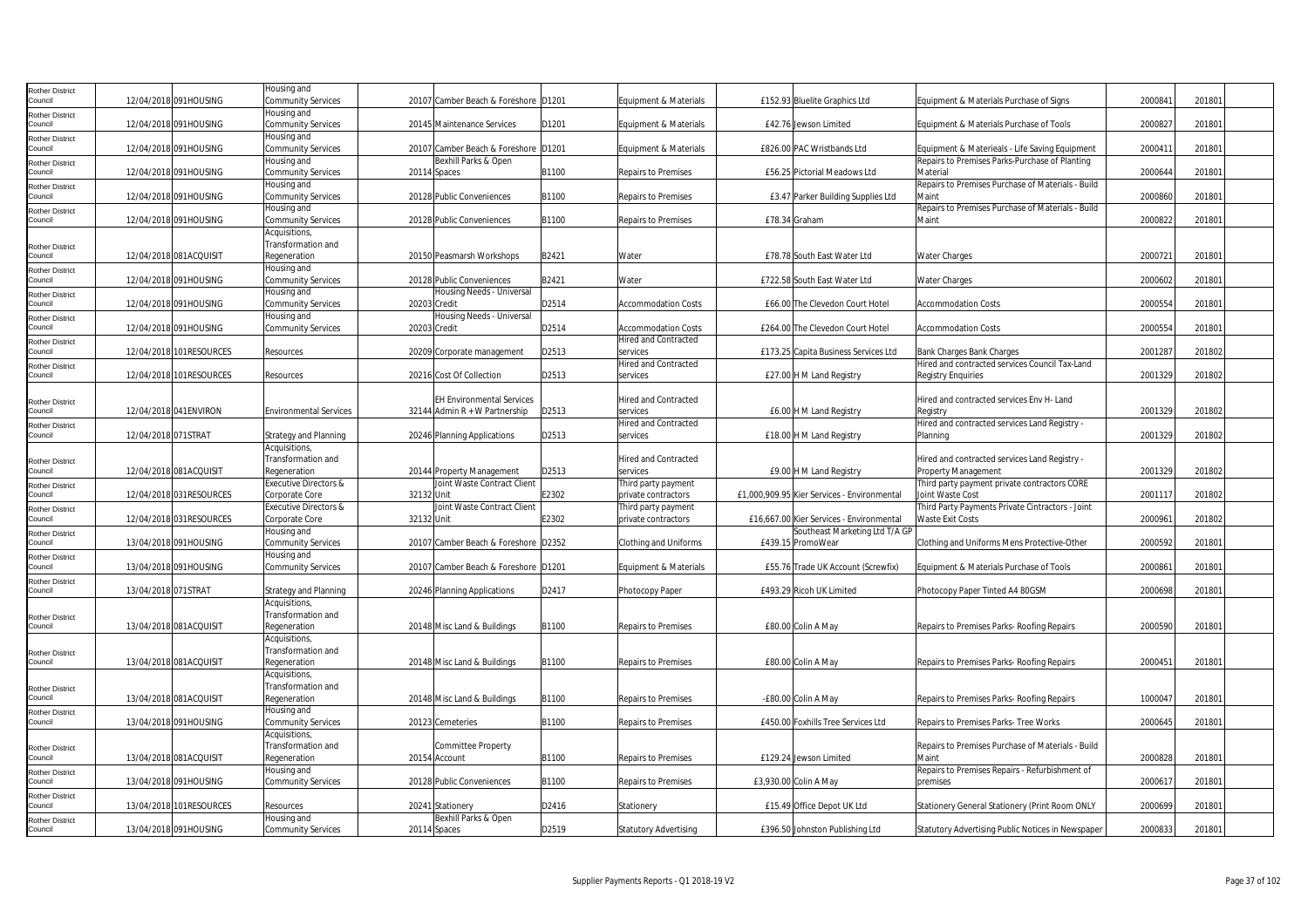| Rother District Council | 12/04/2018 | 091HOUSING | Housing and Community Services | 20107 | Camber Beach & Foreshore | D1201 | Equipment & Materials | £152.93 | Bluelite Graphics Ltd | Equipment & Materials Purchase of Signs | 2000841 | 201801 |
|---|---|---|---|---|---|---|---|---|---|---|---|---|
| Rother District Council | 12/04/2018 | 091HOUSING | Housing and Community Services | 20145 | Maintenance Services | D1201 | Equipment & Materials | £42.76 | Jewson Limited | Equipment & Materials Purchase of Tools | 2000827 | 201801 |
| Rother District Council | 12/04/2018 | 091HOUSING | Housing and Community Services | 20107 | Camber Beach & Foreshore | D1201 | Equipment & Materials | £826.00 | PAC Wristbands Ltd | Equipment & Materieals - Life Saving Equipment | 2000411 | 201801 |
| Rother District Council | 12/04/2018 | 091HOUSING | Housing and Community Services | 20114 | Bexhill Parks & Open Spaces | B1100 | Repairs to Premises | £56.25 | Pictorial Meadows Ltd | Repairs to Premises Parks-Purchase of Planting Material | 2000644 | 201801 |
| Rother District Council | 12/04/2018 | 091HOUSING | Housing and Community Services | 20128 | Public Conveniences | B1100 | Repairs to Premises | £3.47 | Parker Building Supplies Ltd | Repairs to Premises Purchase of Materials - Build Maint | 2000860 | 201801 |
| Rother District Council | 12/04/2018 | 091HOUSING | Housing and Community Services | 20128 | Public Conveniences | B1100 | Repairs to Premises | £78.34 | Graham | Repairs to Premises Purchase of Materials - Build Maint | 2000822 | 201801 |
| Rother District Council | 12/04/2018 | 081ACQUISIT | Acquisitions, Transformation and Regeneration | 20150 | Peasmarsh Workshops | B2421 | Water | £78.78 | South East Water Ltd | Water Charges | 2000721 | 201801 |
| Rother District Council | 12/04/2018 | 091HOUSING | Housing and Community Services | 20128 | Public Conveniences | B2421 | Water | £722.58 | South East Water Ltd | Water Charges | 2000602 | 201801 |
| Rother District Council | 12/04/2018 | 091HOUSING | Housing and Community Services | 20203 | Housing Needs - Universal Credit | D2514 | Accommodation Costs | £66.00 | The Clevedon Court Hotel | Accommodation Costs | 2000554 | 201801 |
| Rother District Council | 12/04/2018 | 091HOUSING | Housing and Community Services | 20203 | Housing Needs - Universal Credit | D2514 | Accommodation Costs | £264.00 | The Clevedon Court Hotel | Accommodation Costs | 2000554 | 201801 |
| Rother District Council | 12/04/2018 | 101RESOURCES | Resources | 20209 | Corporate management | D2513 | Hired and Contracted services | £173.25 | Capita Business Services Ltd | Bank Charges Bank Charges | 2001287 | 201802 |
| Rother District Council | 12/04/2018 | 101RESOURCES | Resources | 20216 | Cost Of Collection | D2513 | Hired and Contracted services | £27.00 | H M Land Registry | Hired and contracted services Council Tax-Land Registry Enquiries | 2001329 | 201802 |
| Rother District Council | 12/04/2018 | 041ENVIRON | Environmental Services | 32144 | EH Environmental Services Admin R + W Partnership | D2513 | Hired and Contracted services | £6.00 | H M Land Registry | Hired and contracted services Env H- Land Registry | 2001329 | 201802 |
| Rother District Council | 12/04/2018 | 071STRAT | Strategy and Planning | 20246 | Planning Applications | D2513 | Hired and Contracted services | £18.00 | H M Land Registry | Hired and contracted services Land Registry - Planning | 2001329 | 201802 |
| Rother District Council | 12/04/2018 | 081ACQUISIT | Acquisitions, Transformation and Regeneration | 20144 | Property Management | D2513 | Hired and Contracted services | £9.00 | H M Land Registry | Hired and contracted services Land Registry - Property Management | 2001329 | 201802 |
| Rother District Council | 12/04/2018 | 031RESOURCES | Executive Directors & Corporate Core | 32132 | Joint Waste Contract Client Unit | E2302 | Third party payment private contractors | £1,000,909.95 | Kier Services - Environmental | Third party payment private contractors CORE Joint Waste Cost | 2001117 | 201802 |
| Rother District Council | 12/04/2018 | 031RESOURCES | Executive Directors & Corporate Core | 32132 | Joint Waste Contract Client Unit | E2302 | Third party payment private contractors | £16,667.00 | Kier Services - Environmental | Third Party Payments Private Cintractors - Joint Waste Exit Costs | 2000961 | 201802 |
| Rother District Council | 13/04/2018 | 091HOUSING | Housing and Community Services | 20107 | Camber Beach & Foreshore | D2352 | Clothing and Uniforms | £439.15 | Southeast Marketing Ltd T/A GP PromoWear | Clothing and Uniforms Mens Protective-Other | 2000592 | 201801 |
| Rother District Council | 13/04/2018 | 091HOUSING | Housing and Community Services | 20107 | Camber Beach & Foreshore | D1201 | Equipment & Materials | £55.76 | Trade UK Account (Screwfix) | Equipment & Materials Purchase of Tools | 2000861 | 201801 |
| Rother District Council | 13/04/2018 | 071STRAT | Strategy and Planning | 20246 | Planning Applications | D2417 | Photocopy Paper | £493.29 | Ricoh UK Limited | Photocopy Paper Tinted A4 80GSM | 2000698 | 201801 |
| Rother District Council | 13/04/2018 | 081ACQUISIT | Acquisitions, Transformation and Regeneration | 20148 | Misc Land & Buildings | B1100 | Repairs to Premises | £80.00 | Colin A May | Repairs to Premises Parks- Roofing Repairs | 2000590 | 201801 |
| Rother District Council | 13/04/2018 | 081ACQUISIT | Acquisitions, Transformation and Regeneration | 20148 | Misc Land & Buildings | B1100 | Repairs to Premises | £80.00 | Colin A May | Repairs to Premises Parks- Roofing Repairs | 2000451 | 201801 |
| Rother District Council | 13/04/2018 | 081ACQUISIT | Acquisitions, Transformation and Regeneration | 20148 | Misc Land & Buildings | B1100 | Repairs to Premises | -£80.00 | Colin A May | Repairs to Premises Parks- Roofing Repairs | 1000047 | 201801 |
| Rother District Council | 13/04/2018 | 091HOUSING | Housing and Community Services | 20123 | Cemeteries | B1100 | Repairs to Premises | £450.00 | Foxhills Tree Services Ltd | Repairs to Premises Parks- Tree Works | 2000645 | 201801 |
| Rother District Council | 13/04/2018 | 081ACQUISIT | Acquisitions, Transformation and Regeneration | 20154 | Committee Property Account | B1100 | Repairs to Premises | £129.24 | Jewson Limited | Repairs to Premises Purchase of Materials - Build Maint | 2000828 | 201801 |
| Rother District Council | 13/04/2018 | 091HOUSING | Housing and Community Services | 20128 | Public Conveniences | B1100 | Repairs to Premises | £3,930.00 | Colin A May | Repairs to Premises Repairs - Refurbishment of premises | 2000617 | 201801 |
| Rother District Council | 13/04/2018 | 101RESOURCES | Resources | 20241 | Stationery | D2416 | Stationery | £15.49 | Office Depot UK Ltd | Stationery General Stationery (Print Room ONLY | 2000699 | 201801 |
| Rother District Council | 13/04/2018 | 091HOUSING | Housing and Community Services | 20114 | Bexhill Parks & Open Spaces | D2519 | Statutory Advertising | £396.50 | Johnston Publishing Ltd | Statutory Advertising Public Notices in Newspaper | 2000833 | 201801 |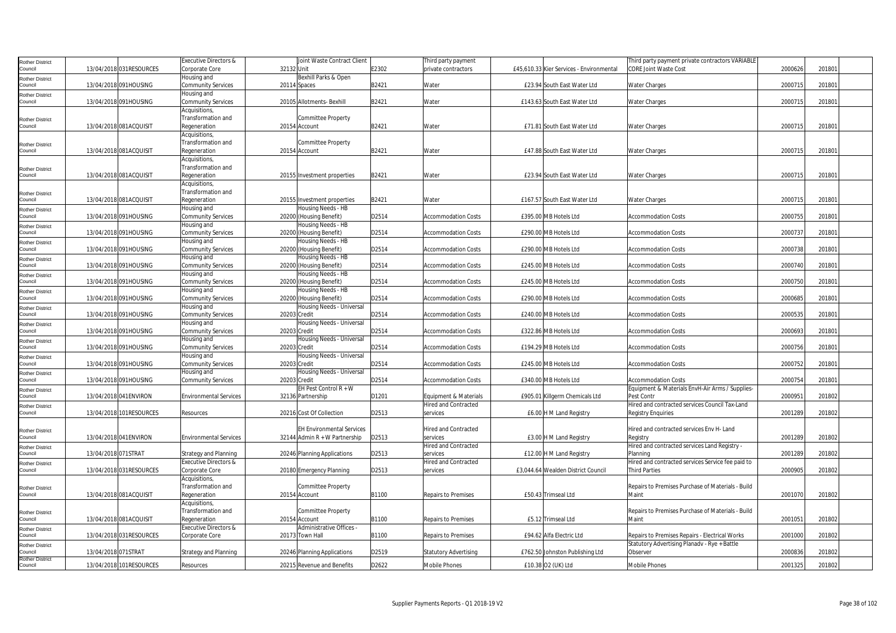| Rother District Council | 13/04/2018 | 031RESOURCES | Executive Directors & Corporate Core | 32132 | Joint Waste Contract Client Unit | E2302 | Third party payment private contractors | £45,610.33 | Kier Services - Environmental | Third party payment private contractors VARIABLE CORE Joint Waste Cost | 2000626 | 201801 |
|---|---|---|---|---|---|---|---|---|---|---|---|---|
| Rother District Council | 13/04/2018 | 091HOUSING | Housing and Community Services | 20114 | Bexhill Parks & Open Spaces | B2421 | Water | £23.94 | South East Water Ltd | Water Charges | 2000715 | 201801 |
| Rother District Council | 13/04/2018 | 091HOUSING | Housing and Community Services | 20105 | Allotments- Bexhill | B2421 | Water | £143.63 | South East Water Ltd | Water Charges | 2000715 | 201801 |
| Rother District Council | 13/04/2018 | 081ACQUISIT | Acquisitions, Transformation and Regeneration | 20154 | Committee Property Account | B2421 | Water | £71.81 | South East Water Ltd | Water Charges | 2000715 | 201801 |
| Rother District Council | 13/04/2018 | 081ACQUISIT | Acquisitions, Transformation and Regeneration | 20154 | Committee Property Account | B2421 | Water | £47.88 | South East Water Ltd | Water Charges | 2000715 | 201801 |
| Rother District Council | 13/04/2018 | 081ACQUISIT | Acquisitions, Transformation and Regeneration | 20155 | Investment properties | B2421 | Water | £23.94 | South East Water Ltd | Water Charges | 2000715 | 201801 |
| Rother District Council | 13/04/2018 | 081ACQUISIT | Acquisitions, Transformation and Regeneration | 20155 | Investment properties | B2421 | Water | £167.57 | South East Water Ltd | Water Charges | 2000715 | 201801 |
| Rother District Council | 13/04/2018 | 091HOUSING | Housing and Community Services | 20200 | Housing Needs - HB (Housing Benefit) | D2514 | Accommodation Costs | £395.00 | MB Hotels Ltd | Accommodation Costs | 2000755 | 201801 |
| Rother District Council | 13/04/2018 | 091HOUSING | Housing and Community Services | 20200 | Housing Needs - HB (Housing Benefit) | D2514 | Accommodation Costs | £290.00 | MB Hotels Ltd | Accommodation Costs | 2000737 | 201801 |
| Rother District Council | 13/04/2018 | 091HOUSING | Housing and Community Services | 20200 | Housing Needs - HB (Housing Benefit) | D2514 | Accommodation Costs | £290.00 | MB Hotels Ltd | Accommodation Costs | 2000738 | 201801 |
| Rother District Council | 13/04/2018 | 091HOUSING | Housing and Community Services | 20200 | Housing Needs - HB (Housing Benefit) | D2514 | Accommodation Costs | £245.00 | MB Hotels Ltd | Accommodation Costs | 2000740 | 201801 |
| Rother District Council | 13/04/2018 | 091HOUSING | Housing and Community Services | 20200 | Housing Needs - HB (Housing Benefit) | D2514 | Accommodation Costs | £245.00 | MB Hotels Ltd | Accommodation Costs | 2000750 | 201801 |
| Rother District Council | 13/04/2018 | 091HOUSING | Housing and Community Services | 20200 | Housing Needs - HB (Housing Benefit) | D2514 | Accommodation Costs | £290.00 | MB Hotels Ltd | Accommodation Costs | 2000685 | 201801 |
| Rother District Council | 13/04/2018 | 091HOUSING | Housing and Community Services | 20203 | Housing Needs - Universal Credit | D2514 | Accommodation Costs | £240.00 | MB Hotels Ltd | Accommodation Costs | 2000535 | 201801 |
| Rother District Council | 13/04/2018 | 091HOUSING | Housing and Community Services | 20203 | Housing Needs - Universal Credit | D2514 | Accommodation Costs | £322.86 | MB Hotels Ltd | Accommodation Costs | 2000693 | 201801 |
| Rother District Council | 13/04/2018 | 091HOUSING | Housing and Community Services | 20203 | Housing Needs - Universal Credit | D2514 | Accommodation Costs | £194.29 | MB Hotels Ltd | Accommodation Costs | 2000756 | 201801 |
| Rother District Council | 13/04/2018 | 091HOUSING | Housing and Community Services | 20203 | Housing Needs - Universal Credit | D2514 | Accommodation Costs | £245.00 | MB Hotels Ltd | Accommodation Costs | 2000752 | 201801 |
| Rother District Council | 13/04/2018 | 091HOUSING | Housing and Community Services | 20203 | Housing Needs - Universal Credit | D2514 | Accommodation Costs | £340.00 | MB Hotels Ltd | Accommodation Costs | 2000754 | 201801 |
| Rother District Council | 13/04/2018 | 041ENVIRON | Environmental Services | 32136 | EH Pest Control R + W Partnership | D1201 | Equipment & Materials | £905.01 | Killgerm Chemicals Ltd | Equipment & Materials EnvH-Air Arms / Supplies-Pest Contr | 2000951 | 201802 |
| Rother District Council | 13/04/2018 | 101RESOURCES | Resources | 20216 | Cost Of Collection | D2513 | Hired and Contracted services | £6.00 | H M Land Registry | Hired and contracted services Council Tax-Land Registry Enquiries | 2001289 | 201802 |
| Rother District Council | 13/04/2018 | 041ENVIRON | Environmental Services | 32144 | EH Environmental Services Admin R + W Partnership | D2513 | Hired and Contracted services | £3.00 | H M Land Registry | Hired and contracted services Env H- Land Registry | 2001289 | 201802 |
| Rother District Council | 13/04/2018 | 071STRAT | Strategy and Planning | 20246 | Planning Applications | D2513 | Hired and Contracted services | £12.00 | H M Land Registry | Hired and contracted services Land Registry - Planning | 2001289 | 201802 |
| Rother District Council | 13/04/2018 | 031RESOURCES | Executive Directors & Corporate Core | 20180 | Emergency Planning | D2513 | Hired and Contracted services | £3,044.64 | Wealden District Council | Hired and contracted services Service fee paid to Third Parties | 2000905 | 201802 |
| Rother District Council | 13/04/2018 | 081ACQUISIT | Acquisitions, Transformation and Regeneration | 20154 | Committee Property Account | B1100 | Repairs to Premises | £50.43 | Trimseal Ltd | Repairs to Premises Purchase of Materials - Build Maint | 2001070 | 201802 |
| Rother District Council | 13/04/2018 | 081ACQUISIT | Acquisitions, Transformation and Regeneration | 20154 | Committee Property Account | B1100 | Repairs to Premises | £5.12 | Trimseal Ltd | Repairs to Premises Purchase of Materials - Build Maint | 2001051 | 201802 |
| Rother District Council | 13/04/2018 | 031RESOURCES | Executive Directors & Corporate Core | 20173 | Administrative Offices - Town Hall | B1100 | Repairs to Premises | £94.62 | Alfa Electric Ltd | Repairs to Premises Repairs - Electrical Works | 2001000 | 201802 |
| Rother District Council | 13/04/2018 | 071STRAT | Strategy and Planning | 20246 | Planning Applications | D2519 | Statutory Advertising | £762.50 | Johnston Publishing Ltd | Statutory Advertising Planadv - Rye + Battle Observer | 2000836 | 201802 |
| Rother District Council | 13/04/2018 | 101RESOURCES | Resources | 20215 | Revenue and Benefits | D2622 | Mobile Phones | £10.38 | O2 (UK) Ltd | Mobile Phones | 2001325 | 201802 |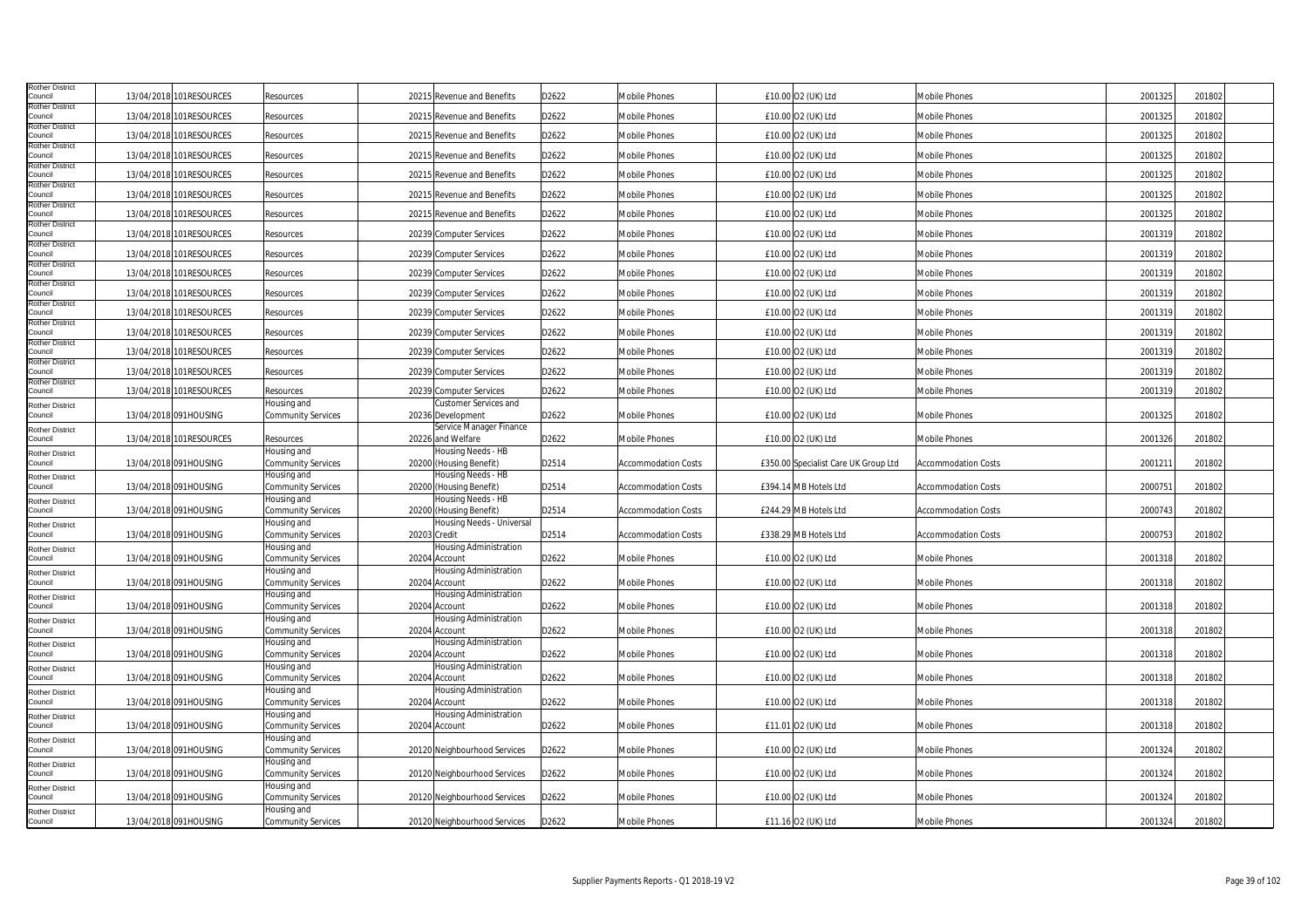| | | | | | | | | | | | | |
|---|---|---|---|---|---|---|---|---|---|---|---|---|
| Rother District Council | 13/04/2018 | 101RESOURCES | Resources | 20215 | Revenue and Benefits | D2622 | Mobile Phones | £10.00 | O2 (UK) Ltd | Mobile Phones | 2001325 | 201802 |
| Rother District Council | 13/04/2018 | 101RESOURCES | Resources | 20215 | Revenue and Benefits | D2622 | Mobile Phones | £10.00 | O2 (UK) Ltd | Mobile Phones | 2001325 | 201802 |
| Rother District Council | 13/04/2018 | 101RESOURCES | Resources | 20215 | Revenue and Benefits | D2622 | Mobile Phones | £10.00 | O2 (UK) Ltd | Mobile Phones | 2001325 | 201802 |
| Rother District Council | 13/04/2018 | 101RESOURCES | Resources | 20215 | Revenue and Benefits | D2622 | Mobile Phones | £10.00 | O2 (UK) Ltd | Mobile Phones | 2001325 | 201802 |
| Rother District Council | 13/04/2018 | 101RESOURCES | Resources | 20215 | Revenue and Benefits | D2622 | Mobile Phones | £10.00 | O2 (UK) Ltd | Mobile Phones | 2001325 | 201802 |
| Rother District Council | 13/04/2018 | 101RESOURCES | Resources | 20215 | Revenue and Benefits | D2622 | Mobile Phones | £10.00 | O2 (UK) Ltd | Mobile Phones | 2001325 | 201802 |
| Rother District Council | 13/04/2018 | 101RESOURCES | Resources | 20215 | Revenue and Benefits | D2622 | Mobile Phones | £10.00 | O2 (UK) Ltd | Mobile Phones | 2001325 | 201802 |
| Rother District Council | 13/04/2018 | 101RESOURCES | Resources | 20239 | Computer Services | D2622 | Mobile Phones | £10.00 | O2 (UK) Ltd | Mobile Phones | 2001319 | 201802 |
| Rother District Council | 13/04/2018 | 101RESOURCES | Resources | 20239 | Computer Services | D2622 | Mobile Phones | £10.00 | O2 (UK) Ltd | Mobile Phones | 2001319 | 201802 |
| Rother District Council | 13/04/2018 | 101RESOURCES | Resources | 20239 | Computer Services | D2622 | Mobile Phones | £10.00 | O2 (UK) Ltd | Mobile Phones | 2001319 | 201802 |
| Rother District Council | 13/04/2018 | 101RESOURCES | Resources | 20239 | Computer Services | D2622 | Mobile Phones | £10.00 | O2 (UK) Ltd | Mobile Phones | 2001319 | 201802 |
| Rother District Council | 13/04/2018 | 101RESOURCES | Resources | 20239 | Computer Services | D2622 | Mobile Phones | £10.00 | O2 (UK) Ltd | Mobile Phones | 2001319 | 201802 |
| Rother District Council | 13/04/2018 | 101RESOURCES | Resources | 20239 | Computer Services | D2622 | Mobile Phones | £10.00 | O2 (UK) Ltd | Mobile Phones | 2001319 | 201802 |
| Rother District Council | 13/04/2018 | 101RESOURCES | Resources | 20239 | Computer Services | D2622 | Mobile Phones | £10.00 | O2 (UK) Ltd | Mobile Phones | 2001319 | 201802 |
| Rother District Council | 13/04/2018 | 101RESOURCES | Resources | 20239 | Computer Services | D2622 | Mobile Phones | £10.00 | O2 (UK) Ltd | Mobile Phones | 2001319 | 201802 |
| Rother District Council | 13/04/2018 | 101RESOURCES | Resources | 20239 | Computer Services | D2622 | Mobile Phones | £10.00 | O2 (UK) Ltd | Mobile Phones | 2001319 | 201802 |
| Rother District Council | 13/04/2018 | 091HOUSING | Housing and Community Services | 20236 | Customer Services and Development | D2622 | Mobile Phones | £10.00 | O2 (UK) Ltd | Mobile Phones | 2001325 | 201802 |
| Rother District Council | 13/04/2018 | 101RESOURCES | Resources | 20226 | Service Manager Finance and Welfare | D2622 | Mobile Phones | £10.00 | O2 (UK) Ltd | Mobile Phones | 2001326 | 201802 |
| Rother District Council | 13/04/2018 | 091HOUSING | Housing and Community Services | 20200 | Housing Needs - HB (Housing Benefit) | D2514 | Accommodation Costs | £350.00 | Specialist Care UK Group Ltd | Accommodation Costs | 2001211 | 201802 |
| Rother District Council | 13/04/2018 | 091HOUSING | Housing and Community Services | 20200 | Housing Needs - HB (Housing Benefit) | D2514 | Accommodation Costs | £394.14 | M B Hotels Ltd | Accommodation Costs | 2000751 | 201802 |
| Rother District Council | 13/04/2018 | 091HOUSING | Housing and Community Services | 20200 | Housing Needs - HB (Housing Benefit) | D2514 | Accommodation Costs | £244.29 | M B Hotels Ltd | Accommodation Costs | 2000743 | 201802 |
| Rother District Council | 13/04/2018 | 091HOUSING | Housing and Community Services | 20203 | Housing Needs - Universal Credit | D2514 | Accommodation Costs | £338.29 | M B Hotels Ltd | Accommodation Costs | 2000753 | 201802 |
| Rother District Council | 13/04/2018 | 091HOUSING | Housing and Community Services | 20204 | Housing Administration Account | D2622 | Mobile Phones | £10.00 | O2 (UK) Ltd | Mobile Phones | 2001318 | 201802 |
| Rother District Council | 13/04/2018 | 091HOUSING | Housing and Community Services | 20204 | Housing Administration Account | D2622 | Mobile Phones | £10.00 | O2 (UK) Ltd | Mobile Phones | 2001318 | 201802 |
| Rother District Council | 13/04/2018 | 091HOUSING | Housing and Community Services | 20204 | Housing Administration Account | D2622 | Mobile Phones | £10.00 | O2 (UK) Ltd | Mobile Phones | 2001318 | 201802 |
| Rother District Council | 13/04/2018 | 091HOUSING | Housing and Community Services | 20204 | Housing Administration Account | D2622 | Mobile Phones | £10.00 | O2 (UK) Ltd | Mobile Phones | 2001318 | 201802 |
| Rother District Council | 13/04/2018 | 091HOUSING | Housing and Community Services | 20204 | Housing Administration Account | D2622 | Mobile Phones | £10.00 | O2 (UK) Ltd | Mobile Phones | 2001318 | 201802 |
| Rother District Council | 13/04/2018 | 091HOUSING | Housing and Community Services | 20204 | Housing Administration Account | D2622 | Mobile Phones | £10.00 | O2 (UK) Ltd | Mobile Phones | 2001318 | 201802 |
| Rother District Council | 13/04/2018 | 091HOUSING | Housing and Community Services | 20204 | Housing Administration Account | D2622 | Mobile Phones | £10.00 | O2 (UK) Ltd | Mobile Phones | 2001318 | 201802 |
| Rother District Council | 13/04/2018 | 091HOUSING | Housing and Community Services | 20204 | Housing Administration Account | D2622 | Mobile Phones | £11.01 | O2 (UK) Ltd | Mobile Phones | 2001318 | 201802 |
| Rother District Council | 13/04/2018 | 091HOUSING | Housing and Community Services | 20120 | Neighbourhood Services | D2622 | Mobile Phones | £10.00 | O2 (UK) Ltd | Mobile Phones | 2001324 | 201802 |
| Rother District Council | 13/04/2018 | 091HOUSING | Housing and Community Services | 20120 | Neighbourhood Services | D2622 | Mobile Phones | £10.00 | O2 (UK) Ltd | Mobile Phones | 2001324 | 201802 |
| Rother District Council | 13/04/2018 | 091HOUSING | Housing and Community Services | 20120 | Neighbourhood Services | D2622 | Mobile Phones | £10.00 | O2 (UK) Ltd | Mobile Phones | 2001324 | 201802 |
| Rother District Council | 13/04/2018 | 091HOUSING | Housing and Community Services | 20120 | Neighbourhood Services | D2622 | Mobile Phones | £11.16 | O2 (UK) Ltd | Mobile Phones | 2001324 | 201802 |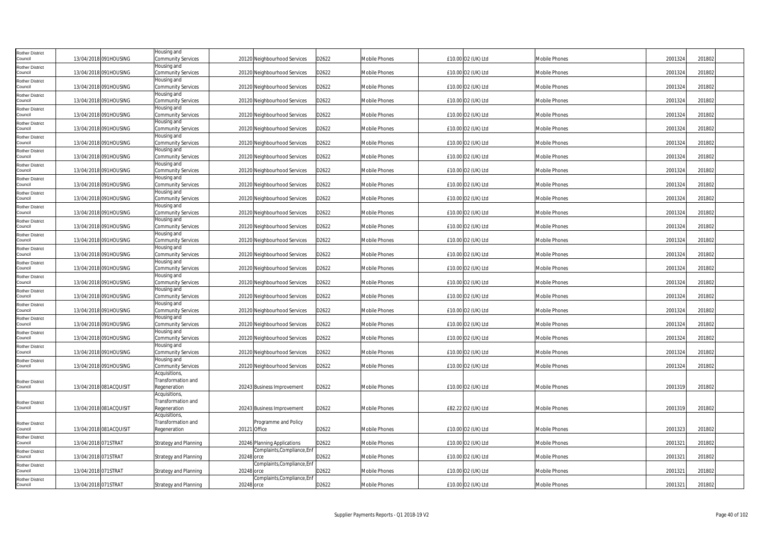| | | | | | | | | | | | | |
|---|---|---|---|---|---|---|---|---|---|---|---|---|
| Rother District Council | 13/04/2018 | 091HOUSING | Housing and Community Services | 20120 | Neighbourhood Services | D2622 | Mobile Phones | £10.00 | O2 (UK) Ltd | Mobile Phones | 2001324 | 201802 |
| Rother District Council | 13/04/2018 | 091HOUSING | Housing and Community Services | 20120 | Neighbourhood Services | D2622 | Mobile Phones | £10.00 | O2 (UK) Ltd | Mobile Phones | 2001324 | 201802 |
| Rother District Council | 13/04/2018 | 091HOUSING | Housing and Community Services | 20120 | Neighbourhood Services | D2622 | Mobile Phones | £10.00 | O2 (UK) Ltd | Mobile Phones | 2001324 | 201802 |
| Rother District Council | 13/04/2018 | 091HOUSING | Housing and Community Services | 20120 | Neighbourhood Services | D2622 | Mobile Phones | £10.00 | O2 (UK) Ltd | Mobile Phones | 2001324 | 201802 |
| Rother District Council | 13/04/2018 | 091HOUSING | Housing and Community Services | 20120 | Neighbourhood Services | D2622 | Mobile Phones | £10.00 | O2 (UK) Ltd | Mobile Phones | 2001324 | 201802 |
| Rother District Council | 13/04/2018 | 091HOUSING | Housing and Community Services | 20120 | Neighbourhood Services | D2622 | Mobile Phones | £10.00 | O2 (UK) Ltd | Mobile Phones | 2001324 | 201802 |
| Rother District Council | 13/04/2018 | 091HOUSING | Housing and Community Services | 20120 | Neighbourhood Services | D2622 | Mobile Phones | £10.00 | O2 (UK) Ltd | Mobile Phones | 2001324 | 201802 |
| Rother District Council | 13/04/2018 | 091HOUSING | Housing and Community Services | 20120 | Neighbourhood Services | D2622 | Mobile Phones | £10.00 | O2 (UK) Ltd | Mobile Phones | 2001324 | 201802 |
| Rother District Council | 13/04/2018 | 091HOUSING | Housing and Community Services | 20120 | Neighbourhood Services | D2622 | Mobile Phones | £10.00 | O2 (UK) Ltd | Mobile Phones | 2001324 | 201802 |
| Rother District Council | 13/04/2018 | 091HOUSING | Housing and Community Services | 20120 | Neighbourhood Services | D2622 | Mobile Phones | £10.00 | O2 (UK) Ltd | Mobile Phones | 2001324 | 201802 |
| Rother District Council | 13/04/2018 | 091HOUSING | Housing and Community Services | 20120 | Neighbourhood Services | D2622 | Mobile Phones | £10.00 | O2 (UK) Ltd | Mobile Phones | 2001324 | 201802 |
| Rother District Council | 13/04/2018 | 091HOUSING | Housing and Community Services | 20120 | Neighbourhood Services | D2622 | Mobile Phones | £10.00 | O2 (UK) Ltd | Mobile Phones | 2001324 | 201802 |
| Rother District Council | 13/04/2018 | 091HOUSING | Housing and Community Services | 20120 | Neighbourhood Services | D2622 | Mobile Phones | £10.00 | O2 (UK) Ltd | Mobile Phones | 2001324 | 201802 |
| Rother District Council | 13/04/2018 | 091HOUSING | Housing and Community Services | 20120 | Neighbourhood Services | D2622 | Mobile Phones | £10.00 | O2 (UK) Ltd | Mobile Phones | 2001324 | 201802 |
| Rother District Council | 13/04/2018 | 091HOUSING | Housing and Community Services | 20120 | Neighbourhood Services | D2622 | Mobile Phones | £10.00 | O2 (UK) Ltd | Mobile Phones | 2001324 | 201802 |
| Rother District Council | 13/04/2018 | 091HOUSING | Housing and Community Services | 20120 | Neighbourhood Services | D2622 | Mobile Phones | £10.00 | O2 (UK) Ltd | Mobile Phones | 2001324 | 201802 |
| Rother District Council | 13/04/2018 | 091HOUSING | Housing and Community Services | 20120 | Neighbourhood Services | D2622 | Mobile Phones | £10.00 | O2 (UK) Ltd | Mobile Phones | 2001324 | 201802 |
| Rother District Council | 13/04/2018 | 091HOUSING | Housing and Community Services | 20120 | Neighbourhood Services | D2622 | Mobile Phones | £10.00 | O2 (UK) Ltd | Mobile Phones | 2001324 | 201802 |
| Rother District Council | 13/04/2018 | 091HOUSING | Housing and Community Services | 20120 | Neighbourhood Services | D2622 | Mobile Phones | £10.00 | O2 (UK) Ltd | Mobile Phones | 2001324 | 201802 |
| Rother District Council | 13/04/2018 | 091HOUSING | Housing and Community Services | 20120 | Neighbourhood Services | D2622 | Mobile Phones | £10.00 | O2 (UK) Ltd | Mobile Phones | 2001324 | 201802 |
| Rother District Council | 13/04/2018 | 091HOUSING | Housing and Community Services | 20120 | Neighbourhood Services | D2622 | Mobile Phones | £10.00 | O2 (UK) Ltd | Mobile Phones | 2001324 | 201802 |
| Rother District Council | 13/04/2018 | 091HOUSING | Housing and Community Services | 20120 | Neighbourhood Services | D2622 | Mobile Phones | £10.00 | O2 (UK) Ltd | Mobile Phones | 2001324 | 201802 |
| Rother District Council | 13/04/2018 | 081ACQUISIT | Acquisitions, Transformation and Regeneration | 20243 | Business Improvement | D2622 | Mobile Phones | £10.00 | O2 (UK) Ltd | Mobile Phones | 2001319 | 201802 |
| Rother District Council | 13/04/2018 | 081ACQUISIT | Acquisitions, Transformation and Regeneration | 20243 | Business Improvement | D2622 | Mobile Phones | £82.22 | O2 (UK) Ltd | Mobile Phones | 2001319 | 201802 |
| Rother District Council | 13/04/2018 | 081ACQUISIT | Acquisitions, Transformation and Regeneration | 20121 | Programme and Policy Office | D2622 | Mobile Phones | £10.00 | O2 (UK) Ltd | Mobile Phones | 2001323 | 201802 |
| Rother District Council | 13/04/2018 | 071STRAT | Strategy and Planning | 20246 | Planning Applications | D2622 | Mobile Phones | £10.00 | O2 (UK) Ltd | Mobile Phones | 2001321 | 201802 |
| Rother District Council | 13/04/2018 | 071STRAT | Strategy and Planning | 20248 | Complaints,Compliance,Enforce | D2622 | Mobile Phones | £10.00 | O2 (UK) Ltd | Mobile Phones | 2001321 | 201802 |
| Rother District Council | 13/04/2018 | 071STRAT | Strategy and Planning | 20248 | Complaints,Compliance,Enforce | D2622 | Mobile Phones | £10.00 | O2 (UK) Ltd | Mobile Phones | 2001321 | 201802 |
| Rother District Council | 13/04/2018 | 071STRAT | Strategy and Planning | 20248 | Complaints,Compliance,Enforce | D2622 | Mobile Phones | £10.00 | O2 (UK) Ltd | Mobile Phones | 2001321 | 201802 |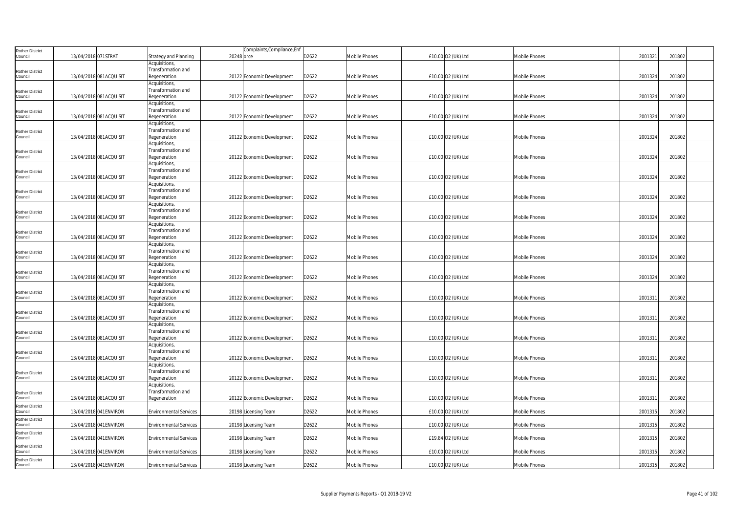| | | | | | | | | | | | | |
|---|---|---|---|---|---|---|---|---|---|---|---|---|
| Rother District Council | 13/04/2018 | 071STRAT | Strategy and Planning | 20248 | Complaints,Compliance,Enforce | D2622 | Mobile Phones | £10.00 | O2 (UK) Ltd | Mobile Phones | 2001321 | 201802 |
| Rother District Council | 13/04/2018 | 081ACQUISIT | Acquisitions, Transformation and Regeneration | 20122 | Economic Development | D2622 | Mobile Phones | £10.00 | O2 (UK) Ltd | Mobile Phones | 2001324 | 201802 |
| Rother District Council | 13/04/2018 | 081ACQUISIT | Acquisitions, Transformation and Regeneration | 20122 | Economic Development | D2622 | Mobile Phones | £10.00 | O2 (UK) Ltd | Mobile Phones | 2001324 | 201802 |
| Rother District Council | 13/04/2018 | 081ACQUISIT | Acquisitions, Transformation and Regeneration | 20122 | Economic Development | D2622 | Mobile Phones | £10.00 | O2 (UK) Ltd | Mobile Phones | 2001324 | 201802 |
| Rother District Council | 13/04/2018 | 081ACQUISIT | Acquisitions, Transformation and Regeneration | 20122 | Economic Development | D2622 | Mobile Phones | £10.00 | O2 (UK) Ltd | Mobile Phones | 2001324 | 201802 |
| Rother District Council | 13/04/2018 | 081ACQUISIT | Acquisitions, Transformation and Regeneration | 20122 | Economic Development | D2622 | Mobile Phones | £10.00 | O2 (UK) Ltd | Mobile Phones | 2001324 | 201802 |
| Rother District Council | 13/04/2018 | 081ACQUISIT | Acquisitions, Transformation and Regeneration | 20122 | Economic Development | D2622 | Mobile Phones | £10.00 | O2 (UK) Ltd | Mobile Phones | 2001324 | 201802 |
| Rother District Council | 13/04/2018 | 081ACQUISIT | Acquisitions, Transformation and Regeneration | 20122 | Economic Development | D2622 | Mobile Phones | £10.00 | O2 (UK) Ltd | Mobile Phones | 2001324 | 201802 |
| Rother District Council | 13/04/2018 | 081ACQUISIT | Acquisitions, Transformation and Regeneration | 20122 | Economic Development | D2622 | Mobile Phones | £10.00 | O2 (UK) Ltd | Mobile Phones | 2001324 | 201802 |
| Rother District Council | 13/04/2018 | 081ACQUISIT | Acquisitions, Transformation and Regeneration | 20122 | Economic Development | D2622 | Mobile Phones | £10.00 | O2 (UK) Ltd | Mobile Phones | 2001324 | 201802 |
| Rother District Council | 13/04/2018 | 081ACQUISIT | Acquisitions, Transformation and Regeneration | 20122 | Economic Development | D2622 | Mobile Phones | £10.00 | O2 (UK) Ltd | Mobile Phones | 2001324 | 201802 |
| Rother District Council | 13/04/2018 | 081ACQUISIT | Acquisitions, Transformation and Regeneration | 20122 | Economic Development | D2622 | Mobile Phones | £10.00 | O2 (UK) Ltd | Mobile Phones | 2001324 | 201802 |
| Rother District Council | 13/04/2018 | 081ACQUISIT | Acquisitions, Transformation and Regeneration | 20122 | Economic Development | D2622 | Mobile Phones | £10.00 | O2 (UK) Ltd | Mobile Phones | 2001311 | 201802 |
| Rother District Council | 13/04/2018 | 081ACQUISIT | Acquisitions, Transformation and Regeneration | 20122 | Economic Development | D2622 | Mobile Phones | £10.00 | O2 (UK) Ltd | Mobile Phones | 2001311 | 201802 |
| Rother District Council | 13/04/2018 | 081ACQUISIT | Acquisitions, Transformation and Regeneration | 20122 | Economic Development | D2622 | Mobile Phones | £10.00 | O2 (UK) Ltd | Mobile Phones | 2001311 | 201802 |
| Rother District Council | 13/04/2018 | 081ACQUISIT | Acquisitions, Transformation and Regeneration | 20122 | Economic Development | D2622 | Mobile Phones | £10.00 | O2 (UK) Ltd | Mobile Phones | 2001311 | 201802 |
| Rother District Council | 13/04/2018 | 081ACQUISIT | Acquisitions, Transformation and Regeneration | 20122 | Economic Development | D2622 | Mobile Phones | £10.00 | O2 (UK) Ltd | Mobile Phones | 2001311 | 201802 |
| Rother District Council | 13/04/2018 | 081ACQUISIT | Acquisitions, Transformation and Regeneration | 20122 | Economic Development | D2622 | Mobile Phones | £10.00 | O2 (UK) Ltd | Mobile Phones | 2001311 | 201802 |
| Rother District Council | 13/04/2018 | 041ENVIRON | Environmental Services | 20198 | Licensing Team | D2622 | Mobile Phones | £10.00 | O2 (UK) Ltd | Mobile Phones | 2001315 | 201802 |
| Rother District Council | 13/04/2018 | 041ENVIRON | Environmental Services | 20198 | Licensing Team | D2622 | Mobile Phones | £10.00 | O2 (UK) Ltd | Mobile Phones | 2001315 | 201802 |
| Rother District Council | 13/04/2018 | 041ENVIRON | Environmental Services | 20198 | Licensing Team | D2622 | Mobile Phones | £19.84 | O2 (UK) Ltd | Mobile Phones | 2001315 | 201802 |
| Rother District Council | 13/04/2018 | 041ENVIRON | Environmental Services | 20198 | Licensing Team | D2622 | Mobile Phones | £10.00 | O2 (UK) Ltd | Mobile Phones | 2001315 | 201802 |
| Rother District Council | 13/04/2018 | 041ENVIRON | Environmental Services | 20198 | Licensing Team | D2622 | Mobile Phones | £10.00 | O2 (UK) Ltd | Mobile Phones | 2001315 | 201802 |

Supplier Payments Reports - Q1 2018-19 V2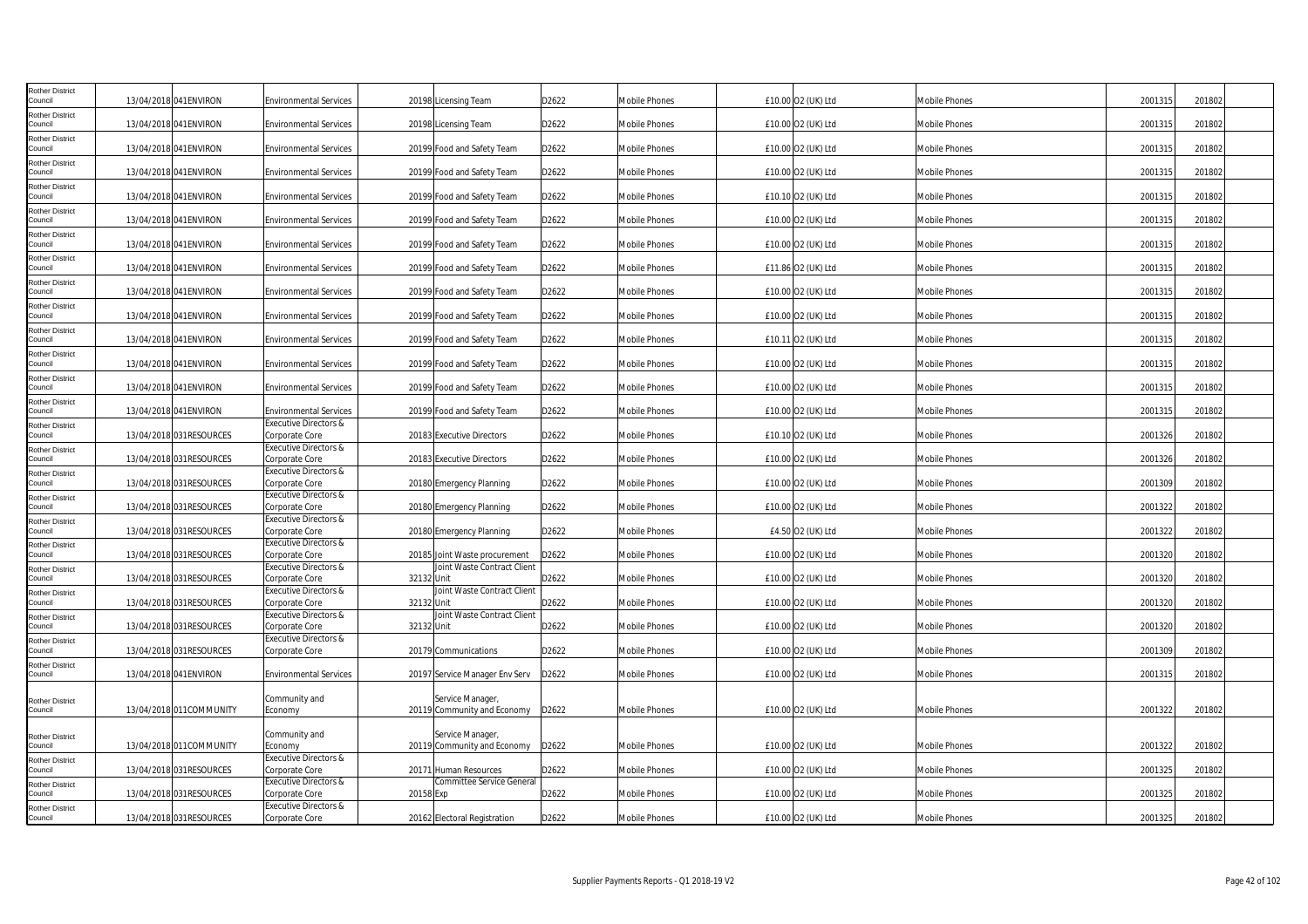| | | | | | | | | | | | | |
|---|---|---|---|---|---|---|---|---|---|---|---|---|
| Rother District Council | 13/04/2018 | 041ENVIRON | Environmental Services | 20198 | Licensing Team | D2622 | Mobile Phones | £10.00 | O2 (UK) Ltd | Mobile Phones | 2001315 | 201802 |
| Rother District Council | 13/04/2018 | 041ENVIRON | Environmental Services | 20198 | Licensing Team | D2622 | Mobile Phones | £10.00 | O2 (UK) Ltd | Mobile Phones | 2001315 | 201802 |
| Rother District Council | 13/04/2018 | 041ENVIRON | Environmental Services | 20199 | Food and Safety Team | D2622 | Mobile Phones | £10.00 | O2 (UK) Ltd | Mobile Phones | 2001315 | 201802 |
| Rother District Council | 13/04/2018 | 041ENVIRON | Environmental Services | 20199 | Food and Safety Team | D2622 | Mobile Phones | £10.00 | O2 (UK) Ltd | Mobile Phones | 2001315 | 201802 |
| Rother District Council | 13/04/2018 | 041ENVIRON | Environmental Services | 20199 | Food and Safety Team | D2622 | Mobile Phones | £10.10 | O2 (UK) Ltd | Mobile Phones | 2001315 | 201802 |
| Rother District Council | 13/04/2018 | 041ENVIRON | Environmental Services | 20199 | Food and Safety Team | D2622 | Mobile Phones | £10.00 | O2 (UK) Ltd | Mobile Phones | 2001315 | 201802 |
| Rother District Council | 13/04/2018 | 041ENVIRON | Environmental Services | 20199 | Food and Safety Team | D2622 | Mobile Phones | £10.00 | O2 (UK) Ltd | Mobile Phones | 2001315 | 201802 |
| Rother District Council | 13/04/2018 | 041ENVIRON | Environmental Services | 20199 | Food and Safety Team | D2622 | Mobile Phones | £11.86 | O2 (UK) Ltd | Mobile Phones | 2001315 | 201802 |
| Rother District Council | 13/04/2018 | 041ENVIRON | Environmental Services | 20199 | Food and Safety Team | D2622 | Mobile Phones | £10.00 | O2 (UK) Ltd | Mobile Phones | 2001315 | 201802 |
| Rother District Council | 13/04/2018 | 041ENVIRON | Environmental Services | 20199 | Food and Safety Team | D2622 | Mobile Phones | £10.00 | O2 (UK) Ltd | Mobile Phones | 2001315 | 201802 |
| Rother District Council | 13/04/2018 | 041ENVIRON | Environmental Services | 20199 | Food and Safety Team | D2622 | Mobile Phones | £10.11 | O2 (UK) Ltd | Mobile Phones | 2001315 | 201802 |
| Rother District Council | 13/04/2018 | 041ENVIRON | Environmental Services | 20199 | Food and Safety Team | D2622 | Mobile Phones | £10.00 | O2 (UK) Ltd | Mobile Phones | 2001315 | 201802 |
| Rother District Council | 13/04/2018 | 041ENVIRON | Environmental Services | 20199 | Food and Safety Team | D2622 | Mobile Phones | £10.00 | O2 (UK) Ltd | Mobile Phones | 2001315 | 201802 |
| Rother District Council | 13/04/2018 | 041ENVIRON | Environmental Services | 20199 | Food and Safety Team | D2622 | Mobile Phones | £10.00 | O2 (UK) Ltd | Mobile Phones | 2001315 | 201802 |
| Rother District Council | 13/04/2018 | 031RESOURCES | Executive Directors & Corporate Core | 20183 | Executive Directors | D2622 | Mobile Phones | £10.10 | O2 (UK) Ltd | Mobile Phones | 2001326 | 201802 |
| Rother District Council | 13/04/2018 | 031RESOURCES | Executive Directors & Corporate Core | 20183 | Executive Directors | D2622 | Mobile Phones | £10.00 | O2 (UK) Ltd | Mobile Phones | 2001326 | 201802 |
| Rother District Council | 13/04/2018 | 031RESOURCES | Executive Directors & Corporate Core | 20180 | Emergency Planning | D2622 | Mobile Phones | £10.00 | O2 (UK) Ltd | Mobile Phones | 2001309 | 201802 |
| Rother District Council | 13/04/2018 | 031RESOURCES | Executive Directors & Corporate Core | 20180 | Emergency Planning | D2622 | Mobile Phones | £10.00 | O2 (UK) Ltd | Mobile Phones | 2001322 | 201802 |
| Rother District Council | 13/04/2018 | 031RESOURCES | Executive Directors & Corporate Core | 20180 | Emergency Planning | D2622 | Mobile Phones | £4.50 | O2 (UK) Ltd | Mobile Phones | 2001322 | 201802 |
| Rother District Council | 13/04/2018 | 031RESOURCES | Executive Directors & Corporate Core | 20185 | Joint Waste procurement | D2622 | Mobile Phones | £10.00 | O2 (UK) Ltd | Mobile Phones | 2001320 | 201802 |
| Rother District Council | 13/04/2018 | 031RESOURCES | Executive Directors & Corporate Core | 32132 | Joint Waste Contract Client Unit | D2622 | Mobile Phones | £10.00 | O2 (UK) Ltd | Mobile Phones | 2001320 | 201802 |
| Rother District Council | 13/04/2018 | 031RESOURCES | Executive Directors & Corporate Core | 32132 | Joint Waste Contract Client Unit | D2622 | Mobile Phones | £10.00 | O2 (UK) Ltd | Mobile Phones | 2001320 | 201802 |
| Rother District Council | 13/04/2018 | 031RESOURCES | Executive Directors & Corporate Core | 32132 | Joint Waste Contract Client Unit | D2622 | Mobile Phones | £10.00 | O2 (UK) Ltd | Mobile Phones | 2001320 | 201802 |
| Rother District Council | 13/04/2018 | 031RESOURCES | Executive Directors & Corporate Core | 20179 | Communications | D2622 | Mobile Phones | £10.00 | O2 (UK) Ltd | Mobile Phones | 2001309 | 201802 |
| Rother District Council | 13/04/2018 | 041ENVIRON | Environmental Services | 20197 | Service Manager Env Serv | D2622 | Mobile Phones | £10.00 | O2 (UK) Ltd | Mobile Phones | 2001315 | 201802 |
| Rother District Council | 13/04/2018 | 011COMMUNITY | Community and Economy | 20119 | Service Manager, Community and Economy | D2622 | Mobile Phones | £10.00 | O2 (UK) Ltd | Mobile Phones | 2001322 | 201802 |
| Rother District Council | 13/04/2018 | 011COMMUNITY | Community and Economy | 20119 | Service Manager, Community and Economy | D2622 | Mobile Phones | £10.00 | O2 (UK) Ltd | Mobile Phones | 2001322 | 201802 |
| Rother District Council | 13/04/2018 | 031RESOURCES | Executive Directors & Corporate Core | 20171 | Human Resources | D2622 | Mobile Phones | £10.00 | O2 (UK) Ltd | Mobile Phones | 2001325 | 201802 |
| Rother District Council | 13/04/2018 | 031RESOURCES | Executive Directors & Corporate Core | 20158 | Committee Service General Exp | D2622 | Mobile Phones | £10.00 | O2 (UK) Ltd | Mobile Phones | 2001325 | 201802 |
| Rother District Council | 13/04/2018 | 031RESOURCES | Executive Directors & Corporate Core | 20162 | Electoral Registration | D2622 | Mobile Phones | £10.00 | O2 (UK) Ltd | Mobile Phones | 2001325 | 201802 |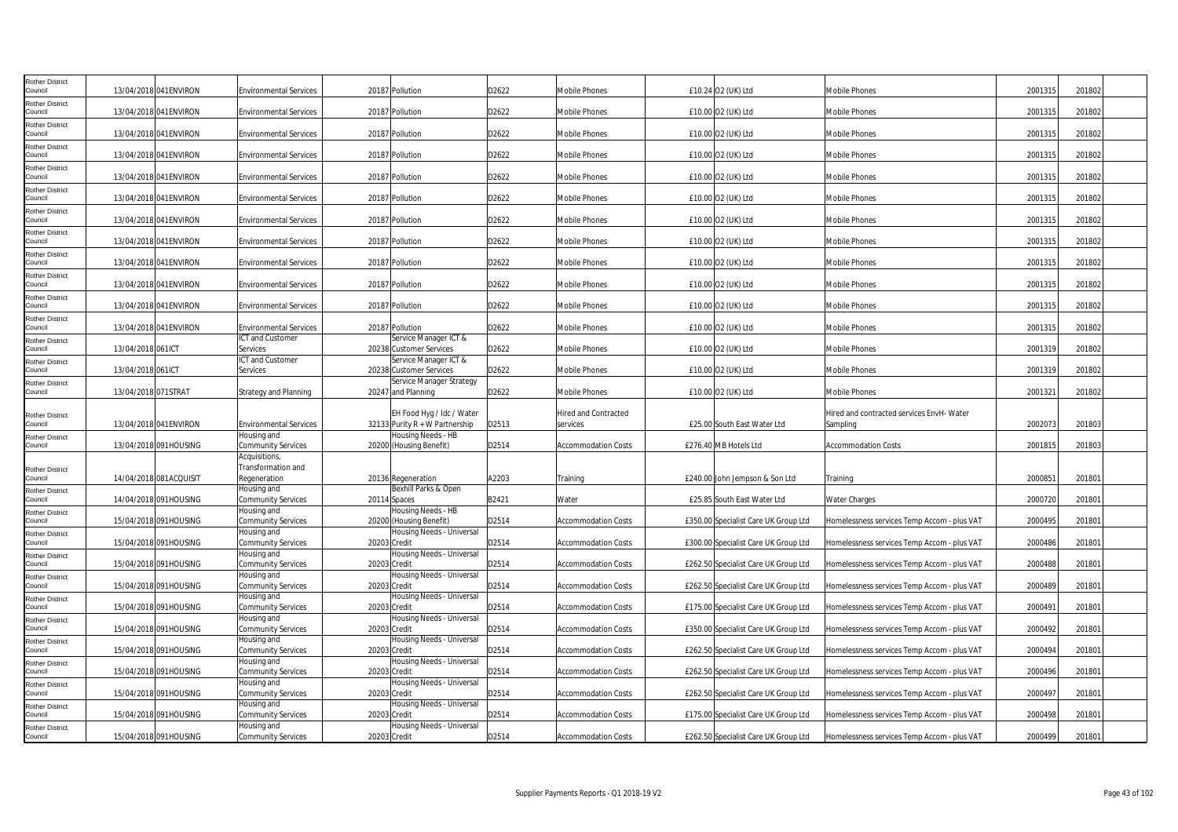| | | | | | | | | | | | | | |
|---|---|---|---|---|---|---|---|---|---|---|---|---|---|
| Rother District Council | 13/04/2018 | 041ENVIRON | Environmental Services | 20187 | Pollution | D2622 | Mobile Phones | £10.24 | O2 (UK) Ltd | Mobile Phones | 2001315 | 201802 | |
| Rother District Council | 13/04/2018 | 041ENVIRON | Environmental Services | 20187 | Pollution | D2622 | Mobile Phones | £10.00 | O2 (UK) Ltd | Mobile Phones | 2001315 | 201802 | |
| Rother District Council | 13/04/2018 | 041ENVIRON | Environmental Services | 20187 | Pollution | D2622 | Mobile Phones | £10.00 | O2 (UK) Ltd | Mobile Phones | 2001315 | 201802 | |
| Rother District Council | 13/04/2018 | 041ENVIRON | Environmental Services | 20187 | Pollution | D2622 | Mobile Phones | £10.00 | O2 (UK) Ltd | Mobile Phones | 2001315 | 201802 | |
| Rother District Council | 13/04/2018 | 041ENVIRON | Environmental Services | 20187 | Pollution | D2622 | Mobile Phones | £10.00 | O2 (UK) Ltd | Mobile Phones | 2001315 | 201802 | |
| Rother District Council | 13/04/2018 | 041ENVIRON | Environmental Services | 20187 | Pollution | D2622 | Mobile Phones | £10.00 | O2 (UK) Ltd | Mobile Phones | 2001315 | 201802 | |
| Rother District Council | 13/04/2018 | 041ENVIRON | Environmental Services | 20187 | Pollution | D2622 | Mobile Phones | £10.00 | O2 (UK) Ltd | Mobile Phones | 2001315 | 201802 | |
| Rother District Council | 13/04/2018 | 041ENVIRON | Environmental Services | 20187 | Pollution | D2622 | Mobile Phones | £10.00 | O2 (UK) Ltd | Mobile Phones | 2001315 | 201802 | |
| Rother District Council | 13/04/2018 | 041ENVIRON | Environmental Services | 20187 | Pollution | D2622 | Mobile Phones | £10.00 | O2 (UK) Ltd | Mobile Phones | 2001315 | 201802 | |
| Rother District Council | 13/04/2018 | 041ENVIRON | Environmental Services | 20187 | Pollution | D2622 | Mobile Phones | £10.00 | O2 (UK) Ltd | Mobile Phones | 2001315 | 201802 | |
| Rother District Council | 13/04/2018 | 041ENVIRON | Environmental Services | 20187 | Pollution | D2622 | Mobile Phones | £10.00 | O2 (UK) Ltd | Mobile Phones | 2001315 | 201802 | |
| Rother District Council | 13/04/2018 | 041ENVIRON | Environmental Services | 20187 | Pollution | D2622 | Mobile Phones | £10.00 | O2 (UK) Ltd | Mobile Phones | 2001315 | 201802 | |
| Rother District Council | 13/04/2018 | 061ICT | ICT and Customer Services | 20238 | Service Manager ICT & Customer Services | D2622 | Mobile Phones | £10.00 | O2 (UK) Ltd | Mobile Phones | 2001319 | 201802 | |
| Rother District Council | 13/04/2018 | 061ICT | ICT and Customer Services | 20238 | Service Manager ICT & Customer Services | D2622 | Mobile Phones | £10.00 | O2 (UK) Ltd | Mobile Phones | 2001319 | 201802 | |
| Rother District Council | 13/04/2018 | 071STRAT | Strategy and Planning | 20247 | Service Manager Strategy and Planning | D2622 | Mobile Phones | £10.00 | O2 (UK) Ltd | Mobile Phones | 2001321 | 201802 | |
| Rother District Council | 13/04/2018 | 041ENVIRON | Environmental Services | 32133 | EH Food Hyg / Idc / Water Purity R + W Partnership | D2513 | Hired and Contracted services | £25.00 | South East Water Ltd | Hired and contracted services EnvH- Water Sampling | 2002073 | 201803 | |
| Rother District Council | 13/04/2018 | 091HOUSING | Housing and Community Services | 20200 | Housing Needs - HB (Housing Benefit) | D2514 | Accommodation Costs | £276.40 | MB Hotels Ltd | Accommodation Costs | 2001815 | 201803 | |
| Rother District Council | 14/04/2018 | 081ACQUISIT | Acquisitions, Transformation and Regeneration | 20136 | Regeneration | A2203 | Training | £240.00 | John Jempson & Son Ltd | Training | 2000851 | 201801 | |
| Rother District Council | 14/04/2018 | 091HOUSING | Housing and Community Services | 20114 | Bexhill Parks & Open Spaces | B2421 | Water | £25.85 | South East Water Ltd | Water Charges | 2000720 | 201801 | |
| Rother District Council | 15/04/2018 | 091HOUSING | Housing and Community Services | 20200 | Housing Needs - HB (Housing Benefit) | D2514 | Accommodation Costs | £350.00 | Specialist Care UK Group Ltd | Homelessness services Temp Accom - plus VAT | 2000495 | 201801 | |
| Rother District Council | 15/04/2018 | 091HOUSING | Housing and Community Services | 20203 | Housing Needs - Universal Credit | D2514 | Accommodation Costs | £300.00 | Specialist Care UK Group Ltd | Homelessness services Temp Accom - plus VAT | 2000486 | 201801 | |
| Rother District Council | 15/04/2018 | 091HOUSING | Housing and Community Services | 20203 | Housing Needs - Universal Credit | D2514 | Accommodation Costs | £262.50 | Specialist Care UK Group Ltd | Homelessness services Temp Accom - plus VAT | 2000488 | 201801 | |
| Rother District Council | 15/04/2018 | 091HOUSING | Housing and Community Services | 20203 | Housing Needs - Universal Credit | D2514 | Accommodation Costs | £262.50 | Specialist Care UK Group Ltd | Homelessness services Temp Accom - plus VAT | 2000489 | 201801 | |
| Rother District Council | 15/04/2018 | 091HOUSING | Housing and Community Services | 20203 | Housing Needs - Universal Credit | D2514 | Accommodation Costs | £175.00 | Specialist Care UK Group Ltd | Homelessness services Temp Accom - plus VAT | 2000491 | 201801 | |
| Rother District Council | 15/04/2018 | 091HOUSING | Housing and Community Services | 20203 | Housing Needs - Universal Credit | D2514 | Accommodation Costs | £350.00 | Specialist Care UK Group Ltd | Homelessness services Temp Accom - plus VAT | 2000492 | 201801 | |
| Rother District Council | 15/04/2018 | 091HOUSING | Housing and Community Services | 20203 | Housing Needs - Universal Credit | D2514 | Accommodation Costs | £262.50 | Specialist Care UK Group Ltd | Homelessness services Temp Accom - plus VAT | 2000494 | 201801 | |
| Rother District Council | 15/04/2018 | 091HOUSING | Housing and Community Services | 20203 | Housing Needs - Universal Credit | D2514 | Accommodation Costs | £262.50 | Specialist Care UK Group Ltd | Homelessness services Temp Accom - plus VAT | 2000496 | 201801 | |
| Rother District Council | 15/04/2018 | 091HOUSING | Housing and Community Services | 20203 | Housing Needs - Universal Credit | D2514 | Accommodation Costs | £262.50 | Specialist Care UK Group Ltd | Homelessness services Temp Accom - plus VAT | 2000497 | 201801 | |
| Rother District Council | 15/04/2018 | 091HOUSING | Housing and Community Services | 20203 | Housing Needs - Universal Credit | D2514 | Accommodation Costs | £175.00 | Specialist Care UK Group Ltd | Homelessness services Temp Accom - plus VAT | 2000498 | 201801 | |
| Rother District Council | 15/04/2018 | 091HOUSING | Housing and Community Services | 20203 | Housing Needs - Universal Credit | D2514 | Accommodation Costs | £262.50 | Specialist Care UK Group Ltd | Homelessness services Temp Accom - plus VAT | 2000499 | 201801 | |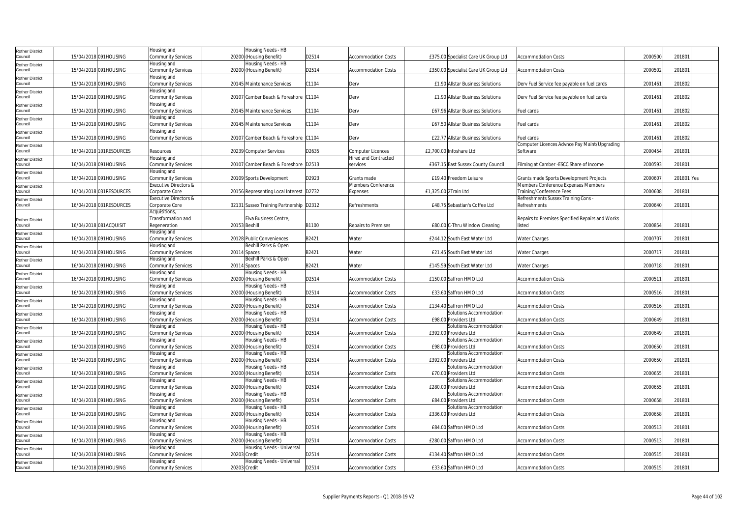| | | | | | | | | | | | | | |
|---|---|---|---|---|---|---|---|---|---|---|---|---|---|
| Rother District Council | 15/04/2018 | 091HOUSING | Housing and Community Services | 20200 | Housing Needs - HB (Housing Benefit) | D2514 | Accommodation Costs | £375.00 | Specialist Care UK Group Ltd | Accommodation Costs | 2000500 | 201801 | |
| Rother District Council | 15/04/2018 | 091HOUSING | Housing and Community Services | 20200 | Housing Needs - HB (Housing Benefit) | D2514 | Accommodation Costs | £350.00 | Specialist Care UK Group Ltd | Accommodation Costs | 2000502 | 201801 | |
| Rother District Council | 15/04/2018 | 091HOUSING | Housing and Community Services | 20145 | Maintenance Services | C1104 | Derv | £1.90 | Allstar Business Solutions | Derv Fuel Service fee payable on fuel cards | 2001461 | 201802 | |
| Rother District Council | 15/04/2018 | 091HOUSING | Housing and Community Services | 20107 | Camber Beach & Foreshore | C1104 | Derv | £1.90 | Allstar Business Solutions | Derv Fuel Service fee payable on fuel cards | 2001461 | 201802 | |
| Rother District Council | 15/04/2018 | 091HOUSING | Housing and Community Services | 20145 | Maintenance Services | C1104 | Derv | £67.96 | Allstar Business Solutions | Fuel cards | 2001461 | 201802 | |
| Rother District Council | 15/04/2018 | 091HOUSING | Housing and Community Services | 20145 | Maintenance Services | C1104 | Derv | £67.50 | Allstar Business Solutions | Fuel cards | 2001461 | 201802 | |
| Rother District Council | 15/04/2018 | 091HOUSING | Housing and Community Services | 20107 | Camber Beach & Foreshore | C1104 | Derv | £22.77 | Allstar Business Solutions | Fuel cards | 2001461 | 201802 | |
| Rother District Council | 16/04/2018 | 101RESOURCES | Resources | 20239 | Computer Services | D2635 | Computer Licences | £2,700.00 | Infoshare Ltd | Computer Licences Advnce Pay Maint/Upgrading Software | 2000454 | 201801 | |
| Rother District Council | 16/04/2018 | 091HOUSING | Housing and Community Services | 20107 | Camber Beach & Foreshore | D2513 | Hired and Contracted services | £367.15 | East Sussex County Council | Filming at Camber -ESCC Share of Income | 2000593 | 201801 | |
| Rother District Council | 16/04/2018 | 091HOUSING | Housing and Community Services | 20109 | Sports Development | D2923 | Grants made | £19.40 | Freedom Leisure | Grants made Sports Development Projects | 2000607 | 201801 | Yes |
| Rother District Council | 16/04/2018 | 031RESOURCES | Executive Directors & Corporate Core | 20156 | Representing Local Interest | D2732 | Members Conference Expenses | £1,325.00 | 2Train Ltd | Members Conference Expenses Members Training/Conference Fees | 2000608 | 201801 | |
| Rother District Council | 16/04/2018 | 031RESOURCES | Executive Directors & Corporate Core | 32131 | Sussex Training Partnership | D2312 | Refreshments | £48.75 | Sebastian's Coffee Ltd | Refreshments Sussex Training Cons - Refreshments | 2000640 | 201801 | |
| Rother District Council | 16/04/2018 | 081ACQUISIT | Acquisitions, Transformation and Regeneration | 20153 | Elva Business Centre, Bexhill | B1100 | Repairs to Premises | £80.00 | C-Thru Window Cleaning | Repairs to Premises Specified Repairs and Works listed | 2000854 | 201801 | |
| Rother District Council | 16/04/2018 | 091HOUSING | Housing and Community Services | 20128 | Public Conveniences | B2421 | Water | £244.12 | South East Water Ltd | Water Charges | 2000707 | 201801 | |
| Rother District Council | 16/04/2018 | 091HOUSING | Housing and Community Services | 20114 | Bexhill Parks & Open Spaces | B2421 | Water | £21.45 | South East Water Ltd | Water Charges | 2000717 | 201801 | |
| Rother District Council | 16/04/2018 | 091HOUSING | Housing and Community Services | 20114 | Bexhill Parks & Open Spaces | B2421 | Water | £145.59 | South East Water Ltd | Water Charges | 2000718 | 201801 | |
| Rother District Council | 16/04/2018 | 091HOUSING | Housing and Community Services | 20200 | Housing Needs - HB (Housing Benefit) | D2514 | Accommodation Costs | £150.00 | Saffron HMO Ltd | Accommodation Costs | 2000511 | 201801 | |
| Rother District Council | 16/04/2018 | 091HOUSING | Housing and Community Services | 20200 | Housing Needs - HB (Housing Benefit) | D2514 | Accommodation Costs | £33.60 | Saffron HMO Ltd | Accommodation Costs | 2000516 | 201801 | |
| Rother District Council | 16/04/2018 | 091HOUSING | Housing and Community Services | 20200 | Housing Needs - HB (Housing Benefit) | D2514 | Accommodation Costs | £134.40 | Saffron HMO Ltd | Accommodation Costs | 2000516 | 201801 | |
| Rother District Council | 16/04/2018 | 091HOUSING | Housing and Community Services | 20200 | Housing Needs - HB (Housing Benefit) | D2514 | Accommodation Costs | £98.00 | Solutions Accommodation Providers Ltd | Accommodation Costs | 2000649 | 201801 | |
| Rother District Council | 16/04/2018 | 091HOUSING | Housing and Community Services | 20200 | Housing Needs - HB (Housing Benefit) | D2514 | Accommodation Costs | £392.00 | Solutions Accommodation Providers Ltd | Accommodation Costs | 2000649 | 201801 | |
| Rother District Council | 16/04/2018 | 091HOUSING | Housing and Community Services | 20200 | Housing Needs - HB (Housing Benefit) | D2514 | Accommodation Costs | £98.00 | Solutions Accommodation Providers Ltd | Accommodation Costs | 2000650 | 201801 | |
| Rother District Council | 16/04/2018 | 091HOUSING | Housing and Community Services | 20200 | Housing Needs - HB (Housing Benefit) | D2514 | Accommodation Costs | £392.00 | Solutions Accommodation Providers Ltd | Accommodation Costs | 2000650 | 201801 | |
| Rother District Council | 16/04/2018 | 091HOUSING | Housing and Community Services | 20200 | Housing Needs - HB (Housing Benefit) | D2514 | Accommodation Costs | £70.00 | Solutions Accommodation Providers Ltd | Accommodation Costs | 2000655 | 201801 | |
| Rother District Council | 16/04/2018 | 091HOUSING | Housing and Community Services | 20200 | Housing Needs - HB (Housing Benefit) | D2514 | Accommodation Costs | £280.00 | Solutions Accommodation Providers Ltd | Accommodation Costs | 2000655 | 201801 | |
| Rother District Council | 16/04/2018 | 091HOUSING | Housing and Community Services | 20200 | Housing Needs - HB (Housing Benefit) | D2514 | Accommodation Costs | £84.00 | Solutions Accommodation Providers Ltd | Accommodation Costs | 2000658 | 201801 | |
| Rother District Council | 16/04/2018 | 091HOUSING | Housing and Community Services | 20200 | Housing Needs - HB (Housing Benefit) | D2514 | Accommodation Costs | £336.00 | Solutions Accommodation Providers Ltd | Accommodation Costs | 2000658 | 201801 | |
| Rother District Council | 16/04/2018 | 091HOUSING | Housing and Community Services | 20200 | Housing Needs - HB (Housing Benefit) | D2514 | Accommodation Costs | £84.00 | Saffron HMO Ltd | Accommodation Costs | 2000513 | 201801 | |
| Rother District Council | 16/04/2018 | 091HOUSING | Housing and Community Services | 20200 | Housing Needs - HB (Housing Benefit) | D2514 | Accommodation Costs | £280.00 | Saffron HMO Ltd | Accommodation Costs | 2000513 | 201801 | |
| Rother District Council | 16/04/2018 | 091HOUSING | Housing and Community Services | 20203 | Housing Needs - Universal Credit | D2514 | Accommodation Costs | £134.40 | Saffron HMO Ltd | Accommodation Costs | 2000515 | 201801 | |
| Rother District Council | 16/04/2018 | 091HOUSING | Housing and Community Services | 20203 | Housing Needs - Universal Credit | D2514 | Accommodation Costs | £33.60 | Saffron HMO Ltd | Accommodation Costs | 2000515 | 201801 | |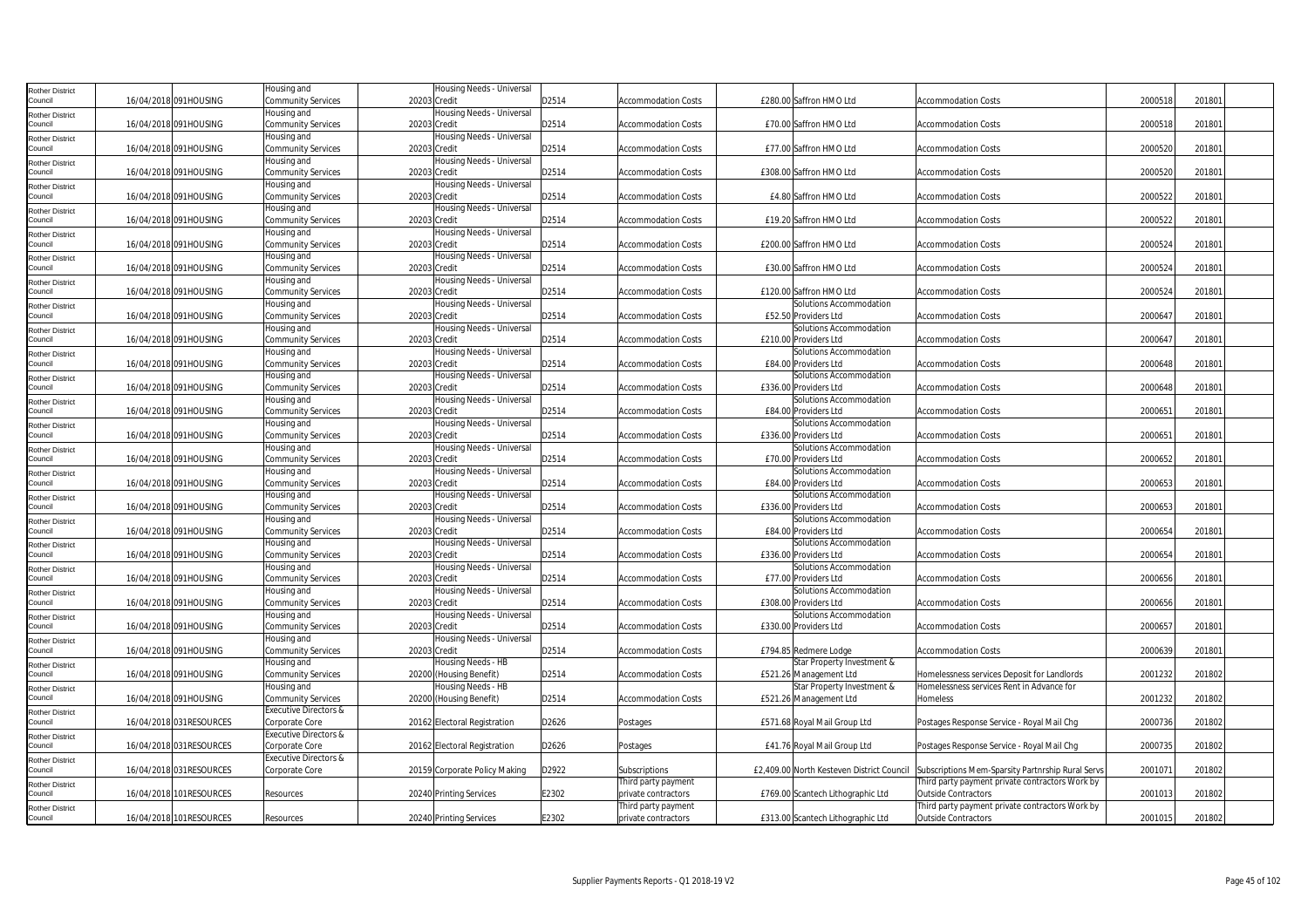| Rother District Council | 16/04/2018 | 091HOUSING | Housing and Community Services | 20203 | Housing Needs - Universal Credit | D2514 | Accommodation Costs | £280.00 | Saffron HMO Ltd | Accommodation Costs | 2000518 | 201801 |
|---|---|---|---|---|---|---|---|---|---|---|---|---|
| Rother District Council | 16/04/2018 | 091HOUSING | Housing and Community Services | 20203 | Housing Needs - Universal Credit | D2514 | Accommodation Costs | £70.00 | Saffron HMO Ltd | Accommodation Costs | 2000518 | 201801 |
| Rother District Council | 16/04/2018 | 091HOUSING | Housing and Community Services | 20203 | Housing Needs - Universal Credit | D2514 | Accommodation Costs | £77.00 | Saffron HMO Ltd | Accommodation Costs | 2000520 | 201801 |
| Rother District Council | 16/04/2018 | 091HOUSING | Housing and Community Services | 20203 | Housing Needs - Universal Credit | D2514 | Accommodation Costs | £308.00 | Saffron HMO Ltd | Accommodation Costs | 2000520 | 201801 |
| Rother District Council | 16/04/2018 | 091HOUSING | Housing and Community Services | 20203 | Housing Needs - Universal Credit | D2514 | Accommodation Costs | £4.80 | Saffron HMO Ltd | Accommodation Costs | 2000522 | 201801 |
| Rother District Council | 16/04/2018 | 091HOUSING | Housing and Community Services | 20203 | Housing Needs - Universal Credit | D2514 | Accommodation Costs | £19.20 | Saffron HMO Ltd | Accommodation Costs | 2000522 | 201801 |
| Rother District Council | 16/04/2018 | 091HOUSING | Housing and Community Services | 20203 | Housing Needs - Universal Credit | D2514 | Accommodation Costs | £200.00 | Saffron HMO Ltd | Accommodation Costs | 2000524 | 201801 |
| Rother District Council | 16/04/2018 | 091HOUSING | Housing and Community Services | 20203 | Housing Needs - Universal Credit | D2514 | Accommodation Costs | £30.00 | Saffron HMO Ltd | Accommodation Costs | 2000524 | 201801 |
| Rother District Council | 16/04/2018 | 091HOUSING | Housing and Community Services | 20203 | Housing Needs - Universal Credit | D2514 | Accommodation Costs | £120.00 | Saffron HMO Ltd | Accommodation Costs | 2000524 | 201801 |
| Rother District Council | 16/04/2018 | 091HOUSING | Housing and Community Services | 20203 | Housing Needs - Universal Credit | D2514 | Accommodation Costs | £52.50 | Solutions Accommodation Providers Ltd | Accommodation Costs | 2000647 | 201801 |
| Rother District Council | 16/04/2018 | 091HOUSING | Housing and Community Services | 20203 | Housing Needs - Universal Credit | D2514 | Accommodation Costs | £210.00 | Solutions Accommodation Providers Ltd | Accommodation Costs | 2000647 | 201801 |
| Rother District Council | 16/04/2018 | 091HOUSING | Housing and Community Services | 20203 | Housing Needs - Universal Credit | D2514 | Accommodation Costs | £84.00 | Solutions Accommodation Providers Ltd | Accommodation Costs | 2000648 | 201801 |
| Rother District Council | 16/04/2018 | 091HOUSING | Housing and Community Services | 20203 | Housing Needs - Universal Credit | D2514 | Accommodation Costs | £336.00 | Solutions Accommodation Providers Ltd | Accommodation Costs | 2000648 | 201801 |
| Rother District Council | 16/04/2018 | 091HOUSING | Housing and Community Services | 20203 | Housing Needs - Universal Credit | D2514 | Accommodation Costs | £84.00 | Solutions Accommodation Providers Ltd | Accommodation Costs | 2000651 | 201801 |
| Rother District Council | 16/04/2018 | 091HOUSING | Housing and Community Services | 20203 | Housing Needs - Universal Credit | D2514 | Accommodation Costs | £336.00 | Solutions Accommodation Providers Ltd | Accommodation Costs | 2000651 | 201801 |
| Rother District Council | 16/04/2018 | 091HOUSING | Housing and Community Services | 20203 | Housing Needs - Universal Credit | D2514 | Accommodation Costs | £70.00 | Solutions Accommodation Providers Ltd | Accommodation Costs | 2000652 | 201801 |
| Rother District Council | 16/04/2018 | 091HOUSING | Housing and Community Services | 20203 | Housing Needs - Universal Credit | D2514 | Accommodation Costs | £84.00 | Solutions Accommodation Providers Ltd | Accommodation Costs | 2000653 | 201801 |
| Rother District Council | 16/04/2018 | 091HOUSING | Housing and Community Services | 20203 | Housing Needs - Universal Credit | D2514 | Accommodation Costs | £336.00 | Solutions Accommodation Providers Ltd | Accommodation Costs | 2000653 | 201801 |
| Rother District Council | 16/04/2018 | 091HOUSING | Housing and Community Services | 20203 | Housing Needs - Universal Credit | D2514 | Accommodation Costs | £84.00 | Solutions Accommodation Providers Ltd | Accommodation Costs | 2000654 | 201801 |
| Rother District Council | 16/04/2018 | 091HOUSING | Housing and Community Services | 20203 | Housing Needs - Universal Credit | D2514 | Accommodation Costs | £336.00 | Solutions Accommodation Providers Ltd | Accommodation Costs | 2000654 | 201801 |
| Rother District Council | 16/04/2018 | 091HOUSING | Housing and Community Services | 20203 | Housing Needs - Universal Credit | D2514 | Accommodation Costs | £77.00 | Solutions Accommodation Providers Ltd | Accommodation Costs | 2000656 | 201801 |
| Rother District Council | 16/04/2018 | 091HOUSING | Housing and Community Services | 20203 | Housing Needs - Universal Credit | D2514 | Accommodation Costs | £308.00 | Solutions Accommodation Providers Ltd | Accommodation Costs | 2000656 | 201801 |
| Rother District Council | 16/04/2018 | 091HOUSING | Housing and Community Services | 20203 | Housing Needs - Universal Credit | D2514 | Accommodation Costs | £330.00 | Solutions Accommodation Providers Ltd | Accommodation Costs | 2000657 | 201801 |
| Rother District Council | 16/04/2018 | 091HOUSING | Housing and Community Services | 20203 | Housing Needs - Universal Credit | D2514 | Accommodation Costs | £794.85 | Redmere Lodge | Accommodation Costs | 2000639 | 201801 |
| Rother District Council | 16/04/2018 | 091HOUSING | Housing and Community Services | 20200 | Housing Needs - HB (Housing Benefit) | D2514 | Accommodation Costs | £521.26 | Star Property Investment & Management Ltd | Homelessness services Deposit for Landlords | 2001232 | 201802 |
| Rother District Council | 16/04/2018 | 091HOUSING | Housing and Community Services | 20200 | Housing Needs - HB (Housing Benefit) | D2514 | Accommodation Costs | £521.26 | Star Property Investment & Management Ltd | Homelessness services Rent in Advance for Homeless | 2001232 | 201802 |
| Rother District Council | 16/04/2018 | 031RESOURCES | Executive Directors & Corporate Core | 20162 | Electoral Registration | D2626 | Postages | £571.68 | Royal Mail Group Ltd | Postages Response Service - Royal Mail Chg | 2000736 | 201802 |
| Rother District Council | 16/04/2018 | 031RESOURCES | Executive Directors & Corporate Core | 20162 | Electoral Registration | D2626 | Postages | £41.76 | Royal Mail Group Ltd | Postages Response Service - Royal Mail Chg | 2000735 | 201802 |
| Rother District Council | 16/04/2018 | 031RESOURCES | Executive Directors & Corporate Core | 20159 | Corporate Policy Making | D2922 | Subscriptions | £2,409.00 | North Kesteven District Council | Subscriptions Mem-Sparsity Partnrship Rural Servs | 2001071 | 201802 |
| Rother District Council | 16/04/2018 | 101RESOURCES | Resources | 20240 | Printing Services | E2302 | Third party payment private contractors | £769.00 | Scantech Lithographic Ltd | Third party payment private contractors Work by Outside Contractors | 2001013 | 201802 |
| Rother District Council | 16/04/2018 | 101RESOURCES | Resources | 20240 | Printing Services | E2302 | Third party payment private contractors | £313.00 | Scantech Lithographic Ltd | Third party payment private contractors Work by Outside Contractors | 2001015 | 201802 |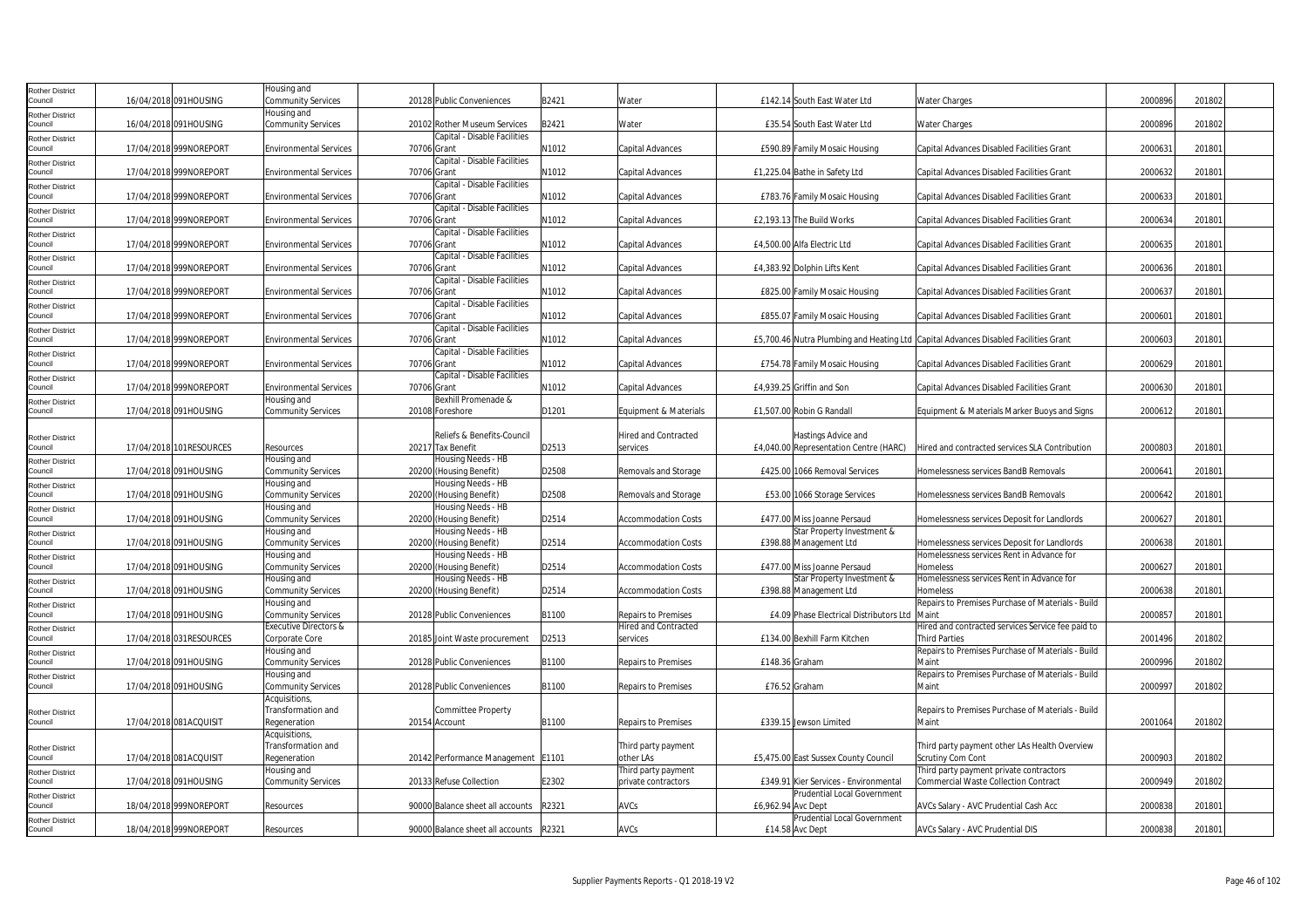| Rother District Council | 16/04/2018 | 091HOUSING | Housing and Community Services | 20128 | Public Conveniences | B2421 | Water | £142.14 | South East Water Ltd | Water Charges | 2000896 | 201802 |
|---|---|---|---|---|---|---|---|---|---|---|---|---|
| Rother District Council | 16/04/2018 | 091HOUSING | Housing and Community Services | 20102 | Rother Museum Services | B2421 | Water | £35.54 | South East Water Ltd | Water Charges | 2000896 | 201802 |
| Rother District Council | 17/04/2018 | 999NOREPORT | Environmental Services | 70706 | Capital - Disable Facilities Grant | N1012 | Capital Advances | £590.89 | Family Mosaic Housing | Capital Advances Disabled Facilities Grant | 2000631 | 201801 |
| Rother District Council | 17/04/2018 | 999NOREPORT | Environmental Services | 70706 | Capital - Disable Facilities Grant | N1012 | Capital Advances | £1,225.04 | Bathe in Safety Ltd | Capital Advances Disabled Facilities Grant | 2000632 | 201801 |
| Rother District Council | 17/04/2018 | 999NOREPORT | Environmental Services | 70706 | Capital - Disable Facilities Grant | N1012 | Capital Advances | £783.76 | Family Mosaic Housing | Capital Advances Disabled Facilities Grant | 2000633 | 201801 |
| Rother District Council | 17/04/2018 | 999NOREPORT | Environmental Services | 70706 | Capital - Disable Facilities Grant | N1012 | Capital Advances | £2,193.13 | The Build Works | Capital Advances Disabled Facilities Grant | 2000634 | 201801 |
| Rother District Council | 17/04/2018 | 999NOREPORT | Environmental Services | 70706 | Capital - Disable Facilities Grant | N1012 | Capital Advances | £4,500.00 | Alfa Electric Ltd | Capital Advances Disabled Facilities Grant | 2000635 | 201801 |
| Rother District Council | 17/04/2018 | 999NOREPORT | Environmental Services | 70706 | Capital - Disable Facilities Grant | N1012 | Capital Advances | £4,383.92 | Dolphin Lifts Kent | Capital Advances Disabled Facilities Grant | 2000636 | 201801 |
| Rother District Council | 17/04/2018 | 999NOREPORT | Environmental Services | 70706 | Capital - Disable Facilities Grant | N1012 | Capital Advances | £825.00 | Family Mosaic Housing | Capital Advances Disabled Facilities Grant | 2000637 | 201801 |
| Rother District Council | 17/04/2018 | 999NOREPORT | Environmental Services | 70706 | Capital - Disable Facilities Grant | N1012 | Capital Advances | £855.07 | Family Mosaic Housing | Capital Advances Disabled Facilities Grant | 2000601 | 201801 |
| Rother District Council | 17/04/2018 | 999NOREPORT | Environmental Services | 70706 | Capital - Disable Facilities Grant | N1012 | Capital Advances | £5,700.46 | Nutra Plumbing and Heating Ltd | Capital Advances Disabled Facilities Grant | 2000603 | 201801 |
| Rother District Council | 17/04/2018 | 999NOREPORT | Environmental Services | 70706 | Capital - Disable Facilities Grant | N1012 | Capital Advances | £754.78 | Family Mosaic Housing | Capital Advances Disabled Facilities Grant | 2000629 | 201801 |
| Rother District Council | 17/04/2018 | 999NOREPORT | Environmental Services | 70706 | Capital - Disable Facilities Grant | N1012 | Capital Advances | £4,939.25 | Griffin and Son | Capital Advances Disabled Facilities Grant | 2000630 | 201801 |
| Rother District Council | 17/04/2018 | 091HOUSING | Housing and Community Services | 20108 | Bexhill Promenade & Foreshore | D1201 | Equipment & Materials | £1,507.00 | Robin G Randall | Equipment & Materials Marker Buoys and Signs | 2000612 | 201801 |
| Rother District Council | 17/04/2018 | 101RESOURCES | Resources | 20217 | Reliefs & Benefits-Council Tax Benefit | D2513 | Hired and Contracted services | £4,040.00 | Hastings Advice and Representation Centre (HARC) | Hired and contracted services SLA Contribution | 2000803 | 201801 |
| Rother District Council | 17/04/2018 | 091HOUSING | Housing and Community Services | 20200 | Housing Needs - HB (Housing Benefit) | D2508 | Removals and Storage | £425.00 | 1066 Removal Services | Homelessness services BandB Removals | 2000641 | 201801 |
| Rother District Council | 17/04/2018 | 091HOUSING | Housing and Community Services | 20200 | Housing Needs - HB (Housing Benefit) | D2508 | Removals and Storage | £53.00 | 1066 Storage Services | Homelessness services BandB Removals | 2000642 | 201801 |
| Rother District Council | 17/04/2018 | 091HOUSING | Housing and Community Services | 20200 | Housing Needs - HB (Housing Benefit) | D2514 | Accommodation Costs | £477.00 | Miss Joanne Persaud | Homelessness services Deposit for Landlords | 2000627 | 201801 |
| Rother District Council | 17/04/2018 | 091HOUSING | Housing and Community Services | 20200 | Housing Needs - HB (Housing Benefit) | D2514 | Accommodation Costs | £398.88 | Star Property Investment & Management Ltd | Homelessness services Deposit for Landlords | 2000638 | 201801 |
| Rother District Council | 17/04/2018 | 091HOUSING | Housing and Community Services | 20200 | Housing Needs - HB (Housing Benefit) | D2514 | Accommodation Costs | £477.00 | Miss Joanne Persaud | Homelessness services Rent in Advance for Homeless | 2000627 | 201801 |
| Rother District Council | 17/04/2018 | 091HOUSING | Housing and Community Services | 20200 | Housing Needs - HB (Housing Benefit) | D2514 | Accommodation Costs | £398.88 | Star Property Investment & Management Ltd | Homelessness services Rent in Advance for Homeless | 2000638 | 201801 |
| Rother District Council | 17/04/2018 | 091HOUSING | Housing and Community Services | 20128 | Public Conveniences | B1100 | Repairs to Premises | £4.09 | Phase Electrical Distributors Ltd | Repairs to Premises Purchase of Materials - Build Maint | 2000857 | 201801 |
| Rother District Council | 17/04/2018 | 031RESOURCES | Executive Directors & Corporate Core | 20185 | Joint Waste procurement | D2513 | Hired and Contracted services | £134.00 | Bexhill Farm Kitchen | Hired and contracted services Service fee paid to Third Parties | 2001496 | 201802 |
| Rother District Council | 17/04/2018 | 091HOUSING | Housing and Community Services | 20128 | Public Conveniences | B1100 | Repairs to Premises | £148.36 | Graham | Repairs to Premises Purchase of Materials - Build Maint | 2000996 | 201802 |
| Rother District Council | 17/04/2018 | 091HOUSING | Housing and Community Services | 20128 | Public Conveniences | B1100 | Repairs to Premises | £76.52 | Graham | Repairs to Premises Purchase of Materials - Build Maint | 2000997 | 201802 |
| Rother District Council | 17/04/2018 | 081ACQUISIT | Acquisitions, Transformation and Regeneration | 20154 | Committee Property Account | B1100 | Repairs to Premises | £339.15 | Jewson Limited | Repairs to Premises Purchase of Materials - Build Maint | 2001064 | 201802 |
| Rother District Council | 17/04/2018 | 081ACQUISIT | Acquisitions, Transformation and Regeneration | 20142 | Performance Management | E1101 | Third party payment other LAs | £5,475.00 | East Sussex County Council | Third party payment other LAs Health Overview Scrutiny Com Cont | 2000903 | 201802 |
| Rother District Council | 17/04/2018 | 091HOUSING | Housing and Community Services | 20133 | Refuse Collection | E2302 | Third party payment private contractors | £349.91 | Kier Services - Environmental | Third party payment private contractors Commercial Waste Collection Contract | 2000949 | 201802 |
| Rother District Council | 18/04/2018 | 999NOREPORT | Resources | 90000 | Balance sheet all accounts | R2321 | AVCs | £6,962.94 | Prudential Local Government Avc Dept | AVCs Salary - AVC Prudential Cash Acc | 2000838 | 201801 |
| Rother District Council | 18/04/2018 | 999NOREPORT | Resources | 90000 | Balance sheet all accounts | R2321 | AVCs | £14.58 | Prudential Local Government Avc Dept | AVCs Salary - AVC Prudential DIS | 2000838 | 201801 |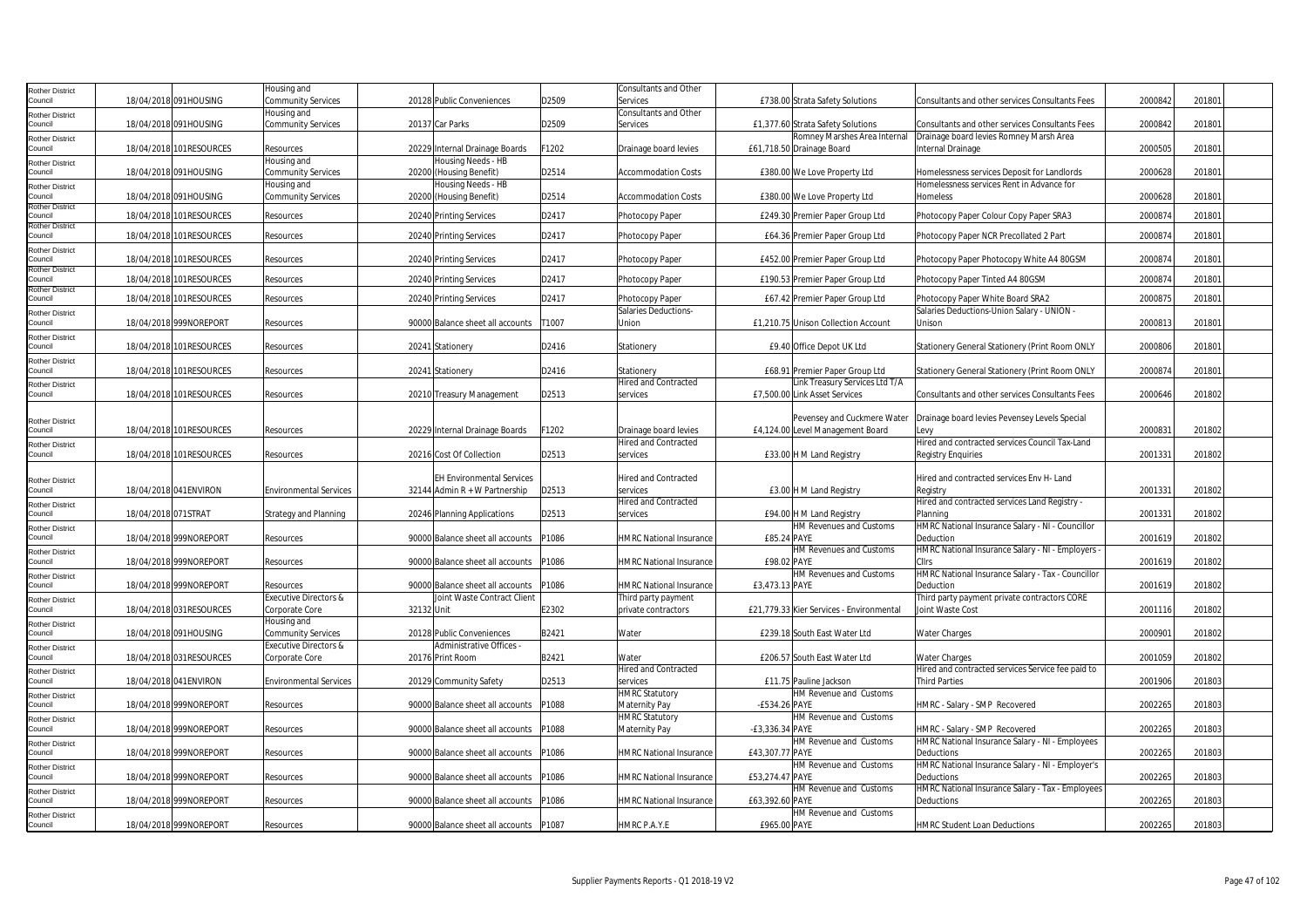| | | | | | | | | | | | | | |
|---|---|---|---|---|---|---|---|---|---|---|---|---|---|
| Rother District Council | 18/04/2018 | 091HOUSING | Housing and Community Services | 20128 | Public Conveniences | D2509 | Consultants and Other Services | £738.00 | Strata Safety Solutions | Consultants and other services Consultants Fees | 2000842 | 201801 | |
| Rother District Council | 18/04/2018 | 091HOUSING | Housing and Community Services | 20137 | Car Parks | D2509 | Consultants and Other Services | £1,377.60 | Strata Safety Solutions | Consultants and other services Consultants Fees | 2000842 | 201801 | |
| Rother District Council | 18/04/2018 | 101RESOURCES | Resources | 20229 | Internal Drainage Boards | F1202 | Drainage board levies | £61,718.50 | Romney Marshes Area Internal Drainage Board | Drainage board levies Romney Marsh Area Internal Drainage | 2000505 | 201801 | |
| Rother District Council | 18/04/2018 | 091HOUSING | Housing and Community Services | 20200 | Housing Needs - HB (Housing Benefit) | D2514 | Accommodation Costs | £380.00 | We Love Property Ltd | Homelessness services Deposit for Landlords | 2000628 | 201801 | |
| Rother District Council | 18/04/2018 | 091HOUSING | Housing and Community Services | 20200 | Housing Needs - HB (Housing Benefit) | D2514 | Accommodation Costs | £380.00 | We Love Property Ltd | Homelessness services Rent in Advance for Homeless | 2000628 | 201801 | |
| Rother District Council | 18/04/2018 | 101RESOURCES | Resources | 20240 | Printing Services | D2417 | Photocopy Paper | £249.30 | Premier Paper Group Ltd | Photocopy Paper Colour Copy Paper SRA3 | 2000874 | 201801 | |
| Rother District Council | 18/04/2018 | 101RESOURCES | Resources | 20240 | Printing Services | D2417 | Photocopy Paper | £64.36 | Premier Paper Group Ltd | Photocopy Paper NCR Precollated 2 Part | 2000874 | 201801 | |
| Rother District Council | 18/04/2018 | 101RESOURCES | Resources | 20240 | Printing Services | D2417 | Photocopy Paper | £452.00 | Premier Paper Group Ltd | Photocopy Paper Photocopy White A4 80GSM | 2000874 | 201801 | |
| Rother District Council | 18/04/2018 | 101RESOURCES | Resources | 20240 | Printing Services | D2417 | Photocopy Paper | £190.53 | Premier Paper Group Ltd | Photocopy Paper Tinted A4 80GSM | 2000874 | 201801 | |
| Rother District Council | 18/04/2018 | 101RESOURCES | Resources | 20240 | Printing Services | D2417 | Photocopy Paper | £67.42 | Premier Paper Group Ltd | Photocopy Paper White Board SRA2 | 2000875 | 201801 | |
| Rother District Council | 18/04/2018 | 999NOREPORT | Resources | 90000 | Balance sheet all accounts | T1007 | Salaries Deductions-Union | £1,210.75 | Unison Collection Account | Salaries Deductions-Union Salary - UNION - Unison | 2000813 | 201801 | |
| Rother District Council | 18/04/2018 | 101RESOURCES | Resources | 20241 | Stationery | D2416 | Stationery | £9.40 | Office Depot UK Ltd | Stationery General Stationery (Print Room ONLY | 2000806 | 201801 | |
| Rother District Council | 18/04/2018 | 101RESOURCES | Resources | 20241 | Stationery | D2416 | Stationery | £68.91 | Premier Paper Group Ltd | Stationery General Stationery (Print Room ONLY | 2000874 | 201801 | |
| Rother District Council | 18/04/2018 | 101RESOURCES | Resources | 20210 | Treasury Management | D2513 | Hired and Contracted services | £7,500.00 | Link Treasury Services Ltd T/A Link Asset Services | Consultants and other services Consultants Fees | 2000646 | 201802 | |
| Rother District Council | 18/04/2018 | 101RESOURCES | Resources | 20229 | Internal Drainage Boards | F1202 | Drainage board levies | £4,124.00 | Pevensey and Cuckmere Water Level Management Board | Drainage board levies Pevensey Levels Special Levy | 2000831 | 201802 | |
| Rother District Council | 18/04/2018 | 101RESOURCES | Resources | 20216 | Cost Of Collection | D2513 | Hired and Contracted services | £33.00 | H M Land Registry | Hired and contracted services Council Tax-Land Registry Enquiries | 2001331 | 201802 | |
| Rother District Council | 18/04/2018 | 041ENVIRON | Environmental Services | 32144 | EH Environmental Services Admin R + W Partnership | D2513 | Hired and Contracted services | £3.00 | H M Land Registry | Hired and contracted services Env H- Land Registry | 2001331 | 201802 | |
| Rother District Council | 18/04/2018 | 071STRAT | Strategy and Planning | 20246 | Planning Applications | D2513 | Hired and Contracted services | £94.00 | H M Land Registry | Hired and contracted services Land Registry - Planning | 2001331 | 201802 | |
| Rother District Council | 18/04/2018 | 999NOREPORT | Resources | 90000 | Balance sheet all accounts | P1086 | HMRC National Insurance | £85.24 | HM Revenues and Customs PAYE | HMRC National Insurance Salary - NI - Councillor Deduction | 2001619 | 201802 | |
| Rother District Council | 18/04/2018 | 999NOREPORT | Resources | 90000 | Balance sheet all accounts | P1086 | HMRC National Insurance | £98.02 | HM Revenues and Customs PAYE | HMRC National Insurance Salary - NI - Employers - Cllrs | 2001619 | 201802 | |
| Rother District Council | 18/04/2018 | 999NOREPORT | Resources | 90000 | Balance sheet all accounts | P1086 | HMRC National Insurance | £3,473.13 | HM Revenues and Customs PAYE | HMRC National Insurance Salary - Tax - Councillor Deduction | 2001619 | 201802 | |
| Rother District Council | 18/04/2018 | 031RESOURCES | Executive Directors & Corporate Core | 32132 | Joint Waste Contract Client Unit | E2302 | Third party payment private contractors | £21,779.33 | Kier Services - Environmental | Third party payment private contractors CORE Joint Waste Cost | 2001116 | 201802 | |
| Rother District Council | 18/04/2018 | 091HOUSING | Housing and Community Services | 20128 | Public Conveniences | B2421 | Water | £239.18 | South East Water Ltd | Water Charges | 2000901 | 201802 | |
| Rother District Council | 18/04/2018 | 031RESOURCES | Executive Directors & Corporate Core | 20176 | Administrative Offices - Print Room | B2421 | Water | £206.57 | South East Water Ltd | Water Charges | 2001059 | 201802 | |
| Rother District Council | 18/04/2018 | 041ENVIRON | Environmental Services | 20129 | Community Safety | D2513 | Hired and Contracted services | £11.75 | Pauline Jackson | Hired and contracted services Service fee paid to Third Parties | 2001906 | 201803 | |
| Rother District Council | 18/04/2018 | 999NOREPORT | Resources | 90000 | Balance sheet all accounts | P1088 | HMRC Statutory Maternity Pay | -£534.26 | HM Revenue and Customs PAYE | HMRC - Salary - SMP Recovered | 2002265 | 201803 | |
| Rother District Council | 18/04/2018 | 999NOREPORT | Resources | 90000 | Balance sheet all accounts | P1088 | HMRC Statutory Maternity Pay | -£3,336.34 | HM Revenue and Customs PAYE | HMRC - Salary - SMP Recovered | 2002265 | 201803 | |
| Rother District Council | 18/04/2018 | 999NOREPORT | Resources | 90000 | Balance sheet all accounts | P1086 | HMRC National Insurance | £43,307.77 | HM Revenue and Customs PAYE | HMRC National Insurance Salary - NI - Employees Deductions | 2002265 | 201803 | |
| Rother District Council | 18/04/2018 | 999NOREPORT | Resources | 90000 | Balance sheet all accounts | P1086 | HMRC National Insurance | £53,274.47 | HM Revenue and Customs PAYE | HMRC National Insurance Salary - NI - Employer's Deductions | 2002265 | 201803 | |
| Rother District Council | 18/04/2018 | 999NOREPORT | Resources | 90000 | Balance sheet all accounts | P1086 | HMRC National Insurance | £63,392.60 | HM Revenue and Customs PAYE | HMRC National Insurance Salary - Tax - Employees Deductions | 2002265 | 201803 | |
| Rother District Council | 18/04/2018 | 999NOREPORT | Resources | 90000 | Balance sheet all accounts | P1087 | HMRC P.A.Y.E | £965.00 | HM Revenue and Customs PAYE | HMRC Student Loan Deductions | 2002265 | 201803 | |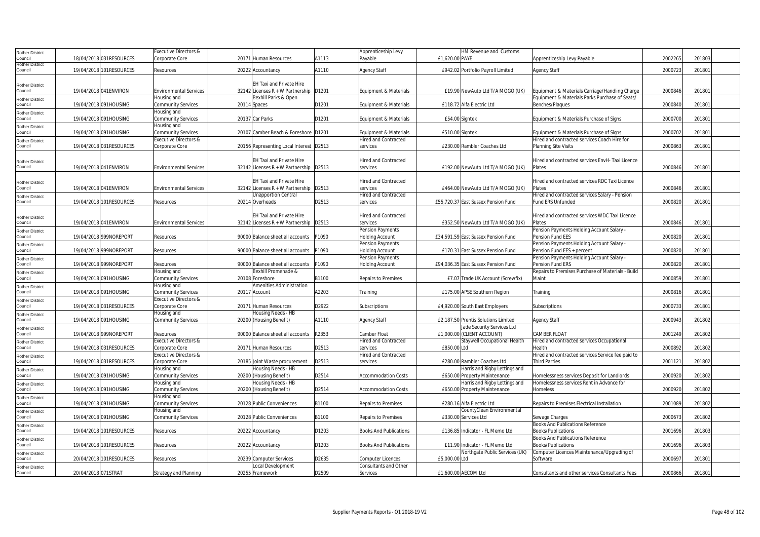| | | | | | | | | | | | | |
|---|---|---|---|---|---|---|---|---|---|---|---|---|
| Rother District Council | 18/04/2018 | 031RESOURCES | Executive Directors & Corporate Core | 20171 | Human Resources | A1113 | Apprenticeship Levy Payable | £1,620.00 | PAYE HM Revenue and Customs | Apprenticeship Levy Payable | 2002265 | 201803 |
| Rother District Council | 19/04/2018 | 101RESOURCES | Resources | 20222 | Accountancy | A1110 | Agency Staff | £942.02 | Portfolio Payroll Limited | Agency Staff | 2000723 | 201801 |
| Rother District Council | 19/04/2018 | 041ENVIRON | Environmental Services | 32142 | EH Taxi and Private Hire Licenses R + W Partnership | D1201 | Equipment & Materials | £19.90 | NewAuto Ltd T/A MOGO (UK) | Equipment & Materials Carriage/Handling Charge | 2000846 | 201801 |
| Rother District Council | 19/04/2018 | 091HOUSING | Housing and Community Services | 20114 | Bexhill Parks & Open Spaces | D1201 | Equipment & Materials | £118.72 | Alfa Electric Ltd | Equipment & Materials Parks Purchase of Seats/ Benches/Plaques | 2000840 | 201801 |
| Rother District Council | 19/04/2018 | 091HOUSING | Housing and Community Services | 20137 | Car Parks | D1201 | Equipment & Materials | £54.00 | Signtek | Equipment & Materials Purchase of Signs | 2000700 | 201801 |
| Rother District Council | 19/04/2018 | 091HOUSING | Housing and Community Services | 20107 | Camber Beach & Foreshore | D1201 | Equipment & Materials | £510.00 | Signtek | Equipment & Materials Purchase of Signs | 2000702 | 201801 |
| Rother District Council | 19/04/2018 | 031RESOURCES | Executive Directors & Corporate Core | 20156 | Representing Local Interest | D2513 | Hired and Contracted services | £230.00 | Rambler Coaches Ltd | Hired and contracted services Coach Hire for Planning Site Visits | 2000863 | 201801 |
| Rother District Council | 19/04/2018 | 041ENVIRON | Environmental Services | 32142 | EH Taxi and Private Hire Licenses R + W Partnership | D2513 | Hired and Contracted services | £192.00 | NewAuto Ltd T/A MOGO (UK) | Hired and contracted services EnvH- Taxi Licence Plates | 2000846 | 201801 |
| Rother District Council | 19/04/2018 | 041ENVIRON | Environmental Services | 32142 | EH Taxi and Private Hire Licenses R + W Partnership | D2513 | Hired and Contracted services | £464.00 | NewAuto Ltd T/A MOGO (UK) | Hired and contracted services RDC Taxi Licence Plates | 2000846 | 201801 |
| Rother District Council | 19/04/2018 | 101RESOURCES | Resources | 20214 | Unapportion Central Overheads | D2513 | Hired and Contracted services | £55,720.37 | East Sussex Pension Fund | Hired and contracted services Salary - Pension Fund ERS Unfunded | 2000820 | 201801 |
| Rother District Council | 19/04/2018 | 041ENVIRON | Environmental Services | 32142 | EH Taxi and Private Hire Licenses R + W Partnership | D2513 | Hired and Contracted services | £352.50 | NewAuto Ltd T/A MOGO (UK) | Hired and contracted services WDC Taxi Licence Plates | 2000846 | 201801 |
| Rother District Council | 19/04/2018 | 999NOREPORT | Resources | 90000 | Balance sheet all accounts | P1090 | Pension Payments Holding Account | £34,591.59 | East Sussex Pension Fund | Pension Payments Holding Account Salary - Pension Fund EES | 2000820 | 201801 |
| Rother District Council | 19/04/2018 | 999NOREPORT | Resources | 90000 | Balance sheet all accounts | P1090 | Pension Payments Holding Account | £170.31 | East Sussex Pension Fund | Pension Payments Holding Account Salary - Pension Fund EES + percent | 2000820 | 201801 |
| Rother District Council | 19/04/2018 | 999NOREPORT | Resources | 90000 | Balance sheet all accounts | P1090 | Pension Payments Holding Account | £94,036.35 | East Sussex Pension Fund | Pension Payments Holding Account Salary - Pension Fund ERS | 2000820 | 201801 |
| Rother District Council | 19/04/2018 | 091HOUSING | Housing and Community Services | 20108 | Bexhill Promenade & Foreshore | B1100 | Repairs to Premises | £7.07 | Trade UK Account (Screwfix) | Repairs to Premises Purchase of Materials - Build Maint | 2000859 | 201801 |
| Rother District Council | 19/04/2018 | 091HOUSING | Housing and Community Services | 20117 | Amenities Administration Account | A2203 | Training | £175.00 | APSE Southern Region | Training | 2000816 | 201801 |
| Rother District Council | 19/04/2018 | 031RESOURCES | Executive Directors & Corporate Core | 20171 | Human Resources | D2922 | Subscriptions | £4,920.00 | South East Employers | Subscriptions | 2000733 | 201801 |
| Rother District Council | 19/04/2018 | 091HOUSING | Housing and Community Services | 20200 | Housing Needs - HB (Housing Benefit) | A1110 | Agency Staff | £2,187.50 | Prentis Solutions Limited | Agency Staff | 2000943 | 201802 |
| Rother District Council | 19/04/2018 | 999NOREPORT | Resources | 90000 | Balance sheet all accounts | R2353 | Camber Float | £1,000.00 | Jade Security Services Ltd (CLIENT ACCOUNT) | CAMBER FLOAT | 2001249 | 201802 |
| Rother District Council | 19/04/2018 | 031RESOURCES | Executive Directors & Corporate Core | 20171 | Human Resources | D2513 | Hired and Contracted services | £850.00 | Staywell Occupational Health Ltd | Hired and contracted services Occupational Health | 2000892 | 201802 |
| Rother District Council | 19/04/2018 | 031RESOURCES | Executive Directors & Corporate Core | 20185 | Joint Waste procurement | D2513 | Hired and Contracted services | £280.00 | Rambler Coaches Ltd | Hired and contracted services Service fee paid to Third Parties | 2001121 | 201802 |
| Rother District Council | 19/04/2018 | 091HOUSING | Housing and Community Services | 20200 | Housing Needs - HB (Housing Benefit) | D2514 | Accommodation Costs | £650.00 | Harris and Rigby Lettings and Property Maintenance | Homelessness services Deposit for Landlords | 2000920 | 201802 |
| Rother District Council | 19/04/2018 | 091HOUSING | Housing and Community Services | 20200 | Housing Needs - HB (Housing Benefit) | D2514 | Accommodation Costs | £650.00 | Harris and Rigby Lettings and Property Maintenance | Homelessness services Rent in Advance for Homeless | 2000920 | 201802 |
| Rother District Council | 19/04/2018 | 091HOUSING | Housing and Community Services | 20128 | Public Conveniences | B1100 | Repairs to Premises | £280.16 | Alfa Electric Ltd | Repairs to Premises Electrical Installation | 2001089 | 201802 |
| Rother District Council | 19/04/2018 | 091HOUSING | Housing and Community Services | 20128 | Public Conveniences | B1100 | Repairs to Premises | £330.00 | CountyClean Environmental Services Ltd | Sewage Charges | 2000673 | 201802 |
| Rother District Council | 19/04/2018 | 101RESOURCES | Resources | 20222 | Accountancy | D1203 | Books And Publications | £136.85 | Indicator - FL Memo Ltd | Books And Publications Reference Books/Publications | 2001696 | 201803 |
| Rother District Council | 19/04/2018 | 101RESOURCES | Resources | 20222 | Accountancy | D1203 | Books And Publications | £11.90 | Indicator - FL Memo Ltd | Books And Publications Reference Books/Publications | 2001696 | 201803 |
| Rother District Council | 20/04/2018 | 101RESOURCES | Resources | 20239 | Computer Services | D2635 | Computer Licences | £5,000.00 | Northgate Public Services (UK) Ltd | Computer Licences Maintenance/Upgrading of Software | 2000697 | 201801 |
| Rother District Council | 20/04/2018 | 071STRAT | Strategy and Planning | 20255 | Local Development Framework | D2509 | Consultants and Other Services | £1,600.00 | AECOM Ltd | Consultants and other services Consultants Fees | 2000866 | 201801 |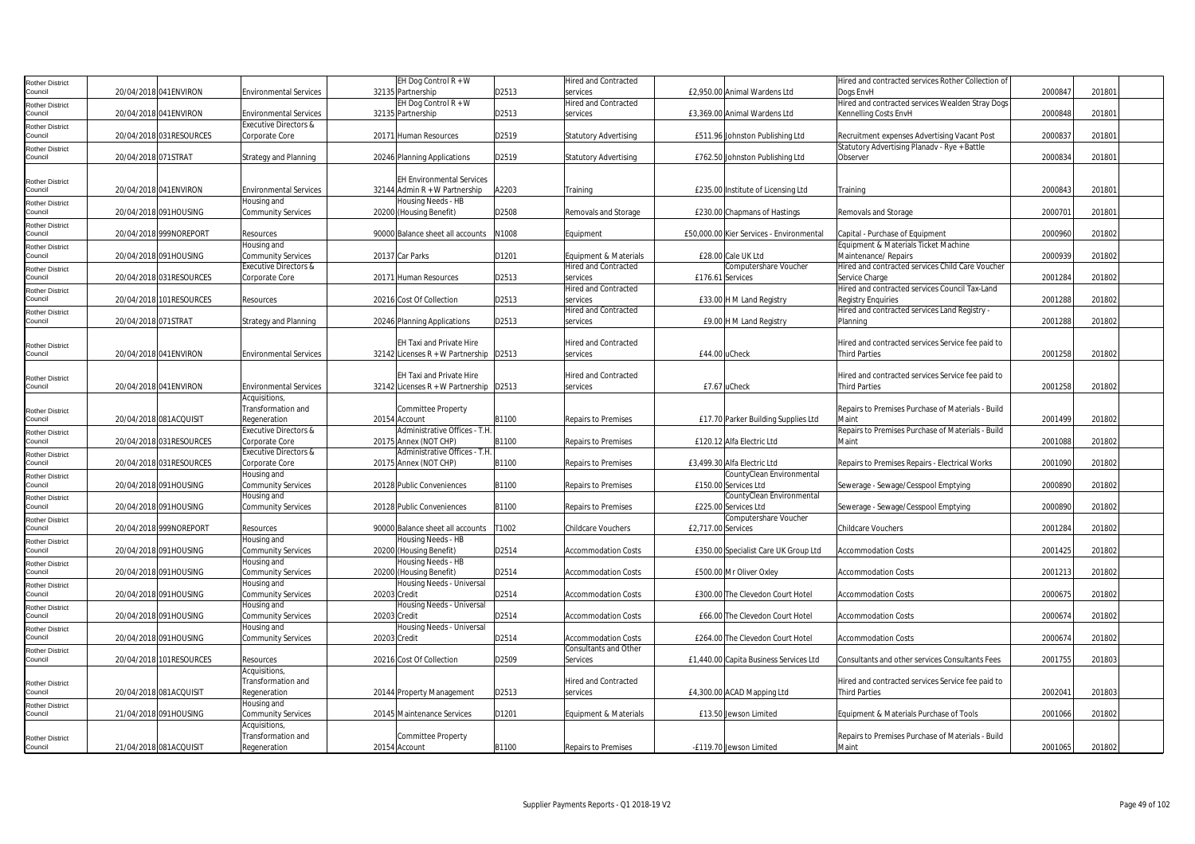| | | | | | | | | | | | | |
|---|---|---|---|---|---|---|---|---|---|---|---|---|
| Rother District Council | 20/04/2018 | 041ENVIRON | Environmental Services | 32135 | EH Dog Control R + W Partnership | D2513 | Hired and Contracted services | £2,950.00 | Animal Wardens Ltd | Hired and contracted services Rother Collection of Dogs EnvH | 2000847 | 201801 |
| Rother District Council | 20/04/2018 | 041ENVIRON | Environmental Services | 32135 | EH Dog Control R + W Partnership | D2513 | Hired and Contracted services | £3,369.00 | Animal Wardens Ltd | Hired and contracted services Wealden Stray Dogs Kennelling Costs EnvH | 2000848 | 201801 |
| Rother District Council | 20/04/2018 | 031RESOURCES | Executive Directors & Corporate Core | 20171 | Human Resources | D2519 | Statutory Advertising | £511.96 | Johnston Publishing Ltd | Recruitment expenses Advertising Vacant Post | 2000837 | 201801 |
| Rother District Council | 20/04/2018 | 071STRAT | Strategy and Planning | 20246 | Planning Applications | D2519 | Statutory Advertising | £762.50 | Johnston Publishing Ltd | Statutory Advertising Planadv - Rye + Battle Observer | 2000834 | 201801 |
| Rother District Council | 20/04/2018 | 041ENVIRON | Environmental Services | 32144 | EH Environmental Services Admin R + W Partnership | A2203 | Training | £235.00 | Institute of Licensing Ltd | Training | 2000843 | 201801 |
| Rother District Council | 20/04/2018 | 091HOUSING | Housing and Community Services | 20200 | Housing Needs - HB (Housing Benefit) | D2508 | Removals and Storage | £230.00 | Chapmans of Hastings | Removals and Storage | 2000701 | 201801 |
| Rother District Council | 20/04/2018 | 999NOREPORT | Resources | 90000 | Balance sheet all accounts | N1008 | Equipment | £50,000.00 | Kier Services - Environmental | Capital - Purchase of Equipment | 2000960 | 201802 |
| Rother District Council | 20/04/2018 | 091HOUSING | Housing and Community Services | 20137 | Car Parks | D1201 | Equipment & Materials | £28.00 | Cale UK Ltd | Equipment & Materials Ticket Machine Maintenance/ Repairs | 2000939 | 201802 |
| Rother District Council | 20/04/2018 | 031RESOURCES | Executive Directors & Corporate Core | 20171 | Human Resources | D2513 | Hired and Contracted services | £176.61 | Computershare Voucher Services | Hired and contracted services Child Care Voucher Service Charge | 2001284 | 201802 |
| Rother District Council | 20/04/2018 | 101RESOURCES | Resources | 20216 | Cost Of Collection | D2513 | Hired and Contracted services | £33.00 | H M Land Registry | Hired and contracted services Council Tax-Land Registry Enquiries | 2001288 | 201802 |
| Rother District Council | 20/04/2018 | 071STRAT | Strategy and Planning | 20246 | Planning Applications | D2513 | Hired and Contracted services | £9.00 | H M Land Registry | Hired and contracted services Land Registry - Planning | 2001288 | 201802 |
| Rother District Council | 20/04/2018 | 041ENVIRON | Environmental Services | 32142 | EH Taxi and Private Hire Licenses R + W Partnership | D2513 | Hired and Contracted services | £44.00 | uCheck | Hired and contracted services Service fee paid to Third Parties | 2001258 | 201802 |
| Rother District Council | 20/04/2018 | 041ENVIRON | Environmental Services | 32142 | EH Taxi and Private Hire Licenses R + W Partnership | D2513 | Hired and Contracted services | £7.67 | uCheck | Hired and contracted services Service fee paid to Third Parties | 2001258 | 201802 |
| Rother District Council | 20/04/2018 | 081ACQUISIT | Acquisitions, Transformation and Regeneration | 20154 | Committee Property Account | B1100 | Repairs to Premises | £17.70 | Parker Building Supplies Ltd | Repairs to Premises Purchase of Materials - Build Maint | 2001499 | 201802 |
| Rother District Council | 20/04/2018 | 031RESOURCES | Executive Directors & Corporate Core | 20175 | Administrative Offices - T.H. Annex (NOT CHP) | B1100 | Repairs to Premises | £120.12 | Alfa Electric Ltd | Repairs to Premises Purchase of Materials - Build Maint | 2001088 | 201802 |
| Rother District Council | 20/04/2018 | 031RESOURCES | Executive Directors & Corporate Core | 20175 | Administrative Offices - T.H. Annex (NOT CHP) | B1100 | Repairs to Premises | £3,499.30 | Alfa Electric Ltd | Repairs to Premises Repairs - Electrical Works | 2001090 | 201802 |
| Rother District Council | 20/04/2018 | 091HOUSING | Housing and Community Services | 20128 | Public Conveniences | B1100 | Repairs to Premises | £150.00 | CountyClean Environmental Services Ltd | Sewerage - Sewage/Cesspool Emptying | 2000890 | 201802 |
| Rother District Council | 20/04/2018 | 091HOUSING | Housing and Community Services | 20128 | Public Conveniences | B1100 | Repairs to Premises | £225.00 | CountyClean Environmental Services Ltd | Sewerage - Sewage/Cesspool Emptying | 2000890 | 201802 |
| Rother District Council | 20/04/2018 | 999NOREPORT | Resources | 90000 | Balance sheet all accounts | T1002 | Childcare Vouchers | £2,717.00 | Computershare Voucher Services | Childcare Vouchers | 2001284 | 201802 |
| Rother District Council | 20/04/2018 | 091HOUSING | Housing and Community Services | 20200 | Housing Needs - HB (Housing Benefit) | D2514 | Accommodation Costs | £350.00 | Specialist Care UK Group Ltd | Accommodation Costs | 2001425 | 201802 |
| Rother District Council | 20/04/2018 | 091HOUSING | Housing and Community Services | 20200 | Housing Needs - HB (Housing Benefit) | D2514 | Accommodation Costs | £500.00 | Mr Oliver Oxley | Accommodation Costs | 2001213 | 201802 |
| Rother District Council | 20/04/2018 | 091HOUSING | Housing and Community Services | 20203 | Housing Needs - Universal Credit | D2514 | Accommodation Costs | £300.00 | The Clevedon Court Hotel | Accommodation Costs | 2000675 | 201802 |
| Rother District Council | 20/04/2018 | 091HOUSING | Housing and Community Services | 20203 | Housing Needs - Universal Credit | D2514 | Accommodation Costs | £66.00 | The Clevedon Court Hotel | Accommodation Costs | 2000674 | 201802 |
| Rother District Council | 20/04/2018 | 091HOUSING | Housing and Community Services | 20203 | Housing Needs - Universal Credit | D2514 | Accommodation Costs | £264.00 | The Clevedon Court Hotel | Accommodation Costs | 2000674 | 201802 |
| Rother District Council | 20/04/2018 | 101RESOURCES | Resources | 20216 | Cost Of Collection | D2509 | Consultants and Other Services | £1,440.00 | Capita Business Services Ltd | Consultants and other services Consultants Fees | 2001755 | 201803 |
| Rother District Council | 20/04/2018 | 081ACQUISIT | Acquisitions, Transformation and Regeneration | 20144 | Property Management | D2513 | Hired and Contracted services | £4,300.00 | ACAD Mapping Ltd | Hired and contracted services Service fee paid to Third Parties | 2002041 | 201803 |
| Rother District Council | 21/04/2018 | 091HOUSING | Housing and Community Services | 20145 | Maintenance Services | D1201 | Equipment & Materials | £13.50 | Jewson Limited | Equipment & Materials Purchase of Tools | 2001066 | 201802 |
| Rother District Council | 21/04/2018 | 081ACQUISIT | Acquisitions, Transformation and Regeneration | 20154 | Committee Property Account | B1100 | Repairs to Premises | -£119.70 | Jewson Limited | Repairs to Premises Purchase of Materials - Build Maint | 2001065 | 201802 |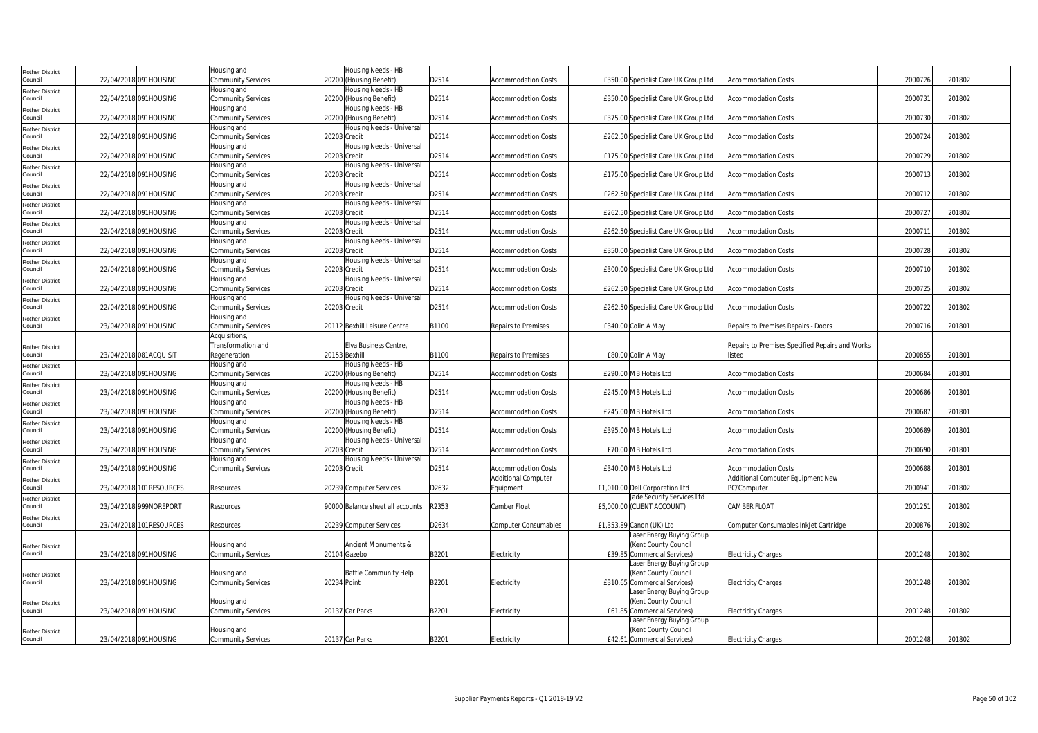| | | | | | | | | | | | | |
|---|---|---|---|---|---|---|---|---|---|---|---|---|
| Rother District Council | 22/04/2018 | 091HOUSING | Housing and Community Services | 20200 | Housing Needs - HB (Housing Benefit) | D2514 | Accommodation Costs | £350.00 | Specialist Care UK Group Ltd | Accommodation Costs | 2000726 | 201802 |
| Rother District Council | 22/04/2018 | 091HOUSING | Housing and Community Services | 20200 | Housing Needs - HB (Housing Benefit) | D2514 | Accommodation Costs | £350.00 | Specialist Care UK Group Ltd | Accommodation Costs | 2000731 | 201802 |
| Rother District Council | 22/04/2018 | 091HOUSING | Housing and Community Services | 20200 | Housing Needs - HB (Housing Benefit) | D2514 | Accommodation Costs | £375.00 | Specialist Care UK Group Ltd | Accommodation Costs | 2000730 | 201802 |
| Rother District Council | 22/04/2018 | 091HOUSING | Housing and Community Services | 20203 | Housing Needs - Universal Credit | D2514 | Accommodation Costs | £262.50 | Specialist Care UK Group Ltd | Accommodation Costs | 2000724 | 201802 |
| Rother District Council | 22/04/2018 | 091HOUSING | Housing and Community Services | 20203 | Housing Needs - Universal Credit | D2514 | Accommodation Costs | £175.00 | Specialist Care UK Group Ltd | Accommodation Costs | 2000729 | 201802 |
| Rother District Council | 22/04/2018 | 091HOUSING | Housing and Community Services | 20203 | Housing Needs - Universal Credit | D2514 | Accommodation Costs | £175.00 | Specialist Care UK Group Ltd | Accommodation Costs | 2000713 | 201802 |
| Rother District Council | 22/04/2018 | 091HOUSING | Housing and Community Services | 20203 | Housing Needs - Universal Credit | D2514 | Accommodation Costs | £262.50 | Specialist Care UK Group Ltd | Accommodation Costs | 2000712 | 201802 |
| Rother District Council | 22/04/2018 | 091HOUSING | Housing and Community Services | 20203 | Housing Needs - Universal Credit | D2514 | Accommodation Costs | £262.50 | Specialist Care UK Group Ltd | Accommodation Costs | 2000727 | 201802 |
| Rother District Council | 22/04/2018 | 091HOUSING | Housing and Community Services | 20203 | Housing Needs - Universal Credit | D2514 | Accommodation Costs | £262.50 | Specialist Care UK Group Ltd | Accommodation Costs | 2000711 | 201802 |
| Rother District Council | 22/04/2018 | 091HOUSING | Housing and Community Services | 20203 | Housing Needs - Universal Credit | D2514 | Accommodation Costs | £350.00 | Specialist Care UK Group Ltd | Accommodation Costs | 2000728 | 201802 |
| Rother District Council | 22/04/2018 | 091HOUSING | Housing and Community Services | 20203 | Housing Needs - Universal Credit | D2514 | Accommodation Costs | £300.00 | Specialist Care UK Group Ltd | Accommodation Costs | 2000710 | 201802 |
| Rother District Council | 22/04/2018 | 091HOUSING | Housing and Community Services | 20203 | Housing Needs - Universal Credit | D2514 | Accommodation Costs | £262.50 | Specialist Care UK Group Ltd | Accommodation Costs | 2000725 | 201802 |
| Rother District Council | 22/04/2018 | 091HOUSING | Housing and Community Services | 20203 | Housing Needs - Universal Credit | D2514 | Accommodation Costs | £262.50 | Specialist Care UK Group Ltd | Accommodation Costs | 2000722 | 201802 |
| Rother District Council | 23/04/2018 | 091HOUSING | Housing and Community Services | 20112 | Bexhill Leisure Centre | B1100 | Repairs to Premises | £340.00 | Colin A May | Repairs to Premises Repairs - Doors | 2000716 | 201801 |
| Rother District Council | 23/04/2018 | 081ACQUISIT | Acquisitions, Transformation and Regeneration | 20153 | Elva Business Centre, Bexhill | B1100 | Repairs to Premises | £80.00 | Colin A May | Repairs to Premises Specified Repairs and Works listed | 2000855 | 201801 |
| Rother District Council | 23/04/2018 | 091HOUSING | Housing and Community Services | 20200 | Housing Needs - HB (Housing Benefit) | D2514 | Accommodation Costs | £290.00 | M B Hotels Ltd | Accommodation Costs | 2000684 | 201801 |
| Rother District Council | 23/04/2018 | 091HOUSING | Housing and Community Services | 20200 | Housing Needs - HB (Housing Benefit) | D2514 | Accommodation Costs | £245.00 | M B Hotels Ltd | Accommodation Costs | 2000686 | 201801 |
| Rother District Council | 23/04/2018 | 091HOUSING | Housing and Community Services | 20200 | Housing Needs - HB (Housing Benefit) | D2514 | Accommodation Costs | £245.00 | M B Hotels Ltd | Accommodation Costs | 2000687 | 201801 |
| Rother District Council | 23/04/2018 | 091HOUSING | Housing and Community Services | 20200 | Housing Needs - HB (Housing Benefit) | D2514 | Accommodation Costs | £395.00 | M B Hotels Ltd | Accommodation Costs | 2000689 | 201801 |
| Rother District Council | 23/04/2018 | 091HOUSING | Housing and Community Services | 20203 | Housing Needs - Universal Credit | D2514 | Accommodation Costs | £70.00 | M B Hotels Ltd | Accommodation Costs | 2000690 | 201801 |
| Rother District Council | 23/04/2018 | 091HOUSING | Housing and Community Services | 20203 | Housing Needs - Universal Credit | D2514 | Accommodation Costs | £340.00 | M B Hotels Ltd | Accommodation Costs | 2000688 | 201801 |
| Rother District Council | 23/04/2018 | 101RESOURCES | Resources | 20239 | Computer Services | D2632 | Additional Computer Equipment | £1,010.00 | Dell Corporation Ltd | Additional Computer Equipment New PC/Computer | 2000941 | 201802 |
| Rother District Council | 23/04/2018 | 999NOREPORT | Resources | 90000 | Balance sheet all accounts | R2353 | Camber Float | £5,000.00 | Jade Security Services Ltd (CLIENT ACCOUNT) | CAMBER FLOAT | 2001251 | 201802 |
| Rother District Council | 23/04/2018 | 101RESOURCES | Resources | 20239 | Computer Services | D2634 | Computer Consumables | £1,353.89 | Canon (UK) Ltd | Computer Consumables InkJet Cartridge | 2000876 | 201802 |
| Rother District Council | 23/04/2018 | 091HOUSING | Housing and Community Services | 20104 | Ancient Monuments & Gazebo | B2201 | Electricity | £39.85 | Laser Energy Buying Group (Kent County Council Commercial Services) | Electricity Charges | 2001248 | 201802 |
| Rother District Council | 23/04/2018 | 091HOUSING | Housing and Community Services | 20234 | Battle Community Help Point | B2201 | Electricity | £310.65 | Laser Energy Buying Group (Kent County Council Commercial Services) | Electricity Charges | 2001248 | 201802 |
| Rother District Council | 23/04/2018 | 091HOUSING | Housing and Community Services | 20137 | Car Parks | B2201 | Electricity | £61.85 | Laser Energy Buying Group (Kent County Council Commercial Services) | Electricity Charges | 2001248 | 201802 |
| Rother District Council | 23/04/2018 | 091HOUSING | Housing and Community Services | 20137 | Car Parks | B2201 | Electricity | £42.61 | Laser Energy Buying Group (Kent County Council Commercial Services) | Electricity Charges | 2001248 | 201802 |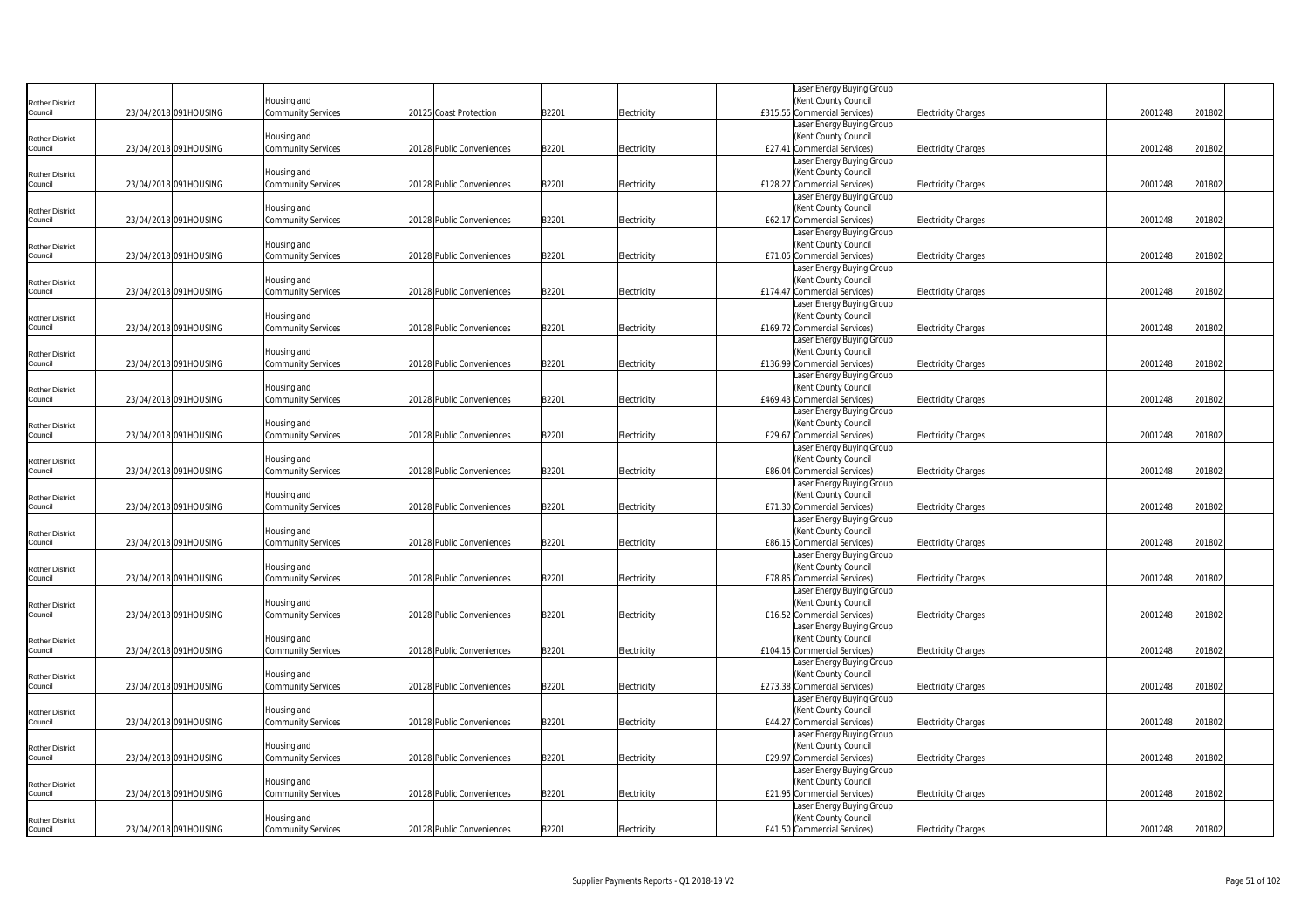| | | | | | | | | | | | | |
|---|---|---|---|---|---|---|---|---|---|---|---|---|
| Rother District Council | 23/04/2018 | 091HOUSING | Housing and Community Services | 20125 | Coast Protection | B2201 | Electricity | £315.55 | Laser Energy Buying Group (Kent County Council Commercial Services) | Electricity Charges | 2001248 | 201802 |
| Rother District Council | 23/04/2018 | 091HOUSING | Housing and Community Services | 20128 | Public Conveniences | B2201 | Electricity | £27.41 | Laser Energy Buying Group (Kent County Council Commercial Services) | Electricity Charges | 2001248 | 201802 |
| Rother District Council | 23/04/2018 | 091HOUSING | Housing and Community Services | 20128 | Public Conveniences | B2201 | Electricity | £128.27 | Laser Energy Buying Group (Kent County Council Commercial Services) | Electricity Charges | 2001248 | 201802 |
| Rother District Council | 23/04/2018 | 091HOUSING | Housing and Community Services | 20128 | Public Conveniences | B2201 | Electricity | £62.17 | Laser Energy Buying Group (Kent County Council Commercial Services) | Electricity Charges | 2001248 | 201802 |
| Rother District Council | 23/04/2018 | 091HOUSING | Housing and Community Services | 20128 | Public Conveniences | B2201 | Electricity | £71.05 | Laser Energy Buying Group (Kent County Council Commercial Services) | Electricity Charges | 2001248 | 201802 |
| Rother District Council | 23/04/2018 | 091HOUSING | Housing and Community Services | 20128 | Public Conveniences | B2201 | Electricity | £174.47 | Laser Energy Buying Group (Kent County Council Commercial Services) | Electricity Charges | 2001248 | 201802 |
| Rother District Council | 23/04/2018 | 091HOUSING | Housing and Community Services | 20128 | Public Conveniences | B2201 | Electricity | £169.72 | Laser Energy Buying Group (Kent County Council Commercial Services) | Electricity Charges | 2001248 | 201802 |
| Rother District Council | 23/04/2018 | 091HOUSING | Housing and Community Services | 20128 | Public Conveniences | B2201 | Electricity | £136.99 | Laser Energy Buying Group (Kent County Council Commercial Services) | Electricity Charges | 2001248 | 201802 |
| Rother District Council | 23/04/2018 | 091HOUSING | Housing and Community Services | 20128 | Public Conveniences | B2201 | Electricity | £469.43 | Laser Energy Buying Group (Kent County Council Commercial Services) | Electricity Charges | 2001248 | 201802 |
| Rother District Council | 23/04/2018 | 091HOUSING | Housing and Community Services | 20128 | Public Conveniences | B2201 | Electricity | £29.67 | Laser Energy Buying Group (Kent County Council Commercial Services) | Electricity Charges | 2001248 | 201802 |
| Rother District Council | 23/04/2018 | 091HOUSING | Housing and Community Services | 20128 | Public Conveniences | B2201 | Electricity | £86.04 | Laser Energy Buying Group (Kent County Council Commercial Services) | Electricity Charges | 2001248 | 201802 |
| Rother District Council | 23/04/2018 | 091HOUSING | Housing and Community Services | 20128 | Public Conveniences | B2201 | Electricity | £71.30 | Laser Energy Buying Group (Kent County Council Commercial Services) | Electricity Charges | 2001248 | 201802 |
| Rother District Council | 23/04/2018 | 091HOUSING | Housing and Community Services | 20128 | Public Conveniences | B2201 | Electricity | £86.15 | Laser Energy Buying Group (Kent County Council Commercial Services) | Electricity Charges | 2001248 | 201802 |
| Rother District Council | 23/04/2018 | 091HOUSING | Housing and Community Services | 20128 | Public Conveniences | B2201 | Electricity | £78.85 | Laser Energy Buying Group (Kent County Council Commercial Services) | Electricity Charges | 2001248 | 201802 |
| Rother District Council | 23/04/2018 | 091HOUSING | Housing and Community Services | 20128 | Public Conveniences | B2201 | Electricity | £16.52 | Laser Energy Buying Group (Kent County Council Commercial Services) | Electricity Charges | 2001248 | 201802 |
| Rother District Council | 23/04/2018 | 091HOUSING | Housing and Community Services | 20128 | Public Conveniences | B2201 | Electricity | £104.15 | Laser Energy Buying Group (Kent County Council Commercial Services) | Electricity Charges | 2001248 | 201802 |
| Rother District Council | 23/04/2018 | 091HOUSING | Housing and Community Services | 20128 | Public Conveniences | B2201 | Electricity | £273.38 | Laser Energy Buying Group (Kent County Council Commercial Services) | Electricity Charges | 2001248 | 201802 |
| Rother District Council | 23/04/2018 | 091HOUSING | Housing and Community Services | 20128 | Public Conveniences | B2201 | Electricity | £44.27 | Laser Energy Buying Group (Kent County Council Commercial Services) | Electricity Charges | 2001248 | 201802 |
| Rother District Council | 23/04/2018 | 091HOUSING | Housing and Community Services | 20128 | Public Conveniences | B2201 | Electricity | £29.97 | Laser Energy Buying Group (Kent County Council Commercial Services) | Electricity Charges | 2001248 | 201802 |
| Rother District Council | 23/04/2018 | 091HOUSING | Housing and Community Services | 20128 | Public Conveniences | B2201 | Electricity | £21.95 | Laser Energy Buying Group (Kent County Council Commercial Services) | Electricity Charges | 2001248 | 201802 |
| Rother District Council | 23/04/2018 | 091HOUSING | Housing and Community Services | 20128 | Public Conveniences | B2201 | Electricity | £41.50 | Laser Energy Buying Group (Kent County Council Commercial Services) | Electricity Charges | 2001248 | 201802 |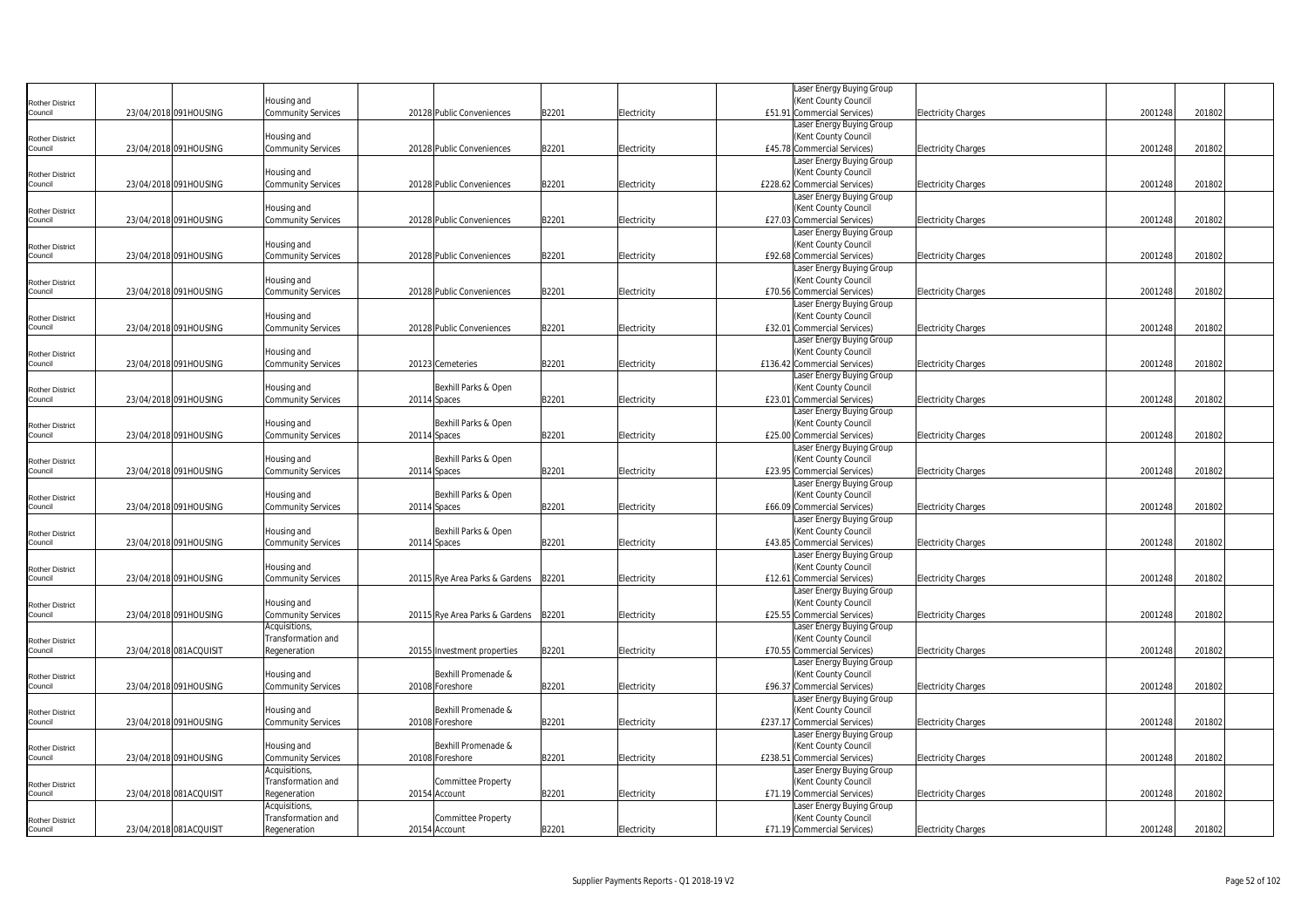| | | | | | | | | | | | | | |
|---|---|---|---|---|---|---|---|---|---|---|---|---|---|
| Rother District Council | 23/04/2018 | 091HOUSING | Housing and Community Services | 20128 | Public Conveniences | B2201 | Electricity | £51.91 | Laser Energy Buying Group (Kent County Council Commercial Services) | Electricity Charges | 2001248 | 201802 | |
| Rother District Council | 23/04/2018 | 091HOUSING | Housing and Community Services | 20128 | Public Conveniences | B2201 | Electricity | £45.78 | Laser Energy Buying Group (Kent County Council Commercial Services) | Electricity Charges | 2001248 | 201802 | |
| Rother District Council | 23/04/2018 | 091HOUSING | Housing and Community Services | 20128 | Public Conveniences | B2201 | Electricity | £228.62 | Laser Energy Buying Group (Kent County Council Commercial Services) | Electricity Charges | 2001248 | 201802 | |
| Rother District Council | 23/04/2018 | 091HOUSING | Housing and Community Services | 20128 | Public Conveniences | B2201 | Electricity | £27.03 | Laser Energy Buying Group (Kent County Council Commercial Services) | Electricity Charges | 2001248 | 201802 | |
| Rother District Council | 23/04/2018 | 091HOUSING | Housing and Community Services | 20128 | Public Conveniences | B2201 | Electricity | £92.68 | Laser Energy Buying Group (Kent County Council Commercial Services) | Electricity Charges | 2001248 | 201802 | |
| Rother District Council | 23/04/2018 | 091HOUSING | Housing and Community Services | 20128 | Public Conveniences | B2201 | Electricity | £70.56 | Laser Energy Buying Group (Kent County Council Commercial Services) | Electricity Charges | 2001248 | 201802 | |
| Rother District Council | 23/04/2018 | 091HOUSING | Housing and Community Services | 20128 | Public Conveniences | B2201 | Electricity | £32.01 | Laser Energy Buying Group (Kent County Council Commercial Services) | Electricity Charges | 2001248 | 201802 | |
| Rother District Council | 23/04/2018 | 091HOUSING | Housing and Community Services | 20123 | Cemeteries | B2201 | Electricity | £136.42 | Laser Energy Buying Group (Kent County Council Commercial Services) | Electricity Charges | 2001248 | 201802 | |
| Rother District Council | 23/04/2018 | 091HOUSING | Housing and Community Services | 20114 | Bexhill Parks & Open Spaces | B2201 | Electricity | £23.01 | Laser Energy Buying Group (Kent County Council Commercial Services) | Electricity Charges | 2001248 | 201802 | |
| Rother District Council | 23/04/2018 | 091HOUSING | Housing and Community Services | 20114 | Bexhill Parks & Open Spaces | B2201 | Electricity | £25.00 | Laser Energy Buying Group (Kent County Council Commercial Services) | Electricity Charges | 2001248 | 201802 | |
| Rother District Council | 23/04/2018 | 091HOUSING | Housing and Community Services | 20114 | Bexhill Parks & Open Spaces | B2201 | Electricity | £23.95 | Laser Energy Buying Group (Kent County Council Commercial Services) | Electricity Charges | 2001248 | 201802 | |
| Rother District Council | 23/04/2018 | 091HOUSING | Housing and Community Services | 20114 | Bexhill Parks & Open Spaces | B2201 | Electricity | £66.09 | Laser Energy Buying Group (Kent County Council Commercial Services) | Electricity Charges | 2001248 | 201802 | |
| Rother District Council | 23/04/2018 | 091HOUSING | Housing and Community Services | 20114 | Bexhill Parks & Open Spaces | B2201 | Electricity | £43.85 | Laser Energy Buying Group (Kent County Council Commercial Services) | Electricity Charges | 2001248 | 201802 | |
| Rother District Council | 23/04/2018 | 091HOUSING | Housing and Community Services | 20115 | Rye Area Parks & Gardens | B2201 | Electricity | £12.61 | Laser Energy Buying Group (Kent County Council Commercial Services) | Electricity Charges | 2001248 | 201802 | |
| Rother District Council | 23/04/2018 | 091HOUSING | Housing and Community Services | 20115 | Rye Area Parks & Gardens | B2201 | Electricity | £25.55 | Laser Energy Buying Group (Kent County Council Commercial Services) | Electricity Charges | 2001248 | 201802 | |
| Rother District Council | 23/04/2018 | 081ACQUISIT | Acquisitions, Transformation and Regeneration | 20155 | Investment properties | B2201 | Electricity | £70.55 | Laser Energy Buying Group (Kent County Council Commercial Services) | Electricity Charges | 2001248 | 201802 | |
| Rother District Council | 23/04/2018 | 091HOUSING | Housing and Community Services | 20108 | Bexhill Promenade & Foreshore | B2201 | Electricity | £96.37 | Laser Energy Buying Group (Kent County Council Commercial Services) | Electricity Charges | 2001248 | 201802 | |
| Rother District Council | 23/04/2018 | 091HOUSING | Housing and Community Services | 20108 | Bexhill Promenade & Foreshore | B2201 | Electricity | £237.17 | Laser Energy Buying Group (Kent County Council Commercial Services) | Electricity Charges | 2001248 | 201802 | |
| Rother District Council | 23/04/2018 | 091HOUSING | Housing and Community Services | 20108 | Bexhill Promenade & Foreshore | B2201 | Electricity | £238.51 | Laser Energy Buying Group (Kent County Council Commercial Services) | Electricity Charges | 2001248 | 201802 | |
| Rother District Council | 23/04/2018 | 081ACQUISIT | Acquisitions, Transformation and Regeneration | 20154 | Committee Property Account | B2201 | Electricity | £71.19 | Laser Energy Buying Group (Kent County Council Commercial Services) | Electricity Charges | 2001248 | 201802 | |
| Rother District Council | 23/04/2018 | 081ACQUISIT | Acquisitions, Transformation and Regeneration | 20154 | Committee Property Account | B2201 | Electricity | £71.19 | Laser Energy Buying Group (Kent County Council Commercial Services) | Electricity Charges | 2001248 | 201802 | |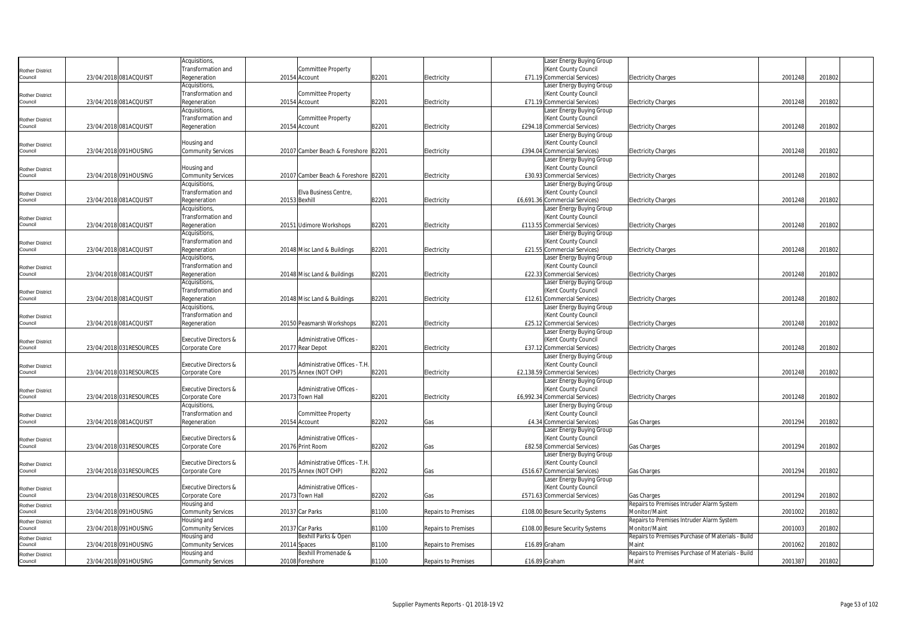| | | | | | | | | | | | | |
|---|---|---|---|---|---|---|---|---|---|---|---|---|
| Rother District Council | 23/04/2018 | 081ACQUISIT | Acquisitions, Transformation and Regeneration | 20154 | Committee Property Account | B2201 | Electricity | £71.19 | Laser Energy Buying Group (Kent County Council Commercial Services) | Electricity Charges | 2001248 | 201802 |
| Rother District Council | 23/04/2018 | 081ACQUISIT | Acquisitions, Transformation and Regeneration | 20154 | Committee Property Account | B2201 | Electricity | £71.19 | Laser Energy Buying Group (Kent County Council Commercial Services) | Electricity Charges | 2001248 | 201802 |
| Rother District Council | 23/04/2018 | 081ACQUISIT | Acquisitions, Transformation and Regeneration | 20154 | Committee Property Account | B2201 | Electricity | £294.18 | Laser Energy Buying Group (Kent County Council Commercial Services) | Electricity Charges | 2001248 | 201802 |
| Rother District Council | 23/04/2018 | 091HOUSING | Housing and Community Services | 20107 | Camber Beach & Foreshore | B2201 | Electricity | £394.04 | Laser Energy Buying Group (Kent County Council Commercial Services) | Electricity Charges | 2001248 | 201802 |
| Rother District Council | 23/04/2018 | 091HOUSING | Housing and Community Services | 20107 | Camber Beach & Foreshore | B2201 | Electricity | £30.93 | Laser Energy Buying Group (Kent County Council Commercial Services) | Electricity Charges | 2001248 | 201802 |
| Rother District Council | 23/04/2018 | 081ACQUISIT | Acquisitions, Transformation and Regeneration | 20153 | Elva Business Centre, Bexhill | B2201 | Electricity | £6,691.36 | Laser Energy Buying Group (Kent County Council Commercial Services) | Electricity Charges | 2001248 | 201802 |
| Rother District Council | 23/04/2018 | 081ACQUISIT | Acquisitions, Transformation and Regeneration | 20151 | Udimore Workshops | B2201 | Electricity | £113.55 | Laser Energy Buying Group (Kent County Council Commercial Services) | Electricity Charges | 2001248 | 201802 |
| Rother District Council | 23/04/2018 | 081ACQUISIT | Acquisitions, Transformation and Regeneration | 20148 | Misc Land & Buildings | B2201 | Electricity | £21.55 | Laser Energy Buying Group (Kent County Council Commercial Services) | Electricity Charges | 2001248 | 201802 |
| Rother District Council | 23/04/2018 | 081ACQUISIT | Acquisitions, Transformation and Regeneration | 20148 | Misc Land & Buildings | B2201 | Electricity | £22.33 | Laser Energy Buying Group (Kent County Council Commercial Services) | Electricity Charges | 2001248 | 201802 |
| Rother District Council | 23/04/2018 | 081ACQUISIT | Acquisitions, Transformation and Regeneration | 20148 | Misc Land & Buildings | B2201 | Electricity | £12.61 | Laser Energy Buying Group (Kent County Council Commercial Services) | Electricity Charges | 2001248 | 201802 |
| Rother District Council | 23/04/2018 | 081ACQUISIT | Acquisitions, Transformation and Regeneration | 20150 | Peasmarsh Workshops | B2201 | Electricity | £25.12 | Laser Energy Buying Group (Kent County Council Commercial Services) | Electricity Charges | 2001248 | 201802 |
| Rother District Council | 23/04/2018 | 031RESOURCES | Executive Directors & Corporate Core | 20177 | Administrative Offices - Rear Depot | B2201 | Electricity | £37.12 | Laser Energy Buying Group (Kent County Council Commercial Services) | Electricity Charges | 2001248 | 201802 |
| Rother District Council | 23/04/2018 | 031RESOURCES | Executive Directors & Corporate Core | 20175 | Administrative Offices - T.H. Annex (NOT CHP) | B2201 | Electricity | £2,138.59 | Laser Energy Buying Group (Kent County Council Commercial Services) | Electricity Charges | 2001248 | 201802 |
| Rother District Council | 23/04/2018 | 031RESOURCES | Executive Directors & Corporate Core | 20173 | Administrative Offices - Town Hall | B2201 | Electricity | £6,992.34 | Laser Energy Buying Group (Kent County Council Commercial Services) | Electricity Charges | 2001248 | 201802 |
| Rother District Council | 23/04/2018 | 081ACQUISIT | Acquisitions, Transformation and Regeneration | 20154 | Committee Property Account | B2202 | Gas | £4.34 | Laser Energy Buying Group (Kent County Council Commercial Services) | Gas Charges | 2001294 | 201802 |
| Rother District Council | 23/04/2018 | 031RESOURCES | Executive Directors & Corporate Core | 20176 | Administrative Offices - Print Room | B2202 | Gas | £82.58 | Laser Energy Buying Group (Kent County Council Commercial Services) | Gas Charges | 2001294 | 201802 |
| Rother District Council | 23/04/2018 | 031RESOURCES | Executive Directors & Corporate Core | 20175 | Administrative Offices - T.H. Annex (NOT CHP) | B2202 | Gas | £516.67 | Laser Energy Buying Group (Kent County Council Commercial Services) | Gas Charges | 2001294 | 201802 |
| Rother District Council | 23/04/2018 | 031RESOURCES | Executive Directors & Corporate Core | 20173 | Administrative Offices - Town Hall | B2202 | Gas | £571.63 | Laser Energy Buying Group (Kent County Council Commercial Services) | Gas Charges | 2001294 | 201802 |
| Rother District Council | 23/04/2018 | 091HOUSING | Housing and Community Services | 20137 | Car Parks | B1100 | Repairs to Premises | £108.00 | Besure Security Systems | Repairs to Premises Intruder Alarm System Monitor/Maint | 2001002 | 201802 |
| Rother District Council | 23/04/2018 | 091HOUSING | Housing and Community Services | 20137 | Car Parks | B1100 | Repairs to Premises | £108.00 | Besure Security Systems | Repairs to Premises Intruder Alarm System Monitor/Maint | 2001003 | 201802 |
| Rother District Council | 23/04/2018 | 091HOUSING | Housing and Community Services | 20114 | Bexhill Parks & Open Spaces | B1100 | Repairs to Premises | £16.89 | Graham | Repairs to Premises Purchase of Materials - Build Maint | 2001062 | 201802 |
| Rother District Council | 23/04/2018 | 091HOUSING | Housing and Community Services | 20108 | Bexhill Promenade & Foreshore | B1100 | Repairs to Premises | £16.89 | Graham | Repairs to Premises Purchase of Materials - Build Maint | 2001387 | 201802 |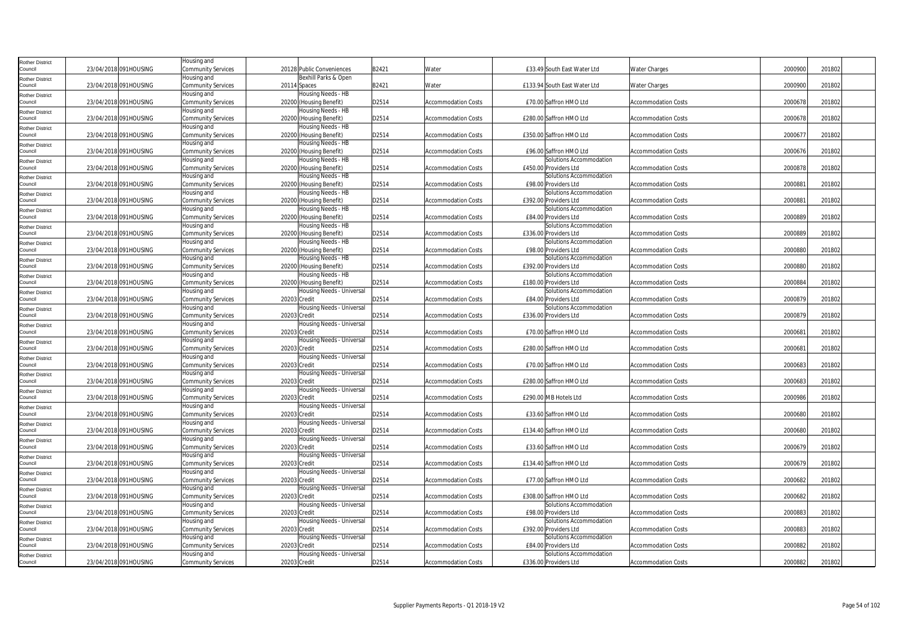| Rother District Council | 23/04/2018 | 091HOUSING | Housing and Community Services | 20128 | Public Conveniences | B2421 | Water | £33.49 | South East Water Ltd | Water Charges | 2000900 | 201802 |
|---|---|---|---|---|---|---|---|---|---|---|---|---|
| Rother District Council | 23/04/2018 | 091HOUSING | Housing and Community Services | 20114 | Bexhill Parks & Open Spaces | B2421 | Water | £133.94 | South East Water Ltd | Water Charges | 2000900 | 201802 |
| Rother District Council | 23/04/2018 | 091HOUSING | Housing and Community Services | 20200 | Housing Needs - HB (Housing Benefit) | D2514 | Accommodation Costs | £70.00 | Saffron HMO Ltd | Accommodation Costs | 2000678 | 201802 |
| Rother District Council | 23/04/2018 | 091HOUSING | Housing and Community Services | 20200 | Housing Needs - HB (Housing Benefit) | D2514 | Accommodation Costs | £280.00 | Saffron HMO Ltd | Accommodation Costs | 2000678 | 201802 |
| Rother District Council | 23/04/2018 | 091HOUSING | Housing and Community Services | 20200 | Housing Needs - HB (Housing Benefit) | D2514 | Accommodation Costs | £350.00 | Saffron HMO Ltd | Accommodation Costs | 2000677 | 201802 |
| Rother District Council | 23/04/2018 | 091HOUSING | Housing and Community Services | 20200 | Housing Needs - HB (Housing Benefit) | D2514 | Accommodation Costs | £96.00 | Saffron HMO Ltd | Accommodation Costs | 2000676 | 201802 |
| Rother District Council | 23/04/2018 | 091HOUSING | Housing and Community Services | 20200 | Housing Needs - HB (Housing Benefit) | D2514 | Accommodation Costs | £450.00 | Solutions Accommodation Providers Ltd | Accommodation Costs | 2000878 | 201802 |
| Rother District Council | 23/04/2018 | 091HOUSING | Housing and Community Services | 20200 | Housing Needs - HB (Housing Benefit) | D2514 | Accommodation Costs | £98.00 | Solutions Accommodation Providers Ltd | Accommodation Costs | 2000881 | 201802 |
| Rother District Council | 23/04/2018 | 091HOUSING | Housing and Community Services | 20200 | Housing Needs - HB (Housing Benefit) | D2514 | Accommodation Costs | £392.00 | Solutions Accommodation Providers Ltd | Accommodation Costs | 2000881 | 201802 |
| Rother District Council | 23/04/2018 | 091HOUSING | Housing and Community Services | 20200 | Housing Needs - HB (Housing Benefit) | D2514 | Accommodation Costs | £84.00 | Solutions Accommodation Providers Ltd | Accommodation Costs | 2000889 | 201802 |
| Rother District Council | 23/04/2018 | 091HOUSING | Housing and Community Services | 20200 | Housing Needs - HB (Housing Benefit) | D2514 | Accommodation Costs | £336.00 | Solutions Accommodation Providers Ltd | Accommodation Costs | 2000889 | 201802 |
| Rother District Council | 23/04/2018 | 091HOUSING | Housing and Community Services | 20200 | Housing Needs - HB (Housing Benefit) | D2514 | Accommodation Costs | £98.00 | Solutions Accommodation Providers Ltd | Accommodation Costs | 2000880 | 201802 |
| Rother District Council | 23/04/2018 | 091HOUSING | Housing and Community Services | 20200 | Housing Needs - HB (Housing Benefit) | D2514 | Accommodation Costs | £392.00 | Solutions Accommodation Providers Ltd | Accommodation Costs | 2000880 | 201802 |
| Rother District Council | 23/04/2018 | 091HOUSING | Housing and Community Services | 20200 | Housing Needs - HB (Housing Benefit) | D2514 | Accommodation Costs | £180.00 | Solutions Accommodation Providers Ltd | Accommodation Costs | 2000884 | 201802 |
| Rother District Council | 23/04/2018 | 091HOUSING | Housing and Community Services | 20203 | Housing Needs - Universal Credit | D2514 | Accommodation Costs | £84.00 | Solutions Accommodation Providers Ltd | Accommodation Costs | 2000879 | 201802 |
| Rother District Council | 23/04/2018 | 091HOUSING | Housing and Community Services | 20203 | Housing Needs - Universal Credit | D2514 | Accommodation Costs | £336.00 | Solutions Accommodation Providers Ltd | Accommodation Costs | 2000879 | 201802 |
| Rother District Council | 23/04/2018 | 091HOUSING | Housing and Community Services | 20203 | Housing Needs - Universal Credit | D2514 | Accommodation Costs | £70.00 | Saffron HMO Ltd | Accommodation Costs | 2000681 | 201802 |
| Rother District Council | 23/04/2018 | 091HOUSING | Housing and Community Services | 20203 | Housing Needs - Universal Credit | D2514 | Accommodation Costs | £280.00 | Saffron HMO Ltd | Accommodation Costs | 2000681 | 201802 |
| Rother District Council | 23/04/2018 | 091HOUSING | Housing and Community Services | 20203 | Housing Needs - Universal Credit | D2514 | Accommodation Costs | £70.00 | Saffron HMO Ltd | Accommodation Costs | 2000683 | 201802 |
| Rother District Council | 23/04/2018 | 091HOUSING | Housing and Community Services | 20203 | Housing Needs - Universal Credit | D2514 | Accommodation Costs | £280.00 | Saffron HMO Ltd | Accommodation Costs | 2000683 | 201802 |
| Rother District Council | 23/04/2018 | 091HOUSING | Housing and Community Services | 20203 | Housing Needs - Universal Credit | D2514 | Accommodation Costs | £290.00 | M B Hotels Ltd | Accommodation Costs | 2000986 | 201802 |
| Rother District Council | 23/04/2018 | 091HOUSING | Housing and Community Services | 20203 | Housing Needs - Universal Credit | D2514 | Accommodation Costs | £33.60 | Saffron HMO Ltd | Accommodation Costs | 2000680 | 201802 |
| Rother District Council | 23/04/2018 | 091HOUSING | Housing and Community Services | 20203 | Housing Needs - Universal Credit | D2514 | Accommodation Costs | £134.40 | Saffron HMO Ltd | Accommodation Costs | 2000680 | 201802 |
| Rother District Council | 23/04/2018 | 091HOUSING | Housing and Community Services | 20203 | Housing Needs - Universal Credit | D2514 | Accommodation Costs | £33.60 | Saffron HMO Ltd | Accommodation Costs | 2000679 | 201802 |
| Rother District Council | 23/04/2018 | 091HOUSING | Housing and Community Services | 20203 | Housing Needs - Universal Credit | D2514 | Accommodation Costs | £134.40 | Saffron HMO Ltd | Accommodation Costs | 2000679 | 201802 |
| Rother District Council | 23/04/2018 | 091HOUSING | Housing and Community Services | 20203 | Housing Needs - Universal Credit | D2514 | Accommodation Costs | £77.00 | Saffron HMO Ltd | Accommodation Costs | 2000682 | 201802 |
| Rother District Council | 23/04/2018 | 091HOUSING | Housing and Community Services | 20203 | Housing Needs - Universal Credit | D2514 | Accommodation Costs | £308.00 | Saffron HMO Ltd | Accommodation Costs | 2000682 | 201802 |
| Rother District Council | 23/04/2018 | 091HOUSING | Housing and Community Services | 20203 | Housing Needs - Universal Credit | D2514 | Accommodation Costs | £98.00 | Solutions Accommodation Providers Ltd | Accommodation Costs | 2000883 | 201802 |
| Rother District Council | 23/04/2018 | 091HOUSING | Housing and Community Services | 20203 | Housing Needs - Universal Credit | D2514 | Accommodation Costs | £392.00 | Solutions Accommodation Providers Ltd | Accommodation Costs | 2000883 | 201802 |
| Rother District Council | 23/04/2018 | 091HOUSING | Housing and Community Services | 20203 | Housing Needs - Universal Credit | D2514 | Accommodation Costs | £84.00 | Solutions Accommodation Providers Ltd | Accommodation Costs | 2000882 | 201802 |
| Rother District Council | 23/04/2018 | 091HOUSING | Housing and Community Services | 20203 | Housing Needs - Universal Credit | D2514 | Accommodation Costs | £336.00 | Solutions Accommodation Providers Ltd | Accommodation Costs | 2000882 | 201802 |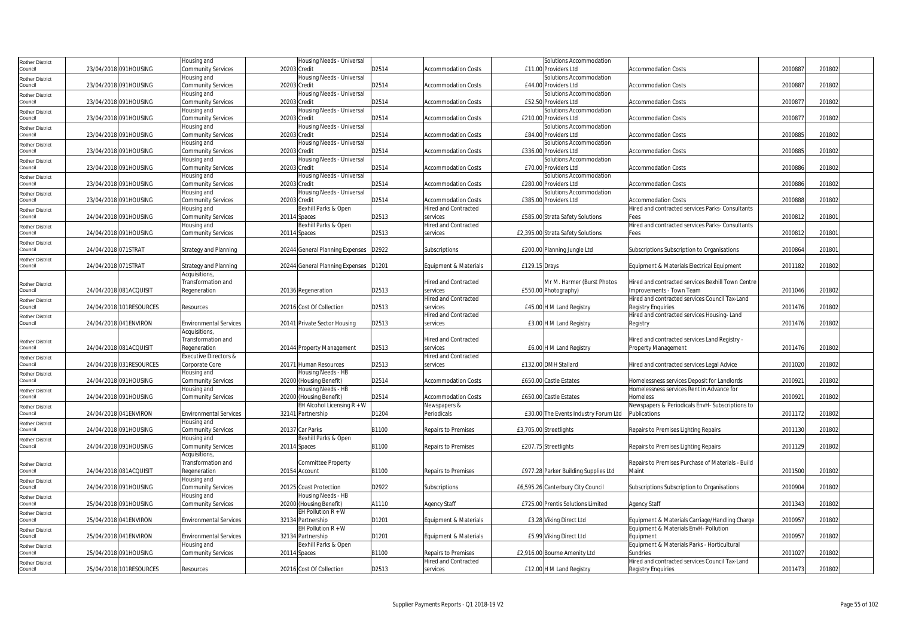| | | | | | | | | | | | | | |
|---|---|---|---|---|---|---|---|---|---|---|---|---|---|
| Rother District Council | 23/04/2018 | 091HOUSING | Housing and Community Services | 20203 | Housing Needs - Universal Credit | D2514 | Accommodation Costs | £11.00 | Solutions Accommodation Providers Ltd | Accommodation Costs | 2000887 | 201802 | |
| Rother District Council | 23/04/2018 | 091HOUSING | Housing and Community Services | 20203 | Housing Needs - Universal Credit | D2514 | Accommodation Costs | £44.00 | Solutions Accommodation Providers Ltd | Accommodation Costs | 2000887 | 201802 | |
| Rother District Council | 23/04/2018 | 091HOUSING | Housing and Community Services | 20203 | Housing Needs - Universal Credit | D2514 | Accommodation Costs | £52.50 | Solutions Accommodation Providers Ltd | Accommodation Costs | 2000877 | 201802 | |
| Rother District Council | 23/04/2018 | 091HOUSING | Housing and Community Services | 20203 | Housing Needs - Universal Credit | D2514 | Accommodation Costs | £210.00 | Solutions Accommodation Providers Ltd | Accommodation Costs | 2000877 | 201802 | |
| Rother District Council | 23/04/2018 | 091HOUSING | Housing and Community Services | 20203 | Housing Needs - Universal Credit | D2514 | Accommodation Costs | £84.00 | Solutions Accommodation Providers Ltd | Accommodation Costs | 2000885 | 201802 | |
| Rother District Council | 23/04/2018 | 091HOUSING | Housing and Community Services | 20203 | Housing Needs - Universal Credit | D2514 | Accommodation Costs | £336.00 | Solutions Accommodation Providers Ltd | Accommodation Costs | 2000885 | 201802 | |
| Rother District Council | 23/04/2018 | 091HOUSING | Housing and Community Services | 20203 | Housing Needs - Universal Credit | D2514 | Accommodation Costs | £70.00 | Solutions Accommodation Providers Ltd | Accommodation Costs | 2000886 | 201802 | |
| Rother District Council | 23/04/2018 | 091HOUSING | Housing and Community Services | 20203 | Housing Needs - Universal Credit | D2514 | Accommodation Costs | £280.00 | Solutions Accommodation Providers Ltd | Accommodation Costs | 2000886 | 201802 | |
| Rother District Council | 23/04/2018 | 091HOUSING | Housing and Community Services | 20203 | Housing Needs - Universal Credit | D2514 | Accommodation Costs | £385.00 | Solutions Accommodation Providers Ltd | Accommodation Costs | 2000888 | 201802 | |
| Rother District Council | 24/04/2018 | 091HOUSING | Housing and Community Services | 20114 | Bexhill Parks & Open Spaces | D2513 | Hired and Contracted services | £585.00 | Strata Safety Solutions | Hired and contracted services Parks- Consultants Fees | 2000812 | 201801 | |
| Rother District Council | 24/04/2018 | 091HOUSING | Housing and Community Services | 20114 | Bexhill Parks & Open Spaces | D2513 | Hired and Contracted services | £2,395.00 | Strata Safety Solutions | Hired and contracted services Parks- Consultants Fees | 2000812 | 201801 | |
| Rother District Council | 24/04/2018 | 071STRAT | Strategy and Planning | 20244 | General Planning Expenses | D2922 | Subscriptions | £200.00 | Planning Jungle Ltd | Subscriptions Subscription to Organisations | 2000864 | 201801 | |
| Rother District Council | 24/04/2018 | 071STRAT | Strategy and Planning | 20244 | General Planning Expenses | D1201 | Equipment & Materials | £129.15 | Drays | Equipment & Materials Electrical Equipment | 2001182 | 201802 | |
| Rother District Council | 24/04/2018 | 081ACQUISIT | Acquisitions, Transformation and Regeneration | 20136 | Regeneration | D2513 | Hired and Contracted services | £550.00 | Mr M. Harmer (Burst Photos Photography) | Hired and contracted services Bexhill Town Centre Improvements - Town Team | 2001046 | 201802 | |
| Rother District Council | 24/04/2018 | 101RESOURCES | Resources | 20216 | Cost Of Collection | D2513 | Hired and Contracted services | £45.00 | H M Land Registry | Hired and contracted services Council Tax-Land Registry Enquiries | 2001476 | 201802 | |
| Rother District Council | 24/04/2018 | 041ENVIRON | Environmental Services | 20141 | Private Sector Housing | D2513 | Hired and Contracted services | £3.00 | H M Land Registry | Hired and contracted services Housing- Land Registry | 2001476 | 201802 | |
| Rother District Council | 24/04/2018 | 081ACQUISIT | Acquisitions, Transformation and Regeneration | 20144 | Property Management | D2513 | Hired and Contracted services | £6.00 | H M Land Registry | Hired and contracted services Land Registry - Property Management | 2001476 | 201802 | |
| Rother District Council | 24/04/2018 | 031RESOURCES | Executive Directors & Corporate Core | 20171 | Human Resources | D2513 | Hired and Contracted services | £132.00 | DMH Stallard | Hired and contracted services Legal Advice | 2001020 | 201802 | |
| Rother District Council | 24/04/2018 | 091HOUSING | Housing and Community Services | 20200 | Housing Needs - HB (Housing Benefit) | D2514 | Accommodation Costs | £650.00 | Castle Estates | Homelessness services Deposit for Landlords | 2000921 | 201802 | |
| Rother District Council | 24/04/2018 | 091HOUSING | Housing and Community Services | 20200 | Housing Needs - HB (Housing Benefit) | D2514 | Accommodation Costs | £650.00 | Castle Estates | Homelessness services Rent in Advance for Homeless | 2000921 | 201802 | |
| Rother District Council | 24/04/2018 | 041ENVIRON | Environmental Services | 32141 | EH Alcohol Licensing R + W Partnership | D1204 | Newspapers & Periodicals | £30.00 | The Events Industry Forum Ltd | Newspapers & Periodicals EnvH- Subscriptions to Publications | 2001172 | 201802 | |
| Rother District Council | 24/04/2018 | 091HOUSING | Housing and Community Services | 20137 | Car Parks | B1100 | Repairs to Premises | £3,705.00 | Streetlights | Repairs to Premises Lighting Repairs | 2001130 | 201802 | |
| Rother District Council | 24/04/2018 | 091HOUSING | Housing and Community Services | 20114 | Bexhill Parks & Open Spaces | B1100 | Repairs to Premises | £207.75 | Streetlights | Repairs to Premises Lighting Repairs | 2001129 | 201802 | |
| Rother District Council | 24/04/2018 | 081ACQUISIT | Acquisitions, Transformation and Regeneration | 20154 | Committee Property Account | B1100 | Repairs to Premises | £977.28 | Parker Building Supplies Ltd | Repairs to Premises Purchase of Materials - Build Maint | 2001500 | 201802 | |
| Rother District Council | 24/04/2018 | 091HOUSING | Housing and Community Services | 20125 | Coast Protection | D2922 | Subscriptions | £6,595.26 | Canterbury City Council | Subscriptions Subscription to Organisations | 2000904 | 201802 | |
| Rother District Council | 25/04/2018 | 091HOUSING | Housing and Community Services | 20200 | Housing Needs - HB (Housing Benefit) | A1110 | Agency Staff | £725.00 | Prentis Solutions Limited | Agency Staff | 2001343 | 201802 | |
| Rother District Council | 25/04/2018 | 041ENVIRON | Environmental Services | 32134 | EH Pollution R + W Partnership | D1201 | Equipment & Materials | £3.28 | Viking Direct Ltd | Equipment & Materials Carriage/Handling Charge | 2000957 | 201802 | |
| Rother District Council | 25/04/2018 | 041ENVIRON | Environmental Services | 32134 | EH Pollution R + W Partnership | D1201 | Equipment & Materials | £5.99 | Viking Direct Ltd | Equipment & Materials EnvH- Pollution Equipment | 2000957 | 201802 | |
| Rother District Council | 25/04/2018 | 091HOUSING | Housing and Community Services | 20114 | Bexhill Parks & Open Spaces | B1100 | Repairs to Premises | £2,916.00 | Bourne Amenity Ltd | Equipment & Materials Parks - Horticultural Sundries | 2001027 | 201802 | |
| Rother District Council | 25/04/2018 | 101RESOURCES | Resources | 20216 | Cost Of Collection | D2513 | Hired and Contracted services | £12.00 | H M Land Registry | Hired and contracted services Council Tax-Land Registry Enquiries | 2001473 | 201802 | |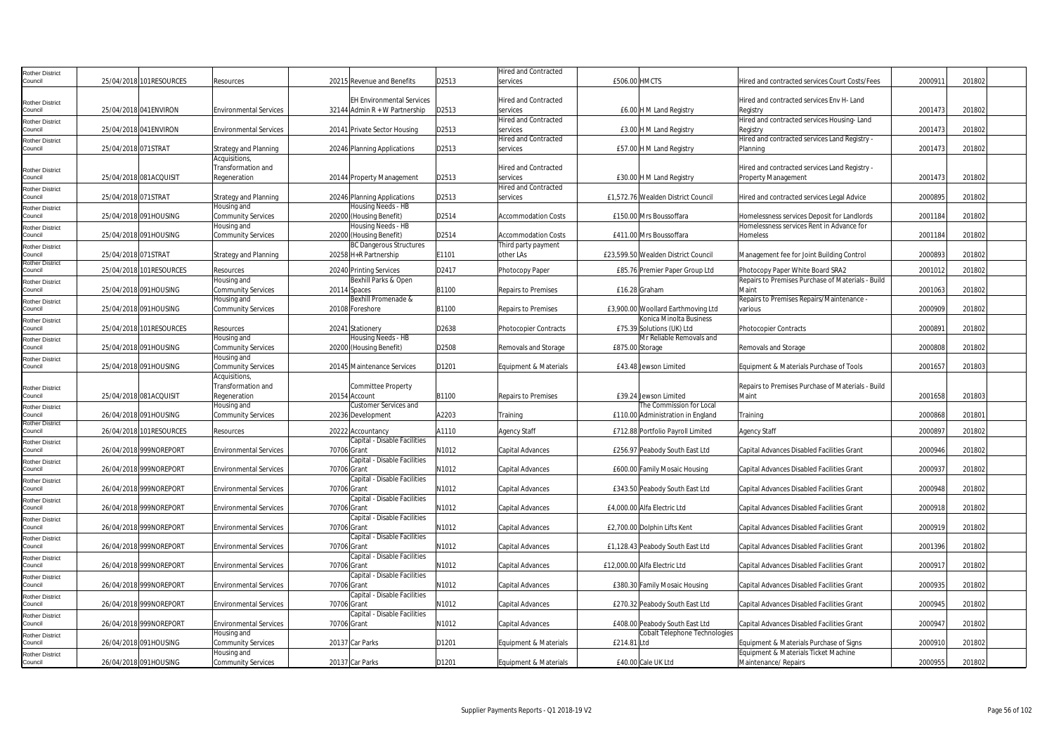| | | | | | | | | | | | | |
|---|---|---|---|---|---|---|---|---|---|---|---|---|
| Rother District Council | 25/04/2018 | 101RESOURCES | Resources | 20215 | Revenue and Benefits | D2513 | Hired and Contracted services | £506.00 | HMCTS | Hired and contracted services Court Costs/Fees | 2000911 | 201802 |
| Rother District Council | 25/04/2018 | 041ENVIRON | Environmental Services | 32144 | EH Environmental Services Admin R + W Partnership | D2513 | Hired and Contracted services | £6.00 | H M Land Registry | Hired and contracted services Env H- Land Registry | 2001473 | 201802 |
| Rother District Council | 25/04/2018 | 041ENVIRON | Environmental Services | 20141 | Private Sector Housing | D2513 | Hired and Contracted services | £3.00 | H M Land Registry | Hired and contracted services Housing- Land Registry | 2001473 | 201802 |
| Rother District Council | 25/04/2018 | 071STRAT | Strategy and Planning | 20246 | Planning Applications | D2513 | Hired and Contracted services | £57.00 | H M Land Registry | Hired and contracted services Land Registry - Planning | 2001473 | 201802 |
| Rother District Council | 25/04/2018 | 081ACQUISIT | Acquisitions, Transformation and Regeneration | 20144 | Property Management | D2513 | Hired and Contracted services | £30.00 | H M Land Registry | Hired and contracted services Land Registry - Property Management | 2001473 | 201802 |
| Rother District Council | 25/04/2018 | 071STRAT | Strategy and Planning | 20246 | Planning Applications | D2513 | Hired and Contracted services | £1,572.76 | Wealden District Council | Hired and contracted services Legal Advice | 2000895 | 201802 |
| Rother District Council | 25/04/2018 | 091HOUSING | Housing and Community Services | 20200 | Housing Needs - HB (Housing Benefit) | D2514 | Accommodation Costs | £150.00 | Mrs Boussoffara | Homelessness services Deposit for Landlords | 2001184 | 201802 |
| Rother District Council | 25/04/2018 | 091HOUSING | Housing and Community Services | 20200 | Housing Needs - HB (Housing Benefit) | D2514 | Accommodation Costs | £411.00 | Mrs Boussoffara | Homelessness services Rent in Advance for Homeless | 2001184 | 201802 |
| Rother District Council | 25/04/2018 | 071STRAT | Strategy and Planning | 20258 | BC Dangerous Structures H+R Partnership | E1101 | Third party payment other LAs | £23,599.50 | Wealden District Council | Management fee for Joint Building Control | 2000893 | 201802 |
| Rother District Council | 25/04/2018 | 101RESOURCES | Resources | 20240 | Printing Services | D2417 | Photocopy Paper | £85.76 | Premier Paper Group Ltd | Photocopy Paper White Board SRA2 | 2001012 | 201802 |
| Rother District Council | 25/04/2018 | 091HOUSING | Housing and Community Services | 20114 | Bexhill Parks & Open Spaces | B1100 | Repairs to Premises | £16.28 | Graham | Repairs to Premises Purchase of Materials - Build Maint | 2001063 | 201802 |
| Rother District Council | 25/04/2018 | 091HOUSING | Housing and Community Services | 20108 | Bexhill Promenade & Foreshore | B1100 | Repairs to Premises | £3,900.00 | Woollard Earthmoving Ltd | Repairs to Premises Repairs/Maintenance - various | 2000909 | 201802 |
| Rother District Council | 25/04/2018 | 101RESOURCES | Resources | 20241 | Stationery | D2638 | Photocopier Contracts | £75.39 | Konica Minolta Business Solutions (UK) Ltd | Photocopier Contracts | 2000891 | 201802 |
| Rother District Council | 25/04/2018 | 091HOUSING | Housing and Community Services | 20200 | Housing Needs - HB (Housing Benefit) | D2508 | Removals and Storage | £875.00 | Mr Reliable Removals and Storage | Removals and Storage | 2000808 | 201802 |
| Rother District Council | 25/04/2018 | 091HOUSING | Housing and Community Services | 20145 | Maintenance Services | D1201 | Equipment & Materials | £43.48 | Jewson Limited | Equipment & Materials Purchase of Tools | 2001657 | 201803 |
| Rother District Council | 25/04/2018 | 081ACQUISIT | Acquisitions, Transformation and Regeneration | 20154 | Committee Property Account | B1100 | Repairs to Premises | £39.24 | Jewson Limited | Repairs to Premises Purchase of Materials - Build Maint | 2001658 | 201803 |
| Rother District Council | 26/04/2018 | 091HOUSING | Housing and Community Services | 20236 | Customer Services and Development | A2203 | Training | £110.00 | The Commission for Local Administration in England | Training | 2000868 | 201801 |
| Rother District Council | 26/04/2018 | 101RESOURCES | Resources | 20222 | Accountancy | A1110 | Agency Staff | £712.88 | Portfolio Payroll Limited | Agency Staff | 2000897 | 201802 |
| Rother District Council | 26/04/2018 | 999NOREPORT | Environmental Services | 70706 | Capital - Disable Facilities Grant | N1012 | Capital Advances | £256.97 | Peabody South East Ltd | Capital Advances Disabled Facilities Grant | 2000946 | 201802 |
| Rother District Council | 26/04/2018 | 999NOREPORT | Environmental Services | 70706 | Capital - Disable Facilities Grant | N1012 | Capital Advances | £600.00 | Family Mosaic Housing | Capital Advances Disabled Facilities Grant | 2000937 | 201802 |
| Rother District Council | 26/04/2018 | 999NOREPORT | Environmental Services | 70706 | Capital - Disable Facilities Grant | N1012 | Capital Advances | £343.50 | Peabody South East Ltd | Capital Advances Disabled Facilities Grant | 2000948 | 201802 |
| Rother District Council | 26/04/2018 | 999NOREPORT | Environmental Services | 70706 | Capital - Disable Facilities Grant | N1012 | Capital Advances | £4,000.00 | Alfa Electric Ltd | Capital Advances Disabled Facilities Grant | 2000918 | 201802 |
| Rother District Council | 26/04/2018 | 999NOREPORT | Environmental Services | 70706 | Capital - Disable Facilities Grant | N1012 | Capital Advances | £2,700.00 | Dolphin Lifts Kent | Capital Advances Disabled Facilities Grant | 2000919 | 201802 |
| Rother District Council | 26/04/2018 | 999NOREPORT | Environmental Services | 70706 | Capital - Disable Facilities Grant | N1012 | Capital Advances | £1,128.43 | Peabody South East Ltd | Capital Advances Disabled Facilities Grant | 2001396 | 201802 |
| Rother District Council | 26/04/2018 | 999NOREPORT | Environmental Services | 70706 | Capital - Disable Facilities Grant | N1012 | Capital Advances | £12,000.00 | Alfa Electric Ltd | Capital Advances Disabled Facilities Grant | 2000917 | 201802 |
| Rother District Council | 26/04/2018 | 999NOREPORT | Environmental Services | 70706 | Capital - Disable Facilities Grant | N1012 | Capital Advances | £380.30 | Family Mosaic Housing | Capital Advances Disabled Facilities Grant | 2000935 | 201802 |
| Rother District Council | 26/04/2018 | 999NOREPORT | Environmental Services | 70706 | Capital - Disable Facilities Grant | N1012 | Capital Advances | £270.32 | Peabody South East Ltd | Capital Advances Disabled Facilities Grant | 2000945 | 201802 |
| Rother District Council | 26/04/2018 | 999NOREPORT | Environmental Services | 70706 | Capital - Disable Facilities Grant | N1012 | Capital Advances | £408.00 | Peabody South East Ltd | Capital Advances Disabled Facilities Grant | 2000947 | 201802 |
| Rother District Council | 26/04/2018 | 091HOUSING | Housing and Community Services | 20137 | Car Parks | D1201 | Equipment & Materials | £214.81 | Cobalt Telephone Technologies Ltd | Equipment & Materials Purchase of Signs | 2000910 | 201802 |
| Rother District Council | 26/04/2018 | 091HOUSING | Housing and Community Services | 20137 | Car Parks | D1201 | Equipment & Materials | £40.00 | Cale UK Ltd | Equipment & Materials Ticket Machine Maintenance/ Repairs | 2000955 | 201802 |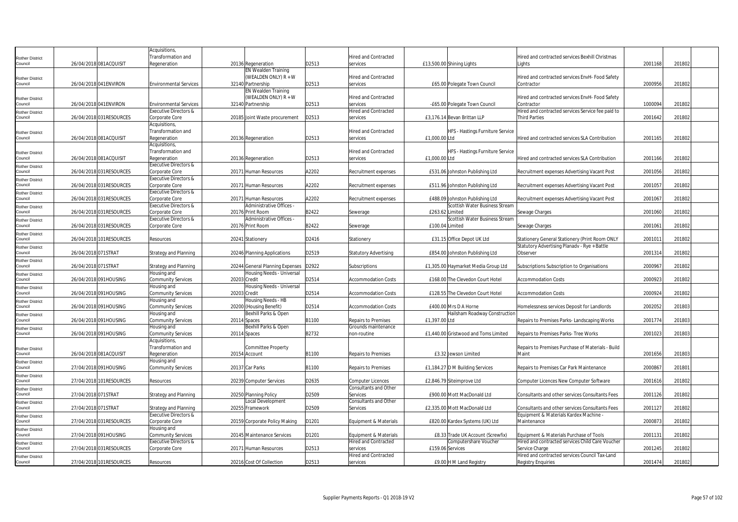| | | | | | | | | | | | | |
|---|---|---|---|---|---|---|---|---|---|---|---|---|
| Rother District Council | 26/04/2018 | 081ACQUISIT | Acquisitions, Transformation and Regeneration | 20136 | Regeneration | D2513 | Hired and Contracted services | £13,500.00 | Shining Lights | Hired and contracted services Bexhill Christmas Lights | 2001168 | 201802 |
| Rother District Council | 26/04/2018 | 041ENVIRON | Environmental Services | 32140 | EN Wealden Training (WEALDEN ONLY) R + W Partnership | D2513 | Hired and Contracted services | £65.00 | Polegate Town Council | Hired and contracted services EnvH- Food Safety Contractor | 2000956 | 201802 |
| Rother District Council | 26/04/2018 | 041ENVIRON | Environmental Services | 32140 | EN Wealden Training (WEALDEN ONLY) R + W Partnership | D2513 | Hired and Contracted services | -£65.00 | Polegate Town Council | Hired and contracted services EnvH- Food Safety Contractor | 1000094 | 201802 |
| Rother District Council | 26/04/2018 | 031RESOURCES | Executive Directors & Corporate Core | 20185 | Joint Waste procurement | D2513 | Hired and Contracted services | £3,176.14 | Bevan Brittan LLP | Hired and contracted services Service fee paid to Third Parties | 2001642 | 201802 |
| Rother District Council | 26/04/2018 | 081ACQUISIT | Acquisitions, Transformation and Regeneration | 20136 | Regeneration | D2513 | Hired and Contracted services | £1,000.00 | HFS - Hastings Furniture Service Ltd | Hired and contracted services SLA Contribution | 2001165 | 201802 |
| Rother District Council | 26/04/2018 | 081ACQUISIT | Acquisitions, Transformation and Regeneration | 20136 | Regeneration | D2513 | Hired and Contracted services | £1,000.00 | HFS - Hastings Furniture Service Ltd | Hired and contracted services SLA Contribution | 2001166 | 201802 |
| Rother District Council | 26/04/2018 | 031RESOURCES | Executive Directors & Corporate Core | 20171 | Human Resources | A2202 | Recruitment expenses | £531.06 | Johnston Publishing Ltd | Recruitment expenses Advertising Vacant Post | 2001056 | 201802 |
| Rother District Council | 26/04/2018 | 031RESOURCES | Executive Directors & Corporate Core | 20171 | Human Resources | A2202 | Recruitment expenses | £511.96 | Johnston Publishing Ltd | Recruitment expenses Advertising Vacant Post | 2001057 | 201802 |
| Rother District Council | 26/04/2018 | 031RESOURCES | Executive Directors & Corporate Core | 20171 | Human Resources | A2202 | Recruitment expenses | £488.09 | Johnston Publishing Ltd | Recruitment expenses Advertising Vacant Post | 2001067 | 201802 |
| Rother District Council | 26/04/2018 | 031RESOURCES | Executive Directors & Corporate Core | 20176 | Administrative Offices - Print Room | B2422 | Sewerage | £263.62 | Scottish Water Business Stream Limited | Sewage Charges | 2001060 | 201802 |
| Rother District Council | 26/04/2018 | 031RESOURCES | Executive Directors & Corporate Core | 20176 | Administrative Offices - Print Room | B2422 | Sewerage | £100.04 | Scottish Water Business Stream Limited | Sewage Charges | 2001061 | 201802 |
| Rother District Council | 26/04/2018 | 101RESOURCES | Resources | 20241 | Stationery | D2416 | Stationery | £31.15 | Office Depot UK Ltd | Stationery General Stationery (Print Room ONLY | 2001011 | 201802 |
| Rother District Council | 26/04/2018 | 071STRAT | Strategy and Planning | 20246 | Planning Applications | D2519 | Statutory Advertising | £854.00 | Johnston Publishing Ltd | Statutory Advertising Planadv - Rye + Battle Observer | 2001314 | 201802 |
| Rother District Council | 26/04/2018 | 071STRAT | Strategy and Planning | 20244 | General Planning Expenses | D2922 | Subscriptions | £1,305.00 | Haymarket Media Group Ltd | Subscriptions Subscription to Organisations | 2000967 | 201802 |
| Rother District Council | 26/04/2018 | 091HOUSING | Housing and Community Services | 20203 | Housing Needs - Universal Credit | D2514 | Accommodation Costs | £168.00 | The Clevedon Court Hotel | Accommodation Costs | 2000923 | 201802 |
| Rother District Council | 26/04/2018 | 091HOUSING | Housing and Community Services | 20203 | Housing Needs - Universal Credit | D2514 | Accommodation Costs | £128.55 | The Clevedon Court Hotel | Accommodation Costs | 2000924 | 201802 |
| Rother District Council | 26/04/2018 | 091HOUSING | Housing and Community Services | 20200 | Housing Needs - HB (Housing Benefit) | D2514 | Accommodation Costs | £400.00 | Mrs D A Horne | Homelessness services Deposit for Landlords | 2002052 | 201803 |
| Rother District Council | 26/04/2018 | 091HOUSING | Housing and Community Services | 20114 | Bexhill Parks & Open Spaces | B1100 | Repairs to Premises | £1,397.00 | Hailsham Roadway Construction Ltd | Repairs to Premises Parks- Landscaping Works | 2001774 | 201803 |
| Rother District Council | 26/04/2018 | 091HOUSING | Housing and Community Services | 20114 | Bexhill Parks & Open Spaces | B2732 | Grounds maintenance non-routine | £1,440.00 | Gristwood and Toms Limited | Repairs to Premises Parks- Tree Works | 2001023 | 201803 |
| Rother District Council | 26/04/2018 | 081ACQUISIT | Acquisitions, Transformation and Regeneration | 20154 | Committee Property Account | B1100 | Repairs to Premises | £3.32 | Jewson Limited | Repairs to Premises Purchase of Materials - Build Maint | 2001656 | 201803 |
| Rother District Council | 27/04/2018 | 091HOUSING | Housing and Community Services | 20137 | Car Parks | B1100 | Repairs to Premises | £1,184.27 | D M Building Services | Repairs to Premises Car Park Maintenance | 2000867 | 201801 |
| Rother District Council | 27/04/2018 | 101RESOURCES | Resources | 20239 | Computer Services | D2635 | Computer Licences | £2,846.79 | Siteimprove Ltd | Computer Licences New Computer Software | 2001616 | 201802 |
| Rother District Council | 27/04/2018 | 071STRAT | Strategy and Planning | 20250 | Planning Policy | D2509 | Consultants and Other Services | £900.00 | Mott MacDonald Ltd | Consultants and other services Consultants Fees | 2001126 | 201802 |
| Rother District Council | 27/04/2018 | 071STRAT | Strategy and Planning | 20255 | Local Development Framework | D2509 | Consultants and Other Services | £2,335.00 | Mott MacDonald Ltd | Consultants and other services Consultants Fees | 2001127 | 201802 |
| Rother District Council | 27/04/2018 | 031RESOURCES | Executive Directors & Corporate Core | 20159 | Corporate Policy Making | D1201 | Equipment & Materials | £820.00 | Kardex Systems (UK) Ltd | Equipment & Materials Kardex Machine - Maintenance | 2000873 | 201802 |
| Rother District Council | 27/04/2018 | 091HOUSING | Housing and Community Services | 20145 | Maintenance Services | D1201 | Equipment & Materials | £8.33 | Trade UK Account (Screwfix) | Equipment & Materials Purchase of Tools | 2001131 | 201802 |
| Rother District Council | 27/04/2018 | 031RESOURCES | Executive Directors & Corporate Core | 20171 | Human Resources | D2513 | Hired and Contracted services | £159.06 | Computershare Voucher Services | Hired and contracted services Child Care Voucher Service Charge | 2001245 | 201802 |
| Rother District Council | 27/04/2018 | 101RESOURCES | Resources | 20216 | Cost Of Collection | D2513 | Hired and Contracted services | £9.00 | H M Land Registry | Hired and contracted services Council Tax-Land Registry Enquiries | 2001474 | 201802 |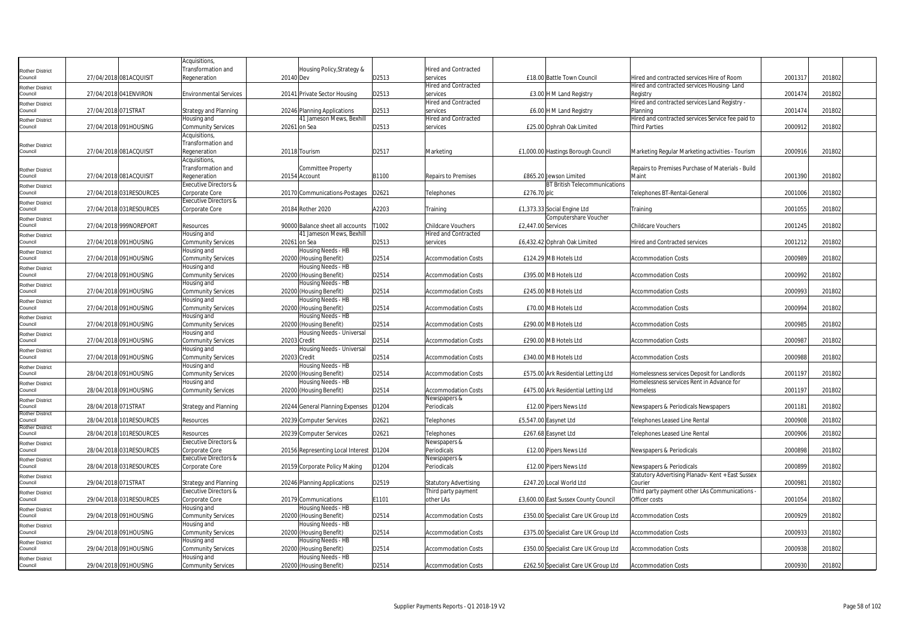| | | | | | | | | | | | | |
|---|---|---|---|---|---|---|---|---|---|---|---|---|
| Rother District Council | 27/04/2018 | 081ACQUISIT | Acquisitions, Transformation and Regeneration | 20140 | Housing Policy,Strategy & Dev | D2513 | Hired and Contracted services | £18.00 | Battle Town Council | Hired and contracted services Hire of Room | 2001317 | 201802 |
| Rother District Council | 27/04/2018 | 041ENVIRON | Environmental Services | 20141 | Private Sector Housing | D2513 | Hired and Contracted services | £3.00 | H M Land Registry | Hired and contracted services Housing- Land Registry | 2001474 | 201802 |
| Rother District Council | 27/04/2018 | 071STRAT | Strategy and Planning | 20246 | Planning Applications | D2513 | Hired and Contracted services | £6.00 | H M Land Registry | Hired and contracted services Land Registry - Planning | 2001474 | 201802 |
| Rother District Council | 27/04/2018 | 091HOUSING | Housing and Community Services | 20261 | 41 Jameson Mews, Bexhill on Sea | D2513 | Hired and Contracted services | £25.00 | Ophrah Oak Limited | Hired and contracted services Service fee paid to Third Parties | 2000912 | 201802 |
| Rother District Council | 27/04/2018 | 081ACQUISIT | Acquisitions, Transformation and Regeneration | 20118 | Tourism | D2517 | Marketing | £1,000.00 | Hastings Borough Council | Marketing Regular Marketing activities - Tourism | 2000916 | 201802 |
| Rother District Council | 27/04/2018 | 081ACQUISIT | Acquisitions, Transformation and Regeneration | 20154 | Committee Property Account | B1100 | Repairs to Premises | £865.20 | Jewson Limited | Repairs to Premises Purchase of Materials - Build Maint | 2001390 | 201802 |
| Rother District Council | 27/04/2018 | 031RESOURCES | Executive Directors & Corporate Core | 20170 | Communications-Postages | D2621 | Telephones | £276.70 | BT British Telecommunications plc | Telephones BT-Rental-General | 2001006 | 201802 |
| Rother District Council | 27/04/2018 | 031RESOURCES | Executive Directors & Corporate Core | 20184 | Rother 2020 | A2203 | Training | £1,373.33 | Social Engine Ltd | Training | 2001055 | 201802 |
| Rother District Council | 27/04/2018 | 999NOREPORT | Resources | 90000 | Balance sheet all accounts | T1002 | Childcare Vouchers | £2,447.00 | Computershare Voucher Services | Childcare Vouchers | 2001245 | 201802 |
| Rother District Council | 27/04/2018 | 091HOUSING | Housing and Community Services | 20261 | 41 Jameson Mews, Bexhill on Sea | D2513 | Hired and Contracted services | £6,432.42 | Ophrah Oak Limited | Hired and Contracted services | 2001212 | 201802 |
| Rother District Council | 27/04/2018 | 091HOUSING | Housing and Community Services | 20200 | Housing Needs - HB (Housing Benefit) | D2514 | Accommodation Costs | £124.29 | M B Hotels Ltd | Accommodation Costs | 2000989 | 201802 |
| Rother District Council | 27/04/2018 | 091HOUSING | Housing and Community Services | 20200 | Housing Needs - HB (Housing Benefit) | D2514 | Accommodation Costs | £395.00 | M B Hotels Ltd | Accommodation Costs | 2000992 | 201802 |
| Rother District Council | 27/04/2018 | 091HOUSING | Housing and Community Services | 20200 | Housing Needs - HB (Housing Benefit) | D2514 | Accommodation Costs | £245.00 | M B Hotels Ltd | Accommodation Costs | 2000993 | 201802 |
| Rother District Council | 27/04/2018 | 091HOUSING | Housing and Community Services | 20200 | Housing Needs - HB (Housing Benefit) | D2514 | Accommodation Costs | £70.00 | M B Hotels Ltd | Accommodation Costs | 2000994 | 201802 |
| Rother District Council | 27/04/2018 | 091HOUSING | Housing and Community Services | 20200 | Housing Needs - HB (Housing Benefit) | D2514 | Accommodation Costs | £290.00 | M B Hotels Ltd | Accommodation Costs | 2000985 | 201802 |
| Rother District Council | 27/04/2018 | 091HOUSING | Housing and Community Services | 20203 | Housing Needs - Universal Credit | D2514 | Accommodation Costs | £290.00 | M B Hotels Ltd | Accommodation Costs | 2000987 | 201802 |
| Rother District Council | 27/04/2018 | 091HOUSING | Housing and Community Services | 20203 | Housing Needs - Universal Credit | D2514 | Accommodation Costs | £340.00 | M B Hotels Ltd | Accommodation Costs | 2000988 | 201802 |
| Rother District Council | 28/04/2018 | 091HOUSING | Housing and Community Services | 20200 | Housing Needs - HB (Housing Benefit) | D2514 | Accommodation Costs | £575.00 | Ark Residential Letting Ltd | Homelessness services Deposit for Landlords | 2001197 | 201802 |
| Rother District Council | 28/04/2018 | 091HOUSING | Housing and Community Services | 20200 | Housing Needs - HB (Housing Benefit) | D2514 | Accommodation Costs | £475.00 | Ark Residential Letting Ltd | Homelessness services Rent in Advance for Homeless | 2001197 | 201802 |
| Rother District Council | 28/04/2018 | 071STRAT | Strategy and Planning | 20244 | General Planning Expenses | D1204 | Newspapers & Periodicals | £12.00 | Pipers News Ltd | Newspapers & Periodicals Newspapers | 2001181 | 201802 |
| Rother District Council | 28/04/2018 | 101RESOURCES | Resources | 20239 | Computer Services | D2621 | Telephones | £5,547.00 | Easynet Ltd | Telephones Leased Line Rental | 2000908 | 201802 |
| Rother District Council | 28/04/2018 | 101RESOURCES | Resources | 20239 | Computer Services | D2621 | Telephones | £267.68 | Easynet Ltd | Telephones Leased Line Rental | 2000906 | 201802 |
| Rother District Council | 28/04/2018 | 031RESOURCES | Executive Directors & Corporate Core | 20156 | Representing Local Interest | D1204 | Newspapers & Periodicals | £12.00 | Pipers News Ltd | Newspapers & Periodicals | 2000898 | 201802 |
| Rother District Council | 28/04/2018 | 031RESOURCES | Executive Directors & Corporate Core | 20159 | Corporate Policy Making | D1204 | Newspapers & Periodicals | £12.00 | Pipers News Ltd | Newspapers & Periodicals | 2000899 | 201802 |
| Rother District Council | 29/04/2018 | 071STRAT | Strategy and Planning | 20246 | Planning Applications | D2519 | Statutory Advertising | £247.20 | Local World Ltd | Statutory Advertising Planadv- Kent + East Sussex Courier | 2000981 | 201802 |
| Rother District Council | 29/04/2018 | 031RESOURCES | Executive Directors & Corporate Core | 20179 | Communications | E1101 | Third party payment other LAs | £3,600.00 | East Sussex County Council | Third party payment other LAs Communications - Officer costs | 2001054 | 201802 |
| Rother District Council | 29/04/2018 | 091HOUSING | Housing and Community Services | 20200 | Housing Needs - HB (Housing Benefit) | D2514 | Accommodation Costs | £350.00 | Specialist Care UK Group Ltd | Accommodation Costs | 2000929 | 201802 |
| Rother District Council | 29/04/2018 | 091HOUSING | Housing and Community Services | 20200 | Housing Needs - HB (Housing Benefit) | D2514 | Accommodation Costs | £375.00 | Specialist Care UK Group Ltd | Accommodation Costs | 2000933 | 201802 |
| Rother District Council | 29/04/2018 | 091HOUSING | Housing and Community Services | 20200 | Housing Needs - HB (Housing Benefit) | D2514 | Accommodation Costs | £350.00 | Specialist Care UK Group Ltd | Accommodation Costs | 2000938 | 201802 |
| Rother District Council | 29/04/2018 | 091HOUSING | Housing and Community Services | 20200 | Housing Needs - HB (Housing Benefit) | D2514 | Accommodation Costs | £262.50 | Specialist Care UK Group Ltd | Accommodation Costs | 2000930 | 201802 |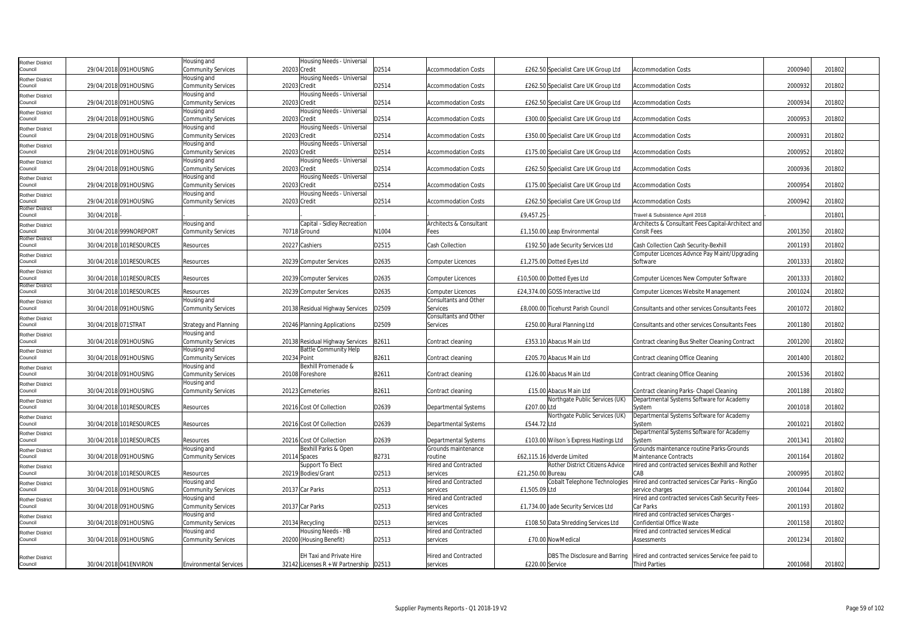| Rother District Council | 29/04/2018 | 091HOUSING | Housing and Community Services | 20203 | Housing Needs - Universal Credit | D2514 | Accommodation Costs | £262.50 | Specialist Care UK Group Ltd | Accommodation Costs | 2000940 | 201802 |
|---|---|---|---|---|---|---|---|---|---|---|---|---|
| Rother District Council | 29/04/2018 | 091HOUSING | Housing and Community Services | 20203 | Housing Needs - Universal Credit | D2514 | Accommodation Costs | £262.50 | Specialist Care UK Group Ltd | Accommodation Costs | 2000932 | 201802 |
| Rother District Council | 29/04/2018 | 091HOUSING | Housing and Community Services | 20203 | Housing Needs - Universal Credit | D2514 | Accommodation Costs | £262.50 | Specialist Care UK Group Ltd | Accommodation Costs | 2000934 | 201802 |
| Rother District Council | 29/04/2018 | 091HOUSING | Housing and Community Services | 20203 | Housing Needs - Universal Credit | D2514 | Accommodation Costs | £300.00 | Specialist Care UK Group Ltd | Accommodation Costs | 2000953 | 201802 |
| Rother District Council | 29/04/2018 | 091HOUSING | Housing and Community Services | 20203 | Housing Needs - Universal Credit | D2514 | Accommodation Costs | £350.00 | Specialist Care UK Group Ltd | Accommodation Costs | 2000931 | 201802 |
| Rother District Council | 29/04/2018 | 091HOUSING | Housing and Community Services | 20203 | Housing Needs - Universal Credit | D2514 | Accommodation Costs | £175.00 | Specialist Care UK Group Ltd | Accommodation Costs | 2000952 | 201802 |
| Rother District Council | 29/04/2018 | 091HOUSING | Housing and Community Services | 20203 | Housing Needs - Universal Credit | D2514 | Accommodation Costs | £262.50 | Specialist Care UK Group Ltd | Accommodation Costs | 2000936 | 201802 |
| Rother District Council | 29/04/2018 | 091HOUSING | Housing and Community Services | 20203 | Housing Needs - Universal Credit | D2514 | Accommodation Costs | £175.00 | Specialist Care UK Group Ltd | Accommodation Costs | 2000954 | 201802 |
| Rother District Council | 29/04/2018 | 091HOUSING | Housing and Community Services | 20203 | Housing Needs - Universal Credit | D2514 | Accommodation Costs | £262.50 | Specialist Care UK Group Ltd | Accommodation Costs | 2000942 | 201802 |
| Rother District Council | 30/04/2018 | - | | - | | - | - | £9,457.25 | - | Travel & Subsistence April 2018 | - | 201801 |
| Rother District Council | 30/04/2018 | 999NOREPORT | Housing and Community Services | 70718 | Capital - Sidley Recreation Ground | N1004 | Architects & Consultant Fees | £1,150.00 | Leap Environmental | Architects & Consultant Fees Capital-Architect and Conslt Fees | 2001350 | 201802 |
| Rother District Council | 30/04/2018 | 101RESOURCES | Resources | 20227 | Cashiers | D2515 | Cash Collection | £192.50 | Jade Security Services Ltd | Cash Collection Cash Security-Bexhill | 2001193 | 201802 |
| Rother District Council | 30/04/2018 | 101RESOURCES | Resources | 20239 | Computer Services | D2635 | Computer Licences | £1,275.00 | Dotted Eyes Ltd | Computer Licences Advnce Pay Maint/Upgrading Software | 2001333 | 201802 |
| Rother District Council | 30/04/2018 | 101RESOURCES | Resources | 20239 | Computer Services | D2635 | Computer Licences | £10,500.00 | Dotted Eyes Ltd | Computer Licences New Computer Software | 2001333 | 201802 |
| Rother District Council | 30/04/2018 | 101RESOURCES | Resources | 20239 | Computer Services | D2635 | Computer Licences | £24,374.00 | GOSS Interactive Ltd | Computer Licences Website Management | 2001024 | 201802 |
| Rother District Council | 30/04/2018 | 091HOUSING | Housing and Community Services | 20138 | Residual Highway Services | D2509 | Consultants and Other Services | £8,000.00 | Ticehurst Parish Council | Consultants and other services Consultants Fees | 2001072 | 201802 |
| Rother District Council | 30/04/2018 | 071STRAT | Strategy and Planning | 20246 | Planning Applications | D2509 | Consultants and Other Services | £250.00 | Rural Planning Ltd | Consultants and other services Consultants Fees | 2001180 | 201802 |
| Rother District Council | 30/04/2018 | 091HOUSING | Housing and Community Services | 20138 | Residual Highway Services | B2611 | Contract cleaning | £353.10 | Abacus Main Ltd | Contract cleaning Bus Shelter Cleaning Contract | 2001200 | 201802 |
| Rother District Council | 30/04/2018 | 091HOUSING | Housing and Community Services | 20234 | Battle Community Help Point | B2611 | Contract cleaning | £205.70 | Abacus Main Ltd | Contract cleaning Office Cleaning | 2001400 | 201802 |
| Rother District Council | 30/04/2018 | 091HOUSING | Housing and Community Services | 20108 | Bexhill Promenade & Foreshore | B2611 | Contract cleaning | £126.00 | Abacus Main Ltd | Contract cleaning Office Cleaning | 2001536 | 201802 |
| Rother District Council | 30/04/2018 | 091HOUSING | Housing and Community Services | 20123 | Cemeteries | B2611 | Contract cleaning | £15.00 | Abacus Main Ltd | Contract cleaning Parks- Chapel Cleaning | 2001188 | 201802 |
| Rother District Council | 30/04/2018 | 101RESOURCES | Resources | 20216 | Cost Of Collection | D2639 | Departmental Systems | £207.00 | Northgate Public Services (UK) Ltd | Departmental Systems Software for Academy System | 2001018 | 201802 |
| Rother District Council | 30/04/2018 | 101RESOURCES | Resources | 20216 | Cost Of Collection | D2639 | Departmental Systems | £544.72 | Northgate Public Services (UK) Ltd | Departmental Systems Software for Academy System | 2001021 | 201802 |
| Rother District Council | 30/04/2018 | 101RESOURCES | Resources | 20216 | Cost Of Collection | D2639 | Departmental Systems | £103.00 | Wilson´s Express Hastings Ltd | Departmental Systems Software for Academy System | 2001341 | 201802 |
| Rother District Council | 30/04/2018 | 091HOUSING | Housing and Community Services | 20114 | Bexhill Parks & Open Spaces | B2731 | Grounds maintenance routine | £62,115.16 | Idverde Limited | Grounds maintenance routine Parks-Grounds Maintenance Contracts | 2001164 | 201802 |
| Rother District Council | 30/04/2018 | 101RESOURCES | Resources | 20219 | Support To Elect Bodies/Grant | D2513 | Hired and Contracted services | £21,250.00 | Rother District Citizens Advice Bureau | Hired and contracted services Bexhill and Rother CAB | 2000995 | 201802 |
| Rother District Council | 30/04/2018 | 091HOUSING | Housing and Community Services | 20137 | Car Parks | D2513 | Hired and Contracted services | £1,505.09 | Cobalt Telephone Technologies Ltd | Hired and contracted services Car Parks - RingGo service charges | 2001044 | 201802 |
| Rother District Council | 30/04/2018 | 091HOUSING | Housing and Community Services | 20137 | Car Parks | D2513 | Hired and Contracted services | £1,734.00 | Jade Security Services Ltd | Hired and contracted services Cash Security Fees-Car Parks | 2001193 | 201802 |
| Rother District Council | 30/04/2018 | 091HOUSING | Housing and Community Services | 20134 | Recycling | D2513 | Hired and Contracted services | £108.50 | Data Shredding Services Ltd | Hired and contracted services Charges - Confidential Office Waste | 2001158 | 201802 |
| Rother District Council | 30/04/2018 | 091HOUSING | Housing and Community Services | 20200 | Housing Needs - HB (Housing Benefit) | D2513 | Hired and Contracted services | £70.00 | NowMedical | Hired and contracted services Medical Assessments | 2001234 | 201802 |
| Rother District Council | 30/04/2018 | 041ENVIRON | Environmental Services | 32142 | EH Taxi and Private Hire Licenses R + W Partnership | D2513 | Hired and Contracted services | £220.00 | DBS The Disclosure and Barring Service | Hired and contracted services Service fee paid to Third Parties | 2001068 | 201802 |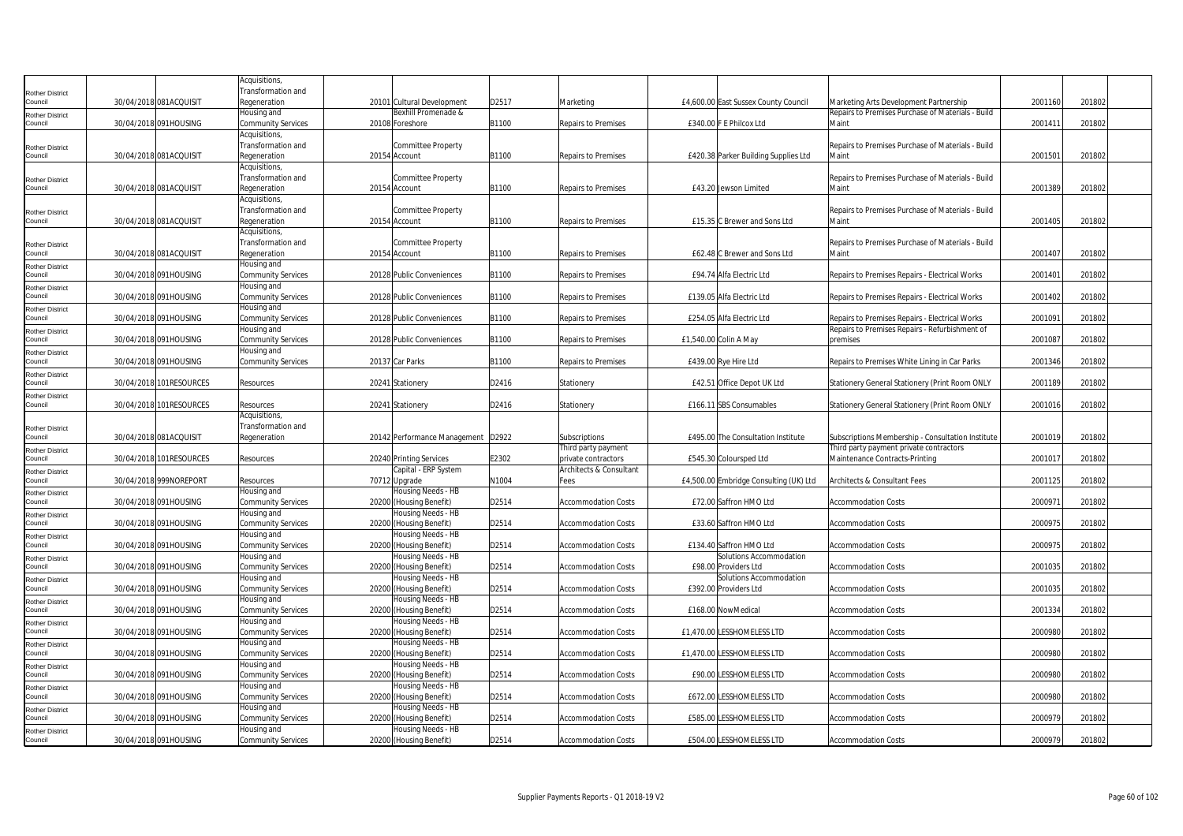| | | | | | | | | | | | | |
|---|---|---|---|---|---|---|---|---|---|---|---|---|
| Rother District Council | 30/04/2018 | 081ACQUISIT | Acquisitions, Transformation and Regeneration | 20101 | Cultural Development | D2517 | Marketing | £4,600.00 | East Sussex County Council | Marketing Arts Development Partnership | 2001160 | 201802 |
| Rother District Council | 30/04/2018 | 091HOUSING | Housing and Community Services | 20108 | Bexhill Promenade & Foreshore | B1100 | Repairs to Premises | £340.00 | F E Philcox Ltd | Repairs to Premises Purchase of Materials - Build Maint | 2001411 | 201802 |
| Rother District Council | 30/04/2018 | 081ACQUISIT | Acquisitions, Transformation and Regeneration | 20154 | Committee Property Account | B1100 | Repairs to Premises | £420.38 | Parker Building Supplies Ltd | Repairs to Premises Purchase of Materials - Build Maint | 2001501 | 201802 |
| Rother District Council | 30/04/2018 | 081ACQUISIT | Acquisitions, Transformation and Regeneration | 20154 | Committee Property Account | B1100 | Repairs to Premises | £43.20 | Jewson Limited | Repairs to Premises Purchase of Materials - Build Maint | 2001389 | 201802 |
| Rother District Council | 30/04/2018 | 081ACQUISIT | Acquisitions, Transformation and Regeneration | 20154 | Committee Property Account | B1100 | Repairs to Premises | £15.35 | C Brewer and Sons Ltd | Repairs to Premises Purchase of Materials - Build Maint | 2001405 | 201802 |
| Rother District Council | 30/04/2018 | 081ACQUISIT | Acquisitions, Transformation and Regeneration | 20154 | Committee Property Account | B1100 | Repairs to Premises | £62.48 | C Brewer and Sons Ltd | Repairs to Premises Purchase of Materials - Build Maint | 2001407 | 201802 |
| Rother District Council | 30/04/2018 | 091HOUSING | Housing and Community Services | 20128 | Public Conveniences | B1100 | Repairs to Premises | £94.74 | Alfa Electric Ltd | Repairs to Premises Repairs - Electrical Works | 2001401 | 201802 |
| Rother District Council | 30/04/2018 | 091HOUSING | Housing and Community Services | 20128 | Public Conveniences | B1100 | Repairs to Premises | £139.05 | Alfa Electric Ltd | Repairs to Premises Repairs - Electrical Works | 2001402 | 201802 |
| Rother District Council | 30/04/2018 | 091HOUSING | Housing and Community Services | 20128 | Public Conveniences | B1100 | Repairs to Premises | £254.05 | Alfa Electric Ltd | Repairs to Premises Repairs - Electrical Works | 2001091 | 201802 |
| Rother District Council | 30/04/2018 | 091HOUSING | Housing and Community Services | 20128 | Public Conveniences | B1100 | Repairs to Premises | £1,540.00 | Colin A May | Repairs to Premises Repairs - Refurbishment of premises | 2001087 | 201802 |
| Rother District Council | 30/04/2018 | 091HOUSING | Housing and Community Services | 20137 | Car Parks | B1100 | Repairs to Premises | £439.00 | Rye Hire Ltd | Repairs to Premises White Lining in Car Parks | 2001346 | 201802 |
| Rother District Council | 30/04/2018 | 101RESOURCES | Resources | 20241 | Stationery | D2416 | Stationery | £42.51 | Office Depot UK Ltd | Stationery General Stationery (Print Room ONLY | 2001189 | 201802 |
| Rother District Council | 30/04/2018 | 101RESOURCES | Resources | 20241 | Stationery | D2416 | Stationery | £166.11 | SBS Consumables | Stationery General Stationery (Print Room ONLY | 2001016 | 201802 |
| Rother District Council | 30/04/2018 | 081ACQUISIT | Acquisitions, Transformation and Regeneration | 20142 | Performance Management | D2922 | Subscriptions | £495.00 | The Consultation Institute | Subscriptions Membership - Consultation Institute | 2001019 | 201802 |
| Rother District Council | 30/04/2018 | 101RESOURCES | Resources | 20240 | Printing Services | E2302 | Third party payment private contractors | £545.30 | Colourspeed Ltd | Third party payment private contractors Maintenance Contracts-Printing | 2001017 | 201802 |
| Rother District Council | 30/04/2018 | 999NOREPORT | Resources | 70712 | Capital - ERP System Upgrade | N1004 | Architects & Consultant Fees | £4,500.00 | Embridge Consulting (UK) Ltd | Architects & Consultant Fees | 2001125 | 201802 |
| Rother District Council | 30/04/2018 | 091HOUSING | Housing and Community Services | 20200 | Housing Needs - HB (Housing Benefit) | D2514 | Accommodation Costs | £72.00 | Saffron HMO Ltd | Accommodation Costs | 2000971 | 201802 |
| Rother District Council | 30/04/2018 | 091HOUSING | Housing and Community Services | 20200 | Housing Needs - HB (Housing Benefit) | D2514 | Accommodation Costs | £33.60 | Saffron HMO Ltd | Accommodation Costs | 2000975 | 201802 |
| Rother District Council | 30/04/2018 | 091HOUSING | Housing and Community Services | 20200 | Housing Needs - HB (Housing Benefit) | D2514 | Accommodation Costs | £134.40 | Saffron HMO Ltd | Accommodation Costs | 2000975 | 201802 |
| Rother District Council | 30/04/2018 | 091HOUSING | Housing and Community Services | 20200 | Housing Needs - HB (Housing Benefit) | D2514 | Accommodation Costs | £98.00 | Solutions Accommodation Providers Ltd | Accommodation Costs | 2001035 | 201802 |
| Rother District Council | 30/04/2018 | 091HOUSING | Housing and Community Services | 20200 | Housing Needs - HB (Housing Benefit) | D2514 | Accommodation Costs | £392.00 | Solutions Accommodation Providers Ltd | Accommodation Costs | 2001035 | 201802 |
| Rother District Council | 30/04/2018 | 091HOUSING | Housing and Community Services | 20200 | Housing Needs - HB (Housing Benefit) | D2514 | Accommodation Costs | £168.00 | NowMedical | Accommodation Costs | 2001334 | 201802 |
| Rother District Council | 30/04/2018 | 091HOUSING | Housing and Community Services | 20200 | Housing Needs - HB (Housing Benefit) | D2514 | Accommodation Costs | £1,470.00 | LESSHOMELESS LTD | Accommodation Costs | 2000980 | 201802 |
| Rother District Council | 30/04/2018 | 091HOUSING | Housing and Community Services | 20200 | Housing Needs - HB (Housing Benefit) | D2514 | Accommodation Costs | £1,470.00 | LESSHOMELESS LTD | Accommodation Costs | 2000980 | 201802 |
| Rother District Council | 30/04/2018 | 091HOUSING | Housing and Community Services | 20200 | Housing Needs - HB (Housing Benefit) | D2514 | Accommodation Costs | £90.00 | LESSHOMELESS LTD | Accommodation Costs | 2000980 | 201802 |
| Rother District Council | 30/04/2018 | 091HOUSING | Housing and Community Services | 20200 | Housing Needs - HB (Housing Benefit) | D2514 | Accommodation Costs | £672.00 | LESSHOMELESS LTD | Accommodation Costs | 2000980 | 201802 |
| Rother District Council | 30/04/2018 | 091HOUSING | Housing and Community Services | 20200 | Housing Needs - HB (Housing Benefit) | D2514 | Accommodation Costs | £585.00 | LESSHOMELESS LTD | Accommodation Costs | 2000979 | 201802 |
| Rother District Council | 30/04/2018 | 091HOUSING | Housing and Community Services | 20200 | Housing Needs - HB (Housing Benefit) | D2514 | Accommodation Costs | £504.00 | LESSHOMELESS LTD | Accommodation Costs | 2000979 | 201802 |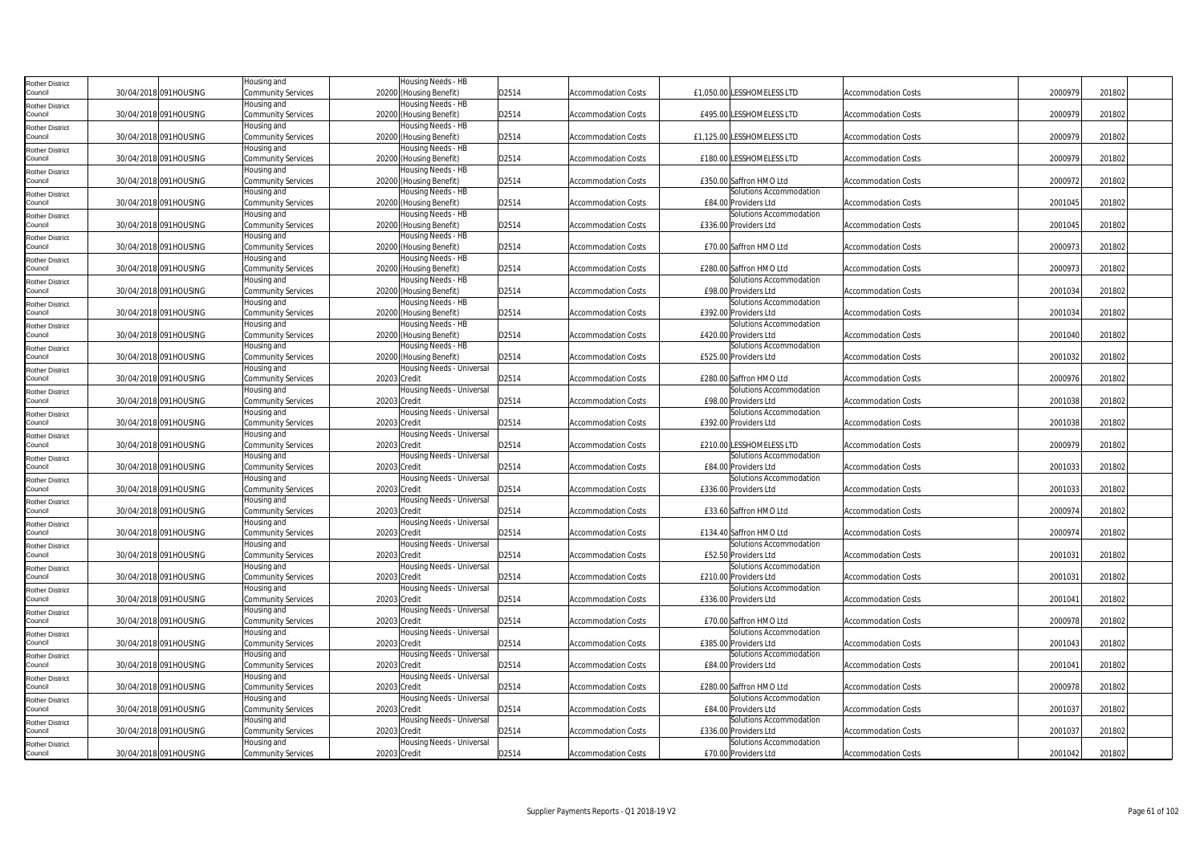| | | | | | | | | | | | | |
|---|---|---|---|---|---|---|---|---|---|---|---|---|
| Rother District Council | 30/04/2018 | 091HOUSING | Housing and Community Services | 20200 | Housing Needs - HB (Housing Benefit) | D2514 | Accommodation Costs | £1,050.00 | LESSHOMELESS LTD | Accommodation Costs | 2000979 | 201802 |
| Rother District Council | 30/04/2018 | 091HOUSING | Housing and Community Services | 20200 | Housing Needs - HB (Housing Benefit) | D2514 | Accommodation Costs | £495.00 | LESSHOMELESS LTD | Accommodation Costs | 2000979 | 201802 |
| Rother District Council | 30/04/2018 | 091HOUSING | Housing and Community Services | 20200 | Housing Needs - HB (Housing Benefit) | D2514 | Accommodation Costs | £1,125.00 | LESSHOMELESS LTD | Accommodation Costs | 2000979 | 201802 |
| Rother District Council | 30/04/2018 | 091HOUSING | Housing and Community Services | 20200 | Housing Needs - HB (Housing Benefit) | D2514 | Accommodation Costs | £180.00 | LESSHOMELESS LTD | Accommodation Costs | 2000979 | 201802 |
| Rother District Council | 30/04/2018 | 091HOUSING | Housing and Community Services | 20200 | Housing Needs - HB (Housing Benefit) | D2514 | Accommodation Costs | £350.00 | Saffron HMO Ltd | Accommodation Costs | 2000972 | 201802 |
| Rother District Council | 30/04/2018 | 091HOUSING | Housing and Community Services | 20200 | Housing Needs - HB (Housing Benefit) | D2514 | Accommodation Costs | £84.00 | Solutions Accommodation Providers Ltd | Accommodation Costs | 2001045 | 201802 |
| Rother District Council | 30/04/2018 | 091HOUSING | Housing and Community Services | 20200 | Housing Needs - HB (Housing Benefit) | D2514 | Accommodation Costs | £336.00 | Solutions Accommodation Providers Ltd | Accommodation Costs | 2001045 | 201802 |
| Rother District Council | 30/04/2018 | 091HOUSING | Housing and Community Services | 20200 | Housing Needs - HB (Housing Benefit) | D2514 | Accommodation Costs | £70.00 | Saffron HMO Ltd | Accommodation Costs | 2000973 | 201802 |
| Rother District Council | 30/04/2018 | 091HOUSING | Housing and Community Services | 20200 | Housing Needs - HB (Housing Benefit) | D2514 | Accommodation Costs | £280.00 | Saffron HMO Ltd | Accommodation Costs | 2000973 | 201802 |
| Rother District Council | 30/04/2018 | 091HOUSING | Housing and Community Services | 20200 | Housing Needs - HB (Housing Benefit) | D2514 | Accommodation Costs | £98.00 | Solutions Accommodation Providers Ltd | Accommodation Costs | 2001034 | 201802 |
| Rother District Council | 30/04/2018 | 091HOUSING | Housing and Community Services | 20200 | Housing Needs - HB (Housing Benefit) | D2514 | Accommodation Costs | £392.00 | Solutions Accommodation Providers Ltd | Accommodation Costs | 2001034 | 201802 |
| Rother District Council | 30/04/2018 | 091HOUSING | Housing and Community Services | 20200 | Housing Needs - HB (Housing Benefit) | D2514 | Accommodation Costs | £420.00 | Solutions Accommodation Providers Ltd | Accommodation Costs | 2001040 | 201802 |
| Rother District Council | 30/04/2018 | 091HOUSING | Housing and Community Services | 20200 | Housing Needs - HB (Housing Benefit) | D2514 | Accommodation Costs | £525.00 | Solutions Accommodation Providers Ltd | Accommodation Costs | 2001032 | 201802 |
| Rother District Council | 30/04/2018 | 091HOUSING | Housing and Community Services | 20203 | Housing Needs - Universal Credit | D2514 | Accommodation Costs | £280.00 | Saffron HMO Ltd | Accommodation Costs | 2000976 | 201802 |
| Rother District Council | 30/04/2018 | 091HOUSING | Housing and Community Services | 20203 | Housing Needs - Universal Credit | D2514 | Accommodation Costs | £98.00 | Solutions Accommodation Providers Ltd | Accommodation Costs | 2001038 | 201802 |
| Rother District Council | 30/04/2018 | 091HOUSING | Housing and Community Services | 20203 | Housing Needs - Universal Credit | D2514 | Accommodation Costs | £392.00 | Solutions Accommodation Providers Ltd | Accommodation Costs | 2001038 | 201802 |
| Rother District Council | 30/04/2018 | 091HOUSING | Housing and Community Services | 20203 | Housing Needs - Universal Credit | D2514 | Accommodation Costs | £210.00 | LESSHOMELESS LTD | Accommodation Costs | 2000979 | 201802 |
| Rother District Council | 30/04/2018 | 091HOUSING | Housing and Community Services | 20203 | Housing Needs - Universal Credit | D2514 | Accommodation Costs | £84.00 | Solutions Accommodation Providers Ltd | Accommodation Costs | 2001033 | 201802 |
| Rother District Council | 30/04/2018 | 091HOUSING | Housing and Community Services | 20203 | Housing Needs - Universal Credit | D2514 | Accommodation Costs | £336.00 | Solutions Accommodation Providers Ltd | Accommodation Costs | 2001033 | 201802 |
| Rother District Council | 30/04/2018 | 091HOUSING | Housing and Community Services | 20203 | Housing Needs - Universal Credit | D2514 | Accommodation Costs | £33.60 | Saffron HMO Ltd | Accommodation Costs | 2000974 | 201802 |
| Rother District Council | 30/04/2018 | 091HOUSING | Housing and Community Services | 20203 | Housing Needs - Universal Credit | D2514 | Accommodation Costs | £134.40 | Saffron HMO Ltd | Accommodation Costs | 2000974 | 201802 |
| Rother District Council | 30/04/2018 | 091HOUSING | Housing and Community Services | 20203 | Housing Needs - Universal Credit | D2514 | Accommodation Costs | £52.50 | Solutions Accommodation Providers Ltd | Accommodation Costs | 2001031 | 201802 |
| Rother District Council | 30/04/2018 | 091HOUSING | Housing and Community Services | 20203 | Housing Needs - Universal Credit | D2514 | Accommodation Costs | £210.00 | Solutions Accommodation Providers Ltd | Accommodation Costs | 2001031 | 201802 |
| Rother District Council | 30/04/2018 | 091HOUSING | Housing and Community Services | 20203 | Housing Needs - Universal Credit | D2514 | Accommodation Costs | £336.00 | Solutions Accommodation Providers Ltd | Accommodation Costs | 2001041 | 201802 |
| Rother District Council | 30/04/2018 | 091HOUSING | Housing and Community Services | 20203 | Housing Needs - Universal Credit | D2514 | Accommodation Costs | £70.00 | Saffron HMO Ltd | Accommodation Costs | 2000978 | 201802 |
| Rother District Council | 30/04/2018 | 091HOUSING | Housing and Community Services | 20203 | Housing Needs - Universal Credit | D2514 | Accommodation Costs | £385.00 | Solutions Accommodation Providers Ltd | Accommodation Costs | 2001043 | 201802 |
| Rother District Council | 30/04/2018 | 091HOUSING | Housing and Community Services | 20203 | Housing Needs - Universal Credit | D2514 | Accommodation Costs | £84.00 | Solutions Accommodation Providers Ltd | Accommodation Costs | 2001041 | 201802 |
| Rother District Council | 30/04/2018 | 091HOUSING | Housing and Community Services | 20203 | Housing Needs - Universal Credit | D2514 | Accommodation Costs | £280.00 | Saffron HMO Ltd | Accommodation Costs | 2000978 | 201802 |
| Rother District Council | 30/04/2018 | 091HOUSING | Housing and Community Services | 20203 | Housing Needs - Universal Credit | D2514 | Accommodation Costs | £84.00 | Solutions Accommodation Providers Ltd | Accommodation Costs | 2001037 | 201802 |
| Rother District Council | 30/04/2018 | 091HOUSING | Housing and Community Services | 20203 | Housing Needs - Universal Credit | D2514 | Accommodation Costs | £336.00 | Solutions Accommodation Providers Ltd | Accommodation Costs | 2001037 | 201802 |
| Rother District Council | 30/04/2018 | 091HOUSING | Housing and Community Services | 20203 | Housing Needs - Universal Credit | D2514 | Accommodation Costs | £70.00 | Solutions Accommodation Providers Ltd | Accommodation Costs | 2001042 | 201802 |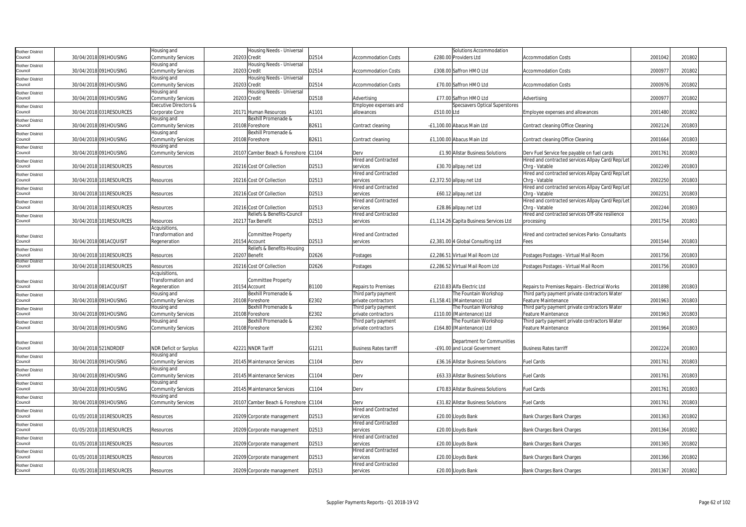| | | | | | | | | | | | | | |
|---|---|---|---|---|---|---|---|---|---|---|---|---|---|
| Rother District Council | 30/04/2018 | 091HOUSING | Housing and Community Services | 20203 | Housing Needs - Universal Credit | D2514 | Accommodation Costs | £280.00 | Solutions Accommodation Providers Ltd | Accommodation Costs | 2001042 | 201802 | |
| Rother District Council | 30/04/2018 | 091HOUSING | Housing and Community Services | 20203 | Housing Needs - Universal Credit | D2514 | Accommodation Costs | £308.00 | Saffron HMO Ltd | Accommodation Costs | 2000977 | 201802 | |
| Rother District Council | 30/04/2018 | 091HOUSING | Housing and Community Services | 20203 | Housing Needs - Universal Credit | D2514 | Accommodation Costs | £70.00 | Saffron HMO Ltd | Accommodation Costs | 2000976 | 201802 | |
| Rother District Council | 30/04/2018 | 091HOUSING | Housing and Community Services | 20203 | Housing Needs - Universal Credit | D2518 | Advertising | £77.00 | Saffron HMO Ltd | Advertising | 2000977 | 201802 | |
| Rother District Council | 30/04/2018 | 031RESOURCES | Executive Directors & Corporate Core | 20171 | Human Resources | A1101 | Employee expenses and allowances | £510.00 | Specsavers Optical Superstores Ltd | Employee expenses and allowances | 2001480 | 201802 | |
| Rother District Council | 30/04/2018 | 091HOUSING | Housing and Community Services | 20108 | Bexhill Promenade & Foreshore | B2611 | Contract cleaning | -£1,100.00 | Abacus Main Ltd | Contract cleaning Office Cleaning | 2002124 | 201803 | |
| Rother District Council | 30/04/2018 | 091HOUSING | Housing and Community Services | 20108 | Bexhill Promenade & Foreshore | B2611 | Contract cleaning | £1,100.00 | Abacus Main Ltd | Contract cleaning Office Cleaning | 2001664 | 201803 | |
| Rother District Council | 30/04/2018 | 091HOUSING | Housing and Community Services | 20107 | Camber Beach & Foreshore | C1104 | Derv | £1.90 | Allstar Business Solutions | Derv Fuel Service fee payable on fuel cards | 2001761 | 201803 | |
| Rother District Council | 30/04/2018 | 101RESOURCES | Resources | 20216 | Cost Of Collection | D2513 | Hired and Contracted services | £30.70 | allpay.net Ltd | Hired and contracted services Allpay Card/Rep/Let Chrg - Vatable | 2002249 | 201803 | |
| Rother District Council | 30/04/2018 | 101RESOURCES | Resources | 20216 | Cost Of Collection | D2513 | Hired and Contracted services | £2,372.50 | allpay.net Ltd | Hired and contracted services Allpay Card/Rep/Let Chrg - Vatable | 2002250 | 201803 | |
| Rother District Council | 30/04/2018 | 101RESOURCES | Resources | 20216 | Cost Of Collection | D2513 | Hired and Contracted services | £60.12 | allpay.net Ltd | Hired and contracted services Allpay Card/Rep/Let Chrg - Vatable | 2002251 | 201803 | |
| Rother District Council | 30/04/2018 | 101RESOURCES | Resources | 20216 | Cost Of Collection | D2513 | Hired and Contracted services | £28.86 | allpay.net Ltd | Hired and contracted services Allpay Card/Rep/Let Chrg - Vatable | 2002244 | 201803 | |
| Rother District Council | 30/04/2018 | 101RESOURCES | Resources | 20217 | Reliefs & Benefits-Council Tax Benefit | D2513 | Hired and Contracted services | £1,114.26 | Capita Business Services Ltd | Hired and contracted services Off-site resilience processing | 2001754 | 201803 | |
| Rother District Council | 30/04/2018 | 081ACQUISIT | Acquisitions, Transformation and Regeneration | 20154 | Committee Property Account | D2513 | Hired and Contracted services | £2,381.00 | 4 Global Consulting Ltd | Hired and contracted services Parks- Consultants Fees | 2001544 | 201803 | |
| Rother District Council | 30/04/2018 | 101RESOURCES | Resources | 20207 | Reliefs & Benefits-Housing Benefit | D2626 | Postages | £2,286.51 | Virtual Mail Room Ltd | Postages Postages - Virtual Mail Room | 2001756 | 201803 | |
| Rother District Council | 30/04/2018 | 101RESOURCES | Resources | 20216 | Cost Of Collection | D2626 | Postages | £2,286.52 | Virtual Mail Room Ltd | Postages Postages - Virtual Mail Room | 2001756 | 201803 | |
| Rother District Council | 30/04/2018 | 081ACQUISIT | Acquisitions, Transformation and Regeneration | 20154 | Committee Property Account | B1100 | Repairs to Premises | £210.83 | Alfa Electric Ltd | Repairs to Premises Repairs - Electrical Works | 2001898 | 201803 | |
| Rother District Council | 30/04/2018 | 091HOUSING | Housing and Community Services | 20108 | Bexhill Promenade & Foreshore | E2302 | Third party payment private contractors | £1,158.41 | The Fountain Workshop (Maintenance) Ltd | Third party payment private contractors Water Feature Maintenance | 2001963 | 201803 | |
| Rother District Council | 30/04/2018 | 091HOUSING | Housing and Community Services | 20108 | Bexhill Promenade & Foreshore | E2302 | Third party payment private contractors | £110.00 | The Fountain Workshop (Maintenance) Ltd | Third party payment private contractors Water Feature Maintenance | 2001963 | 201803 | |
| Rother District Council | 30/04/2018 | 091HOUSING | Housing and Community Services | 20108 | Bexhill Promenade & Foreshore | E2302 | Third party payment private contractors | £164.80 | The Fountain Workshop (Maintenance) Ltd | Third party payment private contractors Water Feature Maintenance | 2001964 | 201803 | |
| Rother District Council | 30/04/2018 | 521NDRDEF | NDR Deficit or Surplus | 42221 | NNDR Tariff | G1211 | Business Rates tarriff | -£91.00 | Department for Communities and Local Government | Business Rates tarriff | 2002224 | 201803 | |
| Rother District Council | 30/04/2018 | 091HOUSING | Housing and Community Services | 20145 | Maintenance Services | C1104 | Derv | £36.16 | Allstar Business Solutions | Fuel Cards | 2001761 | 201803 | |
| Rother District Council | 30/04/2018 | 091HOUSING | Housing and Community Services | 20145 | Maintenance Services | C1104 | Derv | £63.33 | Allstar Business Solutions | Fuel Cards | 2001761 | 201803 | |
| Rother District Council | 30/04/2018 | 091HOUSING | Housing and Community Services | 20145 | Maintenance Services | C1104 | Derv | £70.83 | Allstar Business Solutions | Fuel Cards | 2001761 | 201803 | |
| Rother District Council | 30/04/2018 | 091HOUSING | Housing and Community Services | 20107 | Camber Beach & Foreshore | C1104 | Derv | £31.82 | Allstar Business Solutions | Fuel Cards | 2001761 | 201803 | |
| Rother District Council | 01/05/2018 | 101RESOURCES | Resources | 20209 | Corporate management | D2513 | Hired and Contracted services | £20.00 | Lloyds Bank | Bank Charges Bank Charges | 2001363 | 201802 | |
| Rother District Council | 01/05/2018 | 101RESOURCES | Resources | 20209 | Corporate management | D2513 | Hired and Contracted services | £20.00 | Lloyds Bank | Bank Charges Bank Charges | 2001364 | 201802 | |
| Rother District Council | 01/05/2018 | 101RESOURCES | Resources | 20209 | Corporate management | D2513 | Hired and Contracted services | £20.00 | Lloyds Bank | Bank Charges Bank Charges | 2001365 | 201802 | |
| Rother District Council | 01/05/2018 | 101RESOURCES | Resources | 20209 | Corporate management | D2513 | Hired and Contracted services | £20.00 | Lloyds Bank | Bank Charges Bank Charges | 2001366 | 201802 | |
| Rother District Council | 01/05/2018 | 101RESOURCES | Resources | 20209 | Corporate management | D2513 | Hired and Contracted services | £20.00 | Lloyds Bank | Bank Charges Bank Charges | 2001367 | 201802 | |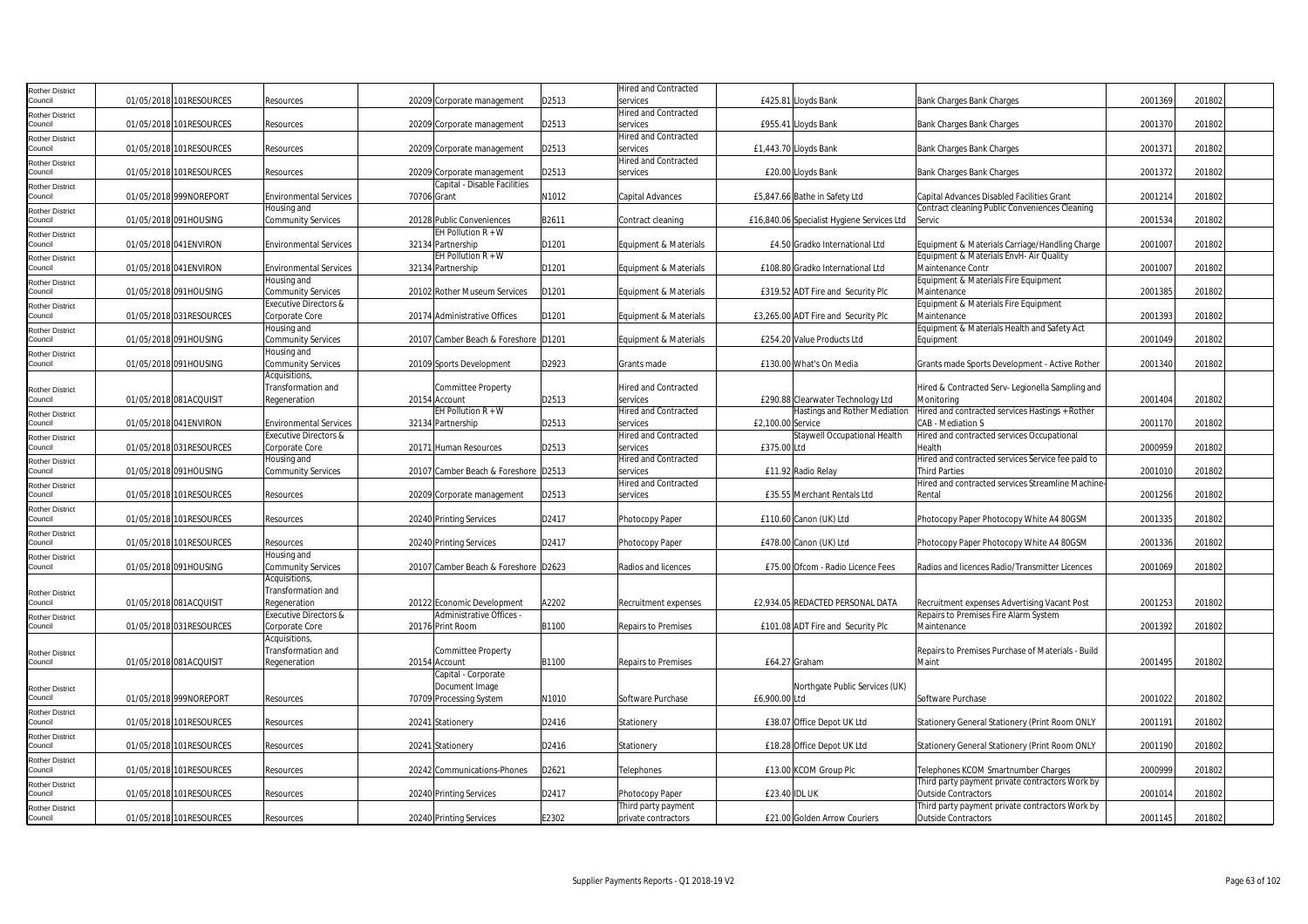| Rother District Council | 01/05/2018 | 101RESOURCES | Resources | 20209 | Corporate management | D2513 | Hired and Contracted services | £425.81 | Lloyds Bank | Bank Charges Bank Charges | 2001369 | 201802 |
|---|---|---|---|---|---|---|---|---|---|---|---|---|
| Rother District Council | 01/05/2018 | 101RESOURCES | Resources | 20209 | Corporate management | D2513 | Hired and Contracted services | £955.41 | Lloyds Bank | Bank Charges Bank Charges | 2001370 | 201802 |
| Rother District Council | 01/05/2018 | 101RESOURCES | Resources | 20209 | Corporate management | D2513 | Hired and Contracted services | £1,443.70 | Lloyds Bank | Bank Charges Bank Charges | 2001371 | 201802 |
| Rother District Council | 01/05/2018 | 101RESOURCES | Resources | 20209 | Corporate management | D2513 | Hired and Contracted services | £20.00 | Lloyds Bank | Bank Charges Bank Charges | 2001372 | 201802 |
| Rother District Council | 01/05/2018 | 999NOREPORT | Environmental Services | 70706 | Capital - Disable Facilities Grant | N1012 | Capital Advances | £5,847.66 | Bathe in Safety Ltd | Capital Advances Disabled Facilities Grant | 2001214 | 201802 |
| Rother District Council | 01/05/2018 | 091HOUSING | Housing and Community Services | 20128 | Public Conveniences | B2611 | Contract cleaning | £16,840.06 | Specialist Hygiene Services Ltd | Contract cleaning Public Conveniences Cleaning Servic | 2001534 | 201802 |
| Rother District Council | 01/05/2018 | 041ENVIRON | Environmental Services | 32134 | EH Pollution R + W Partnership | D1201 | Equipment & Materials | £4.50 | Gradko International Ltd | Equipment & Materials Carriage/Handling Charge | 2001007 | 201802 |
| Rother District Council | 01/05/2018 | 041ENVIRON | Environmental Services | 32134 | EH Pollution R + W Partnership | D1201 | Equipment & Materials | £108.80 | Gradko International Ltd | Equipment & Materials EnvH- Air Quality Maintenance Contr | 2001007 | 201802 |
| Rother District Council | 01/05/2018 | 091HOUSING | Housing and Community Services | 20102 | Rother Museum Services | D1201 | Equipment & Materials | £319.52 | ADT Fire and Security Plc | Equipment & Materials Fire Equipment Maintenance | 2001385 | 201802 |
| Rother District Council | 01/05/2018 | 031RESOURCES | Executive Directors & Corporate Core | 20174 | Administrative Offices | D1201 | Equipment & Materials | £3,265.00 | ADT Fire and Security Plc | Equipment & Materials Fire Equipment Maintenance | 2001393 | 201802 |
| Rother District Council | 01/05/2018 | 091HOUSING | Housing and Community Services | 20107 | Camber Beach & Foreshore | D1201 | Equipment & Materials | £254.20 | Value Products Ltd | Equipment & Materials Health and Safety Act Equipment | 2001049 | 201802 |
| Rother District Council | 01/05/2018 | 091HOUSING | Housing and Community Services | 20109 | Sports Development | D2923 | Grants made | £130.00 | What's On Media | Grants made Sports Development - Active Rother | 2001340 | 201802 |
| Rother District Council | 01/05/2018 | 081ACQUISIT | Acquisitions, Transformation and Regeneration | 20154 | Committee Property Account | D2513 | Hired and Contracted services | £290.88 | Clearwater Technology Ltd | Hired & Contracted Serv- Legionella Sampling and Monitoring | 2001404 | 201802 |
| Rother District Council | 01/05/2018 | 041ENVIRON | Environmental Services | 32134 | EH Pollution R + W Partnership | D2513 | Hired and Contracted services | £2,100.00 | Hastings and Rother Mediation Service | Hired and contracted services Hastings + Rother CAB - Mediation S | 2001170 | 201802 |
| Rother District Council | 01/05/2018 | 031RESOURCES | Executive Directors & Corporate Core | 20171 | Human Resources | D2513 | Hired and Contracted services | £375.00 | Staywell Occupational Health Ltd | Hired and contracted services Occupational Health | 2000959 | 201802 |
| Rother District Council | 01/05/2018 | 091HOUSING | Housing and Community Services | 20107 | Camber Beach & Foreshore | D2513 | Hired and Contracted services | £11.92 | Radio Relay | Hired and contracted services Service fee paid to Third Parties | 2001010 | 201802 |
| Rother District Council | 01/05/2018 | 101RESOURCES | Resources | 20209 | Corporate management | D2513 | Hired and Contracted services | £35.55 | Merchant Rentals Ltd | Hired and contracted services Streamline Machine-Rental | 2001256 | 201802 |
| Rother District Council | 01/05/2018 | 101RESOURCES | Resources | 20240 | Printing Services | D2417 | Photocopy Paper | £110.60 | Canon (UK) Ltd | Photocopy Paper Photocopy White A4 80GSM | 2001335 | 201802 |
| Rother District Council | 01/05/2018 | 101RESOURCES | Resources | 20240 | Printing Services | D2417 | Photocopy Paper | £478.00 | Canon (UK) Ltd | Photocopy Paper Photocopy White A4 80GSM | 2001336 | 201802 |
| Rother District Council | 01/05/2018 | 091HOUSING | Housing and Community Services | 20107 | Camber Beach & Foreshore | D2623 | Radios and licences | £75.00 | Ofcom - Radio Licence Fees | Radios and licences Radio/Transmitter Licences | 2001069 | 201802 |
| Rother District Council | 01/05/2018 | 081ACQUISIT | Acquisitions, Transformation and Regeneration | 20122 | Economic Development | A2202 | Recruitment expenses | £2,934.05 | REDACTED PERSONAL DATA | Recruitment expenses Advertising Vacant Post | 2001253 | 201802 |
| Rother District Council | 01/05/2018 | 031RESOURCES | Executive Directors & Corporate Core | 20176 | Administrative Offices - Print Room | B1100 | Repairs to Premises | £101.08 | ADT Fire and Security Plc | Repairs to Premises Fire Alarm System Maintenance | 2001392 | 201802 |
| Rother District Council | 01/05/2018 | 081ACQUISIT | Acquisitions, Transformation and Regeneration | 20154 | Committee Property Account | B1100 | Repairs to Premises | £64.27 | Graham | Repairs to Premises Purchase of Materials - Build Maint | 2001495 | 201802 |
| Rother District Council | 01/05/2018 | 999NOREPORT | Resources | 70709 | Capital - Corporate Document Image Processing System | N1010 | Software Purchase | £6,900.00 | Northgate Public Services (UK) Ltd | Software Purchase | 2001022 | 201802 |
| Rother District Council | 01/05/2018 | 101RESOURCES | Resources | 20241 | Stationery | D2416 | Stationery | £38.07 | Office Depot UK Ltd | Stationery General Stationery (Print Room ONLY | 2001191 | 201802 |
| Rother District Council | 01/05/2018 | 101RESOURCES | Resources | 20241 | Stationery | D2416 | Stationery | £18.28 | Office Depot UK Ltd | Stationery General Stationery (Print Room ONLY | 2001190 | 201802 |
| Rother District Council | 01/05/2018 | 101RESOURCES | Resources | 20242 | Communications-Phones | D2621 | Telephones | £13.00 | KCOM Group Plc | Telephones KCOM Smartnumber Charges | 2000999 | 201802 |
| Rother District Council | 01/05/2018 | 101RESOURCES | Resources | 20240 | Printing Services | D2417 | Photocopy Paper | £23.40 | IDL UK | Third party payment private contractors Work by Outside Contractors | 2001014 | 201802 |
| Rother District Council | 01/05/2018 | 101RESOURCES | Resources | 20240 | Printing Services | E2302 | Third party payment private contractors | £21.00 | Golden Arrow Couriers | Third party payment private contractors Work by Outside Contractors | 2001145 | 201802 |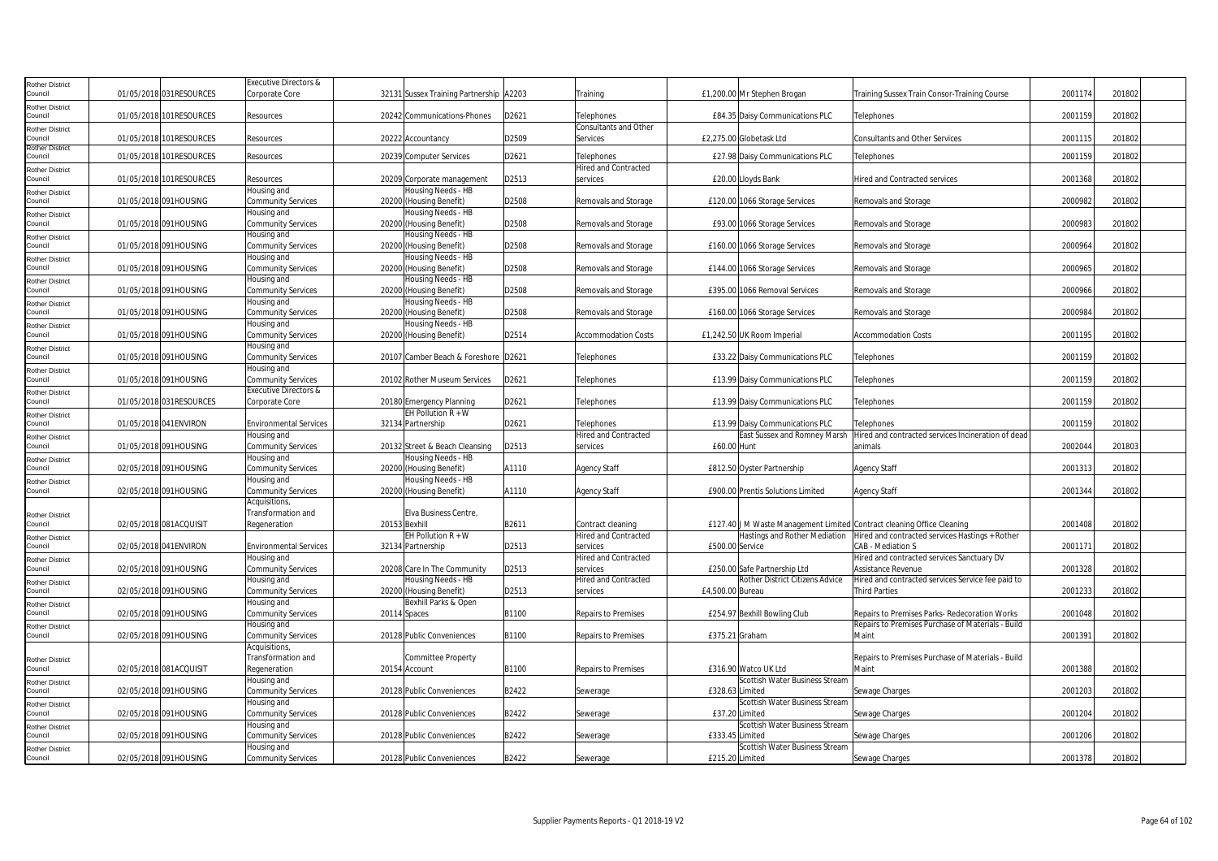| Rother District Council | 01/05/2018 | 031RESOURCES | Executive Directors & Corporate Core | 32131 | Sussex Training Partnership | A2203 | Training | £1,200.00 | Mr Stephen Brogan | Training Sussex Train Consor-Training Course | 2001174 | 201802 |
|---|---|---|---|---|---|---|---|---|---|---|---|---|
| Rother District Council | 01/05/2018 | 101RESOURCES | Resources | 20242 | Communications-Phones | D2621 | Telephones | £84.35 | Daisy Communications PLC | Telephones | 2001159 | 201802 |
| Rother District Council | 01/05/2018 | 101RESOURCES | Resources | 20222 | Accountancy | D2509 | Consultants and Other Services | £2,275.00 | Globetask Ltd | Consultants and Other Services | 2001115 | 201802 |
| Rother District Council | 01/05/2018 | 101RESOURCES | Resources | 20239 | Computer Services | D2621 | Telephones | £27.98 | Daisy Communications PLC | Telephones | 2001159 | 201802 |
| Rother District Council | 01/05/2018 | 101RESOURCES | Resources | 20209 | Corporate management | D2513 | Hired and Contracted services | £20.00 | Lloyds Bank | Hired and Contracted services | 2001368 | 201802 |
| Rother District Council | 01/05/2018 | 091HOUSING | Housing and Community Services | 20200 | Housing Needs - HB (Housing Benefit) | D2508 | Removals and Storage | £120.00 | 1066 Storage Services | Removals and Storage | 2000982 | 201802 |
| Rother District Council | 01/05/2018 | 091HOUSING | Housing and Community Services | 20200 | Housing Needs - HB (Housing Benefit) | D2508 | Removals and Storage | £93.00 | 1066 Storage Services | Removals and Storage | 2000983 | 201802 |
| Rother District Council | 01/05/2018 | 091HOUSING | Housing and Community Services | 20200 | Housing Needs - HB (Housing Benefit) | D2508 | Removals and Storage | £160.00 | 1066 Storage Services | Removals and Storage | 2000964 | 201802 |
| Rother District Council | 01/05/2018 | 091HOUSING | Housing and Community Services | 20200 | Housing Needs - HB (Housing Benefit) | D2508 | Removals and Storage | £144.00 | 1066 Storage Services | Removals and Storage | 2000965 | 201802 |
| Rother District Council | 01/05/2018 | 091HOUSING | Housing and Community Services | 20200 | Housing Needs - HB (Housing Benefit) | D2508 | Removals and Storage | £395.00 | 1066 Removal Services | Removals and Storage | 2000966 | 201802 |
| Rother District Council | 01/05/2018 | 091HOUSING | Housing and Community Services | 20200 | Housing Needs - HB (Housing Benefit) | D2508 | Removals and Storage | £160.00 | 1066 Storage Services | Removals and Storage | 2000984 | 201802 |
| Rother District Council | 01/05/2018 | 091HOUSING | Housing and Community Services | 20200 | Housing Needs - HB (Housing Benefit) | D2514 | Accommodation Costs | £1,242.50 | UK Room Imperial | Accommodation Costs | 2001195 | 201802 |
| Rother District Council | 01/05/2018 | 091HOUSING | Housing and Community Services | 20107 | Camber Beach & Foreshore | D2621 | Telephones | £33.22 | Daisy Communications PLC | Telephones | 2001159 | 201802 |
| Rother District Council | 01/05/2018 | 091HOUSING | Housing and Community Services | 20102 | Rother Museum Services | D2621 | Telephones | £13.99 | Daisy Communications PLC | Telephones | 2001159 | 201802 |
| Rother District Council | 01/05/2018 | 031RESOURCES | Executive Directors & Corporate Core | 20180 | Emergency Planning | D2621 | Telephones | £13.99 | Daisy Communications PLC | Telephones | 2001159 | 201802 |
| Rother District Council | 01/05/2018 | 041ENVIRON | Environmental Services | 32134 | EH Pollution R + W Partnership | D2621 | Telephones | £13.99 | Daisy Communications PLC | Telephones | 2001159 | 201802 |
| Rother District Council | 01/05/2018 | 091HOUSING | Housing and Community Services | 20132 | Street & Beach Cleansing | D2513 | Hired and Contracted services | £60.00 | East Sussex and Romney Marsh Hunt | Hired and contracted services Incineration of dead animals | 2002044 | 201803 |
| Rother District Council | 02/05/2018 | 091HOUSING | Housing and Community Services | 20200 | Housing Needs - HB (Housing Benefit) | A1110 | Agency Staff | £812.50 | Oyster Partnership | Agency Staff | 2001313 | 201802 |
| Rother District Council | 02/05/2018 | 091HOUSING | Housing and Community Services | 20200 | Housing Needs - HB (Housing Benefit) | A1110 | Agency Staff | £900.00 | Prentis Solutions Limited | Agency Staff | 2001344 | 201802 |
| Rother District Council | 02/05/2018 | 081ACQUISIT | Acquisitions, Transformation and Regeneration | 20153 | Elva Business Centre, Bexhill | B2611 | Contract cleaning | £127.40 | J M Waste Management Limited | Contract cleaning Office Cleaning | 2001408 | 201802 |
| Rother District Council | 02/05/2018 | 041ENVIRON | Environmental Services | 32134 | EH Pollution R + W Partnership | D2513 | Hired and Contracted services | £500.00 | Hastings and Rother Mediation Service | Hired and contracted services Hastings + Rother CAB - Mediation S | 2001171 | 201802 |
| Rother District Council | 02/05/2018 | 091HOUSING | Housing and Community Services | 20208 | Care In The Community | D2513 | Hired and Contracted services | £250.00 | Safe Partnership Ltd | Hired and contracted services Sanctuary DV Assistance Revenue | 2001328 | 201802 |
| Rother District Council | 02/05/2018 | 091HOUSING | Housing and Community Services | 20200 | Housing Needs - HB (Housing Benefit) | D2513 | Hired and Contracted services | £4,500.00 | Rother District Citizens Advice Bureau | Hired and contracted services Service fee paid to Third Parties | 2001233 | 201802 |
| Rother District Council | 02/05/2018 | 091HOUSING | Housing and Community Services | 20114 | Bexhill Parks & Open Spaces | B1100 | Repairs to Premises | £254.97 | Bexhill Bowling Club | Repairs to Premises Parks- Redecoration Works | 2001048 | 201802 |
| Rother District Council | 02/05/2018 | 091HOUSING | Housing and Community Services | 20128 | Public Conveniences | B1100 | Repairs to Premises | £375.21 | Graham | Repairs to Premises Purchase of Materials - Build Maint | 2001391 | 201802 |
| Rother District Council | 02/05/2018 | 081ACQUISIT | Acquisitions, Transformation and Regeneration | 20154 | Committee Property Account | B1100 | Repairs to Premises | £316.90 | Watco UK Ltd | Repairs to Premises Purchase of Materials - Build Maint | 2001388 | 201802 |
| Rother District Council | 02/05/2018 | 091HOUSING | Housing and Community Services | 20128 | Public Conveniences | B2422 | Sewerage | £328.63 | Scottish Water Business Stream Limited | Sewage Charges | 2001203 | 201802 |
| Rother District Council | 02/05/2018 | 091HOUSING | Housing and Community Services | 20128 | Public Conveniences | B2422 | Sewerage | £37.20 | Scottish Water Business Stream Limited | Sewage Charges | 2001204 | 201802 |
| Rother District Council | 02/05/2018 | 091HOUSING | Housing and Community Services | 20128 | Public Conveniences | B2422 | Sewerage | £333.45 | Scottish Water Business Stream Limited | Sewage Charges | 2001206 | 201802 |
| Rother District Council | 02/05/2018 | 091HOUSING | Housing and Community Services | 20128 | Public Conveniences | B2422 | Sewerage | £215.20 | Scottish Water Business Stream Limited | Sewage Charges | 2001378 | 201802 |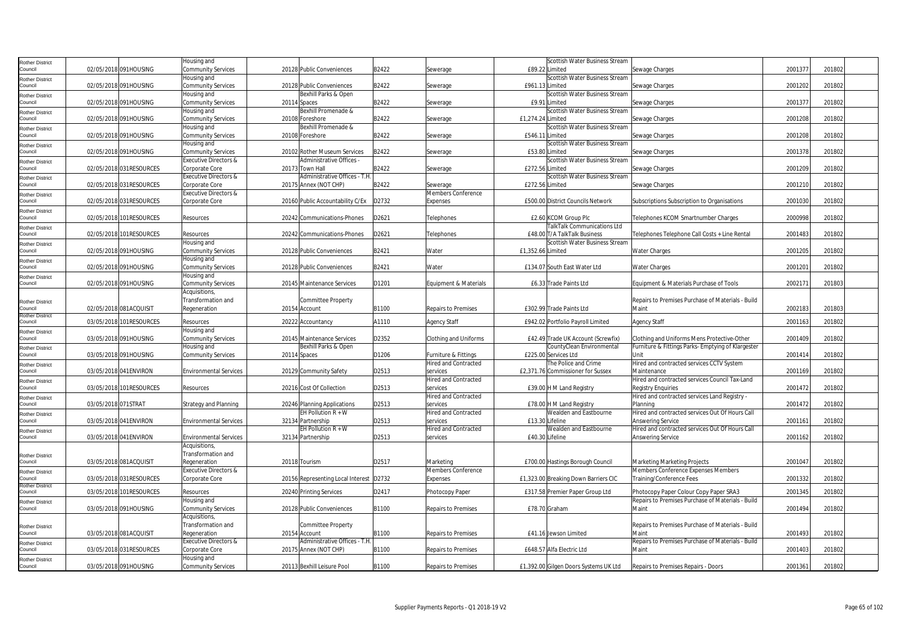| | | | | | | | | | | | | | |
|---|---|---|---|---|---|---|---|---|---|---|---|---|---|
| Rother District Council | 02/05/2018 | 091HOUSING | Housing and Community Services | 20128 | Public Conveniences | B2422 | Sewerage | £89.22 | Scottish Water Business Stream Limited | Sewage Charges | 2001377 | 201802 | |
| Rother District Council | 02/05/2018 | 091HOUSING | Housing and Community Services | 20128 | Public Conveniences | B2422 | Sewerage | £961.13 | Scottish Water Business Stream Limited | Sewage Charges | 2001202 | 201802 | |
| Rother District Council | 02/05/2018 | 091HOUSING | Housing and Community Services | 20114 | Bexhill Parks & Open Spaces | B2422 | Sewerage | £9.91 | Scottish Water Business Stream Limited | Sewage Charges | 2001377 | 201802 | |
| Rother District Council | 02/05/2018 | 091HOUSING | Housing and Community Services | 20108 | Bexhill Promenade & Foreshore | B2422 | Sewerage | £1,274.24 | Scottish Water Business Stream Limited | Sewage Charges | 2001208 | 201802 | |
| Rother District Council | 02/05/2018 | 091HOUSING | Housing and Community Services | 20108 | Bexhill Promenade & Foreshore | B2422 | Sewerage | £546.11 | Scottish Water Business Stream Limited | Sewage Charges | 2001208 | 201802 | |
| Rother District Council | 02/05/2018 | 091HOUSING | Housing and Community Services | 20102 | Rother Museum Services | B2422 | Sewerage | £53.80 | Scottish Water Business Stream Limited | Sewage Charges | 2001378 | 201802 | |
| Rother District Council | 02/05/2018 | 031RESOURCES | Executive Directors & Corporate Core | 20173 | Administrative Offices - Town Hall | B2422 | Sewerage | £272.56 | Scottish Water Business Stream Limited | Sewage Charges | 2001209 | 201802 | |
| Rother District Council | 02/05/2018 | 031RESOURCES | Executive Directors & Corporate Core | 20175 | Administrative Offices - T.H. Annex (NOT CHP) | B2422 | Sewerage | £272.56 | Scottish Water Business Stream Limited | Sewage Charges | 2001210 | 201802 | |
| Rother District Council | 02/05/2018 | 031RESOURCES | Executive Directors & Corporate Core | 20160 | Public Accountability C/Ex | D2732 | Members Conference Expenses | £500.00 | District Councils Network | Subscriptions Subscription to Organisations | 2001030 | 201802 | |
| Rother District Council | 02/05/2018 | 101RESOURCES | Resources | 20242 | Communications-Phones | D2621 | Telephones | £2.60 | KCOM Group Plc | Telephones KCOM Smartnumber Charges | 2000998 | 201802 | |
| Rother District Council | 02/05/2018 | 101RESOURCES | Resources | 20242 | Communications-Phones | D2621 | Telephones | £48.00 | TalkTalk Communications Ltd T/A TalkTalk Business | Telephones Telephone Call Costs + Line Rental | 2001483 | 201802 | |
| Rother District Council | 02/05/2018 | 091HOUSING | Housing and Community Services | 20128 | Public Conveniences | B2421 | Water | £1,352.66 | Scottish Water Business Stream Limited | Water Charges | 2001205 | 201802 | |
| Rother District Council | 02/05/2018 | 091HOUSING | Housing and Community Services | 20128 | Public Conveniences | B2421 | Water | £134.07 | South East Water Ltd | Water Charges | 2001201 | 201802 | |
| Rother District Council | 02/05/2018 | 091HOUSING | Housing and Community Services | 20145 | Maintenance Services | D1201 | Equipment & Materials | £6.33 | Trade Paints Ltd | Equipment & Materials Purchase of Tools | 2002171 | 201803 | |
| Rother District Council | 02/05/2018 | 081ACQUISIT | Acquisitions, Transformation and Regeneration | 20154 | Committee Property Account | B1100 | Repairs to Premises | £302.99 | Trade Paints Ltd | Repairs to Premises Purchase of Materials - Build Maint | 2002183 | 201803 | |
| Rother District Council | 03/05/2018 | 101RESOURCES | Resources | 20222 | Accountancy | A1110 | Agency Staff | £942.02 | Portfolio Payroll Limited | Agency Staff | 2001163 | 201802 | |
| Rother District Council | 03/05/2018 | 091HOUSING | Housing and Community Services | 20145 | Maintenance Services | D2352 | Clothing and Uniforms | £42.49 | Trade UK Account (Screwfix) | Clothing and Uniforms Mens Protective-Other | 2001409 | 201802 | |
| Rother District Council | 03/05/2018 | 091HOUSING | Housing and Community Services | 20114 | Bexhill Parks & Open Spaces | D1206 | Furniture & Fittings | £225.00 | CountyClean Environmental Services Ltd | Furniture & Fittings Parks- Emptying of Klargester Unit | 2001414 | 201802 | |
| Rother District Council | 03/05/2018 | 041ENVIRON | Environmental Services | 20129 | Community Safety | D2513 | Hired and Contracted services | £2,371.76 | The Police and Crime Commissioner for Sussex | Hired and contracted services CCTV System Maintenance | 2001169 | 201802 | |
| Rother District Council | 03/05/2018 | 101RESOURCES | Resources | 20216 | Cost Of Collection | D2513 | Hired and Contracted services | £39.00 | H M Land Registry | Hired and contracted services Council Tax-Land Registry Enquiries | 2001472 | 201802 | |
| Rother District Council | 03/05/2018 | 071STRAT | Strategy and Planning | 20246 | Planning Applications | D2513 | Hired and Contracted services | £78.00 | H M Land Registry | Hired and contracted services Land Registry - Planning | 2001472 | 201802 | |
| Rother District Council | 03/05/2018 | 041ENVIRON | Environmental Services | 32134 | EH Pollution R + W Partnership | D2513 | Hired and Contracted services | £13.30 | Wealden and Eastbourne Lifeline | Hired and contracted services Out Of Hours Call Answering Service | 2001161 | 201802 | |
| Rother District Council | 03/05/2018 | 041ENVIRON | Environmental Services | 32134 | EH Pollution R + W Partnership | D2513 | Hired and Contracted services | £40.30 | Wealden and Eastbourne Lifeline | Hired and contracted services Out Of Hours Call Answering Service | 2001162 | 201802 | |
| Rother District Council | 03/05/2018 | 081ACQUISIT | Acquisitions, Transformation and Regeneration | 20118 | Tourism | D2517 | Marketing | £700.00 | Hastings Borough Council | Marketing Marketing Projects | 2001047 | 201802 | |
| Rother District Council | 03/05/2018 | 031RESOURCES | Executive Directors & Corporate Core | 20156 | Representing Local Interest | D2732 | Members Conference Expenses | £1,323.00 | Breaking Down Barriers CIC | Members Conference Expenses Members Training/Conference Fees | 2001332 | 201802 | |
| Rother District Council | 03/05/2018 | 101RESOURCES | Resources | 20240 | Printing Services | D2417 | Photocopy Paper | £317.58 | Premier Paper Group Ltd | Photocopy Paper Colour Copy Paper SRA3 | 2001345 | 201802 | |
| Rother District Council | 03/05/2018 | 091HOUSING | Housing and Community Services | 20128 | Public Conveniences | B1100 | Repairs to Premises | £78.70 | Graham | Repairs to Premises Purchase of Materials - Build Maint | 2001494 | 201802 | |
| Rother District Council | 03/05/2018 | 081ACQUISIT | Acquisitions, Transformation and Regeneration | 20154 | Committee Property Account | B1100 | Repairs to Premises | £41.16 | Jewson Limited | Repairs to Premises Purchase of Materials - Build Maint | 2001493 | 201802 | |
| Rother District Council | 03/05/2018 | 031RESOURCES | Executive Directors & Corporate Core | 20175 | Administrative Offices - T.H. Annex (NOT CHP) | B1100 | Repairs to Premises | £648.57 | Alfa Electric Ltd | Repairs to Premises Purchase of Materials - Build Maint | 2001403 | 201802 | |
| Rother District Council | 03/05/2018 | 091HOUSING | Housing and Community Services | 20113 | Bexhill Leisure Pool | B1100 | Repairs to Premises | £1,392.00 | Gilgen Doors Systems UK Ltd | Repairs to Premises Repairs - Doors | 2001361 | 201802 | |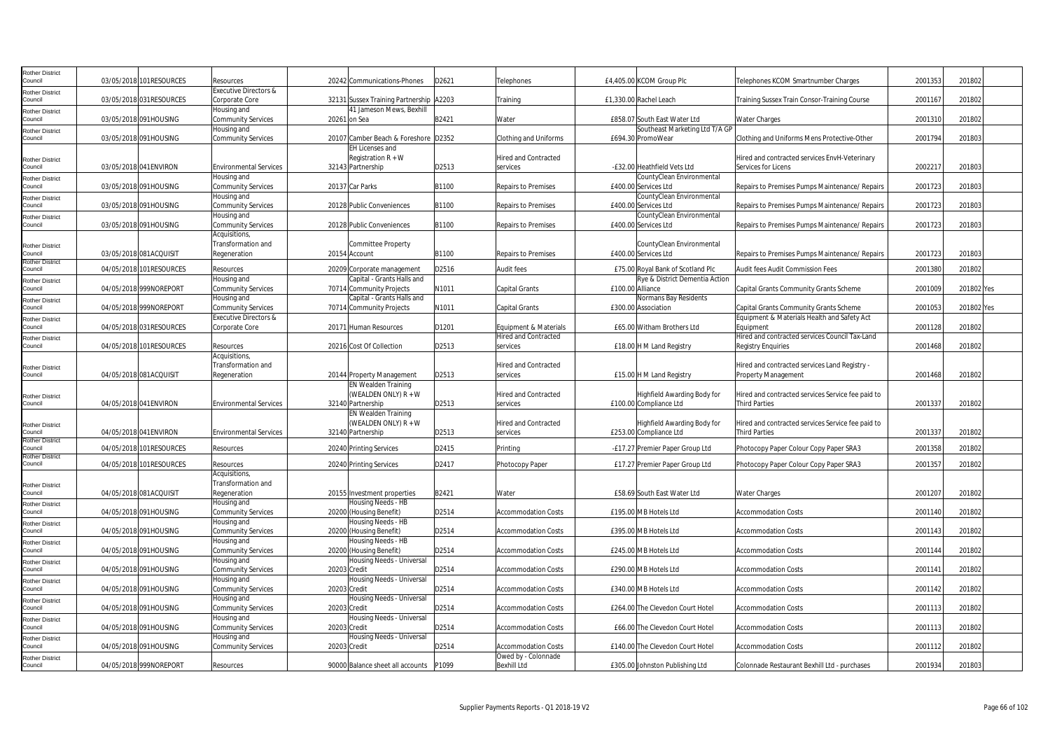| | | | | | | | | | | | | | | |
|---|---|---|---|---|---|---|---|---|---|---|---|---|---|---|
| Rother District Council | 03/05/2018 | 101RESOURCES | Resources | 20242 | Communications-Phones | D2621 | Telephones | £4,405.00 | KCOM Group Plc | Telephones KCOM Smartnumber Charges | 2001353 | 201802 | |
| Rother District Council | 03/05/2018 | 031RESOURCES | Executive Directors & Corporate Core | 32131 | Sussex Training Partnership | A2203 | Training | £1,330.00 | Rachel Leach | Training Sussex Train Consor-Training Course | 2001167 | 201802 | |
| Rother District Council | 03/05/2018 | 091HOUSING | Housing and Community Services | 20261 | 41 Jameson Mews, Bexhill on Sea | B2421 | Water | £858.07 | South East Water Ltd | Water Charges | 2001310 | 201802 | |
| Rother District Council | 03/05/2018 | 091HOUSING | Housing and Community Services | 20107 | Camber Beach & Foreshore | D2352 | Clothing and Uniforms | £694.30 | Southeast Marketing Ltd T/A GP PromoWear | Clothing and Uniforms Mens Protective-Other | 2001794 | 201803 | |
| Rother District Council | 03/05/2018 | 041ENVIRON | Environmental Services | 32143 | EH Licenses and Registration R + W Partnership | D2513 | Hired and Contracted services | -£32.00 | Heathfield Vets Ltd | Hired and contracted services EnvH-Veterinary Services for Licens | 2002217 | 201803 | |
| Rother District Council | 03/05/2018 | 091HOUSING | Housing and Community Services | 20137 | Car Parks | B1100 | Repairs to Premises | £400.00 | CountyClean Environmental Services Ltd | Repairs to Premises Pumps Maintenance/ Repairs | 2001723 | 201803 | |
| Rother District Council | 03/05/2018 | 091HOUSING | Housing and Community Services | 20128 | Public Conveniences | B1100 | Repairs to Premises | £400.00 | CountyClean Environmental Services Ltd | Repairs to Premises Pumps Maintenance/ Repairs | 2001723 | 201803 | |
| Rother District Council | 03/05/2018 | 091HOUSING | Housing and Community Services | 20128 | Public Conveniences | B1100 | Repairs to Premises | £400.00 | CountyClean Environmental Services Ltd | Repairs to Premises Pumps Maintenance/ Repairs | 2001723 | 201803 | |
| Rother District Council | 03/05/2018 | 081ACQUISIT | Acquisitions, Transformation and Regeneration | 20154 | Committee Property Account | B1100 | Repairs to Premises | £400.00 | CountyClean Environmental Services Ltd | Repairs to Premises Pumps Maintenance/ Repairs | 2001723 | 201803 | |
| Rother District Council | 04/05/2018 | 101RESOURCES | Resources | 20209 | Corporate management | D2516 | Audit fees | £75.00 | Royal Bank of Scotland Plc | Audit fees Audit Commission Fees | 2001380 | 201802 | |
| Rother District Council | 04/05/2018 | 999NOREPORT | Housing and Community Services | 70714 | Capital - Grants Halls and Community Projects | N1011 | Capital Grants | £100.00 | Rye & District Dementia Action Alliance | Capital Grants Community Grants Scheme | 2001009 | 201802 | Yes |
| Rother District Council | 04/05/2018 | 999NOREPORT | Housing and Community Services | 70714 | Capital - Grants Halls and Community Projects | N1011 | Capital Grants | £300.00 | Normans Bay Residents Association | Capital Grants Community Grants Scheme | 2001053 | 201802 | Yes |
| Rother District Council | 04/05/2018 | 031RESOURCES | Executive Directors & Corporate Core | 20171 | Human Resources | D1201 | Equipment & Materials | £65.00 | Witham Brothers Ltd | Equipment & Materials Health and Safety Act Equipment | 2001128 | 201802 | |
| Rother District Council | 04/05/2018 | 101RESOURCES | Resources | 20216 | Cost Of Collection | D2513 | Hired and Contracted services | £18.00 | H M Land Registry | Hired and contracted services Council Tax-Land Registry Enquiries | 2001468 | 201802 | |
| Rother District Council | 04/05/2018 | 081ACQUISIT | Acquisitions, Transformation and Regeneration | 20144 | Property Management | D2513 | Hired and Contracted services | £15.00 | H M Land Registry | Hired and contracted services Land Registry - Property Management | 2001468 | 201802 | |
| Rother District Council | 04/05/2018 | 041ENVIRON | Environmental Services | 32140 | EN Wealden Training (WEALDEN ONLY) R + W Partnership | D2513 | Hired and Contracted services | £100.00 | Highfield Awarding Body for Compliance Ltd | Hired and contracted services Service fee paid to Third Parties | 2001337 | 201802 | |
| Rother District Council | 04/05/2018 | 041ENVIRON | Environmental Services | 32140 | EN Wealden Training (WEALDEN ONLY) R + W Partnership | D2513 | Hired and Contracted services | £253.00 | Highfield Awarding Body for Compliance Ltd | Hired and contracted services Service fee paid to Third Parties | 2001337 | 201802 | |
| Rother District Council | 04/05/2018 | 101RESOURCES | Resources | 20240 | Printing Services | D2415 | Printing | -£17.27 | Premier Paper Group Ltd | Photocopy Paper Colour Copy Paper SRA3 | 2001358 | 201802 | |
| Rother District Council | 04/05/2018 | 101RESOURCES | Resources | 20240 | Printing Services | D2417 | Photocopy Paper | £17.27 | Premier Paper Group Ltd | Photocopy Paper Colour Copy Paper SRA3 | 2001357 | 201802 | |
| Rother District Council | 04/05/2018 | 081ACQUISIT | Acquisitions, Transformation and Regeneration | 20155 | Investment properties | B2421 | Water | £58.69 | South East Water Ltd | Water Charges | 2001207 | 201802 | |
| Rother District Council | 04/05/2018 | 091HOUSING | Housing and Community Services | 20200 | Housing Needs - HB (Housing Benefit) | D2514 | Accommodation Costs | £195.00 | M B Hotels Ltd | Accommodation Costs | 2001140 | 201802 | |
| Rother District Council | 04/05/2018 | 091HOUSING | Housing and Community Services | 20200 | Housing Needs - HB (Housing Benefit) | D2514 | Accommodation Costs | £395.00 | M B Hotels Ltd | Accommodation Costs | 2001143 | 201802 | |
| Rother District Council | 04/05/2018 | 091HOUSING | Housing and Community Services | 20200 | Housing Needs - HB (Housing Benefit) | D2514 | Accommodation Costs | £245.00 | M B Hotels Ltd | Accommodation Costs | 2001144 | 201802 | |
| Rother District Council | 04/05/2018 | 091HOUSING | Housing and Community Services | 20203 | Housing Needs - Universal Credit | D2514 | Accommodation Costs | £290.00 | M B Hotels Ltd | Accommodation Costs | 2001141 | 201802 | |
| Rother District Council | 04/05/2018 | 091HOUSING | Housing and Community Services | 20203 | Housing Needs - Universal Credit | D2514 | Accommodation Costs | £340.00 | M B Hotels Ltd | Accommodation Costs | 2001142 | 201802 | |
| Rother District Council | 04/05/2018 | 091HOUSING | Housing and Community Services | 20203 | Housing Needs - Universal Credit | D2514 | Accommodation Costs | £264.00 | The Clevedon Court Hotel | Accommodation Costs | 2001113 | 201802 | |
| Rother District Council | 04/05/2018 | 091HOUSING | Housing and Community Services | 20203 | Housing Needs - Universal Credit | D2514 | Accommodation Costs | £66.00 | The Clevedon Court Hotel | Accommodation Costs | 2001113 | 201802 | |
| Rother District Council | 04/05/2018 | 091HOUSING | Housing and Community Services | 20203 | Housing Needs - Universal Credit | D2514 | Accommodation Costs | £140.00 | The Clevedon Court Hotel | Accommodation Costs | 2001112 | 201802 | |
| Rother District Council | 04/05/2018 | 999NOREPORT | Resources | 90000 | Balance sheet all accounts | P1099 | Owed by - Colonnade Bexhill Ltd | £305.00 | Johnston Publishing Ltd | Colonnade Restaurant Bexhill Ltd - purchases | 2001934 | 201803 | |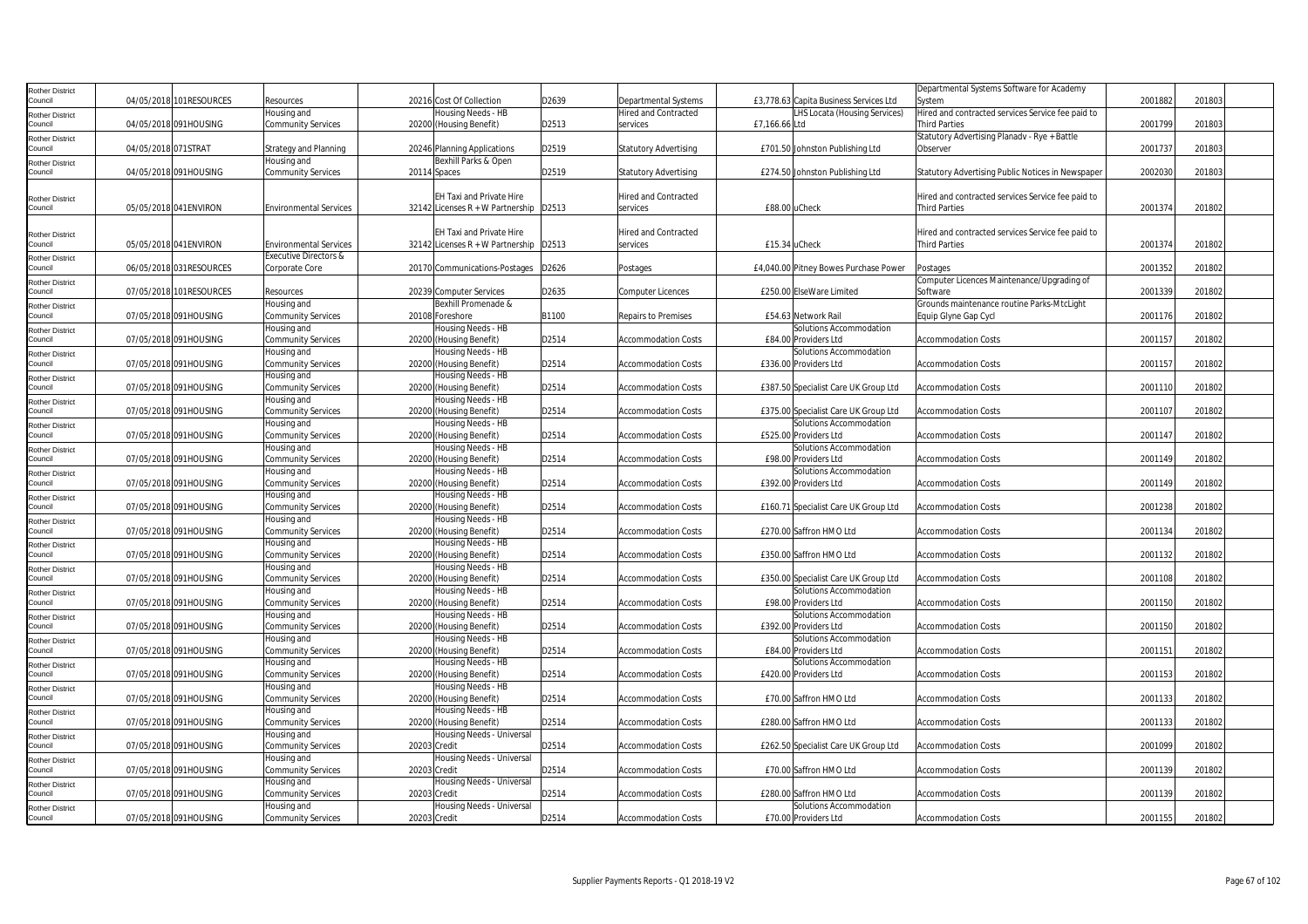| | | | | | | | | | | | | |
|---|---|---|---|---|---|---|---|---|---|---|---|---|
| Rother District Council | 04/05/2018 | 101RESOURCES | Resources | 20216 | Cost Of Collection | D2639 | Departmental Systems | £3,778.63 | Capita Business Services Ltd | Departmental Systems Software for Academy System | 2001882 | 201803 |
| Rother District Council | 04/05/2018 | 091HOUSING | Housing and Community Services | 20200 | Housing Needs - HB (Housing Benefit) | D2513 | Hired and Contracted services | £7,166.66 | LHS Locata (Housing Services) Ltd | Hired and contracted services Service fee paid to Third Parties | 2001799 | 201803 |
| Rother District Council | 04/05/2018 | 071STRAT | Strategy and Planning | 20246 | Planning Applications | D2519 | Statutory Advertising | £701.50 | Johnston Publishing Ltd | Statutory Advertising Planadv - Rye + Battle Observer | 2001737 | 201803 |
| Rother District Council | 04/05/2018 | 091HOUSING | Housing and Community Services | 20114 | Bexhill Parks & Open Spaces | D2519 | Statutory Advertising | £274.50 | Johnston Publishing Ltd | Statutory Advertising Public Notices in Newspaper | 2002030 | 201803 |
| Rother District Council | 05/05/2018 | 041ENVIRON | Environmental Services | 32142 | EH Taxi and Private Hire Licenses R + W Partnership | D2513 | Hired and Contracted services | £88.00 | uCheck | Hired and contracted services Service fee paid to Third Parties | 2001374 | 201802 |
| Rother District Council | 05/05/2018 | 041ENVIRON | Environmental Services | 32142 | EH Taxi and Private Hire Licenses R + W Partnership | D2513 | Hired and Contracted services | £15.34 | uCheck | Hired and contracted services Service fee paid to Third Parties | 2001374 | 201802 |
| Rother District Council | 06/05/2018 | 031RESOURCES | Executive Directors & Corporate Core | 20170 | Communications-Postages | D2626 | Postages | £4,040.00 | Pitney Bowes Purchase Power | Postages | 2001352 | 201802 |
| Rother District Council | 07/05/2018 | 101RESOURCES | Resources | 20239 | Computer Services | D2635 | Computer Licences | £250.00 | ElseWare Limited | Computer Licences Maintenance/Upgrading of Software | 2001339 | 201802 |
| Rother District Council | 07/05/2018 | 091HOUSING | Housing and Community Services | 20108 | Bexhill Promenade & Foreshore | B1100 | Repairs to Premises | £54.63 | Network Rail | Grounds maintenance routine Parks-MtcLight Equip Glyne Gap Cycl | 2001176 | 201802 |
| Rother District Council | 07/05/2018 | 091HOUSING | Housing and Community Services | 20200 | Housing Needs - HB (Housing Benefit) | D2514 | Accommodation Costs | £84.00 | Solutions Accommodation Providers Ltd | Accommodation Costs | 2001157 | 201802 |
| Rother District Council | 07/05/2018 | 091HOUSING | Housing and Community Services | 20200 | Housing Needs - HB (Housing Benefit) | D2514 | Accommodation Costs | £336.00 | Solutions Accommodation Providers Ltd | Accommodation Costs | 2001157 | 201802 |
| Rother District Council | 07/05/2018 | 091HOUSING | Housing and Community Services | 20200 | Housing Needs - HB (Housing Benefit) | D2514 | Accommodation Costs | £387.50 | Specialist Care UK Group Ltd | Accommodation Costs | 2001110 | 201802 |
| Rother District Council | 07/05/2018 | 091HOUSING | Housing and Community Services | 20200 | Housing Needs - HB (Housing Benefit) | D2514 | Accommodation Costs | £375.00 | Specialist Care UK Group Ltd | Accommodation Costs | 2001107 | 201802 |
| Rother District Council | 07/05/2018 | 091HOUSING | Housing and Community Services | 20200 | Housing Needs - HB (Housing Benefit) | D2514 | Accommodation Costs | £525.00 | Solutions Accommodation Providers Ltd | Accommodation Costs | 2001147 | 201802 |
| Rother District Council | 07/05/2018 | 091HOUSING | Housing and Community Services | 20200 | Housing Needs - HB (Housing Benefit) | D2514 | Accommodation Costs | £98.00 | Solutions Accommodation Providers Ltd | Accommodation Costs | 2001149 | 201802 |
| Rother District Council | 07/05/2018 | 091HOUSING | Housing and Community Services | 20200 | Housing Needs - HB (Housing Benefit) | D2514 | Accommodation Costs | £392.00 | Solutions Accommodation Providers Ltd | Accommodation Costs | 2001149 | 201802 |
| Rother District Council | 07/05/2018 | 091HOUSING | Housing and Community Services | 20200 | Housing Needs - HB (Housing Benefit) | D2514 | Accommodation Costs | £160.71 | Specialist Care UK Group Ltd | Accommodation Costs | 2001238 | 201802 |
| Rother District Council | 07/05/2018 | 091HOUSING | Housing and Community Services | 20200 | Housing Needs - HB (Housing Benefit) | D2514 | Accommodation Costs | £270.00 | Saffron HMO Ltd | Accommodation Costs | 2001134 | 201802 |
| Rother District Council | 07/05/2018 | 091HOUSING | Housing and Community Services | 20200 | Housing Needs - HB (Housing Benefit) | D2514 | Accommodation Costs | £350.00 | Saffron HMO Ltd | Accommodation Costs | 2001132 | 201802 |
| Rother District Council | 07/05/2018 | 091HOUSING | Housing and Community Services | 20200 | Housing Needs - HB (Housing Benefit) | D2514 | Accommodation Costs | £350.00 | Specialist Care UK Group Ltd | Accommodation Costs | 2001108 | 201802 |
| Rother District Council | 07/05/2018 | 091HOUSING | Housing and Community Services | 20200 | Housing Needs - HB (Housing Benefit) | D2514 | Accommodation Costs | £98.00 | Solutions Accommodation Providers Ltd | Accommodation Costs | 2001150 | 201802 |
| Rother District Council | 07/05/2018 | 091HOUSING | Housing and Community Services | 20200 | Housing Needs - HB (Housing Benefit) | D2514 | Accommodation Costs | £392.00 | Solutions Accommodation Providers Ltd | Accommodation Costs | 2001150 | 201802 |
| Rother District Council | 07/05/2018 | 091HOUSING | Housing and Community Services | 20200 | Housing Needs - HB (Housing Benefit) | D2514 | Accommodation Costs | £84.00 | Solutions Accommodation Providers Ltd | Accommodation Costs | 2001151 | 201802 |
| Rother District Council | 07/05/2018 | 091HOUSING | Housing and Community Services | 20200 | Housing Needs - HB (Housing Benefit) | D2514 | Accommodation Costs | £420.00 | Solutions Accommodation Providers Ltd | Accommodation Costs | 2001153 | 201802 |
| Rother District Council | 07/05/2018 | 091HOUSING | Housing and Community Services | 20200 | Housing Needs - HB (Housing Benefit) | D2514 | Accommodation Costs | £70.00 | Saffron HMO Ltd | Accommodation Costs | 2001133 | 201802 |
| Rother District Council | 07/05/2018 | 091HOUSING | Housing and Community Services | 20200 | Housing Needs - HB (Housing Benefit) | D2514 | Accommodation Costs | £280.00 | Saffron HMO Ltd | Accommodation Costs | 2001133 | 201802 |
| Rother District Council | 07/05/2018 | 091HOUSING | Housing and Community Services | 20203 | Housing Needs - Universal Credit | D2514 | Accommodation Costs | £262.50 | Specialist Care UK Group Ltd | Accommodation Costs | 2001099 | 201802 |
| Rother District Council | 07/05/2018 | 091HOUSING | Housing and Community Services | 20203 | Housing Needs - Universal Credit | D2514 | Accommodation Costs | £70.00 | Saffron HMO Ltd | Accommodation Costs | 2001139 | 201802 |
| Rother District Council | 07/05/2018 | 091HOUSING | Housing and Community Services | 20203 | Housing Needs - Universal Credit | D2514 | Accommodation Costs | £280.00 | Saffron HMO Ltd | Accommodation Costs | 2001139 | 201802 |
| Rother District Council | 07/05/2018 | 091HOUSING | Housing and Community Services | 20203 | Housing Needs - Universal Credit | D2514 | Accommodation Costs | £70.00 | Solutions Accommodation Providers Ltd | Accommodation Costs | 2001155 | 201802 |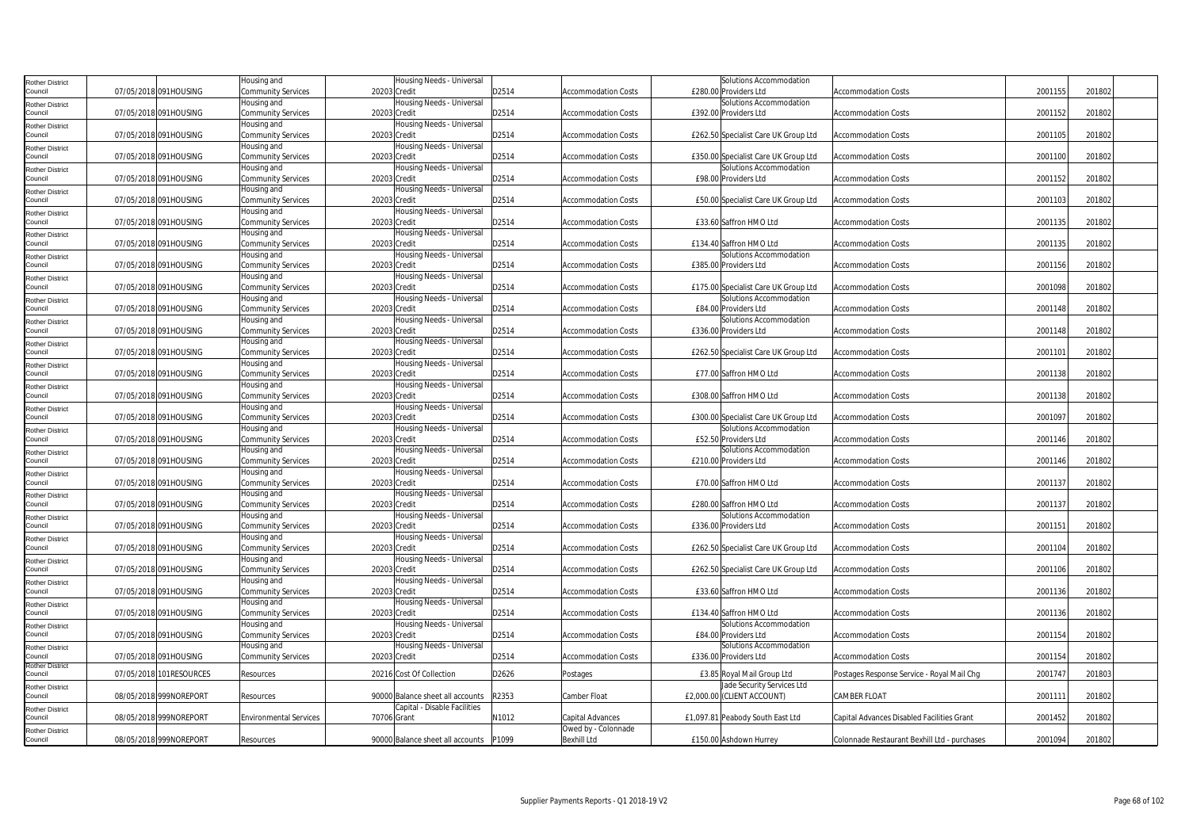| Rother District Council | 07/05/2018 | 091HOUSING | Housing and Community Services | 20203 | Housing Needs - Universal Credit | D2514 | Accommodation Costs | £280.00 | Solutions Accommodation Providers Ltd | Accommodation Costs | 2001155 | 201802 |
|---|---|---|---|---|---|---|---|---|---|---|---|---|
| Rother District Council | 07/05/2018 | 091HOUSING | Housing and Community Services | 20203 | Housing Needs - Universal Credit | D2514 | Accommodation Costs | £392.00 | Solutions Accommodation Providers Ltd | Accommodation Costs | 2001152 | 201802 |
| Rother District Council | 07/05/2018 | 091HOUSING | Housing and Community Services | 20203 | Housing Needs - Universal Credit | D2514 | Accommodation Costs | £262.50 | Specialist Care UK Group Ltd | Accommodation Costs | 2001105 | 201802 |
| Rother District Council | 07/05/2018 | 091HOUSING | Housing and Community Services | 20203 | Housing Needs - Universal Credit | D2514 | Accommodation Costs | £350.00 | Specialist Care UK Group Ltd | Accommodation Costs | 2001100 | 201802 |
| Rother District Council | 07/05/2018 | 091HOUSING | Housing and Community Services | 20203 | Housing Needs - Universal Credit | D2514 | Accommodation Costs | £98.00 | Solutions Accommodation Providers Ltd | Accommodation Costs | 2001152 | 201802 |
| Rother District Council | 07/05/2018 | 091HOUSING | Housing and Community Services | 20203 | Housing Needs - Universal Credit | D2514 | Accommodation Costs | £50.00 | Specialist Care UK Group Ltd | Accommodation Costs | 2001103 | 201802 |
| Rother District Council | 07/05/2018 | 091HOUSING | Housing and Community Services | 20203 | Housing Needs - Universal Credit | D2514 | Accommodation Costs | £33.60 | Saffron HMO Ltd | Accommodation Costs | 2001135 | 201802 |
| Rother District Council | 07/05/2018 | 091HOUSING | Housing and Community Services | 20203 | Housing Needs - Universal Credit | D2514 | Accommodation Costs | £134.40 | Saffron HMO Ltd | Accommodation Costs | 2001135 | 201802 |
| Rother District Council | 07/05/2018 | 091HOUSING | Housing and Community Services | 20203 | Housing Needs - Universal Credit | D2514 | Accommodation Costs | £385.00 | Solutions Accommodation Providers Ltd | Accommodation Costs | 2001156 | 201802 |
| Rother District Council | 07/05/2018 | 091HOUSING | Housing and Community Services | 20203 | Housing Needs - Universal Credit | D2514 | Accommodation Costs | £175.00 | Specialist Care UK Group Ltd | Accommodation Costs | 2001098 | 201802 |
| Rother District Council | 07/05/2018 | 091HOUSING | Housing and Community Services | 20203 | Housing Needs - Universal Credit | D2514 | Accommodation Costs | £84.00 | Solutions Accommodation Providers Ltd | Accommodation Costs | 2001148 | 201802 |
| Rother District Council | 07/05/2018 | 091HOUSING | Housing and Community Services | 20203 | Housing Needs - Universal Credit | D2514 | Accommodation Costs | £336.00 | Solutions Accommodation Providers Ltd | Accommodation Costs | 2001148 | 201802 |
| Rother District Council | 07/05/2018 | 091HOUSING | Housing and Community Services | 20203 | Housing Needs - Universal Credit | D2514 | Accommodation Costs | £262.50 | Specialist Care UK Group Ltd | Accommodation Costs | 2001101 | 201802 |
| Rother District Council | 07/05/2018 | 091HOUSING | Housing and Community Services | 20203 | Housing Needs - Universal Credit | D2514 | Accommodation Costs | £77.00 | Saffron HMO Ltd | Accommodation Costs | 2001138 | 201802 |
| Rother District Council | 07/05/2018 | 091HOUSING | Housing and Community Services | 20203 | Housing Needs - Universal Credit | D2514 | Accommodation Costs | £308.00 | Saffron HMO Ltd | Accommodation Costs | 2001138 | 201802 |
| Rother District Council | 07/05/2018 | 091HOUSING | Housing and Community Services | 20203 | Housing Needs - Universal Credit | D2514 | Accommodation Costs | £300.00 | Specialist Care UK Group Ltd | Accommodation Costs | 2001097 | 201802 |
| Rother District Council | 07/05/2018 | 091HOUSING | Housing and Community Services | 20203 | Housing Needs - Universal Credit | D2514 | Accommodation Costs | £52.50 | Solutions Accommodation Providers Ltd | Accommodation Costs | 2001146 | 201802 |
| Rother District Council | 07/05/2018 | 091HOUSING | Housing and Community Services | 20203 | Housing Needs - Universal Credit | D2514 | Accommodation Costs | £210.00 | Solutions Accommodation Providers Ltd | Accommodation Costs | 2001146 | 201802 |
| Rother District Council | 07/05/2018 | 091HOUSING | Housing and Community Services | 20203 | Housing Needs - Universal Credit | D2514 | Accommodation Costs | £70.00 | Saffron HMO Ltd | Accommodation Costs | 2001137 | 201802 |
| Rother District Council | 07/05/2018 | 091HOUSING | Housing and Community Services | 20203 | Housing Needs - Universal Credit | D2514 | Accommodation Costs | £280.00 | Saffron HMO Ltd | Accommodation Costs | 2001137 | 201802 |
| Rother District Council | 07/05/2018 | 091HOUSING | Housing and Community Services | 20203 | Housing Needs - Universal Credit | D2514 | Accommodation Costs | £336.00 | Solutions Accommodation Providers Ltd | Accommodation Costs | 2001151 | 201802 |
| Rother District Council | 07/05/2018 | 091HOUSING | Housing and Community Services | 20203 | Housing Needs - Universal Credit | D2514 | Accommodation Costs | £262.50 | Specialist Care UK Group Ltd | Accommodation Costs | 2001104 | 201802 |
| Rother District Council | 07/05/2018 | 091HOUSING | Housing and Community Services | 20203 | Housing Needs - Universal Credit | D2514 | Accommodation Costs | £262.50 | Specialist Care UK Group Ltd | Accommodation Costs | 2001106 | 201802 |
| Rother District Council | 07/05/2018 | 091HOUSING | Housing and Community Services | 20203 | Housing Needs - Universal Credit | D2514 | Accommodation Costs | £33.60 | Saffron HMO Ltd | Accommodation Costs | 2001136 | 201802 |
| Rother District Council | 07/05/2018 | 091HOUSING | Housing and Community Services | 20203 | Housing Needs - Universal Credit | D2514 | Accommodation Costs | £134.40 | Saffron HMO Ltd | Accommodation Costs | 2001136 | 201802 |
| Rother District Council | 07/05/2018 | 091HOUSING | Housing and Community Services | 20203 | Housing Needs - Universal Credit | D2514 | Accommodation Costs | £84.00 | Solutions Accommodation Providers Ltd | Accommodation Costs | 2001154 | 201802 |
| Rother District Council | 07/05/2018 | 091HOUSING | Housing and Community Services | 20203 | Housing Needs - Universal Credit | D2514 | Accommodation Costs | £336.00 | Solutions Accommodation Providers Ltd | Accommodation Costs | 2001154 | 201802 |
| Rother District Council | 07/05/2018 | 101RESOURCES | Resources | 20216 | Cost Of Collection | D2626 | Postages | £3.85 | Royal Mail Group Ltd | Postages Response Service - Royal Mail Chg | 2001747 | 201803 |
| Rother District Council | 08/05/2018 | 999NOREPORT | Resources | 90000 | Balance sheet all accounts | R2353 | Camber Float | £2,000.00 | Jade Security Services Ltd (CLIENT ACCOUNT) | CAMBER FLOAT | 2001111 | 201802 |
| Rother District Council | 08/05/2018 | 999NOREPORT | Environmental Services | 70706 | Capital - Disable Facilities Grant | N1012 | Capital Advances | £1,097.81 | Peabody South East Ltd | Capital Advances Disabled Facilities Grant | 2001452 | 201802 |
| Rother District Council | 08/05/2018 | 999NOREPORT | Resources | 90000 | Balance sheet all accounts | P1099 | Owed by - Colonnade Bexhill Ltd | £150.00 | Ashdown Hurrey | Colonnade Restaurant Bexhill Ltd - purchases | 2001094 | 201802 |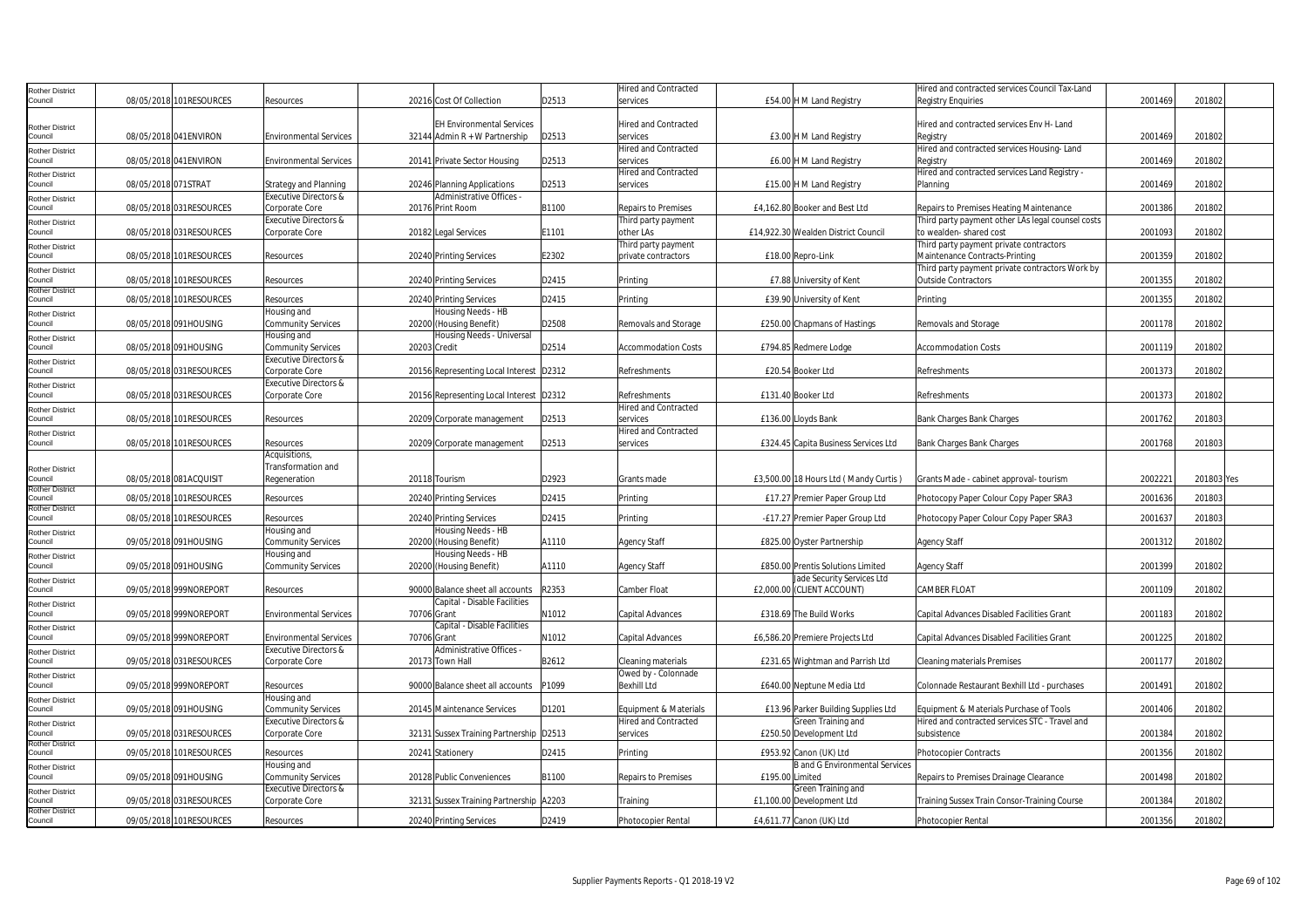| Rother District Council | 08/05/2018 | 101RESOURCES | Resources | 20216 | Cost Of Collection | D2513 | Hired and Contracted services | £54.00 | H M Land Registry | Hired and contracted services Council Tax-Land Registry Enquiries | 2001469 | 201802 | |
|---|---|---|---|---|---|---|---|---|---|---|---|---|---|
| Rother District Council | 08/05/2018 | 041ENVIRON | Environmental Services | 32144 | EH Environmental Services Admin R + W Partnership | D2513 | Hired and Contracted services | £3.00 | H M Land Registry | Hired and contracted services Env H- Land Registry | 2001469 | 201802 | |
| Rother District Council | 08/05/2018 | 041ENVIRON | Environmental Services | 20141 | Private Sector Housing | D2513 | Hired and Contracted services | £6.00 | H M Land Registry | Hired and contracted services Housing- Land Registry | 2001469 | 201802 | |
| Rother District Council | 08/05/2018 | 071STRAT | Strategy and Planning | 20246 | Planning Applications | D2513 | Hired and Contracted services | £15.00 | H M Land Registry | Hired and contracted services Land Registry - Planning | 2001469 | 201802 | |
| Rother District Council | 08/05/2018 | 031RESOURCES | Executive Directors & Corporate Core | 20176 | Administrative Offices - Print Room | B1100 | Repairs to Premises | £4,162.80 | Booker and Best Ltd | Repairs to Premises Heating Maintenance | 2001386 | 201802 | |
| Rother District Council | 08/05/2018 | 031RESOURCES | Executive Directors & Corporate Core | 20182 | Legal Services | E1101 | Third party payment other LAs | £14,922.30 | Wealden District Council | Third party payment other LAs legal counsel costs to wealden- shared cost | 2001093 | 201802 | |
| Rother District Council | 08/05/2018 | 101RESOURCES | Resources | 20240 | Printing Services | E2302 | Third party payment private contractors | £18.00 | Repro-Link | Third party payment private contractors Maintenance Contracts-Printing | 2001359 | 201802 | |
| Rother District Council | 08/05/2018 | 101RESOURCES | Resources | 20240 | Printing Services | D2415 | Printing | £7.88 | University of Kent | Third party payment private contractors Work by Outside Contractors | 2001355 | 201802 | |
| Rother District Council | 08/05/2018 | 101RESOURCES | Resources | 20240 | Printing Services | D2415 | Printing | £39.90 | University of Kent | Printing | 2001355 | 201802 | |
| Rother District Council | 08/05/2018 | 091HOUSING | Housing and Community Services | 20200 | Housing Needs - HB (Housing Benefit) | D2508 | Removals and Storage | £250.00 | Chapmans of Hastings | Removals and Storage | 2001178 | 201802 | |
| Rother District Council | 08/05/2018 | 091HOUSING | Housing and Community Services | 20203 | Housing Needs - Universal Credit | D2514 | Accommodation Costs | £794.85 | Redmere Lodge | Accommodation Costs | 2001119 | 201802 | |
| Rother District Council | 08/05/2018 | 031RESOURCES | Executive Directors & Corporate Core | 20156 | Representing Local Interest | D2312 | Refreshments | £20.54 | Booker Ltd | Refreshments | 2001373 | 201802 | |
| Rother District Council | 08/05/2018 | 031RESOURCES | Executive Directors & Corporate Core | 20156 | Representing Local Interest | D2312 | Refreshments | £131.40 | Booker Ltd | Refreshments | 2001373 | 201802 | |
| Rother District Council | 08/05/2018 | 101RESOURCES | Resources | 20209 | Corporate management | D2513 | Hired and Contracted services | £136.00 | Lloyds Bank | Bank Charges Bank Charges | 2001762 | 201803 | |
| Rother District Council | 08/05/2018 | 101RESOURCES | Resources | 20209 | Corporate management | D2513 | Hired and Contracted services | £324.45 | Capita Business Services Ltd | Bank Charges Bank Charges | 2001768 | 201803 | |
| Rother District Council | 08/05/2018 | 081ACQUISIT | Acquisitions, Transformation and Regeneration | 20118 | Tourism | D2923 | Grants made | £3,500.00 | 18 Hours Ltd ( Mandy Curtis ) | Grants Made - cabinet approval- tourism | 2002221 | 201803 | Yes |
| Rother District Council | 08/05/2018 | 101RESOURCES | Resources | 20240 | Printing Services | D2415 | Printing | £17.27 | Premier Paper Group Ltd | Photocopy Paper Colour Copy Paper SRA3 | 2001636 | 201803 | |
| Rother District Council | 08/05/2018 | 101RESOURCES | Resources | 20240 | Printing Services | D2415 | Printing | -£17.27 | Premier Paper Group Ltd | Photocopy Paper Colour Copy Paper SRA3 | 2001637 | 201803 | |
| Rother District Council | 09/05/2018 | 091HOUSING | Housing and Community Services | 20200 | Housing Needs - HB (Housing Benefit) | A1110 | Agency Staff | £825.00 | Oyster Partnership | Agency Staff | 2001312 | 201802 | |
| Rother District Council | 09/05/2018 | 091HOUSING | Housing and Community Services | 20200 | Housing Needs - HB (Housing Benefit) | A1110 | Agency Staff | £850.00 | Prentis Solutions Limited | Agency Staff | 2001399 | 201802 | |
| Rother District Council | 09/05/2018 | 999NOREPORT | Resources | 90000 | Balance sheet all accounts | R2353 | Camber Float | £2,000.00 | Jade Security Services Ltd (CLIENT ACCOUNT) | CAMBER FLOAT | 2001109 | 201802 | |
| Rother District Council | 09/05/2018 | 999NOREPORT | Environmental Services | 70706 | Capital - Disable Facilities Grant | N1012 | Capital Advances | £318.69 | The Build Works | Capital Advances Disabled Facilities Grant | 2001183 | 201802 | |
| Rother District Council | 09/05/2018 | 999NOREPORT | Environmental Services | 70706 | Capital - Disable Facilities Grant | N1012 | Capital Advances | £6,586.20 | Premiere Projects Ltd | Capital Advances Disabled Facilities Grant | 2001225 | 201802 | |
| Rother District Council | 09/05/2018 | 031RESOURCES | Executive Directors & Corporate Core | 20173 | Administrative Offices - Town Hall | B2612 | Cleaning materials | £231.65 | Wightman and Parrish Ltd | Cleaning materials Premises | 2001177 | 201802 | |
| Rother District Council | 09/05/2018 | 999NOREPORT | Resources | 90000 | Balance sheet all accounts | P1099 | Owed by - Colonnade Bexhill Ltd | £640.00 | Neptune Media Ltd | Colonnade Restaurant Bexhill Ltd - purchases | 2001491 | 201802 | |
| Rother District Council | 09/05/2018 | 091HOUSING | Housing and Community Services | 20145 | Maintenance Services | D1201 | Equipment & Materials | £13.96 | Parker Building Supplies Ltd | Equipment & Materials Purchase of Tools | 2001406 | 201802 | |
| Rother District Council | 09/05/2018 | 031RESOURCES | Executive Directors & Corporate Core | 32131 | Sussex Training Partnership | D2513 | Hired and Contracted services | £250.50 | Green Training and Development Ltd | Hired and contracted services STC - Travel and subsistence | 2001384 | 201802 | |
| Rother District Council | 09/05/2018 | 101RESOURCES | Resources | 20241 | Stationery | D2415 | Printing | £953.92 | Canon (UK) Ltd | Photocopier Contracts | 2001356 | 201802 | |
| Rother District Council | 09/05/2018 | 091HOUSING | Housing and Community Services | 20128 | Public Conveniences | B1100 | Repairs to Premises | £195.00 | B and G Environmental Services Limited | Repairs to Premises Drainage Clearance | 2001498 | 201802 | |
| Rother District Council | 09/05/2018 | 031RESOURCES | Executive Directors & Corporate Core | 32131 | Sussex Training Partnership | A2203 | Training | £1,100.00 | Green Training and Development Ltd | Training Sussex Train Consor-Training Course | 2001384 | 201802 | |
| Rother District Council | 09/05/2018 | 101RESOURCES | Resources | 20240 | Printing Services | D2419 | Photocopier Rental | £4,611.77 | Canon (UK) Ltd | Photocopier Rental | 2001356 | 201802 | |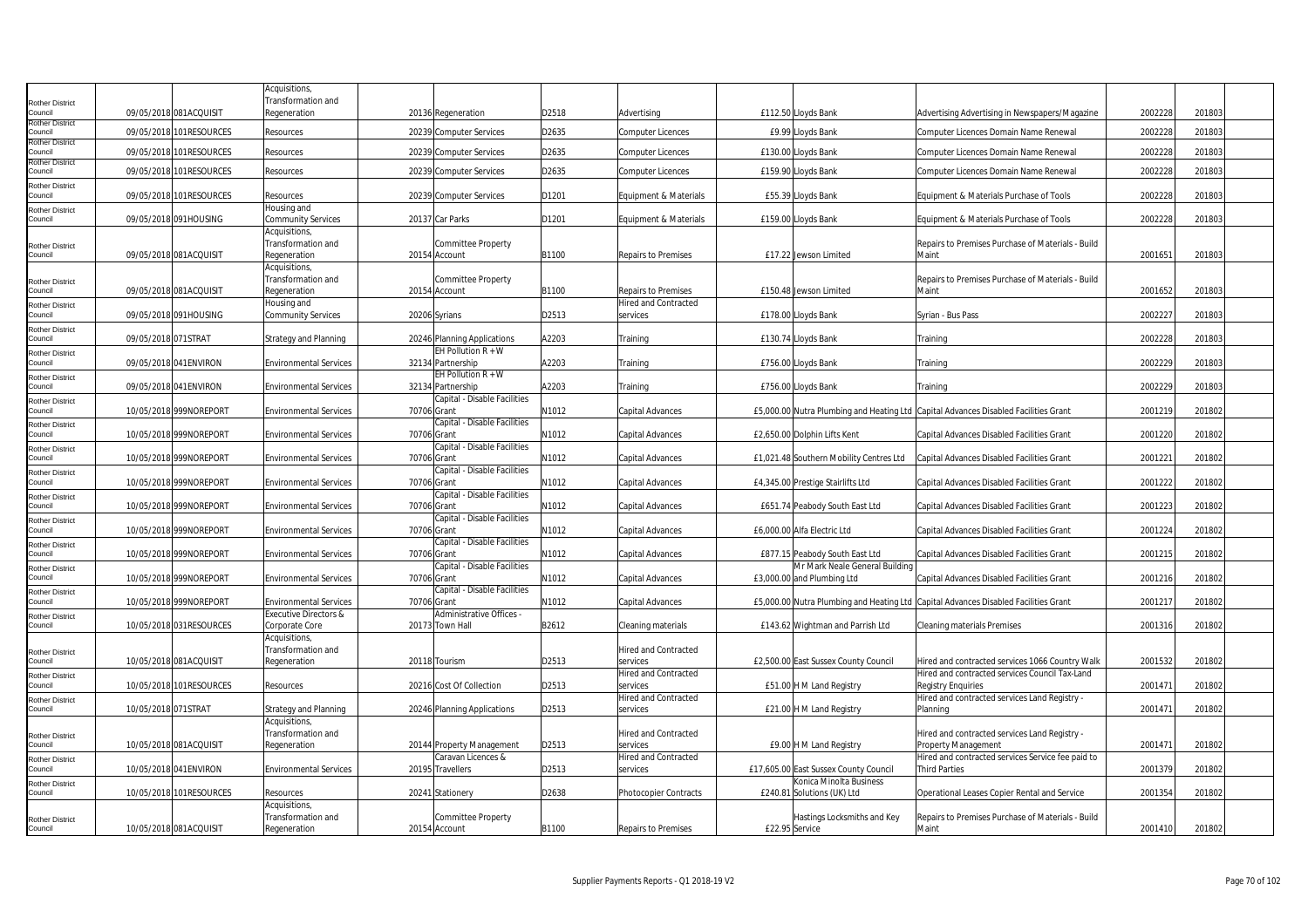| | | | | | | | | | | | | |
|---|---|---|---|---|---|---|---|---|---|---|---|---|
| Rother District Council | 09/05/2018 | 081ACQUISIT | Acquisitions, Transformation and Regeneration | 20136 | Regeneration | D2518 | Advertising | £112.50 | Lloyds Bank | Advertising Advertising in Newspapers/Magazine | 2002228 | 201803 |
| Rother District Council | 09/05/2018 | 101RESOURCES | Resources | 20239 | Computer Services | D2635 | Computer Licences | £9.99 | Lloyds Bank | Computer Licences Domain Name Renewal | 2002228 | 201803 |
| Rother District Council | 09/05/2018 | 101RESOURCES | Resources | 20239 | Computer Services | D2635 | Computer Licences | £130.00 | Lloyds Bank | Computer Licences Domain Name Renewal | 2002228 | 201803 |
| Rother District Council | 09/05/2018 | 101RESOURCES | Resources | 20239 | Computer Services | D2635 | Computer Licences | £159.90 | Lloyds Bank | Computer Licences Domain Name Renewal | 2002228 | 201803 |
| Rother District Council | 09/05/2018 | 101RESOURCES | Resources | 20239 | Computer Services | D1201 | Equipment & Materials | £55.39 | Lloyds Bank | Equipment & Materials Purchase of Tools | 2002228 | 201803 |
| Rother District Council | 09/05/2018 | 091HOUSING | Housing and Community Services | 20137 | Car Parks | D1201 | Equipment & Materials | £159.00 | Lloyds Bank | Equipment & Materials Purchase of Tools | 2002228 | 201803 |
| Rother District Council | 09/05/2018 | 081ACQUISIT | Acquisitions, Transformation and Regeneration | 20154 | Committee Property Account | B1100 | Repairs to Premises | £17.22 | Jewson Limited | Repairs to Premises Purchase of Materials - Build Maint | 2001651 | 201803 |
| Rother District Council | 09/05/2018 | 081ACQUISIT | Acquisitions, Transformation and Regeneration | 20154 | Committee Property Account | B1100 | Repairs to Premises | £150.48 | Jewson Limited | Repairs to Premises Purchase of Materials - Build Maint | 2001652 | 201803 |
| Rother District Council | 09/05/2018 | 091HOUSING | Housing and Community Services | 20206 | Syrians | D2513 | Hired and Contracted services | £178.00 | Lloyds Bank | Syrian - Bus Pass | 2002227 | 201803 |
| Rother District Council | 09/05/2018 | 071STRAT | Strategy and Planning | 20246 | Planning Applications | A2203 | Training | £130.74 | Lloyds Bank | Training | 2002228 | 201803 |
| Rother District Council | 09/05/2018 | 041ENVIRON | Environmental Services | 32134 | EH Pollution R + W Partnership | A2203 | Training | £756.00 | Lloyds Bank | Training | 2002229 | 201803 |
| Rother District Council | 09/05/2018 | 041ENVIRON | Environmental Services | 32134 | EH Pollution R + W Partnership | A2203 | Training | £756.00 | Lloyds Bank | Training | 2002229 | 201803 |
| Rother District Council | 10/05/2018 | 999NOREPORT | Environmental Services | 70706 | Capital - Disable Facilities Grant | N1012 | Capital Advances | £5,000.00 | Nutra Plumbing and Heating Ltd | Capital Advances Disabled Facilities Grant | 2001219 | 201802 |
| Rother District Council | 10/05/2018 | 999NOREPORT | Environmental Services | 70706 | Capital - Disable Facilities Grant | N1012 | Capital Advances | £2,650.00 | Dolphin Lifts Kent | Capital Advances Disabled Facilities Grant | 2001220 | 201802 |
| Rother District Council | 10/05/2018 | 999NOREPORT | Environmental Services | 70706 | Capital - Disable Facilities Grant | N1012 | Capital Advances | £1,021.48 | Southern Mobility Centres Ltd | Capital Advances Disabled Facilities Grant | 2001221 | 201802 |
| Rother District Council | 10/05/2018 | 999NOREPORT | Environmental Services | 70706 | Capital - Disable Facilities Grant | N1012 | Capital Advances | £4,345.00 | Prestige Stairlifts Ltd | Capital Advances Disabled Facilities Grant | 2001222 | 201802 |
| Rother District Council | 10/05/2018 | 999NOREPORT | Environmental Services | 70706 | Capital - Disable Facilities Grant | N1012 | Capital Advances | £651.74 | Peabody South East Ltd | Capital Advances Disabled Facilities Grant | 2001223 | 201802 |
| Rother District Council | 10/05/2018 | 999NOREPORT | Environmental Services | 70706 | Capital - Disable Facilities Grant | N1012 | Capital Advances | £6,000.00 | Alfa Electric Ltd | Capital Advances Disabled Facilities Grant | 2001224 | 201802 |
| Rother District Council | 10/05/2018 | 999NOREPORT | Environmental Services | 70706 | Capital - Disable Facilities Grant | N1012 | Capital Advances | £877.15 | Peabody South East Ltd | Capital Advances Disabled Facilities Grant | 2001215 | 201802 |
| Rother District Council | 10/05/2018 | 999NOREPORT | Environmental Services | 70706 | Capital - Disable Facilities Grant | N1012 | Capital Advances | £3,000.00 | Mr Mark Neale General Building and Plumbing Ltd | Capital Advances Disabled Facilities Grant | 2001216 | 201802 |
| Rother District Council | 10/05/2018 | 999NOREPORT | Environmental Services | 70706 | Capital - Disable Facilities Grant | N1012 | Capital Advances | £5,000.00 | Nutra Plumbing and Heating Ltd | Capital Advances Disabled Facilities Grant | 2001217 | 201802 |
| Rother District Council | 10/05/2018 | 031RESOURCES | Executive Directors & Corporate Core | 20173 | Administrative Offices - Town Hall | B2612 | Cleaning materials | £143.62 | Wightman and Parrish Ltd | Cleaning materials Premises | 2001316 | 201802 |
| Rother District Council | 10/05/2018 | 081ACQUISIT | Acquisitions, Transformation and Regeneration | 20118 | Tourism | D2513 | Hired and Contracted services | £2,500.00 | East Sussex County Council | Hired and contracted services 1066 Country Walk | 2001532 | 201802 |
| Rother District Council | 10/05/2018 | 101RESOURCES | Resources | 20216 | Cost Of Collection | D2513 | Hired and Contracted services | £51.00 | H M Land Registry | Hired and contracted services Council Tax-Land Registry Enquiries | 2001471 | 201802 |
| Rother District Council | 10/05/2018 | 071STRAT | Strategy and Planning | 20246 | Planning Applications | D2513 | Hired and Contracted services | £21.00 | H M Land Registry | Hired and contracted services Land Registry - Planning | 2001471 | 201802 |
| Rother District Council | 10/05/2018 | 081ACQUISIT | Acquisitions, Transformation and Regeneration | 20144 | Property Management | D2513 | Hired and Contracted services | £9.00 | H M Land Registry | Hired and contracted services Land Registry - Property Management | 2001471 | 201802 |
| Rother District Council | 10/05/2018 | 041ENVIRON | Environmental Services | 20195 | Caravan Licences & Travellers | D2513 | Hired and Contracted services | £17,605.00 | East Sussex County Council | Hired and contracted services Service fee paid to Third Parties | 2001379 | 201802 |
| Rother District Council | 10/05/2018 | 101RESOURCES | Resources | 20241 | Stationery | D2638 | Photocopier Contracts | £240.81 | Konica Minolta Business Solutions (UK) Ltd | Operational Leases Copier Rental and Service | 2001354 | 201802 |
| Rother District Council | 10/05/2018 | 081ACQUISIT | Acquisitions, Transformation and Regeneration | 20154 | Committee Property Account | B1100 | Repairs to Premises | £22.95 | Hastings Locksmiths and Key Service | Repairs to Premises Purchase of Materials - Build Maint | 2001410 | 201802 |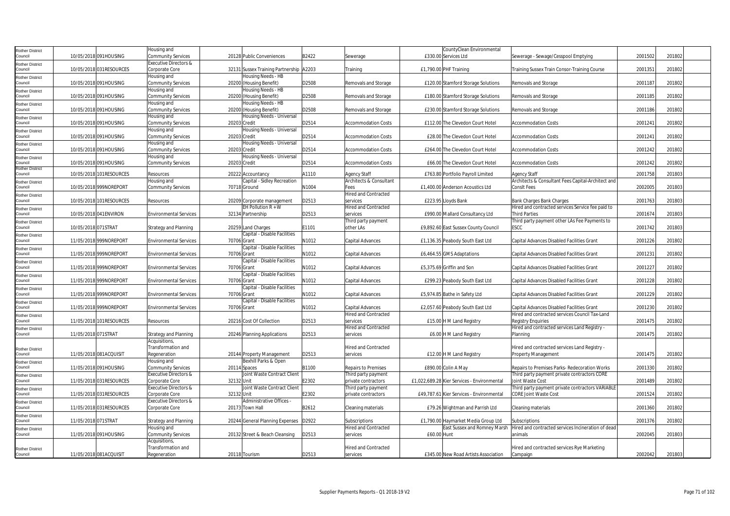| Rother District Council | 10/05/2018 | 091HOUSING | Housing and Community Services | 20128 | Public Conveniences | B2422 | Sewerage | £330.00 | CountyClean Environmental Services Ltd | Sewerage - Sewage/Cesspool Emptying | 2001502 | 201802 |
|---|---|---|---|---|---|---|---|---|---|---|---|---|
| Rother District Council | 10/05/2018 | 031RESOURCES | Executive Directors & Corporate Core | 32131 | Sussex Training Partnership | A2203 | Training | £1,790.00 | PHF Training | Training Sussex Train Consor-Training Course | 2001351 | 201802 |
| Rother District Council | 10/05/2018 | 091HOUSING | Housing and Community Services | 20200 | Housing Needs - HB (Housing Benefit) | D2508 | Removals and Storage | £120.00 | Stamford Storage Solutions | Removals and Storage | 2001187 | 201802 |
| Rother District Council | 10/05/2018 | 091HOUSING | Housing and Community Services | 20200 | Housing Needs - HB (Housing Benefit) | D2508 | Removals and Storage | £180.00 | Stamford Storage Solutions | Removals and Storage | 2001185 | 201802 |
| Rother District Council | 10/05/2018 | 091HOUSING | Housing and Community Services | 20200 | Housing Needs - HB (Housing Benefit) | D2508 | Removals and Storage | £230.00 | Stamford Storage Solutions | Removals and Storage | 2001186 | 201802 |
| Rother District Council | 10/05/2018 | 091HOUSING | Housing and Community Services | 20203 | Housing Needs - Universal Credit | D2514 | Accommodation Costs | £112.00 | The Clevedon Court Hotel | Accommodation Costs | 2001241 | 201802 |
| Rother District Council | 10/05/2018 | 091HOUSING | Housing and Community Services | 20203 | Housing Needs - Universal Credit | D2514 | Accommodation Costs | £28.00 | The Clevedon Court Hotel | Accommodation Costs | 2001241 | 201802 |
| Rother District Council | 10/05/2018 | 091HOUSING | Housing and Community Services | 20203 | Housing Needs - Universal Credit | D2514 | Accommodation Costs | £264.00 | The Clevedon Court Hotel | Accommodation Costs | 2001242 | 201802 |
| Rother District Council | 10/05/2018 | 091HOUSING | Housing and Community Services | 20203 | Housing Needs - Universal Credit | D2514 | Accommodation Costs | £66.00 | The Clevedon Court Hotel | Accommodation Costs | 2001242 | 201802 |
| Rother District Council | 10/05/2018 | 101RESOURCES | Resources | 20222 | Accountancy | A1110 | Agency Staff | £763.80 | Portfolio Payroll Limited | Agency Staff | 2001758 | 201803 |
| Rother District Council | 10/05/2018 | 999NOREPORT | Housing and Community Services | 70718 | Capital - Sidley Recreation Ground | N1004 | Architects & Consultant Fees | £1,400.00 | Anderson Acoustics Ltd | Architects & Consultant Fees Capital-Architect and Conslt Fees | 2002005 | 201803 |
| Rother District Council | 10/05/2018 | 101RESOURCES | Resources | 20209 | Corporate management | D2513 | Hired and Contracted services | £223.95 | Lloyds Bank | Bank Charges Bank Charges | 2001763 | 201803 |
| Rother District Council | 10/05/2018 | 041ENVIRON | Environmental Services | 32134 | EH Pollution R + W Partnership | D2513 | Hired and Contracted services | £990.00 | Mallard Consultancy Ltd | Hired and contracted services Service fee paid to Third Parties | 2001674 | 201803 |
| Rother District Council | 10/05/2018 | 071STRAT | Strategy and Planning | 20259 | Land Charges | E1101 | Third party payment other LAs | £9,892.60 | East Sussex County Council | Third party payment other LAs Fee Payments to ESCC | 2001742 | 201803 |
| Rother District Council | 11/05/2018 | 999NOREPORT | Environmental Services | 70706 | Capital - Disable Facilities Grant | N1012 | Capital Advances | £1,136.35 | Peabody South East Ltd | Capital Advances Disabled Facilities Grant | 2001226 | 201802 |
| Rother District Council | 11/05/2018 | 999NOREPORT | Environmental Services | 70706 | Capital - Disable Facilities Grant | N1012 | Capital Advances | £6,464.55 | GMS Adaptations | Capital Advances Disabled Facilities Grant | 2001231 | 201802 |
| Rother District Council | 11/05/2018 | 999NOREPORT | Environmental Services | 70706 | Capital - Disable Facilities Grant | N1012 | Capital Advances | £5,375.69 | Griffin and Son | Capital Advances Disabled Facilities Grant | 2001227 | 201802 |
| Rother District Council | 11/05/2018 | 999NOREPORT | Environmental Services | 70706 | Capital - Disable Facilities Grant | N1012 | Capital Advances | £299.23 | Peabody South East Ltd | Capital Advances Disabled Facilities Grant | 2001228 | 201802 |
| Rother District Council | 11/05/2018 | 999NOREPORT | Environmental Services | 70706 | Capital - Disable Facilities Grant | N1012 | Capital Advances | £5,974.85 | Bathe in Safety Ltd | Capital Advances Disabled Facilities Grant | 2001229 | 201802 |
| Rother District Council | 11/05/2018 | 999NOREPORT | Environmental Services | 70706 | Capital - Disable Facilities Grant | N1012 | Capital Advances | £2,057.60 | Peabody South East Ltd | Capital Advances Disabled Facilities Grant | 2001230 | 201802 |
| Rother District Council | 11/05/2018 | 101RESOURCES | Resources | 20216 | Cost Of Collection | D2513 | Hired and Contracted services | £15.00 | H M Land Registry | Hired and contracted services Council Tax-Land Registry Enquiries | 2001475 | 201802 |
| Rother District Council | 11/05/2018 | 071STRAT | Strategy and Planning | 20246 | Planning Applications | D2513 | Hired and Contracted services | £6.00 | H M Land Registry | Hired and contracted services Land Registry - Planning | 2001475 | 201802 |
| Rother District Council | 11/05/2018 | 081ACQUISIT | Acquisitions, Transformation and Regeneration | 20144 | Property Management | D2513 | Hired and Contracted services | £12.00 | H M Land Registry | Hired and contracted services Land Registry - Property Management | 2001475 | 201802 |
| Rother District Council | 11/05/2018 | 091HOUSING | Housing and Community Services | 20114 | Bexhill Parks & Open Spaces | B1100 | Repairs to Premises | £890.00 | Colin A May | Repairs to Premises Parks- Redecoration Works | 2001330 | 201802 |
| Rother District Council | 11/05/2018 | 031RESOURCES | Executive Directors & Corporate Core | 32132 | Joint Waste Contract Client Unit | E2302 | Third party payment private contractors | £1,022,689.28 | Kier Services - Environmental | Third party payment private contractors CORE Joint Waste Cost | 2001489 | 201802 |
| Rother District Council | 11/05/2018 | 031RESOURCES | Executive Directors & Corporate Core | 32132 | Joint Waste Contract Client Unit | E2302 | Third party payment private contractors | £49,787.61 | Kier Services - Environmental | Third party payment private contractors VARIABLE CORE Joint Waste Cost | 2001524 | 201802 |
| Rother District Council | 11/05/2018 | 031RESOURCES | Executive Directors & Corporate Core | 20173 | Administrative Offices - Town Hall | B2612 | Cleaning materials | £79.26 | Wightman and Parrish Ltd | Cleaning materials | 2001360 | 201802 |
| Rother District Council | 11/05/2018 | 071STRAT | Strategy and Planning | 20244 | General Planning Expenses | D2922 | Subscriptions | £1,790.00 | Haymarket Media Group Ltd | Subscriptions | 2001376 | 201802 |
| Rother District Council | 11/05/2018 | 091HOUSING | Housing and Community Services | 20132 | Street & Beach Cleansing | D2513 | Hired and Contracted services | £60.00 | East Sussex and Romney Marsh Hunt | Hired and contracted services Incineration of dead animals | 2002045 | 201803 |
| Rother District Council | 11/05/2018 | 081ACQUISIT | Acquisitions, Transformation and Regeneration | 20118 | Tourism | D2513 | Hired and Contracted services | £345.00 | New Road Artists Association | Hired and contracted services Rye Marketing Campaign | 2002042 | 201803 |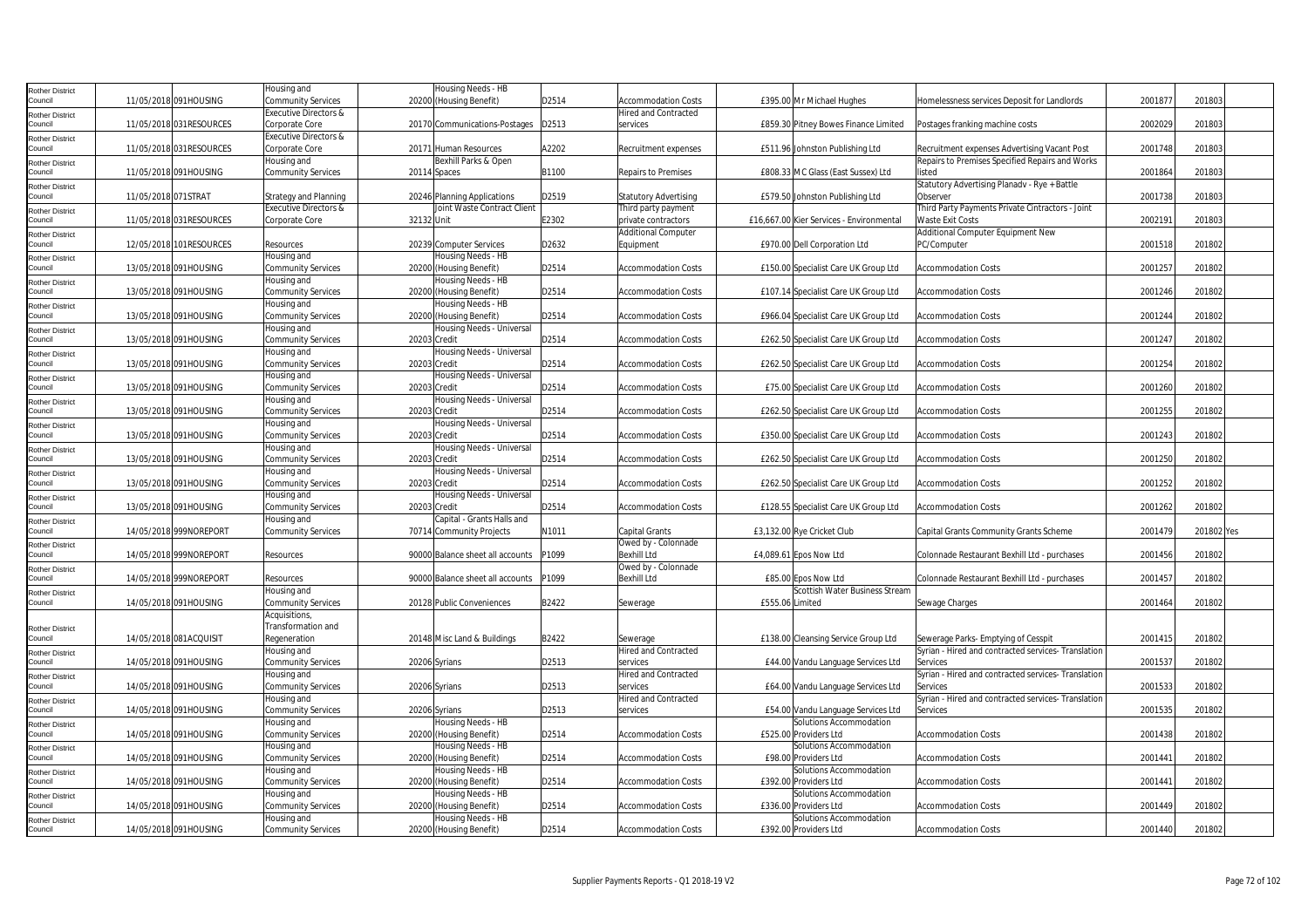| Rother District Council | 11/05/2018 | 091HOUSING | Housing and Community Services | 20200 | Housing Needs - HB (Housing Benefit) | D2514 | Accommodation Costs | £395.00 | Mr Michael Hughes | Homelessness services Deposit for Landlords | 2001877 | 201803 | |
|---|---|---|---|---|---|---|---|---|---|---|---|---|---|
| Rother District Council | 11/05/2018 | 031RESOURCES | Executive Directors & Corporate Core | 20170 | Communications-Postages | D2513 | Hired and Contracted services | £859.30 | Pitney Bowes Finance Limited | Postages franking machine costs | 2002029 | 201803 | |
| Rother District Council | 11/05/2018 | 031RESOURCES | Executive Directors & Corporate Core | 20171 | Human Resources | A2202 | Recruitment expenses | £511.96 | Johnston Publishing Ltd | Recruitment expenses Advertising Vacant Post | 2001748 | 201803 | |
| Rother District Council | 11/05/2018 | 091HOUSING | Housing and Community Services | 20114 | Bexhill Parks & Open Spaces | B1100 | Repairs to Premises | £808.33 | MC Glass (East Sussex) Ltd | Repairs to Premises Specified Repairs and Works listed | 2001864 | 201803 | |
| Rother District Council | 11/05/2018 | 071STRAT | Strategy and Planning | 20246 | Planning Applications | D2519 | Statutory Advertising | £579.50 | Johnston Publishing Ltd | Statutory Advertising Planadv - Rye + Battle Observer | 2001738 | 201803 | |
| Rother District Council | 11/05/2018 | 031RESOURCES | Executive Directors & Corporate Core | 32132 | Joint Waste Contract Client Unit | E2302 | Third party payment private contractors | £16,667.00 | Kier Services - Environmental | Third Party Payments Private Cintractors - Joint Waste Exit Costs | 2002191 | 201803 | |
| Rother District Council | 12/05/2018 | 101RESOURCES | Resources | 20239 | Computer Services | D2632 | Additional Computer Equipment | £970.00 | Dell Corporation Ltd | Additional Computer Equipment New PC/Computer | 2001518 | 201802 | |
| Rother District Council | 13/05/2018 | 091HOUSING | Housing and Community Services | 20200 | Housing Needs - HB (Housing Benefit) | D2514 | Accommodation Costs | £150.00 | Specialist Care UK Group Ltd | Accommodation Costs | 2001257 | 201802 | |
| Rother District Council | 13/05/2018 | 091HOUSING | Housing and Community Services | 20200 | Housing Needs - HB (Housing Benefit) | D2514 | Accommodation Costs | £107.14 | Specialist Care UK Group Ltd | Accommodation Costs | 2001246 | 201802 | |
| Rother District Council | 13/05/2018 | 091HOUSING | Housing and Community Services | 20200 | Housing Needs - HB (Housing Benefit) | D2514 | Accommodation Costs | £966.04 | Specialist Care UK Group Ltd | Accommodation Costs | 2001244 | 201802 | |
| Rother District Council | 13/05/2018 | 091HOUSING | Housing and Community Services | 20203 | Housing Needs - Universal Credit | D2514 | Accommodation Costs | £262.50 | Specialist Care UK Group Ltd | Accommodation Costs | 2001247 | 201802 | |
| Rother District Council | 13/05/2018 | 091HOUSING | Housing and Community Services | 20203 | Housing Needs - Universal Credit | D2514 | Accommodation Costs | £262.50 | Specialist Care UK Group Ltd | Accommodation Costs | 2001254 | 201802 | |
| Rother District Council | 13/05/2018 | 091HOUSING | Housing and Community Services | 20203 | Housing Needs - Universal Credit | D2514 | Accommodation Costs | £75.00 | Specialist Care UK Group Ltd | Accommodation Costs | 2001260 | 201802 | |
| Rother District Council | 13/05/2018 | 091HOUSING | Housing and Community Services | 20203 | Housing Needs - Universal Credit | D2514 | Accommodation Costs | £262.50 | Specialist Care UK Group Ltd | Accommodation Costs | 2001255 | 201802 | |
| Rother District Council | 13/05/2018 | 091HOUSING | Housing and Community Services | 20203 | Housing Needs - Universal Credit | D2514 | Accommodation Costs | £350.00 | Specialist Care UK Group Ltd | Accommodation Costs | 2001243 | 201802 | |
| Rother District Council | 13/05/2018 | 091HOUSING | Housing and Community Services | 20203 | Housing Needs - Universal Credit | D2514 | Accommodation Costs | £262.50 | Specialist Care UK Group Ltd | Accommodation Costs | 2001250 | 201802 | |
| Rother District Council | 13/05/2018 | 091HOUSING | Housing and Community Services | 20203 | Housing Needs - Universal Credit | D2514 | Accommodation Costs | £262.50 | Specialist Care UK Group Ltd | Accommodation Costs | 2001252 | 201802 | |
| Rother District Council | 13/05/2018 | 091HOUSING | Housing and Community Services | 20203 | Housing Needs - Universal Credit | D2514 | Accommodation Costs | £128.55 | Specialist Care UK Group Ltd | Accommodation Costs | 2001262 | 201802 | |
| Rother District Council | 14/05/2018 | 999NOREPORT | Housing and Community Services | 70714 | Capital - Grants Halls and Community Projects | N1011 | Capital Grants | £3,132.00 | Rye Cricket Club | Capital Grants Community Grants Scheme | 2001479 | 201802 | Yes |
| Rother District Council | 14/05/2018 | 999NOREPORT | Resources | 90000 | Balance sheet all accounts | P1099 | Owed by - Colonnade Bexhill Ltd | £4,089.61 | Epos Now Ltd | Colonnade Restaurant Bexhill Ltd - purchases | 2001456 | 201802 | |
| Rother District Council | 14/05/2018 | 999NOREPORT | Resources | 90000 | Balance sheet all accounts | P1099 | Owed by - Colonnade Bexhill Ltd | £85.00 | Epos Now Ltd | Colonnade Restaurant Bexhill Ltd - purchases | 2001457 | 201802 | |
| Rother District Council | 14/05/2018 | 091HOUSING | Housing and Community Services | 20128 | Public Conveniences | B2422 | Sewerage | £555.06 | Scottish Water Business Stream Limited | Sewage Charges | 2001464 | 201802 | |
| Rother District Council | 14/05/2018 | 081ACQUISIT | Acquisitions, Transformation and Regeneration | 20148 | Misc Land & Buildings | B2422 | Sewerage | £138.00 | Cleansing Service Group Ltd | Sewerage Parks- Emptying of Cesspit | 2001415 | 201802 | |
| Rother District Council | 14/05/2018 | 091HOUSING | Housing and Community Services | 20206 | Syrians | D2513 | Hired and Contracted services | £44.00 | Vandu Language Services Ltd | Syrian - Hired and contracted services- Translation Services | 2001537 | 201802 | |
| Rother District Council | 14/05/2018 | 091HOUSING | Housing and Community Services | 20206 | Syrians | D2513 | Hired and Contracted services | £64.00 | Vandu Language Services Ltd | Syrian - Hired and contracted services- Translation Services | 2001533 | 201802 | |
| Rother District Council | 14/05/2018 | 091HOUSING | Housing and Community Services | 20206 | Syrians | D2513 | Hired and Contracted services | £54.00 | Vandu Language Services Ltd | Syrian - Hired and contracted services- Translation Services | 2001535 | 201802 | |
| Rother District Council | 14/05/2018 | 091HOUSING | Housing and Community Services | 20200 | Housing Needs - HB (Housing Benefit) | D2514 | Accommodation Costs | £525.00 | Solutions Accommodation Providers Ltd | Accommodation Costs | 2001438 | 201802 | |
| Rother District Council | 14/05/2018 | 091HOUSING | Housing and Community Services | 20200 | Housing Needs - HB (Housing Benefit) | D2514 | Accommodation Costs | £98.00 | Solutions Accommodation Providers Ltd | Accommodation Costs | 2001441 | 201802 | |
| Rother District Council | 14/05/2018 | 091HOUSING | Housing and Community Services | 20200 | Housing Needs - HB (Housing Benefit) | D2514 | Accommodation Costs | £392.00 | Solutions Accommodation Providers Ltd | Accommodation Costs | 2001441 | 201802 | |
| Rother District Council | 14/05/2018 | 091HOUSING | Housing and Community Services | 20200 | Housing Needs - HB (Housing Benefit) | D2514 | Accommodation Costs | £336.00 | Solutions Accommodation Providers Ltd | Accommodation Costs | 2001449 | 201802 | |
| Rother District Council | 14/05/2018 | 091HOUSING | Housing and Community Services | 20200 | Housing Needs - HB (Housing Benefit) | D2514 | Accommodation Costs | £392.00 | Solutions Accommodation Providers Ltd | Accommodation Costs | 2001440 | 201802 | |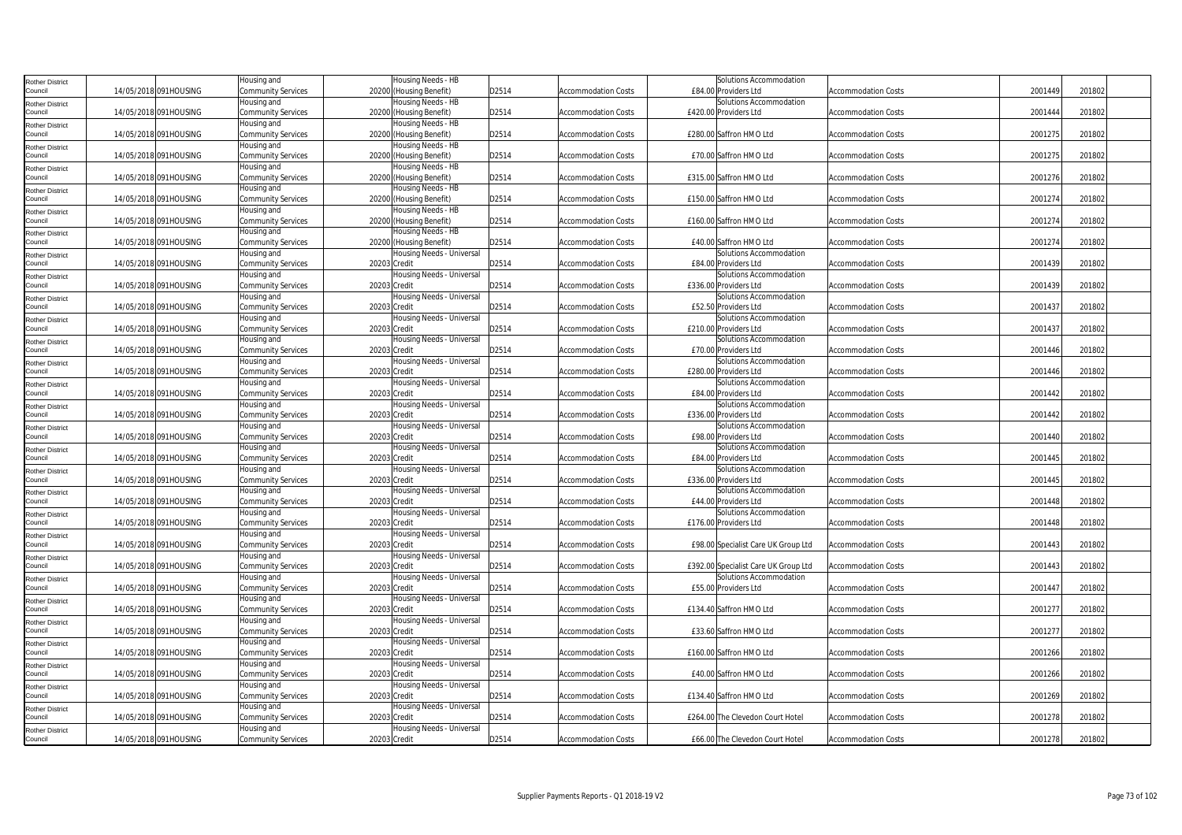| | | | | | | | | | | | | |
|---|---|---|---|---|---|---|---|---|---|---|---|---|
| Rother District Council | 14/05/2018 | 091HOUSING | Housing and Community Services | 20200 | Housing Needs - HB (Housing Benefit) | D2514 | Accommodation Costs | £84.00 | Solutions Accommodation Providers Ltd | Accommodation Costs | 2001449 | 201802 |
| Rother District Council | 14/05/2018 | 091HOUSING | Housing and Community Services | 20200 | Housing Needs - HB (Housing Benefit) | D2514 | Accommodation Costs | £420.00 | Solutions Accommodation Providers Ltd | Accommodation Costs | 2001444 | 201802 |
| Rother District Council | 14/05/2018 | 091HOUSING | Housing and Community Services | 20200 | Housing Needs - HB (Housing Benefit) | D2514 | Accommodation Costs | £280.00 | Saffron HMO Ltd | Accommodation Costs | 2001275 | 201802 |
| Rother District Council | 14/05/2018 | 091HOUSING | Housing and Community Services | 20200 | Housing Needs - HB (Housing Benefit) | D2514 | Accommodation Costs | £70.00 | Saffron HMO Ltd | Accommodation Costs | 2001275 | 201802 |
| Rother District Council | 14/05/2018 | 091HOUSING | Housing and Community Services | 20200 | Housing Needs - HB (Housing Benefit) | D2514 | Accommodation Costs | £315.00 | Saffron HMO Ltd | Accommodation Costs | 2001276 | 201802 |
| Rother District Council | 14/05/2018 | 091HOUSING | Housing and Community Services | 20200 | Housing Needs - HB (Housing Benefit) | D2514 | Accommodation Costs | £150.00 | Saffron HMO Ltd | Accommodation Costs | 2001274 | 201802 |
| Rother District Council | 14/05/2018 | 091HOUSING | Housing and Community Services | 20200 | Housing Needs - HB (Housing Benefit) | D2514 | Accommodation Costs | £160.00 | Saffron HMO Ltd | Accommodation Costs | 2001274 | 201802 |
| Rother District Council | 14/05/2018 | 091HOUSING | Housing and Community Services | 20200 | Housing Needs - HB (Housing Benefit) | D2514 | Accommodation Costs | £40.00 | Saffron HMO Ltd | Accommodation Costs | 2001274 | 201802 |
| Rother District Council | 14/05/2018 | 091HOUSING | Housing and Community Services | 20203 | Housing Needs - Universal Credit | D2514 | Accommodation Costs | £84.00 | Solutions Accommodation Providers Ltd | Accommodation Costs | 2001439 | 201802 |
| Rother District Council | 14/05/2018 | 091HOUSING | Housing and Community Services | 20203 | Housing Needs - Universal Credit | D2514 | Accommodation Costs | £336.00 | Solutions Accommodation Providers Ltd | Accommodation Costs | 2001439 | 201802 |
| Rother District Council | 14/05/2018 | 091HOUSING | Housing and Community Services | 20203 | Housing Needs - Universal Credit | D2514 | Accommodation Costs | £52.50 | Solutions Accommodation Providers Ltd | Accommodation Costs | 2001437 | 201802 |
| Rother District Council | 14/05/2018 | 091HOUSING | Housing and Community Services | 20203 | Housing Needs - Universal Credit | D2514 | Accommodation Costs | £210.00 | Solutions Accommodation Providers Ltd | Accommodation Costs | 2001437 | 201802 |
| Rother District Council | 14/05/2018 | 091HOUSING | Housing and Community Services | 20203 | Housing Needs - Universal Credit | D2514 | Accommodation Costs | £70.00 | Solutions Accommodation Providers Ltd | Accommodation Costs | 2001446 | 201802 |
| Rother District Council | 14/05/2018 | 091HOUSING | Housing and Community Services | 20203 | Housing Needs - Universal Credit | D2514 | Accommodation Costs | £280.00 | Solutions Accommodation Providers Ltd | Accommodation Costs | 2001446 | 201802 |
| Rother District Council | 14/05/2018 | 091HOUSING | Housing and Community Services | 20203 | Housing Needs - Universal Credit | D2514 | Accommodation Costs | £84.00 | Solutions Accommodation Providers Ltd | Accommodation Costs | 2001442 | 201802 |
| Rother District Council | 14/05/2018 | 091HOUSING | Housing and Community Services | 20203 | Housing Needs - Universal Credit | D2514 | Accommodation Costs | £336.00 | Solutions Accommodation Providers Ltd | Accommodation Costs | 2001442 | 201802 |
| Rother District Council | 14/05/2018 | 091HOUSING | Housing and Community Services | 20203 | Housing Needs - Universal Credit | D2514 | Accommodation Costs | £98.00 | Solutions Accommodation Providers Ltd | Accommodation Costs | 2001440 | 201802 |
| Rother District Council | 14/05/2018 | 091HOUSING | Housing and Community Services | 20203 | Housing Needs - Universal Credit | D2514 | Accommodation Costs | £84.00 | Solutions Accommodation Providers Ltd | Accommodation Costs | 2001445 | 201802 |
| Rother District Council | 14/05/2018 | 091HOUSING | Housing and Community Services | 20203 | Housing Needs - Universal Credit | D2514 | Accommodation Costs | £336.00 | Solutions Accommodation Providers Ltd | Accommodation Costs | 2001445 | 201802 |
| Rother District Council | 14/05/2018 | 091HOUSING | Housing and Community Services | 20203 | Housing Needs - Universal Credit | D2514 | Accommodation Costs | £44.00 | Solutions Accommodation Providers Ltd | Accommodation Costs | 2001448 | 201802 |
| Rother District Council | 14/05/2018 | 091HOUSING | Housing and Community Services | 20203 | Housing Needs - Universal Credit | D2514 | Accommodation Costs | £176.00 | Solutions Accommodation Providers Ltd | Accommodation Costs | 2001448 | 201802 |
| Rother District Council | 14/05/2018 | 091HOUSING | Housing and Community Services | 20203 | Housing Needs - Universal Credit | D2514 | Accommodation Costs | £98.00 | Specialist Care UK Group Ltd | Accommodation Costs | 2001443 | 201802 |
| Rother District Council | 14/05/2018 | 091HOUSING | Housing and Community Services | 20203 | Housing Needs - Universal Credit | D2514 | Accommodation Costs | £392.00 | Specialist Care UK Group Ltd | Accommodation Costs | 2001443 | 201802 |
| Rother District Council | 14/05/2018 | 091HOUSING | Housing and Community Services | 20203 | Housing Needs - Universal Credit | D2514 | Accommodation Costs | £55.00 | Solutions Accommodation Providers Ltd | Accommodation Costs | 2001447 | 201802 |
| Rother District Council | 14/05/2018 | 091HOUSING | Housing and Community Services | 20203 | Housing Needs - Universal Credit | D2514 | Accommodation Costs | £134.40 | Saffron HMO Ltd | Accommodation Costs | 2001277 | 201802 |
| Rother District Council | 14/05/2018 | 091HOUSING | Housing and Community Services | 20203 | Housing Needs - Universal Credit | D2514 | Accommodation Costs | £33.60 | Saffron HMO Ltd | Accommodation Costs | 2001277 | 201802 |
| Rother District Council | 14/05/2018 | 091HOUSING | Housing and Community Services | 20203 | Housing Needs - Universal Credit | D2514 | Accommodation Costs | £160.00 | Saffron HMO Ltd | Accommodation Costs | 2001266 | 201802 |
| Rother District Council | 14/05/2018 | 091HOUSING | Housing and Community Services | 20203 | Housing Needs - Universal Credit | D2514 | Accommodation Costs | £40.00 | Saffron HMO Ltd | Accommodation Costs | 2001266 | 201802 |
| Rother District Council | 14/05/2018 | 091HOUSING | Housing and Community Services | 20203 | Housing Needs - Universal Credit | D2514 | Accommodation Costs | £134.40 | Saffron HMO Ltd | Accommodation Costs | 2001269 | 201802 |
| Rother District Council | 14/05/2018 | 091HOUSING | Housing and Community Services | 20203 | Housing Needs - Universal Credit | D2514 | Accommodation Costs | £264.00 | The Clevedon Court Hotel | Accommodation Costs | 2001278 | 201802 |
| Rother District Council | 14/05/2018 | 091HOUSING | Housing and Community Services | 20203 | Housing Needs - Universal Credit | D2514 | Accommodation Costs | £66.00 | The Clevedon Court Hotel | Accommodation Costs | 2001278 | 201802 |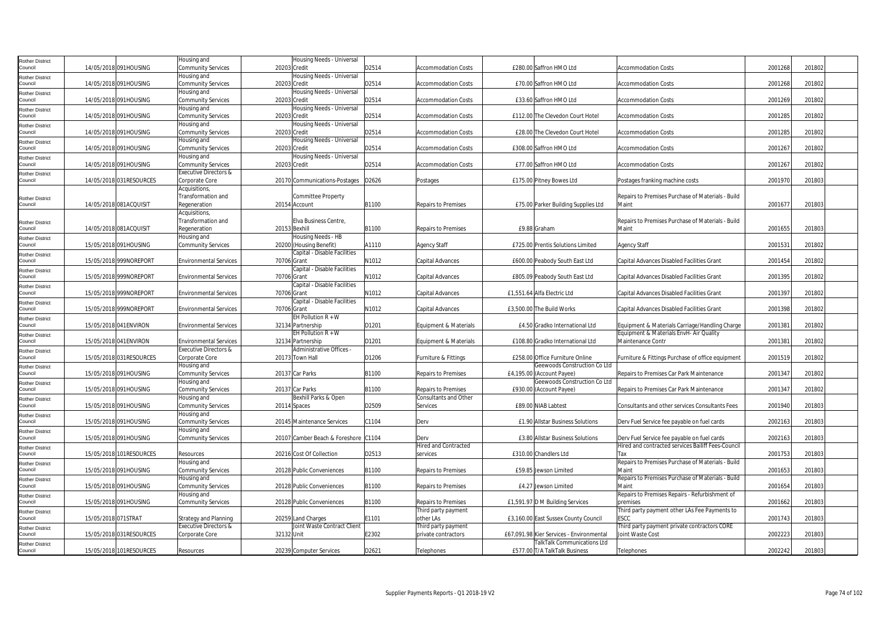| | | | | | | | | | | | | | |
|---|---|---|---|---|---|---|---|---|---|---|---|---|---|
| Rother District Council | 14/05/2018 | 091HOUSING | Housing and Community Services | 20203 | Housing Needs - Universal Credit | D2514 | Accommodation Costs | £280.00 | Saffron HMO Ltd | Accommodation Costs | 2001268 | 201802 | |
| Rother District Council | 14/05/2018 | 091HOUSING | Housing and Community Services | 20203 | Housing Needs - Universal Credit | D2514 | Accommodation Costs | £70.00 | Saffron HMO Ltd | Accommodation Costs | 2001268 | 201802 | |
| Rother District Council | 14/05/2018 | 091HOUSING | Housing and Community Services | 20203 | Housing Needs - Universal Credit | D2514 | Accommodation Costs | £33.60 | Saffron HMO Ltd | Accommodation Costs | 2001269 | 201802 | |
| Rother District Council | 14/05/2018 | 091HOUSING | Housing and Community Services | 20203 | Housing Needs - Universal Credit | D2514 | Accommodation Costs | £112.00 | The Clevedon Court Hotel | Accommodation Costs | 2001285 | 201802 | |
| Rother District Council | 14/05/2018 | 091HOUSING | Housing and Community Services | 20203 | Housing Needs - Universal Credit | D2514 | Accommodation Costs | £28.00 | The Clevedon Court Hotel | Accommodation Costs | 2001285 | 201802 | |
| Rother District Council | 14/05/2018 | 091HOUSING | Housing and Community Services | 20203 | Housing Needs - Universal Credit | D2514 | Accommodation Costs | £308.00 | Saffron HMO Ltd | Accommodation Costs | 2001267 | 201802 | |
| Rother District Council | 14/05/2018 | 091HOUSING | Housing and Community Services | 20203 | Housing Needs - Universal Credit | D2514 | Accommodation Costs | £77.00 | Saffron HMO Ltd | Accommodation Costs | 2001267 | 201802 | |
| Rother District Council | 14/05/2018 | 031RESOURCES | Executive Directors & Corporate Core | 20170 | Communications-Postages | D2626 | Postages | £175.00 | Pitney Bowes Ltd | Postages franking machine costs | 2001970 | 201803 | |
| Rother District Council | 14/05/2018 | 081ACQUISIT | Acquisitions, Transformation and Regeneration | 20154 | Committee Property Account | B1100 | Repairs to Premises | £75.00 | Parker Building Supplies Ltd | Repairs to Premises Purchase of Materials - Build Maint | 2001677 | 201803 | |
| Rother District Council | 14/05/2018 | 081ACQUISIT | Acquisitions, Transformation and Regeneration | 20153 | Elva Business Centre, Bexhill | B1100 | Repairs to Premises | £9.88 | Graham | Repairs to Premises Purchase of Materials - Build Maint | 2001655 | 201803 | |
| Rother District Council | 15/05/2018 | 091HOUSING | Housing and Community Services | 20200 | Housing Needs - HB (Housing Benefit) | A1110 | Agency Staff | £725.00 | Prentis Solutions Limited | Agency Staff | 2001531 | 201802 | |
| Rother District Council | 15/05/2018 | 999NOREPORT | Environmental Services | 70706 | Capital - Disable Facilities Grant | N1012 | Capital Advances | £600.00 | Peabody South East Ltd | Capital Advances Disabled Facilities Grant | 2001454 | 201802 | |
| Rother District Council | 15/05/2018 | 999NOREPORT | Environmental Services | 70706 | Capital - Disable Facilities Grant | N1012 | Capital Advances | £805.09 | Peabody South East Ltd | Capital Advances Disabled Facilities Grant | 2001395 | 201802 | |
| Rother District Council | 15/05/2018 | 999NOREPORT | Environmental Services | 70706 | Capital - Disable Facilities Grant | N1012 | Capital Advances | £1,551.64 | Alfa Electric Ltd | Capital Advances Disabled Facilities Grant | 2001397 | 201802 | |
| Rother District Council | 15/05/2018 | 999NOREPORT | Environmental Services | 70706 | Capital - Disable Facilities Grant | N1012 | Capital Advances | £3,500.00 | The Build Works | Capital Advances Disabled Facilities Grant | 2001398 | 201802 | |
| Rother District Council | 15/05/2018 | 041ENVIRON | Environmental Services | 32134 | EH Pollution R + W Partnership | D1201 | Equipment & Materials | £4.50 | Gradko International Ltd | Equipment & Materials Carriage/Handling Charge | 2001381 | 201802 | |
| Rother District Council | 15/05/2018 | 041ENVIRON | Environmental Services | 32134 | EH Pollution R + W Partnership | D1201 | Equipment & Materials | £108.80 | Gradko International Ltd | Equipment & Materials EnvH- Air Quality Maintenance Contr | 2001381 | 201802 | |
| Rother District Council | 15/05/2018 | 031RESOURCES | Executive Directors & Corporate Core | 20173 | Administrative Offices - Town Hall | D1206 | Furniture & Fittings | £258.00 | Office Furniture Online | Furniture & Fittings Purchase of office equipment | 2001519 | 201802 | |
| Rother District Council | 15/05/2018 | 091HOUSING | Housing and Community Services | 20137 | Car Parks | B1100 | Repairs to Premises | £4,195.00 | Geewoods Construction Co Ltd (Account Payee) | Repairs to Premises Car Park Maintenance | 2001347 | 201802 | |
| Rother District Council | 15/05/2018 | 091HOUSING | Housing and Community Services | 20137 | Car Parks | B1100 | Repairs to Premises | £930.00 | Geewoods Construction Co Ltd (Account Payee) | Repairs to Premises Car Park Maintenance | 2001347 | 201802 | |
| Rother District Council | 15/05/2018 | 091HOUSING | Housing and Community Services | 20114 | Bexhill Parks & Open Spaces | D2509 | Consultants and Other Services | £89.00 | NIAB Labtest | Consultants and other services Consultants Fees | 2001940 | 201803 | |
| Rother District Council | 15/05/2018 | 091HOUSING | Housing and Community Services | 20145 | Maintenance Services | C1104 | Derv | £1.90 | Allstar Business Solutions | Derv Fuel Service fee payable on fuel cards | 2002163 | 201803 | |
| Rother District Council | 15/05/2018 | 091HOUSING | Housing and Community Services | 20107 | Camber Beach & Foreshore | C1104 | Derv | £3.80 | Allstar Business Solutions | Derv Fuel Service fee payable on fuel cards | 2002163 | 201803 | |
| Rother District Council | 15/05/2018 | 101RESOURCES | Resources | 20216 | Cost Of Collection | D2513 | Hired and Contracted services | £310.00 | Chandlers Ltd | Hired and contracted services Bailiff Fees-Council Tax | 2001753 | 201803 | |
| Rother District Council | 15/05/2018 | 091HOUSING | Housing and Community Services | 20128 | Public Conveniences | B1100 | Repairs to Premises | £59.85 | Jewson Limited | Repairs to Premises Purchase of Materials - Build Maint | 2001653 | 201803 | |
| Rother District Council | 15/05/2018 | 091HOUSING | Housing and Community Services | 20128 | Public Conveniences | B1100 | Repairs to Premises | £4.27 | Jewson Limited | Repairs to Premises Purchase of Materials - Build Maint | 2001654 | 201803 | |
| Rother District Council | 15/05/2018 | 091HOUSING | Housing and Community Services | 20128 | Public Conveniences | B1100 | Repairs to Premises | £1,591.97 | D M Building Services | Repairs to Premises Repairs - Refurbishment of premises | 2001662 | 201803 | |
| Rother District Council | 15/05/2018 | 071STRAT | Strategy and Planning | 20259 | Land Charges | E1101 | Third party payment other LAs | £3,160.00 | East Sussex County Council | Third party payment other LAs Fee Payments to ESCC | 2001743 | 201803 | |
| Rother District Council | 15/05/2018 | 031RESOURCES | Executive Directors & Corporate Core | 32132 | Joint Waste Contract Client Unit | E2302 | Third party payment private contractors | £67,091.98 | Kier Services - Environmental | Third party payment private contractors CORE Joint Waste Cost | 2002223 | 201803 | |
| Rother District Council | 15/05/2018 | 101RESOURCES | Resources | 20239 | Computer Services | D2621 | Telephones | £577.00 | TalkTalk Communications Ltd T/A TalkTalk Business | Telephones | 2002242 | 201803 | |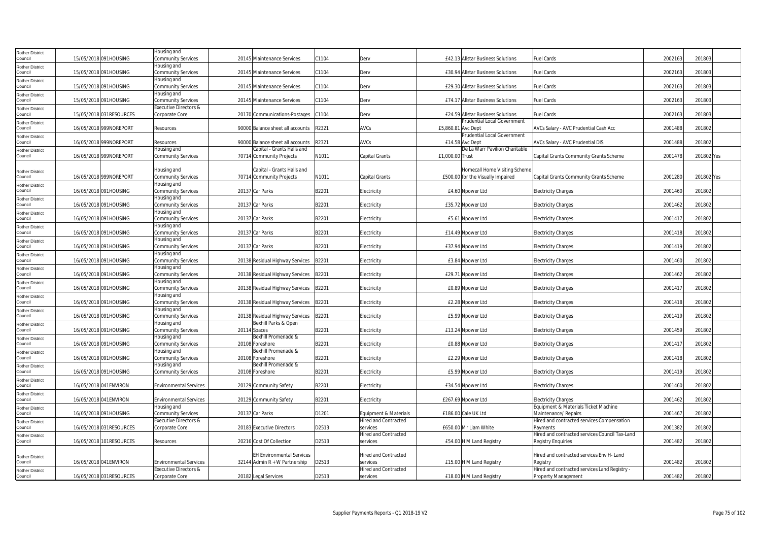| Rother District Council | 15/05/2018 | 091HOUSING | Housing and Community Services | 20145 | Maintenance Services | C1104 | Derv | £42.13 | Allstar Business Solutions | Fuel Cards | 2002163 | 201803 | |
|---|---|---|---|---|---|---|---|---|---|---|---|---|---|
| Rother District Council | 15/05/2018 | 091HOUSING | Housing and Community Services | 20145 | Maintenance Services | C1104 | Derv | £30.94 | Allstar Business Solutions | Fuel Cards | 2002163 | 201803 | |
| Rother District Council | 15/05/2018 | 091HOUSING | Housing and Community Services | 20145 | Maintenance Services | C1104 | Derv | £29.30 | Allstar Business Solutions | Fuel Cards | 2002163 | 201803 | |
| Rother District Council | 15/05/2018 | 091HOUSING | Housing and Community Services | 20145 | Maintenance Services | C1104 | Derv | £74.17 | Allstar Business Solutions | Fuel Cards | 2002163 | 201803 | |
| Rother District Council | 15/05/2018 | 031RESOURCES | Executive Directors & Corporate Core | 20170 | Communications-Postages | C1104 | Derv | £24.59 | Allstar Business Solutions | Fuel Cards | 2002163 | 201803 | |
| Rother District Council | 16/05/2018 | 999NOREPORT | Resources | 90000 | Balance sheet all accounts | R2321 | AVCs | £5,860.81 | Prudential Local Government Avc Dept | AVCs Salary - AVC Prudential Cash Acc | 2001488 | 201802 | |
| Rother District Council | 16/05/2018 | 999NOREPORT | Resources | 90000 | Balance sheet all accounts | R2321 | AVCs | £14.58 | Prudential Local Government Avc Dept | AVCs Salary - AVC Prudential DIS | 2001488 | 201802 | |
| Rother District Council | 16/05/2018 | 999NOREPORT | Housing and Community Services | 70714 | Capital - Grants Halls and Community Projects | N1011 | Capital Grants | £1,000.00 | De La Warr Pavilion Charitable Trust | Capital Grants Community Grants Scheme | 2001478 | 201802 | Yes |
| Rother District Council | 16/05/2018 | 999NOREPORT | Housing and Community Services | 70714 | Capital - Grants Halls and Community Projects | N1011 | Capital Grants | £500.00 | Homecall Home Visiting Scheme for the Visually Impaired | Capital Grants Community Grants Scheme | 2001280 | 201802 | Yes |
| Rother District Council | 16/05/2018 | 091HOUSING | Housing and Community Services | 20137 | Car Parks | B2201 | Electricity | £4.60 | Npower Ltd | Electricity Charges | 2001460 | 201802 | |
| Rother District Council | 16/05/2018 | 091HOUSING | Housing and Community Services | 20137 | Car Parks | B2201 | Electricity | £35.72 | Npower Ltd | Electricity Charges | 2001462 | 201802 | |
| Rother District Council | 16/05/2018 | 091HOUSING | Housing and Community Services | 20137 | Car Parks | B2201 | Electricity | £5.61 | Npower Ltd | Electricity Charges | 2001417 | 201802 | |
| Rother District Council | 16/05/2018 | 091HOUSING | Housing and Community Services | 20137 | Car Parks | B2201 | Electricity | £14.49 | Npower Ltd | Electricity Charges | 2001418 | 201802 | |
| Rother District Council | 16/05/2018 | 091HOUSING | Housing and Community Services | 20137 | Car Parks | B2201 | Electricity | £37.94 | Npower Ltd | Electricity Charges | 2001419 | 201802 | |
| Rother District Council | 16/05/2018 | 091HOUSING | Housing and Community Services | 20138 | Residual Highway Services | B2201 | Electricity | £3.84 | Npower Ltd | Electricity Charges | 2001460 | 201802 | |
| Rother District Council | 16/05/2018 | 091HOUSING | Housing and Community Services | 20138 | Residual Highway Services | B2201 | Electricity | £29.71 | Npower Ltd | Electricity Charges | 2001462 | 201802 | |
| Rother District Council | 16/05/2018 | 091HOUSING | Housing and Community Services | 20138 | Residual Highway Services | B2201 | Electricity | £0.89 | Npower Ltd | Electricity Charges | 2001417 | 201802 | |
| Rother District Council | 16/05/2018 | 091HOUSING | Housing and Community Services | 20138 | Residual Highway Services | B2201 | Electricity | £2.28 | Npower Ltd | Electricity Charges | 2001418 | 201802 | |
| Rother District Council | 16/05/2018 | 091HOUSING | Housing and Community Services | 20138 | Residual Highway Services | B2201 | Electricity | £5.99 | Npower Ltd | Electricity Charges | 2001419 | 201802 | |
| Rother District Council | 16/05/2018 | 091HOUSING | Housing and Community Services | 20114 | Bexhill Parks & Open Spaces | B2201 | Electricity | £13.24 | Npower Ltd | Electricity Charges | 2001459 | 201802 | |
| Rother District Council | 16/05/2018 | 091HOUSING | Housing and Community Services | 20108 | Bexhill Promenade & Foreshore | B2201 | Electricity | £0.88 | Npower Ltd | Electricity Charges | 2001417 | 201802 | |
| Rother District Council | 16/05/2018 | 091HOUSING | Housing and Community Services | 20108 | Bexhill Promenade & Foreshore | B2201 | Electricity | £2.29 | Npower Ltd | Electricity Charges | 2001418 | 201802 | |
| Rother District Council | 16/05/2018 | 091HOUSING | Housing and Community Services | 20108 | Bexhill Promenade & Foreshore | B2201 | Electricity | £5.99 | Npower Ltd | Electricity Charges | 2001419 | 201802 | |
| Rother District Council | 16/05/2018 | 041ENVIRON | Environmental Services | 20129 | Community Safety | B2201 | Electricity | £34.54 | Npower Ltd | Electricity Charges | 2001460 | 201802 | |
| Rother District Council | 16/05/2018 | 041ENVIRON | Environmental Services | 20129 | Community Safety | B2201 | Electricity | £267.69 | Npower Ltd | Electricity Charges | 2001462 | 201802 | |
| Rother District Council | 16/05/2018 | 091HOUSING | Housing and Community Services | 20137 | Car Parks | D1201 | Equipment & Materials | £186.00 | Cale UK Ltd | Equipment & Materials Ticket Machine Maintenance/ Repairs | 2001467 | 201802 | |
| Rother District Council | 16/05/2018 | 031RESOURCES | Executive Directors & Corporate Core | 20183 | Executive Directors | D2513 | Hired and Contracted services | £650.00 | Mr Liam White | Hired and contracted services Compensation Payments | 2001382 | 201802 | |
| Rother District Council | 16/05/2018 | 101RESOURCES | Resources | 20216 | Cost Of Collection | D2513 | Hired and Contracted services | £54.00 | H M Land Registry | Hired and contracted services Council Tax-Land Registry Enquiries | 2001482 | 201802 | |
| Rother District Council | 16/05/2018 | 041ENVIRON | Environmental Services | 32144 | EH Environmental Services Admin R + W Partnership | D2513 | Hired and Contracted services | £15.00 | H M Land Registry | Hired and contracted services Env H- Land Registry | 2001482 | 201802 | |
| Rother District Council | 16/05/2018 | 031RESOURCES | Executive Directors & Corporate Core | 20182 | Legal Services | D2513 | Hired and Contracted services | £18.00 | H M Land Registry | Hired and contracted services Land Registry - Property Management | 2001482 | 201802 | |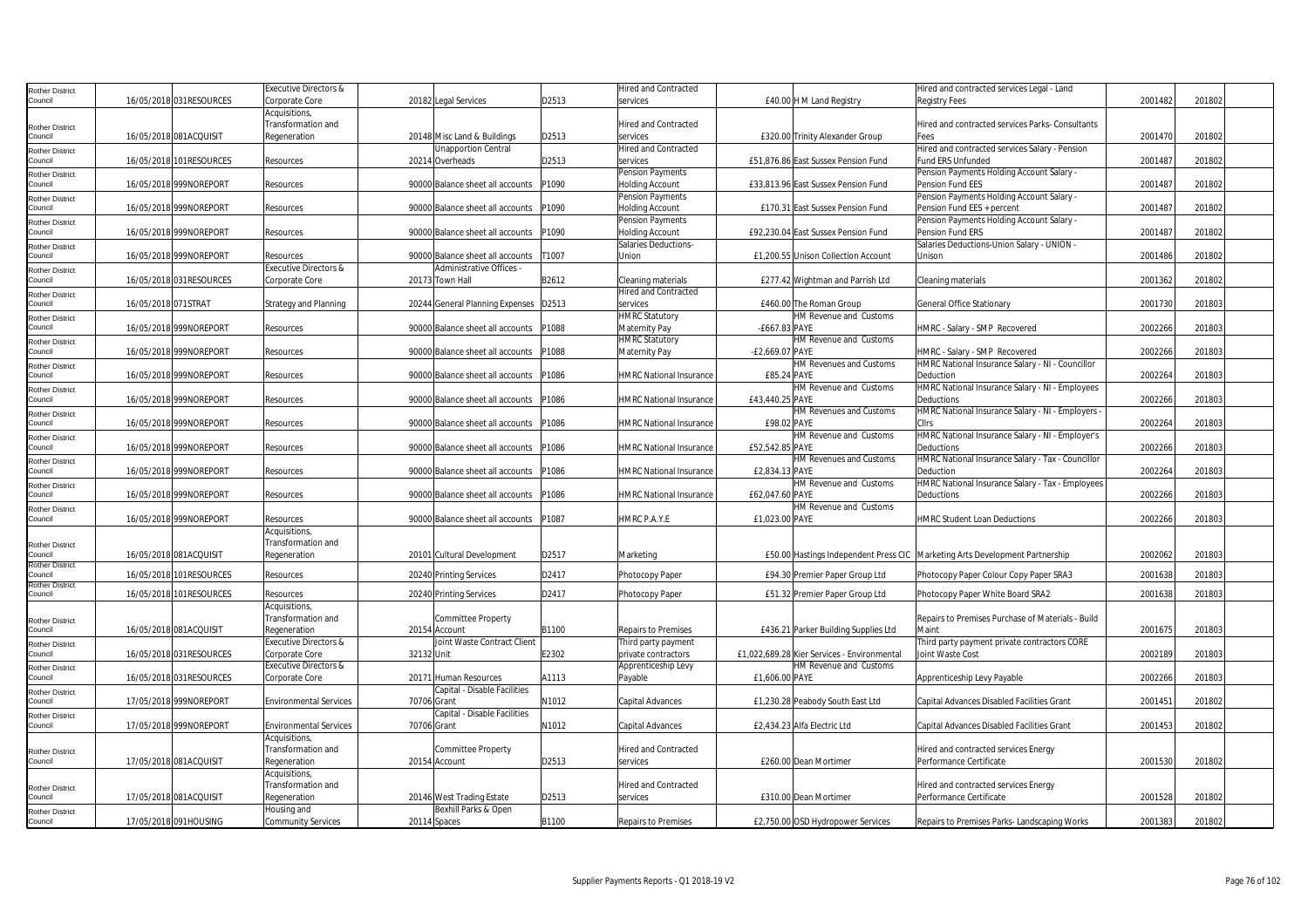| Rother District Council | 16/05/2018 | 031RESOURCES | Executive Directors & Corporate Core | 20182 | Legal Services | D2513 | Hired and Contracted services | £40.00 | H M Land Registry | Hired and contracted services Legal - Land Registry Fees | 2001482 | 201802 |
|---|---|---|---|---|---|---|---|---|---|---|---|---|
| Rother District Council | 16/05/2018 | 081ACQUISIT | Acquisitions, Transformation and Regeneration | 20148 | Misc Land & Buildings | D2513 | Hired and Contracted services | £320.00 | Trinity Alexander Group | Hired and contracted services Parks- Consultants Fees | 2001470 | 201802 |
| Rother District Council | 16/05/2018 | 101RESOURCES | Resources | 20214 | Unapportion Central Overheads | D2513 | Hired and Contracted services | £51,876.86 | East Sussex Pension Fund | Hired and contracted services Salary - Pension Fund ERS Unfunded | 2001487 | 201802 |
| Rother District Council | 16/05/2018 | 999NOREPORT | Resources | 90000 | Balance sheet all accounts | P1090 | Pension Payments Holding Account | £33,813.96 | East Sussex Pension Fund | Pension Payments Holding Account Salary - Pension Fund EES | 2001487 | 201802 |
| Rother District Council | 16/05/2018 | 999NOREPORT | Resources | 90000 | Balance sheet all accounts | P1090 | Pension Payments Holding Account | £170.31 | East Sussex Pension Fund | Pension Payments Holding Account Salary - Pension Fund EES + percent | 2001487 | 201802 |
| Rother District Council | 16/05/2018 | 999NOREPORT | Resources | 90000 | Balance sheet all accounts | P1090 | Pension Payments Holding Account | £92,230.04 | East Sussex Pension Fund | Pension Payments Holding Account Salary - Pension Fund ERS | 2001487 | 201802 |
| Rother District Council | 16/05/2018 | 999NOREPORT | Resources | 90000 | Balance sheet all accounts | T1007 | Salaries Deductions-Union | £1,200.55 | Unison Collection Account | Salaries Deductions-Union Salary - UNION - Unison | 2001486 | 201802 |
| Rother District Council | 16/05/2018 | 031RESOURCES | Executive Directors & Corporate Core | 20173 | Administrative Offices - Town Hall | B2612 | Cleaning materials | £277.42 | Wightman and Parrish Ltd | Cleaning materials | 2001362 | 201802 |
| Rother District Council | 16/05/2018 | 071STRAT | Strategy and Planning | 20244 | General Planning Expenses | D2513 | Hired and Contracted services | £460.00 | The Roman Group | General Office Stationary | 2001730 | 201803 |
| Rother District Council | 16/05/2018 | 999NOREPORT | Resources | 90000 | Balance sheet all accounts | P1088 | HMRC Statutory Maternity Pay | -£667.83 | HM Revenue and Customs PAYE | HMRC - Salary - SMP Recovered | 2002266 | 201803 |
| Rother District Council | 16/05/2018 | 999NOREPORT | Resources | 90000 | Balance sheet all accounts | P1088 | HMRC Statutory Maternity Pay | -£2,669.07 | HM Revenue and Customs PAYE | HMRC - Salary - SMP Recovered | 2002266 | 201803 |
| Rother District Council | 16/05/2018 | 999NOREPORT | Resources | 90000 | Balance sheet all accounts | P1086 | HMRC National Insurance | £85.24 | HM Revenues and Customs PAYE | HMRC National Insurance Salary - NI - Councillor Deduction | 2002264 | 201803 |
| Rother District Council | 16/05/2018 | 999NOREPORT | Resources | 90000 | Balance sheet all accounts | P1086 | HMRC National Insurance | £43,440.25 | HM Revenue and Customs PAYE | HMRC National Insurance Salary - NI - Employees Deductions | 2002266 | 201803 |
| Rother District Council | 16/05/2018 | 999NOREPORT | Resources | 90000 | Balance sheet all accounts | P1086 | HMRC National Insurance | £98.02 | HM Revenues and Customs PAYE | HMRC National Insurance Salary - NI - Employers - Cllrs | 2002264 | 201803 |
| Rother District Council | 16/05/2018 | 999NOREPORT | Resources | 90000 | Balance sheet all accounts | P1086 | HMRC National Insurance | £52,542.85 | HM Revenue and Customs PAYE | HMRC National Insurance Salary - NI - Employer's Deductions | 2002266 | 201803 |
| Rother District Council | 16/05/2018 | 999NOREPORT | Resources | 90000 | Balance sheet all accounts | P1086 | HMRC National Insurance | £2,834.13 | HM Revenues and Customs PAYE | HMRC National Insurance Salary - Tax - Councillor Deduction | 2002264 | 201803 |
| Rother District Council | 16/05/2018 | 999NOREPORT | Resources | 90000 | Balance sheet all accounts | P1086 | HMRC National Insurance | £62,047.60 | HM Revenue and Customs PAYE | HMRC National Insurance Salary - Tax - Employees Deductions | 2002266 | 201803 |
| Rother District Council | 16/05/2018 | 999NOREPORT | Resources | 90000 | Balance sheet all accounts | P1087 | HMRC P.A.Y.E | £1,023.00 | HM Revenue and Customs PAYE | HMRC Student Loan Deductions | 2002266 | 201803 |
| Rother District Council | 16/05/2018 | 081ACQUISIT | Acquisitions, Transformation and Regeneration | 20101 | Cultural Development | D2517 | Marketing | £50.00 | Hastings Independent Press CIC | Marketing Arts Development Partnership | 2002062 | 201803 |
| Rother District Council | 16/05/2018 | 101RESOURCES | Resources | 20240 | Printing Services | D2417 | Photocopy Paper | £94.30 | Premier Paper Group Ltd | Photocopy Paper Colour Copy Paper SRA3 | 2001638 | 201803 |
| Rother District Council | 16/05/2018 | 101RESOURCES | Resources | 20240 | Printing Services | D2417 | Photocopy Paper | £51.32 | Premier Paper Group Ltd | Photocopy Paper White Board SRA2 | 2001638 | 201803 |
| Rother District Council | 16/05/2018 | 081ACQUISIT | Acquisitions, Transformation and Regeneration | 20154 | Committee Property Account | B1100 | Repairs to Premises | £436.21 | Parker Building Supplies Ltd | Repairs to Premises Purchase of Materials - Build Maint | 2001675 | 201803 |
| Rother District Council | 16/05/2018 | 031RESOURCES | Executive Directors & Corporate Core | 32132 | Joint Waste Contract Client Unit | E2302 | Third party payment private contractors | £1,022,689.28 | Kier Services - Environmental | Third party payment private contractors CORE Joint Waste Cost | 2002189 | 201803 |
| Rother District Council | 16/05/2018 | 031RESOURCES | Executive Directors & Corporate Core | 20171 | Human Resources | A1113 | Apprenticeship Levy Payable | £1,606.00 | HM Revenue and Customs PAYE | Apprenticeship Levy Payable | 2002266 | 201803 |
| Rother District Council | 17/05/2018 | 999NOREPORT | Environmental Services | 70706 | Capital - Disable Facilities Grant | N1012 | Capital Advances | £1,230.28 | Peabody South East Ltd | Capital Advances Disabled Facilities Grant | 2001451 | 201802 |
| Rother District Council | 17/05/2018 | 999NOREPORT | Environmental Services | 70706 | Capital - Disable Facilities Grant | N1012 | Capital Advances | £2,434.23 | Alfa Electric Ltd | Capital Advances Disabled Facilities Grant | 2001453 | 201802 |
| Rother District Council | 17/05/2018 | 081ACQUISIT | Acquisitions, Transformation and Regeneration | 20154 | Committee Property Account | D2513 | Hired and Contracted services | £260.00 | Dean Mortimer | Hired and contracted services Energy Performance Certificate | 2001530 | 201802 |
| Rother District Council | 17/05/2018 | 081ACQUISIT | Acquisitions, Transformation and Regeneration | 20146 | West Trading Estate | D2513 | Hired and Contracted services | £310.00 | Dean Mortimer | Hired and contracted services Energy Performance Certificate | 2001528 | 201802 |
| Rother District Council | 17/05/2018 | 091HOUSING | Housing and Community Services | 20114 | Bexhill Parks & Open Spaces | B1100 | Repairs to Premises | £2,750.00 | OSD Hydropower Services | Repairs to Premises Parks- Landscaping Works | 2001383 | 201802 |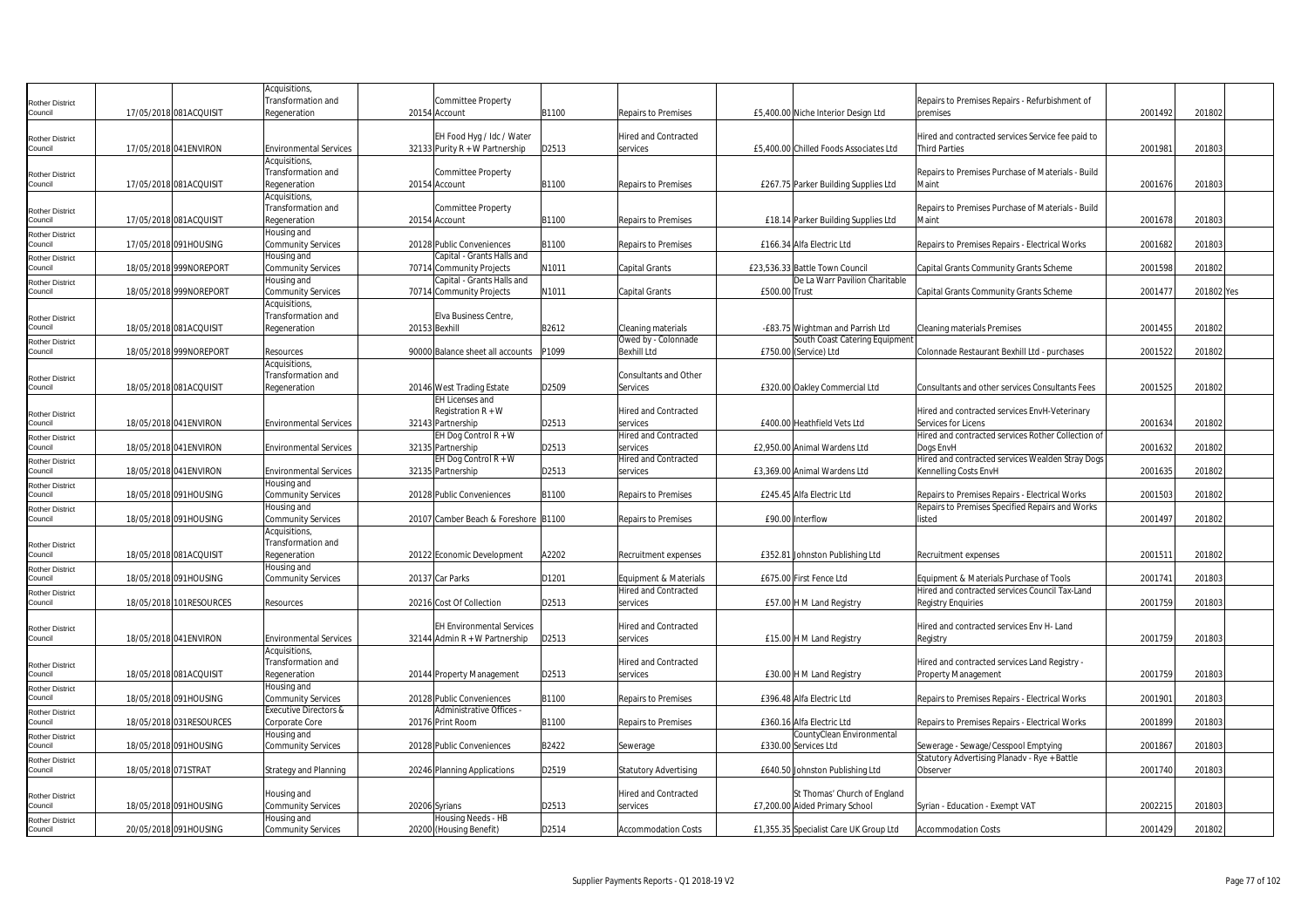| | | | | | | | | | | | | | |
|---|---|---|---|---|---|---|---|---|---|---|---|---|---|
| Rother District Council | 17/05/2018 | 081ACQUISIT | Acquisitions, Transformation and Regeneration | 20154 | Committee Property Account | B1100 | Repairs to Premises | £5,400.00 | Niche Interior Design Ltd | Repairs to Premises Repairs - Refurbishment of premises | 2001492 | 201802 | |
| Rother District Council | 17/05/2018 | 041ENVIRON | Environmental Services | 32133 | EH Food Hyg / Idc / Water Purity R + W Partnership | D2513 | Hired and Contracted services | £5,400.00 | Chilled Foods Associates Ltd | Hired and contracted services Service fee paid to Third Parties | 2001981 | 201803 | |
| Rother District Council | 17/05/2018 | 081ACQUISIT | Acquisitions, Transformation and Regeneration | 20154 | Committee Property Account | B1100 | Repairs to Premises | £267.75 | Parker Building Supplies Ltd | Repairs to Premises Purchase of Materials - Build Maint | 2001676 | 201803 | |
| Rother District Council | 17/05/2018 | 081ACQUISIT | Acquisitions, Transformation and Regeneration | 20154 | Committee Property Account | B1100 | Repairs to Premises | £18.14 | Parker Building Supplies Ltd | Repairs to Premises Purchase of Materials - Build Maint | 2001678 | 201803 | |
| Rother District Council | 17/05/2018 | 091HOUSING | Housing and Community Services | 20128 | Public Conveniences | B1100 | Repairs to Premises | £166.34 | Alfa Electric Ltd | Repairs to Premises Repairs - Electrical Works | 2001682 | 201803 | |
| Rother District Council | 18/05/2018 | 999NOREPORT | Housing and Community Services | 70714 | Capital - Grants Halls and Community Projects | N1011 | Capital Grants | £23,536.33 | Battle Town Council | Capital Grants Community Grants Scheme | 2001598 | 201802 | |
| Rother District Council | 18/05/2018 | 999NOREPORT | Housing and Community Services | 70714 | Capital - Grants Halls and Community Projects | N1011 | Capital Grants | £500.00 | De La Warr Pavilion Charitable Trust | Capital Grants Community Grants Scheme | 2001477 | 201802 | Yes |
| Rother District Council | 18/05/2018 | 081ACQUISIT | Acquisitions, Transformation and Regeneration | 20153 | Elva Business Centre, Bexhill | B2612 | Cleaning materials | -£83.75 | Wightman and Parrish Ltd | Cleaning materials Premises | 2001455 | 201802 | |
| Rother District Council | 18/05/2018 | 999NOREPORT | Resources | 90000 | Balance sheet all accounts | P1099 | Owed by - Colonnade Bexhill Ltd | £750.00 | South Coast Catering Equipment (Service) Ltd | Colonnade Restaurant Bexhill Ltd - purchases | 2001522 | 201802 | |
| Rother District Council | 18/05/2018 | 081ACQUISIT | Acquisitions, Transformation and Regeneration | 20146 | West Trading Estate | D2509 | Consultants and Other Services | £320.00 | Oakley Commercial Ltd | Consultants and other services Consultants Fees | 2001525 | 201802 | |
| Rother District Council | 18/05/2018 | 041ENVIRON | Environmental Services | 32143 | EH Licenses and Registration R + W Partnership | D2513 | Hired and Contracted services | £400.00 | Heathfield Vets Ltd | Hired and contracted services EnvH-Veterinary Services for Licens | 2001634 | 201802 | |
| Rother District Council | 18/05/2018 | 041ENVIRON | Environmental Services | 32135 | EH Dog Control R + W Partnership | D2513 | Hired and Contracted services | £2,950.00 | Animal Wardens Ltd | Hired and contracted services Rother Collection of Dogs EnvH | 2001632 | 201802 | |
| Rother District Council | 18/05/2018 | 041ENVIRON | Environmental Services | 32135 | EH Dog Control R + W Partnership | D2513 | Hired and Contracted services | £3,369.00 | Animal Wardens Ltd | Hired and contracted services Wealden Stray Dogs Kennelling Costs EnvH | 2001635 | 201802 | |
| Rother District Council | 18/05/2018 | 091HOUSING | Housing and Community Services | 20128 | Public Conveniences | B1100 | Repairs to Premises | £245.45 | Alfa Electric Ltd | Repairs to Premises Repairs - Electrical Works | 2001503 | 201802 | |
| Rother District Council | 18/05/2018 | 091HOUSING | Housing and Community Services | 20107 | Camber Beach & Foreshore | B1100 | Repairs to Premises | £90.00 | Interflow | Repairs to Premises Specified Repairs and Works listed | 2001497 | 201802 | |
| Rother District Council | 18/05/2018 | 081ACQUISIT | Acquisitions, Transformation and Regeneration | 20122 | Economic Development | A2202 | Recruitment expenses | £352.81 | Johnston Publishing Ltd | Recruitment expenses | 2001511 | 201802 | |
| Rother District Council | 18/05/2018 | 091HOUSING | Housing and Community Services | 20137 | Car Parks | D1201 | Equipment & Materials | £675.00 | First Fence Ltd | Equipment & Materials Purchase of Tools | 2001741 | 201803 | |
| Rother District Council | 18/05/2018 | 101RESOURCES | Resources | 20216 | Cost Of Collection | D2513 | Hired and Contracted services | £57.00 | H M Land Registry | Hired and contracted services Council Tax-Land Registry Enquiries | 2001759 | 201803 | |
| Rother District Council | 18/05/2018 | 041ENVIRON | Environmental Services | 32144 | EH Environmental Services Admin R + W Partnership | D2513 | Hired and Contracted services | £15.00 | H M Land Registry | Hired and contracted services Env H- Land Registry | 2001759 | 201803 | |
| Rother District Council | 18/05/2018 | 081ACQUISIT | Acquisitions, Transformation and Regeneration | 20144 | Property Management | D2513 | Hired and Contracted services | £30.00 | H M Land Registry | Hired and contracted services Land Registry - Property Management | 2001759 | 201803 | |
| Rother District Council | 18/05/2018 | 091HOUSING | Housing and Community Services | 20128 | Public Conveniences | B1100 | Repairs to Premises | £396.48 | Alfa Electric Ltd | Repairs to Premises Repairs - Electrical Works | 2001901 | 201803 | |
| Rother District Council | 18/05/2018 | 031RESOURCES | Executive Directors & Corporate Core | 20176 | Administrative Offices - Print Room | B1100 | Repairs to Premises | £360.16 | Alfa Electric Ltd | Repairs to Premises Repairs - Electrical Works | 2001899 | 201803 | |
| Rother District Council | 18/05/2018 | 091HOUSING | Housing and Community Services | 20128 | Public Conveniences | B2422 | Sewerage | £330.00 | CountyClean Environmental Services Ltd | Sewerage - Sewage/Cesspool Emptying | 2001867 | 201803 | |
| Rother District Council | 18/05/2018 | 071STRAT | Strategy and Planning | 20246 | Planning Applications | D2519 | Statutory Advertising | £640.50 | Johnston Publishing Ltd | Statutory Advertising Planadv - Rye + Battle Observer | 2001740 | 201803 | |
| Rother District Council | 18/05/2018 | 091HOUSING | Housing and Community Services | 20206 | Syrians | D2513 | Hired and Contracted services | £7,200.00 | St Thomas' Church of England Aided Primary School | Syrian - Education - Exempt VAT | 2002215 | 201803 | |
| Rother District Council | 20/05/2018 | 091HOUSING | Housing and Community Services | 20200 | Housing Needs - HB (Housing Benefit) | D2514 | Accommodation Costs | £1,355.35 | Specialist Care UK Group Ltd | Accommodation Costs | 2001429 | 201802 | |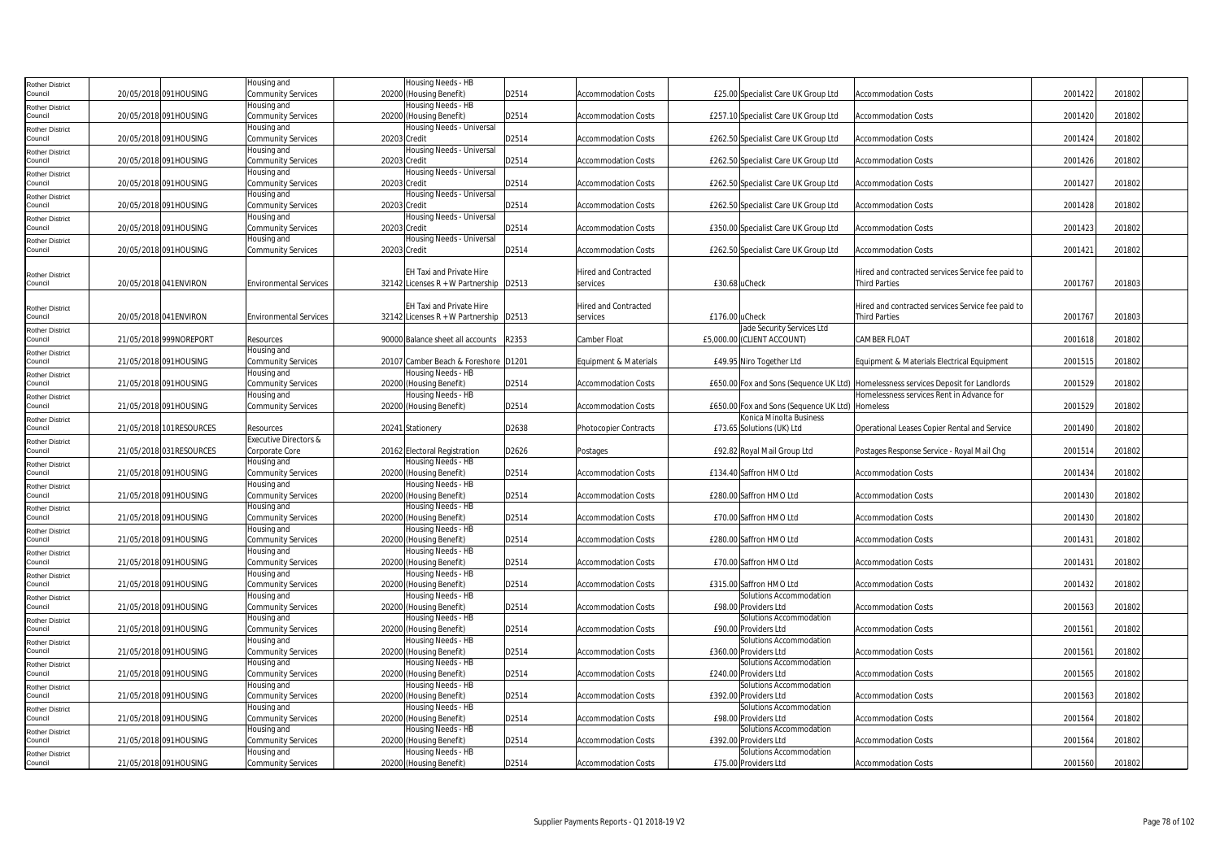| | | | | | | | | | | | | |
|---|---|---|---|---|---|---|---|---|---|---|---|---|
| Rother District Council | 20/05/2018 | 091HOUSING | Housing and Community Services | 20200 | Housing Needs - HB (Housing Benefit) | D2514 | Accommodation Costs | £25.00 | Specialist Care UK Group Ltd | Accommodation Costs | 2001422 | 201802 |
| Rother District Council | 20/05/2018 | 091HOUSING | Housing and Community Services | 20200 | Housing Needs - HB (Housing Benefit) | D2514 | Accommodation Costs | £257.10 | Specialist Care UK Group Ltd | Accommodation Costs | 2001420 | 201802 |
| Rother District Council | 20/05/2018 | 091HOUSING | Housing and Community Services | 20203 | Housing Needs - Universal Credit | D2514 | Accommodation Costs | £262.50 | Specialist Care UK Group Ltd | Accommodation Costs | 2001424 | 201802 |
| Rother District Council | 20/05/2018 | 091HOUSING | Housing and Community Services | 20203 | Housing Needs - Universal Credit | D2514 | Accommodation Costs | £262.50 | Specialist Care UK Group Ltd | Accommodation Costs | 2001426 | 201802 |
| Rother District Council | 20/05/2018 | 091HOUSING | Housing and Community Services | 20203 | Housing Needs - Universal Credit | D2514 | Accommodation Costs | £262.50 | Specialist Care UK Group Ltd | Accommodation Costs | 2001427 | 201802 |
| Rother District Council | 20/05/2018 | 091HOUSING | Housing and Community Services | 20203 | Housing Needs - Universal Credit | D2514 | Accommodation Costs | £262.50 | Specialist Care UK Group Ltd | Accommodation Costs | 2001428 | 201802 |
| Rother District Council | 20/05/2018 | 091HOUSING | Housing and Community Services | 20203 | Housing Needs - Universal Credit | D2514 | Accommodation Costs | £350.00 | Specialist Care UK Group Ltd | Accommodation Costs | 2001423 | 201802 |
| Rother District Council | 20/05/2018 | 091HOUSING | Housing and Community Services | 20203 | Housing Needs - Universal Credit | D2514 | Accommodation Costs | £262.50 | Specialist Care UK Group Ltd | Accommodation Costs | 2001421 | 201802 |
| Rother District Council | 20/05/2018 | 041ENVIRON | Environmental Services | 32142 | EH Taxi and Private Hire Licenses R + W Partnership | D2513 | Hired and Contracted services | £30.68 | uCheck | Hired and contracted services Service fee paid to Third Parties | 2001767 | 201803 |
| Rother District Council | 20/05/2018 | 041ENVIRON | Environmental Services | 32142 | EH Taxi and Private Hire Licenses R + W Partnership | D2513 | Hired and Contracted services | £176.00 | uCheck | Hired and contracted services Service fee paid to Third Parties | 2001767 | 201803 |
| Rother District Council | 21/05/2018 | 999NOREPORT | Resources | 90000 | Balance sheet all accounts | R2353 | Camber Float | £5,000.00 | Jade Security Services Ltd (CLIENT ACCOUNT) | CAMBER FLOAT | 2001618 | 201802 |
| Rother District Council | 21/05/2018 | 091HOUSING | Housing and Community Services | 20107 | Camber Beach & Foreshore | D1201 | Equipment & Materials | £49.95 | Niro Together Ltd | Equipment & Materials Electrical Equipment | 2001515 | 201802 |
| Rother District Council | 21/05/2018 | 091HOUSING | Housing and Community Services | 20200 | Housing Needs - HB (Housing Benefit) | D2514 | Accommodation Costs | £650.00 | Fox and Sons (Sequence UK Ltd) | Homelessness services Deposit for Landlords | 2001529 | 201802 |
| Rother District Council | 21/05/2018 | 091HOUSING | Housing and Community Services | 20200 | Housing Needs - HB (Housing Benefit) | D2514 | Accommodation Costs | £650.00 | Fox and Sons (Sequence UK Ltd) | Homelessness services Rent in Advance for Homeless | 2001529 | 201802 |
| Rother District Council | 21/05/2018 | 101RESOURCES | Resources | 20241 | Stationery | D2638 | Photocopier Contracts | £73.65 | Konica Minolta Business Solutions (UK) Ltd | Operational Leases Copier Rental and Service | 2001490 | 201802 |
| Rother District Council | 21/05/2018 | 031RESOURCES | Executive Directors & Corporate Core | 20162 | Electoral Registration | D2626 | Postages | £92.82 | Royal Mail Group Ltd | Postages Response Service - Royal Mail Chg | 2001514 | 201802 |
| Rother District Council | 21/05/2018 | 091HOUSING | Housing and Community Services | 20200 | Housing Needs - HB (Housing Benefit) | D2514 | Accommodation Costs | £134.40 | Saffron HMO Ltd | Accommodation Costs | 2001434 | 201802 |
| Rother District Council | 21/05/2018 | 091HOUSING | Housing and Community Services | 20200 | Housing Needs - HB (Housing Benefit) | D2514 | Accommodation Costs | £280.00 | Saffron HMO Ltd | Accommodation Costs | 2001430 | 201802 |
| Rother District Council | 21/05/2018 | 091HOUSING | Housing and Community Services | 20200 | Housing Needs - HB (Housing Benefit) | D2514 | Accommodation Costs | £70.00 | Saffron HMO Ltd | Accommodation Costs | 2001430 | 201802 |
| Rother District Council | 21/05/2018 | 091HOUSING | Housing and Community Services | 20200 | Housing Needs - HB (Housing Benefit) | D2514 | Accommodation Costs | £280.00 | Saffron HMO Ltd | Accommodation Costs | 2001431 | 201802 |
| Rother District Council | 21/05/2018 | 091HOUSING | Housing and Community Services | 20200 | Housing Needs - HB (Housing Benefit) | D2514 | Accommodation Costs | £70.00 | Saffron HMO Ltd | Accommodation Costs | 2001431 | 201802 |
| Rother District Council | 21/05/2018 | 091HOUSING | Housing and Community Services | 20200 | Housing Needs - HB (Housing Benefit) | D2514 | Accommodation Costs | £315.00 | Saffron HMO Ltd | Accommodation Costs | 2001432 | 201802 |
| Rother District Council | 21/05/2018 | 091HOUSING | Housing and Community Services | 20200 | Housing Needs - HB (Housing Benefit) | D2514 | Accommodation Costs | £98.00 | Solutions Accommodation Providers Ltd | Accommodation Costs | 2001563 | 201802 |
| Rother District Council | 21/05/2018 | 091HOUSING | Housing and Community Services | 20200 | Housing Needs - HB (Housing Benefit) | D2514 | Accommodation Costs | £90.00 | Solutions Accommodation Providers Ltd | Accommodation Costs | 2001561 | 201802 |
| Rother District Council | 21/05/2018 | 091HOUSING | Housing and Community Services | 20200 | Housing Needs - HB (Housing Benefit) | D2514 | Accommodation Costs | £360.00 | Solutions Accommodation Providers Ltd | Accommodation Costs | 2001561 | 201802 |
| Rother District Council | 21/05/2018 | 091HOUSING | Housing and Community Services | 20200 | Housing Needs - HB (Housing Benefit) | D2514 | Accommodation Costs | £240.00 | Solutions Accommodation Providers Ltd | Accommodation Costs | 2001565 | 201802 |
| Rother District Council | 21/05/2018 | 091HOUSING | Housing and Community Services | 20200 | Housing Needs - HB (Housing Benefit) | D2514 | Accommodation Costs | £392.00 | Solutions Accommodation Providers Ltd | Accommodation Costs | 2001563 | 201802 |
| Rother District Council | 21/05/2018 | 091HOUSING | Housing and Community Services | 20200 | Housing Needs - HB (Housing Benefit) | D2514 | Accommodation Costs | £98.00 | Solutions Accommodation Providers Ltd | Accommodation Costs | 2001564 | 201802 |
| Rother District Council | 21/05/2018 | 091HOUSING | Housing and Community Services | 20200 | Housing Needs - HB (Housing Benefit) | D2514 | Accommodation Costs | £392.00 | Solutions Accommodation Providers Ltd | Accommodation Costs | 2001564 | 201802 |
| Rother District Council | 21/05/2018 | 091HOUSING | Housing and Community Services | 20200 | Housing Needs - HB (Housing Benefit) | D2514 | Accommodation Costs | £75.00 | Solutions Accommodation Providers Ltd | Accommodation Costs | 2001560 | 201802 |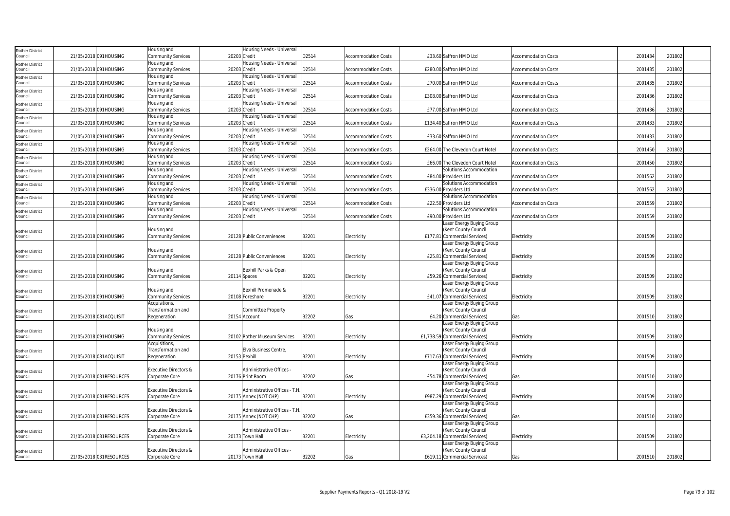| Rother District Council | 21/05/2018 | 091HOUSING | Housing and Community Services | 20203 | Housing Needs - Universal Credit | D2514 | Accommodation Costs | £33.60 | Saffron HMO Ltd | Accommodation Costs | 2001434 | 201802 |
|---|---|---|---|---|---|---|---|---|---|---|---|---|
| Rother District Council | 21/05/2018 | 091HOUSING | Housing and Community Services | 20203 | Housing Needs - Universal Credit | D2514 | Accommodation Costs | £280.00 | Saffron HMO Ltd | Accommodation Costs | 2001435 | 201802 |
| Rother District Council | 21/05/2018 | 091HOUSING | Housing and Community Services | 20203 | Housing Needs - Universal Credit | D2514 | Accommodation Costs | £70.00 | Saffron HMO Ltd | Accommodation Costs | 2001435 | 201802 |
| Rother District Council | 21/05/2018 | 091HOUSING | Housing and Community Services | 20203 | Housing Needs - Universal Credit | D2514 | Accommodation Costs | £308.00 | Saffron HMO Ltd | Accommodation Costs | 2001436 | 201802 |
| Rother District Council | 21/05/2018 | 091HOUSING | Housing and Community Services | 20203 | Housing Needs - Universal Credit | D2514 | Accommodation Costs | £77.00 | Saffron HMO Ltd | Accommodation Costs | 2001436 | 201802 |
| Rother District Council | 21/05/2018 | 091HOUSING | Housing and Community Services | 20203 | Housing Needs - Universal Credit | D2514 | Accommodation Costs | £134.40 | Saffron HMO Ltd | Accommodation Costs | 2001433 | 201802 |
| Rother District Council | 21/05/2018 | 091HOUSING | Housing and Community Services | 20203 | Housing Needs - Universal Credit | D2514 | Accommodation Costs | £33.60 | Saffron HMO Ltd | Accommodation Costs | 2001433 | 201802 |
| Rother District Council | 21/05/2018 | 091HOUSING | Housing and Community Services | 20203 | Housing Needs - Universal Credit | D2514 | Accommodation Costs | £264.00 | The Clevedon Court Hotel | Accommodation Costs | 2001450 | 201802 |
| Rother District Council | 21/05/2018 | 091HOUSING | Housing and Community Services | 20203 | Housing Needs - Universal Credit | D2514 | Accommodation Costs | £66.00 | The Clevedon Court Hotel | Accommodation Costs | 2001450 | 201802 |
| Rother District Council | 21/05/2018 | 091HOUSING | Housing and Community Services | 20203 | Housing Needs - Universal Credit | D2514 | Accommodation Costs | £84.00 | Solutions Accommodation Providers Ltd | Accommodation Costs | 2001562 | 201802 |
| Rother District Council | 21/05/2018 | 091HOUSING | Housing and Community Services | 20203 | Housing Needs - Universal Credit | D2514 | Accommodation Costs | £336.00 | Solutions Accommodation Providers Ltd | Accommodation Costs | 2001562 | 201802 |
| Rother District Council | 21/05/2018 | 091HOUSING | Housing and Community Services | 20203 | Housing Needs - Universal Credit | D2514 | Accommodation Costs | £22.50 | Solutions Accommodation Providers Ltd | Accommodation Costs | 2001559 | 201802 |
| Rother District Council | 21/05/2018 | 091HOUSING | Housing and Community Services | 20203 | Housing Needs - Universal Credit | D2514 | Accommodation Costs | £90.00 | Solutions Accommodation Providers Ltd | Accommodation Costs | 2001559 | 201802 |
| Rother District Council | 21/05/2018 | 091HOUSING | Housing and Community Services | 20128 | Public Conveniences | B2201 | Electricity | £177.81 | Laser Energy Buying Group (Kent County Council Commercial Services) | Electricity | 2001509 | 201802 |
| Rother District Council | 21/05/2018 | 091HOUSING | Housing and Community Services | 20128 | Public Conveniences | B2201 | Electricity | £25.81 | Laser Energy Buying Group (Kent County Council Commercial Services) | Electricity | 2001509 | 201802 |
| Rother District Council | 21/05/2018 | 091HOUSING | Housing and Community Services | 20114 | Bexhill Parks & Open Spaces | B2201 | Electricity | £59.26 | Laser Energy Buying Group (Kent County Council Commercial Services) | Electricity | 2001509 | 201802 |
| Rother District Council | 21/05/2018 | 091HOUSING | Housing and Community Services | 20108 | Bexhill Promenade & Foreshore | B2201 | Electricity | £41.07 | Laser Energy Buying Group (Kent County Council Commercial Services) | Electricity | 2001509 | 201802 |
| Rother District Council | 21/05/2018 | 081ACQUISIT | Acquisitions, Transformation and Regeneration | 20154 | Committee Property Account | B2202 | Gas | £4.20 | Laser Energy Buying Group (Kent County Council Commercial Services) | Gas | 2001510 | 201802 |
| Rother District Council | 21/05/2018 | 091HOUSING | Housing and Community Services | 20102 | Rother Museum Services | B2201 | Electricity | £1,738.59 | Laser Energy Buying Group (Kent County Council Commercial Services) | Electricity | 2001509 | 201802 |
| Rother District Council | 21/05/2018 | 081ACQUISIT | Acquisitions, Transformation and Regeneration | 20153 | Elva Business Centre, Bexhill | B2201 | Electricity | £717.63 | Laser Energy Buying Group (Kent County Council Commercial Services) | Electricity | 2001509 | 201802 |
| Rother District Council | 21/05/2018 | 031RESOURCES | Executive Directors & Corporate Core | 20176 | Administrative Offices - Print Room | B2202 | Gas | £54.78 | Laser Energy Buying Group (Kent County Council Commercial Services) | Gas | 2001510 | 201802 |
| Rother District Council | 21/05/2018 | 031RESOURCES | Executive Directors & Corporate Core | 20175 | Administrative Offices - T.H. Annex (NOT CHP) | B2201 | Electricity | £987.29 | Laser Energy Buying Group (Kent County Council Commercial Services) | Electricity | 2001509 | 201802 |
| Rother District Council | 21/05/2018 | 031RESOURCES | Executive Directors & Corporate Core | 20175 | Administrative Offices - T.H. Annex (NOT CHP) | B2202 | Gas | £359.36 | Laser Energy Buying Group (Kent County Council Commercial Services) | Gas | 2001510 | 201802 |
| Rother District Council | 21/05/2018 | 031RESOURCES | Executive Directors & Corporate Core | 20173 | Administrative Offices - Town Hall | B2201 | Electricity | £3,204.18 | Laser Energy Buying Group (Kent County Council Commercial Services) | Electricity | 2001509 | 201802 |
| Rother District Council | 21/05/2018 | 031RESOURCES | Executive Directors & Corporate Core | 20173 | Administrative Offices - Town Hall | B2202 | Gas | £619.11 | Laser Energy Buying Group (Kent County Council Commercial Services) | Gas | 2001510 | 201802 |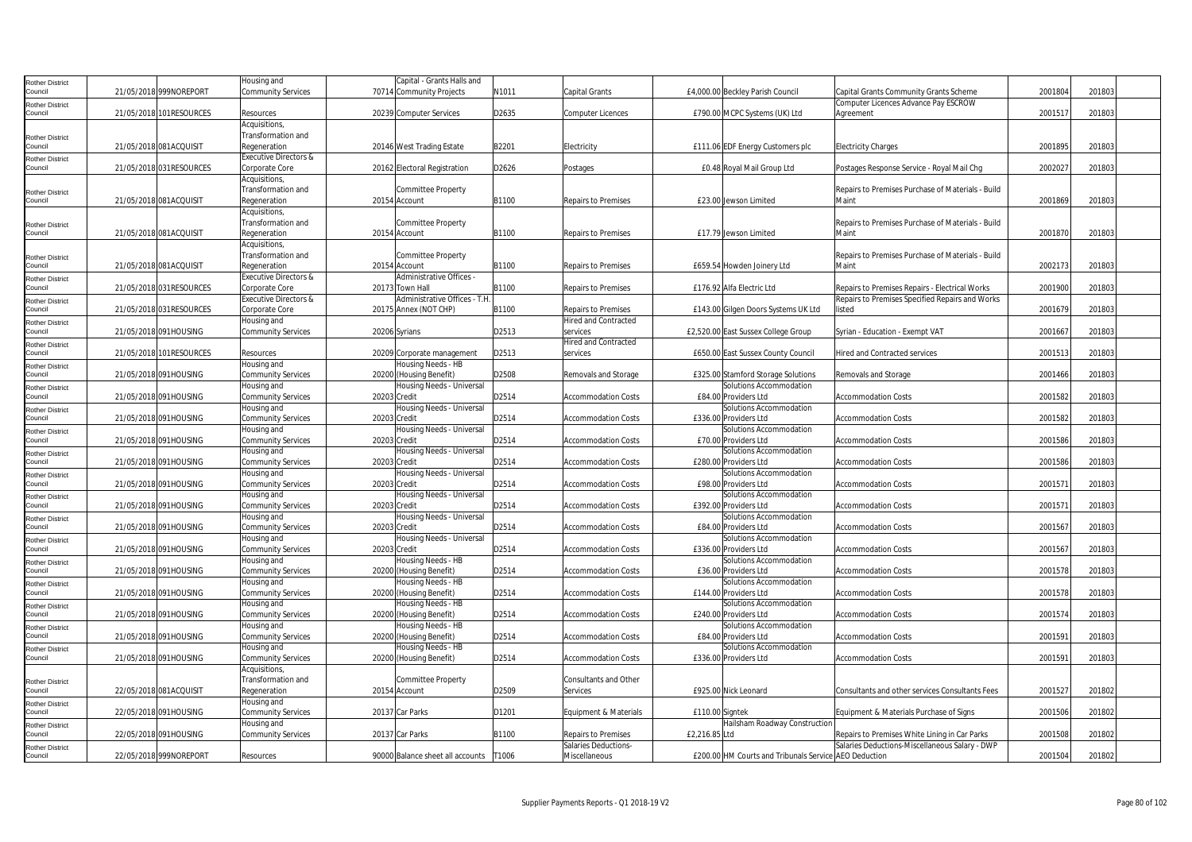| Rother District Council | 21/05/2018 | 999NOREPORT | Housing and Community Services | 70714 | Capital - Grants Halls and Community Projects | N1011 | Capital Grants | £4,000.00 | Beckley Parish Council | Capital Grants Community Grants Scheme | 2001804 | 201803 |
|---|---|---|---|---|---|---|---|---|---|---|---|---|
| Rother District Council | 21/05/2018 | 101RESOURCES | Resources | 20239 | Computer Services | D2635 | Computer Licences | £790.00 | MCPC Systems (UK) Ltd | Computer Licences Advance Pay ESCROW Agreement | 2001517 | 201803 |
| Rother District Council | 21/05/2018 | 081ACQUISIT | Acquisitions, Transformation and Regeneration | 20146 | West Trading Estate | B2201 | Electricity | £111.06 | EDF Energy Customers plc | Electricity Charges | 2001895 | 201803 |
| Rother District Council | 21/05/2018 | 031RESOURCES | Executive Directors & Corporate Core | 20162 | Electoral Registration | D2626 | Postages | £0.48 | Royal Mail Group Ltd | Postages Response Service - Royal Mail Chg | 2002027 | 201803 |
| Rother District Council | 21/05/2018 | 081ACQUISIT | Acquisitions, Transformation and Regeneration | 20154 | Committee Property Account | B1100 | Repairs to Premises | £23.00 | Jewson Limited | Repairs to Premises Purchase of Materials - Build Maint | 2001869 | 201803 |
| Rother District Council | 21/05/2018 | 081ACQUISIT | Acquisitions, Transformation and Regeneration | 20154 | Committee Property Account | B1100 | Repairs to Premises | £17.79 | Jewson Limited | Repairs to Premises Purchase of Materials - Build Maint | 2001870 | 201803 |
| Rother District Council | 21/05/2018 | 081ACQUISIT | Acquisitions, Transformation and Regeneration | 20154 | Committee Property Account | B1100 | Repairs to Premises | £659.54 | Howden Joinery Ltd | Repairs to Premises Purchase of Materials - Build Maint | 2002173 | 201803 |
| Rother District Council | 21/05/2018 | 031RESOURCES | Executive Directors & Corporate Core | 20173 | Administrative Offices - Town Hall | B1100 | Repairs to Premises | £176.92 | Alfa Electric Ltd | Repairs to Premises Repairs - Electrical Works | 2001900 | 201803 |
| Rother District Council | 21/05/2018 | 031RESOURCES | Executive Directors & Corporate Core | 20175 | Administrative Offices - T.H. Annex (NOT CHP) | B1100 | Repairs to Premises | £143.00 | Gilgen Doors Systems UK Ltd | Repairs to Premises Specified Repairs and Works listed | 2001679 | 201803 |
| Rother District Council | 21/05/2018 | 091HOUSING | Housing and Community Services | 20206 | Syrians | D2513 | Hired and Contracted services | £2,520.00 | East Sussex College Group | Syrian - Education - Exempt VAT | 2001667 | 201803 |
| Rother District Council | 21/05/2018 | 101RESOURCES | Resources | 20209 | Corporate management | D2513 | Hired and Contracted services | £650.00 | East Sussex County Council | Hired and Contracted services | 2001513 | 201803 |
| Rother District Council | 21/05/2018 | 091HOUSING | Housing and Community Services | 20200 | Housing Needs - HB (Housing Benefit) | D2508 | Removals and Storage | £325.00 | Stamford Storage Solutions | Removals and Storage | 2001466 | 201803 |
| Rother District Council | 21/05/2018 | 091HOUSING | Housing and Community Services | 20203 | Housing Needs - Universal Credit | D2514 | Accommodation Costs | £84.00 | Solutions Accommodation Providers Ltd | Accommodation Costs | 2001582 | 201803 |
| Rother District Council | 21/05/2018 | 091HOUSING | Housing and Community Services | 20203 | Housing Needs - Universal Credit | D2514 | Accommodation Costs | £336.00 | Solutions Accommodation Providers Ltd | Accommodation Costs | 2001582 | 201803 |
| Rother District Council | 21/05/2018 | 091HOUSING | Housing and Community Services | 20203 | Housing Needs - Universal Credit | D2514 | Accommodation Costs | £70.00 | Solutions Accommodation Providers Ltd | Accommodation Costs | 2001586 | 201803 |
| Rother District Council | 21/05/2018 | 091HOUSING | Housing and Community Services | 20203 | Housing Needs - Universal Credit | D2514 | Accommodation Costs | £280.00 | Solutions Accommodation Providers Ltd | Accommodation Costs | 2001586 | 201803 |
| Rother District Council | 21/05/2018 | 091HOUSING | Housing and Community Services | 20203 | Housing Needs - Universal Credit | D2514 | Accommodation Costs | £98.00 | Solutions Accommodation Providers Ltd | Accommodation Costs | 2001571 | 201803 |
| Rother District Council | 21/05/2018 | 091HOUSING | Housing and Community Services | 20203 | Housing Needs - Universal Credit | D2514 | Accommodation Costs | £392.00 | Solutions Accommodation Providers Ltd | Accommodation Costs | 2001571 | 201803 |
| Rother District Council | 21/05/2018 | 091HOUSING | Housing and Community Services | 20203 | Housing Needs - Universal Credit | D2514 | Accommodation Costs | £84.00 | Solutions Accommodation Providers Ltd | Accommodation Costs | 2001567 | 201803 |
| Rother District Council | 21/05/2018 | 091HOUSING | Housing and Community Services | 20203 | Housing Needs - Universal Credit | D2514 | Accommodation Costs | £336.00 | Solutions Accommodation Providers Ltd | Accommodation Costs | 2001567 | 201803 |
| Rother District Council | 21/05/2018 | 091HOUSING | Housing and Community Services | 20200 | Housing Needs - HB (Housing Benefit) | D2514 | Accommodation Costs | £36.00 | Solutions Accommodation Providers Ltd | Accommodation Costs | 2001578 | 201803 |
| Rother District Council | 21/05/2018 | 091HOUSING | Housing and Community Services | 20200 | Housing Needs - HB (Housing Benefit) | D2514 | Accommodation Costs | £144.00 | Solutions Accommodation Providers Ltd | Accommodation Costs | 2001578 | 201803 |
| Rother District Council | 21/05/2018 | 091HOUSING | Housing and Community Services | 20200 | Housing Needs - HB (Housing Benefit) | D2514 | Accommodation Costs | £240.00 | Solutions Accommodation Providers Ltd | Accommodation Costs | 2001574 | 201803 |
| Rother District Council | 21/05/2018 | 091HOUSING | Housing and Community Services | 20200 | Housing Needs - HB (Housing Benefit) | D2514 | Accommodation Costs | £84.00 | Solutions Accommodation Providers Ltd | Accommodation Costs | 2001591 | 201803 |
| Rother District Council | 21/05/2018 | 091HOUSING | Housing and Community Services | 20200 | Housing Needs - HB (Housing Benefit) | D2514 | Accommodation Costs | £336.00 | Solutions Accommodation Providers Ltd | Accommodation Costs | 2001591 | 201803 |
| Rother District Council | 22/05/2018 | 081ACQUISIT | Acquisitions, Transformation and Regeneration | 20154 | Committee Property Account | D2509 | Consultants and Other Services | £925.00 | Nick Leonard | Consultants and other services Consultants Fees | 2001527 | 201802 |
| Rother District Council | 22/05/2018 | 091HOUSING | Housing and Community Services | 20137 | Car Parks | D1201 | Equipment & Materials | £110.00 | Signtek | Equipment & Materials Purchase of Signs | 2001506 | 201802 |
| Rother District Council | 22/05/2018 | 091HOUSING | Housing and Community Services | 20137 | Car Parks | B1100 | Repairs to Premises | £2,216.85 | Hailsham Roadway Construction Ltd | Repairs to Premises White Lining in Car Parks | 2001508 | 201802 |
| Rother District Council | 22/05/2018 | 999NOREPORT | Resources | 90000 | Balance sheet all accounts | T1006 | Salaries Deductions-Miscellaneous | £200.00 | HM Courts and Tribunals Service | Salaries Deductions-Miscellaneous Salary - DWP AEO Deduction | 2001504 | 201802 |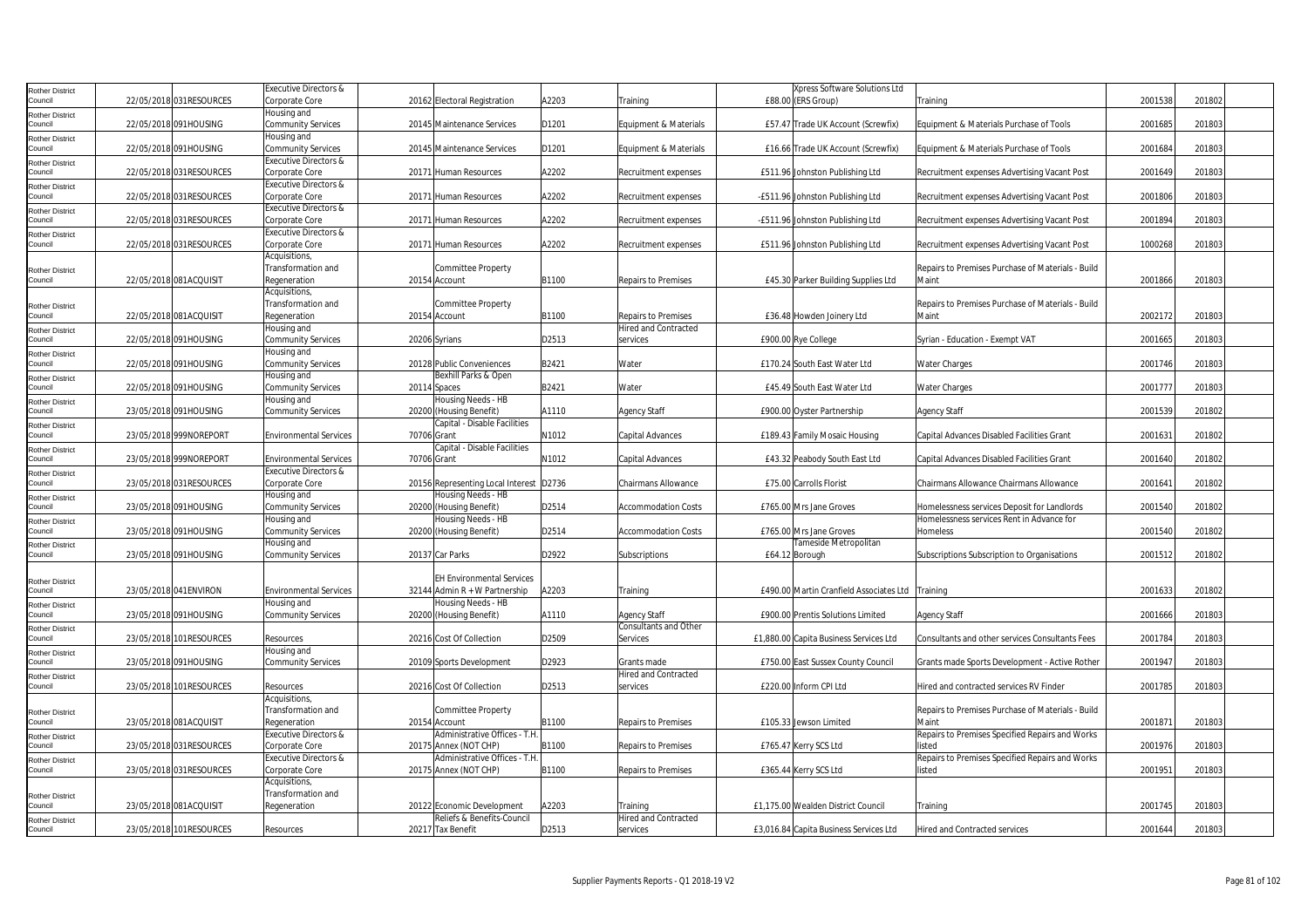| | | | | | | | | | | | | | |
|---|---|---|---|---|---|---|---|---|---|---|---|---|---|
| Rother District Council | 22/05/2018 | 031RESOURCES | Executive Directors & Corporate Core | 20162 | Electoral Registration | A2203 | Training | £88.00 | Xpress Software Solutions Ltd (ERS Group) | Training | 2001538 | 201802 | |
| Rother District Council | 22/05/2018 | 091HOUSING | Housing and Community Services | 20145 | Maintenance Services | D1201 | Equipment & Materials | £57.47 | Trade UK Account (Screwfix) | Equipment & Materials Purchase of Tools | 2001685 | 201803 | |
| Rother District Council | 22/05/2018 | 091HOUSING | Housing and Community Services | 20145 | Maintenance Services | D1201 | Equipment & Materials | £16.66 | Trade UK Account (Screwfix) | Equipment & Materials Purchase of Tools | 2001684 | 201803 | |
| Rother District Council | 22/05/2018 | 031RESOURCES | Executive Directors & Corporate Core | 20171 | Human Resources | A2202 | Recruitment expenses | £511.96 | Johnston Publishing Ltd | Recruitment expenses Advertising Vacant Post | 2001649 | 201803 | |
| Rother District Council | 22/05/2018 | 031RESOURCES | Executive Directors & Corporate Core | 20171 | Human Resources | A2202 | Recruitment expenses | -£511.96 | Johnston Publishing Ltd | Recruitment expenses Advertising Vacant Post | 2001806 | 201803 | |
| Rother District Council | 22/05/2018 | 031RESOURCES | Executive Directors & Corporate Core | 20171 | Human Resources | A2202 | Recruitment expenses | -£511.96 | Johnston Publishing Ltd | Recruitment expenses Advertising Vacant Post | 2001894 | 201803 | |
| Rother District Council | 22/05/2018 | 031RESOURCES | Executive Directors & Corporate Core | 20171 | Human Resources | A2202 | Recruitment expenses | £511.96 | Johnston Publishing Ltd | Recruitment expenses Advertising Vacant Post | 1000268 | 201803 | |
| Rother District Council | 22/05/2018 | 081ACQUISIT | Acquisitions, Transformation and Regeneration | 20154 | Committee Property Account | B1100 | Repairs to Premises | £45.30 | Parker Building Supplies Ltd | Repairs to Premises Purchase of Materials - Build Maint | 2001866 | 201803 | |
| Rother District Council | 22/05/2018 | 081ACQUISIT | Acquisitions, Transformation and Regeneration | 20154 | Committee Property Account | B1100 | Repairs to Premises | £36.48 | Howden Joinery Ltd | Repairs to Premises Purchase of Materials - Build Maint | 2002172 | 201803 | |
| Rother District Council | 22/05/2018 | 091HOUSING | Housing and Community Services | 20206 | Syrians | D2513 | Hired and Contracted services | £900.00 | Rye College | Syrian - Education - Exempt VAT | 2001665 | 201803 | |
| Rother District Council | 22/05/2018 | 091HOUSING | Housing and Community Services | 20128 | Public Conveniences | B2421 | Water | £170.24 | South East Water Ltd | Water Charges | 2001746 | 201803 | |
| Rother District Council | 22/05/2018 | 091HOUSING | Housing and Community Services | 20114 | Bexhill Parks & Open Spaces | B2421 | Water | £45.49 | South East Water Ltd | Water Charges | 2001777 | 201803 | |
| Rother District Council | 23/05/2018 | 091HOUSING | Housing and Community Services | 20200 | Housing Needs - HB (Housing Benefit) | A1110 | Agency Staff | £900.00 | Oyster Partnership | Agency Staff | 2001539 | 201802 | |
| Rother District Council | 23/05/2018 | 999NOREPORT | Environmental Services | 70706 | Capital - Disable Facilities Grant | N1012 | Capital Advances | £189.43 | Family Mosaic Housing | Capital Advances Disabled Facilities Grant | 2001631 | 201802 | |
| Rother District Council | 23/05/2018 | 999NOREPORT | Environmental Services | 70706 | Capital - Disable Facilities Grant | N1012 | Capital Advances | £43.32 | Peabody South East Ltd | Capital Advances Disabled Facilities Grant | 2001640 | 201802 | |
| Rother District Council | 23/05/2018 | 031RESOURCES | Executive Directors & Corporate Core | 20156 | Representing Local Interest | D2736 | Chairmans Allowance | £75.00 | Carrolls Florist | Chairmans Allowance Chairmans Allowance | 2001641 | 201802 | |
| Rother District Council | 23/05/2018 | 091HOUSING | Housing and Community Services | 20200 | Housing Needs - HB (Housing Benefit) | D2514 | Accommodation Costs | £765.00 | Mrs Jane Groves | Homelessness services Deposit for Landlords | 2001540 | 201802 | |
| Rother District Council | 23/05/2018 | 091HOUSING | Housing and Community Services | 20200 | Housing Needs - HB (Housing Benefit) | D2514 | Accommodation Costs | £765.00 | Mrs Jane Groves | Homelessness services Rent in Advance for Homeless | 2001540 | 201802 | |
| Rother District Council | 23/05/2018 | 091HOUSING | Housing and Community Services | 20137 | Car Parks | D2922 | Subscriptions | £64.12 | Tameside Metropolitan Borough | Subscriptions Subscription to Organisations | 2001512 | 201802 | |
| Rother District Council | 23/05/2018 | 041ENVIRON | Environmental Services | 32144 | EH Environmental Services Admin R + W Partnership | A2203 | Training | £490.00 | Martin Cranfield Associates Ltd | Training | 2001633 | 201802 | |
| Rother District Council | 23/05/2018 | 091HOUSING | Housing and Community Services | 20200 | Housing Needs - HB (Housing Benefit) | A1110 | Agency Staff | £900.00 | Prentis Solutions Limited | Agency Staff | 2001666 | 201803 | |
| Rother District Council | 23/05/2018 | 101RESOURCES | Resources | 20216 | Cost Of Collection | D2509 | Consultants and Other Services | £1,880.00 | Capita Business Services Ltd | Consultants and other services Consultants Fees | 2001784 | 201803 | |
| Rother District Council | 23/05/2018 | 091HOUSING | Housing and Community Services | 20109 | Sports Development | D2923 | Grants made | £750.00 | East Sussex County Council | Grants made Sports Development - Active Rother | 2001947 | 201803 | |
| Rother District Council | 23/05/2018 | 101RESOURCES | Resources | 20216 | Cost Of Collection | D2513 | Hired and Contracted services | £220.00 | Inform CPI Ltd | Hired and contracted services RV Finder | 2001785 | 201803 | |
| Rother District Council | 23/05/2018 | 081ACQUISIT | Acquisitions, Transformation and Regeneration | 20154 | Committee Property Account | B1100 | Repairs to Premises | £105.33 | Jewson Limited | Repairs to Premises Purchase of Materials - Build Maint | 2001871 | 201803 | |
| Rother District Council | 23/05/2018 | 031RESOURCES | Executive Directors & Corporate Core | 20175 | Administrative Offices - T.H. Annex (NOT CHP) | B1100 | Repairs to Premises | £765.47 | Kerry SCS Ltd | Repairs to Premises Specified Repairs and Works listed | 2001976 | 201803 | |
| Rother District Council | 23/05/2018 | 031RESOURCES | Executive Directors & Corporate Core | 20175 | Administrative Offices - T.H. Annex (NOT CHP) | B1100 | Repairs to Premises | £365.44 | Kerry SCS Ltd | Repairs to Premises Specified Repairs and Works listed | 2001951 | 201803 | |
| Rother District Council | 23/05/2018 | 081ACQUISIT | Acquisitions, Transformation and Regeneration | 20122 | Economic Development | A2203 | Training | £1,175.00 | Wealden District Council | Training | 2001745 | 201803 | |
| Rother District Council | 23/05/2018 | 101RESOURCES | Resources | 20217 | Reliefs & Benefits-Council Tax Benefit | D2513 | Hired and Contracted services | £3,016.84 | Capita Business Services Ltd | Hired and Contracted services | 2001644 | 201803 | |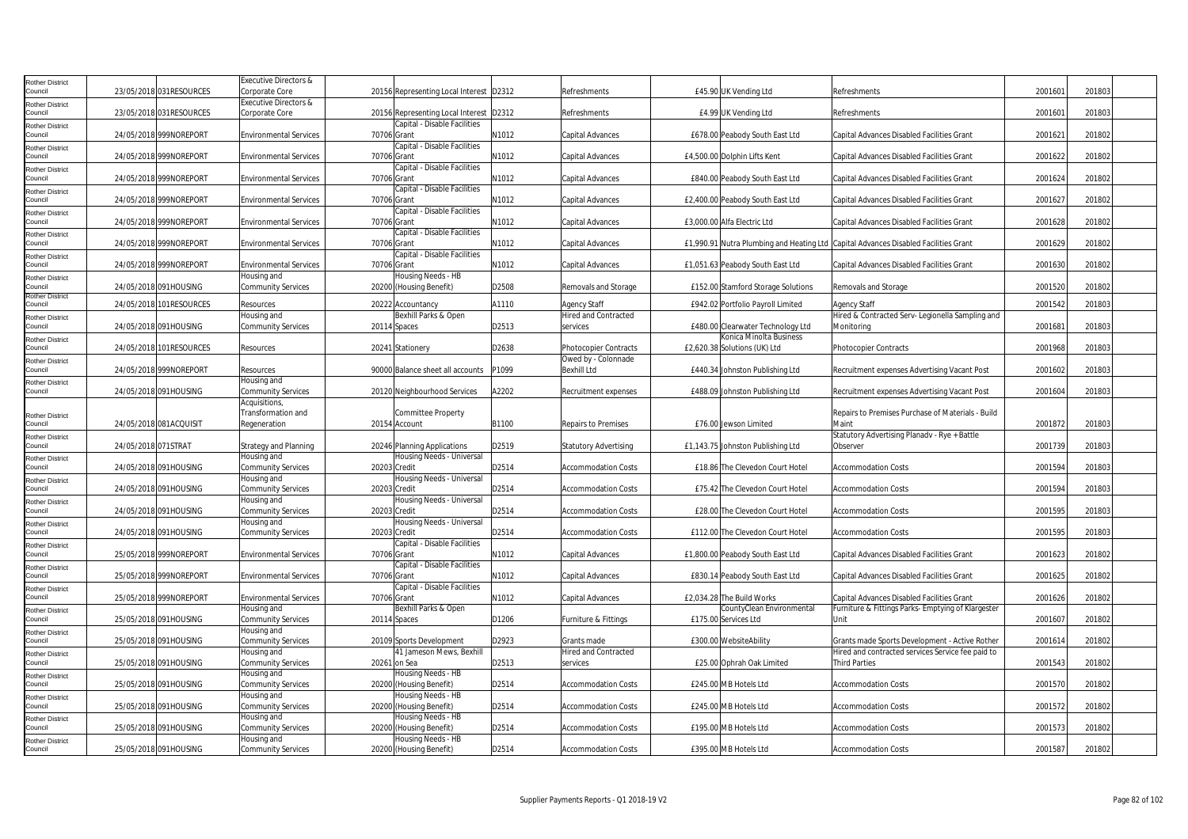| | | | | | | | | | | | | |
|---|---|---|---|---|---|---|---|---|---|---|---|---|
| Rother District Council | 23/05/2018 | 031RESOURCES | Executive Directors & Corporate Core | 20156 | Representing Local Interest | D2312 | Refreshments | £45.90 | UK Vending Ltd | Refreshments | 2001601 | 201803 |
| Rother District Council | 23/05/2018 | 031RESOURCES | Executive Directors & Corporate Core | 20156 | Representing Local Interest | D2312 | Refreshments | £4.99 | UK Vending Ltd | Refreshments | 2001601 | 201803 |
| Rother District Council | 24/05/2018 | 999NOREPORT | Environmental Services | 70706 | Capital - Disable Facilities Grant | N1012 | Capital Advances | £678.00 | Peabody South East Ltd | Capital Advances Disabled Facilities Grant | 2001621 | 201802 |
| Rother District Council | 24/05/2018 | 999NOREPORT | Environmental Services | 70706 | Capital - Disable Facilities Grant | N1012 | Capital Advances | £4,500.00 | Dolphin Lifts Kent | Capital Advances Disabled Facilities Grant | 2001622 | 201802 |
| Rother District Council | 24/05/2018 | 999NOREPORT | Environmental Services | 70706 | Capital - Disable Facilities Grant | N1012 | Capital Advances | £840.00 | Peabody South East Ltd | Capital Advances Disabled Facilities Grant | 2001624 | 201802 |
| Rother District Council | 24/05/2018 | 999NOREPORT | Environmental Services | 70706 | Capital - Disable Facilities Grant | N1012 | Capital Advances | £2,400.00 | Peabody South East Ltd | Capital Advances Disabled Facilities Grant | 2001627 | 201802 |
| Rother District Council | 24/05/2018 | 999NOREPORT | Environmental Services | 70706 | Capital - Disable Facilities Grant | N1012 | Capital Advances | £3,000.00 | Alfa Electric Ltd | Capital Advances Disabled Facilities Grant | 2001628 | 201802 |
| Rother District Council | 24/05/2018 | 999NOREPORT | Environmental Services | 70706 | Capital - Disable Facilities Grant | N1012 | Capital Advances | £1,990.91 | Nutra Plumbing and Heating Ltd | Capital Advances Disabled Facilities Grant | 2001629 | 201802 |
| Rother District Council | 24/05/2018 | 999NOREPORT | Environmental Services | 70706 | Capital - Disable Facilities Grant | N1012 | Capital Advances | £1,051.63 | Peabody South East Ltd | Capital Advances Disabled Facilities Grant | 2001630 | 201802 |
| Rother District Council | 24/05/2018 | 091HOUSING | Housing and Community Services | 20200 | Housing Needs - HB (Housing Benefit) | D2508 | Removals and Storage | £152.00 | Stamford Storage Solutions | Removals and Storage | 2001520 | 201802 |
| Rother District Council | 24/05/2018 | 101RESOURCES | Resources | 20222 | Accountancy | A1110 | Agency Staff | £942.02 | Portfolio Payroll Limited | Agency Staff | 2001542 | 201803 |
| Rother District Council | 24/05/2018 | 091HOUSING | Housing and Community Services | 20114 | Bexhill Parks & Open Spaces | D2513 | Hired and Contracted services | £480.00 | Clearwater Technology Ltd | Hired & Contracted Serv- Legionella Sampling and Monitoring | 2001681 | 201803 |
| Rother District Council | 24/05/2018 | 101RESOURCES | Resources | 20241 | Stationery | D2638 | Photocopier Contracts | £2,620.38 | Konica Minolta Business Solutions (UK) Ltd | Photocopier Contracts | 2001968 | 201803 |
| Rother District Council | 24/05/2018 | 999NOREPORT | Resources | 90000 | Balance sheet all accounts | P1099 | Owed by - Colonnade Bexhill Ltd | £440.34 | Johnston Publishing Ltd | Recruitment expenses Advertising Vacant Post | 2001602 | 201803 |
| Rother District Council | 24/05/2018 | 091HOUSING | Housing and Community Services | 20120 | Neighbourhood Services | A2202 | Recruitment expenses | £488.09 | Johnston Publishing Ltd | Recruitment expenses Advertising Vacant Post | 2001604 | 201803 |
| Rother District Council | 24/05/2018 | 081ACQUISIT | Acquisitions, Transformation and Regeneration | 20154 | Committee Property Account | B1100 | Repairs to Premises | £76.00 | Jewson Limited | Repairs to Premises Purchase of Materials - Build Maint | 2001872 | 201803 |
| Rother District Council | 24/05/2018 | 071STRAT | Strategy and Planning | 20246 | Planning Applications | D2519 | Statutory Advertising | £1,143.75 | Johnston Publishing Ltd | Statutory Advertising Planadv - Rye + Battle Observer | 2001739 | 201803 |
| Rother District Council | 24/05/2018 | 091HOUSING | Housing and Community Services | 20203 | Housing Needs - Universal Credit | D2514 | Accommodation Costs | £18.86 | The Clevedon Court Hotel | Accommodation Costs | 2001594 | 201803 |
| Rother District Council | 24/05/2018 | 091HOUSING | Housing and Community Services | 20203 | Housing Needs - Universal Credit | D2514 | Accommodation Costs | £75.42 | The Clevedon Court Hotel | Accommodation Costs | 2001594 | 201803 |
| Rother District Council | 24/05/2018 | 091HOUSING | Housing and Community Services | 20203 | Housing Needs - Universal Credit | D2514 | Accommodation Costs | £28.00 | The Clevedon Court Hotel | Accommodation Costs | 2001595 | 201803 |
| Rother District Council | 24/05/2018 | 091HOUSING | Housing and Community Services | 20203 | Housing Needs - Universal Credit | D2514 | Accommodation Costs | £112.00 | The Clevedon Court Hotel | Accommodation Costs | 2001595 | 201803 |
| Rother District Council | 25/05/2018 | 999NOREPORT | Environmental Services | 70706 | Capital - Disable Facilities Grant | N1012 | Capital Advances | £1,800.00 | Peabody South East Ltd | Capital Advances Disabled Facilities Grant | 2001623 | 201802 |
| Rother District Council | 25/05/2018 | 999NOREPORT | Environmental Services | 70706 | Capital - Disable Facilities Grant | N1012 | Capital Advances | £830.14 | Peabody South East Ltd | Capital Advances Disabled Facilities Grant | 2001625 | 201802 |
| Rother District Council | 25/05/2018 | 999NOREPORT | Environmental Services | 70706 | Capital - Disable Facilities Grant | N1012 | Capital Advances | £2,034.28 | The Build Works | Capital Advances Disabled Facilities Grant | 2001626 | 201802 |
| Rother District Council | 25/05/2018 | 091HOUSING | Housing and Community Services | 20114 | Bexhill Parks & Open Spaces | D1206 | Furniture & Fittings | £175.00 | CountyClean Environmental Services Ltd | Furniture & Fittings Parks- Emptying of Klargester Unit | 2001607 | 201802 |
| Rother District Council | 25/05/2018 | 091HOUSING | Housing and Community Services | 20109 | Sports Development | D2923 | Grants made | £300.00 | WebsiteAbility | Grants made Sports Development - Active Rother | 2001614 | 201802 |
| Rother District Council | 25/05/2018 | 091HOUSING | Housing and Community Services | 20261 | 41 Jameson Mews, Bexhill on Sea | D2513 | Hired and Contracted services | £25.00 | Ophrah Oak Limited | Hired and contracted services Service fee paid to Third Parties | 2001543 | 201802 |
| Rother District Council | 25/05/2018 | 091HOUSING | Housing and Community Services | 20200 | Housing Needs - HB (Housing Benefit) | D2514 | Accommodation Costs | £245.00 | M B Hotels Ltd | Accommodation Costs | 2001570 | 201802 |
| Rother District Council | 25/05/2018 | 091HOUSING | Housing and Community Services | 20200 | Housing Needs - HB (Housing Benefit) | D2514 | Accommodation Costs | £245.00 | M B Hotels Ltd | Accommodation Costs | 2001572 | 201802 |
| Rother District Council | 25/05/2018 | 091HOUSING | Housing and Community Services | 20200 | Housing Needs - HB (Housing Benefit) | D2514 | Accommodation Costs | £195.00 | M B Hotels Ltd | Accommodation Costs | 2001573 | 201802 |
| Rother District Council | 25/05/2018 | 091HOUSING | Housing and Community Services | 20200 | Housing Needs - HB (Housing Benefit) | D2514 | Accommodation Costs | £395.00 | M B Hotels Ltd | Accommodation Costs | 2001587 | 201802 |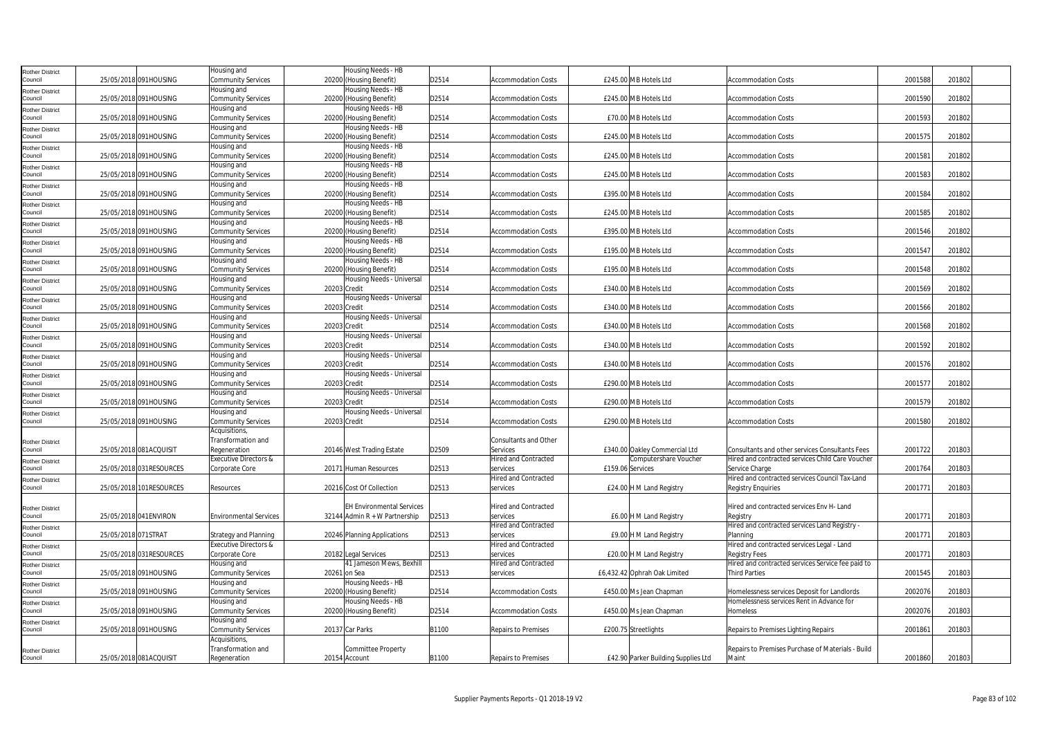| | | | | | | | | | | | | |
|---|---|---|---|---|---|---|---|---|---|---|---|---|
| Rother District Council | 25/05/2018 | 091HOUSING | Housing and Community Services | 20200 | Housing Needs - HB (Housing Benefit) | D2514 | Accommodation Costs | £245.00 | M B Hotels Ltd | Accommodation Costs | 2001588 | 201802 |
| Rother District Council | 25/05/2018 | 091HOUSING | Housing and Community Services | 20200 | Housing Needs - HB (Housing Benefit) | D2514 | Accommodation Costs | £245.00 | M B Hotels Ltd | Accommodation Costs | 2001590 | 201802 |
| Rother District Council | 25/05/2018 | 091HOUSING | Housing and Community Services | 20200 | Housing Needs - HB (Housing Benefit) | D2514 | Accommodation Costs | £70.00 | M B Hotels Ltd | Accommodation Costs | 2001593 | 201802 |
| Rother District Council | 25/05/2018 | 091HOUSING | Housing and Community Services | 20200 | Housing Needs - HB (Housing Benefit) | D2514 | Accommodation Costs | £245.00 | M B Hotels Ltd | Accommodation Costs | 2001575 | 201802 |
| Rother District Council | 25/05/2018 | 091HOUSING | Housing and Community Services | 20200 | Housing Needs - HB (Housing Benefit) | D2514 | Accommodation Costs | £245.00 | M B Hotels Ltd | Accommodation Costs | 2001581 | 201802 |
| Rother District Council | 25/05/2018 | 091HOUSING | Housing and Community Services | 20200 | Housing Needs - HB (Housing Benefit) | D2514 | Accommodation Costs | £245.00 | M B Hotels Ltd | Accommodation Costs | 2001583 | 201802 |
| Rother District Council | 25/05/2018 | 091HOUSING | Housing and Community Services | 20200 | Housing Needs - HB (Housing Benefit) | D2514 | Accommodation Costs | £395.00 | M B Hotels Ltd | Accommodation Costs | 2001584 | 201802 |
| Rother District Council | 25/05/2018 | 091HOUSING | Housing and Community Services | 20200 | Housing Needs - HB (Housing Benefit) | D2514 | Accommodation Costs | £245.00 | M B Hotels Ltd | Accommodation Costs | 2001585 | 201802 |
| Rother District Council | 25/05/2018 | 091HOUSING | Housing and Community Services | 20200 | Housing Needs - HB (Housing Benefit) | D2514 | Accommodation Costs | £395.00 | M B Hotels Ltd | Accommodation Costs | 2001546 | 201802 |
| Rother District Council | 25/05/2018 | 091HOUSING | Housing and Community Services | 20200 | Housing Needs - HB (Housing Benefit) | D2514 | Accommodation Costs | £195.00 | M B Hotels Ltd | Accommodation Costs | 2001547 | 201802 |
| Rother District Council | 25/05/2018 | 091HOUSING | Housing and Community Services | 20200 | Housing Needs - HB (Housing Benefit) | D2514 | Accommodation Costs | £195.00 | M B Hotels Ltd | Accommodation Costs | 2001548 | 201802 |
| Rother District Council | 25/05/2018 | 091HOUSING | Housing and Community Services | 20203 | Housing Needs - Universal Credit | D2514 | Accommodation Costs | £340.00 | M B Hotels Ltd | Accommodation Costs | 2001569 | 201802 |
| Rother District Council | 25/05/2018 | 091HOUSING | Housing and Community Services | 20203 | Housing Needs - Universal Credit | D2514 | Accommodation Costs | £340.00 | M B Hotels Ltd | Accommodation Costs | 2001566 | 201802 |
| Rother District Council | 25/05/2018 | 091HOUSING | Housing and Community Services | 20203 | Housing Needs - Universal Credit | D2514 | Accommodation Costs | £340.00 | M B Hotels Ltd | Accommodation Costs | 2001568 | 201802 |
| Rother District Council | 25/05/2018 | 091HOUSING | Housing and Community Services | 20203 | Housing Needs - Universal Credit | D2514 | Accommodation Costs | £340.00 | M B Hotels Ltd | Accommodation Costs | 2001592 | 201802 |
| Rother District Council | 25/05/2018 | 091HOUSING | Housing and Community Services | 20203 | Housing Needs - Universal Credit | D2514 | Accommodation Costs | £340.00 | M B Hotels Ltd | Accommodation Costs | 2001576 | 201802 |
| Rother District Council | 25/05/2018 | 091HOUSING | Housing and Community Services | 20203 | Housing Needs - Universal Credit | D2514 | Accommodation Costs | £290.00 | M B Hotels Ltd | Accommodation Costs | 2001577 | 201802 |
| Rother District Council | 25/05/2018 | 091HOUSING | Housing and Community Services | 20203 | Housing Needs - Universal Credit | D2514 | Accommodation Costs | £290.00 | M B Hotels Ltd | Accommodation Costs | 2001579 | 201802 |
| Rother District Council | 25/05/2018 | 091HOUSING | Housing and Community Services | 20203 | Housing Needs - Universal Credit | D2514 | Accommodation Costs | £290.00 | M B Hotels Ltd | Accommodation Costs | 2001580 | 201802 |
| Rother District Council | 25/05/2018 | 081ACQUISIT | Acquisitions, Transformation and Regeneration | 20146 | West Trading Estate | D2509 | Consultants and Other Services | £340.00 | Oakley Commercial Ltd | Consultants and other services Consultants Fees | 2001722 | 201803 |
| Rother District Council | 25/05/2018 | 031RESOURCES | Executive Directors & Corporate Core | 20171 | Human Resources | D2513 | Hired and Contracted services | £159.06 | Computershare Voucher Services | Hired and contracted services Child Care Voucher Service Charge | 2001764 | 201803 |
| Rother District Council | 25/05/2018 | 101RESOURCES | Resources | 20216 | Cost Of Collection | D2513 | Hired and Contracted services | £24.00 | H M Land Registry | Hired and contracted services Council Tax-Land Registry Enquiries | 2001771 | 201803 |
| Rother District Council | 25/05/2018 | 041ENVIRON | Environmental Services | 32144 | EH Environmental Services Admin R + W Partnership | D2513 | Hired and Contracted services | £6.00 | H M Land Registry | Hired and contracted services Env H- Land Registry | 2001771 | 201803 |
| Rother District Council | 25/05/2018 | 071STRAT | Strategy and Planning | 20246 | Planning Applications | D2513 | Hired and Contracted services | £9.00 | H M Land Registry | Hired and contracted services Land Registry - Planning | 2001771 | 201803 |
| Rother District Council | 25/05/2018 | 031RESOURCES | Executive Directors & Corporate Core | 20182 | Legal Services | D2513 | Hired and Contracted services | £20.00 | H M Land Registry | Hired and contracted services Legal - Land Registry Fees | 2001771 | 201803 |
| Rother District Council | 25/05/2018 | 091HOUSING | Housing and Community Services | 20261 | 41 Jameson Mews, Bexhill on Sea | D2513 | Hired and Contracted services | £6,432.42 | Ophrah Oak Limited | Hired and contracted services Service fee paid to Third Parties | 2001545 | 201803 |
| Rother District Council | 25/05/2018 | 091HOUSING | Housing and Community Services | 20200 | Housing Needs - HB (Housing Benefit) | D2514 | Accommodation Costs | £450.00 | Ms Jean Chapman | Homelessness services Deposit for Landlords | 2002076 | 201803 |
| Rother District Council | 25/05/2018 | 091HOUSING | Housing and Community Services | 20200 | Housing Needs - HB (Housing Benefit) | D2514 | Accommodation Costs | £450.00 | Ms Jean Chapman | Homelessness services Rent in Advance for Homeless | 2002076 | 201803 |
| Rother District Council | 25/05/2018 | 091HOUSING | Housing and Community Services | 20137 | Car Parks | B1100 | Repairs to Premises | £200.75 | Streetlights | Repairs to Premises Lighting Repairs | 2001861 | 201803 |
| Rother District Council | 25/05/2018 | 081ACQUISIT | Acquisitions, Transformation and Regeneration | 20154 | Committee Property Account | B1100 | Repairs to Premises | £42.90 | Parker Building Supplies Ltd | Repairs to Premises Purchase of Materials - Build Maint | 2001860 | 201803 |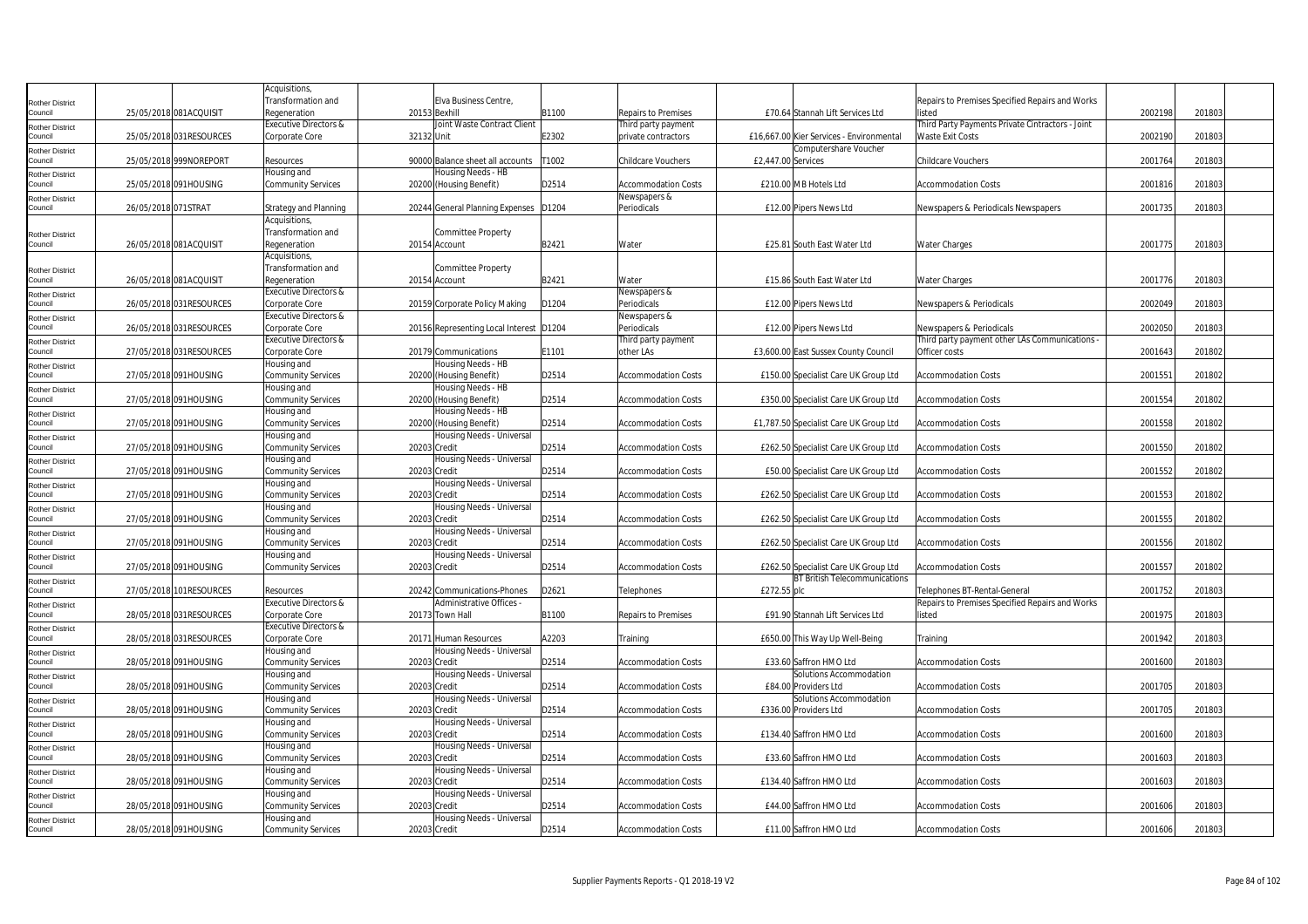| Rother District Council | 25/05/2018 | 081ACQUISIT | Acquisitions, Transformation and Regeneration | 20153 | Elva Business Centre, Bexhill | B1100 | Repairs to Premises | £70.64 | Stannah Lift Services Ltd | Repairs to Premises Specified Repairs and Works listed | 2002198 | 201803 |
|---|---|---|---|---|---|---|---|---|---|---|---|---|
| Rother District Council | 25/05/2018 | 031RESOURCES | Executive Directors & Corporate Core | 32132 | Joint Waste Contract Client Unit | E2302 | Third party payment private contractors | £16,667.00 | Kier Services - Environmental | Third Party Payments Private Cintractors - Joint Waste Exit Costs | 2002190 | 201803 |
| Rother District Council | 25/05/2018 | 999NOREPORT | Resources | 90000 | Balance sheet all accounts | T1002 | Childcare Vouchers | £2,447.00 | Computershare Voucher Services | Childcare Vouchers | 2001764 | 201803 |
| Rother District Council | 25/05/2018 | 091HOUSING | Housing and Community Services | 20200 | Housing Needs - HB (Housing Benefit) | D2514 | Accommodation Costs | £210.00 | MB Hotels Ltd | Accommodation Costs | 2001816 | 201803 |
| Rother District Council | 26/05/2018 | 071STRAT | Strategy and Planning | 20244 | General Planning Expenses | D1204 | Newspapers & Periodicals | £12.00 | Pipers News Ltd | Newspapers & Periodicals Newspapers | 2001735 | 201803 |
| Rother District Council | 26/05/2018 | 081ACQUISIT | Acquisitions, Transformation and Regeneration | 20154 | Committee Property Account | B2421 | Water | £25.81 | South East Water Ltd | Water Charges | 2001775 | 201803 |
| Rother District Council | 26/05/2018 | 081ACQUISIT | Acquisitions, Transformation and Regeneration | 20154 | Committee Property Account | B2421 | Water | £15.86 | South East Water Ltd | Water Charges | 2001776 | 201803 |
| Rother District Council | 26/05/2018 | 031RESOURCES | Executive Directors & Corporate Core | 20159 | Corporate Policy Making | D1204 | Newspapers & Periodicals | £12.00 | Pipers News Ltd | Newspapers & Periodicals | 2002049 | 201803 |
| Rother District Council | 26/05/2018 | 031RESOURCES | Executive Directors & Corporate Core | 20156 | Representing Local Interest | D1204 | Newspapers & Periodicals | £12.00 | Pipers News Ltd | Newspapers & Periodicals | 2002050 | 201803 |
| Rother District Council | 27/05/2018 | 031RESOURCES | Executive Directors & Corporate Core | 20179 | Communications | E1101 | Third party payment other LAs | £3,600.00 | East Sussex County Council | Third party payment other LAs Communications - Officer costs | 2001643 | 201802 |
| Rother District Council | 27/05/2018 | 091HOUSING | Housing and Community Services | 20200 | Housing Needs - HB (Housing Benefit) | D2514 | Accommodation Costs | £150.00 | Specialist Care UK Group Ltd | Accommodation Costs | 2001551 | 201802 |
| Rother District Council | 27/05/2018 | 091HOUSING | Housing and Community Services | 20200 | Housing Needs - HB (Housing Benefit) | D2514 | Accommodation Costs | £350.00 | Specialist Care UK Group Ltd | Accommodation Costs | 2001554 | 201802 |
| Rother District Council | 27/05/2018 | 091HOUSING | Housing and Community Services | 20200 | Housing Needs - HB (Housing Benefit) | D2514 | Accommodation Costs | £1,787.50 | Specialist Care UK Group Ltd | Accommodation Costs | 2001558 | 201802 |
| Rother District Council | 27/05/2018 | 091HOUSING | Housing and Community Services | 20203 | Housing Needs - Universal Credit | D2514 | Accommodation Costs | £262.50 | Specialist Care UK Group Ltd | Accommodation Costs | 2001550 | 201802 |
| Rother District Council | 27/05/2018 | 091HOUSING | Housing and Community Services | 20203 | Housing Needs - Universal Credit | D2514 | Accommodation Costs | £50.00 | Specialist Care UK Group Ltd | Accommodation Costs | 2001552 | 201802 |
| Rother District Council | 27/05/2018 | 091HOUSING | Housing and Community Services | 20203 | Housing Needs - Universal Credit | D2514 | Accommodation Costs | £262.50 | Specialist Care UK Group Ltd | Accommodation Costs | 2001553 | 201802 |
| Rother District Council | 27/05/2018 | 091HOUSING | Housing and Community Services | 20203 | Housing Needs - Universal Credit | D2514 | Accommodation Costs | £262.50 | Specialist Care UK Group Ltd | Accommodation Costs | 2001555 | 201802 |
| Rother District Council | 27/05/2018 | 091HOUSING | Housing and Community Services | 20203 | Housing Needs - Universal Credit | D2514 | Accommodation Costs | £262.50 | Specialist Care UK Group Ltd | Accommodation Costs | 2001556 | 201802 |
| Rother District Council | 27/05/2018 | 091HOUSING | Housing and Community Services | 20203 | Housing Needs - Universal Credit | D2514 | Accommodation Costs | £262.50 | Specialist Care UK Group Ltd | Accommodation Costs | 2001557 | 201802 |
| Rother District Council | 27/05/2018 | 101RESOURCES | Resources | 20242 | Communications-Phones | D2621 | Telephones | £272.55 | BT British Telecommunications plc | Telephones BT-Rental-General | 2001752 | 201803 |
| Rother District Council | 28/05/2018 | 031RESOURCES | Executive Directors & Corporate Core | 20173 | Administrative Offices - Town Hall | B1100 | Repairs to Premises | £91.90 | Stannah Lift Services Ltd | Repairs to Premises Specified Repairs and Works listed | 2001975 | 201803 |
| Rother District Council | 28/05/2018 | 031RESOURCES | Executive Directors & Corporate Core | 20171 | Human Resources | A2203 | Training | £650.00 | This Way Up Well-Being | Training | 2001942 | 201803 |
| Rother District Council | 28/05/2018 | 091HOUSING | Housing and Community Services | 20203 | Housing Needs - Universal Credit | D2514 | Accommodation Costs | £33.60 | Saffron HMO Ltd | Accommodation Costs | 2001600 | 201803 |
| Rother District Council | 28/05/2018 | 091HOUSING | Housing and Community Services | 20203 | Housing Needs - Universal Credit | D2514 | Accommodation Costs | £84.00 | Solutions Accommodation Providers Ltd | Accommodation Costs | 2001705 | 201803 |
| Rother District Council | 28/05/2018 | 091HOUSING | Housing and Community Services | 20203 | Housing Needs - Universal Credit | D2514 | Accommodation Costs | £336.00 | Solutions Accommodation Providers Ltd | Accommodation Costs | 2001705 | 201803 |
| Rother District Council | 28/05/2018 | 091HOUSING | Housing and Community Services | 20203 | Housing Needs - Universal Credit | D2514 | Accommodation Costs | £134.40 | Saffron HMO Ltd | Accommodation Costs | 2001600 | 201803 |
| Rother District Council | 28/05/2018 | 091HOUSING | Housing and Community Services | 20203 | Housing Needs - Universal Credit | D2514 | Accommodation Costs | £33.60 | Saffron HMO Ltd | Accommodation Costs | 2001603 | 201803 |
| Rother District Council | 28/05/2018 | 091HOUSING | Housing and Community Services | 20203 | Housing Needs - Universal Credit | D2514 | Accommodation Costs | £134.40 | Saffron HMO Ltd | Accommodation Costs | 2001603 | 201803 |
| Rother District Council | 28/05/2018 | 091HOUSING | Housing and Community Services | 20203 | Housing Needs - Universal Credit | D2514 | Accommodation Costs | £44.00 | Saffron HMO Ltd | Accommodation Costs | 2001606 | 201803 |
| Rother District Council | 28/05/2018 | 091HOUSING | Housing and Community Services | 20203 | Housing Needs - Universal Credit | D2514 | Accommodation Costs | £11.00 | Saffron HMO Ltd | Accommodation Costs | 2001606 | 201803 |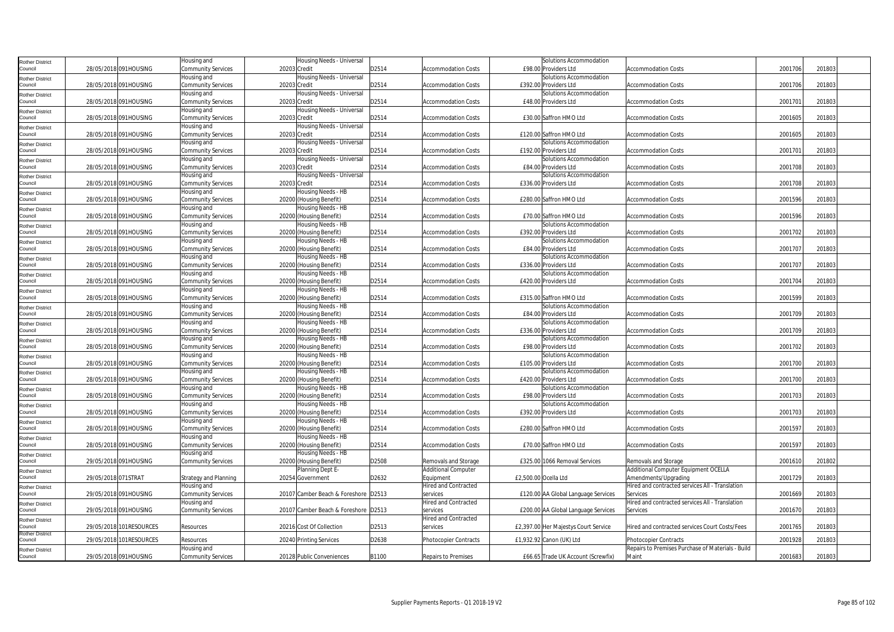| | | | | | | | | | | | | |
|---|---|---|---|---|---|---|---|---|---|---|---|---|
| Rother District Council | 28/05/2018 | 091HOUSING | Housing and Community Services | 20203 | Housing Needs - Universal Credit | D2514 | Accommodation Costs | £98.00 | Solutions Accommodation Providers Ltd | Accommodation Costs | 2001706 | 201803 |
| Rother District Council | 28/05/2018 | 091HOUSING | Housing and Community Services | 20203 | Housing Needs - Universal Credit | D2514 | Accommodation Costs | £392.00 | Solutions Accommodation Providers Ltd | Accommodation Costs | 2001706 | 201803 |
| Rother District Council | 28/05/2018 | 091HOUSING | Housing and Community Services | 20203 | Housing Needs - Universal Credit | D2514 | Accommodation Costs | £48.00 | Solutions Accommodation Providers Ltd | Accommodation Costs | 2001701 | 201803 |
| Rother District Council | 28/05/2018 | 091HOUSING | Housing and Community Services | 20203 | Housing Needs - Universal Credit | D2514 | Accommodation Costs | £30.00 | Saffron HMO Ltd | Accommodation Costs | 2001605 | 201803 |
| Rother District Council | 28/05/2018 | 091HOUSING | Housing and Community Services | 20203 | Housing Needs - Universal Credit | D2514 | Accommodation Costs | £120.00 | Saffron HMO Ltd | Accommodation Costs | 2001605 | 201803 |
| Rother District Council | 28/05/2018 | 091HOUSING | Housing and Community Services | 20203 | Housing Needs - Universal Credit | D2514 | Accommodation Costs | £192.00 | Solutions Accommodation Providers Ltd | Accommodation Costs | 2001701 | 201803 |
| Rother District Council | 28/05/2018 | 091HOUSING | Housing and Community Services | 20203 | Housing Needs - Universal Credit | D2514 | Accommodation Costs | £84.00 | Solutions Accommodation Providers Ltd | Accommodation Costs | 2001708 | 201803 |
| Rother District Council | 28/05/2018 | 091HOUSING | Housing and Community Services | 20203 | Housing Needs - Universal Credit | D2514 | Accommodation Costs | £336.00 | Solutions Accommodation Providers Ltd | Accommodation Costs | 2001708 | 201803 |
| Rother District Council | 28/05/2018 | 091HOUSING | Housing and Community Services | 20200 | Housing Needs - HB (Housing Benefit) | D2514 | Accommodation Costs | £280.00 | Saffron HMO Ltd | Accommodation Costs | 2001596 | 201803 |
| Rother District Council | 28/05/2018 | 091HOUSING | Housing and Community Services | 20200 | Housing Needs - HB (Housing Benefit) | D2514 | Accommodation Costs | £70.00 | Saffron HMO Ltd | Accommodation Costs | 2001596 | 201803 |
| Rother District Council | 28/05/2018 | 091HOUSING | Housing and Community Services | 20200 | Housing Needs - HB (Housing Benefit) | D2514 | Accommodation Costs | £392.00 | Solutions Accommodation Providers Ltd | Accommodation Costs | 2001702 | 201803 |
| Rother District Council | 28/05/2018 | 091HOUSING | Housing and Community Services | 20200 | Housing Needs - HB (Housing Benefit) | D2514 | Accommodation Costs | £84.00 | Solutions Accommodation Providers Ltd | Accommodation Costs | 2001707 | 201803 |
| Rother District Council | 28/05/2018 | 091HOUSING | Housing and Community Services | 20200 | Housing Needs - HB (Housing Benefit) | D2514 | Accommodation Costs | £336.00 | Solutions Accommodation Providers Ltd | Accommodation Costs | 2001707 | 201803 |
| Rother District Council | 28/05/2018 | 091HOUSING | Housing and Community Services | 20200 | Housing Needs - HB (Housing Benefit) | D2514 | Accommodation Costs | £420.00 | Solutions Accommodation Providers Ltd | Accommodation Costs | 2001704 | 201803 |
| Rother District Council | 28/05/2018 | 091HOUSING | Housing and Community Services | 20200 | Housing Needs - HB (Housing Benefit) | D2514 | Accommodation Costs | £315.00 | Saffron HMO Ltd | Accommodation Costs | 2001599 | 201803 |
| Rother District Council | 28/05/2018 | 091HOUSING | Housing and Community Services | 20200 | Housing Needs - HB (Housing Benefit) | D2514 | Accommodation Costs | £84.00 | Solutions Accommodation Providers Ltd | Accommodation Costs | 2001709 | 201803 |
| Rother District Council | 28/05/2018 | 091HOUSING | Housing and Community Services | 20200 | Housing Needs - HB (Housing Benefit) | D2514 | Accommodation Costs | £336.00 | Solutions Accommodation Providers Ltd | Accommodation Costs | 2001709 | 201803 |
| Rother District Council | 28/05/2018 | 091HOUSING | Housing and Community Services | 20200 | Housing Needs - HB (Housing Benefit) | D2514 | Accommodation Costs | £98.00 | Solutions Accommodation Providers Ltd | Accommodation Costs | 2001702 | 201803 |
| Rother District Council | 28/05/2018 | 091HOUSING | Housing and Community Services | 20200 | Housing Needs - HB (Housing Benefit) | D2514 | Accommodation Costs | £105.00 | Solutions Accommodation Providers Ltd | Accommodation Costs | 2001700 | 201803 |
| Rother District Council | 28/05/2018 | 091HOUSING | Housing and Community Services | 20200 | Housing Needs - HB (Housing Benefit) | D2514 | Accommodation Costs | £420.00 | Solutions Accommodation Providers Ltd | Accommodation Costs | 2001700 | 201803 |
| Rother District Council | 28/05/2018 | 091HOUSING | Housing and Community Services | 20200 | Housing Needs - HB (Housing Benefit) | D2514 | Accommodation Costs | £98.00 | Solutions Accommodation Providers Ltd | Accommodation Costs | 2001703 | 201803 |
| Rother District Council | 28/05/2018 | 091HOUSING | Housing and Community Services | 20200 | Housing Needs - HB (Housing Benefit) | D2514 | Accommodation Costs | £392.00 | Solutions Accommodation Providers Ltd | Accommodation Costs | 2001703 | 201803 |
| Rother District Council | 28/05/2018 | 091HOUSING | Housing and Community Services | 20200 | Housing Needs - HB (Housing Benefit) | D2514 | Accommodation Costs | £280.00 | Saffron HMO Ltd | Accommodation Costs | 2001597 | 201803 |
| Rother District Council | 28/05/2018 | 091HOUSING | Housing and Community Services | 20200 | Housing Needs - HB (Housing Benefit) | D2514 | Accommodation Costs | £70.00 | Saffron HMO Ltd | Accommodation Costs | 2001597 | 201803 |
| Rother District Council | 29/05/2018 | 091HOUSING | Housing and Community Services | 20200 | Housing Needs - HB (Housing Benefit) | D2508 | Removals and Storage | £325.00 | 1066 Removal Services | Removals and Storage | 2001610 | 201802 |
| Rother District Council | 29/05/2018 | 071STRAT | Strategy and Planning | 20254 | Planning Dept E-Government | D2632 | Additional Computer Equipment | £2,500.00 | Ocella Ltd | Additional Computer Equipment OCELLA Amendments/Upgrading | 2001729 | 201803 |
| Rother District Council | 29/05/2018 | 091HOUSING | Housing and Community Services | 20107 | Camber Beach & Foreshore | D2513 | Hired and Contracted services | £120.00 | AA Global Language Services | Hired and contracted services All - Translation Services | 2001669 | 201803 |
| Rother District Council | 29/05/2018 | 091HOUSING | Housing and Community Services | 20107 | Camber Beach & Foreshore | D2513 | Hired and Contracted services | £200.00 | AA Global Language Services | Hired and contracted services All - Translation Services | 2001670 | 201803 |
| Rother District Council | 29/05/2018 | 101RESOURCES | Resources | 20216 | Cost Of Collection | D2513 | Hired and Contracted services | £2,397.00 | Her Majestys Court Service | Hired and contracted services Court Costs/Fees | 2001765 | 201803 |
| Rother District Council | 29/05/2018 | 101RESOURCES | Resources | 20240 | Printing Services | D2638 | Photocopier Contracts | £1,932.92 | Canon (UK) Ltd | Photocopier Contracts | 2001928 | 201803 |
| Rother District Council | 29/05/2018 | 091HOUSING | Housing and Community Services | 20128 | Public Conveniences | B1100 | Repairs to Premises | £66.65 | Trade UK Account (Screwfix) | Repairs to Premises Purchase of Materials - Build Maint | 2001683 | 201803 |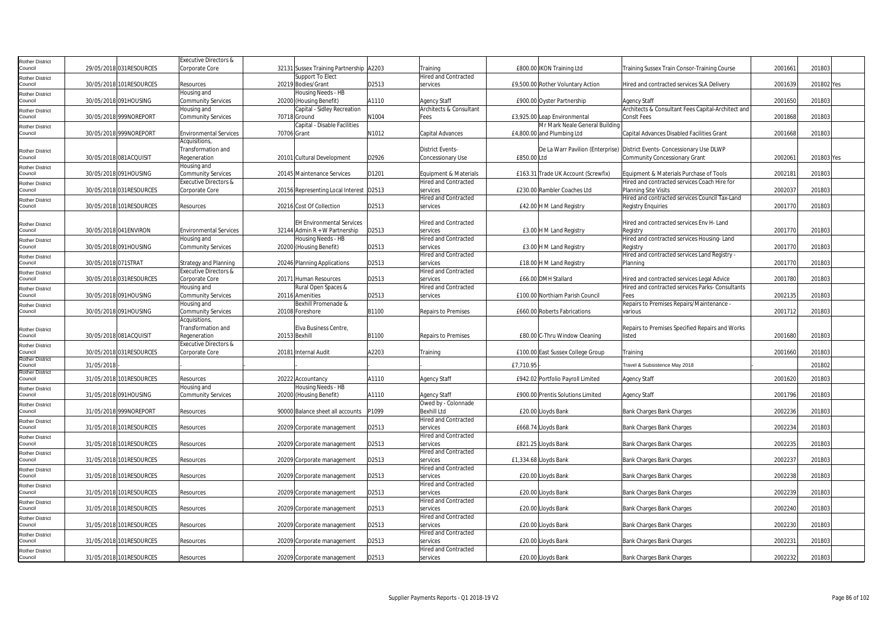| Rother District Council | 29/05/2018 | 031RESOURCES | Executive Directors & Corporate Core | 32131 | Sussex Training Partnership | A2203 | Training | £800.00 | IKON Training Ltd | Training Sussex Train Consor-Training Course | 2001661 | 201803 | |
|---|---|---|---|---|---|---|---|---|---|---|---|---|---|
| Rother District Council | 30/05/2018 | 101RESOURCES | Resources | 20219 | Support To Elect Bodies/Grant | D2513 | Hired and Contracted services | £9,500.00 | Rother Voluntary Action | Hired and contracted services SLA Delivery | 2001639 | 201802 | Yes |
| Rother District Council | 30/05/2018 | 091HOUSING | Housing and Community Services | 20200 | Housing Needs - HB (Housing Benefit) | A1110 | Agency Staff | £900.00 | Oyster Partnership | Agency Staff | 2001650 | 201803 | |
| Rother District Council | 30/05/2018 | 999NOREPORT | Housing and Community Services | 70718 | Capital - Sidley Recreation Ground | N1004 | Architects & Consultant Fees | £3,925.00 | Leap Environmental | Architects & Consultant Fees Capital-Architect and Conslt Fees | 2001868 | 201803 | |
| Rother District Council | 30/05/2018 | 999NOREPORT | Environmental Services | 70706 | Capital - Disable Facilities Grant | N1012 | Capital Advances | £4,800.00 | Mr Mark Neale General Building and Plumbing Ltd | Capital Advances Disabled Facilities Grant | 2001668 | 201803 | |
| Rother District Council | 30/05/2018 | 081ACQUISIT | Acquisitions, Transformation and Regeneration | 20101 | Cultural Development | D2926 | District Events-Concessionary Use | £850.00 | De La Warr Pavilion (Enterprise) Ltd | District Events- Concessionary Use DLWP Community Concessionary Grant | 2002061 | 201803 | Yes |
| Rother District Council | 30/05/2018 | 091HOUSING | Housing and Community Services | 20145 | Maintenance Services | D1201 | Equipment & Materials | £163.31 | Trade UK Account (Screwfix) | Equipment & Materials Purchase of Tools | 2002181 | 201803 | |
| Rother District Council | 30/05/2018 | 031RESOURCES | Executive Directors & Corporate Core | 20156 | Representing Local Interest | D2513 | Hired and Contracted services | £230.00 | Rambler Coaches Ltd | Hired and contracted services Coach Hire for Planning Site Visits | 2002037 | 201803 | |
| Rother District Council | 30/05/2018 | 101RESOURCES | Resources | 20216 | Cost Of Collection | D2513 | Hired and Contracted services | £42.00 | H M Land Registry | Hired and contracted services Council Tax-Land Registry Enquiries | 2001770 | 201803 | |
| Rother District Council | 30/05/2018 | 041ENVIRON | Environmental Services | 32144 | EH Environmental Services Admin R + W Partnership | D2513 | Hired and Contracted services | £3.00 | H M Land Registry | Hired and contracted services Env H- Land Registry | 2001770 | 201803 | |
| Rother District Council | 30/05/2018 | 091HOUSING | Housing and Community Services | 20200 | Housing Needs - HB (Housing Benefit) | D2513 | Hired and Contracted services | £3.00 | H M Land Registry | Hired and contracted services Housing- Land Registry | 2001770 | 201803 | |
| Rother District Council | 30/05/2018 | 071STRAT | Strategy and Planning | 20246 | Planning Applications | D2513 | Hired and Contracted services | £18.00 | H M Land Registry | Hired and contracted services Land Registry - Planning | 2001770 | 201803 | |
| Rother District Council | 30/05/2018 | 031RESOURCES | Executive Directors & Corporate Core | 20171 | Human Resources | D2513 | Hired and Contracted services | £66.00 | DMH Stallard | Hired and contracted services Legal Advice | 2001780 | 201803 | |
| Rother District Council | 30/05/2018 | 091HOUSING | Housing and Community Services | 20116 | Rural Open Spaces & Amenities | D2513 | Hired and Contracted services | £100.00 | Northiam Parish Council | Hired and contracted services Parks- Consultants Fees | 2002135 | 201803 | |
| Rother District Council | 30/05/2018 | 091HOUSING | Housing and Community Services | 20108 | Bexhill Promenade & Foreshore | B1100 | Repairs to Premises | £660.00 | Roberts Fabrications | Repairs to Premises Repairs/Maintenance - various | 2001712 | 201803 | |
| Rother District Council | 30/05/2018 | 081ACQUISIT | Acquisitions, Transformation and Regeneration | 20153 | Elva Business Centre, Bexhill | B1100 | Repairs to Premises | £80.00 | C-Thru Window Cleaning | Repairs to Premises Specified Repairs and Works listed | 2001680 | 201803 | |
| Rother District Council | 30/05/2018 | 031RESOURCES | Executive Directors & Corporate Core | 20181 | Internal Audit | A2203 | Training | £100.00 | East Sussex College Group | Training | 2001660 | 201803 | |
| Rother District Council | 31/05/2018 | - | - | - | - | - | - | £7,710.95 | - | Travel & Subsistence May 2018 | - | 201802 | |
| Rother District Council | 31/05/2018 | 101RESOURCES | Resources | 20222 | Accountancy | A1110 | Agency Staff | £942.02 | Portfolio Payroll Limited | Agency Staff | 2001620 | 201803 | |
| Rother District Council | 31/05/2018 | 091HOUSING | Housing and Community Services | 20200 | Housing Needs - HB (Housing Benefit) | A1110 | Agency Staff | £900.00 | Prentis Solutions Limited | Agency Staff | 2001796 | 201803 | |
| Rother District Council | 31/05/2018 | 999NOREPORT | Resources | 90000 | Balance sheet all accounts | P1099 | Owed by - Colonnade Bexhill Ltd | £20.00 | Lloyds Bank | Bank Charges Bank Charges | 2002236 | 201803 | |
| Rother District Council | 31/05/2018 | 101RESOURCES | Resources | 20209 | Corporate management | D2513 | Hired and Contracted services | £668.74 | Lloyds Bank | Bank Charges Bank Charges | 2002234 | 201803 | |
| Rother District Council | 31/05/2018 | 101RESOURCES | Resources | 20209 | Corporate management | D2513 | Hired and Contracted services | £821.25 | Lloyds Bank | Bank Charges Bank Charges | 2002235 | 201803 | |
| Rother District Council | 31/05/2018 | 101RESOURCES | Resources | 20209 | Corporate management | D2513 | Hired and Contracted services | £1,334.68 | Lloyds Bank | Bank Charges Bank Charges | 2002237 | 201803 | |
| Rother District Council | 31/05/2018 | 101RESOURCES | Resources | 20209 | Corporate management | D2513 | Hired and Contracted services | £20.00 | Lloyds Bank | Bank Charges Bank Charges | 2002238 | 201803 | |
| Rother District Council | 31/05/2018 | 101RESOURCES | Resources | 20209 | Corporate management | D2513 | Hired and Contracted services | £20.00 | Lloyds Bank | Bank Charges Bank Charges | 2002239 | 201803 | |
| Rother District Council | 31/05/2018 | 101RESOURCES | Resources | 20209 | Corporate management | D2513 | Hired and Contracted services | £20.00 | Lloyds Bank | Bank Charges Bank Charges | 2002240 | 201803 | |
| Rother District Council | 31/05/2018 | 101RESOURCES | Resources | 20209 | Corporate management | D2513 | Hired and Contracted services | £20.00 | Lloyds Bank | Bank Charges Bank Charges | 2002230 | 201803 | |
| Rother District Council | 31/05/2018 | 101RESOURCES | Resources | 20209 | Corporate management | D2513 | Hired and Contracted services | £20.00 | Lloyds Bank | Bank Charges Bank Charges | 2002231 | 201803 | |
| Rother District Council | 31/05/2018 | 101RESOURCES | Resources | 20209 | Corporate management | D2513 | Hired and Contracted services | £20.00 | Lloyds Bank | Bank Charges Bank Charges | 2002232 | 201803 | |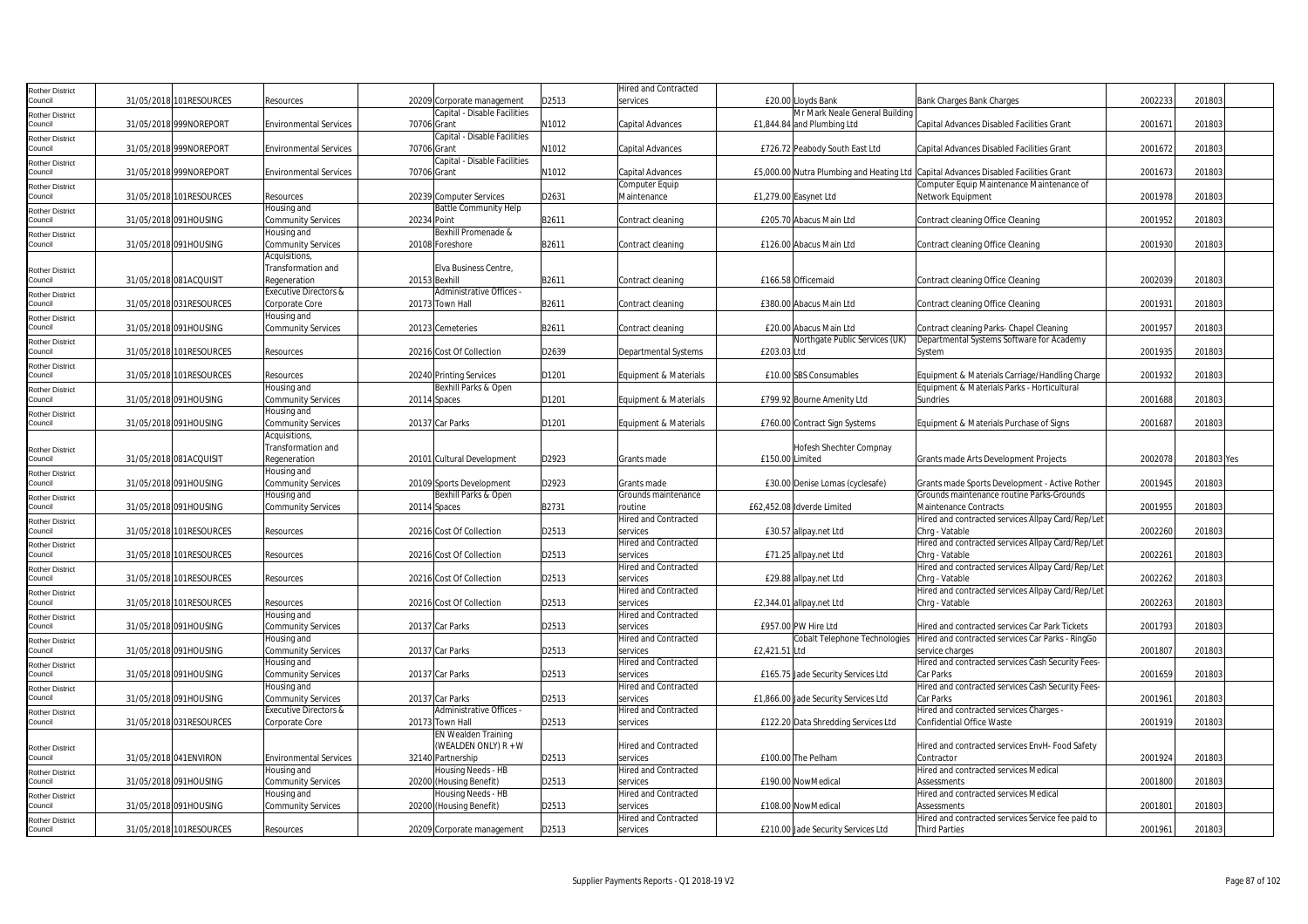| | | | | | | | | | | | | | |
|---|---|---|---|---|---|---|---|---|---|---|---|---|---|
| Rother District Council | 31/05/2018 | 101RESOURCES | Resources | 20209 | Corporate management | D2513 | Hired and Contracted services | £20.00 | Lloyds Bank | Bank Charges Bank Charges | 2002233 | 201803 | |
| Rother District Council | 31/05/2018 | 999NOREPORT | Environmental Services | 70706 | Capital - Disable Facilities Grant | N1012 | Capital Advances | £1,844.84 | Mr Mark Neale General Building and Plumbing Ltd | Capital Advances Disabled Facilities Grant | 2001671 | 201803 | |
| Rother District Council | 31/05/2018 | 999NOREPORT | Environmental Services | 70706 | Capital - Disable Facilities Grant | N1012 | Capital Advances | £726.72 | Peabody South East Ltd | Capital Advances Disabled Facilities Grant | 2001672 | 201803 | |
| Rother District Council | 31/05/2018 | 999NOREPORT | Environmental Services | 70706 | Capital - Disable Facilities Grant | N1012 | Capital Advances | £5,000.00 | Nutra Plumbing and Heating Ltd | Capital Advances Disabled Facilities Grant | 2001673 | 201803 | |
| Rother District Council | 31/05/2018 | 101RESOURCES | Resources | 20239 | Computer Services | D2631 | Computer Equip Maintenance | £1,279.00 | Easynet Ltd | Computer Equip Maintenance Maintenance of Network Equipment | 2001978 | 201803 | |
| Rother District Council | 31/05/2018 | 091HOUSING | Housing and Community Services | 20234 | Battle Community Help Point | B2611 | Contract cleaning | £205.70 | Abacus Main Ltd | Contract cleaning Office Cleaning | 2001952 | 201803 | |
| Rother District Council | 31/05/2018 | 091HOUSING | Housing and Community Services | 20108 | Bexhill Promenade & Foreshore | B2611 | Contract cleaning | £126.00 | Abacus Main Ltd | Contract cleaning Office Cleaning | 2001930 | 201803 | |
| Rother District Council | 31/05/2018 | 081ACQUISIT | Acquisitions, Transformation and Regeneration | 20153 | Elva Business Centre, Bexhill | B2611 | Contract cleaning | £166.58 | Officemaid | Contract cleaning Office Cleaning | 2002039 | 201803 | |
| Rother District Council | 31/05/2018 | 031RESOURCES | Executive Directors & Corporate Core | 20173 | Administrative Offices - Town Hall | B2611 | Contract cleaning | £380.00 | Abacus Main Ltd | Contract cleaning Office Cleaning | 2001931 | 201803 | |
| Rother District Council | 31/05/2018 | 091HOUSING | Housing and Community Services | 20123 | Cemeteries | B2611 | Contract cleaning | £20.00 | Abacus Main Ltd | Contract cleaning Parks- Chapel Cleaning | 2001957 | 201803 | |
| Rother District Council | 31/05/2018 | 101RESOURCES | Resources | 20216 | Cost Of Collection | D2639 | Departmental Systems | £203.03 | Northgate Public Services (UK) Ltd | Departmental Systems Software for Academy System | 2001935 | 201803 | |
| Rother District Council | 31/05/2018 | 101RESOURCES | Resources | 20240 | Printing Services | D1201 | Equipment & Materials | £10.00 | SBS Consumables | Equipment & Materials Carriage/Handling Charge | 2001932 | 201803 | |
| Rother District Council | 31/05/2018 | 091HOUSING | Housing and Community Services | 20114 | Bexhill Parks & Open Spaces | D1201 | Equipment & Materials | £799.92 | Bourne Amenity Ltd | Equipment & Materials Parks - Horticultural Sundries | 2001688 | 201803 | |
| Rother District Council | 31/05/2018 | 091HOUSING | Housing and Community Services | 20137 | Car Parks | D1201 | Equipment & Materials | £760.00 | Contract Sign Systems | Equipment & Materials Purchase of Signs | 2001687 | 201803 | |
| Rother District Council | 31/05/2018 | 081ACQUISIT | Acquisitions, Transformation and Regeneration | 20101 | Cultural Development | D2923 | Grants made | £150.00 | Hofesh Shechter Compnay Limited | Grants made Arts Development Projects | 2002078 | 201803 | Yes |
| Rother District Council | 31/05/2018 | 091HOUSING | Housing and Community Services | 20109 | Sports Development | D2923 | Grants made | £30.00 | Denise Lomas (cyclesafe) | Grants made Sports Development - Active Rother | 2001945 | 201803 | |
| Rother District Council | 31/05/2018 | 091HOUSING | Housing and Community Services | 20114 | Bexhill Parks & Open Spaces | B2731 | Grounds maintenance routine | £62,452.08 | Idverde Limited | Grounds maintenance routine Parks-Grounds Maintenance Contracts | 2001955 | 201803 | |
| Rother District Council | 31/05/2018 | 101RESOURCES | Resources | 20216 | Cost Of Collection | D2513 | Hired and Contracted services | £30.57 | allpay.net Ltd | Hired and contracted services Allpay Card/Rep/Let Chrg - Vatable | 2002260 | 201803 | |
| Rother District Council | 31/05/2018 | 101RESOURCES | Resources | 20216 | Cost Of Collection | D2513 | Hired and Contracted services | £71.25 | allpay.net Ltd | Hired and contracted services Allpay Card/Rep/Let Chrg - Vatable | 2002261 | 201803 | |
| Rother District Council | 31/05/2018 | 101RESOURCES | Resources | 20216 | Cost Of Collection | D2513 | Hired and Contracted services | £29.88 | allpay.net Ltd | Hired and contracted services Allpay Card/Rep/Let Chrg - Vatable | 2002262 | 201803 | |
| Rother District Council | 31/05/2018 | 101RESOURCES | Resources | 20216 | Cost Of Collection | D2513 | Hired and Contracted services | £2,344.01 | allpay.net Ltd | Hired and contracted services Allpay Card/Rep/Let Chrg - Vatable | 2002263 | 201803 | |
| Rother District Council | 31/05/2018 | 091HOUSING | Housing and Community Services | 20137 | Car Parks | D2513 | Hired and Contracted services | £957.00 | PW Hire Ltd | Hired and contracted services Car Park Tickets | 2001793 | 201803 | |
| Rother District Council | 31/05/2018 | 091HOUSING | Housing and Community Services | 20137 | Car Parks | D2513 | Hired and Contracted services | £2,421.51 | Cobalt Telephone Technologies Ltd | Hired and contracted services Car Parks - RingGo service charges | 2001807 | 201803 | |
| Rother District Council | 31/05/2018 | 091HOUSING | Housing and Community Services | 20137 | Car Parks | D2513 | Hired and Contracted services | £165.75 | Jade Security Services Ltd | Hired and contracted services Cash Security Fees-Car Parks | 2001659 | 201803 | |
| Rother District Council | 31/05/2018 | 091HOUSING | Housing and Community Services | 20137 | Car Parks | D2513 | Hired and Contracted services | £1,866.00 | Jade Security Services Ltd | Hired and contracted services Cash Security Fees-Car Parks | 2001961 | 201803 | |
| Rother District Council | 31/05/2018 | 031RESOURCES | Executive Directors & Corporate Core | 20173 | Administrative Offices - Town Hall | D2513 | Hired and Contracted services | £122.20 | Data Shredding Services Ltd | Hired and contracted services Charges - Confidential Office Waste | 2001919 | 201803 | |
| Rother District Council | 31/05/2018 | 041ENVIRON | Environmental Services | 32140 | EN Wealden Training (WEALDEN ONLY) R + W Partnership | D2513 | Hired and Contracted services | £100.00 | The Pelham | Hired and contracted services EnvH- Food Safety Contractor | 2001924 | 201803 | |
| Rother District Council | 31/05/2018 | 091HOUSING | Housing and Community Services | 20200 | Housing Needs - HB (Housing Benefit) | D2513 | Hired and Contracted services | £190.00 | NowMedical | Hired and contracted services Medical Assessments | 2001800 | 201803 | |
| Rother District Council | 31/05/2018 | 091HOUSING | Housing and Community Services | 20200 | Housing Needs - HB (Housing Benefit) | D2513 | Hired and Contracted services | £108.00 | NowMedical | Hired and contracted services Medical Assessments | 2001801 | 201803 | |
| Rother District Council | 31/05/2018 | 101RESOURCES | Resources | 20209 | Corporate management | D2513 | Hired and Contracted services | £210.00 | Jade Security Services Ltd | Hired and contracted services Service fee paid to Third Parties | 2001961 | 201803 | |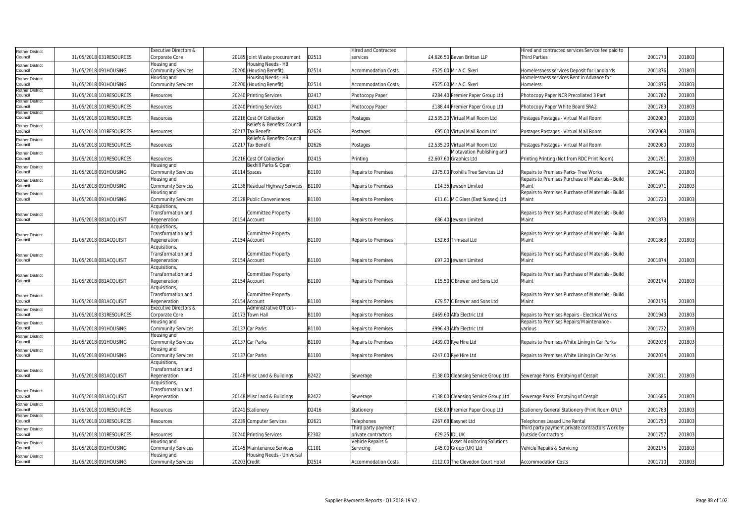| Rother District Council | 31/05/2018 | 031RESOURCES | Executive Directors & Corporate Core | 20185 | Joint Waste procurement | D2513 | Hired and Contracted services | £4,626.50 | Bevan Brittan LLP | Hired and contracted services Service fee paid to Third Parties | 2001773 | 201803 |
|---|---|---|---|---|---|---|---|---|---|---|---|---|
| Rother District Council | 31/05/2018 | 091HOUSING | Housing and Community Services | 20200 | Housing Needs - HB (Housing Benefit) | D2514 | Accommodation Costs | £525.00 | Mr A.C. Skerl | Homelessness services Deposit for Landlords | 2001876 | 201803 |
| Rother District Council | 31/05/2018 | 091HOUSING | Housing and Community Services | 20200 | Housing Needs - HB (Housing Benefit) | D2514 | Accommodation Costs | £525.00 | Mr A.C. Skerl | Homelessness services Rent in Advance for Homeless | 2001876 | 201803 |
| Rother District Council | 31/05/2018 | 101RESOURCES | Resources | 20240 | Printing Services | D2417 | Photocopy Paper | £284.40 | Premier Paper Group Ltd | Photocopy Paper NCR Precollated 3 Part | 2001782 | 201803 |
| Rother District Council | 31/05/2018 | 101RESOURCES | Resources | 20240 | Printing Services | D2417 | Photocopy Paper | £188.44 | Premier Paper Group Ltd | Photocopy Paper White Board SRA2 | 2001783 | 201803 |
| Rother District Council | 31/05/2018 | 101RESOURCES | Resources | 20216 | Cost Of Collection | D2626 | Postages | £2,535.20 | Virtual Mail Room Ltd | Postages Postages - Virtual Mail Room | 2002080 | 201803 |
| Rother District Council | 31/05/2018 | 101RESOURCES | Resources | 20217 | Reliefs & Benefits-Council Tax Benefit | D2626 | Postages | £95.00 | Virtual Mail Room Ltd | Postages Postages - Virtual Mail Room | 2002068 | 201803 |
| Rother District Council | 31/05/2018 | 101RESOURCES | Resources | 20217 | Reliefs & Benefits-Council Tax Benefit | D2626 | Postages | £2,535.20 | Virtual Mail Room Ltd | Postages Postages - Virtual Mail Room | 2002080 | 201803 |
| Rother District Council | 31/05/2018 | 101RESOURCES | Resources | 20216 | Cost Of Collection | D2415 | Printing | £2,607.60 | Motavation Publishing and Graphics Ltd | Printing Printing (Not from RDC Print Room) | 2001791 | 201803 |
| Rother District Council | 31/05/2018 | 091HOUSING | Housing and Community Services | 20114 | Bexhill Parks & Open Spaces | B1100 | Repairs to Premises | £375.00 | Foxhills Tree Services Ltd | Repairs to Premises Parks- Tree Works | 2001941 | 201803 |
| Rother District Council | 31/05/2018 | 091HOUSING | Housing and Community Services | 20138 | Residual Highway Services | B1100 | Repairs to Premises | £14.35 | Jewson Limited | Repairs to Premises Purchase of Materials - Build Maint | 2001971 | 201803 |
| Rother District Council | 31/05/2018 | 091HOUSING | Housing and Community Services | 20128 | Public Conveniences | B1100 | Repairs to Premises | £11.61 | MC Glass (East Sussex) Ltd | Repairs to Premises Purchase of Materials - Build Maint | 2001720 | 201803 |
| Rother District Council | 31/05/2018 | 081ACQUISIT | Acquisitions, Transformation and Regeneration | 20154 | Committee Property Account | B1100 | Repairs to Premises | £86.40 | Jewson Limited | Repairs to Premises Purchase of Materials - Build Maint | 2001873 | 201803 |
| Rother District Council | 31/05/2018 | 081ACQUISIT | Acquisitions, Transformation and Regeneration | 20154 | Committee Property Account | B1100 | Repairs to Premises | £52.63 | Trimseal Ltd | Repairs to Premises Purchase of Materials - Build Maint | 2001863 | 201803 |
| Rother District Council | 31/05/2018 | 081ACQUISIT | Acquisitions, Transformation and Regeneration | 20154 | Committee Property Account | B1100 | Repairs to Premises | £97.20 | Jewson Limited | Repairs to Premises Purchase of Materials - Build Maint | 2001874 | 201803 |
| Rother District Council | 31/05/2018 | 081ACQUISIT | Acquisitions, Transformation and Regeneration | 20154 | Committee Property Account | B1100 | Repairs to Premises | £15.50 | C Brewer and Sons Ltd | Repairs to Premises Purchase of Materials - Build Maint | 2002174 | 201803 |
| Rother District Council | 31/05/2018 | 081ACQUISIT | Acquisitions, Transformation and Regeneration | 20154 | Committee Property Account | B1100 | Repairs to Premises | £79.57 | C Brewer and Sons Ltd | Repairs to Premises Purchase of Materials - Build Maint | 2002176 | 201803 |
| Rother District Council | 31/05/2018 | 031RESOURCES | Executive Directors & Corporate Core | 20173 | Administrative Offices - Town Hall | B1100 | Repairs to Premises | £469.60 | Alfa Electric Ltd | Repairs to Premises Repairs - Electrical Works | 2001943 | 201803 |
| Rother District Council | 31/05/2018 | 091HOUSING | Housing and Community Services | 20137 | Car Parks | B1100 | Repairs to Premises | £996.43 | Alfa Electric Ltd | Repairs to Premises Repairs/Maintenance - various | 2001732 | 201803 |
| Rother District Council | 31/05/2018 | 091HOUSING | Housing and Community Services | 20137 | Car Parks | B1100 | Repairs to Premises | £439.00 | Rye Hire Ltd | Repairs to Premises White Lining in Car Parks | 2002033 | 201803 |
| Rother District Council | 31/05/2018 | 091HOUSING | Housing and Community Services | 20137 | Car Parks | B1100 | Repairs to Premises | £247.00 | Rye Hire Ltd | Repairs to Premises White Lining in Car Parks | 2002034 | 201803 |
| Rother District Council | 31/05/2018 | 081ACQUISIT | Acquisitions, Transformation and Regeneration | 20148 | Misc Land & Buildings | B2422 | Sewerage | £138.00 | Cleansing Service Group Ltd | Sewerage Parks- Emptying of Cesspit | 2001811 | 201803 |
| Rother District Council | 31/05/2018 | 081ACQUISIT | Acquisitions, Transformation and Regeneration | 20148 | Misc Land & Buildings | B2422 | Sewerage | £138.00 | Cleansing Service Group Ltd | Sewerage Parks- Emptying of Cesspit | 2001686 | 201803 |
| Rother District Council | 31/05/2018 | 101RESOURCES | Resources | 20241 | Stationery | D2416 | Stationery | £58.09 | Premier Paper Group Ltd | Stationery General Stationery (Print Room ONLY | 2001783 | 201803 |
| Rother District Council | 31/05/2018 | 101RESOURCES | Resources | 20239 | Computer Services | D2621 | Telephones | £267.68 | Easynet Ltd | Telephones Leased Line Rental | 2001750 | 201803 |
| Rother District Council | 31/05/2018 | 101RESOURCES | Resources | 20240 | Printing Services | E2302 | Third party payment private contractors | £29.25 | IDL UK | Third party payment private contractors Work by Outside Contractors | 2001757 | 201803 |
| Rother District Council | 31/05/2018 | 091HOUSING | Housing and Community Services | 20145 | Maintenance Services | C1101 | Vehicle Repairs & Servicing | £45.00 | Asset Monitoring Solutions Group (UK) Ltd | Vehicle Repairs & Servicing | 2002175 | 201803 |
| Rother District Council | 31/05/2018 | 091HOUSING | Housing and Community Services | 20203 | Housing Needs - Universal Credit | D2514 | Accommodation Costs | £112.00 | The Clevedon Court Hotel | Accommodation Costs | 2001710 | 201803 |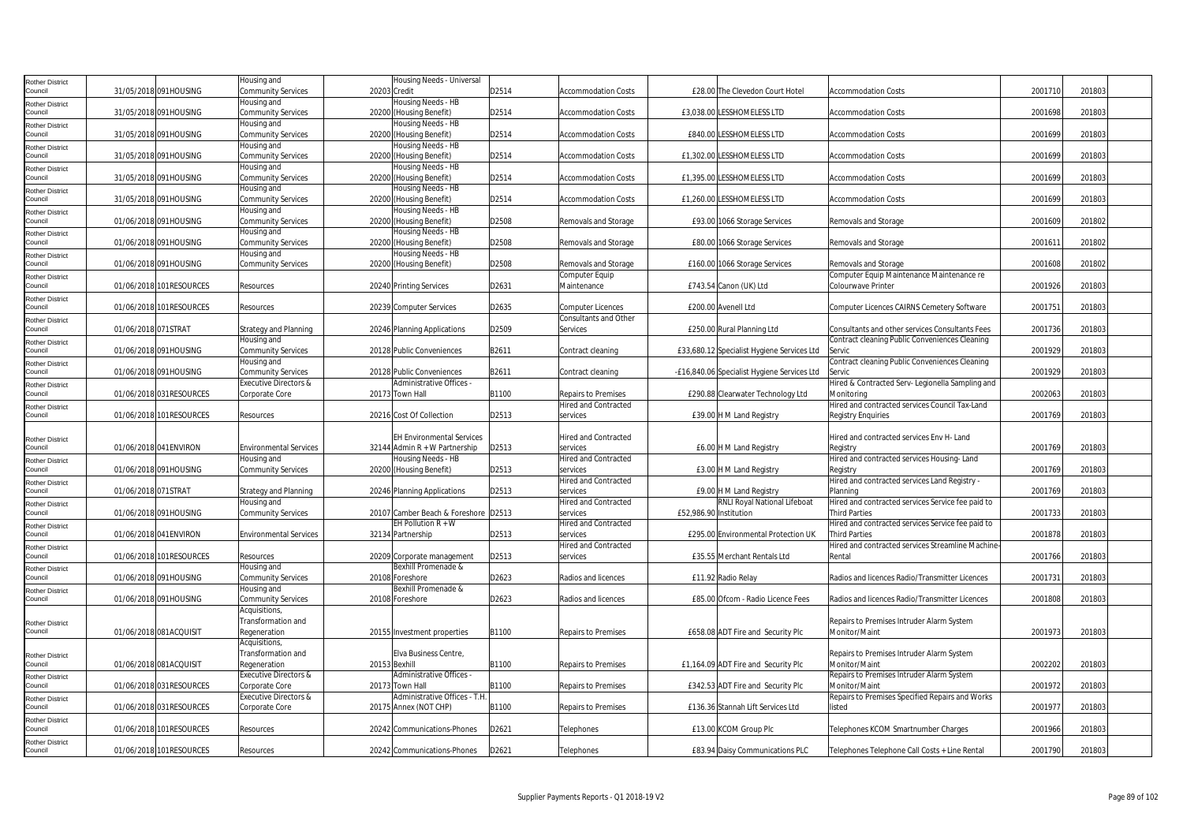| Rother District Council | 31/05/2018 | 091HOUSING | Housing and Community Services | 20203 | Housing Needs - Universal Credit | D2514 | Accommodation Costs | £28.00 | The Clevedon Court Hotel | Accommodation Costs | 2001710 | 201803 |
|---|---|---|---|---|---|---|---|---|---|---|---|---|
| Rother District Council | 31/05/2018 | 091HOUSING | Housing and Community Services | 20200 | Housing Needs - HB (Housing Benefit) | D2514 | Accommodation Costs | £3,038.00 | LESSHOMELESS LTD | Accommodation Costs | 2001698 | 201803 |
| Rother District Council | 31/05/2018 | 091HOUSING | Housing and Community Services | 20200 | Housing Needs - HB (Housing Benefit) | D2514 | Accommodation Costs | £840.00 | LESSHOMELESS LTD | Accommodation Costs | 2001699 | 201803 |
| Rother District Council | 31/05/2018 | 091HOUSING | Housing and Community Services | 20200 | Housing Needs - HB (Housing Benefit) | D2514 | Accommodation Costs | £1,302.00 | LESSHOMELESS LTD | Accommodation Costs | 2001699 | 201803 |
| Rother District Council | 31/05/2018 | 091HOUSING | Housing and Community Services | 20200 | Housing Needs - HB (Housing Benefit) | D2514 | Accommodation Costs | £1,395.00 | LESSHOMELESS LTD | Accommodation Costs | 2001699 | 201803 |
| Rother District Council | 31/05/2018 | 091HOUSING | Housing and Community Services | 20200 | Housing Needs - HB (Housing Benefit) | D2514 | Accommodation Costs | £1,260.00 | LESSHOMELESS LTD | Accommodation Costs | 2001699 | 201803 |
| Rother District Council | 01/06/2018 | 091HOUSING | Housing and Community Services | 20200 | Housing Needs - HB (Housing Benefit) | D2508 | Removals and Storage | £93.00 | 1066 Storage Services | Removals and Storage | 2001609 | 201802 |
| Rother District Council | 01/06/2018 | 091HOUSING | Housing and Community Services | 20200 | Housing Needs - HB (Housing Benefit) | D2508 | Removals and Storage | £80.00 | 1066 Storage Services | Removals and Storage | 2001611 | 201802 |
| Rother District Council | 01/06/2018 | 091HOUSING | Housing and Community Services | 20200 | Housing Needs - HB (Housing Benefit) | D2508 | Removals and Storage | £160.00 | 1066 Storage Services | Removals and Storage | 2001608 | 201802 |
| Rother District Council | 01/06/2018 | 101RESOURCES | Resources | 20240 | Printing Services | D2631 | Computer Equip Maintenance | £743.54 | Canon (UK) Ltd | Computer Equip Maintenance Maintenance re Colourwave Printer | 2001926 | 201803 |
| Rother District Council | 01/06/2018 | 101RESOURCES | Resources | 20239 | Computer Services | D2635 | Computer Licences | £200.00 | Avenell Ltd | Computer Licences CAIRNS Cemetery Software | 2001751 | 201803 |
| Rother District Council | 01/06/2018 | 071STRAT | Strategy and Planning | 20246 | Planning Applications | D2509 | Consultants and Other Services | £250.00 | Rural Planning Ltd | Consultants and other services Consultants Fees | 2001736 | 201803 |
| Rother District Council | 01/06/2018 | 091HOUSING | Housing and Community Services | 20128 | Public Conveniences | B2611 | Contract cleaning | £33,680.12 | Specialist Hygiene Services Ltd | Contract cleaning Public Conveniences Cleaning Servic | 2001929 | 201803 |
| Rother District Council | 01/06/2018 | 091HOUSING | Housing and Community Services | 20128 | Public Conveniences | B2611 | Contract cleaning | -£16,840.06 | Specialist Hygiene Services Ltd | Contract cleaning Public Conveniences Cleaning Servic | 2001929 | 201803 |
| Rother District Council | 01/06/2018 | 031RESOURCES | Executive Directors & Corporate Core | 20173 | Administrative Offices - Town Hall | B1100 | Repairs to Premises | £290.88 | Clearwater Technology Ltd | Hired & Contracted Serv- Legionella Sampling and Monitoring | 2002063 | 201803 |
| Rother District Council | 01/06/2018 | 101RESOURCES | Resources | 20216 | Cost Of Collection | D2513 | Hired and Contracted services | £39.00 | H M Land Registry | Hired and contracted services Council Tax-Land Registry Enquiries | 2001769 | 201803 |
| Rother District Council | 01/06/2018 | 041ENVIRON | Environmental Services | 32144 | EH Environmental Services Admin R + W Partnership | D2513 | Hired and Contracted services | £6.00 | H M Land Registry | Hired and contracted services Env H- Land Registry | 2001769 | 201803 |
| Rother District Council | 01/06/2018 | 091HOUSING | Housing and Community Services | 20200 | Housing Needs - HB (Housing Benefit) | D2513 | Hired and Contracted services | £3.00 | H M Land Registry | Hired and contracted services Housing- Land Registry | 2001769 | 201803 |
| Rother District Council | 01/06/2018 | 071STRAT | Strategy and Planning | 20246 | Planning Applications | D2513 | Hired and Contracted services | £9.00 | H M Land Registry | Hired and contracted services Land Registry - Planning | 2001769 | 201803 |
| Rother District Council | 01/06/2018 | 091HOUSING | Housing and Community Services | 20107 | Camber Beach & Foreshore | D2513 | Hired and Contracted services | £52,986.90 | RNLI Royal National Lifeboat Institution | Hired and contracted services Service fee paid to Third Parties | 2001733 | 201803 |
| Rother District Council | 01/06/2018 | 041ENVIRON | Environmental Services | 32134 | EH Pollution R + W Partnership | D2513 | Hired and Contracted services | £295.00 | Environmental Protection UK | Hired and contracted services Service fee paid to Third Parties | 2001878 | 201803 |
| Rother District Council | 01/06/2018 | 101RESOURCES | Resources | 20209 | Corporate management | D2513 | Hired and Contracted services | £35.55 | Merchant Rentals Ltd | Hired and contracted services Streamline Machine-Rental | 2001766 | 201803 |
| Rother District Council | 01/06/2018 | 091HOUSING | Housing and Community Services | 20108 | Bexhill Promenade & Foreshore | D2623 | Radios and licences | £11.92 | Radio Relay | Radios and licences Radio/Transmitter Licences | 2001731 | 201803 |
| Rother District Council | 01/06/2018 | 091HOUSING | Housing and Community Services | 20108 | Bexhill Promenade & Foreshore | D2623 | Radios and licences | £85.00 | Ofcom - Radio Licence Fees | Radios and licences Radio/Transmitter Licences | 2001808 | 201803 |
| Rother District Council | 01/06/2018 | 081ACQUISIT | Acquisitions, Transformation and Regeneration | 20155 | Investment properties | B1100 | Repairs to Premises | £658.08 | ADT Fire and Security Plc | Repairs to Premises Intruder Alarm System Monitor/Maint | 2001973 | 201803 |
| Rother District Council | 01/06/2018 | 081ACQUISIT | Acquisitions, Transformation and Regeneration | 20153 | Elva Business Centre, Bexhill | B1100 | Repairs to Premises | £1,164.09 | ADT Fire and Security Plc | Repairs to Premises Intruder Alarm System Monitor/Maint | 2002202 | 201803 |
| Rother District Council | 01/06/2018 | 031RESOURCES | Executive Directors & Corporate Core | 20173 | Administrative Offices - Town Hall | B1100 | Repairs to Premises | £342.53 | ADT Fire and Security Plc | Repairs to Premises Intruder Alarm System Monitor/Maint | 2001972 | 201803 |
| Rother District Council | 01/06/2018 | 031RESOURCES | Executive Directors & Corporate Core | 20175 | Administrative Offices - T.H. Annex (NOT CHP) | B1100 | Repairs to Premises | £136.36 | Stannah Lift Services Ltd | Repairs to Premises Specified Repairs and Works listed | 2001977 | 201803 |
| Rother District Council | 01/06/2018 | 101RESOURCES | Resources | 20242 | Communications-Phones | D2621 | Telephones | £13.00 | KCOM Group Plc | Telephones KCOM Smartnumber Charges | 2001966 | 201803 |
| Rother District Council | 01/06/2018 | 101RESOURCES | Resources | 20242 | Communications-Phones | D2621 | Telephones | £83.94 | Daisy Communications PLC | Telephones Telephone Call Costs + Line Rental | 2001790 | 201803 |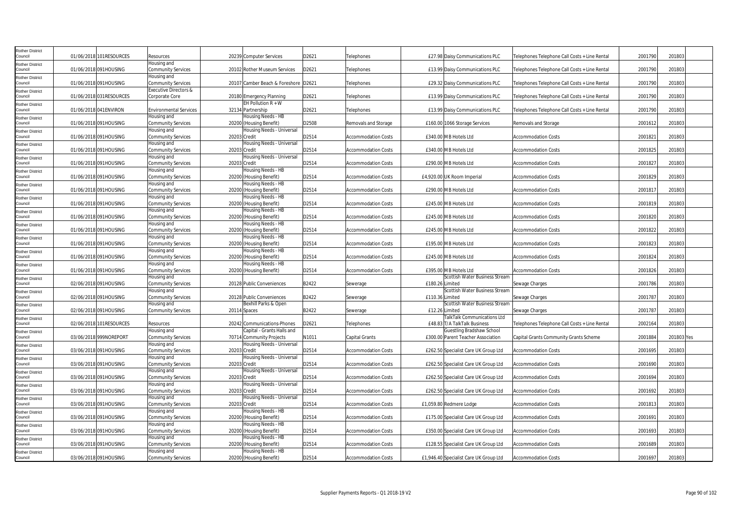| Rother District Council | 01/06/2018 | 101RESOURCES | Resources | 20239 | Computer Services | D2621 | Telephones | £27.98 | Daisy Communications PLC | Telephones Telephone Call Costs + Line Rental | 2001790 | 201803 | |
|---|---|---|---|---|---|---|---|---|---|---|---|---|---|
| Rother District Council | 01/06/2018 | 091HOUSING | Housing and Community Services | 20102 | Rother Museum Services | D2621 | Telephones | £13.99 | Daisy Communications PLC | Telephones Telephone Call Costs + Line Rental | 2001790 | 201803 | |
| Rother District Council | 01/06/2018 | 091HOUSING | Housing and Community Services | 20107 | Camber Beach & Foreshore | D2621 | Telephones | £29.32 | Daisy Communications PLC | Telephones Telephone Call Costs + Line Rental | 2001790 | 201803 | |
| Rother District Council | 01/06/2018 | 031RESOURCES | Executive Directors & Corporate Core | 20180 | Emergency Planning | D2621 | Telephones | £13.99 | Daisy Communications PLC | Telephones Telephone Call Costs + Line Rental | 2001790 | 201803 | |
| Rother District Council | 01/06/2018 | 041ENVIRON | Environmental Services | 32134 | EH Pollution R + W Partnership | D2621 | Telephones | £13.99 | Daisy Communications PLC | Telephones Telephone Call Costs + Line Rental | 2001790 | 201803 | |
| Rother District Council | 01/06/2018 | 091HOUSING | Housing and Community Services | 20200 | Housing Needs - HB (Housing Benefit) | D2508 | Removals and Storage | £160.00 | 1066 Storage Services | Removals and Storage | 2001612 | 201803 | |
| Rother District Council | 01/06/2018 | 091HOUSING | Housing and Community Services | 20203 | Housing Needs - Universal Credit | D2514 | Accommodation Costs | £340.00 | M B Hotels Ltd | Accommodation Costs | 2001821 | 201803 | |
| Rother District Council | 01/06/2018 | 091HOUSING | Housing and Community Services | 20203 | Housing Needs - Universal Credit | D2514 | Accommodation Costs | £340.00 | M B Hotels Ltd | Accommodation Costs | 2001825 | 201803 | |
| Rother District Council | 01/06/2018 | 091HOUSING | Housing and Community Services | 20203 | Housing Needs - Universal Credit | D2514 | Accommodation Costs | £290.00 | M B Hotels Ltd | Accommodation Costs | 2001827 | 201803 | |
| Rother District Council | 01/06/2018 | 091HOUSING | Housing and Community Services | 20200 | Housing Needs - HB (Housing Benefit) | D2514 | Accommodation Costs | £4,920.00 | UK Room Imperial | Accommodation Costs | 2001829 | 201803 | |
| Rother District Council | 01/06/2018 | 091HOUSING | Housing and Community Services | 20200 | Housing Needs - HB (Housing Benefit) | D2514 | Accommodation Costs | £290.00 | M B Hotels Ltd | Accommodation Costs | 2001817 | 201803 | |
| Rother District Council | 01/06/2018 | 091HOUSING | Housing and Community Services | 20200 | Housing Needs - HB (Housing Benefit) | D2514 | Accommodation Costs | £245.00 | M B Hotels Ltd | Accommodation Costs | 2001819 | 201803 | |
| Rother District Council | 01/06/2018 | 091HOUSING | Housing and Community Services | 20200 | Housing Needs - HB (Housing Benefit) | D2514 | Accommodation Costs | £245.00 | M B Hotels Ltd | Accommodation Costs | 2001820 | 201803 | |
| Rother District Council | 01/06/2018 | 091HOUSING | Housing and Community Services | 20200 | Housing Needs - HB (Housing Benefit) | D2514 | Accommodation Costs | £245.00 | M B Hotels Ltd | Accommodation Costs | 2001822 | 201803 | |
| Rother District Council | 01/06/2018 | 091HOUSING | Housing and Community Services | 20200 | Housing Needs - HB (Housing Benefit) | D2514 | Accommodation Costs | £195.00 | M B Hotels Ltd | Accommodation Costs | 2001823 | 201803 | |
| Rother District Council | 01/06/2018 | 091HOUSING | Housing and Community Services | 20200 | Housing Needs - HB (Housing Benefit) | D2514 | Accommodation Costs | £245.00 | M B Hotels Ltd | Accommodation Costs | 2001824 | 201803 | |
| Rother District Council | 01/06/2018 | 091HOUSING | Housing and Community Services | 20200 | Housing Needs - HB (Housing Benefit) | D2514 | Accommodation Costs | £395.00 | M B Hotels Ltd | Accommodation Costs | 2001826 | 201803 | |
| Rother District Council | 02/06/2018 | 091HOUSING | Housing and Community Services | 20128 | Public Conveniences | B2422 | Sewerage | £180.26 | Scottish Water Business Stream Limited | Sewage Charges | 2001786 | 201803 | |
| Rother District Council | 02/06/2018 | 091HOUSING | Housing and Community Services | 20128 | Public Conveniences | B2422 | Sewerage | £110.36 | Scottish Water Business Stream Limited | Sewage Charges | 2001787 | 201803 | |
| Rother District Council | 02/06/2018 | 091HOUSING | Housing and Community Services | 20114 | Bexhill Parks & Open Spaces | B2422 | Sewerage | £12.26 | Scottish Water Business Stream Limited | Sewage Charges | 2001787 | 201803 | |
| Rother District Council | 02/06/2018 | 101RESOURCES | Resources | 20242 | Communications-Phones | D2621 | Telephones | £48.83 | TalkTalk Communications Ltd T/A TalkTalk Business | Telephones Telephone Call Costs + Line Rental | 2002164 | 201803 | |
| Rother District Council | 03/06/2018 | 999NOREPORT | Housing and Community Services | 70714 | Capital - Grants Halls and Community Projects | N1011 | Capital Grants | £300.00 | Guestling Bradshaw School Parent Teacher Association | Capital Grants Community Grants Scheme | 2001884 | 201803 | Yes |
| Rother District Council | 03/06/2018 | 091HOUSING | Housing and Community Services | 20203 | Housing Needs - Universal Credit | D2514 | Accommodation Costs | £262.50 | Specialist Care UK Group Ltd | Accommodation Costs | 2001695 | 201803 | |
| Rother District Council | 03/06/2018 | 091HOUSING | Housing and Community Services | 20203 | Housing Needs - Universal Credit | D2514 | Accommodation Costs | £262.50 | Specialist Care UK Group Ltd | Accommodation Costs | 2001690 | 201803 | |
| Rother District Council | 03/06/2018 | 091HOUSING | Housing and Community Services | 20203 | Housing Needs - Universal Credit | D2514 | Accommodation Costs | £262.50 | Specialist Care UK Group Ltd | Accommodation Costs | 2001694 | 201803 | |
| Rother District Council | 03/06/2018 | 091HOUSING | Housing and Community Services | 20203 | Housing Needs - Universal Credit | D2514 | Accommodation Costs | £262.50 | Specialist Care UK Group Ltd | Accommodation Costs | 2001692 | 201803 | |
| Rother District Council | 03/06/2018 | 091HOUSING | Housing and Community Services | 20203 | Housing Needs - Universal Credit | D2514 | Accommodation Costs | £1,059.80 | Redmere Lodge | Accommodation Costs | 2001813 | 201803 | |
| Rother District Council | 03/06/2018 | 091HOUSING | Housing and Community Services | 20200 | Housing Needs - HB (Housing Benefit) | D2514 | Accommodation Costs | £175.00 | Specialist Care UK Group Ltd | Accommodation Costs | 2001691 | 201803 | |
| Rother District Council | 03/06/2018 | 091HOUSING | Housing and Community Services | 20200 | Housing Needs - HB (Housing Benefit) | D2514 | Accommodation Costs | £350.00 | Specialist Care UK Group Ltd | Accommodation Costs | 2001693 | 201803 | |
| Rother District Council | 03/06/2018 | 091HOUSING | Housing and Community Services | 20200 | Housing Needs - HB (Housing Benefit) | D2514 | Accommodation Costs | £128.55 | Specialist Care UK Group Ltd | Accommodation Costs | 2001689 | 201803 | |
| Rother District Council | 03/06/2018 | 091HOUSING | Housing and Community Services | 20200 | Housing Needs - HB (Housing Benefit) | D2514 | Accommodation Costs | £1,946.40 | Specialist Care UK Group Ltd | Accommodation Costs | 2001697 | 201803 | |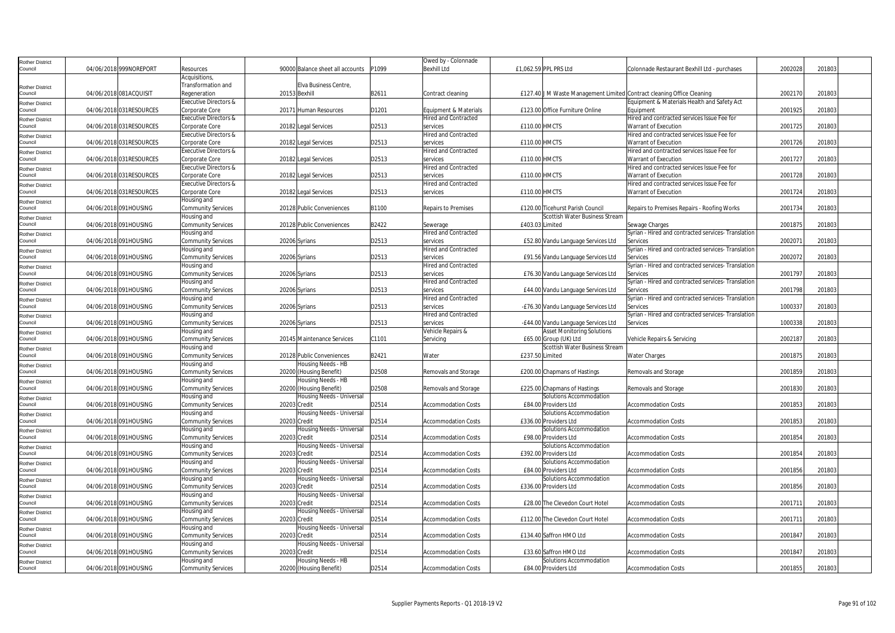| | | | | | | | | | | | | | |
|---|---|---|---|---|---|---|---|---|---|---|---|---|---|
| Rother District Council | 04/06/2018 | 999NOREPORT | Resources | 90000 | Balance sheet all accounts | P1099 | Owed by - Colonnade Bexhill Ltd | £1,062.59 | PPL PRS Ltd | Colonnade Restaurant Bexhill Ltd - purchases | 2002028 | 201803 | |
| Rother District Council | 04/06/2018 | 081ACQUISIT | Acquisitions, Transformation and Regeneration | 20153 | Elva Business Centre, Bexhill | B2611 | Contract cleaning | £127.40 | J M Waste Management Limited | Contract cleaning Office Cleaning | 2002170 | 201803 | |
| Rother District Council | 04/06/2018 | 031RESOURCES | Executive Directors & Corporate Core | 20171 | Human Resources | D1201 | Equipment & Materials | £123.00 | Office Furniture Online | Equipment & Materials Health and Safety Act Equipment | 2001925 | 201803 | |
| Rother District Council | 04/06/2018 | 031RESOURCES | Executive Directors & Corporate Core | 20182 | Legal Services | D2513 | Hired and Contracted services | £110.00 | HMCTS | Hired and contracted services Issue Fee for Warrant of Execution | 2001725 | 201803 | |
| Rother District Council | 04/06/2018 | 031RESOURCES | Executive Directors & Corporate Core | 20182 | Legal Services | D2513 | Hired and Contracted services | £110.00 | HMCTS | Hired and contracted services Issue Fee for Warrant of Execution | 2001726 | 201803 | |
| Rother District Council | 04/06/2018 | 031RESOURCES | Executive Directors & Corporate Core | 20182 | Legal Services | D2513 | Hired and Contracted services | £110.00 | HMCTS | Hired and contracted services Issue Fee for Warrant of Execution | 2001727 | 201803 | |
| Rother District Council | 04/06/2018 | 031RESOURCES | Executive Directors & Corporate Core | 20182 | Legal Services | D2513 | Hired and Contracted services | £110.00 | HMCTS | Hired and contracted services Issue Fee for Warrant of Execution | 2001728 | 201803 | |
| Rother District Council | 04/06/2018 | 031RESOURCES | Executive Directors & Corporate Core | 20182 | Legal Services | D2513 | Hired and Contracted services | £110.00 | HMCTS | Hired and contracted services Issue Fee for Warrant of Execution | 2001724 | 201803 | |
| Rother District Council | 04/06/2018 | 091HOUSING | Housing and Community Services | 20128 | Public Conveniences | B1100 | Repairs to Premises | £120.00 | Ticehurst Parish Council | Repairs to Premises Repairs - Roofing Works | 2001734 | 201803 | |
| Rother District Council | 04/06/2018 | 091HOUSING | Housing and Community Services | 20128 | Public Conveniences | B2422 | Sewerage | £403.03 | Scottish Water Business Stream Limited | Sewage Charges | 2001875 | 201803 | |
| Rother District Council | 04/06/2018 | 091HOUSING | Housing and Community Services | 20206 | Syrians | D2513 | Hired and Contracted services | £52.80 | Vandu Language Services Ltd | Syrian - Hired and contracted services- Translation Services | 2002071 | 201803 | |
| Rother District Council | 04/06/2018 | 091HOUSING | Housing and Community Services | 20206 | Syrians | D2513 | Hired and Contracted services | £91.56 | Vandu Language Services Ltd | Syrian - Hired and contracted services- Translation Services | 2002072 | 201803 | |
| Rother District Council | 04/06/2018 | 091HOUSING | Housing and Community Services | 20206 | Syrians | D2513 | Hired and Contracted services | £76.30 | Vandu Language Services Ltd | Syrian - Hired and contracted services- Translation Services | 2001797 | 201803 | |
| Rother District Council | 04/06/2018 | 091HOUSING | Housing and Community Services | 20206 | Syrians | D2513 | Hired and Contracted services | £44.00 | Vandu Language Services Ltd | Syrian - Hired and contracted services- Translation Services | 2001798 | 201803 | |
| Rother District Council | 04/06/2018 | 091HOUSING | Housing and Community Services | 20206 | Syrians | D2513 | Hired and Contracted services | -£76.30 | Vandu Language Services Ltd | Syrian - Hired and contracted services- Translation Services | 1000337 | 201803 | |
| Rother District Council | 04/06/2018 | 091HOUSING | Housing and Community Services | 20206 | Syrians | D2513 | Hired and Contracted services | -£44.00 | Vandu Language Services Ltd | Syrian - Hired and contracted services- Translation Services | 1000338 | 201803 | |
| Rother District Council | 04/06/2018 | 091HOUSING | Housing and Community Services | 20145 | Maintenance Services | C1101 | Vehicle Repairs & Servicing | £65.00 | Asset Monitoring Solutions Group (UK) Ltd | Vehicle Repairs & Servicing | 2002187 | 201803 | |
| Rother District Council | 04/06/2018 | 091HOUSING | Housing and Community Services | 20128 | Public Conveniences | B2421 | Water | £237.50 | Scottish Water Business Stream Limited | Water Charges | 2001875 | 201803 | |
| Rother District Council | 04/06/2018 | 091HOUSING | Housing and Community Services | 20200 | Housing Needs - HB (Housing Benefit) | D2508 | Removals and Storage | £200.00 | Chapmans of Hastings | Removals and Storage | 2001859 | 201803 | |
| Rother District Council | 04/06/2018 | 091HOUSING | Housing and Community Services | 20200 | Housing Needs - HB (Housing Benefit) | D2508 | Removals and Storage | £225.00 | Chapmans of Hastings | Removals and Storage | 2001830 | 201803 | |
| Rother District Council | 04/06/2018 | 091HOUSING | Housing and Community Services | 20203 | Housing Needs - Universal Credit | D2514 | Accommodation Costs | £84.00 | Solutions Accommodation Providers Ltd | Accommodation Costs | 2001853 | 201803 | |
| Rother District Council | 04/06/2018 | 091HOUSING | Housing and Community Services | 20203 | Housing Needs - Universal Credit | D2514 | Accommodation Costs | £336.00 | Solutions Accommodation Providers Ltd | Accommodation Costs | 2001853 | 201803 | |
| Rother District Council | 04/06/2018 | 091HOUSING | Housing and Community Services | 20203 | Housing Needs - Universal Credit | D2514 | Accommodation Costs | £98.00 | Solutions Accommodation Providers Ltd | Accommodation Costs | 2001854 | 201803 | |
| Rother District Council | 04/06/2018 | 091HOUSING | Housing and Community Services | 20203 | Housing Needs - Universal Credit | D2514 | Accommodation Costs | £392.00 | Solutions Accommodation Providers Ltd | Accommodation Costs | 2001854 | 201803 | |
| Rother District Council | 04/06/2018 | 091HOUSING | Housing and Community Services | 20203 | Housing Needs - Universal Credit | D2514 | Accommodation Costs | £84.00 | Solutions Accommodation Providers Ltd | Accommodation Costs | 2001856 | 201803 | |
| Rother District Council | 04/06/2018 | 091HOUSING | Housing and Community Services | 20203 | Housing Needs - Universal Credit | D2514 | Accommodation Costs | £336.00 | Solutions Accommodation Providers Ltd | Accommodation Costs | 2001856 | 201803 | |
| Rother District Council | 04/06/2018 | 091HOUSING | Housing and Community Services | 20203 | Housing Needs - Universal Credit | D2514 | Accommodation Costs | £28.00 | The Clevedon Court Hotel | Accommodation Costs | 2001711 | 201803 | |
| Rother District Council | 04/06/2018 | 091HOUSING | Housing and Community Services | 20203 | Housing Needs - Universal Credit | D2514 | Accommodation Costs | £112.00 | The Clevedon Court Hotel | Accommodation Costs | 2001711 | 201803 | |
| Rother District Council | 04/06/2018 | 091HOUSING | Housing and Community Services | 20203 | Housing Needs - Universal Credit | D2514 | Accommodation Costs | £134.40 | Saffron HMO Ltd | Accommodation Costs | 2001847 | 201803 | |
| Rother District Council | 04/06/2018 | 091HOUSING | Housing and Community Services | 20203 | Housing Needs - Universal Credit | D2514 | Accommodation Costs | £33.60 | Saffron HMO Ltd | Accommodation Costs | 2001847 | 201803 | |
| Rother District Council | 04/06/2018 | 091HOUSING | Housing and Community Services | 20200 | Housing Needs - HB (Housing Benefit) | D2514 | Accommodation Costs | £84.00 | Solutions Accommodation Providers Ltd | Accommodation Costs | 2001855 | 201803 | |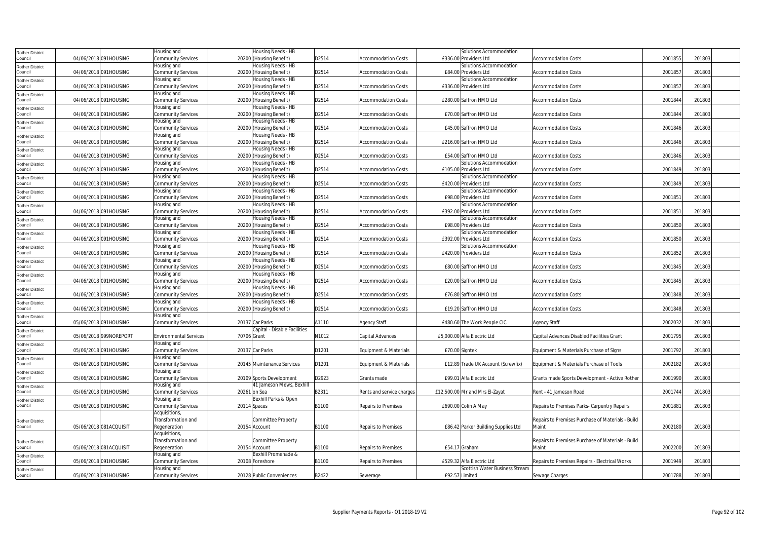| | | | | | | | | | | | | |
|---|---|---|---|---|---|---|---|---|---|---|---|---|
| Rother District Council | 04/06/2018 | 091HOUSING | Housing and Community Services | 20200 | Housing Needs - HB (Housing Benefit) | D2514 | Accommodation Costs | £336.00 | Solutions Accommodation Providers Ltd | Accommodation Costs | 2001855 | 201803 |
| Rother District Council | 04/06/2018 | 091HOUSING | Housing and Community Services | 20200 | Housing Needs - HB (Housing Benefit) | D2514 | Accommodation Costs | £84.00 | Solutions Accommodation Providers Ltd | Accommodation Costs | 2001857 | 201803 |
| Rother District Council | 04/06/2018 | 091HOUSING | Housing and Community Services | 20200 | Housing Needs - HB (Housing Benefit) | D2514 | Accommodation Costs | £336.00 | Solutions Accommodation Providers Ltd | Accommodation Costs | 2001857 | 201803 |
| Rother District Council | 04/06/2018 | 091HOUSING | Housing and Community Services | 20200 | Housing Needs - HB (Housing Benefit) | D2514 | Accommodation Costs | £280.00 | Saffron HMO Ltd | Accommodation Costs | 2001844 | 201803 |
| Rother District Council | 04/06/2018 | 091HOUSING | Housing and Community Services | 20200 | Housing Needs - HB (Housing Benefit) | D2514 | Accommodation Costs | £70.00 | Saffron HMO Ltd | Accommodation Costs | 2001844 | 201803 |
| Rother District Council | 04/06/2018 | 091HOUSING | Housing and Community Services | 20200 | Housing Needs - HB (Housing Benefit) | D2514 | Accommodation Costs | £45.00 | Saffron HMO Ltd | Accommodation Costs | 2001846 | 201803 |
| Rother District Council | 04/06/2018 | 091HOUSING | Housing and Community Services | 20200 | Housing Needs - HB (Housing Benefit) | D2514 | Accommodation Costs | £216.00 | Saffron HMO Ltd | Accommodation Costs | 2001846 | 201803 |
| Rother District Council | 04/06/2018 | 091HOUSING | Housing and Community Services | 20200 | Housing Needs - HB (Housing Benefit) | D2514 | Accommodation Costs | £54.00 | Saffron HMO Ltd | Accommodation Costs | 2001846 | 201803 |
| Rother District Council | 04/06/2018 | 091HOUSING | Housing and Community Services | 20200 | Housing Needs - HB (Housing Benefit) | D2514 | Accommodation Costs | £105.00 | Solutions Accommodation Providers Ltd | Accommodation Costs | 2001849 | 201803 |
| Rother District Council | 04/06/2018 | 091HOUSING | Housing and Community Services | 20200 | Housing Needs - HB (Housing Benefit) | D2514 | Accommodation Costs | £420.00 | Solutions Accommodation Providers Ltd | Accommodation Costs | 2001849 | 201803 |
| Rother District Council | 04/06/2018 | 091HOUSING | Housing and Community Services | 20200 | Housing Needs - HB (Housing Benefit) | D2514 | Accommodation Costs | £98.00 | Solutions Accommodation Providers Ltd | Accommodation Costs | 2001851 | 201803 |
| Rother District Council | 04/06/2018 | 091HOUSING | Housing and Community Services | 20200 | Housing Needs - HB (Housing Benefit) | D2514 | Accommodation Costs | £392.00 | Solutions Accommodation Providers Ltd | Accommodation Costs | 2001851 | 201803 |
| Rother District Council | 04/06/2018 | 091HOUSING | Housing and Community Services | 20200 | Housing Needs - HB (Housing Benefit) | D2514 | Accommodation Costs | £98.00 | Solutions Accommodation Providers Ltd | Accommodation Costs | 2001850 | 201803 |
| Rother District Council | 04/06/2018 | 091HOUSING | Housing and Community Services | 20200 | Housing Needs - HB (Housing Benefit) | D2514 | Accommodation Costs | £392.00 | Solutions Accommodation Providers Ltd | Accommodation Costs | 2001850 | 201803 |
| Rother District Council | 04/06/2018 | 091HOUSING | Housing and Community Services | 20200 | Housing Needs - HB (Housing Benefit) | D2514 | Accommodation Costs | £420.00 | Solutions Accommodation Providers Ltd | Accommodation Costs | 2001852 | 201803 |
| Rother District Council | 04/06/2018 | 091HOUSING | Housing and Community Services | 20200 | Housing Needs - HB (Housing Benefit) | D2514 | Accommodation Costs | £80.00 | Saffron HMO Ltd | Accommodation Costs | 2001845 | 201803 |
| Rother District Council | 04/06/2018 | 091HOUSING | Housing and Community Services | 20200 | Housing Needs - HB (Housing Benefit) | D2514 | Accommodation Costs | £20.00 | Saffron HMO Ltd | Accommodation Costs | 2001845 | 201803 |
| Rother District Council | 04/06/2018 | 091HOUSING | Housing and Community Services | 20200 | Housing Needs - HB (Housing Benefit) | D2514 | Accommodation Costs | £76.80 | Saffron HMO Ltd | Accommodation Costs | 2001848 | 201803 |
| Rother District Council | 04/06/2018 | 091HOUSING | Housing and Community Services | 20200 | Housing Needs - HB (Housing Benefit) | D2514 | Accommodation Costs | £19.20 | Saffron HMO Ltd | Accommodation Costs | 2001848 | 201803 |
| Rother District Council | 05/06/2018 | 091HOUSING | Housing and Community Services | 20137 | Car Parks | A1110 | Agency Staff | £480.60 | The Work People CIC | Agency Staff | 2002032 | 201803 |
| Rother District Council | 05/06/2018 | 999NOREPORT | Environmental Services | 70706 | Capital - Disable Facilities Grant | N1012 | Capital Advances | £5,000.00 | Alfa Electric Ltd | Capital Advances Disabled Facilities Grant | 2001795 | 201803 |
| Rother District Council | 05/06/2018 | 091HOUSING | Housing and Community Services | 20137 | Car Parks | D1201 | Equipment & Materials | £70.00 | Signtek | Equipment & Materials Purchase of Signs | 2001792 | 201803 |
| Rother District Council | 05/06/2018 | 091HOUSING | Housing and Community Services | 20145 | Maintenance Services | D1201 | Equipment & Materials | £12.89 | Trade UK Account (Screwfix) | Equipment & Materials Purchase of Tools | 2002182 | 201803 |
| Rother District Council | 05/06/2018 | 091HOUSING | Housing and Community Services | 20109 | Sports Development | D2923 | Grants made | £99.01 | Alfa Electric Ltd | Grants made Sports Development - Active Rother | 2001990 | 201803 |
| Rother District Council | 05/06/2018 | 091HOUSING | Housing and Community Services | 20261 | 41 Jameson Mews, Bexhill on Sea | B2311 | Rents and service charges | £12,500.00 | Mr and Mrs El-Zayat | Rent - 41 Jameson Road | 2001744 | 201803 |
| Rother District Council | 05/06/2018 | 091HOUSING | Housing and Community Services | 20114 | Bexhill Parks & Open Spaces | B1100 | Repairs to Premises | £690.00 | Colin A May | Repairs to Premises Parks- Carpentry Repairs | 2001881 | 201803 |
| Rother District Council | 05/06/2018 | 081ACQUISIT | Acquisitions, Transformation and Regeneration | 20154 | Committee Property Account | B1100 | Repairs to Premises | £86.42 | Parker Building Supplies Ltd | Repairs to Premises Purchase of Materials - Build Maint | 2002180 | 201803 |
| Rother District Council | 05/06/2018 | 081ACQUISIT | Acquisitions, Transformation and Regeneration | 20154 | Committee Property Account | B1100 | Repairs to Premises | £54.17 | Graham | Repairs to Premises Purchase of Materials - Build Maint | 2002200 | 201803 |
| Rother District Council | 05/06/2018 | 091HOUSING | Housing and Community Services | 20108 | Bexhill Promenade & Foreshore | B1100 | Repairs to Premises | £529.32 | Alfa Electric Ltd | Repairs to Premises Repairs - Electrical Works | 2001949 | 201803 |
| Rother District Council | 05/06/2018 | 091HOUSING | Housing and Community Services | 20128 | Public Conveniences | B2422 | Sewerage | £92.57 | Scottish Water Business Stream Limited | Sewage Charges | 2001788 | 201803 |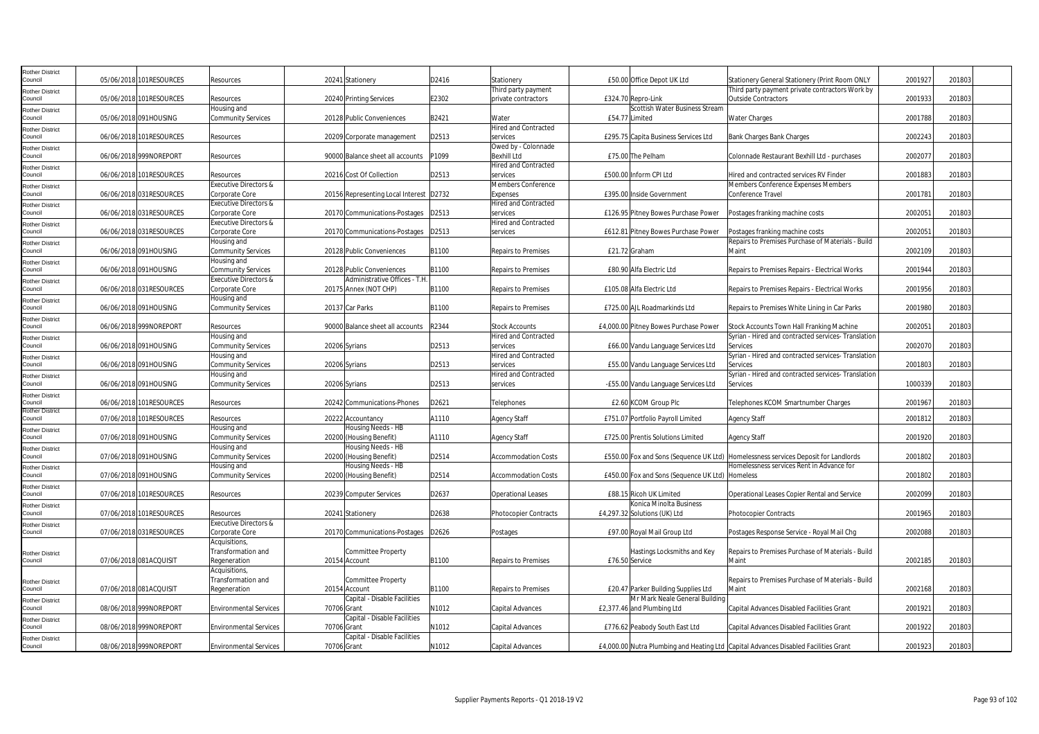| | | | | | | | | | | | | |
|---|---|---|---|---|---|---|---|---|---|---|---|---|
| Rother District Council | 05/06/2018 | 101RESOURCES | Resources | 20241 | Stationery | D2416 | Stationery | £50.00 | Office Depot UK Ltd | Stationery General Stationery (Print Room ONLY | 2001927 | 201803 |
| Rother District Council | 05/06/2018 | 101RESOURCES | Resources | 20240 | Printing Services | E2302 | Third party payment private contractors | £324.70 | Repro-Link | Third party payment private contractors Work by Outside Contractors | 2001933 | 201803 |
| Rother District Council | 05/06/2018 | 091HOUSING | Housing and Community Services | 20128 | Public Conveniences | B2421 | Water | £54.77 | Scottish Water Business Stream Limited | Water Charges | 2001788 | 201803 |
| Rother District Council | 06/06/2018 | 101RESOURCES | Resources | 20209 | Corporate management | D2513 | Hired and Contracted services | £295.75 | Capita Business Services Ltd | Bank Charges Bank Charges | 2002243 | 201803 |
| Rother District Council | 06/06/2018 | 999NOREPORT | Resources | 90000 | Balance sheet all accounts | P1099 | Owed by - Colonnade Bexhill Ltd | £75.00 | The Pelham | Colonnade Restaurant Bexhill Ltd - purchases | 2002077 | 201803 |
| Rother District Council | 06/06/2018 | 101RESOURCES | Resources | 20216 | Cost Of Collection | D2513 | Hired and Contracted services | £500.00 | Inform CPI Ltd | Hired and contracted services RV Finder | 2001883 | 201803 |
| Rother District Council | 06/06/2018 | 031RESOURCES | Executive Directors & Corporate Core | 20156 | Representing Local Interest | D2732 | Members Conference Expenses | £395.00 | Inside Government | Members Conference Expenses Members Conference Travel | 2001781 | 201803 |
| Rother District Council | 06/06/2018 | 031RESOURCES | Executive Directors & Corporate Core | 20170 | Communications-Postages | D2513 | Hired and Contracted services | £126.95 | Pitney Bowes Purchase Power | Postages franking machine costs | 2002051 | 201803 |
| Rother District Council | 06/06/2018 | 031RESOURCES | Executive Directors & Corporate Core | 20170 | Communications-Postages | D2513 | Hired and Contracted services | £612.81 | Pitney Bowes Purchase Power | Postages franking machine costs | 2002051 | 201803 |
| Rother District Council | 06/06/2018 | 091HOUSING | Housing and Community Services | 20128 | Public Conveniences | B1100 | Repairs to Premises | £21.72 | Graham | Repairs to Premises Purchase of Materials - Build Maint | 2002109 | 201803 |
| Rother District Council | 06/06/2018 | 091HOUSING | Housing and Community Services | 20128 | Public Conveniences | B1100 | Repairs to Premises | £80.90 | Alfa Electric Ltd | Repairs to Premises Repairs - Electrical Works | 2001944 | 201803 |
| Rother District Council | 06/06/2018 | 031RESOURCES | Executive Directors & Corporate Core | 20175 | Administrative Offices - T.H. Annex (NOT CHP) | B1100 | Repairs to Premises | £105.08 | Alfa Electric Ltd | Repairs to Premises Repairs - Electrical Works | 2001956 | 201803 |
| Rother District Council | 06/06/2018 | 091HOUSING | Housing and Community Services | 20137 | Car Parks | B1100 | Repairs to Premises | £725.00 | AJL Roadmarkinds Ltd | Repairs to Premises White Lining in Car Parks | 2001980 | 201803 |
| Rother District Council | 06/06/2018 | 999NOREPORT | Resources | 90000 | Balance sheet all accounts | R2344 | Stock Accounts | £4,000.00 | Pitney Bowes Purchase Power | Stock Accounts Town Hall Franking Machine | 2002051 | 201803 |
| Rother District Council | 06/06/2018 | 091HOUSING | Housing and Community Services | 20206 | Syrians | D2513 | Hired and Contracted services | £66.00 | Vandu Language Services Ltd | Syrian - Hired and contracted services- Translation Services | 2002070 | 201803 |
| Rother District Council | 06/06/2018 | 091HOUSING | Housing and Community Services | 20206 | Syrians | D2513 | Hired and Contracted services | £55.00 | Vandu Language Services Ltd | Syrian - Hired and contracted services- Translation Services | 2001803 | 201803 |
| Rother District Council | 06/06/2018 | 091HOUSING | Housing and Community Services | 20206 | Syrians | D2513 | Hired and Contracted services | -£55.00 | Vandu Language Services Ltd | Syrian - Hired and contracted services- Translation Services | 1000339 | 201803 |
| Rother District Council | 06/06/2018 | 101RESOURCES | Resources | 20242 | Communications-Phones | D2621 | Telephones | £2.60 | KCOM Group Plc | Telephones KCOM Smartnumber Charges | 2001967 | 201803 |
| Rother District Council | 07/06/2018 | 101RESOURCES | Resources | 20222 | Accountancy | A1110 | Agency Staff | £751.07 | Portfolio Payroll Limited | Agency Staff | 2001812 | 201803 |
| Rother District Council | 07/06/2018 | 091HOUSING | Housing and Community Services | 20200 | Housing Needs - HB (Housing Benefit) | A1110 | Agency Staff | £725.00 | Prentis Solutions Limited | Agency Staff | 2001920 | 201803 |
| Rother District Council | 07/06/2018 | 091HOUSING | Housing and Community Services | 20200 | Housing Needs - HB (Housing Benefit) | D2514 | Accommodation Costs | £550.00 | Fox and Sons (Sequence UK Ltd) | Homelessness services Deposit for Landlords | 2001802 | 201803 |
| Rother District Council | 07/06/2018 | 091HOUSING | Housing and Community Services | 20200 | Housing Needs - HB (Housing Benefit) | D2514 | Accommodation Costs | £450.00 | Fox and Sons (Sequence UK Ltd) | Homelessness services Rent in Advance for Homeless | 2001802 | 201803 |
| Rother District Council | 07/06/2018 | 101RESOURCES | Resources | 20239 | Computer Services | D2637 | Operational Leases | £88.15 | Ricoh UK Limited | Operational Leases Copier Rental and Service | 2002099 | 201803 |
| Rother District Council | 07/06/2018 | 101RESOURCES | Resources | 20241 | Stationery | D2638 | Photocopier Contracts | £4,297.32 | Konica Minolta Business Solutions (UK) Ltd | Photocopier Contracts | 2001965 | 201803 |
| Rother District Council | 07/06/2018 | 031RESOURCES | Executive Directors & Corporate Core | 20170 | Communications-Postages | D2626 | Postages | £97.00 | Royal Mail Group Ltd | Postages Response Service - Royal Mail Chg | 2002088 | 201803 |
| Rother District Council | 07/06/2018 | 081ACQUISIT | Acquisitions, Transformation and Regeneration | 20154 | Committee Property Account | B1100 | Repairs to Premises | £76.50 | Hastings Locksmiths and Key Service | Repairs to Premises Purchase of Materials - Build Maint | 2002185 | 201803 |
| Rother District Council | 07/06/2018 | 081ACQUISIT | Acquisitions, Transformation and Regeneration | 20154 | Committee Property Account | B1100 | Repairs to Premises | £20.47 | Parker Building Supplies Ltd | Repairs to Premises Purchase of Materials - Build Maint | 2002168 | 201803 |
| Rother District Council | 08/06/2018 | 999NOREPORT | Environmental Services | 70706 | Capital - Disable Facilities Grant | N1012 | Capital Advances | £2,377.46 | Mr Mark Neale General Building and Plumbing Ltd | Capital Advances Disabled Facilities Grant | 2001921 | 201803 |
| Rother District Council | 08/06/2018 | 999NOREPORT | Environmental Services | 70706 | Capital - Disable Facilities Grant | N1012 | Capital Advances | £776.62 | Peabody South East Ltd | Capital Advances Disabled Facilities Grant | 2001922 | 201803 |
| Rother District Council | 08/06/2018 | 999NOREPORT | Environmental Services | 70706 | Capital - Disable Facilities Grant | N1012 | Capital Advances | £4,000.00 | Nutra Plumbing and Heating Ltd | Capital Advances Disabled Facilities Grant | 2001923 | 201803 |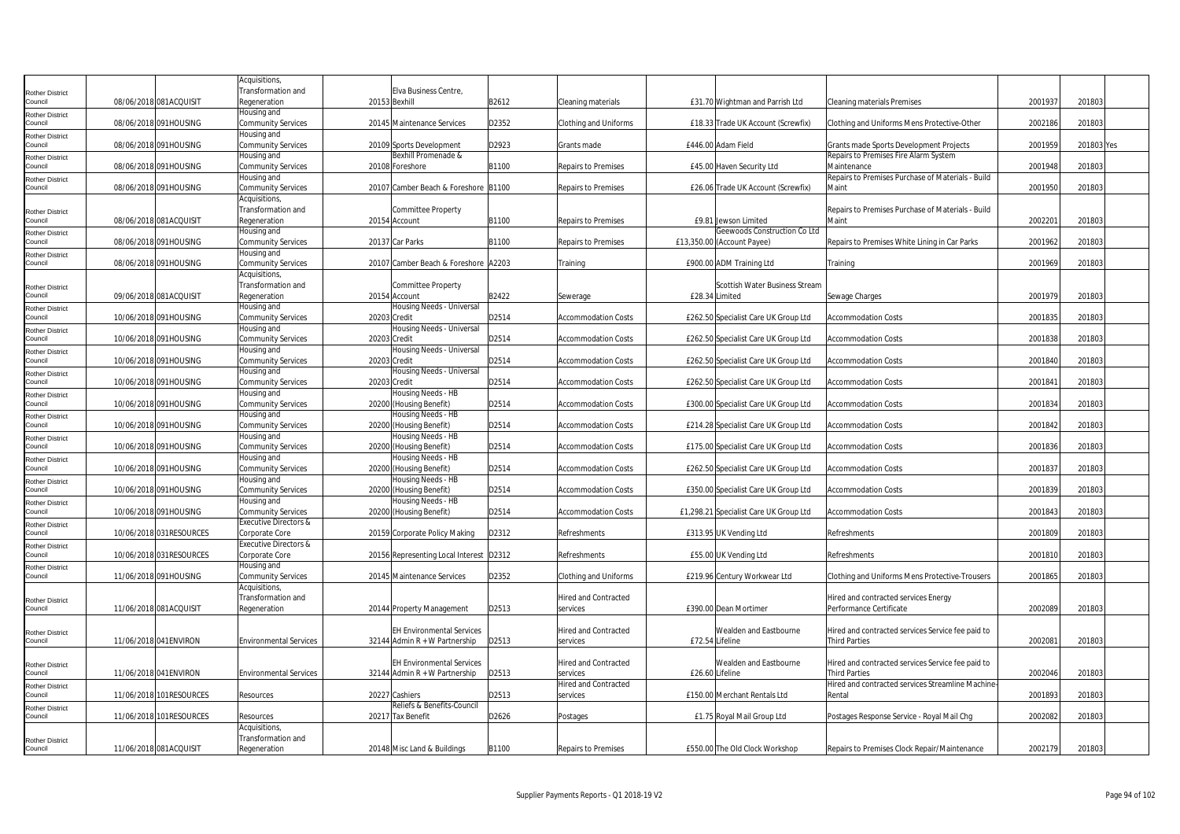| | | | | | | | | | | | | | |
|---|---|---|---|---|---|---|---|---|---|---|---|---|---|
| Rother District Council | 08/06/2018 | 081ACQUISIT | Acquisitions, Transformation and Regeneration | 20153 | Elva Business Centre, Bexhill | B2612 | Cleaning materials | £31.70 | Wightman and Parrish Ltd | Cleaning materials Premises | 2001937 | 201803 | |
| Rother District Council | 08/06/2018 | 091HOUSING | Housing and Community Services | 20145 | Maintenance Services | D2352 | Clothing and Uniforms | £18.33 | Trade UK Account (Screwfix) | Clothing and Uniforms Mens Protective-Other | 2002186 | 201803 | |
| Rother District Council | 08/06/2018 | 091HOUSING | Housing and Community Services | 20109 | Sports Development | D2923 | Grants made | £446.00 | Adam Field | Grants made Sports Development Projects | 2001959 | 201803 | Yes |
| Rother District Council | 08/06/2018 | 091HOUSING | Housing and Community Services | 20108 | Bexhill Promenade & Foreshore | B1100 | Repairs to Premises | £45.00 | Haven Security Ltd | Repairs to Premises Fire Alarm System Maintenance | 2001948 | 201803 | |
| Rother District Council | 08/06/2018 | 091HOUSING | Housing and Community Services | 20107 | Camber Beach & Foreshore | B1100 | Repairs to Premises | £26.06 | Trade UK Account (Screwfix) | Repairs to Premises Purchase of Materials - Build Maint | 2001950 | 201803 | |
| Rother District Council | 08/06/2018 | 081ACQUISIT | Acquisitions, Transformation and Regeneration | 20154 | Committee Property Account | B1100 | Repairs to Premises | £9.81 | Jewson Limited | Repairs to Premises Purchase of Materials - Build Maint | 2002201 | 201803 | |
| Rother District Council | 08/06/2018 | 091HOUSING | Housing and Community Services | 20137 | Car Parks | B1100 | Repairs to Premises | £13,350.00 | Geewoods Construction Co Ltd (Account Payee) | Repairs to Premises White Lining in Car Parks | 2001962 | 201803 | |
| Rother District Council | 08/06/2018 | 091HOUSING | Housing and Community Services | 20107 | Camber Beach & Foreshore | A2203 | Training | £900.00 | ADM Training Ltd | Training | 2001969 | 201803 | |
| Rother District Council | 09/06/2018 | 081ACQUISIT | Acquisitions, Transformation and Regeneration | 20154 | Committee Property Account | B2422 | Sewerage | £28.34 | Scottish Water Business Stream Limited | Sewage Charges | 2001979 | 201803 | |
| Rother District Council | 10/06/2018 | 091HOUSING | Housing and Community Services | 20203 | Housing Needs - Universal Credit | D2514 | Accommodation Costs | £262.50 | Specialist Care UK Group Ltd | Accommodation Costs | 2001835 | 201803 | |
| Rother District Council | 10/06/2018 | 091HOUSING | Housing and Community Services | 20203 | Housing Needs - Universal Credit | D2514 | Accommodation Costs | £262.50 | Specialist Care UK Group Ltd | Accommodation Costs | 2001838 | 201803 | |
| Rother District Council | 10/06/2018 | 091HOUSING | Housing and Community Services | 20203 | Housing Needs - Universal Credit | D2514 | Accommodation Costs | £262.50 | Specialist Care UK Group Ltd | Accommodation Costs | 2001840 | 201803 | |
| Rother District Council | 10/06/2018 | 091HOUSING | Housing and Community Services | 20203 | Housing Needs - Universal Credit | D2514 | Accommodation Costs | £262.50 | Specialist Care UK Group Ltd | Accommodation Costs | 2001841 | 201803 | |
| Rother District Council | 10/06/2018 | 091HOUSING | Housing and Community Services | 20200 | Housing Needs - HB (Housing Benefit) | D2514 | Accommodation Costs | £300.00 | Specialist Care UK Group Ltd | Accommodation Costs | 2001834 | 201803 | |
| Rother District Council | 10/06/2018 | 091HOUSING | Housing and Community Services | 20200 | Housing Needs - HB (Housing Benefit) | D2514 | Accommodation Costs | £214.28 | Specialist Care UK Group Ltd | Accommodation Costs | 2001842 | 201803 | |
| Rother District Council | 10/06/2018 | 091HOUSING | Housing and Community Services | 20200 | Housing Needs - HB (Housing Benefit) | D2514 | Accommodation Costs | £175.00 | Specialist Care UK Group Ltd | Accommodation Costs | 2001836 | 201803 | |
| Rother District Council | 10/06/2018 | 091HOUSING | Housing and Community Services | 20200 | Housing Needs - HB (Housing Benefit) | D2514 | Accommodation Costs | £262.50 | Specialist Care UK Group Ltd | Accommodation Costs | 2001837 | 201803 | |
| Rother District Council | 10/06/2018 | 091HOUSING | Housing and Community Services | 20200 | Housing Needs - HB (Housing Benefit) | D2514 | Accommodation Costs | £350.00 | Specialist Care UK Group Ltd | Accommodation Costs | 2001839 | 201803 | |
| Rother District Council | 10/06/2018 | 091HOUSING | Housing and Community Services | 20200 | Housing Needs - HB (Housing Benefit) | D2514 | Accommodation Costs | £1,298.21 | Specialist Care UK Group Ltd | Accommodation Costs | 2001843 | 201803 | |
| Rother District Council | 10/06/2018 | 031RESOURCES | Executive Directors & Corporate Core | 20159 | Corporate Policy Making | D2312 | Refreshments | £313.95 | UK Vending Ltd | Refreshments | 2001809 | 201803 | |
| Rother District Council | 10/06/2018 | 031RESOURCES | Executive Directors & Corporate Core | 20156 | Representing Local Interest | D2312 | Refreshments | £55.00 | UK Vending Ltd | Refreshments | 2001810 | 201803 | |
| Rother District Council | 11/06/2018 | 091HOUSING | Housing and Community Services | 20145 | Maintenance Services | D2352 | Clothing and Uniforms | £219.96 | Century Workwear Ltd | Clothing and Uniforms Mens Protective-Trousers | 2001865 | 201803 | |
| Rother District Council | 11/06/2018 | 081ACQUISIT | Acquisitions, Transformation and Regeneration | 20144 | Property Management | D2513 | Hired and Contracted services | £390.00 | Dean Mortimer | Hired and contracted services Energy Performance Certificate | 2002089 | 201803 | |
| Rother District Council | 11/06/2018 | 041ENVIRON | Environmental Services | 32144 | EH Environmental Services Admin R + W Partnership | D2513 | Hired and Contracted services | £72.54 | Wealden and Eastbourne Lifeline | Hired and contracted services Service fee paid to Third Parties | 2002081 | 201803 | |
| Rother District Council | 11/06/2018 | 041ENVIRON | Environmental Services | 32144 | EH Environmental Services Admin R + W Partnership | D2513 | Hired and Contracted services | £26.60 | Wealden and Eastbourne Lifeline | Hired and contracted services Service fee paid to Third Parties | 2002046 | 201803 | |
| Rother District Council | 11/06/2018 | 101RESOURCES | Resources | 20227 | Cashiers | D2513 | Hired and Contracted services | £150.00 | Merchant Rentals Ltd | Hired and contracted services Streamline Machine-Rental | 2001893 | 201803 | |
| Rother District Council | 11/06/2018 | 101RESOURCES | Resources | 20217 | Reliefs & Benefits-Council Tax Benefit | D2626 | Postages | £1.75 | Royal Mail Group Ltd | Postages Response Service - Royal Mail Chg | 2002082 | 201803 | |
| Rother District Council | 11/06/2018 | 081ACQUISIT | Acquisitions, Transformation and Regeneration | 20148 | Misc Land & Buildings | B1100 | Repairs to Premises | £550.00 | The Old Clock Workshop | Repairs to Premises Clock Repair/Maintenance | 2002179 | 201803 | |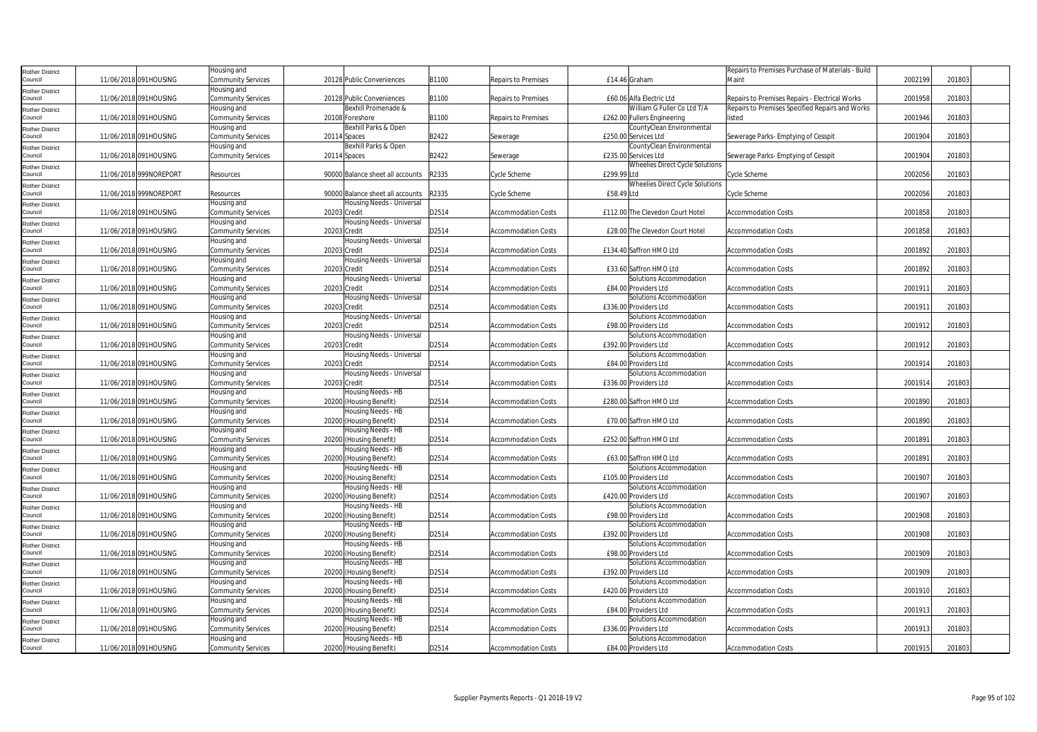| | | | | | | | | | | | | |
|---|---|---|---|---|---|---|---|---|---|---|---|---|
| Rother District Council | 11/06/2018 | 091HOUSING | Housing and Community Services | 20128 | Public Conveniences | B1100 | Repairs to Premises | £14.46 | Graham | Repairs to Premises Purchase of Materials - Build Maint | 2002199 | 201803 |
| Rother District Council | 11/06/2018 | 091HOUSING | Housing and Community Services | 20128 | Public Conveniences | B1100 | Repairs to Premises | £60.06 | Alfa Electric Ltd | Repairs to Premises Repairs - Electrical Works | 2001958 | 201803 |
| Rother District Council | 11/06/2018 | 091HOUSING | Housing and Community Services | 20108 | Bexhill Promenade & Foreshore | B1100 | Repairs to Premises | £262.00 | William G Fuller Co Ltd T/A Fullers Engineering | Repairs to Premises Specified Repairs and Works listed | 2001946 | 201803 |
| Rother District Council | 11/06/2018 | 091HOUSING | Housing and Community Services | 20114 | Bexhill Parks & Open Spaces | B2422 | Sewerage | £250.00 | CountyClean Environmental Services Ltd | Sewerage Parks- Emptying of Cesspit | 2001904 | 201803 |
| Rother District Council | 11/06/2018 | 091HOUSING | Housing and Community Services | 20114 | Bexhill Parks & Open Spaces | B2422 | Sewerage | £235.00 | CountyClean Environmental Services Ltd | Sewerage Parks- Emptying of Cesspit | 2001904 | 201803 |
| Rother District Council | 11/06/2018 | 999NOREPORT | Resources | 90000 | Balance sheet all accounts | R2335 | Cycle Scheme | £299.99 | Wheelies Direct Cycle Solutions Ltd | Cycle Scheme | 2002056 | 201803 |
| Rother District Council | 11/06/2018 | 999NOREPORT | Resources | 90000 | Balance sheet all accounts | R2335 | Cycle Scheme | £58.49 | Wheelies Direct Cycle Solutions Ltd | Cycle Scheme | 2002056 | 201803 |
| Rother District Council | 11/06/2018 | 091HOUSING | Housing and Community Services | 20203 | Housing Needs - Universal Credit | D2514 | Accommodation Costs | £112.00 | The Clevedon Court Hotel | Accommodation Costs | 2001858 | 201803 |
| Rother District Council | 11/06/2018 | 091HOUSING | Housing and Community Services | 20203 | Housing Needs - Universal Credit | D2514 | Accommodation Costs | £28.00 | The Clevedon Court Hotel | Accommodation Costs | 2001858 | 201803 |
| Rother District Council | 11/06/2018 | 091HOUSING | Housing and Community Services | 20203 | Housing Needs - Universal Credit | D2514 | Accommodation Costs | £134.40 | Saffron HMO Ltd | Accommodation Costs | 2001892 | 201803 |
| Rother District Council | 11/06/2018 | 091HOUSING | Housing and Community Services | 20203 | Housing Needs - Universal Credit | D2514 | Accommodation Costs | £33.60 | Saffron HMO Ltd | Accommodation Costs | 2001892 | 201803 |
| Rother District Council | 11/06/2018 | 091HOUSING | Housing and Community Services | 20203 | Housing Needs - Universal Credit | D2514 | Accommodation Costs | £84.00 | Solutions Accommodation Providers Ltd | Accommodation Costs | 2001911 | 201803 |
| Rother District Council | 11/06/2018 | 091HOUSING | Housing and Community Services | 20203 | Housing Needs - Universal Credit | D2514 | Accommodation Costs | £336.00 | Solutions Accommodation Providers Ltd | Accommodation Costs | 2001911 | 201803 |
| Rother District Council | 11/06/2018 | 091HOUSING | Housing and Community Services | 20203 | Housing Needs - Universal Credit | D2514 | Accommodation Costs | £98.00 | Solutions Accommodation Providers Ltd | Accommodation Costs | 2001912 | 201803 |
| Rother District Council | 11/06/2018 | 091HOUSING | Housing and Community Services | 20203 | Housing Needs - Universal Credit | D2514 | Accommodation Costs | £392.00 | Solutions Accommodation Providers Ltd | Accommodation Costs | 2001912 | 201803 |
| Rother District Council | 11/06/2018 | 091HOUSING | Housing and Community Services | 20203 | Housing Needs - Universal Credit | D2514 | Accommodation Costs | £84.00 | Solutions Accommodation Providers Ltd | Accommodation Costs | 2001914 | 201803 |
| Rother District Council | 11/06/2018 | 091HOUSING | Housing and Community Services | 20203 | Housing Needs - Universal Credit | D2514 | Accommodation Costs | £336.00 | Solutions Accommodation Providers Ltd | Accommodation Costs | 2001914 | 201803 |
| Rother District Council | 11/06/2018 | 091HOUSING | Housing and Community Services | 20200 | Housing Needs - HB (Housing Benefit) | D2514 | Accommodation Costs | £280.00 | Saffron HMO Ltd | Accommodation Costs | 2001890 | 201803 |
| Rother District Council | 11/06/2018 | 091HOUSING | Housing and Community Services | 20200 | Housing Needs - HB (Housing Benefit) | D2514 | Accommodation Costs | £70.00 | Saffron HMO Ltd | Accommodation Costs | 2001890 | 201803 |
| Rother District Council | 11/06/2018 | 091HOUSING | Housing and Community Services | 20200 | Housing Needs - HB (Housing Benefit) | D2514 | Accommodation Costs | £252.00 | Saffron HMO Ltd | Accommodation Costs | 2001891 | 201803 |
| Rother District Council | 11/06/2018 | 091HOUSING | Housing and Community Services | 20200 | Housing Needs - HB (Housing Benefit) | D2514 | Accommodation Costs | £63.00 | Saffron HMO Ltd | Accommodation Costs | 2001891 | 201803 |
| Rother District Council | 11/06/2018 | 091HOUSING | Housing and Community Services | 20200 | Housing Needs - HB (Housing Benefit) | D2514 | Accommodation Costs | £105.00 | Solutions Accommodation Providers Ltd | Accommodation Costs | 2001907 | 201803 |
| Rother District Council | 11/06/2018 | 091HOUSING | Housing and Community Services | 20200 | Housing Needs - HB (Housing Benefit) | D2514 | Accommodation Costs | £420.00 | Solutions Accommodation Providers Ltd | Accommodation Costs | 2001907 | 201803 |
| Rother District Council | 11/06/2018 | 091HOUSING | Housing and Community Services | 20200 | Housing Needs - HB (Housing Benefit) | D2514 | Accommodation Costs | £98.00 | Solutions Accommodation Providers Ltd | Accommodation Costs | 2001908 | 201803 |
| Rother District Council | 11/06/2018 | 091HOUSING | Housing and Community Services | 20200 | Housing Needs - HB (Housing Benefit) | D2514 | Accommodation Costs | £392.00 | Solutions Accommodation Providers Ltd | Accommodation Costs | 2001908 | 201803 |
| Rother District Council | 11/06/2018 | 091HOUSING | Housing and Community Services | 20200 | Housing Needs - HB (Housing Benefit) | D2514 | Accommodation Costs | £98.00 | Solutions Accommodation Providers Ltd | Accommodation Costs | 2001909 | 201803 |
| Rother District Council | 11/06/2018 | 091HOUSING | Housing and Community Services | 20200 | Housing Needs - HB (Housing Benefit) | D2514 | Accommodation Costs | £392.00 | Solutions Accommodation Providers Ltd | Accommodation Costs | 2001909 | 201803 |
| Rother District Council | 11/06/2018 | 091HOUSING | Housing and Community Services | 20200 | Housing Needs - HB (Housing Benefit) | D2514 | Accommodation Costs | £420.00 | Solutions Accommodation Providers Ltd | Accommodation Costs | 2001910 | 201803 |
| Rother District Council | 11/06/2018 | 091HOUSING | Housing and Community Services | 20200 | Housing Needs - HB (Housing Benefit) | D2514 | Accommodation Costs | £84.00 | Solutions Accommodation Providers Ltd | Accommodation Costs | 2001913 | 201803 |
| Rother District Council | 11/06/2018 | 091HOUSING | Housing and Community Services | 20200 | Housing Needs - HB (Housing Benefit) | D2514 | Accommodation Costs | £336.00 | Solutions Accommodation Providers Ltd | Accommodation Costs | 2001913 | 201803 |
| Rother District Council | 11/06/2018 | 091HOUSING | Housing and Community Services | 20200 | Housing Needs - HB (Housing Benefit) | D2514 | Accommodation Costs | £84.00 | Solutions Accommodation Providers Ltd | Accommodation Costs | 2001915 | 201803 |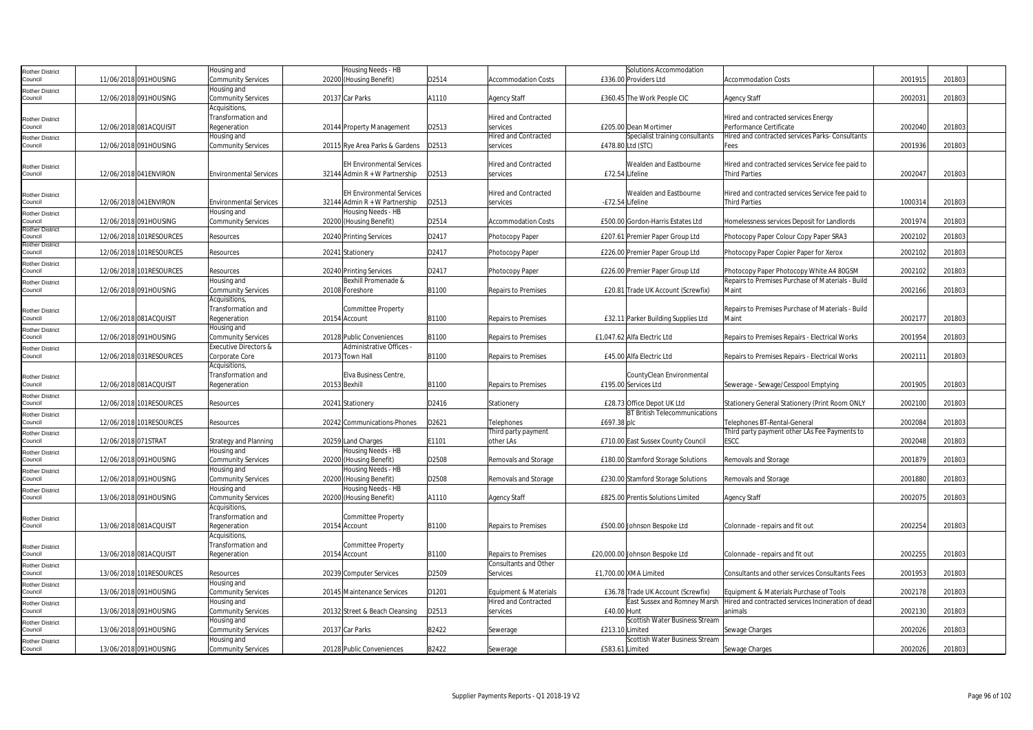| | | | | | | | | | | | | | |
|---|---|---|---|---|---|---|---|---|---|---|---|---|---|
| Rother District Council | 11/06/2018 | 091HOUSING | Housing and Community Services | 20200 | Housing Needs - HB (Housing Benefit) | D2514 | Accommodation Costs | £336.00 | Solutions Accommodation Providers Ltd | Accommodation Costs | 2001915 | 201803 | |
| Rother District Council | 12/06/2018 | 091HOUSING | Housing and Community Services | 20137 | Car Parks | A1110 | Agency Staff | £360.45 | The Work People CIC | Agency Staff | 2002031 | 201803 | |
| Rother District Council | 12/06/2018 | 081ACQUISIT | Acquisitions, Transformation and Regeneration | 20144 | Property Management | D2513 | Hired and Contracted services | £205.00 | Dean Mortimer | Hired and contracted services Energy Performance Certificate | 2002040 | 201803 | |
| Rother District Council | 12/06/2018 | 091HOUSING | Housing and Community Services | 20115 | Rye Area Parks & Gardens | D2513 | Hired and Contracted services | £478.80 | Specialist training consultants Ltd (STC) | Hired and contracted services Parks- Consultants Fees | 2001936 | 201803 | |
| Rother District Council | 12/06/2018 | 041ENVIRON | Environmental Services | 32144 | EH Environmental Services Admin R + W Partnership | D2513 | Hired and Contracted services | £72.54 | Wealden and Eastbourne Lifeline | Hired and contracted services Service fee paid to Third Parties | 2002047 | 201803 | |
| Rother District Council | 12/06/2018 | 041ENVIRON | Environmental Services | 32144 | EH Environmental Services Admin R + W Partnership | D2513 | Hired and Contracted services | -£72.54 | Wealden and Eastbourne Lifeline | Hired and contracted services Service fee paid to Third Parties | 1000314 | 201803 | |
| Rother District Council | 12/06/2018 | 091HOUSING | Housing and Community Services | 20200 | Housing Needs - HB (Housing Benefit) | D2514 | Accommodation Costs | £500.00 | Gordon-Harris Estates Ltd | Homelessness services Deposit for Landlords | 2001974 | 201803 | |
| Rother District Council | 12/06/2018 | 101RESOURCES | Resources | 20240 | Printing Services | D2417 | Photocopy Paper | £207.61 | Premier Paper Group Ltd | Photocopy Paper Colour Copy Paper SRA3 | 2002102 | 201803 | |
| Rother District Council | 12/06/2018 | 101RESOURCES | Resources | 20241 | Stationery | D2417 | Photocopy Paper | £226.00 | Premier Paper Group Ltd | Photocopy Paper Copier Paper for Xerox | 2002102 | 201803 | |
| Rother District Council | 12/06/2018 | 101RESOURCES | Resources | 20240 | Printing Services | D2417 | Photocopy Paper | £226.00 | Premier Paper Group Ltd | Photocopy Paper Photocopy White A4 80GSM | 2002102 | 201803 | |
| Rother District Council | 12/06/2018 | 091HOUSING | Housing and Community Services | 20108 | Bexhill Promenade & Foreshore | B1100 | Repairs to Premises | £20.81 | Trade UK Account (Screwfix) | Repairs to Premises Purchase of Materials - Build Maint | 2002166 | 201803 | |
| Rother District Council | 12/06/2018 | 081ACQUISIT | Acquisitions, Transformation and Regeneration | 20154 | Committee Property Account | B1100 | Repairs to Premises | £32.11 | Parker Building Supplies Ltd | Repairs to Premises Purchase of Materials - Build Maint | 2002177 | 201803 | |
| Rother District Council | 12/06/2018 | 091HOUSING | Housing and Community Services | 20128 | Public Conveniences | B1100 | Repairs to Premises | £1,047.62 | Alfa Electric Ltd | Repairs to Premises Repairs - Electrical Works | 2001954 | 201803 | |
| Rother District Council | 12/06/2018 | 031RESOURCES | Executive Directors & Corporate Core | 20173 | Administrative Offices - Town Hall | B1100 | Repairs to Premises | £45.00 | Alfa Electric Ltd | Repairs to Premises Repairs - Electrical Works | 2002111 | 201803 | |
| Rother District Council | 12/06/2018 | 081ACQUISIT | Acquisitions, Transformation and Regeneration | 20153 | Elva Business Centre, Bexhill | B1100 | Repairs to Premises | £195.00 | CountyClean Environmental Services Ltd | Sewerage - Sewage/Cesspool Emptying | 2001905 | 201803 | |
| Rother District Council | 12/06/2018 | 101RESOURCES | Resources | 20241 | Stationery | D2416 | Stationery | £28.73 | Office Depot UK Ltd | Stationery General Stationery (Print Room ONLY | 2002100 | 201803 | |
| Rother District Council | 12/06/2018 | 101RESOURCES | Resources | 20242 | Communications-Phones | D2621 | Telephones | £697.38 | BT British Telecommunications plc | Telephones BT-Rental-General | 2002084 | 201803 | |
| Rother District Council | 12/06/2018 | 071STRAT | Strategy and Planning | 20259 | Land Charges | E1101 | Third party payment other LAs | £710.00 | East Sussex County Council | Third party payment other LAs Fee Payments to ESCC | 2002048 | 201803 | |
| Rother District Council | 12/06/2018 | 091HOUSING | Housing and Community Services | 20200 | Housing Needs - HB (Housing Benefit) | D2508 | Removals and Storage | £180.00 | Stamford Storage Solutions | Removals and Storage | 2001879 | 201803 | |
| Rother District Council | 12/06/2018 | 091HOUSING | Housing and Community Services | 20200 | Housing Needs - HB (Housing Benefit) | D2508 | Removals and Storage | £230.00 | Stamford Storage Solutions | Removals and Storage | 2001880 | 201803 | |
| Rother District Council | 13/06/2018 | 091HOUSING | Housing and Community Services | 20200 | Housing Needs - HB (Housing Benefit) | A1110 | Agency Staff | £825.00 | Prentis Solutions Limited | Agency Staff | 2002075 | 201803 | |
| Rother District Council | 13/06/2018 | 081ACQUISIT | Acquisitions, Transformation and Regeneration | 20154 | Committee Property Account | B1100 | Repairs to Premises | £500.00 | Johnson Bespoke Ltd | Colonnade - repairs and fit out | 2002254 | 201803 | |
| Rother District Council | 13/06/2018 | 081ACQUISIT | Acquisitions, Transformation and Regeneration | 20154 | Committee Property Account | B1100 | Repairs to Premises | £20,000.00 | Johnson Bespoke Ltd | Colonnade - repairs and fit out | 2002255 | 201803 | |
| Rother District Council | 13/06/2018 | 101RESOURCES | Resources | 20239 | Computer Services | D2509 | Consultants and Other Services | £1,700.00 | XMA Limited | Consultants and other services Consultants Fees | 2001953 | 201803 | |
| Rother District Council | 13/06/2018 | 091HOUSING | Housing and Community Services | 20145 | Maintenance Services | D1201 | Equipment & Materials | £36.78 | Trade UK Account (Screwfix) | Equipment & Materials Purchase of Tools | 2002178 | 201803 | |
| Rother District Council | 13/06/2018 | 091HOUSING | Housing and Community Services | 20132 | Street & Beach Cleansing | D2513 | Hired and Contracted services | £40.00 | East Sussex and Romney Marsh Hunt | Hired and contracted services Incineration of dead animals | 2002130 | 201803 | |
| Rother District Council | 13/06/2018 | 091HOUSING | Housing and Community Services | 20137 | Car Parks | B2422 | Sewerage | £213.10 | Scottish Water Business Stream Limited | Sewage Charges | 2002026 | 201803 | |
| Rother District Council | 13/06/2018 | 091HOUSING | Housing and Community Services | 20128 | Public Conveniences | B2422 | Sewerage | £583.61 | Scottish Water Business Stream Limited | Sewage Charges | 2002026 | 201803 | |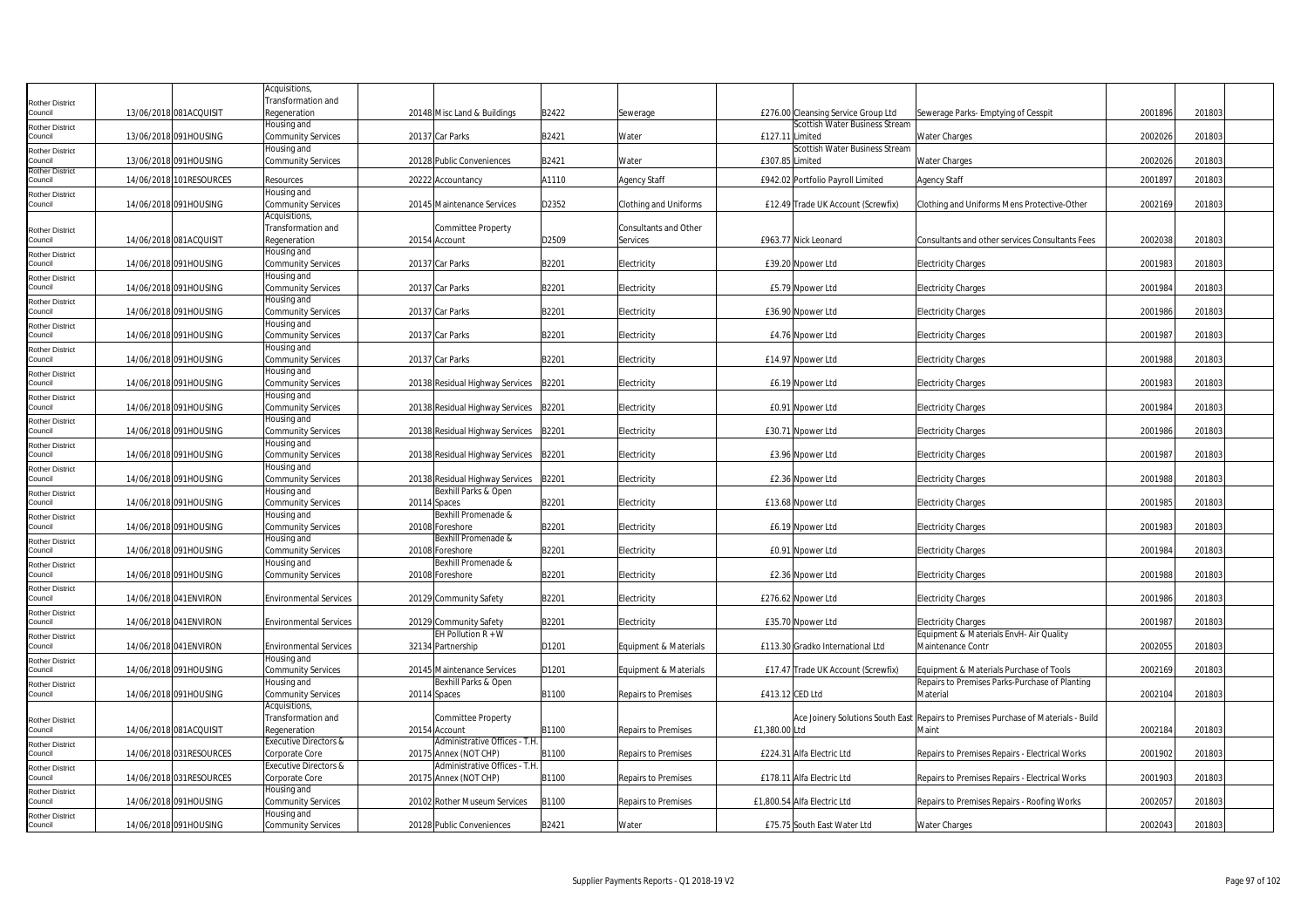| | | | | | | | | | | | | |
|---|---|---|---|---|---|---|---|---|---|---|---|---|
| Rother District Council | 13/06/2018 | 081ACQUISIT | Acquisitions, Transformation and Regeneration | 20148 | Misc Land & Buildings | B2422 | Sewerage | £276.00 | Cleansing Service Group Ltd | Sewerage Parks- Emptying of Cesspit | 2001896 | 201803 |
| Rother District Council | 13/06/2018 | 091HOUSING | Housing and Community Services | 20137 | Car Parks | B2421 | Water | £127.11 | Scottish Water Business Stream Limited | Water Charges | 2002026 | 201803 |
| Rother District Council | 13/06/2018 | 091HOUSING | Housing and Community Services | 20128 | Public Conveniences | B2421 | Water | £307.85 | Scottish Water Business Stream Limited | Water Charges | 2002026 | 201803 |
| Rother District Council | 14/06/2018 | 101RESOURCES | Resources | 20222 | Accountancy | A1110 | Agency Staff | £942.02 | Portfolio Payroll Limited | Agency Staff | 2001897 | 201803 |
| Rother District Council | 14/06/2018 | 091HOUSING | Housing and Community Services | 20145 | Maintenance Services | D2352 | Clothing and Uniforms | £12.49 | Trade UK Account (Screwfix) | Clothing and Uniforms Mens Protective-Other | 2002169 | 201803 |
| Rother District Council | 14/06/2018 | 081ACQUISIT | Acquisitions, Transformation and Regeneration | 20154 | Committee Property Account | D2509 | Consultants and Other Services | £963.77 | Nick Leonard | Consultants and other services Consultants Fees | 2002038 | 201803 |
| Rother District Council | 14/06/2018 | 091HOUSING | Housing and Community Services | 20137 | Car Parks | B2201 | Electricity | £39.20 | Npower Ltd | Electricity Charges | 2001983 | 201803 |
| Rother District Council | 14/06/2018 | 091HOUSING | Housing and Community Services | 20137 | Car Parks | B2201 | Electricity | £5.79 | Npower Ltd | Electricity Charges | 2001984 | 201803 |
| Rother District Council | 14/06/2018 | 091HOUSING | Housing and Community Services | 20137 | Car Parks | B2201 | Electricity | £36.90 | Npower Ltd | Electricity Charges | 2001986 | 201803 |
| Rother District Council | 14/06/2018 | 091HOUSING | Housing and Community Services | 20137 | Car Parks | B2201 | Electricity | £4.76 | Npower Ltd | Electricity Charges | 2001987 | 201803 |
| Rother District Council | 14/06/2018 | 091HOUSING | Housing and Community Services | 20137 | Car Parks | B2201 | Electricity | £14.97 | Npower Ltd | Electricity Charges | 2001988 | 201803 |
| Rother District Council | 14/06/2018 | 091HOUSING | Housing and Community Services | 20138 | Residual Highway Services | B2201 | Electricity | £6.19 | Npower Ltd | Electricity Charges | 2001983 | 201803 |
| Rother District Council | 14/06/2018 | 091HOUSING | Housing and Community Services | 20138 | Residual Highway Services | B2201 | Electricity | £0.91 | Npower Ltd | Electricity Charges | 2001984 | 201803 |
| Rother District Council | 14/06/2018 | 091HOUSING | Housing and Community Services | 20138 | Residual Highway Services | B2201 | Electricity | £30.71 | Npower Ltd | Electricity Charges | 2001986 | 201803 |
| Rother District Council | 14/06/2018 | 091HOUSING | Housing and Community Services | 20138 | Residual Highway Services | B2201 | Electricity | £3.96 | Npower Ltd | Electricity Charges | 2001987 | 201803 |
| Rother District Council | 14/06/2018 | 091HOUSING | Housing and Community Services | 20138 | Residual Highway Services | B2201 | Electricity | £2.36 | Npower Ltd | Electricity Charges | 2001988 | 201803 |
| Rother District Council | 14/06/2018 | 091HOUSING | Housing and Community Services | 20114 | Bexhill Parks & Open Spaces | B2201 | Electricity | £13.68 | Npower Ltd | Electricity Charges | 2001985 | 201803 |
| Rother District Council | 14/06/2018 | 091HOUSING | Housing and Community Services | 20108 | Bexhill Promenade & Foreshore | B2201 | Electricity | £6.19 | Npower Ltd | Electricity Charges | 2001983 | 201803 |
| Rother District Council | 14/06/2018 | 091HOUSING | Housing and Community Services | 20108 | Bexhill Promenade & Foreshore | B2201 | Electricity | £0.91 | Npower Ltd | Electricity Charges | 2001984 | 201803 |
| Rother District Council | 14/06/2018 | 091HOUSING | Housing and Community Services | 20108 | Bexhill Promenade & Foreshore | B2201 | Electricity | £2.36 | Npower Ltd | Electricity Charges | 2001988 | 201803 |
| Rother District Council | 14/06/2018 | 041ENVIRON | Environmental Services | 20129 | Community Safety | B2201 | Electricity | £276.62 | Npower Ltd | Electricity Charges | 2001986 | 201803 |
| Rother District Council | 14/06/2018 | 041ENVIRON | Environmental Services | 20129 | Community Safety | B2201 | Electricity | £35.70 | Npower Ltd | Electricity Charges | 2001987 | 201803 |
| Rother District Council | 14/06/2018 | 041ENVIRON | Environmental Services | 32134 | EH Pollution R + W Partnership | D1201 | Equipment & Materials | £113.30 | Gradko International Ltd | Equipment & Materials EnvH- Air Quality Maintenance Contr | 2002055 | 201803 |
| Rother District Council | 14/06/2018 | 091HOUSING | Housing and Community Services | 20145 | Maintenance Services | D1201 | Equipment & Materials | £17.47 | Trade UK Account (Screwfix) | Equipment & Materials Purchase of Tools | 2002169 | 201803 |
| Rother District Council | 14/06/2018 | 091HOUSING | Housing and Community Services | 20114 | Bexhill Parks & Open Spaces | B1100 | Repairs to Premises | £413.12 | CED Ltd | Repairs to Premises Parks-Purchase of Planting Material | 2002104 | 201803 |
| Rother District Council | 14/06/2018 | 081ACQUISIT | Acquisitions, Transformation and Regeneration | 20154 | Committee Property Account | B1100 | Repairs to Premises | £1,380.00 | Ace Joinery Solutions South East Ltd | Repairs to Premises Purchase of Materials - Build Maint | 2002184 | 201803 |
| Rother District Council | 14/06/2018 | 031RESOURCES | Executive Directors & Corporate Core | 20175 | Administrative Offices - T.H. Annex (NOT CHP) | B1100 | Repairs to Premises | £224.31 | Alfa Electric Ltd | Repairs to Premises Repairs - Electrical Works | 2001902 | 201803 |
| Rother District Council | 14/06/2018 | 031RESOURCES | Executive Directors & Corporate Core | 20175 | Administrative Offices - T.H. Annex (NOT CHP) | B1100 | Repairs to Premises | £178.11 | Alfa Electric Ltd | Repairs to Premises Repairs - Electrical Works | 2001903 | 201803 |
| Rother District Council | 14/06/2018 | 091HOUSING | Housing and Community Services | 20102 | Rother Museum Services | B1100 | Repairs to Premises | £1,800.54 | Alfa Electric Ltd | Repairs to Premises Repairs - Roofing Works | 2002057 | 201803 |
| Rother District Council | 14/06/2018 | 091HOUSING | Housing and Community Services | 20128 | Public Conveniences | B2421 | Water | £75.75 | South East Water Ltd | Water Charges | 2002043 | 201803 |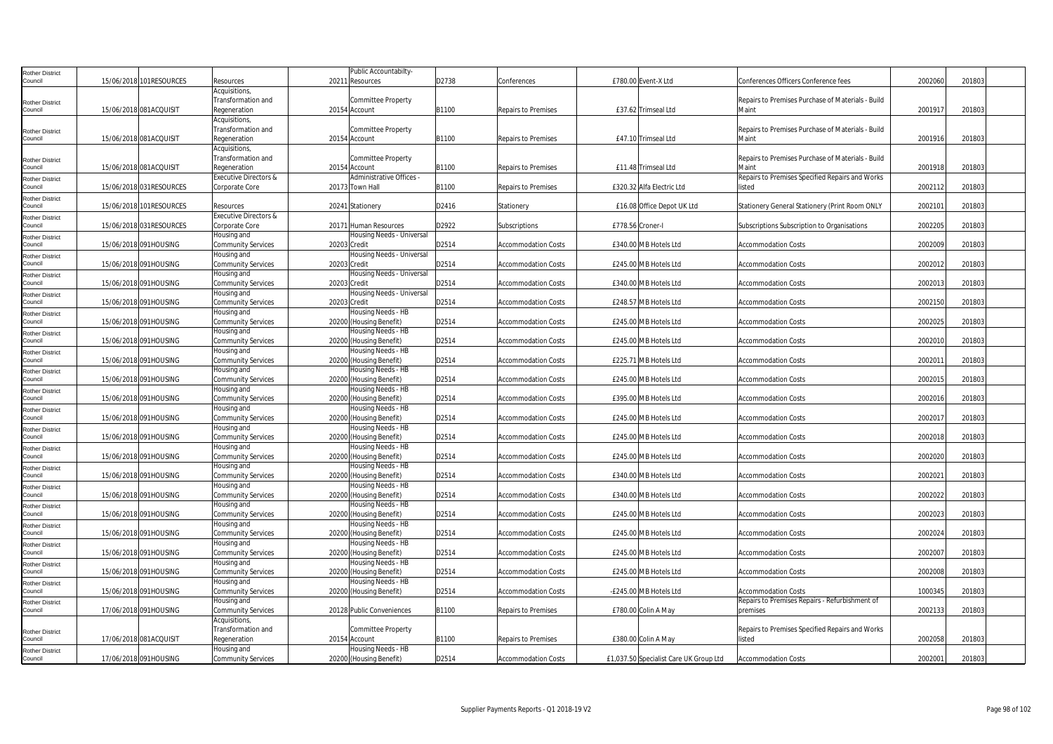| Rother District Council | 15/06/2018 | 101RESOURCES | Resources | 20211 | Public Accountabilty-Resources | D2738 | Conferences | £780.00 | Event-X Ltd | Conferences Officers Conference fees | 2002060 | 201803 |
|---|---|---|---|---|---|---|---|---|---|---|---|---|
| Rother District Council | 15/06/2018 | 081ACQUISIT | Acquisitions, Transformation and Regeneration | 20154 | Committee Property Account | B1100 | Repairs to Premises | £37.62 | Trimseal Ltd | Repairs to Premises Purchase of Materials - Build Maint | 2001917 | 201803 |
| Rother District Council | 15/06/2018 | 081ACQUISIT | Acquisitions, Transformation and Regeneration | 20154 | Committee Property Account | B1100 | Repairs to Premises | £47.10 | Trimseal Ltd | Repairs to Premises Purchase of Materials - Build Maint | 2001916 | 201803 |
| Rother District Council | 15/06/2018 | 081ACQUISIT | Acquisitions, Transformation and Regeneration | 20154 | Committee Property Account | B1100 | Repairs to Premises | £11.48 | Trimseal Ltd | Repairs to Premises Purchase of Materials - Build Maint | 2001918 | 201803 |
| Rother District Council | 15/06/2018 | 031RESOURCES | Executive Directors & Corporate Core | 20173 | Administrative Offices - Town Hall | B1100 | Repairs to Premises | £320.32 | Alfa Electric Ltd | Repairs to Premises Specified Repairs and Works listed | 2002112 | 201803 |
| Rother District Council | 15/06/2018 | 101RESOURCES | Resources | 20241 | Stationery | D2416 | Stationery | £16.08 | Office Depot UK Ltd | Stationery General Stationery (Print Room ONLY | 2002101 | 201803 |
| Rother District Council | 15/06/2018 | 031RESOURCES | Executive Directors & Corporate Core | 20171 | Human Resources | D2922 | Subscriptions | £778.56 | Croner-I | Subscriptions Subscription to Organisations | 2002205 | 201803 |
| Rother District Council | 15/06/2018 | 091HOUSING | Housing and Community Services | 20203 | Housing Needs - Universal Credit | D2514 | Accommodation Costs | £340.00 | M B Hotels Ltd | Accommodation Costs | 2002009 | 201803 |
| Rother District Council | 15/06/2018 | 091HOUSING | Housing and Community Services | 20203 | Housing Needs - Universal Credit | D2514 | Accommodation Costs | £245.00 | M B Hotels Ltd | Accommodation Costs | 2002012 | 201803 |
| Rother District Council | 15/06/2018 | 091HOUSING | Housing and Community Services | 20203 | Housing Needs - Universal Credit | D2514 | Accommodation Costs | £340.00 | M B Hotels Ltd | Accommodation Costs | 2002013 | 201803 |
| Rother District Council | 15/06/2018 | 091HOUSING | Housing and Community Services | 20203 | Housing Needs - Universal Credit | D2514 | Accommodation Costs | £248.57 | M B Hotels Ltd | Accommodation Costs | 2002150 | 201803 |
| Rother District Council | 15/06/2018 | 091HOUSING | Housing and Community Services | 20200 | Housing Needs - HB (Housing Benefit) | D2514 | Accommodation Costs | £245.00 | M B Hotels Ltd | Accommodation Costs | 2002025 | 201803 |
| Rother District Council | 15/06/2018 | 091HOUSING | Housing and Community Services | 20200 | Housing Needs - HB (Housing Benefit) | D2514 | Accommodation Costs | £245.00 | M B Hotels Ltd | Accommodation Costs | 2002010 | 201803 |
| Rother District Council | 15/06/2018 | 091HOUSING | Housing and Community Services | 20200 | Housing Needs - HB (Housing Benefit) | D2514 | Accommodation Costs | £225.71 | M B Hotels Ltd | Accommodation Costs | 2002011 | 201803 |
| Rother District Council | 15/06/2018 | 091HOUSING | Housing and Community Services | 20200 | Housing Needs - HB (Housing Benefit) | D2514 | Accommodation Costs | £245.00 | M B Hotels Ltd | Accommodation Costs | 2002015 | 201803 |
| Rother District Council | 15/06/2018 | 091HOUSING | Housing and Community Services | 20200 | Housing Needs - HB (Housing Benefit) | D2514 | Accommodation Costs | £395.00 | M B Hotels Ltd | Accommodation Costs | 2002016 | 201803 |
| Rother District Council | 15/06/2018 | 091HOUSING | Housing and Community Services | 20200 | Housing Needs - HB (Housing Benefit) | D2514 | Accommodation Costs | £245.00 | M B Hotels Ltd | Accommodation Costs | 2002017 | 201803 |
| Rother District Council | 15/06/2018 | 091HOUSING | Housing and Community Services | 20200 | Housing Needs - HB (Housing Benefit) | D2514 | Accommodation Costs | £245.00 | M B Hotels Ltd | Accommodation Costs | 2002018 | 201803 |
| Rother District Council | 15/06/2018 | 091HOUSING | Housing and Community Services | 20200 | Housing Needs - HB (Housing Benefit) | D2514 | Accommodation Costs | £245.00 | M B Hotels Ltd | Accommodation Costs | 2002020 | 201803 |
| Rother District Council | 15/06/2018 | 091HOUSING | Housing and Community Services | 20200 | Housing Needs - HB (Housing Benefit) | D2514 | Accommodation Costs | £340.00 | M B Hotels Ltd | Accommodation Costs | 2002021 | 201803 |
| Rother District Council | 15/06/2018 | 091HOUSING | Housing and Community Services | 20200 | Housing Needs - HB (Housing Benefit) | D2514 | Accommodation Costs | £340.00 | M B Hotels Ltd | Accommodation Costs | 2002022 | 201803 |
| Rother District Council | 15/06/2018 | 091HOUSING | Housing and Community Services | 20200 | Housing Needs - HB (Housing Benefit) | D2514 | Accommodation Costs | £245.00 | M B Hotels Ltd | Accommodation Costs | 2002023 | 201803 |
| Rother District Council | 15/06/2018 | 091HOUSING | Housing and Community Services | 20200 | Housing Needs - HB (Housing Benefit) | D2514 | Accommodation Costs | £245.00 | M B Hotels Ltd | Accommodation Costs | 2002024 | 201803 |
| Rother District Council | 15/06/2018 | 091HOUSING | Housing and Community Services | 20200 | Housing Needs - HB (Housing Benefit) | D2514 | Accommodation Costs | £245.00 | M B Hotels Ltd | Accommodation Costs | 2002007 | 201803 |
| Rother District Council | 15/06/2018 | 091HOUSING | Housing and Community Services | 20200 | Housing Needs - HB (Housing Benefit) | D2514 | Accommodation Costs | £245.00 | M B Hotels Ltd | Accommodation Costs | 2002008 | 201803 |
| Rother District Council | 15/06/2018 | 091HOUSING | Housing and Community Services | 20200 | Housing Needs - HB (Housing Benefit) | D2514 | Accommodation Costs | -£245.00 | M B Hotels Ltd | Accommodation Costs | 1000345 | 201803 |
| Rother District Council | 17/06/2018 | 091HOUSING | Housing and Community Services | 20128 | Public Conveniences | B1100 | Repairs to Premises | £780.00 | Colin A May | Repairs to Premises Repairs - Refurbishment of premises | 2002133 | 201803 |
| Rother District Council | 17/06/2018 | 081ACQUISIT | Acquisitions, Transformation and Regeneration | 20154 | Committee Property Account | B1100 | Repairs to Premises | £380.00 | Colin A May | Repairs to Premises Specified Repairs and Works listed | 2002058 | 201803 |
| Rother District Council | 17/06/2018 | 091HOUSING | Housing and Community Services | 20200 | Housing Needs - HB (Housing Benefit) | D2514 | Accommodation Costs | £1,037.50 | Specialist Care UK Group Ltd | Accommodation Costs | 2002001 | 201803 |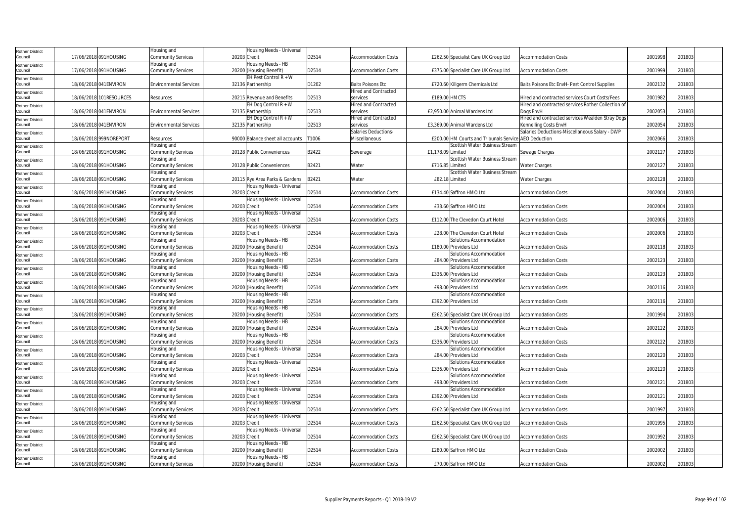| | | | | | | | | | | | | |
|---|---|---|---|---|---|---|---|---|---|---|---|---|
| Rother District Council | 17/06/2018 | 091HOUSING | Housing and Community Services | 20203 | Housing Needs - Universal Credit | D2514 | Accommodation Costs | £262.50 | Specialist Care UK Group Ltd | Accommodation Costs | 2001998 | 201803 |
| Rother District Council | 17/06/2018 | 091HOUSING | Housing and Community Services | 20200 | Housing Needs - HB (Housing Benefit) | D2514 | Accommodation Costs | £375.00 | Specialist Care UK Group Ltd | Accommodation Costs | 2001999 | 201803 |
| Rother District Council | 18/06/2018 | 041ENVIRON | Environmental Services | 32136 | EH Pest Control R + W Partnership | D1202 | Baits Poisons Etc | £720.60 | Killgerm Chemicals Ltd | Baits Poisons Etc EnvH- Pest Control Supplies | 2002132 | 201803 |
| Rother District Council | 18/06/2018 | 101RESOURCES | Resources | 20215 | Revenue and Benefits | D2513 | Hired and Contracted services | £189.00 | HMCTS | Hired and contracted services Court Costs/Fees | 2001982 | 201803 |
| Rother District Council | 18/06/2018 | 041ENVIRON | Environmental Services | 32135 | EH Dog Control R + W Partnership | D2513 | Hired and Contracted services | £2,950.00 | Animal Wardens Ltd | Hired and contracted services Rother Collection of Dogs EnvH | 2002053 | 201803 |
| Rother District Council | 18/06/2018 | 041ENVIRON | Environmental Services | 32135 | EH Dog Control R + W Partnership | D2513 | Hired and Contracted services | £3,369.00 | Animal Wardens Ltd | Hired and contracted services Wealden Stray Dogs Kennelling Costs EnvH | 2002054 | 201803 |
| Rother District Council | 18/06/2018 | 999NOREPORT | Resources | 90000 | Balance sheet all accounts | T1006 | Salaries Deductions-Miscellaneous | £200.00 | HM Courts and Tribunals Service AEO Deduction | Salaries Deductions-Miscellaneous Salary - DWP | 2002066 | 201803 |
| Rother District Council | 18/06/2018 | 091HOUSING | Housing and Community Services | 20128 | Public Conveniences | B2422 | Sewerage | £1,178.09 | Scottish Water Business Stream Limited | Sewage Charges | 2002127 | 201803 |
| Rother District Council | 18/06/2018 | 091HOUSING | Housing and Community Services | 20128 | Public Conveniences | B2421 | Water | £716.85 | Scottish Water Business Stream Limited | Water Charges | 2002127 | 201803 |
| Rother District Council | 18/06/2018 | 091HOUSING | Housing and Community Services | 20115 | Rye Area Parks & Gardens | B2421 | Water | £82.18 | Scottish Water Business Stream Limited | Water Charges | 2002128 | 201803 |
| Rother District Council | 18/06/2018 | 091HOUSING | Housing and Community Services | 20203 | Housing Needs - Universal Credit | D2514 | Accommodation Costs | £134.40 | Saffron HMO Ltd | Accommodation Costs | 2002004 | 201803 |
| Rother District Council | 18/06/2018 | 091HOUSING | Housing and Community Services | 20203 | Housing Needs - Universal Credit | D2514 | Accommodation Costs | £33.60 | Saffron HMO Ltd | Accommodation Costs | 2002004 | 201803 |
| Rother District Council | 18/06/2018 | 091HOUSING | Housing and Community Services | 20203 | Housing Needs - Universal Credit | D2514 | Accommodation Costs | £112.00 | The Clevedon Court Hotel | Accommodation Costs | 2002006 | 201803 |
| Rother District Council | 18/06/2018 | 091HOUSING | Housing and Community Services | 20203 | Housing Needs - Universal Credit | D2514 | Accommodation Costs | £28.00 | The Clevedon Court Hotel | Accommodation Costs | 2002006 | 201803 |
| Rother District Council | 18/06/2018 | 091HOUSING | Housing and Community Services | 20200 | Housing Needs - HB (Housing Benefit) | D2514 | Accommodation Costs | £180.00 | Solutions Accommodation Providers Ltd | Accommodation Costs | 2002118 | 201803 |
| Rother District Council | 18/06/2018 | 091HOUSING | Housing and Community Services | 20200 | Housing Needs - HB (Housing Benefit) | D2514 | Accommodation Costs | £84.00 | Solutions Accommodation Providers Ltd | Accommodation Costs | 2002123 | 201803 |
| Rother District Council | 18/06/2018 | 091HOUSING | Housing and Community Services | 20200 | Housing Needs - HB (Housing Benefit) | D2514 | Accommodation Costs | £336.00 | Solutions Accommodation Providers Ltd | Accommodation Costs | 2002123 | 201803 |
| Rother District Council | 18/06/2018 | 091HOUSING | Housing and Community Services | 20200 | Housing Needs - HB (Housing Benefit) | D2514 | Accommodation Costs | £98.00 | Solutions Accommodation Providers Ltd | Accommodation Costs | 2002116 | 201803 |
| Rother District Council | 18/06/2018 | 091HOUSING | Housing and Community Services | 20200 | Housing Needs - HB (Housing Benefit) | D2514 | Accommodation Costs | £392.00 | Solutions Accommodation Providers Ltd | Accommodation Costs | 2002116 | 201803 |
| Rother District Council | 18/06/2018 | 091HOUSING | Housing and Community Services | 20200 | Housing Needs - HB (Housing Benefit) | D2514 | Accommodation Costs | £262.50 | Specialist Care UK Group Ltd | Accommodation Costs | 2001994 | 201803 |
| Rother District Council | 18/06/2018 | 091HOUSING | Housing and Community Services | 20200 | Housing Needs - HB (Housing Benefit) | D2514 | Accommodation Costs | £84.00 | Solutions Accommodation Providers Ltd | Accommodation Costs | 2002122 | 201803 |
| Rother District Council | 18/06/2018 | 091HOUSING | Housing and Community Services | 20200 | Housing Needs - HB (Housing Benefit) | D2514 | Accommodation Costs | £336.00 | Solutions Accommodation Providers Ltd | Accommodation Costs | 2002122 | 201803 |
| Rother District Council | 18/06/2018 | 091HOUSING | Housing and Community Services | 20203 | Housing Needs - Universal Credit | D2514 | Accommodation Costs | £84.00 | Solutions Accommodation Providers Ltd | Accommodation Costs | 2002120 | 201803 |
| Rother District Council | 18/06/2018 | 091HOUSING | Housing and Community Services | 20203 | Housing Needs - Universal Credit | D2514 | Accommodation Costs | £336.00 | Solutions Accommodation Providers Ltd | Accommodation Costs | 2002120 | 201803 |
| Rother District Council | 18/06/2018 | 091HOUSING | Housing and Community Services | 20203 | Housing Needs - Universal Credit | D2514 | Accommodation Costs | £98.00 | Solutions Accommodation Providers Ltd | Accommodation Costs | 2002121 | 201803 |
| Rother District Council | 18/06/2018 | 091HOUSING | Housing and Community Services | 20203 | Housing Needs - Universal Credit | D2514 | Accommodation Costs | £392.00 | Solutions Accommodation Providers Ltd | Accommodation Costs | 2002121 | 201803 |
| Rother District Council | 18/06/2018 | 091HOUSING | Housing and Community Services | 20203 | Housing Needs - Universal Credit | D2514 | Accommodation Costs | £262.50 | Specialist Care UK Group Ltd | Accommodation Costs | 2001997 | 201803 |
| Rother District Council | 18/06/2018 | 091HOUSING | Housing and Community Services | 20203 | Housing Needs - Universal Credit | D2514 | Accommodation Costs | £262.50 | Specialist Care UK Group Ltd | Accommodation Costs | 2001995 | 201803 |
| Rother District Council | 18/06/2018 | 091HOUSING | Housing and Community Services | 20203 | Housing Needs - Universal Credit | D2514 | Accommodation Costs | £262.50 | Specialist Care UK Group Ltd | Accommodation Costs | 2001992 | 201803 |
| Rother District Council | 18/06/2018 | 091HOUSING | Housing and Community Services | 20200 | Housing Needs - HB (Housing Benefit) | D2514 | Accommodation Costs | £280.00 | Saffron HMO Ltd | Accommodation Costs | 2002002 | 201803 |
| Rother District Council | 18/06/2018 | 091HOUSING | Housing and Community Services | 20200 | Housing Needs - HB (Housing Benefit) | D2514 | Accommodation Costs | £70.00 | Saffron HMO Ltd | Accommodation Costs | 2002002 | 201803 |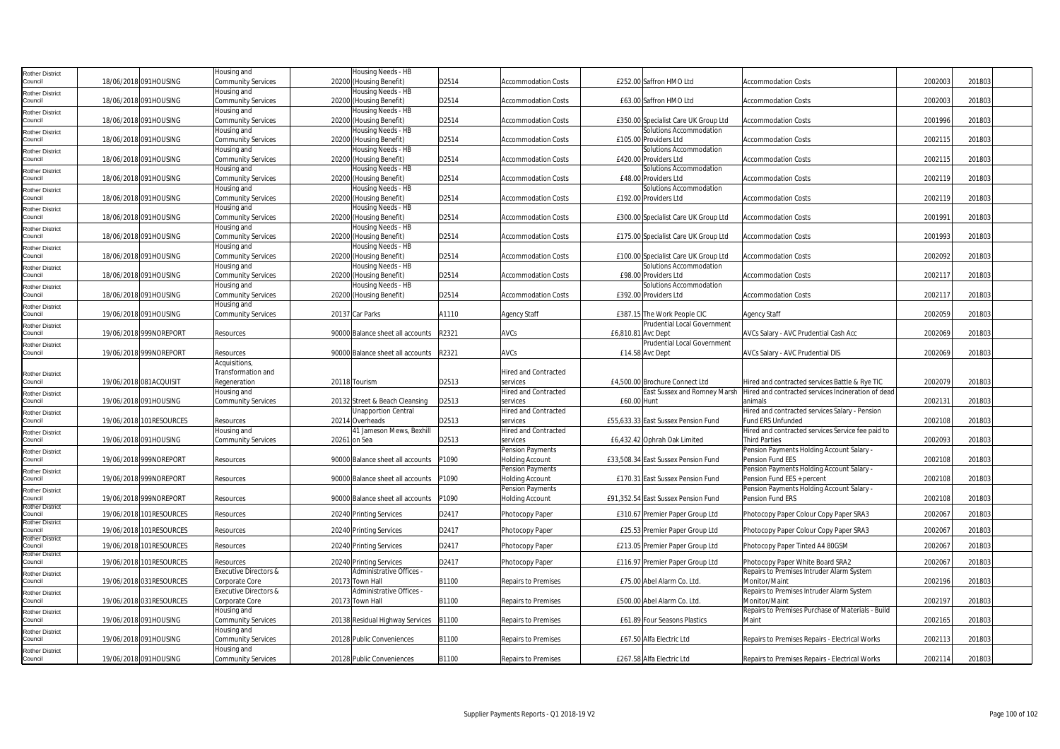| Rother District Council | 18/06/2018 | 091HOUSING | Housing and Community Services | 20200 | Housing Needs - HB (Housing Benefit) | D2514 | Accommodation Costs | £252.00 | Saffron HMO Ltd | Accommodation Costs | 2002003 | 201803 |
|---|---|---|---|---|---|---|---|---|---|---|---|---|
| Rother District Council | 18/06/2018 | 091HOUSING | Housing and Community Services | 20200 | Housing Needs - HB (Housing Benefit) | D2514 | Accommodation Costs | £63.00 | Saffron HMO Ltd | Accommodation Costs | 2002003 | 201803 |
| Rother District Council | 18/06/2018 | 091HOUSING | Housing and Community Services | 20200 | Housing Needs - HB (Housing Benefit) | D2514 | Accommodation Costs | £350.00 | Specialist Care UK Group Ltd | Accommodation Costs | 2001996 | 201803 |
| Rother District Council | 18/06/2018 | 091HOUSING | Housing and Community Services | 20200 | Housing Needs - HB (Housing Benefit) | D2514 | Accommodation Costs | £105.00 | Solutions Accommodation Providers Ltd | Accommodation Costs | 2002115 | 201803 |
| Rother District Council | 18/06/2018 | 091HOUSING | Housing and Community Services | 20200 | Housing Needs - HB (Housing Benefit) | D2514 | Accommodation Costs | £420.00 | Solutions Accommodation Providers Ltd | Accommodation Costs | 2002115 | 201803 |
| Rother District Council | 18/06/2018 | 091HOUSING | Housing and Community Services | 20200 | Housing Needs - HB (Housing Benefit) | D2514 | Accommodation Costs | £48.00 | Solutions Accommodation Providers Ltd | Accommodation Costs | 2002119 | 201803 |
| Rother District Council | 18/06/2018 | 091HOUSING | Housing and Community Services | 20200 | Housing Needs - HB (Housing Benefit) | D2514 | Accommodation Costs | £192.00 | Solutions Accommodation Providers Ltd | Accommodation Costs | 2002119 | 201803 |
| Rother District Council | 18/06/2018 | 091HOUSING | Housing and Community Services | 20200 | Housing Needs - HB (Housing Benefit) | D2514 | Accommodation Costs | £300.00 | Specialist Care UK Group Ltd | Accommodation Costs | 2001991 | 201803 |
| Rother District Council | 18/06/2018 | 091HOUSING | Housing and Community Services | 20200 | Housing Needs - HB (Housing Benefit) | D2514 | Accommodation Costs | £175.00 | Specialist Care UK Group Ltd | Accommodation Costs | 2001993 | 201803 |
| Rother District Council | 18/06/2018 | 091HOUSING | Housing and Community Services | 20200 | Housing Needs - HB (Housing Benefit) | D2514 | Accommodation Costs | £100.00 | Specialist Care UK Group Ltd | Accommodation Costs | 2002092 | 201803 |
| Rother District Council | 18/06/2018 | 091HOUSING | Housing and Community Services | 20200 | Housing Needs - HB (Housing Benefit) | D2514 | Accommodation Costs | £98.00 | Solutions Accommodation Providers Ltd | Accommodation Costs | 2002117 | 201803 |
| Rother District Council | 18/06/2018 | 091HOUSING | Housing and Community Services | 20200 | Housing Needs - HB (Housing Benefit) | D2514 | Accommodation Costs | £392.00 | Solutions Accommodation Providers Ltd | Accommodation Costs | 2002117 | 201803 |
| Rother District Council | 19/06/2018 | 091HOUSING | Housing and Community Services | 20137 | Car Parks | A1110 | Agency Staff | £387.15 | The Work People CIC | Agency Staff | 2002059 | 201803 |
| Rother District Council | 19/06/2018 | 999NOREPORT | Resources | 90000 | Balance sheet all accounts | R2321 | AVCs | £6,810.81 | Prudential Local Government Avc Dept | AVCs Salary - AVC Prudential Cash Acc | 2002069 | 201803 |
| Rother District Council | 19/06/2018 | 999NOREPORT | Resources | 90000 | Balance sheet all accounts | R2321 | AVCs | £14.58 | Prudential Local Government Avc Dept | AVCs Salary - AVC Prudential DIS | 2002069 | 201803 |
| Rother District Council | 19/06/2018 | 081ACQUISIT | Acquisitions, Transformation and Regeneration | 20118 | Tourism | D2513 | Hired and Contracted services | £4,500.00 | Brochure Connect Ltd | Hired and contracted services Battle & Rye TIC | 2002079 | 201803 |
| Rother District Council | 19/06/2018 | 091HOUSING | Housing and Community Services | 20132 | Street & Beach Cleansing | D2513 | Hired and Contracted services | £60.00 | East Sussex and Romney Marsh Hunt | Hired and contracted services Incineration of dead animals | 2002131 | 201803 |
| Rother District Council | 19/06/2018 | 101RESOURCES | Resources | 20214 | Unapportion Central Overheads | D2513 | Hired and Contracted services | £55,633.33 | East Sussex Pension Fund | Hired and contracted services Salary - Pension Fund ERS Unfunded | 2002108 | 201803 |
| Rother District Council | 19/06/2018 | 091HOUSING | Housing and Community Services | 20261 | 41 Jameson Mews, Bexhill on Sea | D2513 | Hired and Contracted services | £6,432.42 | Ophrah Oak Limited | Hired and contracted services Service fee paid to Third Parties | 2002093 | 201803 |
| Rother District Council | 19/06/2018 | 999NOREPORT | Resources | 90000 | Balance sheet all accounts | P1090 | Pension Payments Holding Account | £33,508.34 | East Sussex Pension Fund | Pension Payments Holding Account Salary - Pension Fund EES | 2002108 | 201803 |
| Rother District Council | 19/06/2018 | 999NOREPORT | Resources | 90000 | Balance sheet all accounts | P1090 | Pension Payments Holding Account | £170.31 | East Sussex Pension Fund | Pension Payments Holding Account Salary - Pension Fund EES + percent | 2002108 | 201803 |
| Rother District Council | 19/06/2018 | 999NOREPORT | Resources | 90000 | Balance sheet all accounts | P1090 | Pension Payments Holding Account | £91,352.54 | East Sussex Pension Fund | Pension Payments Holding Account Salary - Pension Fund ERS | 2002108 | 201803 |
| Rother District Council | 19/06/2018 | 101RESOURCES | Resources | 20240 | Printing Services | D2417 | Photocopy Paper | £310.67 | Premier Paper Group Ltd | Photocopy Paper Colour Copy Paper SRA3 | 2002067 | 201803 |
| Rother District Council | 19/06/2018 | 101RESOURCES | Resources | 20240 | Printing Services | D2417 | Photocopy Paper | £25.53 | Premier Paper Group Ltd | Photocopy Paper Colour Copy Paper SRA3 | 2002067 | 201803 |
| Rother District Council | 19/06/2018 | 101RESOURCES | Resources | 20240 | Printing Services | D2417 | Photocopy Paper | £213.05 | Premier Paper Group Ltd | Photocopy Paper Tinted A4 80GSM | 2002067 | 201803 |
| Rother District Council | 19/06/2018 | 101RESOURCES | Resources | 20240 | Printing Services | D2417 | Photocopy Paper | £116.97 | Premier Paper Group Ltd | Photocopy Paper White Board SRA2 | 2002067 | 201803 |
| Rother District Council | 19/06/2018 | 031RESOURCES | Executive Directors & Corporate Core | 20173 | Administrative Offices - Town Hall | B1100 | Repairs to Premises | £75.00 | Abel Alarm Co. Ltd. | Repairs to Premises Intruder Alarm System Monitor/Maint | 2002196 | 201803 |
| Rother District Council | 19/06/2018 | 031RESOURCES | Executive Directors & Corporate Core | 20173 | Administrative Offices - Town Hall | B1100 | Repairs to Premises | £500.00 | Abel Alarm Co. Ltd. | Repairs to Premises Intruder Alarm System Monitor/Maint | 2002197 | 201803 |
| Rother District Council | 19/06/2018 | 091HOUSING | Housing and Community Services | 20138 | Residual Highway Services | B1100 | Repairs to Premises | £61.89 | Four Seasons Plastics | Repairs to Premises Purchase of Materials - Build Maint | 2002165 | 201803 |
| Rother District Council | 19/06/2018 | 091HOUSING | Housing and Community Services | 20128 | Public Conveniences | B1100 | Repairs to Premises | £67.50 | Alfa Electric Ltd | Repairs to Premises Repairs - Electrical Works | 2002113 | 201803 |
| Rother District Council | 19/06/2018 | 091HOUSING | Housing and Community Services | 20128 | Public Conveniences | B1100 | Repairs to Premises | £267.58 | Alfa Electric Ltd | Repairs to Premises Repairs - Electrical Works | 2002114 | 201803 |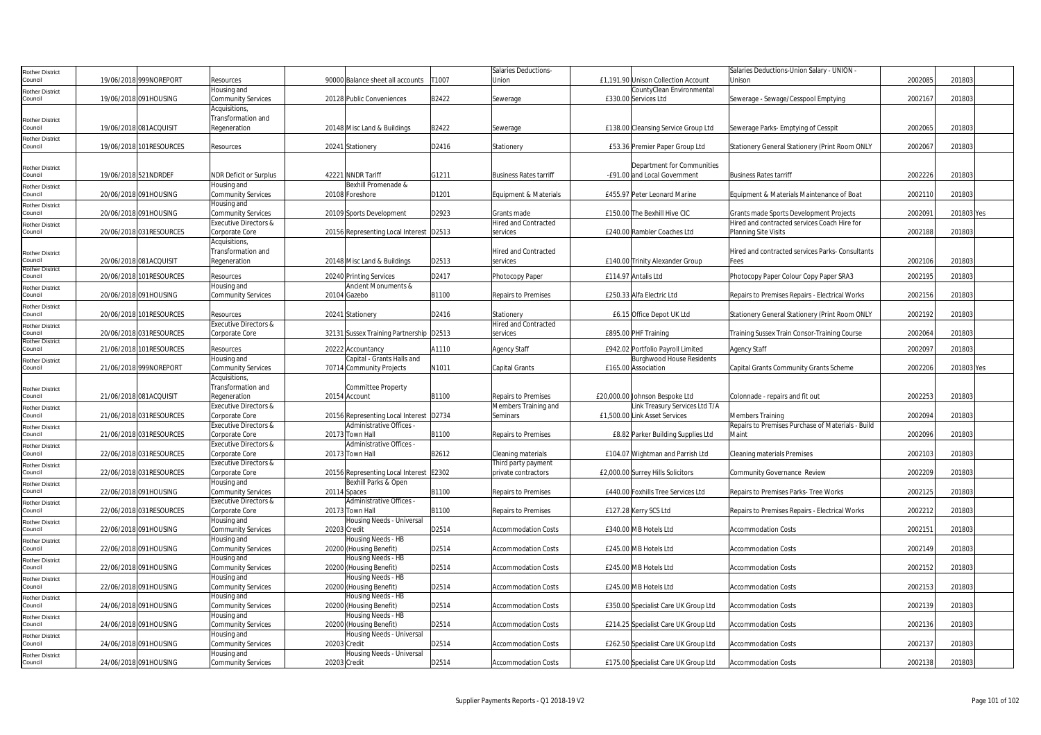| Rother District Council | 19/06/2018 | 999NOREPORT | Resources | 90000 | Balance sheet all accounts | T1007 | Salaries Deductions-Union | £1,191.90 | Unison Collection Account | Salaries Deductions-Union Salary - UNION - Unison | 2002085 | 201803 | |
|---|---|---|---|---|---|---|---|---|---|---|---|---|---|
| Rother District Council | 19/06/2018 | 091HOUSING | Housing and Community Services | 20128 | Public Conveniences | B2422 | Sewerage | £330.00 | CountyClean Environmental Services Ltd | Sewerage - Sewage/Cesspool Emptying | 2002167 | 201803 | |
| Rother District Council | 19/06/2018 | 081ACQUISIT | Acquisitions, Transformation and Regeneration | 20148 | Misc Land & Buildings | B2422 | Sewerage | £138.00 | Cleansing Service Group Ltd | Sewerage Parks- Emptying of Cesspit | 2002065 | 201803 | |
| Rother District Council | 19/06/2018 | 101RESOURCES | Resources | 20241 | Stationery | D2416 | Stationery | £53.36 | Premier Paper Group Ltd | Stationery General Stationery (Print Room ONLY | 2002067 | 201803 | |
| Rother District Council | 19/06/2018 | 521NDRDEF | NDR Deficit or Surplus | 42221 | NNDR Tariff | G1211 | Business Rates tarriff | -£91.00 | Department for Communities and Local Government | Business Rates tarriff | 2002226 | 201803 | |
| Rother District Council | 20/06/2018 | 091HOUSING | Housing and Community Services | 20108 | Bexhill Promenade & Foreshore | D1201 | Equipment & Materials | £455.97 | Peter Leonard Marine | Equipment & Materials Maintenance of Boat | 2002110 | 201803 | |
| Rother District Council | 20/06/2018 | 091HOUSING | Housing and Community Services | 20109 | Sports Development | D2923 | Grants made | £150.00 | The Bexhill Hive CIC | Grants made Sports Development Projects | 2002091 | 201803 | Yes |
| Rother District Council | 20/06/2018 | 031RESOURCES | Executive Directors & Corporate Core | 20156 | Representing Local Interest | D2513 | Hired and Contracted services | £240.00 | Rambler Coaches Ltd | Hired and contracted services Coach Hire for Planning Site Visits | 2002188 | 201803 | |
| Rother District Council | 20/06/2018 | 081ACQUISIT | Acquisitions, Transformation and Regeneration | 20148 | Misc Land & Buildings | D2513 | Hired and Contracted services | £140.00 | Trinity Alexander Group | Hired and contracted services Parks- Consultants Fees | 2002106 | 201803 | |
| Rother District Council | 20/06/2018 | 101RESOURCES | Resources | 20240 | Printing Services | D2417 | Photocopy Paper | £114.97 | Antalis Ltd | Photocopy Paper Colour Copy Paper SRA3 | 2002195 | 201803 | |
| Rother District Council | 20/06/2018 | 091HOUSING | Housing and Community Services | 20104 | Ancient Monuments & Gazebo | B1100 | Repairs to Premises | £250.33 | Alfa Electric Ltd | Repairs to Premises Repairs - Electrical Works | 2002156 | 201803 | |
| Rother District Council | 20/06/2018 | 101RESOURCES | Resources | 20241 | Stationery | D2416 | Stationery | £6.15 | Office Depot UK Ltd | Stationery General Stationery (Print Room ONLY | 2002192 | 201803 | |
| Rother District Council | 20/06/2018 | 031RESOURCES | Executive Directors & Corporate Core | 32131 | Sussex Training Partnership | D2513 | Hired and Contracted services | £895.00 | PHF Training | Training Sussex Train Consor-Training Course | 2002064 | 201803 | |
| Rother District Council | 21/06/2018 | 101RESOURCES | Resources | 20222 | Accountancy | A1110 | Agency Staff | £942.02 | Portfolio Payroll Limited | Agency Staff | 2002097 | 201803 | |
| Rother District Council | 21/06/2018 | 999NOREPORT | Housing and Community Services | 70714 | Capital - Grants Halls and Community Projects | N1011 | Capital Grants | £165.00 | Burghwood House Residents Association | Capital Grants Community Grants Scheme | 2002206 | 201803 | Yes |
| Rother District Council | 21/06/2018 | 081ACQUISIT | Acquisitions, Transformation and Regeneration | 20154 | Committee Property Account | B1100 | Repairs to Premises | £20,000.00 | Johnson Bespoke Ltd | Colonnade - repairs and fit out | 2002253 | 201803 | |
| Rother District Council | 21/06/2018 | 031RESOURCES | Executive Directors & Corporate Core | 20156 | Representing Local Interest | D2734 | Members Training and Seminars | £1,500.00 | Link Treasury Services Ltd T/A Link Asset Services | Members Training | 2002094 | 201803 | |
| Rother District Council | 21/06/2018 | 031RESOURCES | Executive Directors & Corporate Core | 20173 | Administrative Offices - Town Hall | B1100 | Repairs to Premises | £8.82 | Parker Building Supplies Ltd | Repairs to Premises Purchase of Materials - Build Maint | 2002096 | 201803 | |
| Rother District Council | 22/06/2018 | 031RESOURCES | Executive Directors & Corporate Core | 20173 | Administrative Offices - Town Hall | B2612 | Cleaning materials | £104.07 | Wightman and Parrish Ltd | Cleaning materials Premises | 2002103 | 201803 | |
| Rother District Council | 22/06/2018 | 031RESOURCES | Executive Directors & Corporate Core | 20156 | Representing Local Interest | E2302 | Third party payment private contractors | £2,000.00 | Surrey Hills Solicitors | Community Governance Review | 2002209 | 201803 | |
| Rother District Council | 22/06/2018 | 091HOUSING | Housing and Community Services | 20114 | Bexhill Parks & Open Spaces | B1100 | Repairs to Premises | £440.00 | Foxhills Tree Services Ltd | Repairs to Premises Parks- Tree Works | 2002125 | 201803 | |
| Rother District Council | 22/06/2018 | 031RESOURCES | Executive Directors & Corporate Core | 20173 | Administrative Offices - Town Hall | B1100 | Repairs to Premises | £127.28 | Kerry SCS Ltd | Repairs to Premises Repairs - Electrical Works | 2002212 | 201803 | |
| Rother District Council | 22/06/2018 | 091HOUSING | Housing and Community Services | 20203 | Housing Needs - Universal Credit | D2514 | Accommodation Costs | £340.00 | MB Hotels Ltd | Accommodation Costs | 2002151 | 201803 | |
| Rother District Council | 22/06/2018 | 091HOUSING | Housing and Community Services | 20200 | Housing Needs - HB (Housing Benefit) | D2514 | Accommodation Costs | £245.00 | MB Hotels Ltd | Accommodation Costs | 2002149 | 201803 | |
| Rother District Council | 22/06/2018 | 091HOUSING | Housing and Community Services | 20200 | Housing Needs - HB (Housing Benefit) | D2514 | Accommodation Costs | £245.00 | MB Hotels Ltd | Accommodation Costs | 2002152 | 201803 | |
| Rother District Council | 22/06/2018 | 091HOUSING | Housing and Community Services | 20200 | Housing Needs - HB (Housing Benefit) | D2514 | Accommodation Costs | £245.00 | MB Hotels Ltd | Accommodation Costs | 2002153 | 201803 | |
| Rother District Council | 24/06/2018 | 091HOUSING | Housing and Community Services | 20200 | Housing Needs - HB (Housing Benefit) | D2514 | Accommodation Costs | £350.00 | Specialist Care UK Group Ltd | Accommodation Costs | 2002139 | 201803 | |
| Rother District Council | 24/06/2018 | 091HOUSING | Housing and Community Services | 20200 | Housing Needs - HB (Housing Benefit) | D2514 | Accommodation Costs | £214.25 | Specialist Care UK Group Ltd | Accommodation Costs | 2002136 | 201803 | |
| Rother District Council | 24/06/2018 | 091HOUSING | Housing and Community Services | 20203 | Housing Needs - Universal Credit | D2514 | Accommodation Costs | £262.50 | Specialist Care UK Group Ltd | Accommodation Costs | 2002137 | 201803 | |
| Rother District Council | 24/06/2018 | 091HOUSING | Housing and Community Services | 20203 | Housing Needs - Universal Credit | D2514 | Accommodation Costs | £175.00 | Specialist Care UK Group Ltd | Accommodation Costs | 2002138 | 201803 | |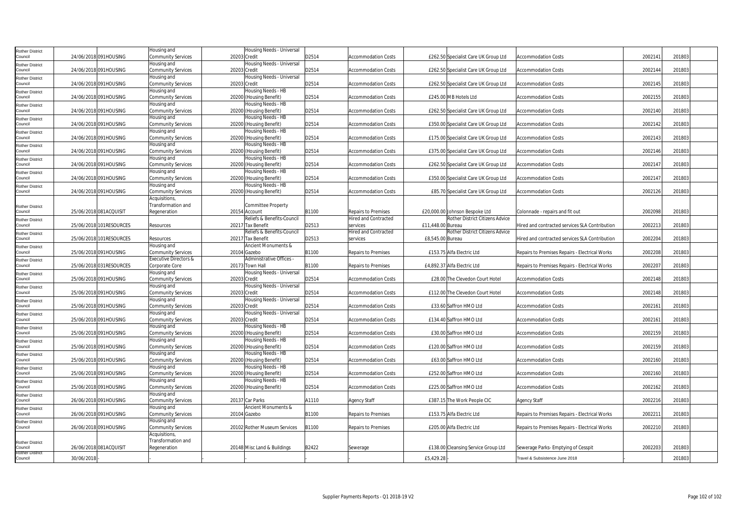| | | | | | | | | | | | | | | |
|---|---|---|---|---|---|---|---|---|---|---|---|---|---|---|
| Rother District Council | 24/06/2018 | 091HOUSING | Housing and Community Services | 20203 | Housing Needs - Universal Credit | D2514 | Accommodation Costs | £262.50 | Specialist Care UK Group Ltd | Accommodation Costs | 2002141 | 201803 | | |
| Rother District Council | 24/06/2018 | 091HOUSING | Housing and Community Services | 20203 | Housing Needs - Universal Credit | D2514 | Accommodation Costs | £262.50 | Specialist Care UK Group Ltd | Accommodation Costs | 2002144 | 201803 | | |
| Rother District Council | 24/06/2018 | 091HOUSING | Housing and Community Services | 20203 | Housing Needs - Universal Credit | D2514 | Accommodation Costs | £262.50 | Specialist Care UK Group Ltd | Accommodation Costs | 2002145 | 201803 | | |
| Rother District Council | 24/06/2018 | 091HOUSING | Housing and Community Services | 20200 | Housing Needs - HB (Housing Benefit) | D2514 | Accommodation Costs | £245.00 | MB Hotels Ltd | Accommodation Costs | 2002155 | 201803 | | |
| Rother District Council | 24/06/2018 | 091HOUSING | Housing and Community Services | 20200 | Housing Needs - HB (Housing Benefit) | D2514 | Accommodation Costs | £262.50 | Specialist Care UK Group Ltd | Accommodation Costs | 2002140 | 201803 | | |
| Rother District Council | 24/06/2018 | 091HOUSING | Housing and Community Services | 20200 | Housing Needs - HB (Housing Benefit) | D2514 | Accommodation Costs | £350.00 | Specialist Care UK Group Ltd | Accommodation Costs | 2002142 | 201803 | | |
| Rother District Council | 24/06/2018 | 091HOUSING | Housing and Community Services | 20200 | Housing Needs - HB (Housing Benefit) | D2514 | Accommodation Costs | £175.00 | Specialist Care UK Group Ltd | Accommodation Costs | 2002143 | 201803 | | |
| Rother District Council | 24/06/2018 | 091HOUSING | Housing and Community Services | 20200 | Housing Needs - HB (Housing Benefit) | D2514 | Accommodation Costs | £375.00 | Specialist Care UK Group Ltd | Accommodation Costs | 2002146 | 201803 | | |
| Rother District Council | 24/06/2018 | 091HOUSING | Housing and Community Services | 20200 | Housing Needs - HB (Housing Benefit) | D2514 | Accommodation Costs | £262.50 | Specialist Care UK Group Ltd | Accommodation Costs | 2002147 | 201803 | | |
| Rother District Council | 24/06/2018 | 091HOUSING | Housing and Community Services | 20200 | Housing Needs - HB (Housing Benefit) | D2514 | Accommodation Costs | £350.00 | Specialist Care UK Group Ltd | Accommodation Costs | 2002147 | 201803 | | |
| Rother District Council | 24/06/2018 | 091HOUSING | Housing and Community Services | 20200 | Housing Needs - HB (Housing Benefit) | D2514 | Accommodation Costs | £85.70 | Specialist Care UK Group Ltd | Accommodation Costs | 2002126 | 201803 | | |
| Rother District Council | 25/06/2018 | 081ACQUISIT | Acquisitions, Transformation and Regeneration | 20154 | Committee Property Account | B1100 | Repairs to Premises | £20,000.00 | Johnson Bespoke Ltd | Colonnade - repairs and fit out | 2002098 | 201803 | | |
| Rother District Council | 25/06/2018 | 101RESOURCES | Resources | 20217 | Reliefs & Benefits-Council Tax Benefit | D2513 | Hired and Contracted services | £11,448.00 | Rother District Citizens Advice Bureau | Hired and contracted services SLA Contribution | 2002213 | 201803 | | |
| Rother District Council | 25/06/2018 | 101RESOURCES | Resources | 20217 | Reliefs & Benefits-Council Tax Benefit | D2513 | Hired and Contracted services | £8,545.00 | Rother District Citizens Advice Bureau | Hired and contracted services SLA Contribution | 2002204 | 201803 | | |
| Rother District Council | 25/06/2018 | 091HOUSING | Housing and Community Services | 20104 | Ancient Monuments & Gazebo | B1100 | Repairs to Premises | £153.75 | Alfa Electric Ltd | Repairs to Premises Repairs - Electrical Works | 2002208 | 201803 | | |
| Rother District Council | 25/06/2018 | 031RESOURCES | Executive Directors & Corporate Core | 20173 | Administrative Offices - Town Hall | B1100 | Repairs to Premises | £4,892.37 | Alfa Electric Ltd | Repairs to Premises Repairs - Electrical Works | 2002207 | 201803 | | |
| Rother District Council | 25/06/2018 | 091HOUSING | Housing and Community Services | 20203 | Housing Needs - Universal Credit | D2514 | Accommodation Costs | £28.00 | The Clevedon Court Hotel | Accommodation Costs | 2002148 | 201803 | | |
| Rother District Council | 25/06/2018 | 091HOUSING | Housing and Community Services | 20203 | Housing Needs - Universal Credit | D2514 | Accommodation Costs | £112.00 | The Clevedon Court Hotel | Accommodation Costs | 2002148 | 201803 | | |
| Rother District Council | 25/06/2018 | 091HOUSING | Housing and Community Services | 20203 | Housing Needs - Universal Credit | D2514 | Accommodation Costs | £33.60 | Saffron HMO Ltd | Accommodation Costs | 2002161 | 201803 | | |
| Rother District Council | 25/06/2018 | 091HOUSING | Housing and Community Services | 20203 | Housing Needs - Universal Credit | D2514 | Accommodation Costs | £134.40 | Saffron HMO Ltd | Accommodation Costs | 2002161 | 201803 | | |
| Rother District Council | 25/06/2018 | 091HOUSING | Housing and Community Services | 20200 | Housing Needs - HB (Housing Benefit) | D2514 | Accommodation Costs | £30.00 | Saffron HMO Ltd | Accommodation Costs | 2002159 | 201803 | | |
| Rother District Council | 25/06/2018 | 091HOUSING | Housing and Community Services | 20200 | Housing Needs - HB (Housing Benefit) | D2514 | Accommodation Costs | £120.00 | Saffron HMO Ltd | Accommodation Costs | 2002159 | 201803 | | |
| Rother District Council | 25/06/2018 | 091HOUSING | Housing and Community Services | 20200 | Housing Needs - HB (Housing Benefit) | D2514 | Accommodation Costs | £63.00 | Saffron HMO Ltd | Accommodation Costs | 2002160 | 201803 | | |
| Rother District Council | 25/06/2018 | 091HOUSING | Housing and Community Services | 20200 | Housing Needs - HB (Housing Benefit) | D2514 | Accommodation Costs | £252.00 | Saffron HMO Ltd | Accommodation Costs | 2002160 | 201803 | | |
| Rother District Council | 25/06/2018 | 091HOUSING | Housing and Community Services | 20200 | Housing Needs - HB (Housing Benefit) | D2514 | Accommodation Costs | £225.00 | Saffron HMO Ltd | Accommodation Costs | 2002162 | 201803 | | |
| Rother District Council | 26/06/2018 | 091HOUSING | Housing and Community Services | 20137 | Car Parks | A1110 | Agency Staff | £387.15 | The Work People CIC | Agency Staff | 2002216 | 201803 | | |
| Rother District Council | 26/06/2018 | 091HOUSING | Housing and Community Services | 20104 | Ancient Monuments & Gazebo | B1100 | Repairs to Premises | £153.75 | Alfa Electric Ltd | Repairs to Premises Repairs - Electrical Works | 2002211 | 201803 | | |
| Rother District Council | 26/06/2018 | 091HOUSING | Housing and Community Services | 20102 | Rother Museum Services | B1100 | Repairs to Premises | £205.00 | Alfa Electric Ltd | Repairs to Premises Repairs - Electrical Works | 2002210 | 201803 | | |
| Rother District Council | 26/06/2018 | 081ACQUISIT | Acquisitions, Transformation and Regeneration | 20148 | Misc Land & Buildings | B2422 | Sewerage | £138.00 | Cleansing Service Group Ltd | Sewerage Parks- Emptying of Cesspit | 2002203 | 201803 | | |
| Rother District Council | 30/06/2018 | - | - | - | - | - | - | £5,429.28 | - | Travel & Subsistence June 2018 | - | 201803 | | |